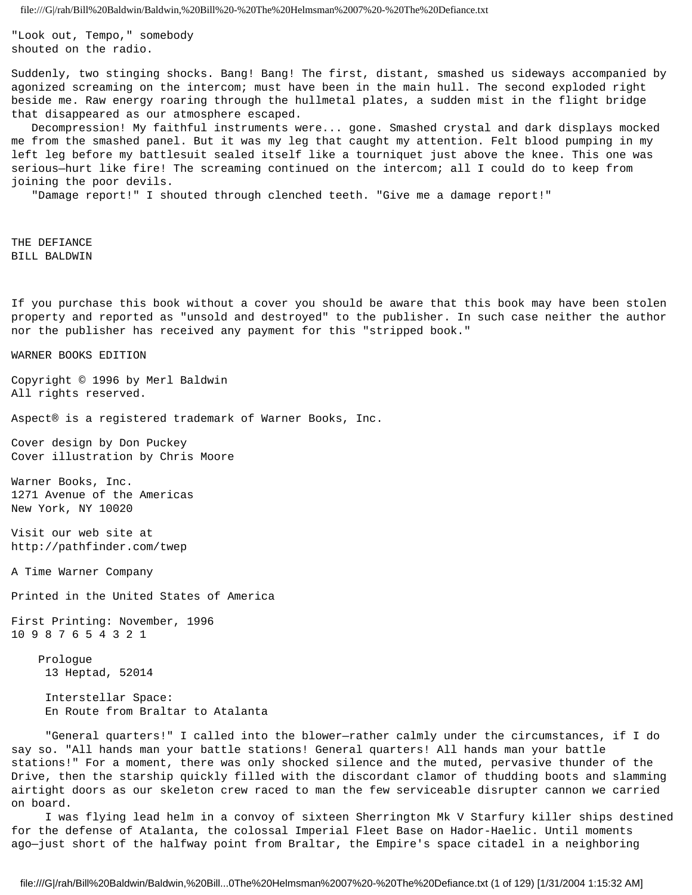"Look out, Tempo," somebody shouted on the radio.

Suddenly, two stinging shocks. Bang! Bang! The first, distant, smashed us sideways accompanied by agonized screaming on the intercom; must have been in the main hull. The second exploded right beside me. Raw energy roaring through the hullmetal plates, a sudden mist in the flight bridge that disappeared as our atmosphere escaped.

Decompression! My faithful instruments were... gone. Smashed crystal and dark displays mocked me from the smashed panel. But it was my leg that caught my attention. Felt blood pumping in my left leg before my battlesuit sealed itself like a tourniquet just above the knee. This one was serious—hurt like fire! The screaming continued on the intercom; all I could do to keep from joining the poor devils.

"Damage report!" I shouted through clenched teeth. "Give me a damage report!"

# THE DEFIANCE

## BILL BALDWIN

If you purchase this book without a cover you should be aware that this book may have been stolen property and reported as "unsold and destroyed" to the publisher. In such case neither the author nor the publisher has received any payment for this "stripped book."

WARNER BOOKS EDITION

Copyright © 1996 by Merl Baldwin
All rights reserved.

Aspect® is a registered trademark of Warner Books, Inc.

Cover design by Don Puckey
Cover illustration by Chris Moore

Warner Books, Inc.
1271 Avenue of the Americas
New York, NY 10020

Visit our web site at
http://pathfinder.com/twep

A Time Warner Company

Printed in the United States of America

First Printing: November, 1996
10 9 8 7 6 5 4 3 2 1

## Prologue

13 Heptad, 52014

Interstellar Space:
En Route from Braltar to Atalanta

"General quarters!" I called into the blower—rather calmly under the circumstances, if I do say so. "All hands man your battle stations! General quarters! All hands man your battle stations!" For a moment, there was only shocked silence and the muted, pervasive thunder of the Drive, then the starship quickly filled with the discordant clamor of thudding boots and slamming airtight doors as our skeleton crew raced to man the few serviceable disrupter cannon we carried on board.

I was flying lead helm in a convoy of sixteen Sherrington Mk V Starfury killer ships destined for the defense of Atalanta, the colossal Imperial Fleet Base on Hador-Haelic. Until moments ago—just short of the halfway point from Braltar, the Empire's space citadel in a neighboring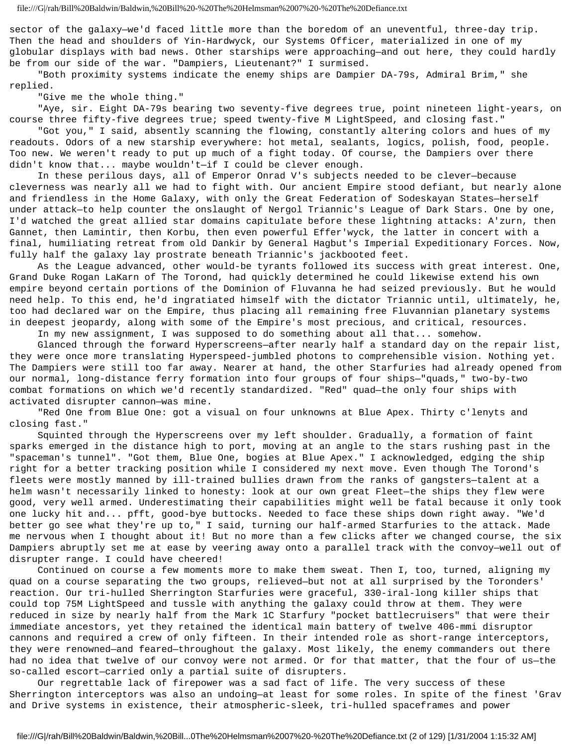sector of the galaxy—we'd faced little more than the boredom of an uneventful, three-day trip. Then the head and shoulders of Yin-Hardwyck, our Systems Officer, materialized in one of my globular displays with bad news. Other starships were approaching—and out here, they could hardly be from our side of the war. "Dampiers, Lieutenant?" I surmised.

"Both proximity systems indicate the enemy ships are Dampier DA-79s, Admiral Brim," she replied.

"Give me the whole thing."

"Aye, sir. Eight DA-79s bearing two seventy-five degrees true, point nineteen light-years, on course three fifty-five degrees true; speed twenty-five M LightSpeed, and closing fast."

"Got you," I said, absently scanning the flowing, constantly altering colors and hues of my readouts. Odors of a new starship everywhere: hot metal, sealants, logics, polish, food, people. Too new. We weren't ready to put up much of a fight today. Of course, the Dampiers over there didn't know that... maybe wouldn't—if I could be clever enough.

In these perilous days, all of Emperor Onrad V's subjects needed to be clever—because cleverness was nearly all we had to fight with. Our ancient Empire stood defiant, but nearly alone and friendless in the Home Galaxy, with only the Great Federation of Sodeskayan States—herself under attack—to help counter the onslaught of Nergol Triannic's League of Dark Stars. One by one, I'd watched the great allied star domains capitulate before these lightning attacks: A'zurn, then Gannet, then Lamintir, then Korbu, then even powerful Effer'wyck, the latter in concert with a final, humiliating retreat from old Dankir by General Hagbut's Imperial Expeditionary Forces. Now, fully half the galaxy lay prostrate beneath Triannic's jackbooted feet.

As the League advanced, other would-be tyrants followed its success with great interest. One, Grand Duke Rogan LaKarn of The Torond, had quickly determined he could likewise extend his own empire beyond certain portions of the Dominion of Fluvanna he had seized previously. But he would need help. To this end, he'd ingratiated himself with the dictator Triannic until, ultimately, he, too had declared war on the Empire, thus placing all remaining free Fluvannian planetary systems in deepest jeopardy, along with some of the Empire's most precious, and critical, resources.

In my new assignment, I was supposed to do something about all that... somehow.

Glanced through the forward Hyperscreens—after nearly half a standard day on the repair list, they were once more translating Hyperspeed-jumbled photons to comprehensible vision. Nothing yet. The Dampiers were still too far away. Nearer at hand, the other Starfuries had already opened from our normal, long-distance ferry formation into four groups of four ships—"quads," two-by-two combat formations on which we'd recently standardized. "Red" quad—the only four ships with activated disrupter cannon—was mine.

"Red One from Blue One: got a visual on four unknowns at Blue Apex. Thirty c'lenyts and closing fast."

Squinted through the Hyperscreens over my left shoulder. Gradually, a formation of faint sparks emerged in the distance high to port, moving at an angle to the stars rushing past in the "spaceman's tunnel". "Got them, Blue One, bogies at Blue Apex." I acknowledged, edging the ship right for a better tracking position while I considered my next move. Even though The Torond's fleets were mostly manned by ill-trained bullies drawn from the ranks of gangsters—talent at a helm wasn't necessarily linked to honesty: look at our own great Fleet—the ships they flew were good, very well armed. Underestimating their capabilities might well be fatal because it only took one lucky hit and... pfft, good-bye buttocks. Needed to face these ships down right away. "We'd better go see what they're up to," I said, turning our half-armed Starfuries to the attack. Made me nervous when I thought about it! But no more than a few clicks after we changed course, the six Dampiers abruptly set me at ease by veering away onto a parallel track with the convoy—well out of disrupter range. I could have cheered!

Continued on course a few moments more to make them sweat. Then I, too, turned, aligning my quad on a course separating the two groups, relieved—but not at all surprised by the Toronders' reaction. Our tri-hulled Sherrington Starfuries were graceful, 330-iral-long killer ships that could top 75M LightSpeed and tussle with anything the galaxy could throw at them. They were reduced in size by nearly half from the Mark 1C Starfury "pocket battlecruisers" that were their immediate ancestors, yet they retained the identical main battery of twelve 406-mmi disruptor cannons and required a crew of only fifteen. In their intended role as short-range interceptors, they were renowned—and feared—throughout the galaxy. Most likely, the enemy commanders out there had no idea that twelve of our convoy were not armed. Or for that matter, that the four of us—the so-called escort—carried only a partial suite of disrupters.

Our regrettable lack of firepower was a sad fact of life. The very success of these Sherrington interceptors was also an undoing—at least for some roles. In spite of the finest 'Grav and Drive systems in existence, their atmospheric-sleek, tri-hulled spaceframes and power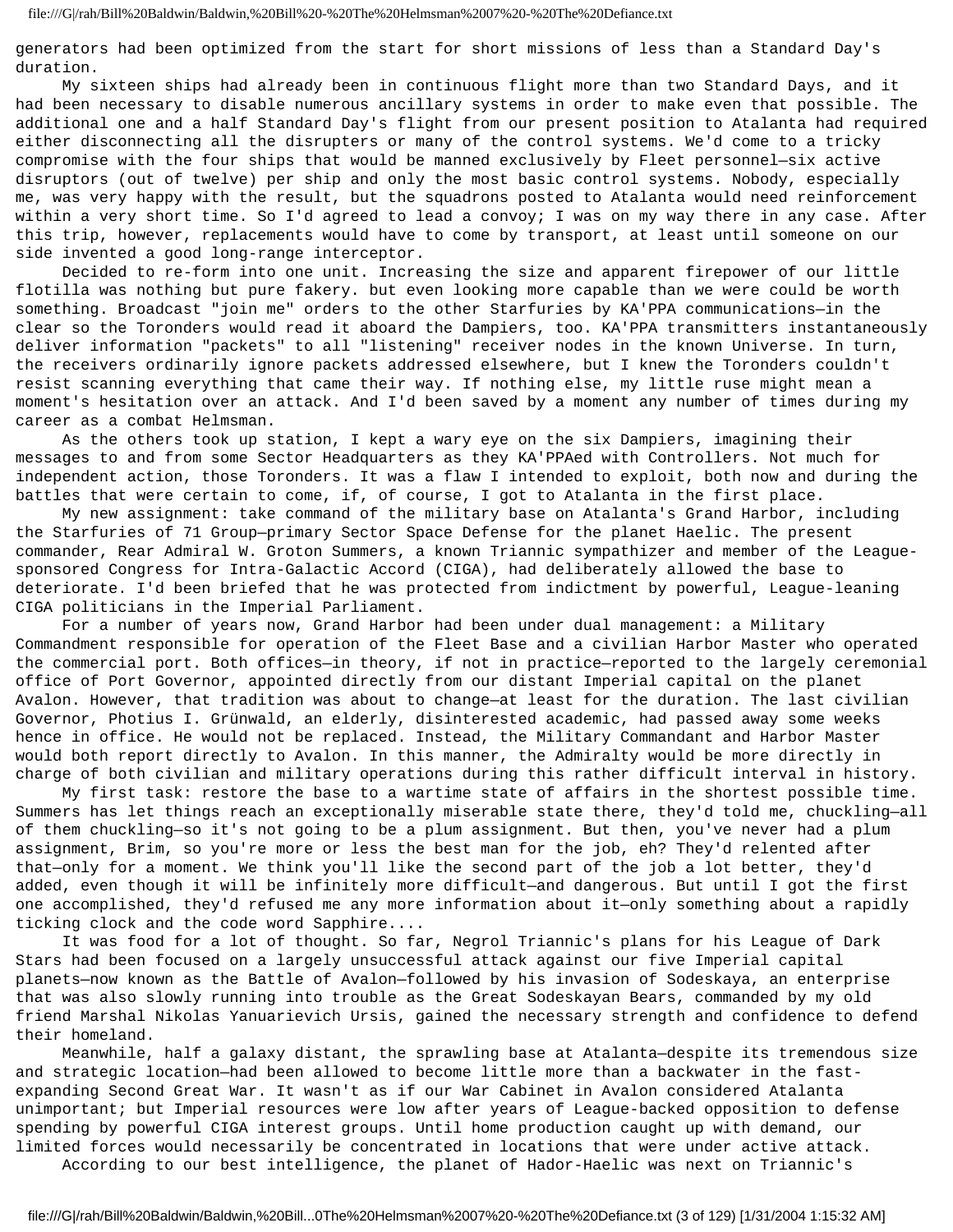generators had been optimized from the start for short missions of less than a Standard Day's duration.

My sixteen ships had already been in continuous flight more than two Standard Days, and it had been necessary to disable numerous ancillary systems in order to make even that possible. The additional one and a half Standard Day's flight from our present position to Atalanta had required either disconnecting all the disrupters or many of the control systems. We'd come to a tricky compromise with the four ships that would be manned exclusively by Fleet personnel—six active disruptors (out of twelve) per ship and only the most basic control systems. Nobody, especially me, was very happy with the result, but the squadrons posted to Atalanta would need reinforcement within a very short time. So I'd agreed to lead a convoy; I was on my way there in any case. After this trip, however, replacements would have to come by transport, at least until someone on our side invented a good long-range interceptor.

Decided to re-form into one unit. Increasing the size and apparent firepower of our little flotilla was nothing but pure fakery. but even looking more capable than we were could be worth something. Broadcast "join me" orders to the other Starfuries by KA'PPA communications—in the clear so the Toronders would read it aboard the Dampiers, too. KA'PPA transmitters instantaneously deliver information "packets" to all "listening" receiver nodes in the known Universe. In turn, the receivers ordinarily ignore packets addressed elsewhere, but I knew the Toronders couldn't resist scanning everything that came their way. If nothing else, my little ruse might mean a moment's hesitation over an attack. And I'd been saved by a moment any number of times during my career as a combat Helmsman.

As the others took up station, I kept a wary eye on the six Dampiers, imagining their messages to and from some Sector Headquarters as they KA'PPAed with Controllers. Not much for independent action, those Toronders. It was a flaw I intended to exploit, both now and during the battles that were certain to come, if, of course, I got to Atalanta in the first place.

My new assignment: take command of the military base on Atalanta's Grand Harbor, including the Starfuries of 71 Group—primary Sector Space Defense for the planet Haelic. The present commander, Rear Admiral W. Groton Summers, a known Triannic sympathizer and member of the League-sponsored Congress for Intra-Galactic Accord (CIGA), had deliberately allowed the base to deteriorate. I'd been briefed that he was protected from indictment by powerful, League-leaning CIGA politicians in the Imperial Parliament.

For a number of years now, Grand Harbor had been under dual management: a Military Commandment responsible for operation of the Fleet Base and a civilian Harbor Master who operated the commercial port. Both offices—in theory, if not in practice—reported to the largely ceremonial office of Port Governor, appointed directly from our distant Imperial capital on the planet Avalon. However, that tradition was about to change—at least for the duration. The last civilian Governor, Photius I. Grünwald, an elderly, disinterested academic, had passed away some weeks hence in office. He would not be replaced. Instead, the Military Commandant and Harbor Master would both report directly to Avalon. In this manner, the Admiralty would be more directly in charge of both civilian and military operations during this rather difficult interval in history.

My first task: restore the base to a wartime state of affairs in the shortest possible time. Summers has let things reach an exceptionally miserable state there, they'd told me, chuckling—all of them chuckling—so it's not going to be a plum assignment. But then, you've never had a plum assignment, Brim, so you're more or less the best man for the job, eh? They'd relented after that—only for a moment. We think you'll like the second part of the job a lot better, they'd added, even though it will be infinitely more difficult—and dangerous. But until I got the first one accomplished, they'd refused me any more information about it—only something about a rapidly ticking clock and the code word Sapphire....

It was food for a lot of thought. So far, Negrol Triannic's plans for his League of Dark Stars had been focused on a largely unsuccessful attack against our five Imperial capital planets—now known as the Battle of Avalon—followed by his invasion of Sodeskaya, an enterprise that was also slowly running into trouble as the Great Sodeskayan Bears, commanded by my old friend Marshal Nikolas Yanuarievich Ursis, gained the necessary strength and confidence to defend their homeland.

Meanwhile, half a galaxy distant, the sprawling base at Atalanta—despite its tremendous size and strategic location—had been allowed to become little more than a backwater in the fast-expanding Second Great War. It wasn't as if our War Cabinet in Avalon considered Atalanta unimportant; but Imperial resources were low after years of League-backed opposition to defense spending by powerful CIGA interest groups. Until home production caught up with demand, our limited forces would necessarily be concentrated in locations that were under active attack.

According to our best intelligence, the planet of Hador-Haelic was next on Triannic's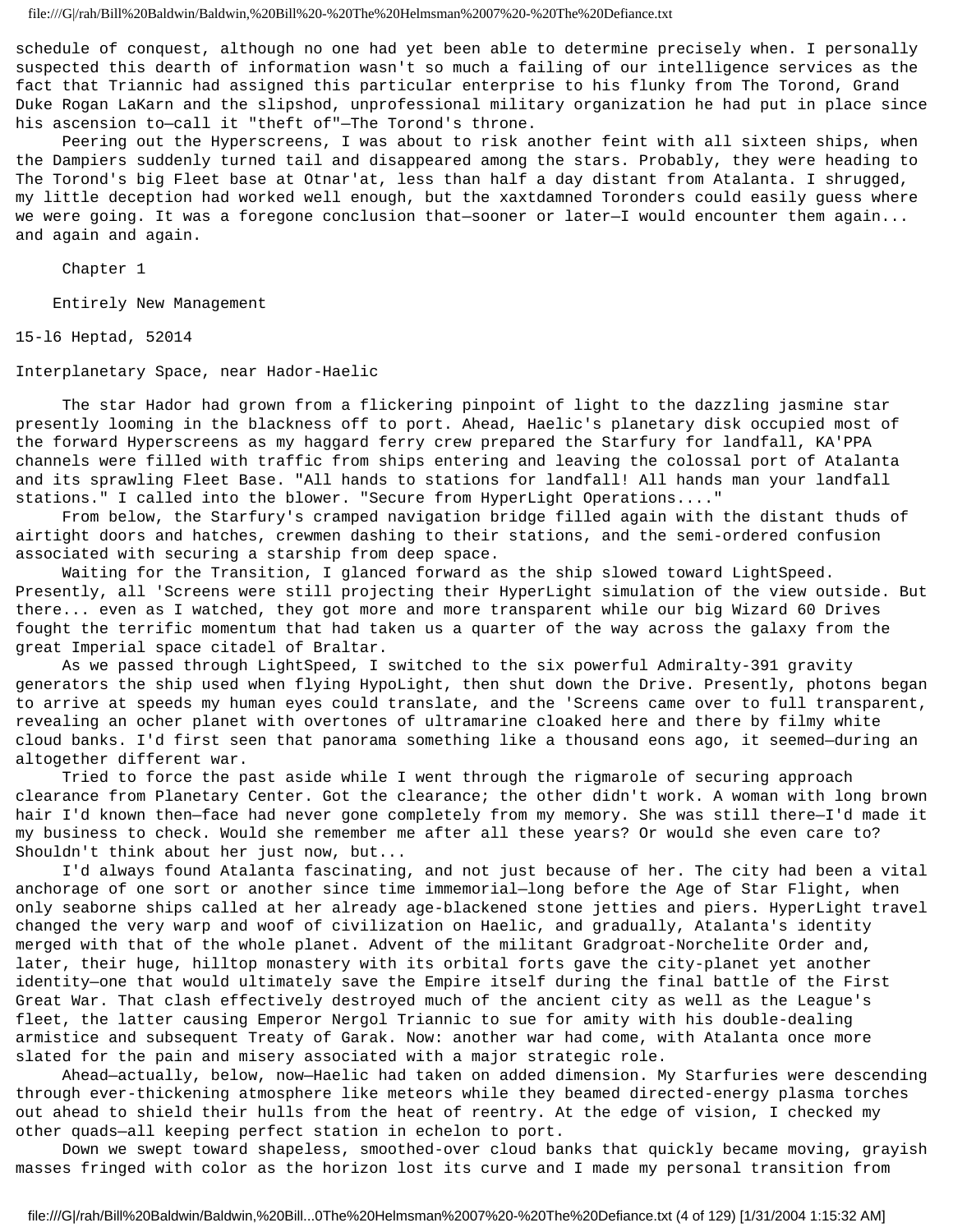schedule of conquest, although no one had yet been able to determine precisely when. I personally suspected this dearth of information wasn't so much a failing of our intelligence services as the fact that Triannic had assigned this particular enterprise to his flunky from The Torond, Grand Duke Rogan LaKarn and the slipshod, unprofessional military organization he had put in place since his ascension to—call it "theft of"—The Torond's throne.

Peering out the Hyperscreens, I was about to risk another feint with all sixteen ships, when the Dampiers suddenly turned tail and disappeared among the stars. Probably, they were heading to The Torond's big Fleet base at Otnar'at, less than half a day distant from Atalanta. I shrugged, my little deception had worked well enough, but the xaxtdamned Toronders could easily guess where we were going. It was a foregone conclusion that—sooner or later—I would encounter them again... and again and again.

## Chapter 1

### Entirely New Management

15-l6 Heptad, 52014

Interplanetary Space, near Hador-Haelic

The star Hador had grown from a flickering pinpoint of light to the dazzling jasmine star presently looming in the blackness off to port. Ahead, Haelic's planetary disk occupied most of the forward Hyperscreens as my haggard ferry crew prepared the Starfury for landfall, KA'PPA channels were filled with traffic from ships entering and leaving the colossal port of Atalanta and its sprawling Fleet Base. "All hands to stations for landfall! All hands man your landfall stations." I called into the blower. "Secure from HyperLight Operations...."

From below, the Starfury's cramped navigation bridge filled again with the distant thuds of airtight doors and hatches, crewmen dashing to their stations, and the semi-ordered confusion associated with securing a starship from deep space.

Waiting for the Transition, I glanced forward as the ship slowed toward LightSpeed. Presently, all 'Screens were still projecting their HyperLight simulation of the view outside. But there... even as I watched, they got more and more transparent while our big Wizard 60 Drives fought the terrific momentum that had taken us a quarter of the way across the galaxy from the great Imperial space citadel of Braltar.

As we passed through LightSpeed, I switched to the six powerful Admiralty-391 gravity generators the ship used when flying HypoLight, then shut down the Drive. Presently, photons began to arrive at speeds my human eyes could translate, and the 'Screens came over to full transparent, revealing an ocher planet with overtones of ultramarine cloaked here and there by filmy white cloud banks. I'd first seen that panorama something like a thousand eons ago, it seemed—during an altogether different war.

Tried to force the past aside while I went through the rigmarole of securing approach clearance from Planetary Center. Got the clearance; the other didn't work. A woman with long brown hair I'd known then—face had never gone completely from my memory. She was still there—I'd made it my business to check. Would she remember me after all these years? Or would she even care to? Shouldn't think about her just now, but...

I'd always found Atalanta fascinating, and not just because of her. The city had been a vital anchorage of one sort or another since time immemorial—long before the Age of Star Flight, when only seaborne ships called at her already age-blackened stone jetties and piers. HyperLight travel changed the very warp and woof of civilization on Haelic, and gradually, Atalanta's identity merged with that of the whole planet. Advent of the militant Gradgroat-Norchelite Order and, later, their huge, hilltop monastery with its orbital forts gave the city-planet yet another identity—one that would ultimately save the Empire itself during the final battle of the First Great War. That clash effectively destroyed much of the ancient city as well as the League's fleet, the latter causing Emperor Nergol Triannic to sue for amity with his double-dealing armistice and subsequent Treaty of Garak. Now: another war had come, with Atalanta once more slated for the pain and misery associated with a major strategic role.

Ahead—actually, below, now—Haelic had taken on added dimension. My Starfuries were descending through ever-thickening atmosphere like meteors while they beamed directed-energy plasma torches out ahead to shield their hulls from the heat of reentry. At the edge of vision, I checked my other quads—all keeping perfect station in echelon to port.

Down we swept toward shapeless, smoothed-over cloud banks that quickly became moving, grayish masses fringed with color as the horizon lost its curve and I made my personal transition from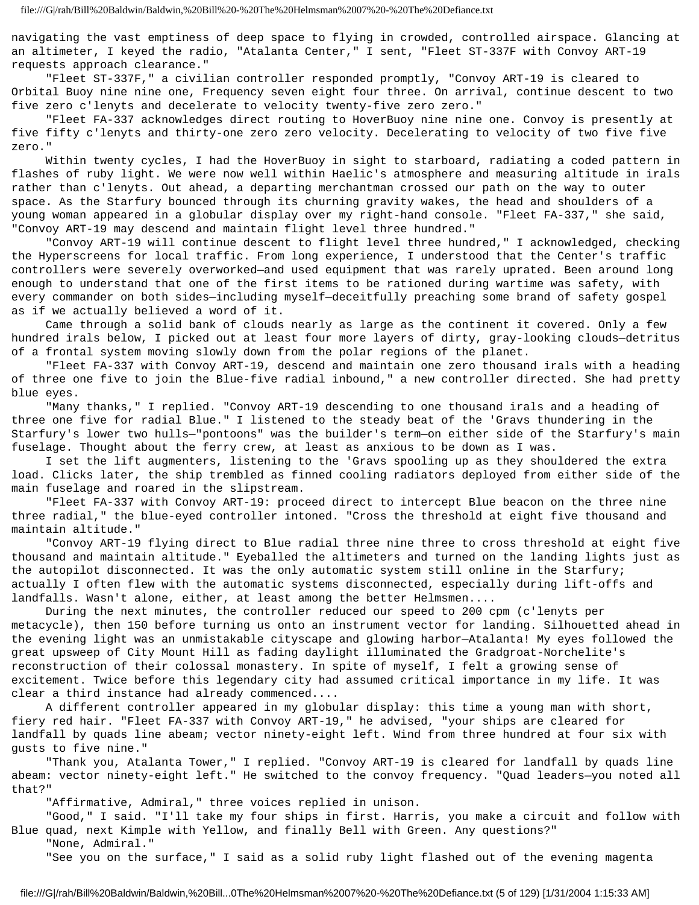navigating the vast emptiness of deep space to flying in crowded, controlled airspace. Glancing at an altimeter, I keyed the radio, "Atalanta Center," I sent, "Fleet ST-337F with Convoy ART-19 requests approach clearance."

"Fleet ST-337F," a civilian controller responded promptly, "Convoy ART-19 is cleared to Orbital Buoy nine nine one, Frequency seven eight four three. On arrival, continue descent to two five zero c'lenyts and decelerate to velocity twenty-five zero zero."

"Fleet FA-337 acknowledges direct routing to HoverBuoy nine nine one. Convoy is presently at five fifty c'lenyts and thirty-one zero zero velocity. Decelerating to velocity of two five five zero."

Within twenty cycles, I had the HoverBuoy in sight to starboard, radiating a coded pattern in flashes of ruby light. We were now well within Haelic's atmosphere and measuring altitude in irals rather than c'lenyts. Out ahead, a departing merchantman crossed our path on the way to outer space. As the Starfury bounced through its churning gravity wakes, the head and shoulders of a young woman appeared in a globular display over my right-hand console. "Fleet FA-337," she said, "Convoy ART-19 may descend and maintain flight level three hundred."

"Convoy ART-19 will continue descent to flight level three hundred," I acknowledged, checking the Hyperscreens for local traffic. From long experience, I understood that the Center's traffic controllers were severely overworked—and used equipment that was rarely uprated. Been around long enough to understand that one of the first items to be rationed during wartime was safety, with every commander on both sides—including myself—deceitfully preaching some brand of safety gospel as if we actually believed a word of it.

Came through a solid bank of clouds nearly as large as the continent it covered. Only a few hundred irals below, I picked out at least four more layers of dirty, gray-looking clouds—detritus of a frontal system moving slowly down from the polar regions of the planet.

"Fleet FA-337 with Convoy ART-19, descend and maintain one zero thousand irals with a heading of three one five to join the Blue-five radial inbound," a new controller directed. She had pretty blue eyes.

"Many thanks," I replied. "Convoy ART-19 descending to one thousand irals and a heading of three one five for radial Blue." I listened to the steady beat of the 'Gravs thundering in the Starfury's lower two hulls—"pontoons" was the builder's term—on either side of the Starfury's main fuselage. Thought about the ferry crew, at least as anxious to be down as I was.

I set the lift augmenters, listening to the 'Gravs spooling up as they shouldered the extra load. Clicks later, the ship trembled as finned cooling radiators deployed from either side of the main fuselage and roared in the slipstream.

"Fleet FA-337 with Convoy ART-19: proceed direct to intercept Blue beacon on the three nine three radial," the blue-eyed controller intoned. "Cross the threshold at eight five thousand and maintain altitude."

"Convoy ART-19 flying direct to Blue radial three nine three to cross threshold at eight five thousand and maintain altitude." Eyeballed the altimeters and turned on the landing lights just as the autopilot disconnected. It was the only automatic system still online in the Starfury; actually I often flew with the automatic systems disconnected, especially during lift-offs and landfalls. Wasn't alone, either, at least among the better Helmsmen....

During the next minutes, the controller reduced our speed to 200 cpm (c'lenyts per metacycle), then 150 before turning us onto an instrument vector for landing. Silhouetted ahead in the evening light was an unmistakable cityscape and glowing harbor—Atalanta! My eyes followed the great upsweep of City Mount Hill as fading daylight illuminated the Gradgroat-Norchelite's reconstruction of their colossal monastery. In spite of myself, I felt a growing sense of excitement. Twice before this legendary city had assumed critical importance in my life. It was clear a third instance had already commenced....

A different controller appeared in my globular display: this time a young man with short, fiery red hair. "Fleet FA-337 with Convoy ART-19," he advised, "your ships are cleared for landfall by quads line abeam; vector ninety-eight left. Wind from three hundred at four six with gusts to five nine."

"Thank you, Atalanta Tower," I replied. "Convoy ART-19 is cleared for landfall by quads line abeam: vector ninety-eight left." He switched to the convoy frequency. "Quad leaders—you noted all that?"

"Affirmative, Admiral," three voices replied in unison.

"Good," I said. "I'll take my four ships in first. Harris, you make a circuit and follow with Blue quad, next Kimple with Yellow, and finally Bell with Green. Any questions?"

"None, Admiral."

"See you on the surface," I said as a solid ruby light flashed out of the evening magenta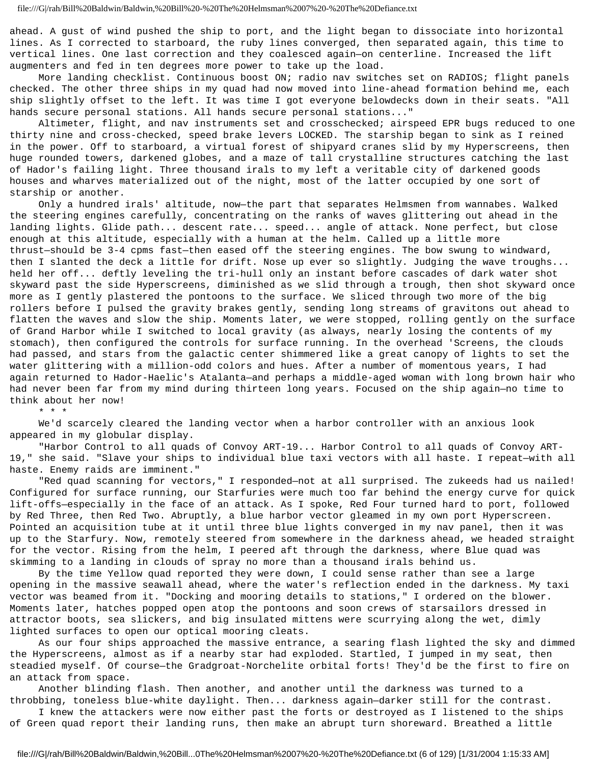ahead. A gust of wind pushed the ship to port, and the light began to dissociate into horizontal lines. As I corrected to starboard, the ruby lines converged, then separated again, this time to vertical lines. One last correction and they coalesced again—on centerline. Increased the lift augmenters and fed in ten degrees more power to take up the load.

More landing checklist. Continuous boost ON; radio nav switches set on RADIOS; flight panels checked. The other three ships in my quad had now moved into line-ahead formation behind me, each ship slightly offset to the left. It was time I got everyone belowdecks down in their seats. "All hands secure personal stations. All hands secure personal stations..."

Altimeter, flight, and nav instruments set and crosschecked; airspeed EPR bugs reduced to one thirty nine and cross-checked, speed brake levers LOCKED. The starship began to sink as I reined in the power. Off to starboard, a virtual forest of shipyard cranes slid by my Hyperscreens, then huge rounded towers, darkened globes, and a maze of tall crystalline structures catching the last of Hador's failing light. Three thousand irals to my left a veritable city of darkened goods houses and wharves materialized out of the night, most of the latter occupied by one sort of starship or another.

Only a hundred irals' altitude, now—the part that separates Helmsmen from wannabes. Walked the steering engines carefully, concentrating on the ranks of waves glittering out ahead in the landing lights. Glide path... descent rate... speed... angle of attack. None perfect, but close enough at this altitude, especially with a human at the helm. Called up a little more thrust—should be 3-4 cpms fast—then eased off the steering engines. The bow swung to windward, then I slanted the deck a little for drift. Nose up ever so slightly. Judging the wave troughs... held her off... deftly leveling the tri-hull only an instant before cascades of dark water shot skyward past the side Hyperscreens, diminished as we slid through a trough, then shot skyward once more as I gently plastered the pontoons to the surface. We sliced through two more of the big rollers before I pulsed the gravity brakes gently, sending long streams of gravitons out ahead to flatten the waves and slow the ship. Moments later, we were stopped, rolling gently on the surface of Grand Harbor while I switched to local gravity (as always, nearly losing the contents of my stomach), then configured the controls for surface running. In the overhead 'Screens, the clouds had passed, and stars from the galactic center shimmered like a great canopy of lights to set the water glittering with a million-odd colors and hues. After a number of momentous years, I had again returned to Hador-Haelic's Atalanta—and perhaps a middle-aged woman with long brown hair who had never been far from my mind during thirteen long years. Focused on the ship again—no time to think about her now!

\* \* \*

We'd scarcely cleared the landing vector when a harbor controller with an anxious look appeared in my globular display.

"Harbor Control to all quads of Convoy ART-19... Harbor Control to all quads of Convoy ART-19," she said. "Slave your ships to individual blue taxi vectors with all haste. I repeat—with all haste. Enemy raids are imminent."

"Red quad scanning for vectors," I responded—not at all surprised. The zukeeds had us nailed! Configured for surface running, our Starfuries were much too far behind the energy curve for quick lift-offs—especially in the face of an attack. As I spoke, Red Four turned hard to port, followed by Red Three, then Red Two. Abruptly, a blue harbor vector gleamed in my own port Hyperscreen. Pointed an acquisition tube at it until three blue lights converged in my nav panel, then it was up to the Starfury. Now, remotely steered from somewhere in the darkness ahead, we headed straight for the vector. Rising from the helm, I peered aft through the darkness, where Blue quad was skimming to a landing in clouds of spray no more than a thousand irals behind us.

By the time Yellow quad reported they were down, I could sense rather than see a large opening in the massive seawall ahead, where the water's reflection ended in the darkness. My taxi vector was beamed from it. "Docking and mooring details to stations," I ordered on the blower. Moments later, hatches popped open atop the pontoons and soon crews of starsailors dressed in attractor boots, sea slickers, and big insulated mittens were scurrying along the wet, dimly lighted surfaces to open our optical mooring cleats.

As our four ships approached the massive entrance, a searing flash lighted the sky and dimmed the Hyperscreens, almost as if a nearby star had exploded. Startled, I jumped in my seat, then steadied myself. Of course—the Gradgroat-Norchelite orbital forts! They'd be the first to fire on an attack from space.

Another blinding flash. Then another, and another until the darkness was turned to a throbbing, toneless blue-white daylight. Then... darkness again—darker still for the contrast.

I knew the attackers were now either past the forts or destroyed as I listened to the ships of Green quad report their landing runs, then make an abrupt turn shoreward. Breathed a little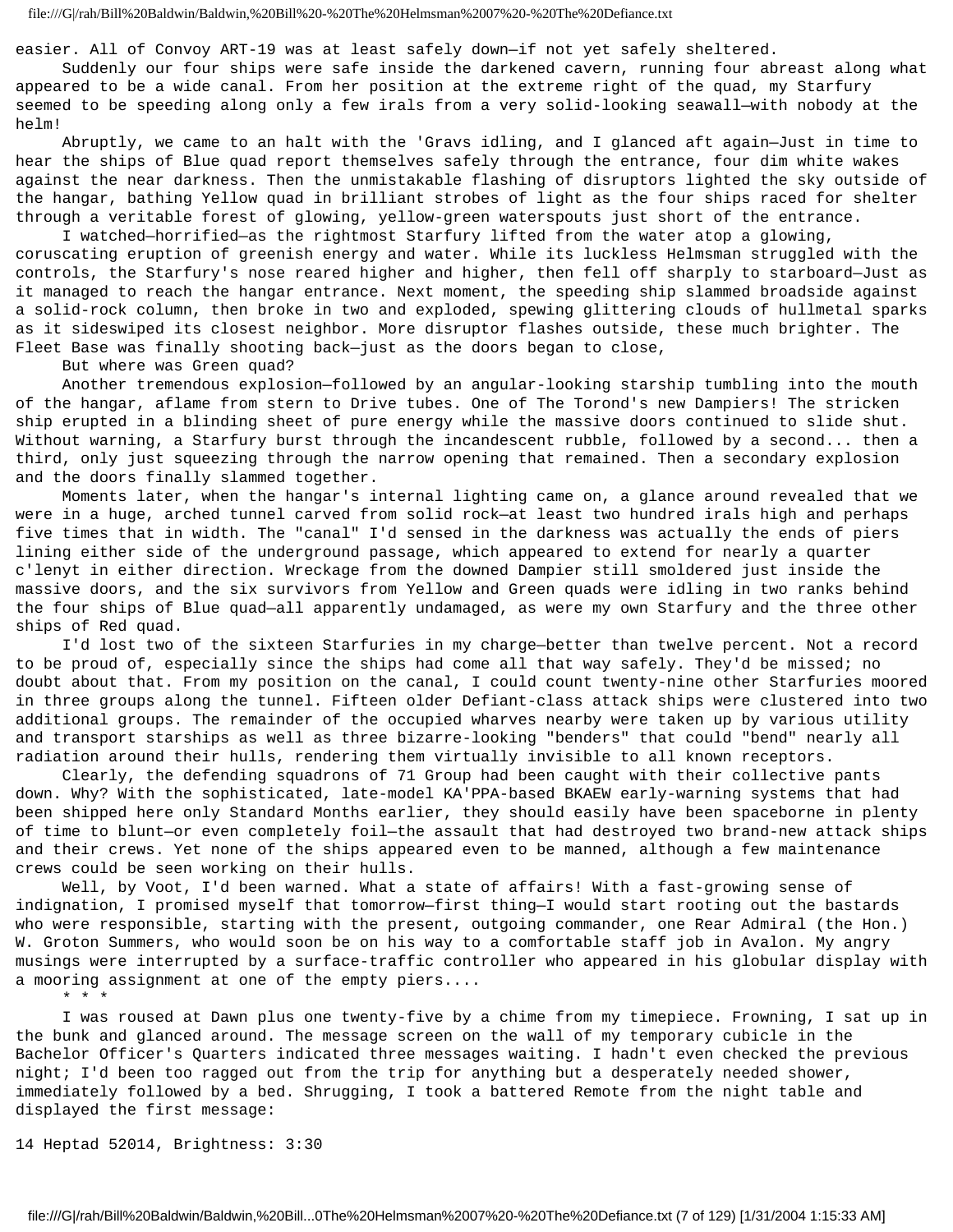easier. All of Convoy ART-19 was at least safely down—if not yet safely sheltered.

Suddenly our four ships were safe inside the darkened cavern, running four abreast along what appeared to be a wide canal. From her position at the extreme right of the quad, my Starfury seemed to be speeding along only a few irals from a very solid-looking seawall—with nobody at the helm!

Abruptly, we came to an halt with the 'Gravs idling, and I glanced aft again—Just in time to hear the ships of Blue quad report themselves safely through the entrance, four dim white wakes against the near darkness. Then the unmistakable flashing of disruptors lighted the sky outside of the hangar, bathing Yellow quad in brilliant strobes of light as the four ships raced for shelter through a veritable forest of glowing, yellow-green waterspouts just short of the entrance.

I watched—horrified—as the rightmost Starfury lifted from the water atop a glowing, coruscating eruption of greenish energy and water. While its luckless Helmsman struggled with the controls, the Starfury's nose reared higher and higher, then fell off sharply to starboard—Just as it managed to reach the hangar entrance. Next moment, the speeding ship slammed broadside against a solid-rock column, then broke in two and exploded, spewing glittering clouds of hullmetal sparks as it sideswiped its closest neighbor. More disruptor flashes outside, these much brighter. The Fleet Base was finally shooting back—just as the doors began to close,

But where was Green quad?

Another tremendous explosion—followed by an angular-looking starship tumbling into the mouth of the hangar, aflame from stern to Drive tubes. One of The Torond's new Dampiers! The stricken ship erupted in a blinding sheet of pure energy while the massive doors continued to slide shut. Without warning, a Starfury burst through the incandescent rubble, followed by a second... then a third, only just squeezing through the narrow opening that remained. Then a secondary explosion and the doors finally slammed together.

Moments later, when the hangar's internal lighting came on, a glance around revealed that we were in a huge, arched tunnel carved from solid rock—at least two hundred irals high and perhaps five times that in width. The "canal" I'd sensed in the darkness was actually the ends of piers lining either side of the underground passage, which appeared to extend for nearly a quarter c'lenyt in either direction. Wreckage from the downed Dampier still smoldered just inside the massive doors, and the six survivors from Yellow and Green quads were idling in two ranks behind the four ships of Blue quad—all apparently undamaged, as were my own Starfury and the three other ships of Red quad.

I'd lost two of the sixteen Starfuries in my charge—better than twelve percent. Not a record to be proud of, especially since the ships had come all that way safely. They'd be missed; no doubt about that. From my position on the canal, I could count twenty-nine other Starfuries moored in three groups along the tunnel. Fifteen older Defiant-class attack ships were clustered into two additional groups. The remainder of the occupied wharves nearby were taken up by various utility and transport starships as well as three bizarre-looking "benders" that could "bend" nearly all radiation around their hulls, rendering them virtually invisible to all known receptors.

Clearly, the defending squadrons of 71 Group had been caught with their collective pants down. Why? With the sophisticated, late-model KA'PPA-based BKAEW early-warning systems that had been shipped here only Standard Months earlier, they should easily have been spaceborne in plenty of time to blunt—or even completely foil—the assault that had destroyed two brand-new attack ships and their crews. Yet none of the ships appeared even to be manned, although a few maintenance crews could be seen working on their hulls.

Well, by Voot, I'd been warned. What a state of affairs! With a fast-growing sense of indignation, I promised myself that tomorrow—first thing—I would start rooting out the bastards who were responsible, starting with the present, outgoing commander, one Rear Admiral (the Hon.) W. Groton Summers, who would soon be on his way to a comfortable staff job in Avalon. My angry musings were interrupted by a surface-traffic controller who appeared in his globular display with a mooring assignment at one of the empty piers....

* * *

I was roused at Dawn plus one twenty-five by a chime from my timepiece. Frowning, I sat up in the bunk and glanced around. The message screen on the wall of my temporary cubicle in the Bachelor Officer's Quarters indicated three messages waiting. I hadn't even checked the previous night; I'd been too ragged out from the trip for anything but a desperately needed shower, immediately followed by a bed. Shrugging, I took a battered Remote from the night table and displayed the first message:

14 Heptad 52014, Brightness: 3:30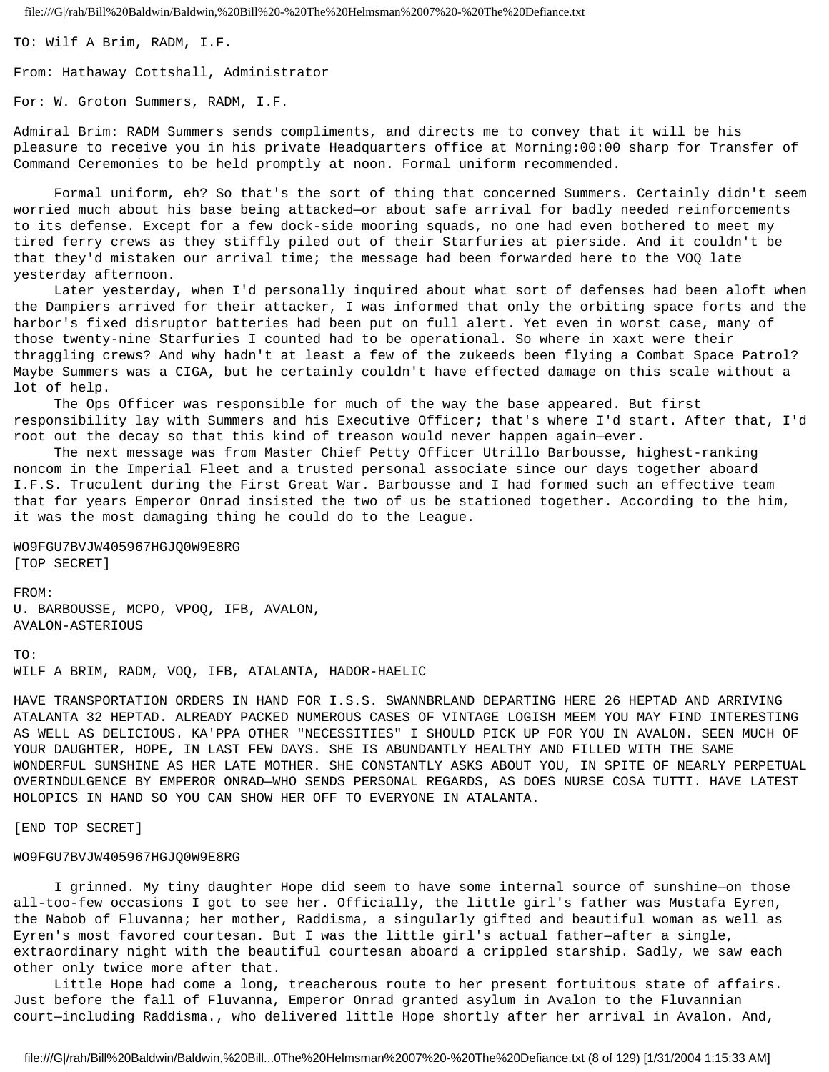TO: Wilf A Brim, RADM, I.F.

From: Hathaway Cottshall, Administrator

For: W. Groton Summers, RADM, I.F.

Admiral Brim: RADM Summers sends compliments, and directs me to convey that it will be his pleasure to receive you in his private Headquarters office at Morning:00:00 sharp for Transfer of Command Ceremonies to be held promptly at noon. Formal uniform recommended.

Formal uniform, eh? So that's the sort of thing that concerned Summers. Certainly didn't seem worried much about his base being attacked—or about safe arrival for badly needed reinforcements to its defense. Except for a few dock-side mooring squads, no one had even bothered to meet my tired ferry crews as they stiffly piled out of their Starfuries at pierside. And it couldn't be that they'd mistaken our arrival time; the message had been forwarded here to the VOQ late yesterday afternoon.

Later yesterday, when I'd personally inquired about what sort of defenses had been aloft when the Dampiers arrived for their attacker, I was informed that only the orbiting space forts and the harbor's fixed disruptor batteries had been put on full alert. Yet even in worst case, many of those twenty-nine Starfuries I counted had to be operational. So where in xaxt were their thraggling crews? And why hadn't at least a few of the zukeeds been flying a Combat Space Patrol? Maybe Summers was a CIGA, but he certainly couldn't have effected damage on this scale without a lot of help.

The Ops Officer was responsible for much of the way the base appeared. But first responsibility lay with Summers and his Executive Officer; that's where I'd start. After that, I'd root out the decay so that this kind of treason would never happen again—ever.

The next message was from Master Chief Petty Officer Utrillo Barbousse, highest-ranking noncom in the Imperial Fleet and a trusted personal associate since our days together aboard I.F.S. Truculent during the First Great War. Barbousse and I had formed such an effective team that for years Emperor Onrad insisted the two of us be stationed together. According to the him, it was the most damaging thing he could do to the League.

WO9FGU7BVJW405967HGJQ0W9E8RG
[TOP SECRET]

FROM:
U. BARBOUSSE, MCPO, VPOQ, IFB, AVALON,
AVALON-ASTERIOUS

TO:
WILF A BRIM, RADM, VOQ, IFB, ATALANTA, HADOR-HAELIC

HAVE TRANSPORTATION ORDERS IN HAND FOR I.S.S. SWANNBRLAND DEPARTING HERE 26 HEPTAD AND ARRIVING ATALANTA 32 HEPTAD. ALREADY PACKED NUMEROUS CASES OF VINTAGE LOGISH MEEM YOU MAY FIND INTERESTING AS WELL AS DELICIOUS. KA'PPA OTHER "NECESSITIES" I SHOULD PICK UP FOR YOU IN AVALON. SEEN MUCH OF YOUR DAUGHTER, HOPE, IN LAST FEW DAYS. SHE IS ABUNDANTLY HEALTHY AND FILLED WITH THE SAME WONDERFUL SUNSHINE AS HER LATE MOTHER. SHE CONSTANTLY ASKS ABOUT YOU, IN SPITE OF NEARLY PERPETUAL OVERINDULGENCE BY EMPEROR ONRAD—WHO SENDS PERSONAL REGARDS, AS DOES NURSE COSA TUTTI. HAVE LATEST HOLOPICS IN HAND SO YOU CAN SHOW HER OFF TO EVERYONE IN ATALANTA.

[END TOP SECRET]

WO9FGU7BVJW405967HGJQ0W9E8RG

I grinned. My tiny daughter Hope did seem to have some internal source of sunshine—on those all-too-few occasions I got to see her. Officially, the little girl's father was Mustafa Eyren, the Nabob of Fluvanna; her mother, Raddisma, a singularly gifted and beautiful woman as well as Eyren's most favored courtesan. But I was the little girl's actual father—after a single, extraordinary night with the beautiful courtesan aboard a crippled starship. Sadly, we saw each other only twice more after that.

Little Hope had come a long, treacherous route to her present fortuitous state of affairs. Just before the fall of Fluvanna, Emperor Onrad granted asylum in Avalon to the Fluvannian court—including Raddisma., who delivered little Hope shortly after her arrival in Avalon. And,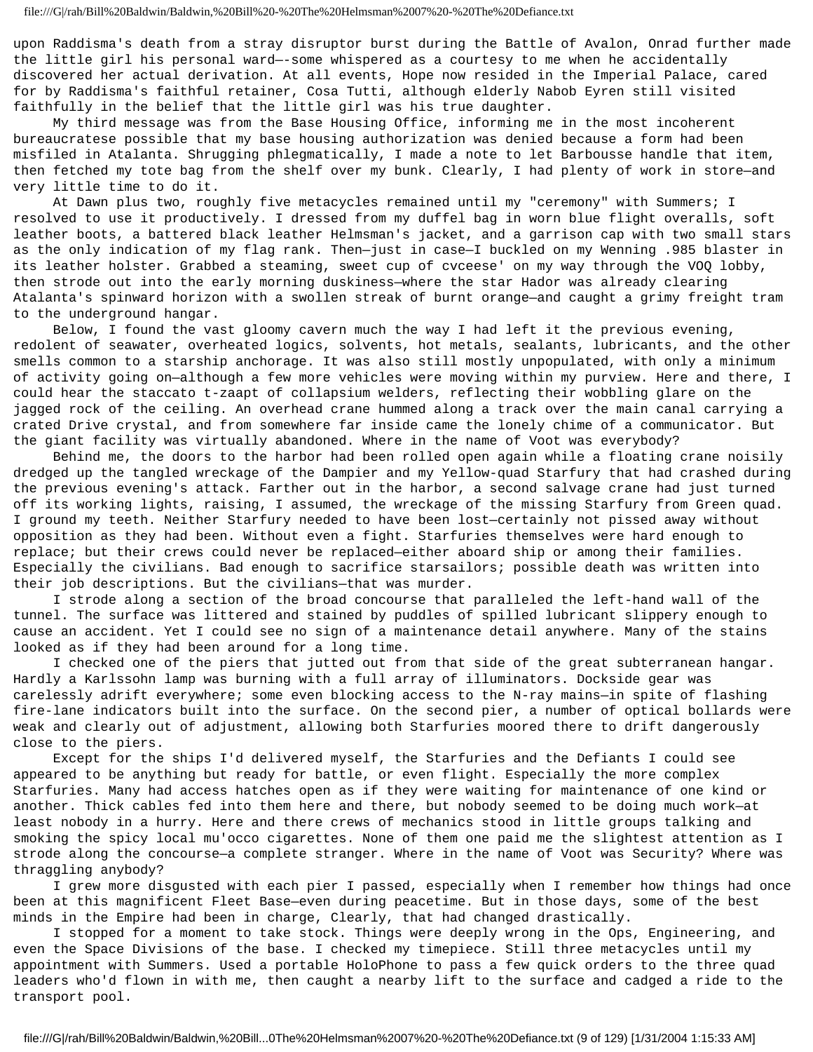upon Raddisma's death from a stray disruptor burst during the Battle of Avalon, Onrad further made the little girl his personal ward—-some whispered as a courtesy to me when he accidentally discovered her actual derivation. At all events, Hope now resided in the Imperial Palace, cared for by Raddisma's faithful retainer, Cosa Tutti, although elderly Nabob Eyren still visited faithfully in the belief that the little girl was his true daughter.

My third message was from the Base Housing Office, informing me in the most incoherent bureaucratese possible that my base housing authorization was denied because a form had been misfiled in Atalanta. Shrugging phlegmatically, I made a note to let Barbousse handle that item, then fetched my tote bag from the shelf over my bunk. Clearly, I had plenty of work in store—and very little time to do it.

At Dawn plus two, roughly five metacycles remained until my "ceremony" with Summers; I resolved to use it productively. I dressed from my duffel bag in worn blue flight overalls, soft leather boots, a battered black leather Helmsman's jacket, and a garrison cap with two small stars as the only indication of my flag rank. Then—just in case—I buckled on my Wenning .985 blaster in its leather holster. Grabbed a steaming, sweet cup of cvceese' on my way through the VOQ lobby, then strode out into the early morning duskiness—where the star Hador was already clearing Atalanta's spinward horizon with a swollen streak of burnt orange—and caught a grimy freight tram to the underground hangar.

Below, I found the vast gloomy cavern much the way I had left it the previous evening, redolent of seawater, overheated logics, solvents, hot metals, sealants, lubricants, and the other smells common to a starship anchorage. It was also still mostly unpopulated, with only a minimum of activity going on—although a few more vehicles were moving within my purview. Here and there, I could hear the staccato t-zaapt of collapsium welders, reflecting their wobbling glare on the jagged rock of the ceiling. An overhead crane hummed along a track over the main canal carrying a crated Drive crystal, and from somewhere far inside came the lonely chime of a communicator. But the giant facility was virtually abandoned. Where in the name of Voot was everybody?

Behind me, the doors to the harbor had been rolled open again while a floating crane noisily dredged up the tangled wreckage of the Dampier and my Yellow-quad Starfury that had crashed during the previous evening's attack. Farther out in the harbor, a second salvage crane had just turned off its working lights, raising, I assumed, the wreckage of the missing Starfury from Green quad. I ground my teeth. Neither Starfury needed to have been lost—certainly not pissed away without opposition as they had been. Without even a fight. Starfuries themselves were hard enough to replace; but their crews could never be replaced—either aboard ship or among their families. Especially the civilians. Bad enough to sacrifice starsailors; possible death was written into their job descriptions. But the civilians—that was murder.

I strode along a section of the broad concourse that paralleled the left-hand wall of the tunnel. The surface was littered and stained by puddles of spilled lubricant slippery enough to cause an accident. Yet I could see no sign of a maintenance detail anywhere. Many of the stains looked as if they had been around for a long time.

I checked one of the piers that jutted out from that side of the great subterranean hangar. Hardly a Karlssohn lamp was burning with a full array of illuminators. Dockside gear was carelessly adrift everywhere; some even blocking access to the N-ray mains—in spite of flashing fire-lane indicators built into the surface. On the second pier, a number of optical bollards were weak and clearly out of adjustment, allowing both Starfuries moored there to drift dangerously close to the piers.

Except for the ships I'd delivered myself, the Starfuries and the Defiants I could see appeared to be anything but ready for battle, or even flight. Especially the more complex Starfuries. Many had access hatches open as if they were waiting for maintenance of one kind or another. Thick cables fed into them here and there, but nobody seemed to be doing much work—at least nobody in a hurry. Here and there crews of mechanics stood in little groups talking and smoking the spicy local mu'occo cigarettes. None of them one paid me the slightest attention as I strode along the concourse—a complete stranger. Where in the name of Voot was Security? Where was thraggling anybody?

I grew more disgusted with each pier I passed, especially when I remember how things had once been at this magnificent Fleet Base—even during peacetime. But in those days, some of the best minds in the Empire had been in charge, Clearly, that had changed drastically.

I stopped for a moment to take stock. Things were deeply wrong in the Ops, Engineering, and even the Space Divisions of the base. I checked my timepiece. Still three metacycles until my appointment with Summers. Used a portable HoloPhone to pass a few quick orders to the three quad leaders who'd flown in with me, then caught a nearby lift to the surface and cadged a ride to the transport pool.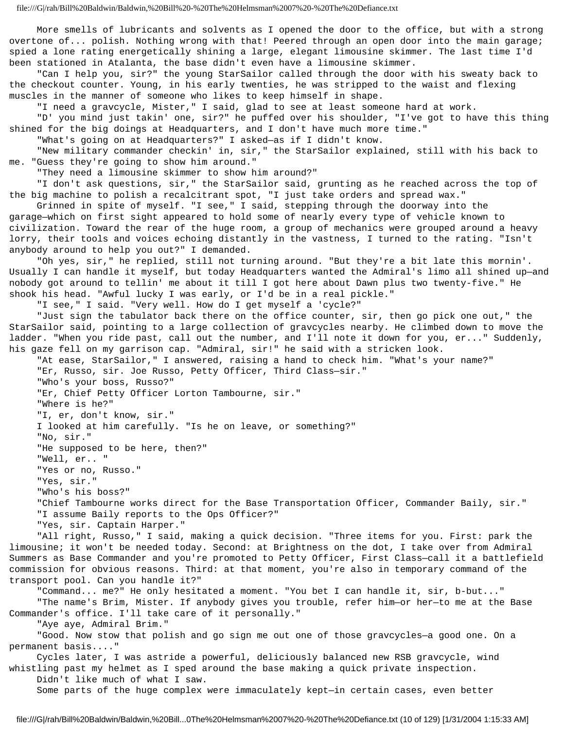More smells of lubricants and solvents as I opened the door to the office, but with a strong overtone of... polish. Nothing wrong with that! Peered through an open door into the main garage; spied a lone rating energetically shining a large, elegant limousine skimmer. The last time I'd been stationed in Atalanta, the base didn't even have a limousine skimmer.

"Can I help you, sir?" the young StarSailor called through the door with his sweaty back to the checkout counter. Young, in his early twenties, he was stripped to the waist and flexing muscles in the manner of someone who likes to keep himself in shape.

"I need a gravcycle, Mister," I said, glad to see at least someone hard at work.

"D' you mind just takin' one, sir?" he puffed over his shoulder, "I've got to have this thing shined for the big doings at Headquarters, and I don't have much more time."

"What's going on at Headquarters?" I asked—as if I didn't know.

"New military commander checkin' in, sir," the StarSailor explained, still with his back to me. "Guess they're going to show him around."

"They need a limousine skimmer to show him around?"

"I don't ask questions, sir," the StarSailor said, grunting as he reached across the top of the big machine to polish a recalcitrant spot, "I just take orders and spread wax."

Grinned in spite of myself. "I see," I said, stepping through the doorway into the garage—which on first sight appeared to hold some of nearly every type of vehicle known to civilization. Toward the rear of the huge room, a group of mechanics were grouped around a heavy lorry, their tools and voices echoing distantly in the vastness, I turned to the rating. "Isn't anybody around to help you out?" I demanded.

"Oh yes, sir," he replied, still not turning around. "But they're a bit late this mornin'. Usually I can handle it myself, but today Headquarters wanted the Admiral's limo all shined up—and nobody got around to tellin' me about it till I got here about Dawn plus two twenty-five." He shook his head. "Awful lucky I was early, or I'd be in a real pickle."

"I see," I said. "Very well. How do I get myself a 'cycle?"

"Just sign the tabulator back there on the office counter, sir, then go pick one out," the StarSailor said, pointing to a large collection of gravcycles nearby. He climbed down to move the ladder. "When you ride past, call out the number, and I'll note it down for you, er..." Suddenly, his gaze fell on my garrison cap. "Admiral, sir!" he said with a stricken look.

"At ease, StarSailor," I answered, raising a hand to check him. "What's your name?"

"Er, Russo, sir. Joe Russo, Petty Officer, Third Class—sir."

"Who's your boss, Russo?"

"Er, Chief Petty Officer Lorton Tambourne, sir."

"Where is he?"

"I, er, don't know, sir."

I looked at him carefully. "Is he on leave, or something?"

"No, sir."

"He supposed to be here, then?"

"Well, er.. "

"Yes or no, Russo."

"Yes, sir."

"Who's his boss?"

"Chief Tambourne works direct for the Base Transportation Officer, Commander Baily, sir."

"I assume Baily reports to the Ops Officer?"

"Yes, sir. Captain Harper."

"All right, Russo," I said, making a quick decision. "Three items for you. First: park the limousine; it won't be needed today. Second: at Brightness on the dot, I take over from Admiral Summers as Base Commander and you're promoted to Petty Officer, First Class—call it a battlefield commission for obvious reasons. Third: at that moment, you're also in temporary command of the transport pool. Can you handle it?"

"Command... me?" He only hesitated a moment. "You bet I can handle it, sir, b-but..."

"The name's Brim, Mister. If anybody gives you trouble, refer him—or her—to me at the Base Commander's office. I'll take care of it personally."

"Aye aye, Admiral Brim."

"Good. Now stow that polish and go sign me out one of those gravcycles—a good one. On a permanent basis...."

Cycles later, I was astride a powerful, deliciously balanced new RSB gravcycle, wind whistling past my helmet as I sped around the base making a quick private inspection.

Didn't like much of what I saw.

Some parts of the huge complex were immaculately kept—in certain cases, even better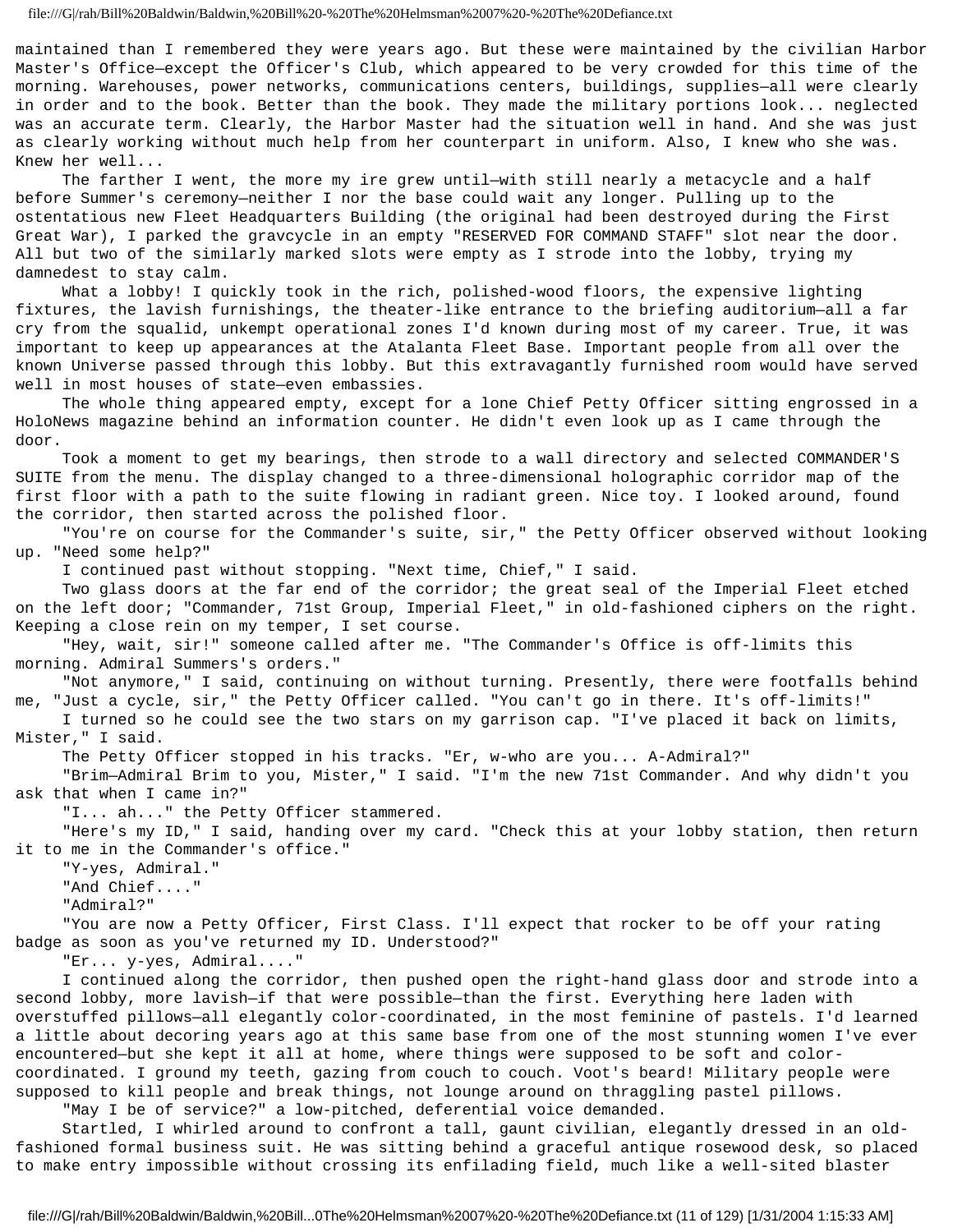maintained than I remembered they were years ago. But these were maintained by the civilian Harbor Master's Office—except the Officer's Club, which appeared to be very crowded for this time of the morning. Warehouses, power networks, communications centers, buildings, supplies—all were clearly in order and to the book. Better than the book. They made the military portions look... neglected was an accurate term. Clearly, the Harbor Master had the situation well in hand. And she was just as clearly working without much help from her counterpart in uniform. Also, I knew who she was. Knew her well...

The farther I went, the more my ire grew until—with still nearly a metacycle and a half before Summer's ceremony—neither I nor the base could wait any longer. Pulling up to the ostentatious new Fleet Headquarters Building (the original had been destroyed during the First Great War), I parked the gravcycle in an empty "RESERVED FOR COMMAND STAFF" slot near the door. All but two of the similarly marked slots were empty as I strode into the lobby, trying my damnedest to stay calm.

What a lobby! I quickly took in the rich, polished-wood floors, the expensive lighting fixtures, the lavish furnishings, the theater-like entrance to the briefing auditorium—all a far cry from the squalid, unkempt operational zones I'd known during most of my career. True, it was important to keep up appearances at the Atalanta Fleet Base. Important people from all over the known Universe passed through this lobby. But this extravagantly furnished room would have served well in most houses of state—even embassies.

The whole thing appeared empty, except for a lone Chief Petty Officer sitting engrossed in a HoloNews magazine behind an information counter. He didn't even look up as I came through the door.

Took a moment to get my bearings, then strode to a wall directory and selected COMMANDER'S SUITE from the menu. The display changed to a three-dimensional holographic corridor map of the first floor with a path to the suite flowing in radiant green. Nice toy. I looked around, found the corridor, then started across the polished floor.

"You're on course for the Commander's suite, sir," the Petty Officer observed without looking up. "Need some help?"

I continued past without stopping. "Next time, Chief," I said.

Two glass doors at the far end of the corridor; the great seal of the Imperial Fleet etched on the left door; "Commander, 71st Group, Imperial Fleet," in old-fashioned ciphers on the right. Keeping a close rein on my temper, I set course.

"Hey, wait, sir!" someone called after me. "The Commander's Office is off-limits this morning. Admiral Summers's orders."

"Not anymore," I said, continuing on without turning. Presently, there were footfalls behind me, "Just a cycle, sir," the Petty Officer called. "You can't go in there. It's off-limits!"

I turned so he could see the two stars on my garrison cap. "I've placed it back on limits, Mister," I said.

The Petty Officer stopped in his tracks. "Er, w-who are you... A-Admiral?"

"Brim—Admiral Brim to you, Mister," I said. "I'm the new 71st Commander. And why didn't you ask that when I came in?"

"I... ah..." the Petty Officer stammered.

"Here's my ID," I said, handing over my card. "Check this at your lobby station, then return it to me in the Commander's office."

"Y-yes, Admiral."

"And Chief...."

"Admiral?"

"You are now a Petty Officer, First Class. I'll expect that rocker to be off your rating badge as soon as you've returned my ID. Understood?"

"Er... y-yes, Admiral...."

I continued along the corridor, then pushed open the right-hand glass door and strode into a second lobby, more lavish—if that were possible—than the first. Everything here laden with overstuffed pillows—all elegantly color-coordinated, in the most feminine of pastels. I'd learned a little about decoring years ago at this same base from one of the most stunning women I've ever encountered—but she kept it all at home, where things were supposed to be soft and color-coordinated. I ground my teeth, gazing from couch to couch. Voot's beard! Military people were supposed to kill people and break things, not lounge around on thraggling pastel pillows.

"May I be of service?" a low-pitched, deferential voice demanded.

Startled, I whirled around to confront a tall, gaunt civilian, elegantly dressed in an old-fashioned formal business suit. He was sitting behind a graceful antique rosewood desk, so placed to make entry impossible without crossing its enfilading field, much like a well-sited blaster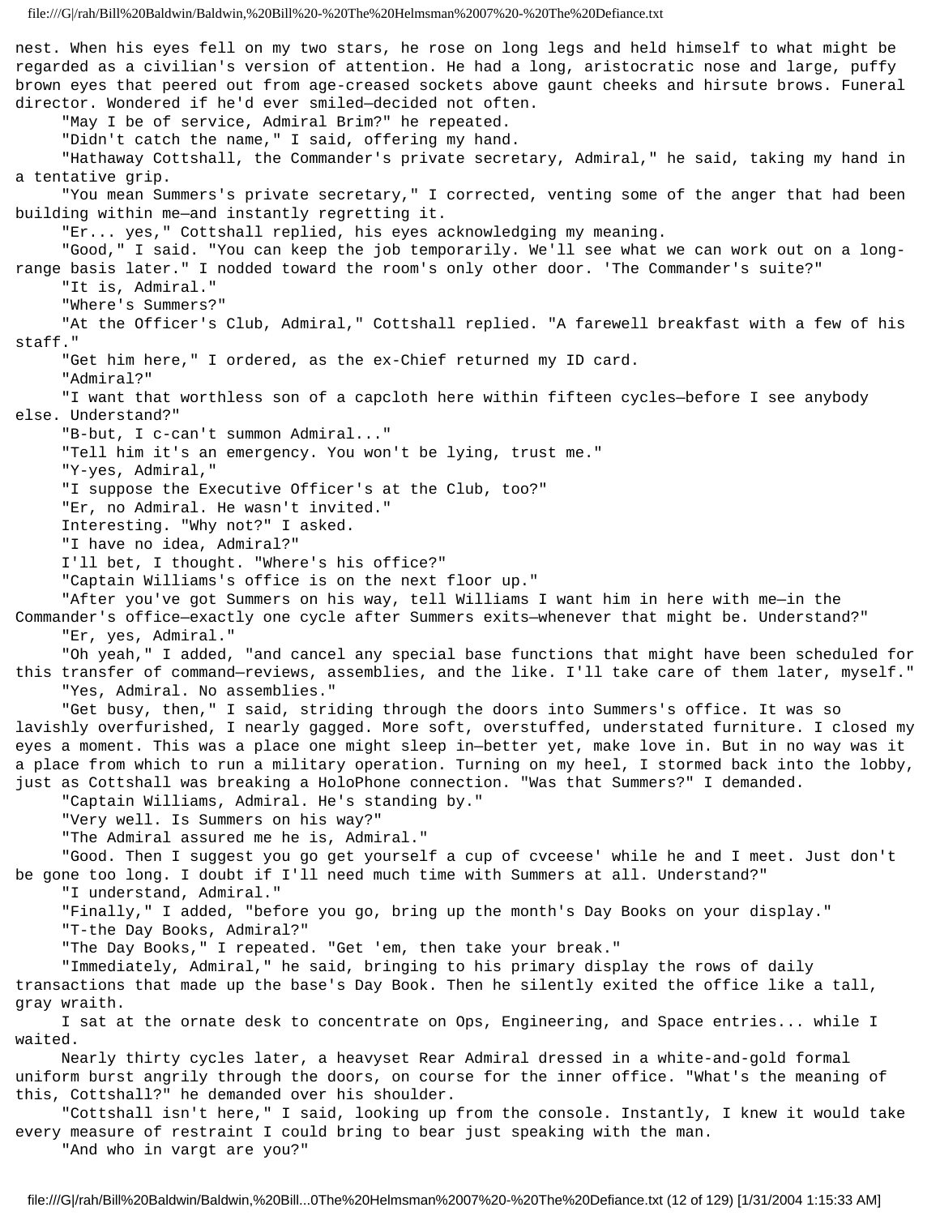nest. When his eyes fell on my two stars, he rose on long legs and held himself to what might be regarded as a civilian's version of attention. He had a long, aristocratic nose and large, puffy brown eyes that peered out from age-creased sockets above gaunt cheeks and hirsute brows. Funeral director. Wondered if he'd ever smiled—decided not often.

"May I be of service, Admiral Brim?" he repeated.

"Didn't catch the name," I said, offering my hand.

"Hathaway Cottshall, the Commander's private secretary, Admiral," he said, taking my hand in a tentative grip.

"You mean Summers's private secretary," I corrected, venting some of the anger that had been building within me—and instantly regretting it.

"Er... yes," Cottshall replied, his eyes acknowledging my meaning.

"Good," I said. "You can keep the job temporarily. We'll see what we can work out on a long-range basis later." I nodded toward the room's only other door. 'The Commander's suite?"

"It is, Admiral."

"Where's Summers?"

"At the Officer's Club, Admiral," Cottshall replied. "A farewell breakfast with a few of his staff."

"Get him here," I ordered, as the ex-Chief returned my ID card.

"Admiral?"

"I want that worthless son of a capcloth here within fifteen cycles—before I see anybody else. Understand?"

"B-but, I c-can't summon Admiral..."

"Tell him it's an emergency. You won't be lying, trust me."

"Y-yes, Admiral,"

"I suppose the Executive Officer's at the Club, too?"

"Er, no Admiral. He wasn't invited."

Interesting. "Why not?" I asked.

"I have no idea, Admiral?"

I'll bet, I thought. "Where's his office?"

"Captain Williams's office is on the next floor up."

"After you've got Summers on his way, tell Williams I want him in here with me—in the Commander's office—exactly one cycle after Summers exits—whenever that might be. Understand?"

"Er, yes, Admiral."

"Oh yeah," I added, "and cancel any special base functions that might have been scheduled for this transfer of command—reviews, assemblies, and the like. I'll take care of them later, myself."

"Yes, Admiral. No assemblies."

"Get busy, then," I said, striding through the doors into Summers's office. It was so lavishly overfurnished, I nearly gagged. More soft, overstuffed, understated furniture. I closed my eyes a moment. This was a place one might sleep in—better yet, make love in. But in no way was it a place from which to run a military operation. Turning on my heel, I stormed back into the lobby, just as Cottshall was breaking a HoloPhone connection. "Was that Summers?" I demanded.

"Captain Williams, Admiral. He's standing by."

"Very well. Is Summers on his way?"

"The Admiral assured me he is, Admiral."

"Good. Then I suggest you go get yourself a cup of cvceese' while he and I meet. Just don't be gone too long. I doubt if I'll need much time with Summers at all. Understand?"

"I understand, Admiral."

"Finally," I added, "before you go, bring up the month's Day Books on your display."

"T-the Day Books, Admiral?"

"The Day Books," I repeated. "Get 'em, then take your break."

"Immediately, Admiral," he said, bringing to his primary display the rows of daily transactions that made up the base's Day Book. Then he silently exited the office like a tall, gray wraith.

I sat at the ornate desk to concentrate on Ops, Engineering, and Space entries... while I waited.

Nearly thirty cycles later, a heavyset Rear Admiral dressed in a white-and-gold formal uniform burst angrily through the doors, on course for the inner office. "What's the meaning of this, Cottshall?" he demanded over his shoulder.

"Cottshall isn't here," I said, looking up from the console. Instantly, I knew it would take every measure of restraint I could bring to bear just speaking with the man.

"And who in vargt are you?"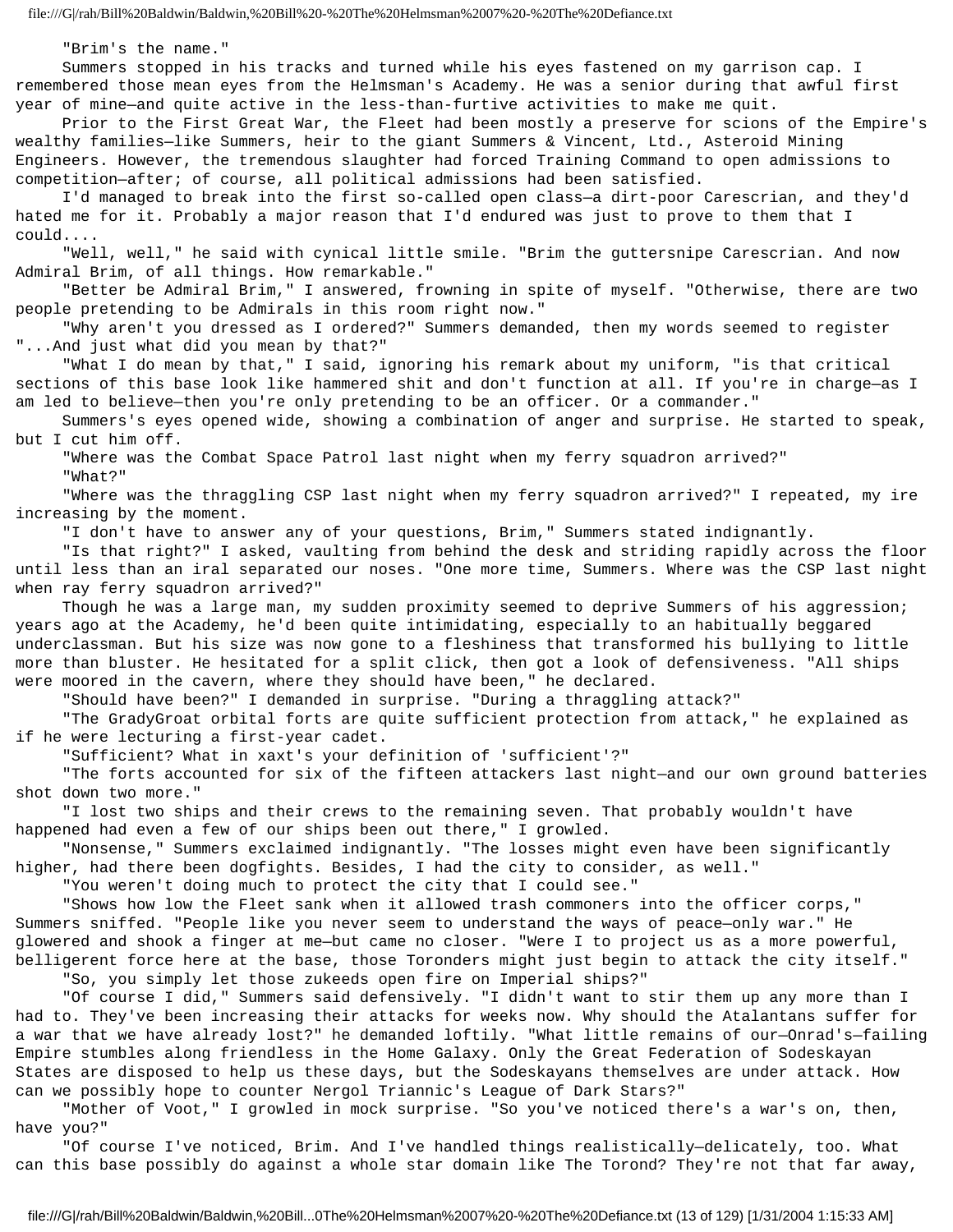"Brim's the name."

Summers stopped in his tracks and turned while his eyes fastened on my garrison cap. I remembered those mean eyes from the Helmsman's Academy. He was a senior during that awful first year of mine—and quite active in the less-than-furtive activities to make me quit.

Prior to the First Great War, the Fleet had been mostly a preserve for scions of the Empire's wealthy families—like Summers, heir to the giant Summers & Vincent, Ltd., Asteroid Mining Engineers. However, the tremendous slaughter had forced Training Command to open admissions to competition—after; of course, all political admissions had been satisfied.

I'd managed to break into the first so-called open class—a dirt-poor Carescrian, and they'd hated me for it. Probably a major reason that I'd endured was just to prove to them that I could....

"Well, well," he said with cynical little smile. "Brim the guttersnipe Carescrian. And now Admiral Brim, of all things. How remarkable."

"Better be Admiral Brim," I answered, frowning in spite of myself. "Otherwise, there are two people pretending to be Admirals in this room right now."

"Why aren't you dressed as I ordered?" Summers demanded, then my words seemed to register "...And just what did you mean by that?"

"What I do mean by that," I said, ignoring his remark about my uniform, "is that critical sections of this base look like hammered shit and don't function at all. If you're in charge—as I am led to believe—then you're only pretending to be an officer. Or a commander."

Summers's eyes opened wide, showing a combination of anger and surprise. He started to speak, but I cut him off.

"Where was the Combat Space Patrol last night when my ferry squadron arrived?"

"What?"

"Where was the thraggling CSP last night when my ferry squadron arrived?" I repeated, my ire increasing by the moment.

"I don't have to answer any of your questions, Brim," Summers stated indignantly.

"Is that right?" I asked, vaulting from behind the desk and striding rapidly across the floor until less than an iral separated our noses. "One more time, Summers. Where was the CSP last night when ray ferry squadron arrived?"

Though he was a large man, my sudden proximity seemed to deprive Summers of his aggression; years ago at the Academy, he'd been quite intimidating, especially to an habitually beggared underclassman. But his size was now gone to a fleshiness that transformed his bullying to little more than bluster. He hesitated for a split click, then got a look of defensiveness. "All ships were moored in the cavern, where they should have been," he declared.

"Should have been?" I demanded in surprise. "During a thraggling attack?"

"The GradyGroat orbital forts are quite sufficient protection from attack," he explained as if he were lecturing a first-year cadet.

"Sufficient? What in xaxt's your definition of 'sufficient'?"

"The forts accounted for six of the fifteen attackers last night—and our own ground batteries shot down two more."

"I lost two ships and their crews to the remaining seven. That probably wouldn't have happened had even a few of our ships been out there," I growled.

"Nonsense," Summers exclaimed indignantly. "The losses might even have been significantly higher, had there been dogfights. Besides, I had the city to consider, as well."

"You weren't doing much to protect the city that I could see."

"Shows how low the Fleet sank when it allowed trash commoners into the officer corps," Summers sniffed. "People like you never seem to understand the ways of peace—only war." He glowered and shook a finger at me—but came no closer. "Were I to project us as a more powerful, belligerent force here at the base, those Toronders might just begin to attack the city itself."

"So, you simply let those zukeeds open fire on Imperial ships?"

"Of course I did," Summers said defensively. "I didn't want to stir them up any more than I had to. They've been increasing their attacks for weeks now. Why should the Atalantans suffer for a war that we have already lost?" he demanded loftily. "What little remains of our—Onrad's—failing Empire stumbles along friendless in the Home Galaxy. Only the Great Federation of Sodeskayan States are disposed to help us these days, but the Sodeskayans themselves are under attack. How can we possibly hope to counter Nergol Triannic's League of Dark Stars?"

"Mother of Voot," I growled in mock surprise. "So you've noticed there's a war's on, then, have you?"

"Of course I've noticed, Brim. And I've handled things realistically—delicately, too. What can this base possibly do against a whole star domain like The Torond? They're not that far away,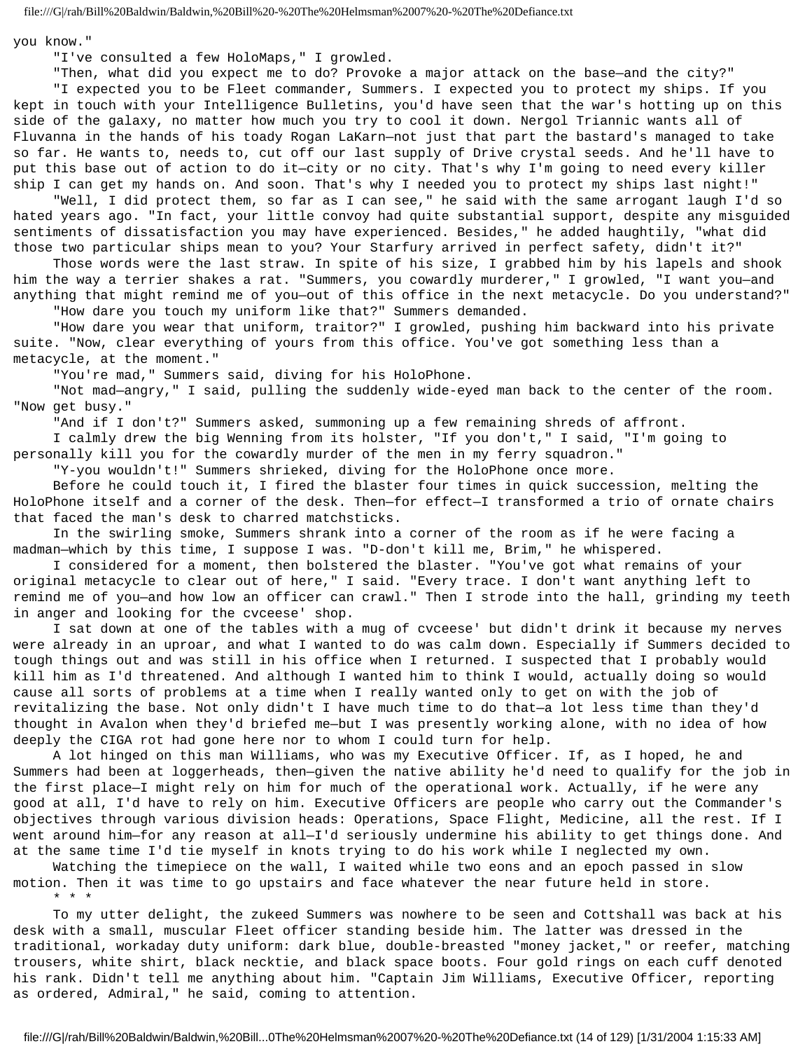you know."

"I've consulted a few HoloMaps," I growled.

"Then, what did you expect me to do? Provoke a major attack on the base—and the city?"

"I expected you to be Fleet commander, Summers. I expected you to protect my ships. If you kept in touch with your Intelligence Bulletins, you'd have seen that the war's hotting up on this side of the galaxy, no matter how much you try to cool it down. Nergol Triannic wants all of Fluvanna in the hands of his toady Rogan LaKarn—not just that part the bastard's managed to take so far. He wants to, needs to, cut off our last supply of Drive crystal seeds. And he'll have to put this base out of action to do it—city or no city. That's why I'm going to need every killer ship I can get my hands on. And soon. That's why I needed you to protect my ships last night!"

"Well, I did protect them, so far as I can see," he said with the same arrogant laugh I'd so hated years ago. "In fact, your little convoy had quite substantial support, despite any misguided sentiments of dissatisfaction you may have experienced. Besides," he added haughtily, "what did those two particular ships mean to you? Your Starfury arrived in perfect safety, didn't it?"

Those words were the last straw. In spite of his size, I grabbed him by his lapels and shook him the way a terrier shakes a rat. "Summers, you cowardly murderer," I growled, "I want you—and anything that might remind me of you—out of this office in the next metacycle. Do you understand?"

"How dare you touch my uniform like that?" Summers demanded.

"How dare you wear that uniform, traitor?" I growled, pushing him backward into his private suite. "Now, clear everything of yours from this office. You've got something less than a metacycle, at the moment."

"You're mad," Summers said, diving for his HoloPhone.

"Not mad—angry," I said, pulling the suddenly wide-eyed man back to the center of the room. "Now get busy."

"And if I don't?" Summers asked, summoning up a few remaining shreds of affront.

I calmly drew the big Wenning from its holster, "If you don't," I said, "I'm going to personally kill you for the cowardly murder of the men in my ferry squadron."

"Y-you wouldn't!" Summers shrieked, diving for the HoloPhone once more.

Before he could touch it, I fired the blaster four times in quick succession, melting the HoloPhone itself and a corner of the desk. Then—for effect—I transformed a trio of ornate chairs that faced the man's desk to charred matchsticks.

In the swirling smoke, Summers shrank into a corner of the room as if he were facing a madman—which by this time, I suppose I was. "D-don't kill me, Brim," he whispered.

I considered for a moment, then bolstered the blaster. "You've got what remains of your original metacycle to clear out of here," I said. "Every trace. I don't want anything left to remind me of you—and how low an officer can crawl." Then I strode into the hall, grinding my teeth in anger and looking for the cvceese' shop.

I sat down at one of the tables with a mug of cvceese' but didn't drink it because my nerves were already in an uproar, and what I wanted to do was calm down. Especially if Summers decided to tough things out and was still in his office when I returned. I suspected that I probably would kill him as I'd threatened. And although I wanted him to think I would, actually doing so would cause all sorts of problems at a time when I really wanted only to get on with the job of revitalizing the base. Not only didn't I have much time to do that—a lot less time than they'd thought in Avalon when they'd briefed me—but I was presently working alone, with no idea of how deeply the CIGA rot had gone here nor to whom I could turn for help.

A lot hinged on this man Williams, who was my Executive Officer. If, as I hoped, he and Summers had been at loggerheads, then—given the native ability he'd need to qualify for the job in the first place—I might rely on him for much of the operational work. Actually, if he were any good at all, I'd have to rely on him. Executive Officers are people who carry out the Commander's objectives through various division heads: Operations, Space Flight, Medicine, all the rest. If I went around him—for any reason at all—I'd seriously undermine his ability to get things done. And at the same time I'd tie myself in knots trying to do his work while I neglected my own.

Watching the timepiece on the wall, I waited while two eons and an epoch passed in slow motion. Then it was time to go upstairs and face whatever the near future held in store.

\* \* \*

To my utter delight, the zukeed Summers was nowhere to be seen and Cottshall was back at his desk with a small, muscular Fleet officer standing beside him. The latter was dressed in the traditional, workaday duty uniform: dark blue, double-breasted "money jacket," or reefer, matching trousers, white shirt, black necktie, and black space boots. Four gold rings on each cuff denoted his rank. Didn't tell me anything about him. "Captain Jim Williams, Executive Officer, reporting as ordered, Admiral," he said, coming to attention.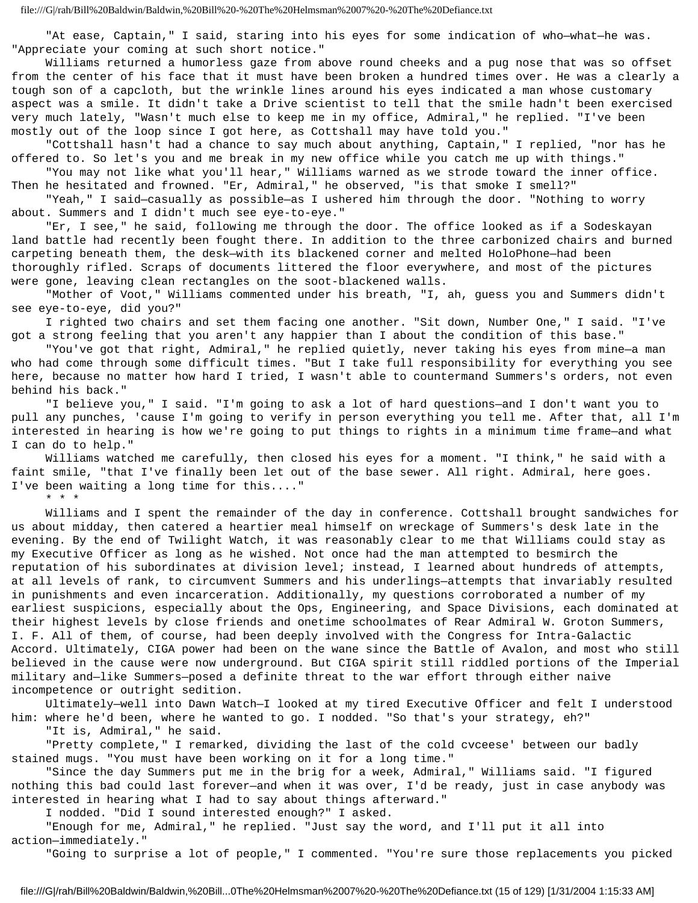"At ease, Captain," I said, staring into his eyes for some indication of who—what—he was. "Appreciate your coming at such short notice."

Williams returned a humorless gaze from above round cheeks and a pug nose that was so offset from the center of his face that it must have been broken a hundred times over. He was a clearly a tough son of a capcloth, but the wrinkle lines around his eyes indicated a man whose customary aspect was a smile. It didn't take a Drive scientist to tell that the smile hadn't been exercised very much lately, "Wasn't much else to keep me in my office, Admiral," he replied. "I've been mostly out of the loop since I got here, as Cottshall may have told you."

"Cottshall hasn't had a chance to say much about anything, Captain," I replied, "nor has he offered to. So let's you and me break in my new office while you catch me up with things."

"You may not like what you'll hear," Williams warned as we strode toward the inner office. Then he hesitated and frowned. "Er, Admiral," he observed, "is that smoke I smell?"

"Yeah," I said—casually as possible—as I ushered him through the door. "Nothing to worry about. Summers and I didn't much see eye-to-eye."

"Er, I see," he said, following me through the door. The office looked as if a Sodeskayan land battle had recently been fought there. In addition to the three carbonized chairs and burned carpeting beneath them, the desk—with its blackened corner and melted HoloPhone—had been thoroughly rifled. Scraps of documents littered the floor everywhere, and most of the pictures were gone, leaving clean rectangles on the soot-blackened walls.

"Mother of Voot," Williams commented under his breath, "I, ah, guess you and Summers didn't see eye-to-eye, did you?"

I righted two chairs and set them facing one another. "Sit down, Number One," I said. "I've got a strong feeling that you aren't any happier than I about the condition of this base."

"You've got that right, Admiral," he replied quietly, never taking his eyes from mine—a man who had come through some difficult times. "But I take full responsibility for everything you see here, because no matter how hard I tried, I wasn't able to countermand Summers's orders, not even behind his back."

"I believe you," I said. "I'm going to ask a lot of hard questions—and I don't want you to pull any punches, 'cause I'm going to verify in person everything you tell me. After that, all I'm interested in hearing is how we're going to put things to rights in a minimum time frame—and what I can do to help."

Williams watched me carefully, then closed his eyes for a moment. "I think," he said with a faint smile, "that I've finally been let out of the base sewer. All right. Admiral, here goes. I've been waiting a long time for this...."

* * *

Williams and I spent the remainder of the day in conference. Cottshall brought sandwiches for us about midday, then catered a heartier meal himself on wreckage of Summers's desk late in the evening. By the end of Twilight Watch, it was reasonably clear to me that Williams could stay as my Executive Officer as long as he wished. Not once had the man attempted to besmirch the reputation of his subordinates at division level; instead, I learned about hundreds of attempts, at all levels of rank, to circumvent Summers and his underlings—attempts that invariably resulted in punishments and even incarceration. Additionally, my questions corroborated a number of my earliest suspicions, especially about the Ops, Engineering, and Space Divisions, each dominated at their highest levels by close friends and onetime schoolmates of Rear Admiral W. Groton Summers, I. F. All of them, of course, had been deeply involved with the Congress for Intra-Galactic Accord. Ultimately, CIGA power had been on the wane since the Battle of Avalon, and most who still believed in the cause were now underground. But CIGA spirit still riddled portions of the Imperial military and—like Summers—posed a definite threat to the war effort through either naive incompetence or outright sedition.

Ultimately—well into Dawn Watch—I looked at my tired Executive Officer and felt I understood him: where he'd been, where he wanted to go. I nodded. "So that's your strategy, eh?"

"It is, Admiral," he said.

"Pretty complete," I remarked, dividing the last of the cold cvceese' between our badly stained mugs. "You must have been working on it for a long time."

"Since the day Summers put me in the brig for a week, Admiral," Williams said. "I figured nothing this bad could last forever—and when it was over, I'd be ready, just in case anybody was interested in hearing what I had to say about things afterward."

I nodded. "Did I sound interested enough?" I asked.

"Enough for me, Admiral," he replied. "Just say the word, and I'll put it all into action—immediately."

"Going to surprise a lot of people," I commented. "You're sure those replacements you picked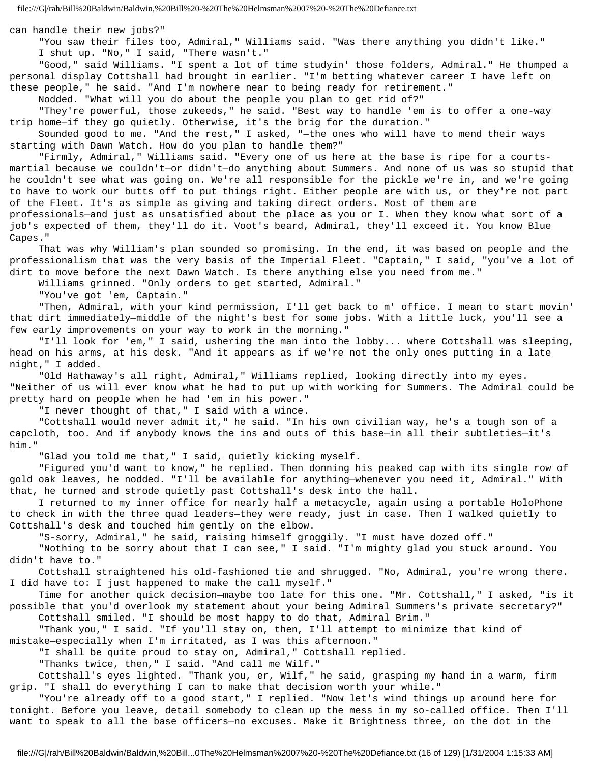can handle their new jobs?"

"You saw their files too, Admiral," Williams said. "Was there anything you didn't like."

I shut up. "No," I said, "There wasn't."

"Good," said Williams. "I spent a lot of time studyin' those folders, Admiral." He thumped a personal display Cottshall had brought in earlier. "I'm betting whatever career I have left on these people," he said. "And I'm nowhere near to being ready for retirement."

Nodded. "What will you do about the people you plan to get rid of?"

"They're powerful, those zukeeds," he said. "Best way to handle 'em is to offer a one-way trip home—if they go quietly. Otherwise, it's the brig for the duration."

Sounded good to me. "And the rest," I asked, "—the ones who will have to mend their ways starting with Dawn Watch. How do you plan to handle them?"

"Firmly, Admiral," Williams said. "Every one of us here at the base is ripe for a courts-martial because we couldn't—or didn't—do anything about Summers. And none of us was so stupid that he couldn't see what was going on. We're all responsible for the pickle we're in, and we're going to have to work our butts off to put things right. Either people are with us, or they're not part of the Fleet. It's as simple as giving and taking direct orders. Most of them are professionals—and just as unsatisfied about the place as you or I. When they know what sort of a job's expected of them, they'll do it. Voot's beard, Admiral, they'll exceed it. You know Blue Capes."

That was why William's plan sounded so promising. In the end, it was based on people and the professionalism that was the very basis of the Imperial Fleet. "Captain," I said, "you've a lot of dirt to move before the next Dawn Watch. Is there anything else you need from me."

Williams grinned. "Only orders to get started, Admiral."

"You've got 'em, Captain."

"Then, Admiral, with your kind permission, I'll get back to m' office. I mean to start movin' that dirt immediately—middle of the night's best for some jobs. With a little luck, you'll see a few early improvements on your way to work in the morning."

"I'll look for 'em," I said, ushering the man into the lobby... where Cottshall was sleeping, head on his arms, at his desk. "And it appears as if we're not the only ones putting in a late night," I added.

"Old Hathaway's all right, Admiral," Williams replied, looking directly into my eyes. "Neither of us will ever know what he had to put up with working for Summers. The Admiral could be pretty hard on people when he had 'em in his power."

"I never thought of that," I said with a wince.

"Cottshall would never admit it," he said. "In his own civilian way, he's a tough son of a capcloth, too. And if anybody knows the ins and outs of this base—in all their subtleties—it's him."

"Glad you told me that," I said, quietly kicking myself.

"Figured you'd want to know," he replied. Then donning his peaked cap with its single row of gold oak leaves, he nodded. "I'll be available for anything—whenever you need it, Admiral." With that, he turned and strode quietly past Cottshall's desk into the hall.

I returned to my inner office for nearly half a metacycle, again using a portable HoloPhone to check in with the three quad leaders—they were ready, just in case. Then I walked quietly to Cottshall's desk and touched him gently on the elbow.

"S-sorry, Admiral," he said, raising himself groggily. "I must have dozed off."

"Nothing to be sorry about that I can see," I said. "I'm mighty glad you stuck around. You didn't have to."

Cottshall straightened his old-fashioned tie and shrugged. "No, Admiral, you're wrong there. I did have to: I just happened to make the call myself."

Time for another quick decision—maybe too late for this one. "Mr. Cottshall," I asked, "is it possible that you'd overlook my statement about your being Admiral Summers's private secretary?"

Cottshall smiled. "I should be most happy to do that, Admiral Brim."

"Thank you," I said. "If you'll stay on, then, I'll attempt to minimize that kind of mistake—especially when I'm irritated, as I was this afternoon."

"I shall be quite proud to stay on, Admiral," Cottshall replied.

"Thanks twice, then," I said. "And call me Wilf."

Cottshall's eyes lighted. "Thank you, er, Wilf," he said, grasping my hand in a warm, firm grip. "I shall do everything I can to make that decision worth your while."

"You're already off to a good start," I replied. "Now let's wind things up around here for tonight. Before you leave, detail somebody to clean up the mess in my so-called office. Then I'll want to speak to all the base officers—no excuses. Make it Brightness three, on the dot in the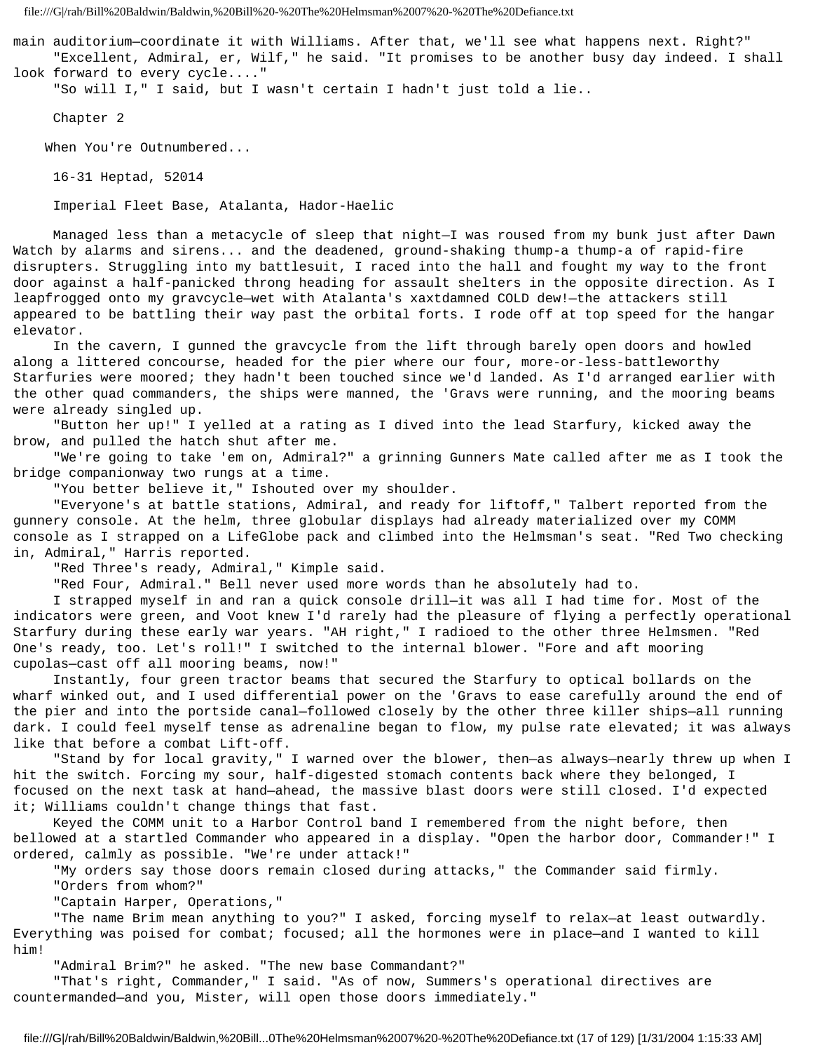main auditorium—coordinate it with Williams. After that, we'll see what happens next. Right?"

"Excellent, Admiral, er, Wilf," he said. "It promises to be another busy day indeed. I shall look forward to every cycle...."

"So will I," I said, but I wasn't certain I hadn't just told a lie..

## Chapter 2

### When You're Outnumbered...

16-31 Heptad, 52014

Imperial Fleet Base, Atalanta, Hador-Haelic

Managed less than a metacycle of sleep that night—I was roused from my bunk just after Dawn Watch by alarms and sirens... and the deadened, ground-shaking thump-a thump-a of rapid-fire disrupters. Struggling into my battlesuit, I raced into the hall and fought my way to the front door against a half-panicked throng heading for assault shelters in the opposite direction. As I leapfrogged onto my gravcycle—wet with Atalanta's xaxtdamned COLD dew!—the attackers still appeared to be battling their way past the orbital forts. I rode off at top speed for the hangar elevator.

In the cavern, I gunned the gravcycle from the lift through barely open doors and howled along a littered concourse, headed for the pier where our four, more-or-less-battleworthy Starfuries were moored; they hadn't been touched since we'd landed. As I'd arranged earlier with the other quad commanders, the ships were manned, the 'Gravs were running, and the mooring beams were already singled up.

"Button her up!" I yelled at a rating as I dived into the lead Starfury, kicked away the brow, and pulled the hatch shut after me.

"We're going to take 'em on, Admiral?" a grinning Gunners Mate called after me as I took the bridge companionway two rungs at a time.

"You better believe it," Ishouted over my shoulder.

"Everyone's at battle stations, Admiral, and ready for liftoff," Talbert reported from the gunnery console. At the helm, three globular displays had already materialized over my COMM console as I strapped on a LifeGlobe pack and climbed into the Helmsman's seat. "Red Two checking in, Admiral," Harris reported.

"Red Three's ready, Admiral," Kimple said.

"Red Four, Admiral." Bell never used more words than he absolutely had to.

I strapped myself in and ran a quick console drill—it was all I had time for. Most of the indicators were green, and Voot knew I'd rarely had the pleasure of flying a perfectly operational Starfury during these early war years. "AH right," I radioed to the other three Helmsmen. "Red One's ready, too. Let's roll!" I switched to the internal blower. "Fore and aft mooring cupolas—cast off all mooring beams, now!"

Instantly, four green tractor beams that secured the Starfury to optical bollards on the wharf winked out, and I used differential power on the 'Gravs to ease carefully around the end of the pier and into the portside canal—followed closely by the other three killer ships—all running dark. I could feel myself tense as adrenaline began to flow, my pulse rate elevated; it was always like that before a combat Lift-off.

"Stand by for local gravity," I warned over the blower, then—as always—nearly threw up when I hit the switch. Forcing my sour, half-digested stomach contents back where they belonged, I focused on the next task at hand—ahead, the massive blast doors were still closed. I'd expected it; Williams couldn't change things that fast.

Keyed the COMM unit to a Harbor Control band I remembered from the night before, then bellowed at a startled Commander who appeared in a display. "Open the harbor door, Commander!" I ordered, calmly as possible. "We're under attack!"

"My orders say those doors remain closed during attacks," the Commander said firmly.

"Orders from whom?"

"Captain Harper, Operations,"

"The name Brim mean anything to you?" I asked, forcing myself to relax—at least outwardly. Everything was poised for combat; focused; all the hormones were in place—and I wanted to kill him!

"Admiral Brim?" he asked. "The new base Commandant?"

"That's right, Commander," I said. "As of now, Summers's operational directives are countermanded—and you, Mister, will open those doors immediately."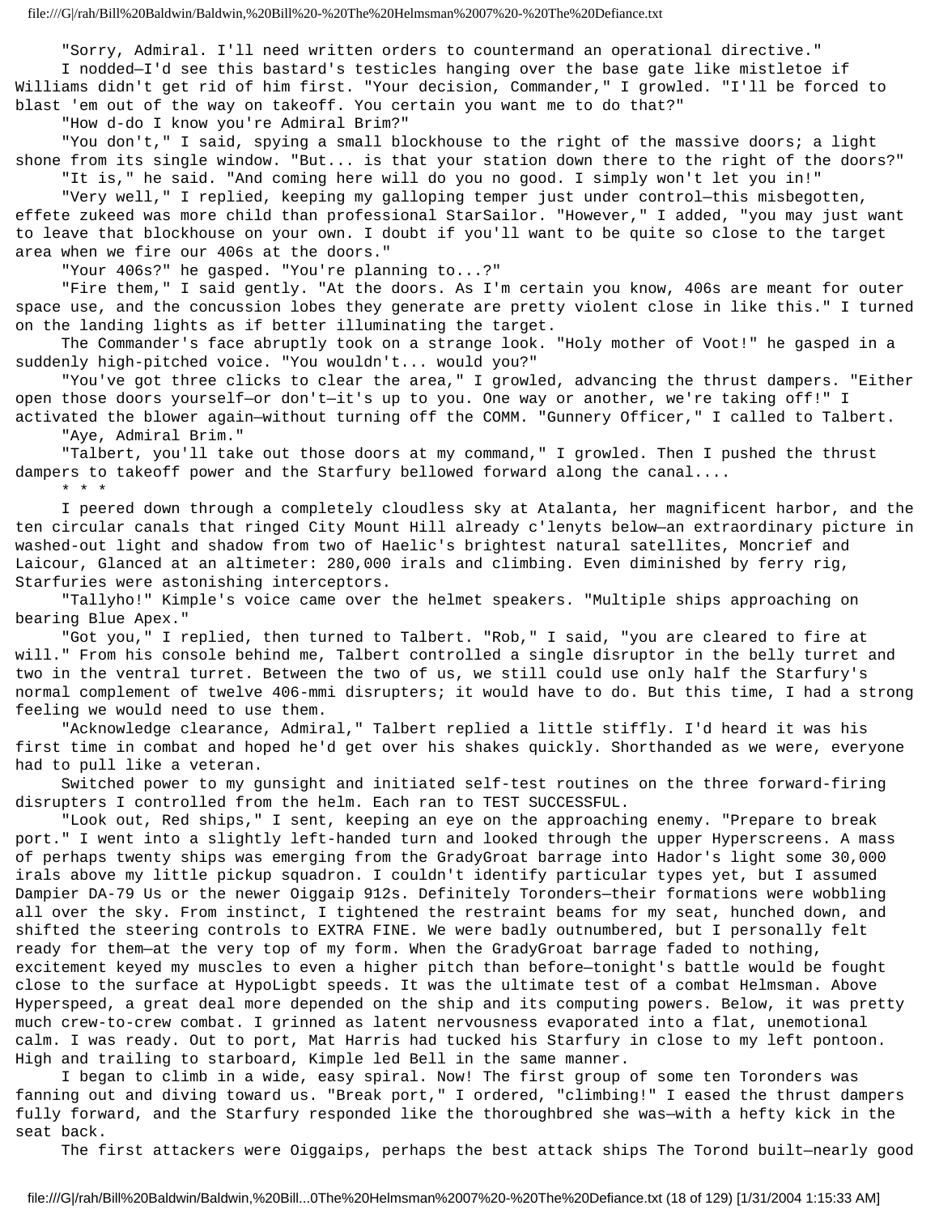"Sorry, Admiral. I'll need written orders to countermand an operational directive."

I nodded—I'd see this bastard's testicles hanging over the base gate like mistletoe if Williams didn't get rid of him first. "Your decision, Commander," I growled. "I'll be forced to blast 'em out of the way on takeoff. You certain you want me to do that?"

"How d-do I know you're Admiral Brim?"

"You don't," I said, spying a small blockhouse to the right of the massive doors; a light shone from its single window. "But... is that your station down there to the right of the doors?"

"It is," he said. "And coming here will do you no good. I simply won't let you in!"

"Very well," I replied, keeping my galloping temper just under control—this misbegotten, effete zukeed was more child than professional StarSailor. "However," I added, "you may just want to leave that blockhouse on your own. I doubt if you'll want to be quite so close to the target area when we fire our 406s at the doors."

"Your 406s?" he gasped. "You're planning to...?"

"Fire them," I said gently. "At the doors. As I'm certain you know, 406s are meant for outer space use, and the concussion lobes they generate are pretty violent close in like this." I turned on the landing lights as if better illuminating the target.

The Commander's face abruptly took on a strange look. "Holy mother of Voot!" he gasped in a suddenly high-pitched voice. "You wouldn't... would you?"

"You've got three clicks to clear the area," I growled, advancing the thrust dampers. "Either open those doors yourself—or don't—it's up to you. One way or another, we're taking off!" I activated the blower again—without turning off the COMM. "Gunnery Officer," I called to Talbert.

"Aye, Admiral Brim."

"Talbert, you'll take out those doors at my command," I growled. Then I pushed the thrust dampers to takeoff power and the Starfury bellowed forward along the canal....

\* \* \*

I peered down through a completely cloudless sky at Atalanta, her magnificent harbor, and the ten circular canals that ringed City Mount Hill already c'lenyts below—an extraordinary picture in washed-out light and shadow from two of Haelic's brightest natural satellites, Moncrief and Laicour, Glanced at an altimeter: 280,000 irals and climbing. Even diminished by ferry rig, Starfuries were astonishing interceptors.

"Tallyho!" Kimple's voice came over the helmet speakers. "Multiple ships approaching on bearing Blue Apex."

"Got you," I replied, then turned to Talbert. "Rob," I said, "you are cleared to fire at will." From his console behind me, Talbert controlled a single disruptor in the belly turret and two in the ventral turret. Between the two of us, we still could use only half the Starfury's normal complement of twelve 406-mmi disrupters; it would have to do. But this time, I had a strong feeling we would need to use them.

"Acknowledge clearance, Admiral," Talbert replied a little stiffly. I'd heard it was his first time in combat and hoped he'd get over his shakes quickly. Shorthanded as we were, everyone had to pull like a veteran.

Switched power to my gunsight and initiated self-test routines on the three forward-firing disrupters I controlled from the helm. Each ran to TEST SUCCESSFUL.

"Look out, Red ships," I sent, keeping an eye on the approaching enemy. "Prepare to break port." I went into a slightly left-handed turn and looked through the upper Hyperscreens. A mass of perhaps twenty ships was emerging from the GradyGroat barrage into Hador's light some 30,000 irals above my little pickup squadron. I couldn't identify particular types yet, but I assumed Dampier DA-79 Us or the newer Oiggaip 912s. Definitely Toronders—their formations were wobbling all over the sky. From instinct, I tightened the restraint beams for my seat, hunched down, and shifted the steering controls to EXTRA FINE. We were badly outnumbered, but I personally felt ready for them—at the very top of my form. When the GradyGroat barrage faded to nothing, excitement keyed my muscles to even a higher pitch than before—tonight's battle would be fought close to the surface at HypoLigbt speeds. It was the ultimate test of a combat Helmsman. Above Hyperspeed, a great deal more depended on the ship and its computing powers. Below, it was pretty much crew-to-crew combat. I grinned as latent nervousness evaporated into a flat, unemotional calm. I was ready. Out to port, Mat Harris had tucked his Starfury in close to my left pontoon. High and trailing to starboard, Kimple led Bell in the same manner.

I began to climb in a wide, easy spiral. Now! The first group of some ten Toronders was fanning out and diving toward us. "Break port," I ordered, "climbing!" I eased the thrust dampers fully forward, and the Starfury responded like the thoroughbred she was—with a hefty kick in the seat back.

The first attackers were Oiggaips, perhaps the best attack ships The Torond built—nearly good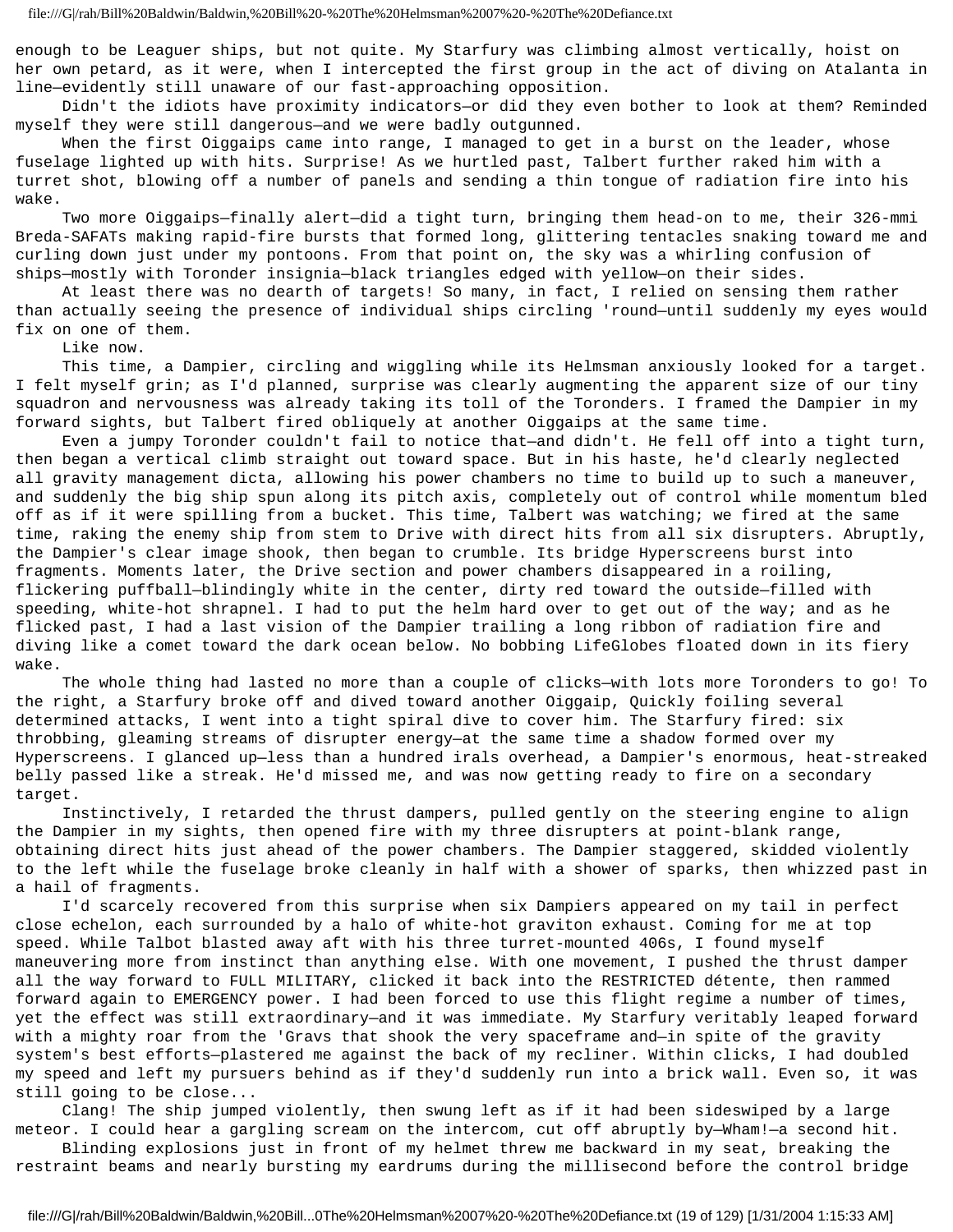enough to be Leaguer ships, but not quite. My Starfury was climbing almost vertically, hoist on her own petard, as it were, when I intercepted the first group in the act of diving on Atalanta in line—evidently still unaware of our fast-approaching opposition.

Didn't the idiots have proximity indicators—or did they even bother to look at them? Reminded myself they were still dangerous—and we were badly outgunned.

When the first Oiggaips came into range, I managed to get in a burst on the leader, whose fuselage lighted up with hits. Surprise! As we hurtled past, Talbert further raked him with a turret shot, blowing off a number of panels and sending a thin tongue of radiation fire into his wake.

Two more Oiggaips—finally alert—did a tight turn, bringing them head-on to me, their 326-mmi Breda-SAFATs making rapid-fire bursts that formed long, glittering tentacles snaking toward me and curling down just under my pontoons. From that point on, the sky was a whirling confusion of ships—mostly with Toronder insignia—black triangles edged with yellow—on their sides.

At least there was no dearth of targets! So many, in fact, I relied on sensing them rather than actually seeing the presence of individual ships circling 'round—until suddenly my eyes would fix on one of them.

Like now.

This time, a Dampier, circling and wiggling while its Helmsman anxiously looked for a target. I felt myself grin; as I'd planned, surprise was clearly augmenting the apparent size of our tiny squadron and nervousness was already taking its toll of the Toronders. I framed the Dampier in my forward sights, but Talbert fired obliquely at another Oiggaips at the same time.

Even a jumpy Toronder couldn't fail to notice that—and didn't. He fell off into a tight turn, then began a vertical climb straight out toward space. But in his haste, he'd clearly neglected all gravity management dicta, allowing his power chambers no time to build up to such a maneuver, and suddenly the big ship spun along its pitch axis, completely out of control while momentum bled off as if it were spilling from a bucket. This time, Talbert was watching; we fired at the same time, raking the enemy ship from stem to Drive with direct hits from all six disrupters. Abruptly, the Dampier's clear image shook, then began to crumble. Its bridge Hyperscreens burst into fragments. Moments later, the Drive section and power chambers disappeared in a roiling, flickering puffball—blindingly white in the center, dirty red toward the outside—filled with speeding, white-hot shrapnel. I had to put the helm hard over to get out of the way; and as he flicked past, I had a last vision of the Dampier trailing a long ribbon of radiation fire and diving like a comet toward the dark ocean below. No bobbing LifeGlobes floated down in its fiery wake.

The whole thing had lasted no more than a couple of clicks—with lots more Toronders to go! To the right, a Starfury broke off and dived toward another Oiggaip, Quickly foiling several determined attacks, I went into a tight spiral dive to cover him. The Starfury fired: six throbbing, gleaming streams of disrupter energy—at the same time a shadow formed over my Hyperscreens. I glanced up—less than a hundred irals overhead, a Dampier's enormous, heat-streaked belly passed like a streak. He'd missed me, and was now getting ready to fire on a secondary target.

Instinctively, I retarded the thrust dampers, pulled gently on the steering engine to align the Dampier in my sights, then opened fire with my three disrupters at point-blank range, obtaining direct hits just ahead of the power chambers. The Dampier staggered, skidded violently to the left while the fuselage broke cleanly in half with a shower of sparks, then whizzed past in a hail of fragments.

I'd scarcely recovered from this surprise when six Dampiers appeared on my tail in perfect close echelon, each surrounded by a halo of white-hot graviton exhaust. Coming for me at top speed. While Talbot blasted away aft with his three turret-mounted 406s, I found myself maneuvering more from instinct than anything else. With one movement, I pushed the thrust damper all the way forward to FULL MILITARY, clicked it back into the RESTRICTED détente, then rammed forward again to EMERGENCY power. I had been forced to use this flight regime a number of times, yet the effect was still extraordinary—and it was immediate. My Starfury veritably leaped forward with a mighty roar from the 'Gravs that shook the very spaceframe and—in spite of the gravity system's best efforts—plastered me against the back of my recliner. Within clicks, I had doubled my speed and left my pursuers behind as if they'd suddenly run into a brick wall. Even so, it was still going to be close...

Clang! The ship jumped violently, then swung left as if it had been sideswiped by a large meteor. I could hear a gargling scream on the intercom, cut off abruptly by—Wham!—a second hit.

Blinding explosions just in front of my helmet threw me backward in my seat, breaking the restraint beams and nearly bursting my eardrums during the millisecond before the control bridge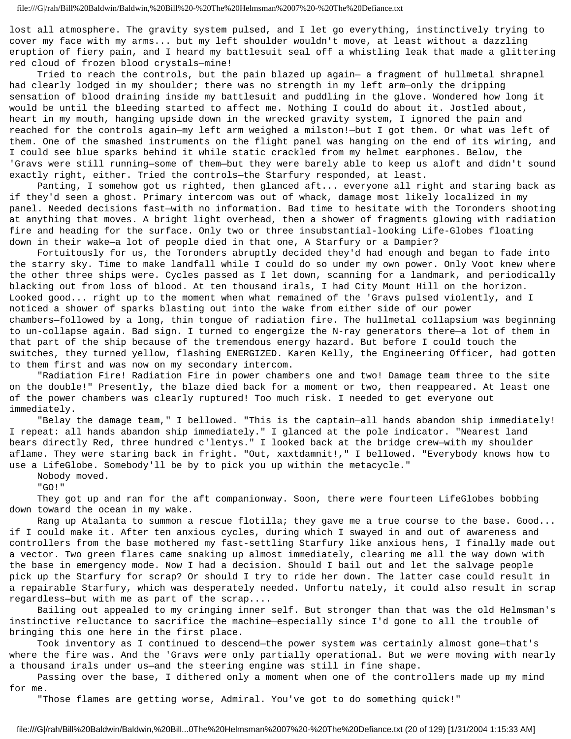lost all atmosphere. The gravity system pulsed, and I let go everything, instinctively trying to cover my face with my arms... but my left shoulder wouldn't move, at least without a dazzling eruption of fiery pain, and I heard my battlesuit seal off a whistling leak that made a glittering red cloud of frozen blood crystals—mine!

Tried to reach the controls, but the pain blazed up again— a fragment of hullmetal shrapnel had clearly lodged in my shoulder; there was no strength in my left arm—only the dripping sensation of blood draining inside my battlesuit and puddling in the glove. Wondered how long it would be until the bleeding started to affect me. Nothing I could do about it. Jostled about, heart in my mouth, hanging upside down in the wrecked gravity system, I ignored the pain and reached for the controls again—my left arm weighed a milston!—but I got them. Or what was left of them. One of the smashed instruments on the flight panel was hanging on the end of its wiring, and I could see blue sparks behind it while static crackled from my helmet earphones. Below, the 'Gravs were still running—some of them—but they were barely able to keep us aloft and didn't sound exactly right, either. Tried the controls—the Starfury responded, at least.

Panting, I somehow got us righted, then glanced aft... everyone all right and staring back as if they'd seen a ghost. Primary intercom was out of whack, damage most likely localized in my panel. Needed decisions fast—with no information. Bad time to hesitate with the Toronders shooting at anything that moves. A bright light overhead, then a shower of fragments glowing with radiation fire and heading for the surface. Only two or three insubstantial-looking Life-Globes floating down in their wake—a lot of people died in that one, A Starfury or a Dampier?

Fortuitously for us, the Toronders abruptly decided they'd had enough and began to fade into the starry sky. Time to make landfall while I could do so under my own power. Only Voot knew where the other three ships were. Cycles passed as I let down, scanning for a landmark, and periodically blacking out from loss of blood. At ten thousand irals, I had City Mount Hill on the horizon. Looked good... right up to the moment when what remained of the 'Gravs pulsed violently, and I noticed a shower of sparks blasting out into the wake from either side of our power chambers—followed by a long, thin tongue of radiation fire. The hullmetal collapsium was beginning to un-collapse again. Bad sign. I turned to engergize the N-ray generators there—a lot of them in that part of the ship because of the tremendous energy hazard. But before I could touch the switches, they turned yellow, flashing ENERGIZED. Karen Kelly, the Engineering Officer, had gotten to them first and was now on my secondary intercom.

"Radiation Fire! Radiation Fire in power chambers one and two! Damage team three to the site on the double!" Presently, the blaze died back for a moment or two, then reappeared. At least one of the power chambers was clearly ruptured! Too much risk. I needed to get everyone out immediately.

"Belay the damage team," I bellowed. "This is the captain—all hands abandon ship immediately! I repeat: all hands abandon ship immediately." I glanced at the pole indicator. "Nearest land bears directly Red, three hundred c'lentys." I looked back at the bridge crew—with my shoulder aflame. They were staring back in fright. "Out, xaxtdamnit!," I bellowed. "Everybody knows how to use a LifeGlobe. Somebody'll be by to pick you up within the metacycle."

Nobody moved.

"GO!"

They got up and ran for the aft companionway. Soon, there were fourteen LifeGlobes bobbing down toward the ocean in my wake.

Rang up Atalanta to summon a rescue flotilla; they gave me a true course to the base. Good... if I could make it. After ten anxious cycles, during which I swayed in and out of awareness and controllers from the base mothered my fast-settling Starfury like anxious hens, I finally made out a vector. Two green flares came snaking up almost immediately, clearing me all the way down with the base in emergency mode. Now I had a decision. Should I bail out and let the salvage people pick up the Starfury for scrap? Or should I try to ride her down. The latter case could result in a repairable Starfury, which was desperately needed. Unfortu nately, it could also result in scrap regardless—but with me as part of the scrap....

Bailing out appealed to my cringing inner self. But stronger than that was the old Helmsman's instinctive reluctance to sacrifice the machine—especially since I'd gone to all the trouble of bringing this one here in the first place.

Took inventory as I continued to descend—the power system was certainly almost gone—that's where the fire was. And the 'Gravs were only partially operational. But we were moving with nearly a thousand irals under us—and the steering engine was still in fine shape.

Passing over the base, I dithered only a moment when one of the controllers made up my mind for me.

"Those flames are getting worse, Admiral. You've got to do something quick!"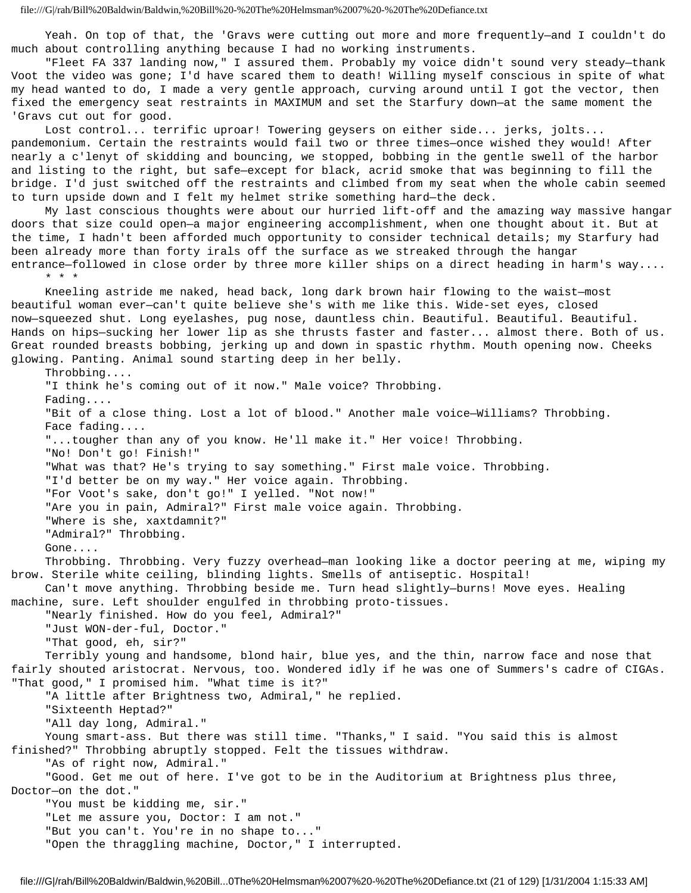Yeah. On top of that, the 'Gravs were cutting out more and more frequently—and I couldn't do much about controlling anything because I had no working instruments.

"Fleet FA 337 landing now," I assured them. Probably my voice didn't sound very steady—thank Voot the video was gone; I'd have scared them to death! Willing myself conscious in spite of what my head wanted to do, I made a very gentle approach, curving around until I got the vector, then fixed the emergency seat restraints in MAXIMUM and set the Starfury down—at the same moment the 'Gravs cut out for good.

Lost control... terrific uproar! Towering geysers on either side... jerks, jolts... pandemonium. Certain the restraints would fail two or three times—once wished they would! After nearly a c'lenyt of skidding and bouncing, we stopped, bobbing in the gentle swell of the harbor and listing to the right, but safe—except for black, acrid smoke that was beginning to fill the bridge. I'd just switched off the restraints and climbed from my seat when the whole cabin seemed to turn upside down and I felt my helmet strike something hard—the deck.

My last conscious thoughts were about our hurried lift-off and the amazing way massive hangar doors that size could open—a major engineering accomplishment, when one thought about it. But at the time, I hadn't been afforded much opportunity to consider technical details; my Starfury had been already more than forty irals off the surface as we streaked through the hangar entrance—followed in close order by three more killer ships on a direct heading in harm's way....

* * *

Kneeling astride me naked, head back, long dark brown hair flowing to the waist—most beautiful woman ever—can't quite believe she's with me like this. Wide-set eyes, closed now—squeezed shut. Long eyelashes, pug nose, dauntless chin. Beautiful. Beautiful. Beautiful. Hands on hips—sucking her lower lip as she thrusts faster and faster... almost there. Both of us. Great rounded breasts bobbing, jerking up and down in spastic rhythm. Mouth opening now. Cheeks glowing. Panting. Animal sound starting deep in her belly.

Throbbing....

"I think he's coming out of it now." Male voice? Throbbing.

Fading....

"Bit of a close thing. Lost a lot of blood." Another male voice—Williams? Throbbing.

Face fading....

"...tougher than any of you know. He'll make it." Her voice! Throbbing.

"No! Don't go! Finish!"

"What was that? He's trying to say something." First male voice. Throbbing.

"I'd better be on my way." Her voice again. Throbbing.

"For Voot's sake, don't go!" I yelled. "Not now!"

"Are you in pain, Admiral?" First male voice again. Throbbing.

"Where is she, xaxtdamnit?"

"Admiral?" Throbbing.

Gone....

Throbbing. Throbbing. Very fuzzy overhead—man looking like a doctor peering at me, wiping my brow. Sterile white ceiling, blinding lights. Smells of antiseptic. Hospital!

Can't move anything. Throbbing beside me. Turn head slightly—burns! Move eyes. Healing machine, sure. Left shoulder engulfed in throbbing proto-tissues.

"Nearly finished. How do you feel, Admiral?"

"Just WON-der-ful, Doctor."

"That good, eh, sir?"

Terribly young and handsome, blond hair, blue yes, and the thin, narrow face and nose that fairly shouted aristocrat. Nervous, too. Wondered idly if he was one of Summers's cadre of CIGAs. "That good," I promised him. "What time is it?"

"A little after Brightness two, Admiral," he replied.

"Sixteenth Heptad?"

"All day long, Admiral."

Young smart-ass. But there was still time. "Thanks," I said. "You said this is almost finished?" Throbbing abruptly stopped. Felt the tissues withdraw.

"As of right now, Admiral."

"Good. Get me out of here. I've got to be in the Auditorium at Brightness plus three, Doctor—on the dot."

"You must be kidding me, sir."

"Let me assure you, Doctor: I am not."

"But you can't. You're in no shape to..."

"Open the thraggling machine, Doctor," I interrupted.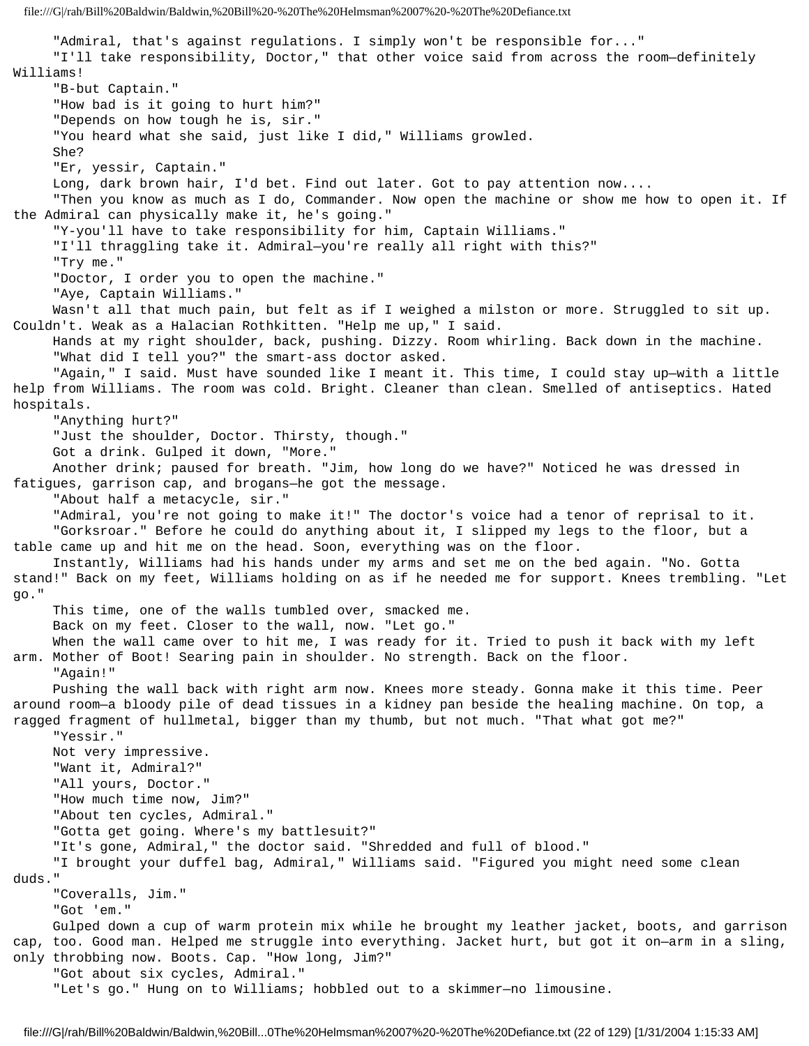"Admiral, that's against regulations. I simply won't be responsible for..."

"I'll take responsibility, Doctor," that other voice said from across the room—definitely Williams!

"B-but Captain."

"How bad is it going to hurt him?"

"Depends on how tough he is, sir."

"You heard what she said, just like I did," Williams growled.

She?

"Er, yessir, Captain."

Long, dark brown hair, I'd bet. Find out later. Got to pay attention now....

"Then you know as much as I do, Commander. Now open the machine or show me how to open it. If the Admiral can physically make it, he's going."

"Y-you'll have to take responsibility for him, Captain Williams."

"I'll thraggling take it. Admiral—you're really all right with this?"

"Try me."

"Doctor, I order you to open the machine."

"Aye, Captain Williams."

Wasn't all that much pain, but felt as if I weighed a milston or more. Struggled to sit up. Couldn't. Weak as a Halacian Rothkitten. "Help me up," I said.

Hands at my right shoulder, back, pushing. Dizzy. Room whirling. Back down in the machine.

"What did I tell you?" the smart-ass doctor asked.

"Again," I said. Must have sounded like I meant it. This time, I could stay up—with a little help from Williams. The room was cold. Bright. Cleaner than clean. Smelled of antiseptics. Hated hospitals.

"Anything hurt?"

"Just the shoulder, Doctor. Thirsty, though."

Got a drink. Gulped it down, "More."

Another drink; paused for breath. "Jim, how long do we have?" Noticed he was dressed in fatigues, garrison cap, and brogans—he got the message.

"About half a metacycle, sir."

"Admiral, you're not going to make it!" The doctor's voice had a tenor of reprisal to it.

"Gorksroar." Before he could do anything about it, I slipped my legs to the floor, but a table came up and hit me on the head. Soon, everything was on the floor.

Instantly, Williams had his hands under my arms and set me on the bed again. "No. Gotta stand!" Back on my feet, Williams holding on as if he needed me for support. Knees trembling. "Let go."

This time, one of the walls tumbled over, smacked me.

Back on my feet. Closer to the wall, now. "Let go."

When the wall came over to hit me, I was ready for it. Tried to push it back with my left arm. Mother of Boot! Searing pain in shoulder. No strength. Back on the floor.

"Again!"

Pushing the wall back with right arm now. Knees more steady. Gonna make it this time. Peer around room—a bloody pile of dead tissues in a kidney pan beside the healing machine. On top, a ragged fragment of hullmetal, bigger than my thumb, but not much. "That what got me?"

"Yessir."

Not very impressive.

"Want it, Admiral?"

"All yours, Doctor."

"How much time now, Jim?"

"About ten cycles, Admiral."

"Gotta get going. Where's my battlesuit?"

"It's gone, Admiral," the doctor said. "Shredded and full of blood."

"I brought your duffel bag, Admiral," Williams said. "Figured you might need some clean duds."

"Coveralls, Jim."

"Got 'em."

Gulped down a cup of warm protein mix while he brought my leather jacket, boots, and garrison cap, too. Good man. Helped me struggle into everything. Jacket hurt, but got it on—arm in a sling, only throbbing now. Boots. Cap. "How long, Jim?"

"Got about six cycles, Admiral."

"Let's go." Hung on to Williams; hobbled out to a skimmer—no limousine.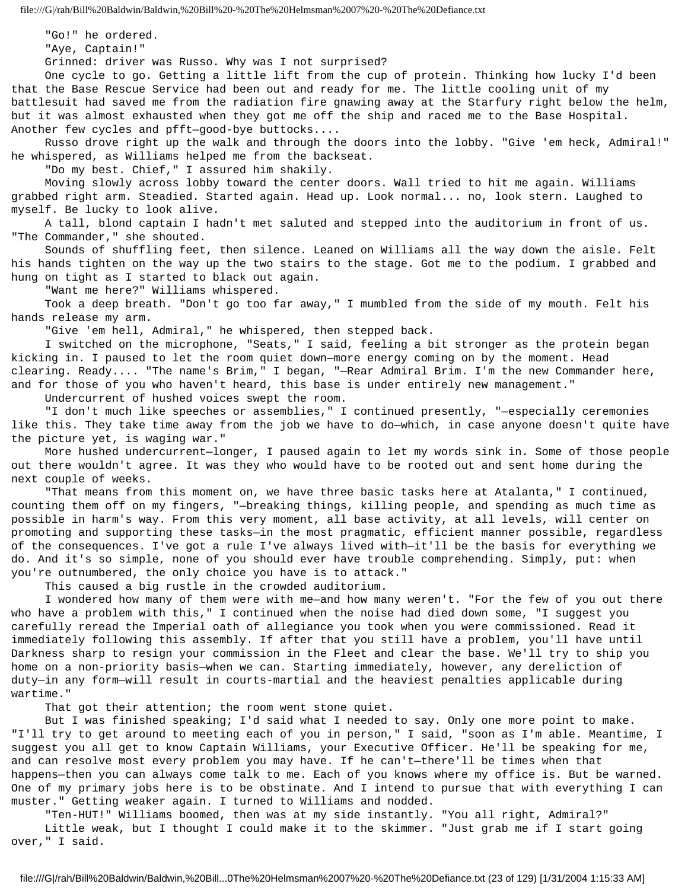"Go!" he ordered.

"Aye, Captain!"

Grinned: driver was Russo. Why was I not surprised?

One cycle to go. Getting a little lift from the cup of protein. Thinking how lucky I'd been that the Base Rescue Service had been out and ready for me. The little cooling unit of my battlesuit had saved me from the radiation fire gnawing away at the Starfury right below the helm, but it was almost exhausted when they got me off the ship and raced me to the Base Hospital. Another few cycles and pfft—good-bye buttocks....

Russo drove right up the walk and through the doors into the lobby. "Give 'em heck, Admiral!" he whispered, as Williams helped me from the backseat.

"Do my best. Chief," I assured him shakily.

Moving slowly across lobby toward the center doors. Wall tried to hit me again. Williams grabbed right arm. Steadied. Started again. Head up. Look normal... no, look stern. Laughed to myself. Be lucky to look alive.

A tall, blond captain I hadn't met saluted and stepped into the auditorium in front of us. "The Commander," she shouted.

Sounds of shuffling feet, then silence. Leaned on Williams all the way down the aisle. Felt his hands tighten on the way up the two stairs to the stage. Got me to the podium. I grabbed and hung on tight as I started to black out again.

"Want me here?" Williams whispered.

Took a deep breath. "Don't go too far away," I mumbled from the side of my mouth. Felt his hands release my arm.

"Give 'em hell, Admiral," he whispered, then stepped back.

I switched on the microphone, "Seats," I said, feeling a bit stronger as the protein began kicking in. I paused to let the room quiet down—more energy coming on by the moment. Head clearing. Ready.... "The name's Brim," I began, "—Rear Admiral Brim. I'm the new Commander here, and for those of you who haven't heard, this base is under entirely new management."

Undercurrent of hushed voices swept the room.

"I don't much like speeches or assemblies," I continued presently, "—especially ceremonies like this. They take time away from the job we have to do—which, in case anyone doesn't quite have the picture yet, is waging war."

More hushed undercurrent—longer, I paused again to let my words sink in. Some of those people out there wouldn't agree. It was they who would have to be rooted out and sent home during the next couple of weeks.

"That means from this moment on, we have three basic tasks here at Atalanta," I continued, counting them off on my fingers, "—breaking things, killing people, and spending as much time as possible in harm's way. From this very moment, all base activity, at all levels, will center on promoting and supporting these tasks—in the most pragmatic, efficient manner possible, regardless of the consequences. I've got a rule I've always lived with—it'll be the basis for everything we do. And it's so simple, none of you should ever have trouble comprehending. Simply, put: when you're outnumbered, the only choice you have is to attack."

This caused a big rustle in the crowded auditorium.

I wondered how many of them were with me—and how many weren't. "For the few of you out there who have a problem with this," I continued when the noise had died down some, "I suggest you carefully reread the Imperial oath of allegiance you took when you were commissioned. Read it immediately following this assembly. If after that you still have a problem, you'll have until Darkness sharp to resign your commission in the Fleet and clear the base. We'll try to ship you home on a non-priority basis—when we can. Starting immediately, however, any dereliction of duty—in any form—will result in courts-martial and the heaviest penalties applicable during wartime."

That got their attention; the room went stone quiet.

But I was finished speaking; I'd said what I needed to say. Only one more point to make. "I'll try to get around to meeting each of you in person," I said, "soon as I'm able. Meantime, I suggest you all get to know Captain Williams, your Executive Officer. He'll be speaking for me, and can resolve most every problem you may have. If he can't—there'll be times when that happens—then you can always come talk to me. Each of you knows where my office is. But be warned. One of my primary jobs here is to be obstinate. And I intend to pursue that with everything I can muster." Getting weaker again. I turned to Williams and nodded.

"Ten-HUT!" Williams boomed, then was at my side instantly. "You all right, Admiral?"

Little weak, but I thought I could make it to the skimmer. "Just grab me if I start going over," I said.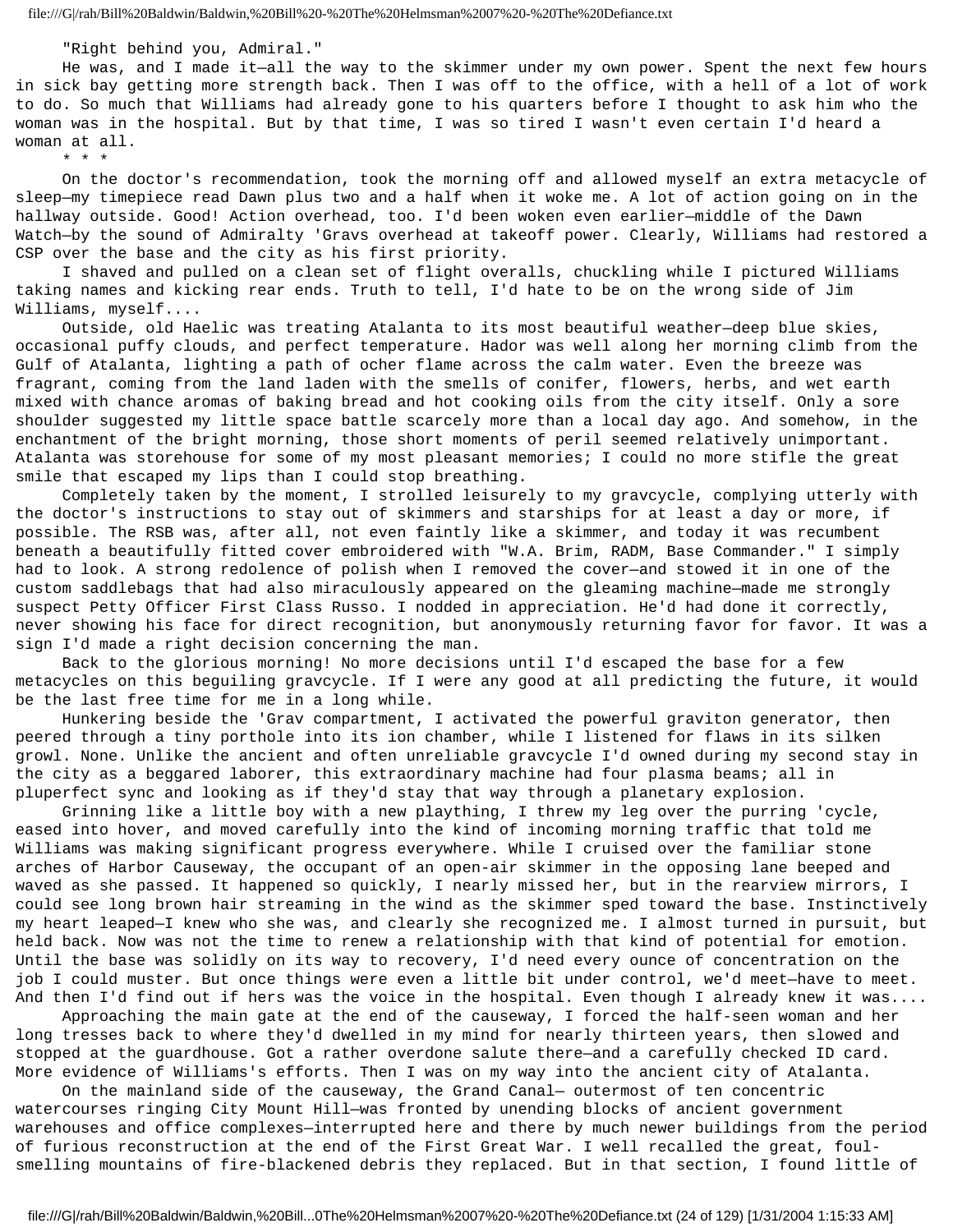"Right behind you, Admiral."

He was, and I made it—all the way to the skimmer under my own power. Spent the next few hours in sick bay getting more strength back. Then I was off to the office, with a hell of a lot of work to do. So much that Williams had already gone to his quarters before I thought to ask him who the woman was in the hospital. But by that time, I was so tired I wasn't even certain I'd heard a woman at all.

* * *

On the doctor's recommendation, took the morning off and allowed myself an extra metacycle of sleep—my timepiece read Dawn plus two and a half when it woke me. A lot of action going on in the hallway outside. Good! Action overhead, too. I'd been woken even earlier—middle of the Dawn Watch—by the sound of Admiralty 'Gravs overhead at takeoff power. Clearly, Williams had restored a CSP over the base and the city as his first priority.

I shaved and pulled on a clean set of flight overalls, chuckling while I pictured Williams taking names and kicking rear ends. Truth to tell, I'd hate to be on the wrong side of Jim Williams, myself....

Outside, old Haelic was treating Atalanta to its most beautiful weather—deep blue skies, occasional puffy clouds, and perfect temperature. Hador was well along her morning climb from the Gulf of Atalanta, lighting a path of ocher flame across the calm water. Even the breeze was fragrant, coming from the land laden with the smells of conifer, flowers, herbs, and wet earth mixed with chance aromas of baking bread and hot cooking oils from the city itself. Only a sore shoulder suggested my little space battle scarcely more than a local day ago. And somehow, in the enchantment of the bright morning, those short moments of peril seemed relatively unimportant. Atalanta was storehouse for some of my most pleasant memories; I could no more stifle the great smile that escaped my lips than I could stop breathing.

Completely taken by the moment, I strolled leisurely to my gravcycle, complying utterly with the doctor's instructions to stay out of skimmers and starships for at least a day or more, if possible. The RSB was, after all, not even faintly like a skimmer, and today it was recumbent beneath a beautifully fitted cover embroidered with "W.A. Brim, RADM, Base Commander." I simply had to look. A strong redolence of polish when I removed the cover—and stowed it in one of the custom saddlebags that had also miraculously appeared on the gleaming machine—made me strongly suspect Petty Officer First Class Russo. I nodded in appreciation. He'd had done it correctly, never showing his face for direct recognition, but anonymously returning favor for favor. It was a sign I'd made a right decision concerning the man.

Back to the glorious morning! No more decisions until I'd escaped the base for a few metacycles on this beguiling gravcycle. If I were any good at all predicting the future, it would be the last free time for me in a long while.

Hunkering beside the 'Grav compartment, I activated the powerful graviton generator, then peered through a tiny porthole into its ion chamber, while I listened for flaws in its silken growl. None. Unlike the ancient and often unreliable gravcycle I'd owned during my second stay in the city as a beggared laborer, this extraordinary machine had four plasma beams; all in pluperfect sync and looking as if they'd stay that way through a planetary explosion.

Grinning like a little boy with a new plaything, I threw my leg over the purring 'cycle, eased into hover, and moved carefully into the kind of incoming morning traffic that told me Williams was making significant progress everywhere. While I cruised over the familiar stone arches of Harbor Causeway, the occupant of an open-air skimmer in the opposing lane beeped and waved as she passed. It happened so quickly, I nearly missed her, but in the rearview mirrors, I could see long brown hair streaming in the wind as the skimmer sped toward the base. Instinctively my heart leaped—I knew who she was, and clearly she recognized me. I almost turned in pursuit, but held back. Now was not the time to renew a relationship with that kind of potential for emotion. Until the base was solidly on its way to recovery, I'd need every ounce of concentration on the job I could muster. But once things were even a little bit under control, we'd meet—have to meet. And then I'd find out if hers was the voice in the hospital. Even though I already knew it was....

Approaching the main gate at the end of the causeway, I forced the half-seen woman and her long tresses back to where they'd dwelled in my mind for nearly thirteen years, then slowed and stopped at the guardhouse. Got a rather overdone salute there—and a carefully checked ID card. More evidence of Williams's efforts. Then I was on my way into the ancient city of Atalanta.

On the mainland side of the causeway, the Grand Canal— outermost of ten concentric watercourses ringing City Mount Hill—was fronted by unending blocks of ancient government warehouses and office complexes—interrupted here and there by much newer buildings from the period of furious reconstruction at the end of the First Great War. I well recalled the great, foul-smelling mountains of fire-blackened debris they replaced. But in that section, I found little of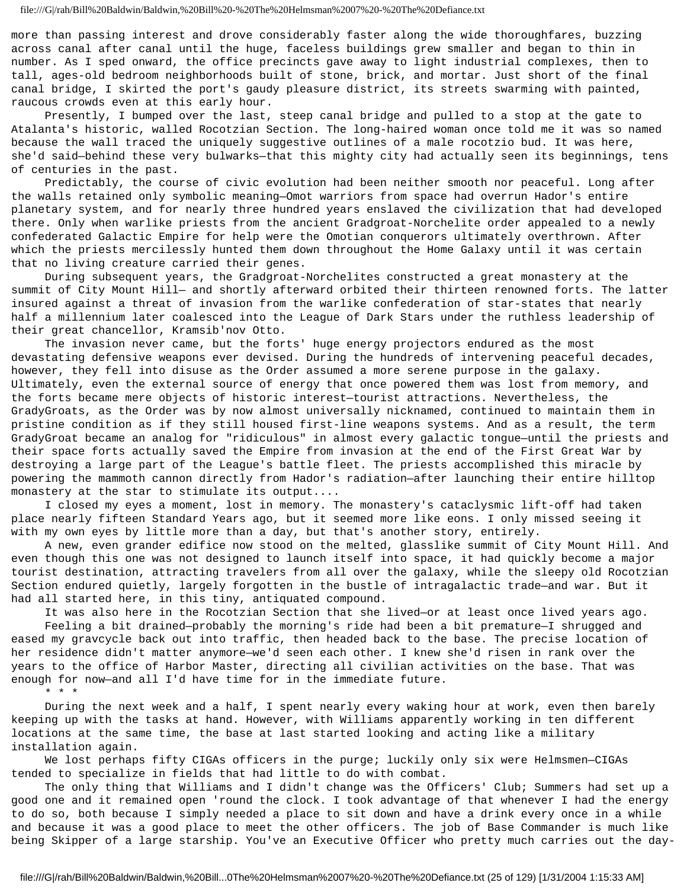more than passing interest and drove considerably faster along the wide thoroughfares, buzzing across canal after canal until the huge, faceless buildings grew smaller and began to thin in number. As I sped onward, the office precincts gave away to light industrial complexes, then to tall, ages-old bedroom neighborhoods built of stone, brick, and mortar. Just short of the final canal bridge, I skirted the port's gaudy pleasure district, its streets swarming with painted, raucous crowds even at this early hour.

Presently, I bumped over the last, steep canal bridge and pulled to a stop at the gate to Atalanta's historic, walled Rocotzian Section. The long-haired woman once told me it was so named because the wall traced the uniquely suggestive outlines of a male rocotzio bud. It was here, she'd said—behind these very bulwarks—that this mighty city had actually seen its beginnings, tens of centuries in the past.

Predictably, the course of civic evolution had been neither smooth nor peaceful. Long after the walls retained only symbolic meaning—Omot warriors from space had overrun Hador's entire planetary system, and for nearly three hundred years enslaved the civilization that had developed there. Only when warlike priests from the ancient Gradgroat-Norchelite order appealed to a newly confederated Galactic Empire for help were the Omotian conquerors ultimately overthrown. After which the priests mercilessly hunted them down throughout the Home Galaxy until it was certain that no living creature carried their genes.

During subsequent years, the Gradgroat-Norchelites constructed a great monastery at the summit of City Mount Hill— and shortly afterward orbited their thirteen renowned forts. The latter insured against a threat of invasion from the warlike confederation of star-states that nearly half a millennium later coalesced into the League of Dark Stars under the ruthless leadership of their great chancellor, Kramsib'nov Otto.

The invasion never came, but the forts' huge energy projectors endured as the most devastating defensive weapons ever devised. During the hundreds of intervening peaceful decades, however, they fell into disuse as the Order assumed a more serene purpose in the galaxy. Ultimately, even the external source of energy that once powered them was lost from memory, and the forts became mere objects of historic interest—tourist attractions. Nevertheless, the GradyGroats, as the Order was by now almost universally nicknamed, continued to maintain them in pristine condition as if they still housed first-line weapons systems. And as a result, the term GradyGroat became an analog for "ridiculous" in almost every galactic tongue—until the priests and their space forts actually saved the Empire from invasion at the end of the First Great War by destroying a large part of the League's battle fleet. The priests accomplished this miracle by powering the mammoth cannon directly from Hador's radiation—after launching their entire hilltop monastery at the star to stimulate its output....

I closed my eyes a moment, lost in memory. The monastery's cataclysmic lift-off had taken place nearly fifteen Standard Years ago, but it seemed more like eons. I only missed seeing it with my own eyes by little more than a day, but that's another story, entirely.

A new, even grander edifice now stood on the melted, glasslike summit of City Mount Hill. And even though this one was not designed to launch itself into space, it had quickly become a major tourist destination, attracting travelers from all over the galaxy, while the sleepy old Rocotzian Section endured quietly, largely forgotten in the bustle of intragalactic trade—and war. But it had all started here, in this tiny, antiquated compound.

It was also here in the Rocotzian Section that she lived—or at least once lived years ago.

Feeling a bit drained—probably the morning's ride had been a bit premature—I shrugged and eased my gravcycle back out into traffic, then headed back to the base. The precise location of her residence didn't matter anymore—we'd seen each other. I knew she'd risen in rank over the years to the office of Harbor Master, directing all civilian activities on the base. That was enough for now—and all I'd have time for in the immediate future.

* * *

During the next week and a half, I spent nearly every waking hour at work, even then barely keeping up with the tasks at hand. However, with Williams apparently working in ten different locations at the same time, the base at last started looking and acting like a military installation again.

We lost perhaps fifty CIGAs officers in the purge; luckily only six were Helmsmen—CIGAs tended to specialize in fields that had little to do with combat.

The only thing that Williams and I didn't change was the Officers' Club; Summers had set up a good one and it remained open 'round the clock. I took advantage of that whenever I had the energy to do so, both because I simply needed a place to sit down and have a drink every once in a while and because it was a good place to meet the other officers. The job of Base Commander is much like being Skipper of a large starship. You've an Executive Officer who pretty much carries out the day-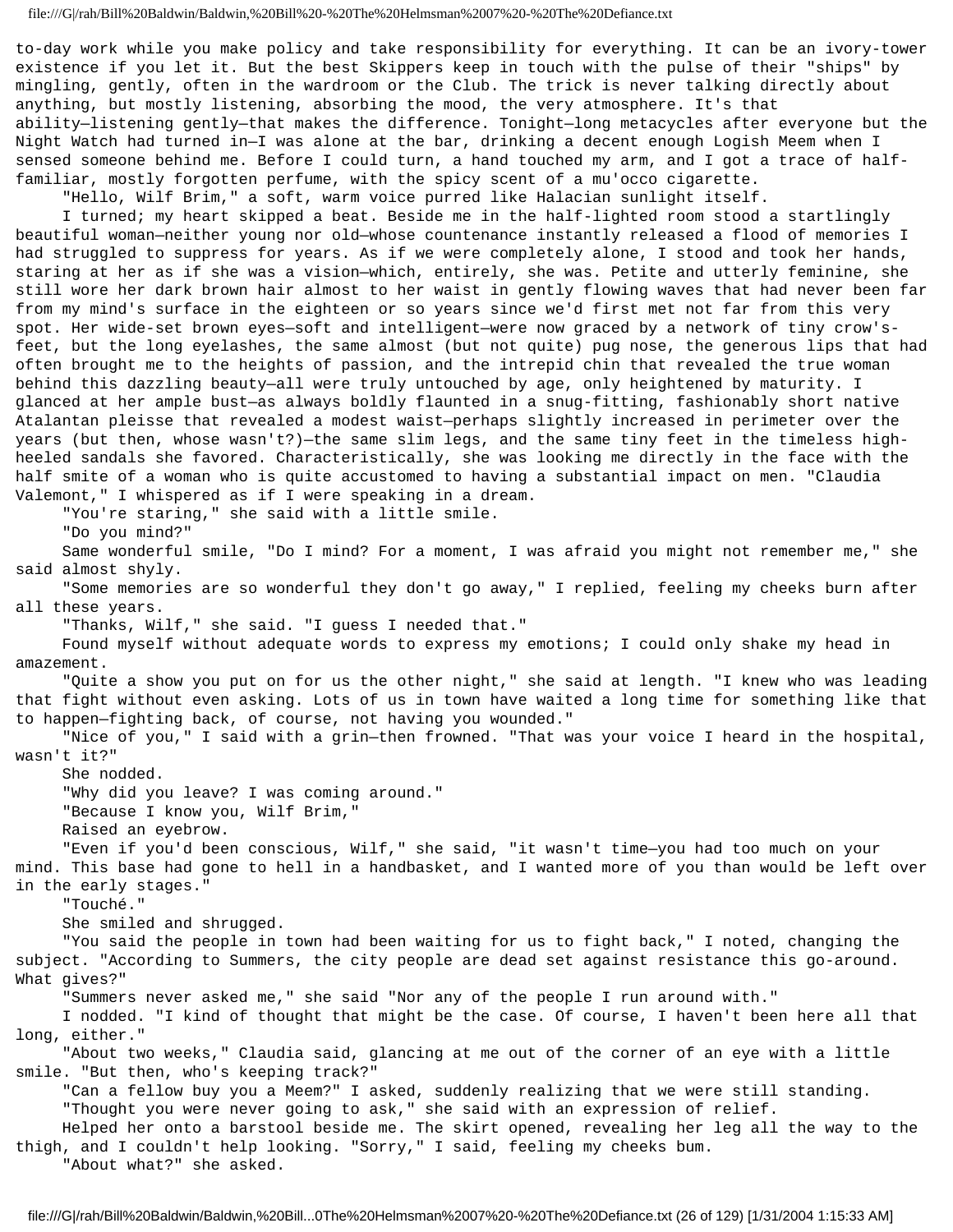to-day work while you make policy and take responsibility for everything. It can be an ivory-tower existence if you let it. But the best Skippers keep in touch with the pulse of their "ships" by mingling, gently, often in the wardroom or the Club. The trick is never talking directly about anything, but mostly listening, absorbing the mood, the very atmosphere. It's that ability—listening gently—that makes the difference. Tonight—long metacycles after everyone but the Night Watch had turned in—I was alone at the bar, drinking a decent enough Logish Meem when I sensed someone behind me. Before I could turn, a hand touched my arm, and I got a trace of half-familiar, mostly forgotten perfume, with the spicy scent of a mu'occo cigarette.

"Hello, Wilf Brim," a soft, warm voice purred like Halacian sunlight itself.

I turned; my heart skipped a beat. Beside me in the half-lighted room stood a startlingly beautiful woman—neither young nor old—whose countenance instantly released a flood of memories I had struggled to suppress for years. As if we were completely alone, I stood and took her hands, staring at her as if she was a vision—which, entirely, she was. Petite and utterly feminine, she still wore her dark brown hair almost to her waist in gently flowing waves that had never been far from my mind's surface in the eighteen or so years since we'd first met not far from this very spot. Her wide-set brown eyes—soft and intelligent—were now graced by a network of tiny crow's-feet, but the long eyelashes, the same almost (but not quite) pug nose, the generous lips that had often brought me to the heights of passion, and the intrepid chin that revealed the true woman behind this dazzling beauty—all were truly untouched by age, only heightened by maturity. I glanced at her ample bust—as always boldly flaunted in a snug-fitting, fashionably short native Atalantan pleisse that revealed a modest waist—perhaps slightly increased in perimeter over the years (but then, whose wasn't?)—the same slim legs, and the same tiny feet in the timeless high-heeled sandals she favored. Characteristically, she was looking me directly in the face with the half smite of a woman who is quite accustomed to having a substantial impact on men. "Claudia Valemont," I whispered as if I were speaking in a dream.

"You're staring," she said with a little smile.

"Do you mind?"

Same wonderful smile, "Do I mind? For a moment, I was afraid you might not remember me," she said almost shyly.

"Some memories are so wonderful they don't go away," I replied, feeling my cheeks burn after all these years.

"Thanks, Wilf," she said. "I guess I needed that."

Found myself without adequate words to express my emotions; I could only shake my head in amazement.

"Quite a show you put on for us the other night," she said at length. "I knew who was leading that fight without even asking. Lots of us in town have waited a long time for something like that to happen—fighting back, of course, not having you wounded."

"Nice of you," I said with a grin—then frowned. "That was your voice I heard in the hospital, wasn't it?"

She nodded.

"Why did you leave? I was coming around."

"Because I know you, Wilf Brim,"

Raised an eyebrow.

"Even if you'd been conscious, Wilf," she said, "it wasn't time—you had too much on your mind. This base had gone to hell in a handbasket, and I wanted more of you than would be left over in the early stages."

"Touché."

She smiled and shrugged.

"You said the people in town had been waiting for us to fight back," I noted, changing the subject. "According to Summers, the city people are dead set against resistance this go-around. What gives?"

"Summers never asked me," she said "Nor any of the people I run around with."

I nodded. "I kind of thought that might be the case. Of course, I haven't been here all that long, either."

"About two weeks," Claudia said, glancing at me out of the corner of an eye with a little smile. "But then, who's keeping track?"

"Can a fellow buy you a Meem?" I asked, suddenly realizing that we were still standing.

"Thought you were never going to ask," she said with an expression of relief.

Helped her onto a barstool beside me. The skirt opened, revealing her leg all the way to the thigh, and I couldn't help looking. "Sorry," I said, feeling my cheeks bum.

"About what?" she asked.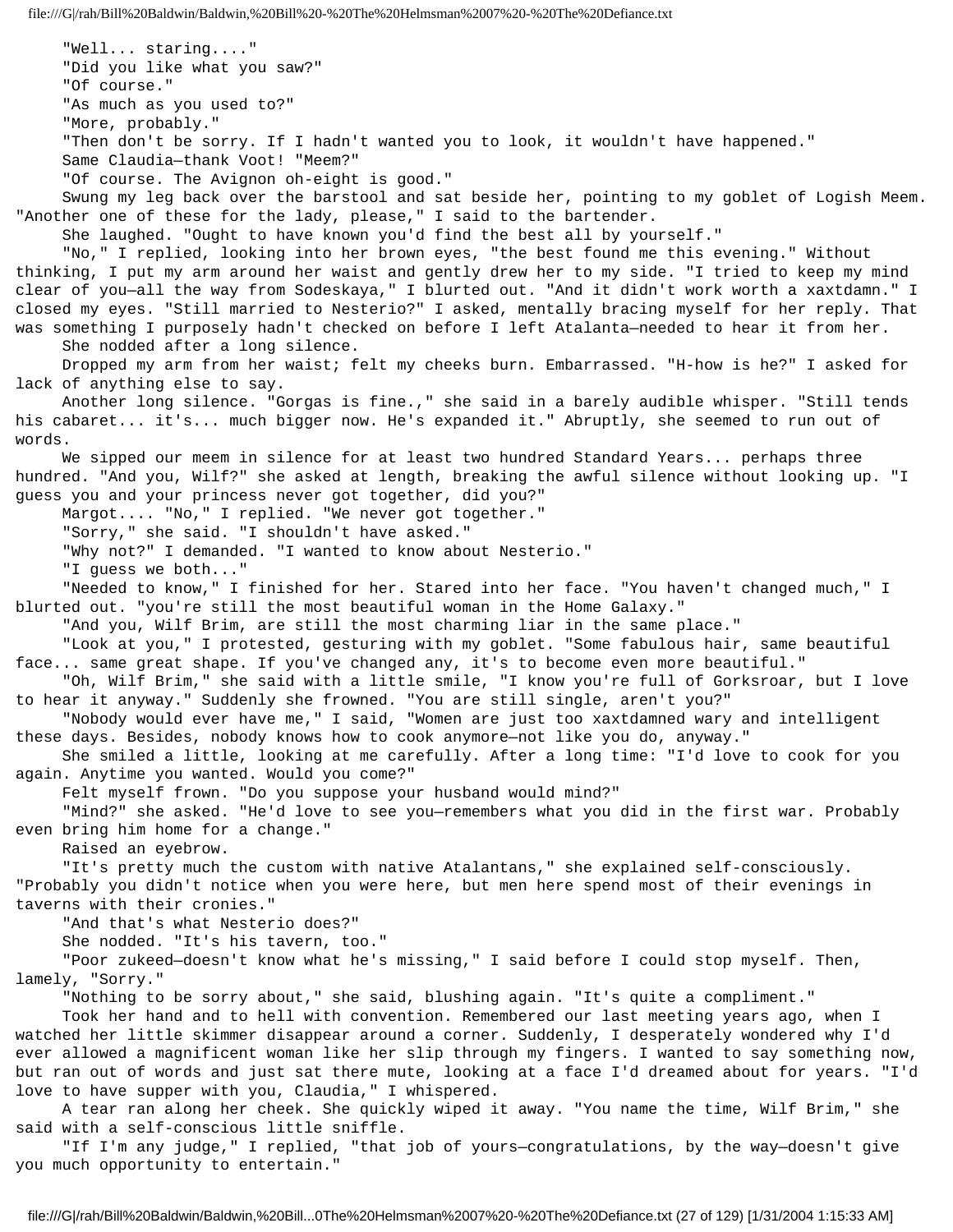"Well... staring...."

"Did you like what you saw?"

"Of course."

"As much as you used to?"

"More, probably."

"Then don't be sorry. If I hadn't wanted you to look, it wouldn't have happened."

Same Claudia—thank Voot! "Meem?"

"Of course. The Avignon oh-eight is good."

Swung my leg back over the barstool and sat beside her, pointing to my goblet of Logish Meem. "Another one of these for the lady, please," I said to the bartender.

She laughed. "Ought to have known you'd find the best all by yourself."

"No," I replied, looking into her brown eyes, "the best found me this evening." Without thinking, I put my arm around her waist and gently drew her to my side. "I tried to keep my mind clear of you—all the way from Sodeskaya," I blurted out. "And it didn't work worth a xaxtdamn." I closed my eyes. "Still married to Nesterio?" I asked, mentally bracing myself for her reply. That was something I purposely hadn't checked on before I left Atalanta—needed to hear it from her.

She nodded after a long silence.

Dropped my arm from her waist; felt my cheeks burn. Embarrassed. "H-how is he?" I asked for lack of anything else to say.

Another long silence. "Gorgas is fine.," she said in a barely audible whisper. "Still tends his cabaret... it's... much bigger now. He's expanded it." Abruptly, she seemed to run out of words.

We sipped our meem in silence for at least two hundred Standard Years... perhaps three hundred. "And you, Wilf?" she asked at length, breaking the awful silence without looking up. "I guess you and your princess never got together, did you?"

Margot.... "No," I replied. "We never got together."

"Sorry," she said. "I shouldn't have asked."

"Why not?" I demanded. "I wanted to know about Nesterio."

"I guess we both..."

"Needed to know," I finished for her. Stared into her face. "You haven't changed much," I blurted out. "you're still the most beautiful woman in the Home Galaxy."

"And you, Wilf Brim, are still the most charming liar in the same place."

"Look at you," I protested, gesturing with my goblet. "Some fabulous hair, same beautiful face... same great shape. If you've changed any, it's to become even more beautiful."

"Oh, Wilf Brim," she said with a little smile, "I know you're full of Gorksroar, but I love to hear it anyway." Suddenly she frowned. "You are still single, aren't you?"

"Nobody would ever have me," I said, "Women are just too xaxtdamned wary and intelligent these days. Besides, nobody knows how to cook anymore—not like you do, anyway."

She smiled a little, looking at me carefully. After a long time: "I'd love to cook for you again. Anytime you wanted. Would you come?"

Felt myself frown. "Do you suppose your husband would mind?"

"Mind?" she asked. "He'd love to see you—remembers what you did in the first war. Probably even bring him home for a change."

Raised an eyebrow.

"It's pretty much the custom with native Atalantans," she explained self-consciously. "Probably you didn't notice when you were here, but men here spend most of their evenings in taverns with their cronies."

"And that's what Nesterio does?"

She nodded. "It's his tavern, too."

"Poor zukeed—doesn't know what he's missing," I said before I could stop myself. Then, lamely, "Sorry."

"Nothing to be sorry about," she said, blushing again. "It's quite a compliment."

Took her hand and to hell with convention. Remembered our last meeting years ago, when I watched her little skimmer disappear around a corner. Suddenly, I desperately wondered why I'd ever allowed a magnificent woman like her slip through my fingers. I wanted to say something now, but ran out of words and just sat there mute, looking at a face I'd dreamed about for years. "I'd love to have supper with you, Claudia," I whispered.

A tear ran along her cheek. She quickly wiped it away. "You name the time, Wilf Brim," she said with a self-conscious little sniffle.

"If I'm any judge," I replied, "that job of yours—congratulations, by the way—doesn't give you much opportunity to entertain."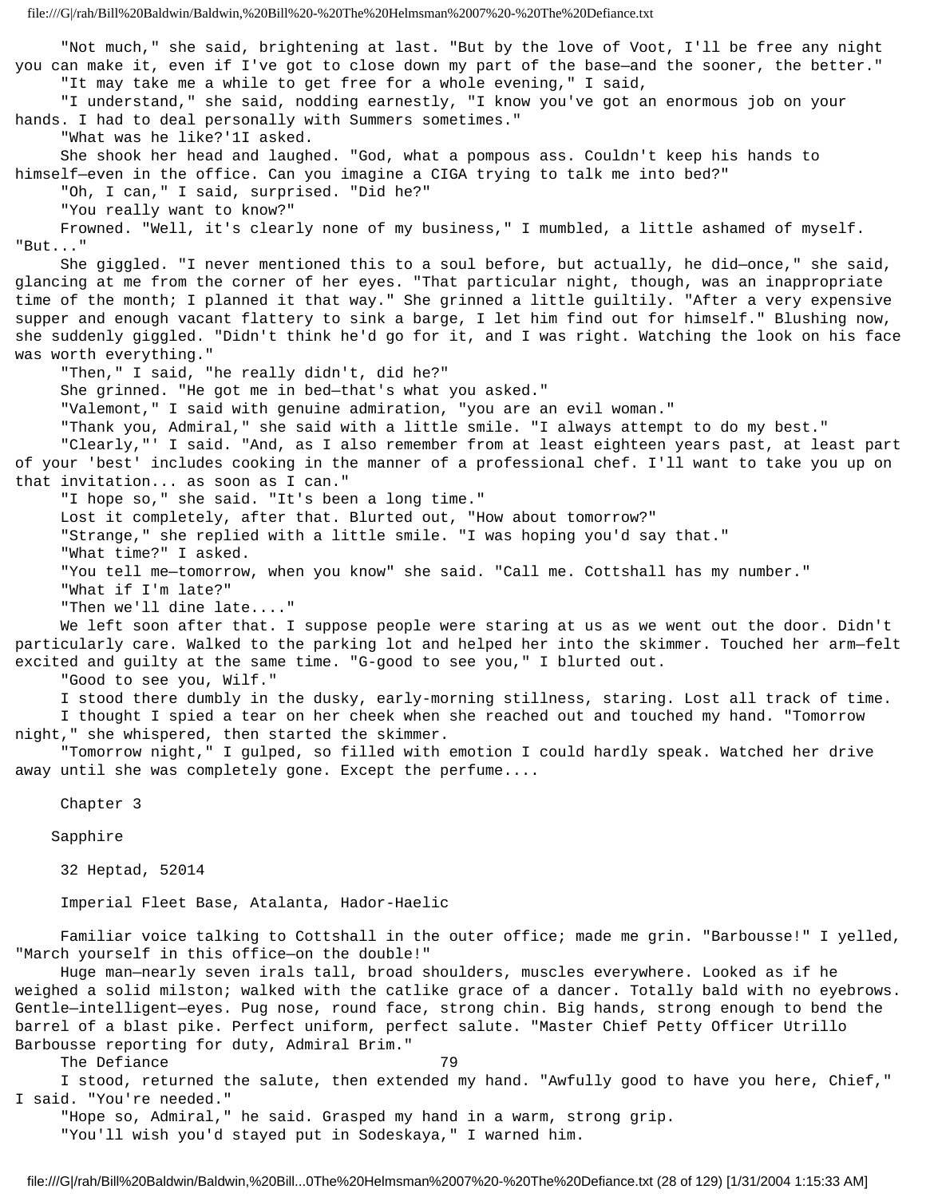"Not much," she said, brightening at last. "But by the love of Voot, I'll be free any night you can make it, even if I've got to close down my part of the base—and the sooner, the better."

"It may take me a while to get free for a whole evening," I said,

"I understand," she said, nodding earnestly, "I know you've got an enormous job on your hands. I had to deal personally with Summers sometimes."

"What was he like?'1I asked.

She shook her head and laughed. "God, what a pompous ass. Couldn't keep his hands to himself—even in the office. Can you imagine a CIGA trying to talk me into bed?"

"Oh, I can," I said, surprised. "Did he?"

"You really want to know?"

Frowned. "Well, it's clearly none of my business," I mumbled, a little ashamed of myself. "But..."

She giggled. "I never mentioned this to a soul before, but actually, he did—once," she said, glancing at me from the corner of her eyes. "That particular night, though, was an inappropriate time of the month; I planned it that way." She grinned a little guiltily. "After a very expensive supper and enough vacant flattery to sink a barge, I let him find out for himself." Blushing now, she suddenly giggled. "Didn't think he'd go for it, and I was right. Watching the look on his face was worth everything."

"Then," I said, "he really didn't, did he?"

She grinned. "He got me in bed—that's what you asked."

"Valemont," I said with genuine admiration, "you are an evil woman."

"Thank you, Admiral," she said with a little smile. "I always attempt to do my best."

"Clearly,"' I said. "And, as I also remember from at least eighteen years past, at least part of your 'best' includes cooking in the manner of a professional chef. I'll want to take you up on that invitation... as soon as I can."

"I hope so," she said. "It's been a long time."

Lost it completely, after that. Blurted out, "How about tomorrow?"

"Strange," she replied with a little smile. "I was hoping you'd say that."

"What time?" I asked.

"You tell me—tomorrow, when you know" she said. "Call me. Cottshall has my number."

"What if I'm late?"

"Then we'll dine late...."

We left soon after that. I suppose people were staring at us as we went out the door. Didn't particularly care. Walked to the parking lot and helped her into the skimmer. Touched her arm—felt excited and guilty at the same time. "G-good to see you," I blurted out.

"Good to see you, Wilf."

I stood there dumbly in the dusky, early-morning stillness, staring. Lost all track of time.

I thought I spied a tear on her cheek when she reached out and touched my hand. "Tomorrow night," she whispered, then started the skimmer.

"Tomorrow night," I gulped, so filled with emotion I could hardly speak. Watched her drive away until she was completely gone. Except the perfume....

## Chapter 3

### Sapphire

32 Heptad, 52014

Imperial Fleet Base, Atalanta, Hador-Haelic

Familiar voice talking to Cottshall in the outer office; made me grin. "Barbousse!" I yelled, "March yourself in this office—on the double!"

Huge man—nearly seven irals tall, broad shoulders, muscles everywhere. Looked as if he weighed a solid milston; walked with the catlike grace of a dancer. Totally bald with no eyebrows. Gentle—intelligent—eyes. Pug nose, round face, strong chin. Big hands, strong enough to bend the barrel of a blast pike. Perfect uniform, perfect salute. "Master Chief Petty Officer Utrillo Barbousse reporting for duty, Admiral Brim."

I stood, returned the salute, then extended my hand. "Awfully good to have you here, Chief," I said. "You're needed."

"Hope so, Admiral," he said. Grasped my hand in a warm, strong grip.

"You'll wish you'd stayed put in Sodeskaya," I warned him.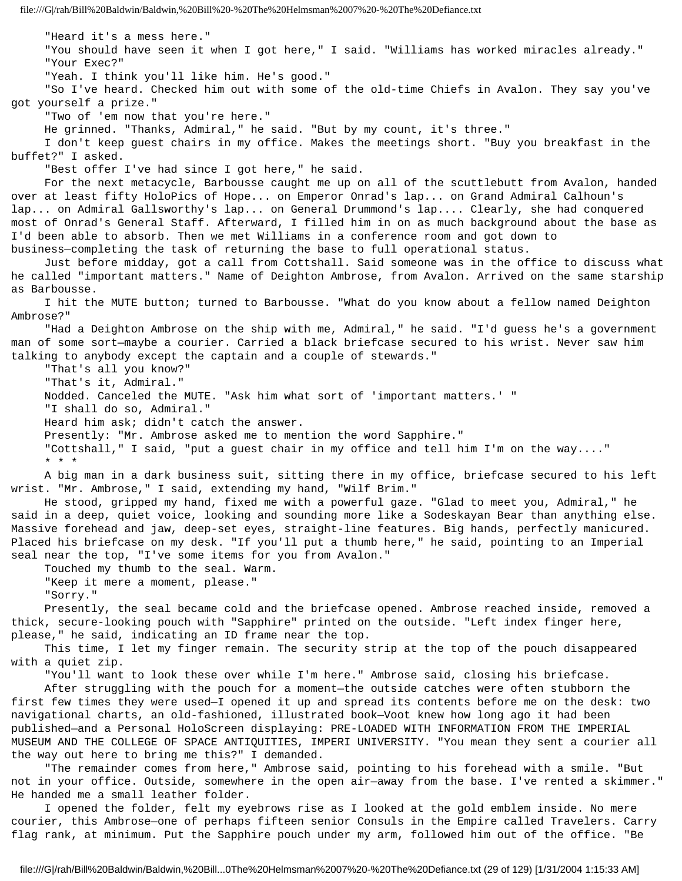"Heard it's a mess here."

"You should have seen it when I got here," I said. "Williams has worked miracles already."

"Your Exec?"

"Yeah. I think you'll like him. He's good."

"So I've heard. Checked him out with some of the old-time Chiefs in Avalon. They say you've got yourself a prize."

"Two of 'em now that you're here."

He grinned. "Thanks, Admiral," he said. "But by my count, it's three."

I don't keep guest chairs in my office. Makes the meetings short. "Buy you breakfast in the buffet?" I asked.

"Best offer I've had since I got here," he said.

For the next metacycle, Barbousse caught me up on all of the scuttlebutt from Avalon, handed over at least fifty HoloPics of Hope... on Emperor Onrad's lap... on Grand Admiral Calhoun's lap... on Admiral Gallsworthy's lap... on General Drummond's lap.... Clearly, she had conquered most of Onrad's General Staff. Afterward, I filled him in on as much background about the base as I'd been able to absorb. Then we met Williams in a conference room and got down to business—completing the task of returning the base to full operational status.

Just before midday, got a call from Cottshall. Said someone was in the office to discuss what he called "important matters." Name of Deighton Ambrose, from Avalon. Arrived on the same starship as Barbousse.

I hit the MUTE button; turned to Barbousse. "What do you know about a fellow named Deighton Ambrose?"

"Had a Deighton Ambrose on the ship with me, Admiral," he said. "I'd guess he's a government man of some sort—maybe a courier. Carried a black briefcase secured to his wrist. Never saw him talking to anybody except the captain and a couple of stewards."

"That's all you know?"

"That's it, Admiral."

Nodded. Canceled the MUTE. "Ask him what sort of 'important matters.' "

"I shall do so, Admiral."

Heard him ask; didn't catch the answer.

Presently: "Mr. Ambrose asked me to mention the word Sapphire."

"Cottshall," I said, "put a guest chair in my office and tell him I'm on the way...."

* * *

A big man in a dark business suit, sitting there in my office, briefcase secured to his left wrist. "Mr. Ambrose," I said, extending my hand, "Wilf Brim."

He stood, gripped my hand, fixed me with a powerful gaze. "Glad to meet you, Admiral," he said in a deep, quiet voice, looking and sounding more like a Sodeskayan Bear than anything else. Massive forehead and jaw, deep-set eyes, straight-line features. Big hands, perfectly manicured. Placed his briefcase on my desk. "If you'll put a thumb here," he said, pointing to an Imperial seal near the top, "I've some items for you from Avalon."

Touched my thumb to the seal. Warm.

"Keep it mere a moment, please."

"Sorry."

Presently, the seal became cold and the briefcase opened. Ambrose reached inside, removed a thick, secure-looking pouch with "Sapphire" printed on the outside. "Left index finger here, please," he said, indicating an ID frame near the top.

This time, I let my finger remain. The security strip at the top of the pouch disappeared with a quiet zip.

"You'll want to look these over while I'm here." Ambrose said, closing his briefcase.

After struggling with the pouch for a moment—the outside catches were often stubborn the first few times they were used—I opened it up and spread its contents before me on the desk: two navigational charts, an old-fashioned, illustrated book—Voot knew how long ago it had been published—and a Personal HoloScreen displaying: PRE-LOADED WITH INFORMATION FROM THE IMPERIAL MUSEUM AND THE COLLEGE OF SPACE ANTIQUITIES, IMPERI UNIVERSITY. "You mean they sent a courier all the way out here to bring me this?" I demanded.

"The remainder comes from here," Ambrose said, pointing to his forehead with a smile. "But not in your office. Outside, somewhere in the open air—away from the base. I've rented a skimmer." He handed me a small leather folder.

I opened the folder, felt my eyebrows rise as I looked at the gold emblem inside. No mere courier, this Ambrose—one of perhaps fifteen senior Consuls in the Empire called Travelers. Carry flag rank, at minimum. Put the Sapphire pouch under my arm, followed him out of the office. "Be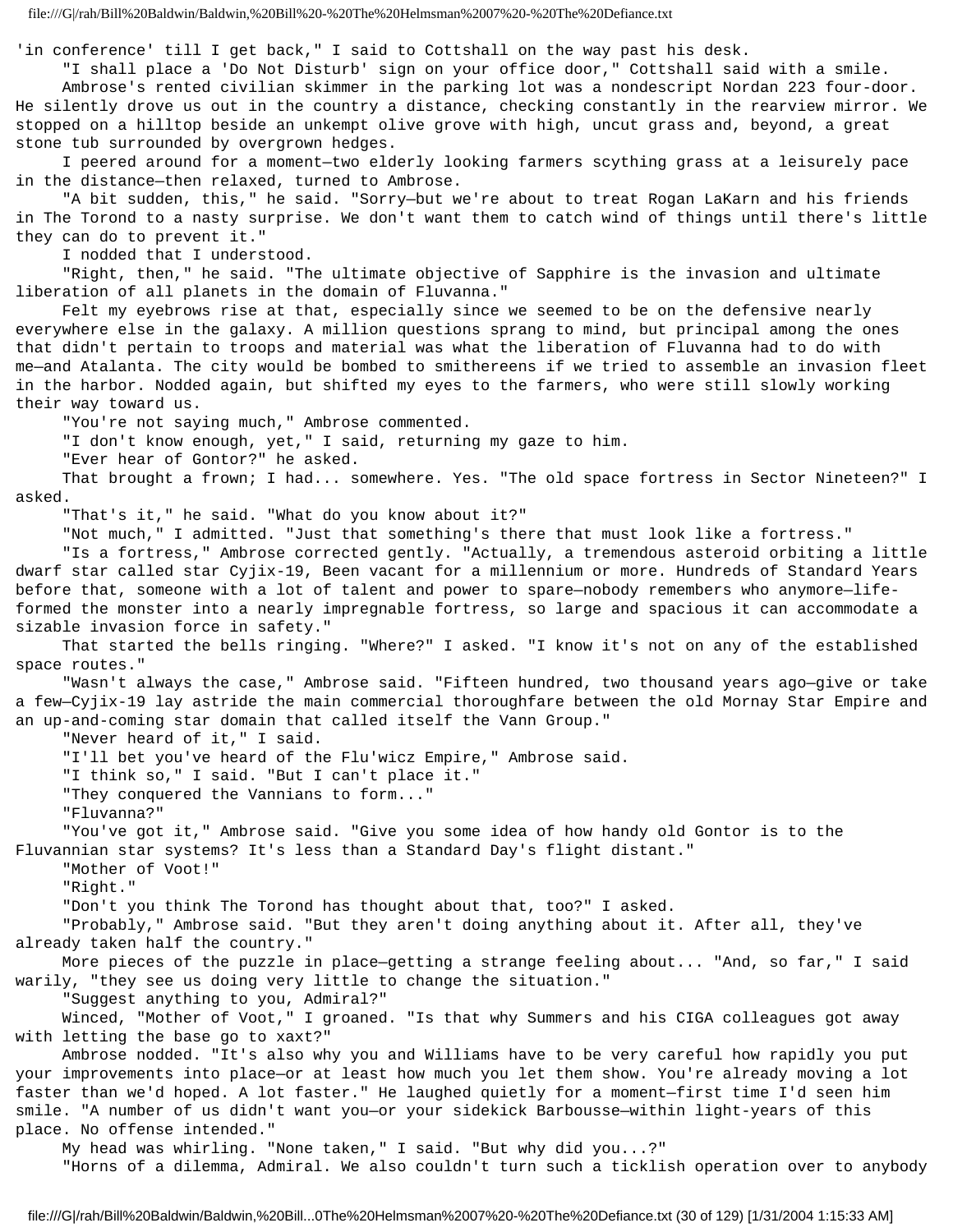'in conference' till I get back," I said to Cottshall on the way past his desk.

"I shall place a 'Do Not Disturb' sign on your office door," Cottshall said with a smile.

Ambrose's rented civilian skimmer in the parking lot was a nondescript Nordan 223 four-door. He silently drove us out in the country a distance, checking constantly in the rearview mirror. We stopped on a hilltop beside an unkempt olive grove with high, uncut grass and, beyond, a great stone tub surrounded by overgrown hedges.

I peered around for a moment—two elderly looking farmers scything grass at a leisurely pace in the distance—then relaxed, turned to Ambrose.

"A bit sudden, this," he said. "Sorry—but we're about to treat Rogan LaKarn and his friends in The Torond to a nasty surprise. We don't want them to catch wind of things until there's little they can do to prevent it."

I nodded that I understood.

"Right, then," he said. "The ultimate objective of Sapphire is the invasion and ultimate liberation of all planets in the domain of Fluvanna."

Felt my eyebrows rise at that, especially since we seemed to be on the defensive nearly everywhere else in the galaxy. A million questions sprang to mind, but principal among the ones that didn't pertain to troops and material was what the liberation of Fluvanna had to do with me—and Atalanta. The city would be bombed to smithereens if we tried to assemble an invasion fleet in the harbor. Nodded again, but shifted my eyes to the farmers, who were still slowly working their way toward us.

"You're not saying much," Ambrose commented.

"I don't know enough, yet," I said, returning my gaze to him.

"Ever hear of Gontor?" he asked.

That brought a frown; I had... somewhere. Yes. "The old space fortress in Sector Nineteen?" I asked.

"That's it," he said. "What do you know about it?"

"Not much," I admitted. "Just that something's there that must look like a fortress."

"Is a fortress," Ambrose corrected gently. "Actually, a tremendous asteroid orbiting a little dwarf star called star Cyjix-19, Been vacant for a millennium or more. Hundreds of Standard Years before that, someone with a lot of talent and power to spare—nobody remembers who anymore—life-formed the monster into a nearly impregnable fortress, so large and spacious it can accommodate a sizable invasion force in safety."

That started the bells ringing. "Where?" I asked. "I know it's not on any of the established space routes."

"Wasn't always the case," Ambrose said. "Fifteen hundred, two thousand years ago—give or take a few—Cyjix-19 lay astride the main commercial thoroughfare between the old Mornay Star Empire and an up-and-coming star domain that called itself the Vann Group."

"Never heard of it," I said.

"I'll bet you've heard of the Flu'wicz Empire," Ambrose said.

"I think so," I said. "But I can't place it."

"They conquered the Vannians to form..."

"Fluvanna?"

"You've got it," Ambrose said. "Give you some idea of how handy old Gontor is to the Fluvannian star systems? It's less than a Standard Day's flight distant."

"Mother of Voot!"

"Right."

"Don't you think The Torond has thought about that, too?" I asked.

"Probably," Ambrose said. "But they aren't doing anything about it. After all, they've already taken half the country."

More pieces of the puzzle in place—getting a strange feeling about... "And, so far," I said warily, "they see us doing very little to change the situation."

"Suggest anything to you, Admiral?"

Winced, "Mother of Voot," I groaned. "Is that why Summers and his CIGA colleagues got away with letting the base go to xaxt?"

Ambrose nodded. "It's also why you and Williams have to be very careful how rapidly you put your improvements into place—or at least how much you let them show. You're already moving a lot faster than we'd hoped. A lot faster." He laughed quietly for a moment—first time I'd seen him smile. "A number of us didn't want you—or your sidekick Barbousse—within light-years of this place. No offense intended."

My head was whirling. "None taken," I said. "But why did you...?"

"Horns of a dilemma, Admiral. We also couldn't turn such a ticklish operation over to anybody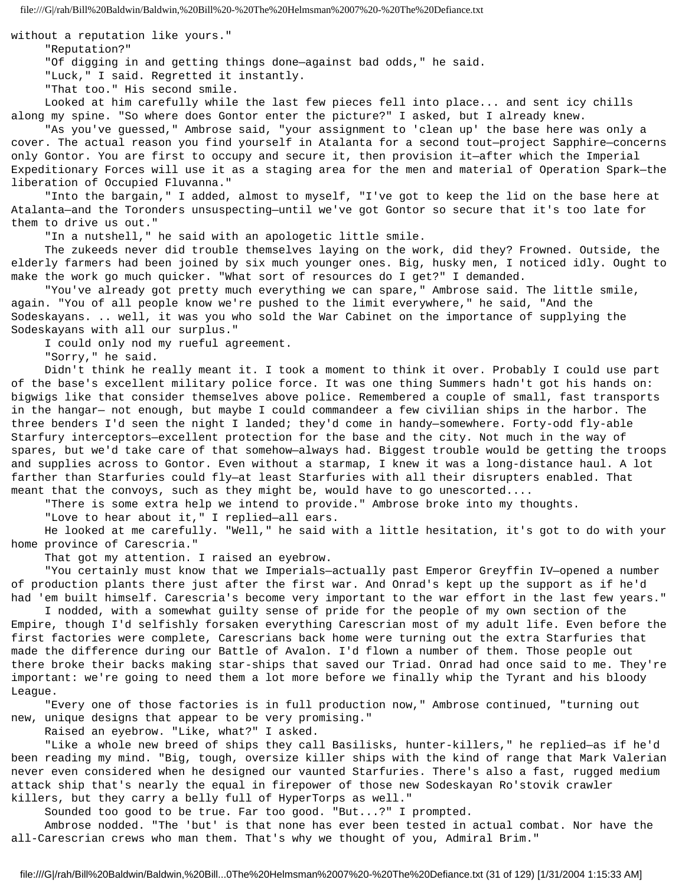without a reputation like yours."

"Reputation?"

"Of digging in and getting things done—against bad odds," he said.

"Luck," I said. Regretted it instantly.

"That too." His second smile.

Looked at him carefully while the last few pieces fell into place... and sent icy chills along my spine. "So where does Gontor enter the picture?" I asked, but I already knew.

"As you've guessed," Ambrose said, "your assignment to 'clean up' the base here was only a cover. The actual reason you find yourself in Atalanta for a second tout—project Sapphire—concerns only Gontor. You are first to occupy and secure it, then provision it—after which the Imperial Expeditionary Forces will use it as a staging area for the men and material of Operation Spark—the liberation of Occupied Fluvanna."

"Into the bargain," I added, almost to myself, "I've got to keep the lid on the base here at Atalanta—and the Toronders unsuspecting—until we've got Gontor so secure that it's too late for them to drive us out."

"In a nutshell," he said with an apologetic little smile.

The zukeeds never did trouble themselves laying on the work, did they? Frowned. Outside, the elderly farmers had been joined by six much younger ones. Big, husky men, I noticed idly. Ought to make the work go much quicker. "What sort of resources do I get?" I demanded.

"You've already got pretty much everything we can spare," Ambrose said. The little smile, again. "You of all people know we're pushed to the limit everywhere," he said, "And the Sodeskayans. .. well, it was you who sold the War Cabinet on the importance of supplying the Sodeskayans with all our surplus."

I could only nod my rueful agreement.

"Sorry," he said.

Didn't think he really meant it. I took a moment to think it over. Probably I could use part of the base's excellent military police force. It was one thing Summers hadn't got his hands on: bigwigs like that consider themselves above police. Remembered a couple of small, fast transports in the hangar— not enough, but maybe I could commandeer a few civilian ships in the harbor. The three benders I'd seen the night I landed; they'd come in handy—somewhere. Forty-odd fly-able Starfury interceptors—excellent protection for the base and the city. Not much in the way of spares, but we'd take care of that somehow—always had. Biggest trouble would be getting the troops and supplies across to Gontor. Even without a starmap, I knew it was a long-distance haul. A lot farther than Starfuries could fly—at least Starfuries with all their disrupters enabled. That meant that the convoys, such as they might be, would have to go unescorted....

"There is some extra help we intend to provide." Ambrose broke into my thoughts.

"Love to hear about it," I replied—all ears.

He looked at me carefully. "Well," he said with a little hesitation, it's got to do with your home province of Carescria."

That got my attention. I raised an eyebrow.

"You certainly must know that we Imperials—actually past Emperor Greyffin IV—opened a number of production plants there just after the first war. And Onrad's kept up the support as if he'd had 'em built himself. Carescria's become very important to the war effort in the last few years."

I nodded, with a somewhat guilty sense of pride for the people of my own section of the Empire, though I'd selfishly forsaken everything Carescrian most of my adult life. Even before the first factories were complete, Carescrians back home were turning out the extra Starfuries that made the difference during our Battle of Avalon. I'd flown a number of them. Those people out there broke their backs making star-ships that saved our Triad. Onrad had once said to me. They're important: we're going to need them a lot more before we finally whip the Tyrant and his bloody League.

"Every one of those factories is in full production now," Ambrose continued, "turning out new, unique designs that appear to be very promising."

Raised an eyebrow. "Like, what?" I asked.

"Like a whole new breed of ships they call Basilisks, hunter-killers," he replied—as if he'd been reading my mind. "Big, tough, oversize killer ships with the kind of range that Mark Valerian never even considered when he designed our vaunted Starfuries. There's also a fast, rugged medium attack ship that's nearly the equal in firepower of those new Sodeskayan Ro'stovik crawler killers, but they carry a belly full of HyperTorps as well."

Sounded too good to be true. Far too good. "But...?" I prompted.

Ambrose nodded. "The 'but' is that none has ever been tested in actual combat. Nor have the all-Carescrian crews who man them. That's why we thought of you, Admiral Brim."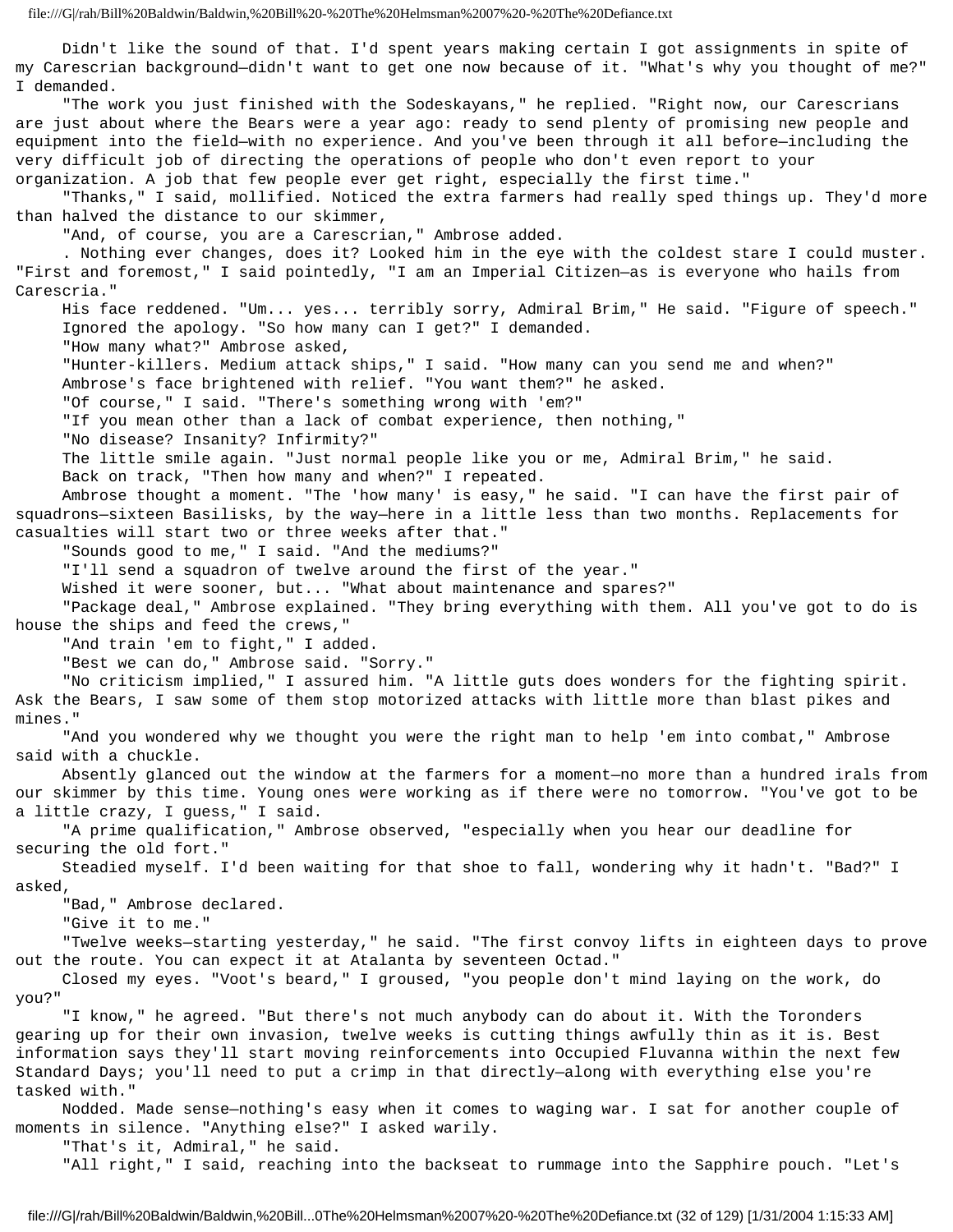Didn't like the sound of that. I'd spent years making certain I got assignments in spite of my Carescrian background—didn't want to get one now because of it. "What's why you thought of me?" I demanded.

"The work you just finished with the Sodeskayans," he replied. "Right now, our Carescrians are just about where the Bears were a year ago: ready to send plenty of promising new people and equipment into the field—with no experience. And you've been through it all before—including the very difficult job of directing the operations of people who don't even report to your organization. A job that few people ever get right, especially the first time."

"Thanks," I said, mollified. Noticed the extra farmers had really sped things up. They'd more than halved the distance to our skimmer,

"And, of course, you are a Carescrian," Ambrose added.

. Nothing ever changes, does it? Looked him in the eye with the coldest stare I could muster. "First and foremost," I said pointedly, "I am an Imperial Citizen—as is everyone who hails from Carescria."

His face reddened. "Um... yes... terribly sorry, Admiral Brim," He said. "Figure of speech."

Ignored the apology. "So how many can I get?" I demanded.

"How many what?" Ambrose asked,

"Hunter-killers. Medium attack ships," I said. "How many can you send me and when?"

Ambrose's face brightened with relief. "You want them?" he asked.

"Of course," I said. "There's something wrong with 'em?"

"If you mean other than a lack of combat experience, then nothing,"

"No disease? Insanity? Infirmity?"

The little smile again. "Just normal people like you or me, Admiral Brim," he said.

Back on track, "Then how many and when?" I repeated.

Ambrose thought a moment. "The 'how many' is easy," he said. "I can have the first pair of squadrons—sixteen Basilisks, by the way—here in a little less than two months. Replacements for casualties will start two or three weeks after that."

"Sounds good to me," I said. "And the mediums?"

"I'll send a squadron of twelve around the first of the year."

Wished it were sooner, but... "What about maintenance and spares?"

"Package deal," Ambrose explained. "They bring everything with them. All you've got to do is house the ships and feed the crews,"

"And train 'em to fight," I added.

"Best we can do," Ambrose said. "Sorry."

"No criticism implied," I assured him. "A little guts does wonders for the fighting spirit. Ask the Bears, I saw some of them stop motorized attacks with little more than blast pikes and mines."

"And you wondered why we thought you were the right man to help 'em into combat," Ambrose said with a chuckle.

Absently glanced out the window at the farmers for a moment—no more than a hundred irals from our skimmer by this time. Young ones were working as if there were no tomorrow. "You've got to be a little crazy, I guess," I said.

"A prime qualification," Ambrose observed, "especially when you hear our deadline for securing the old fort."

Steadied myself. I'd been waiting for that shoe to fall, wondering why it hadn't. "Bad?" I asked,

"Bad," Ambrose declared.

"Give it to me."

"Twelve weeks—starting yesterday," he said. "The first convoy lifts in eighteen days to prove out the route. You can expect it at Atalanta by seventeen Octad."

Closed my eyes. "Voot's beard," I groused, "you people don't mind laying on the work, do you?"

"I know," he agreed. "But there's not much anybody can do about it. With the Toronders gearing up for their own invasion, twelve weeks is cutting things awfully thin as it is. Best information says they'll start moving reinforcements into Occupied Fluvanna within the next few Standard Days; you'll need to put a crimp in that directly—along with everything else you're tasked with."

Nodded. Made sense—nothing's easy when it comes to waging war. I sat for another couple of moments in silence. "Anything else?" I asked warily.

"That's it, Admiral," he said.

"All right," I said, reaching into the backseat to rummage into the Sapphire pouch. "Let's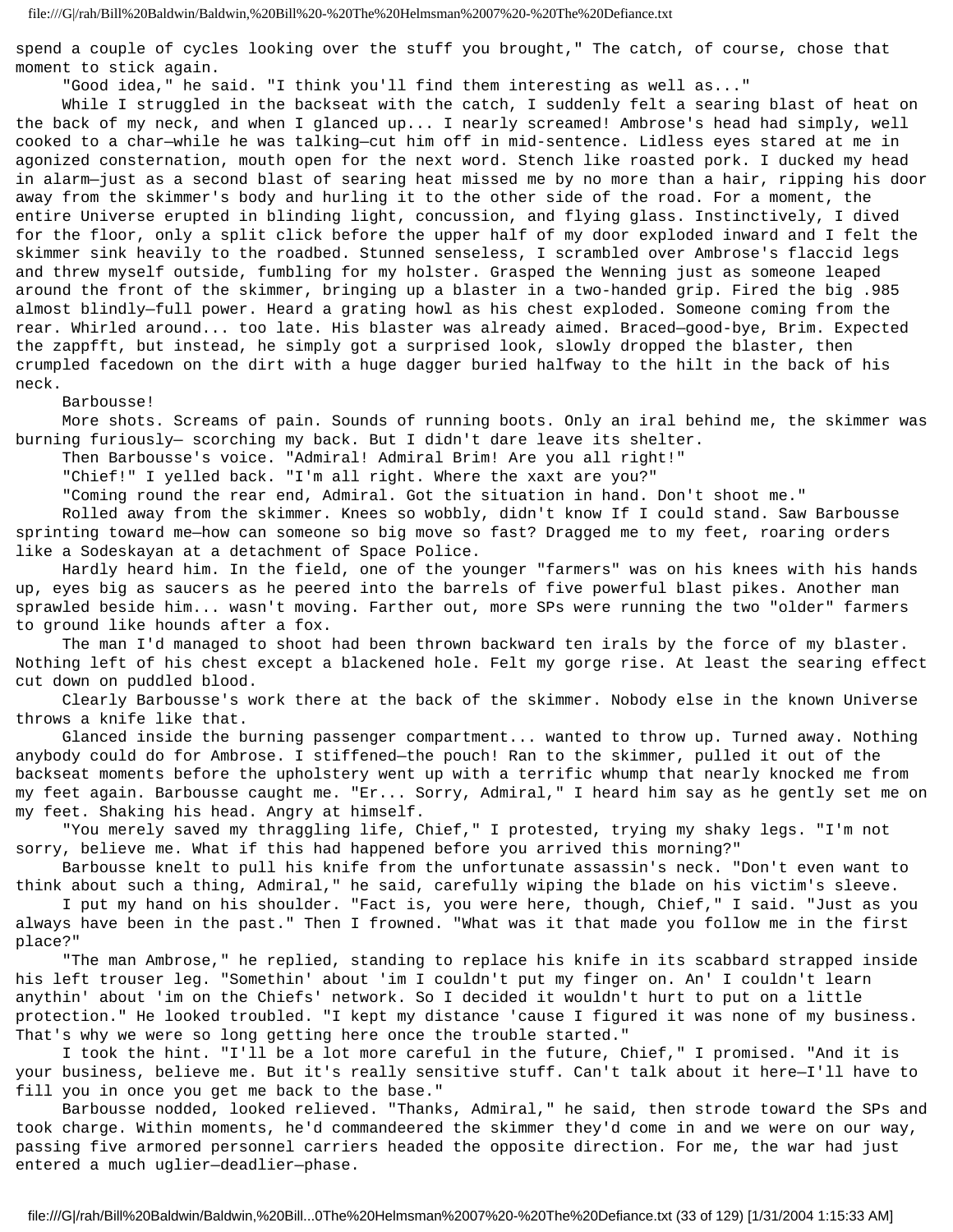spend a couple of cycles looking over the stuff you brought," The catch, of course, chose that moment to stick again.

"Good idea," he said. "I think you'll find them interesting as well as..."

While I struggled in the backseat with the catch, I suddenly felt a searing blast of heat on the back of my neck, and when I glanced up... I nearly screamed! Ambrose's head had simply, well cooked to a char—while he was talking—cut him off in mid-sentence. Lidless eyes stared at me in agonized consternation, mouth open for the next word. Stench like roasted pork. I ducked my head in alarm—just as a second blast of searing heat missed me by no more than a hair, ripping his door away from the skimmer's body and hurling it to the other side of the road. For a moment, the entire Universe erupted in blinding light, concussion, and flying glass. Instinctively, I dived for the floor, only a split click before the upper half of my door exploded inward and I felt the skimmer sink heavily to the roadbed. Stunned senseless, I scrambled over Ambrose's flaccid legs and threw myself outside, fumbling for my holster. Grasped the Wenning just as someone leaped around the front of the skimmer, bringing up a blaster in a two-handed grip. Fired the big .985 almost blindly—full power. Heard a grating howl as his chest exploded. Someone coming from the rear. Whirled around... too late. His blaster was already aimed. Braced—good-bye, Brim. Expected the zappfft, but instead, he simply got a surprised look, slowly dropped the blaster, then crumpled facedown on the dirt with a huge dagger buried halfway to the hilt in the back of his neck.

Barbousse!

More shots. Screams of pain. Sounds of running boots. Only an iral behind me, the skimmer was burning furiously— scorching my back. But I didn't dare leave its shelter.

Then Barbousse's voice. "Admiral! Admiral Brim! Are you all right!"

"Chief!" I yelled back. "I'm all right. Where the xaxt are you?"

"Coming round the rear end, Admiral. Got the situation in hand. Don't shoot me."

Rolled away from the skimmer. Knees so wobbly, didn't know If I could stand. Saw Barbousse sprinting toward me—how can someone so big move so fast? Dragged me to my feet, roaring orders like a Sodeskayan at a detachment of Space Police.

Hardly heard him. In the field, one of the younger "farmers" was on his knees with his hands up, eyes big as saucers as he peered into the barrels of five powerful blast pikes. Another man sprawled beside him... wasn't moving. Farther out, more SPs were running the two "older" farmers to ground like hounds after a fox.

The man I'd managed to shoot had been thrown backward ten irals by the force of my blaster. Nothing left of his chest except a blackened hole. Felt my gorge rise. At least the searing effect cut down on puddled blood.

Clearly Barbousse's work there at the back of the skimmer. Nobody else in the known Universe throws a knife like that.

Glanced inside the burning passenger compartment... wanted to throw up. Turned away. Nothing anybody could do for Ambrose. I stiffened—the pouch! Ran to the skimmer, pulled it out of the backseat moments before the upholstery went up with a terrific whump that nearly knocked me from my feet again. Barbousse caught me. "Er... Sorry, Admiral," I heard him say as he gently set me on my feet. Shaking his head. Angry at himself.

"You merely saved my thraggling life, Chief," I protested, trying my shaky legs. "I'm not sorry, believe me. What if this had happened before you arrived this morning?"

Barbousse knelt to pull his knife from the unfortunate assassin's neck. "Don't even want to think about such a thing, Admiral," he said, carefully wiping the blade on his victim's sleeve.

I put my hand on his shoulder. "Fact is, you were here, though, Chief," I said. "Just as you always have been in the past." Then I frowned. "What was it that made you follow me in the first place?"

"The man Ambrose," he replied, standing to replace his knife in its scabbard strapped inside his left trouser leg. "Somethin' about 'im I couldn't put my finger on. An' I couldn't learn anythin' about 'im on the Chiefs' network. So I decided it wouldn't hurt to put on a little protection." He looked troubled. "I kept my distance 'cause I figured it was none of my business. That's why we were so long getting here once the trouble started."

I took the hint. "I'll be a lot more careful in the future, Chief," I promised. "And it is your business, believe me. But it's really sensitive stuff. Can't talk about it here—I'll have to fill you in once you get me back to the base."

Barbousse nodded, looked relieved. "Thanks, Admiral," he said, then strode toward the SPs and took charge. Within moments, he'd commandeered the skimmer they'd come in and we were on our way, passing five armored personnel carriers headed the opposite direction. For me, the war had just entered a much uglier—deadlier—phase.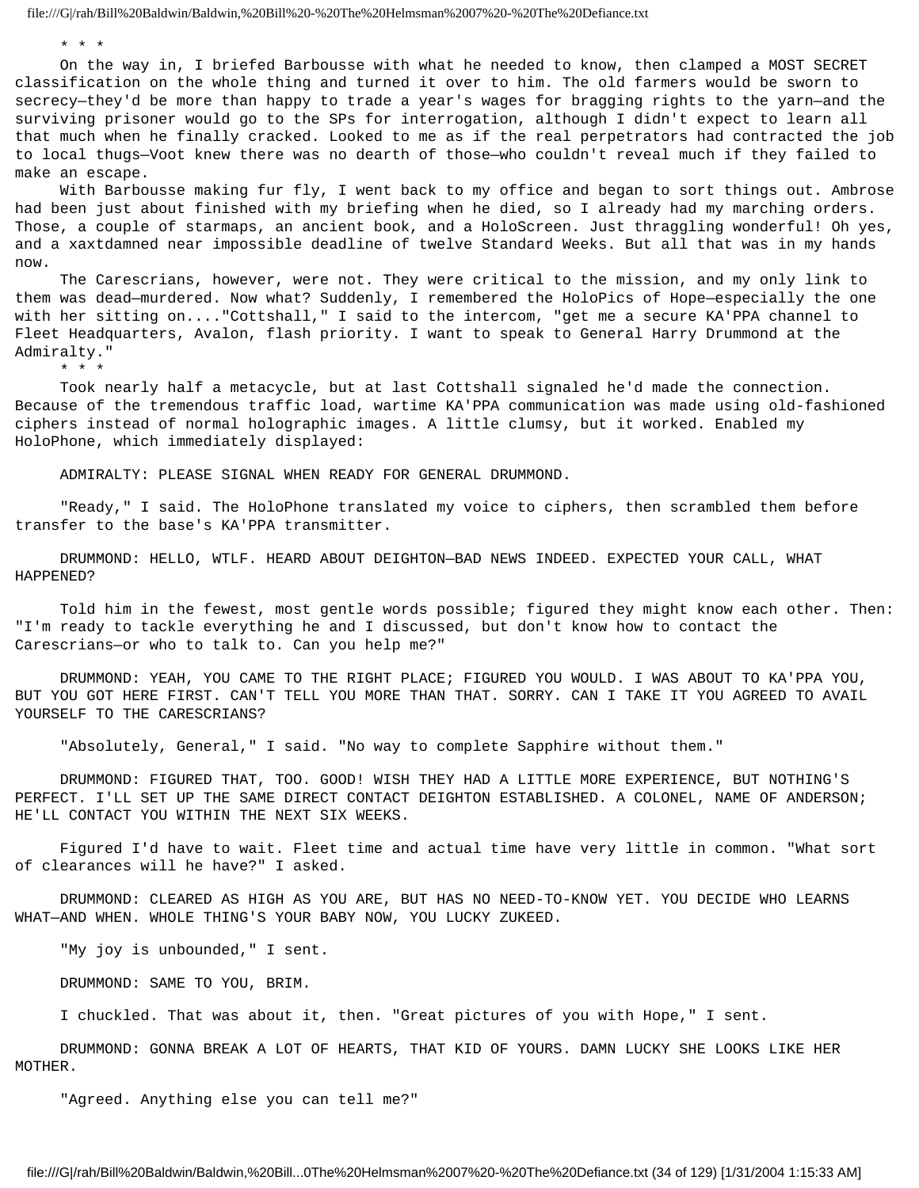* * *

On the way in, I briefed Barbousse with what he needed to know, then clamped a MOST SECRET classification on the whole thing and turned it over to him. The old farmers would be sworn to secrecy—they'd be more than happy to trade a year's wages for bragging rights to the yarn—and the surviving prisoner would go to the SPs for interrogation, although I didn't expect to learn all that much when he finally cracked. Looked to me as if the real perpetrators had contracted the job to local thugs—Voot knew there was no dearth of those—who couldn't reveal much if they failed to make an escape.

With Barbousse making fur fly, I went back to my office and began to sort things out. Ambrose had been just about finished with my briefing when he died, so I already had my marching orders. Those, a couple of starmaps, an ancient book, and a HoloScreen. Just thraggling wonderful! Oh yes, and a xaxtdamned near impossible deadline of twelve Standard Weeks. But all that was in my hands now.

The Carescrians, however, were not. They were critical to the mission, and my only link to them was dead—murdered. Now what? Suddenly, I remembered the HoloPics of Hope—especially the one with her sitting on...."Cottshall," I said to the intercom, "get me a secure KA'PPA channel to Fleet Headquarters, Avalon, flash priority. I want to speak to General Harry Drummond at the Admiralty."

* * *

Took nearly half a metacycle, but at last Cottshall signaled he'd made the connection. Because of the tremendous traffic load, wartime KA'PPA communication was made using old-fashioned ciphers instead of normal holographic images. A little clumsy, but it worked. Enabled my HoloPhone, which immediately displayed:

ADMIRALTY: PLEASE SIGNAL WHEN READY FOR GENERAL DRUMMOND.

"Ready," I said. The HoloPhone translated my voice to ciphers, then scrambled them before transfer to the base's KA'PPA transmitter.

DRUMMOND: HELLO, WTLF. HEARD ABOUT DEIGHTON—BAD NEWS INDEED. EXPECTED YOUR CALL, WHAT HAPPENED?

Told him in the fewest, most gentle words possible; figured they might know each other. Then: "I'm ready to tackle everything he and I discussed, but don't know how to contact the Carescrians—or who to talk to. Can you help me?"

DRUMMOND: YEAH, YOU CAME TO THE RIGHT PLACE; FIGURED YOU WOULD. I WAS ABOUT TO KA'PPA YOU, BUT YOU GOT HERE FIRST. CAN'T TELL YOU MORE THAN THAT. SORRY. CAN I TAKE IT YOU AGREED TO AVAIL YOURSELF TO THE CARESCRIANS?

"Absolutely, General," I said. "No way to complete Sapphire without them."

DRUMMOND: FIGURED THAT, TOO. GOOD! WISH THEY HAD A LITTLE MORE EXPERIENCE, BUT NOTHING'S PERFECT. I'LL SET UP THE SAME DIRECT CONTACT DEIGHTON ESTABLISHED. A COLONEL, NAME OF ANDERSON; HE'LL CONTACT YOU WITHIN THE NEXT SIX WEEKS.

Figured I'd have to wait. Fleet time and actual time have very little in common. "What sort of clearances will he have?" I asked.

DRUMMOND: CLEARED AS HIGH AS YOU ARE, BUT HAS NO NEED-TO-KNOW YET. YOU DECIDE WHO LEARNS WHAT—AND WHEN. WHOLE THING'S YOUR BABY NOW, YOU LUCKY ZUKEED.

"My joy is unbounded," I sent.

DRUMMOND: SAME TO YOU, BRIM.

I chuckled. That was about it, then. "Great pictures of you with Hope," I sent.

DRUMMOND: GONNA BREAK A LOT OF HEARTS, THAT KID OF YOURS. DAMN LUCKY SHE LOOKS LIKE HER MOTHER.

"Agreed. Anything else you can tell me?"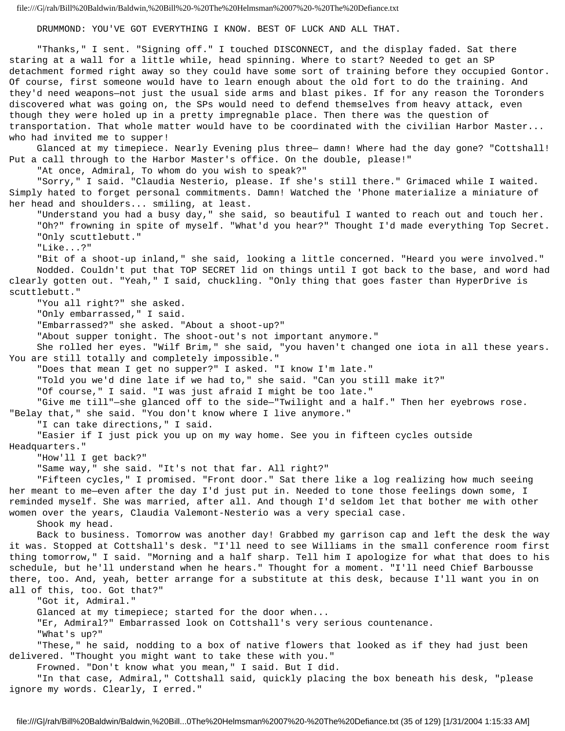DRUMMOND: YOU'VE GOT EVERYTHING I KNOW. BEST OF LUCK AND ALL THAT.

"Thanks," I sent. "Signing off." I touched DISCONNECT, and the display faded. Sat there staring at a wall for a little while, head spinning. Where to start? Needed to get an SP detachment formed right away so they could have some sort of training before they occupied Gontor. Of course, first someone would have to learn enough about the old fort to do the training. And they'd need weapons—not just the usual side arms and blast pikes. If for any reason the Toronders discovered what was going on, the SPs would need to defend themselves from heavy attack, even though they were holed up in a pretty impregnable place. Then there was the question of transportation. That whole matter would have to be coordinated with the civilian Harbor Master... who had invited me to supper!

Glanced at my timepiece. Nearly Evening plus three— damn! Where had the day gone? "Cottshall! Put a call through to the Harbor Master's office. On the double, please!"

"At once, Admiral, To whom do you wish to speak?"

"Sorry," I said. "Claudia Nesterio, please. If she's still there." Grimaced while I waited. Simply hated to forget personal commitments. Damn! Watched the 'Phone materialize a miniature of her head and shoulders... smiling, at least.

"Understand you had a busy day," she said, so beautiful I wanted to reach out and touch her.

"Oh?" frowning in spite of myself. "What'd you hear?" Thought I'd made everything Top Secret.

"Only scuttlebutt."

"Like...?"

"Bit of a shoot-up inland," she said, looking a little concerned. "Heard you were involved."

Nodded. Couldn't put that TOP SECRET lid on things until I got back to the base, and word had clearly gotten out. "Yeah," I said, chuckling. "Only thing that goes faster than HyperDrive is scuttlebutt."

"You all right?" she asked.

"Only embarrassed," I said.

"Embarrassed?" she asked. "About a shoot-up?"

"About supper tonight. The shoot-out's not important anymore."

She rolled her eyes. "Wilf Brim," she said, "you haven't changed one iota in all these years. You are still totally and completely impossible."

"Does that mean I get no supper?" I asked. "I know I'm late."

"Told you we'd dine late if we had to," she said. "Can you still make it?"

"Of course," I said. "I was just afraid I might be too late."

"Give me till"—she glanced off to the side—"Twilight and a half." Then her eyebrows rose. "Belay that," she said. "You don't know where I live anymore."

"I can take directions," I said.

"Easier if I just pick you up on my way home. See you in fifteen cycles outside Headquarters."

"How'll I get back?"

"Same way," she said. "It's not that far. All right?"

"Fifteen cycles," I promised. "Front door." Sat there like a log realizing how much seeing her meant to me—even after the day I'd just put in. Needed to tone those feelings down some, I reminded myself. She was married, after all. And though I'd seldom let that bother me with other women over the years, Claudia Valemont-Nesterio was a very special case.

Shook my head.

Back to business. Tomorrow was another day! Grabbed my garrison cap and left the desk the way it was. Stopped at Cottshall's desk. "I'll need to see Williams in the small conference room first thing tomorrow," I said. "Morning and a half sharp. Tell him I apologize for what that does to his schedule, but he'll understand when he hears." Thought for a moment. "I'll need Chief Barbousse there, too. And, yeah, better arrange for a substitute at this desk, because I'll want you in on all of this, too. Got that?"

"Got it, Admiral."

Glanced at my timepiece; started for the door when...

"Er, Admiral?" Embarrassed look on Cottshall's very serious countenance.

"What's up?"

"These," he said, nodding to a box of native flowers that looked as if they had just been delivered. "Thought you might want to take these with you."

Frowned. "Don't know what you mean," I said. But I did.

"In that case, Admiral," Cottshall said, quickly placing the box beneath his desk, "please ignore my words. Clearly, I erred."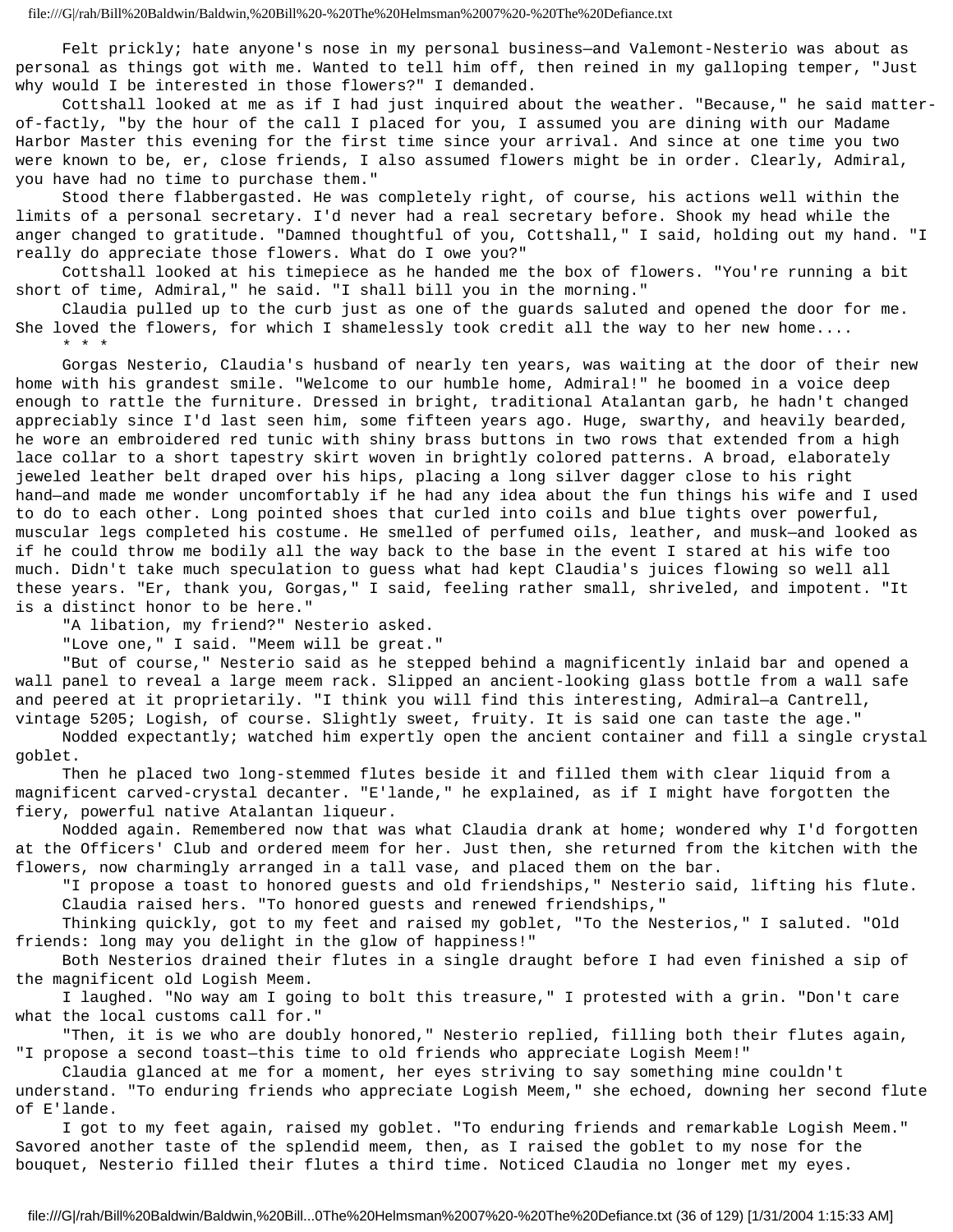Felt prickly; hate anyone's nose in my personal business—and Valemont-Nesterio was about as personal as things got with me. Wanted to tell him off, then reined in my galloping temper, "Just why would I be interested in those flowers?" I demanded.

Cottshall looked at me as if I had just inquired about the weather. "Because," he said matter-of-factly, "by the hour of the call I placed for you, I assumed you are dining with our Madame Harbor Master this evening for the first time since your arrival. And since at one time you two were known to be, er, close friends, I also assumed flowers might be in order. Clearly, Admiral, you have had no time to purchase them."

Stood there flabbergasted. He was completely right, of course, his actions well within the limits of a personal secretary. I'd never had a real secretary before. Shook my head while the anger changed to gratitude. "Damned thoughtful of you, Cottshall," I said, holding out my hand. "I really do appreciate those flowers. What do I owe you?"

Cottshall looked at his timepiece as he handed me the box of flowers. "You're running a bit short of time, Admiral," he said. "I shall bill you in the morning."

Claudia pulled up to the curb just as one of the guards saluted and opened the door for me. She loved the flowers, for which I shamelessly took credit all the way to her new home....

\* \* \*

Gorgas Nesterio, Claudia's husband of nearly ten years, was waiting at the door of their new home with his grandest smile. "Welcome to our humble home, Admiral!" he boomed in a voice deep enough to rattle the furniture. Dressed in bright, traditional Atalantan garb, he hadn't changed appreciably since I'd last seen him, some fifteen years ago. Huge, swarthy, and heavily bearded, he wore an embroidered red tunic with shiny brass buttons in two rows that extended from a high lace collar to a short tapestry skirt woven in brightly colored patterns. A broad, elaborately jeweled leather belt draped over his hips, placing a long silver dagger close to his right hand—and made me wonder uncomfortably if he had any idea about the fun things his wife and I used to do to each other. Long pointed shoes that curled into coils and blue tights over powerful, muscular legs completed his costume. He smelled of perfumed oils, leather, and musk—and looked as if he could throw me bodily all the way back to the base in the event I stared at his wife too much. Didn't take much speculation to guess what had kept Claudia's juices flowing so well all these years. "Er, thank you, Gorgas," I said, feeling rather small, shriveled, and impotent. "It is a distinct honor to be here."

"A libation, my friend?" Nesterio asked.

"Love one," I said. "Meem will be great."

"But of course," Nesterio said as he stepped behind a magnificently inlaid bar and opened a wall panel to reveal a large meem rack. Slipped an ancient-looking glass bottle from a wall safe and peered at it proprietarily. "I think you will find this interesting, Admiral—a Cantrell, vintage 5205; Logish, of course. Slightly sweet, fruity. It is said one can taste the age."

Nodded expectantly; watched him expertly open the ancient container and fill a single crystal goblet.

Then he placed two long-stemmed flutes beside it and filled them with clear liquid from a magnificent carved-crystal decanter. "E'lande," he explained, as if I might have forgotten the fiery, powerful native Atalantan liqueur.

Nodded again. Remembered now that was what Claudia drank at home; wondered why I'd forgotten at the Officers' Club and ordered meem for her. Just then, she returned from the kitchen with the flowers, now charmingly arranged in a tall vase, and placed them on the bar.

"I propose a toast to honored guests and old friendships," Nesterio said, lifting his flute.

Claudia raised hers. "To honored guests and renewed friendships,"

Thinking quickly, got to my feet and raised my goblet, "To the Nesterios," I saluted. "Old friends: long may you delight in the glow of happiness!"

Both Nesterios drained their flutes in a single draught before I had even finished a sip of the magnificent old Logish Meem.

I laughed. "No way am I going to bolt this treasure," I protested with a grin. "Don't care what the local customs call for."

"Then, it is we who are doubly honored," Nesterio replied, filling both their flutes again, "I propose a second toast—this time to old friends who appreciate Logish Meem!"

Claudia glanced at me for a moment, her eyes striving to say something mine couldn't understand. "To enduring friends who appreciate Logish Meem," she echoed, downing her second flute of E'lande.

I got to my feet again, raised my goblet. "To enduring friends and remarkable Logish Meem." Savored another taste of the splendid meem, then, as I raised the goblet to my nose for the bouquet, Nesterio filled their flutes a third time. Noticed Claudia no longer met my eyes.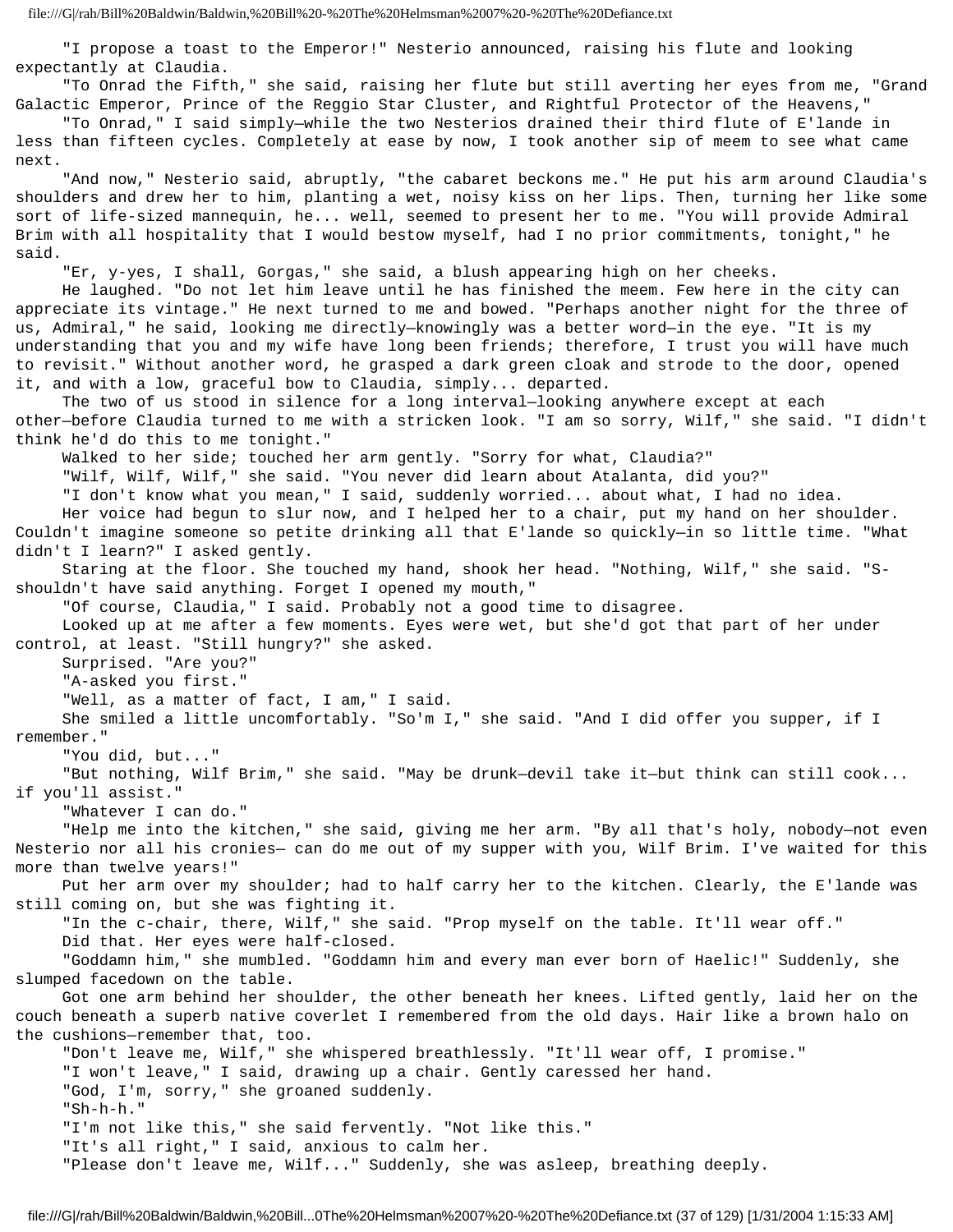"I propose a toast to the Emperor!" Nesterio announced, raising his flute and looking expectantly at Claudia.

"To Onrad the Fifth," she said, raising her flute but still averting her eyes from me, "Grand Galactic Emperor, Prince of the Reggio Star Cluster, and Rightful Protector of the Heavens,"

"To Onrad," I said simply—while the two Nesterios drained their third flute of E'lande in less than fifteen cycles. Completely at ease by now, I took another sip of meem to see what came next.

"And now," Nesterio said, abruptly, "the cabaret beckons me." He put his arm around Claudia's shoulders and drew her to him, planting a wet, noisy kiss on her lips. Then, turning her like some sort of life-sized mannequin, he... well, seemed to present her to me. "You will provide Admiral Brim with all hospitality that I would bestow myself, had I no prior commitments, tonight," he said.

"Er, y-yes, I shall, Gorgas," she said, a blush appearing high on her cheeks.

He laughed. "Do not let him leave until he has finished the meem. Few here in the city can appreciate its vintage." He next turned to me and bowed. "Perhaps another night for the three of us, Admiral," he said, looking me directly—knowingly was a better word—in the eye. "It is my understanding that you and my wife have long been friends; therefore, I trust you will have much to revisit." Without another word, he grasped a dark green cloak and strode to the door, opened it, and with a low, graceful bow to Claudia, simply... departed.

The two of us stood in silence for a long interval—looking anywhere except at each other—before Claudia turned to me with a stricken look. "I am so sorry, Wilf," she said. "I didn't think he'd do this to me tonight."

Walked to her side; touched her arm gently. "Sorry for what, Claudia?"

"Wilf, Wilf, Wilf," she said. "You never did learn about Atalanta, did you?"

"I don't know what you mean," I said, suddenly worried... about what, I had no idea.

Her voice had begun to slur now, and I helped her to a chair, put my hand on her shoulder. Couldn't imagine someone so petite drinking all that E'lande so quickly—in so little time. "What didn't I learn?" I asked gently.

Staring at the floor. She touched my hand, shook her head. "Nothing, Wilf," she said. "S-shouldn't have said anything. Forget I opened my mouth,"

"Of course, Claudia," I said. Probably not a good time to disagree.

Looked up at me after a few moments. Eyes were wet, but she'd got that part of her under control, at least. "Still hungry?" she asked.

Surprised. "Are you?"

"A-asked you first."

"Well, as a matter of fact, I am," I said.

She smiled a little uncomfortably. "So'm I," she said. "And I did offer you supper, if I remember."

"You did, but..."

"But nothing, Wilf Brim," she said. "May be drunk—devil take it—but think can still cook... if you'll assist."

"Whatever I can do."

"Help me into the kitchen," she said, giving me her arm. "By all that's holy, nobody—not even Nesterio nor all his cronies— can do me out of my supper with you, Wilf Brim. I've waited for this more than twelve years!"

Put her arm over my shoulder; had to half carry her to the kitchen. Clearly, the E'lande was still coming on, but she was fighting it.

"In the c-chair, there, Wilf," she said. "Prop myself on the table. It'll wear off."

Did that. Her eyes were half-closed.

"Goddamn him," she mumbled. "Goddamn him and every man ever born of Haelic!" Suddenly, she slumped facedown on the table.

Got one arm behind her shoulder, the other beneath her knees. Lifted gently, laid her on the couch beneath a superb native coverlet I remembered from the old days. Hair like a brown halo on the cushions—remember that, too.

"Don't leave me, Wilf," she whispered breathlessly. "It'll wear off, I promise."

"I won't leave," I said, drawing up a chair. Gently caressed her hand.

"God, I'm, sorry," she groaned suddenly.

"Sh-h-h."

"I'm not like this," she said fervently. "Not like this."

"It's all right," I said, anxious to calm her.

"Please don't leave me, Wilf..." Suddenly, she was asleep, breathing deeply.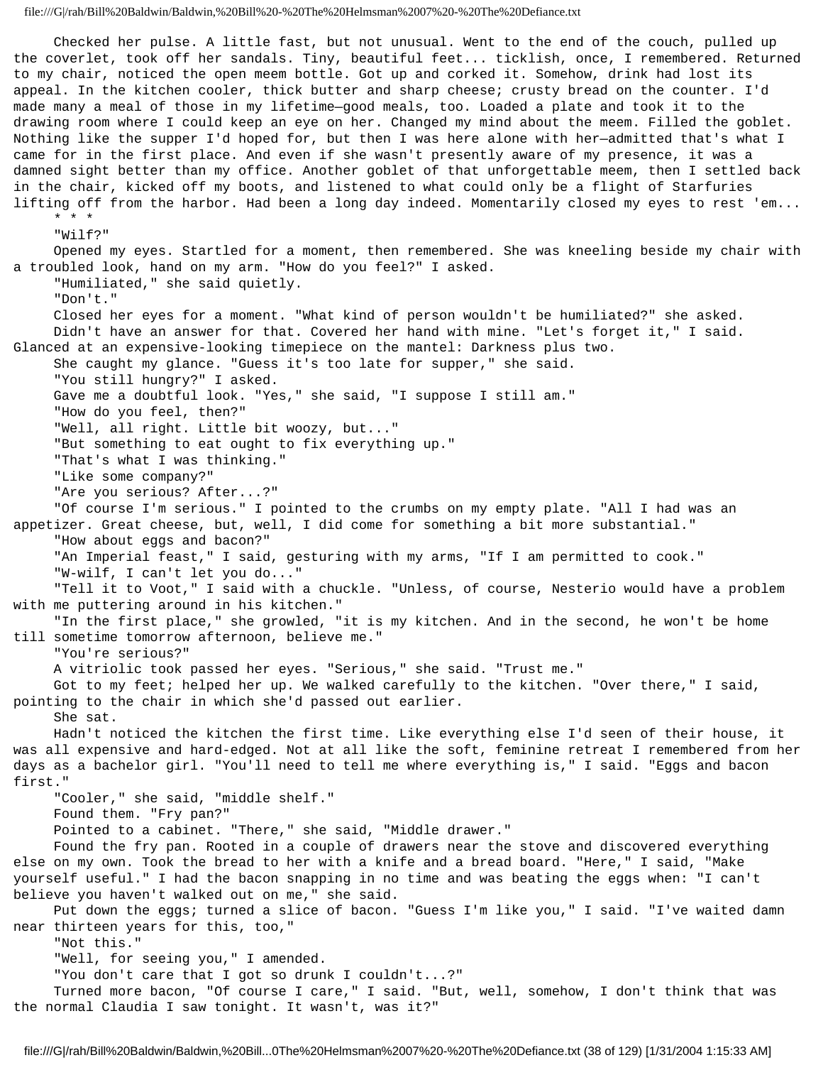Checked her pulse. A little fast, but not unusual. Went to the end of the couch, pulled up the coverlet, took off her sandals. Tiny, beautiful feet... ticklish, once, I remembered. Returned to my chair, noticed the open meem bottle. Got up and corked it. Somehow, drink had lost its appeal. In the kitchen cooler, thick butter and sharp cheese; crusty bread on the counter. I'd made many a meal of those in my lifetime—good meals, too. Loaded a plate and took it to the drawing room where I could keep an eye on her. Changed my mind about the meem. Filled the goblet. Nothing like the supper I'd hoped for, but then I was here alone with her—admitted that's what I came for in the first place. And even if she wasn't presently aware of my presence, it was a damned sight better than my office. Another goblet of that unforgettable meem, then I settled back in the chair, kicked off my boots, and listened to what could only be a flight of Starfuries lifting off from the harbor. Had been a long day indeed. Momentarily closed my eyes to rest 'em...

* * *

"Wilf?"

Opened my eyes. Startled for a moment, then remembered. She was kneeling beside my chair with a troubled look, hand on my arm. "How do you feel?" I asked.

"Humiliated," she said quietly.

"Don't."

Closed her eyes for a moment. "What kind of person wouldn't be humiliated?" she asked.

Didn't have an answer for that. Covered her hand with mine. "Let's forget it," I said. Glanced at an expensive-looking timepiece on the mantel: Darkness plus two.

She caught my glance. "Guess it's too late for supper," she said.

"You still hungry?" I asked.

Gave me a doubtful look. "Yes," she said, "I suppose I still am."

"How do you feel, then?"

"Well, all right. Little bit woozy, but..."

"But something to eat ought to fix everything up."

"That's what I was thinking."

"Like some company?"

"Are you serious? After...?"

"Of course I'm serious." I pointed to the crumbs on my empty plate. "All I had was an appetizer. Great cheese, but, well, I did come for something a bit more substantial."

"How about eggs and bacon?"

"An Imperial feast," I said, gesturing with my arms, "If I am permitted to cook."

"W-wilf, I can't let you do..."

"Tell it to Voot," I said with a chuckle. "Unless, of course, Nesterio would have a problem with me puttering around in his kitchen."

"In the first place," she growled, "it is my kitchen. And in the second, he won't be home till sometime tomorrow afternoon, believe me."

"You're serious?"

A vitriolic took passed her eyes. "Serious," she said. "Trust me."

Got to my feet; helped her up. We walked carefully to the kitchen. "Over there," I said, pointing to the chair in which she'd passed out earlier.

She sat.

Hadn't noticed the kitchen the first time. Like everything else I'd seen of their house, it was all expensive and hard-edged. Not at all like the soft, feminine retreat I remembered from her days as a bachelor girl. "You'll need to tell me where everything is," I said. "Eggs and bacon first."

"Cooler," she said, "middle shelf."

Found them. "Fry pan?"

Pointed to a cabinet. "There," she said, "Middle drawer."

Found the fry pan. Rooted in a couple of drawers near the stove and discovered everything else on my own. Took the bread to her with a knife and a bread board. "Here," I said, "Make yourself useful." I had the bacon snapping in no time and was beating the eggs when: "I can't believe you haven't walked out on me," she said.

Put down the eggs; turned a slice of bacon. "Guess I'm like you," I said. "I've waited damn near thirteen years for this, too,"

"Not this."

"Well, for seeing you," I amended.

"You don't care that I got so drunk I couldn't...?"

Turned more bacon, "Of course I care," I said. "But, well, somehow, I don't think that was the normal Claudia I saw tonight. It wasn't, was it?"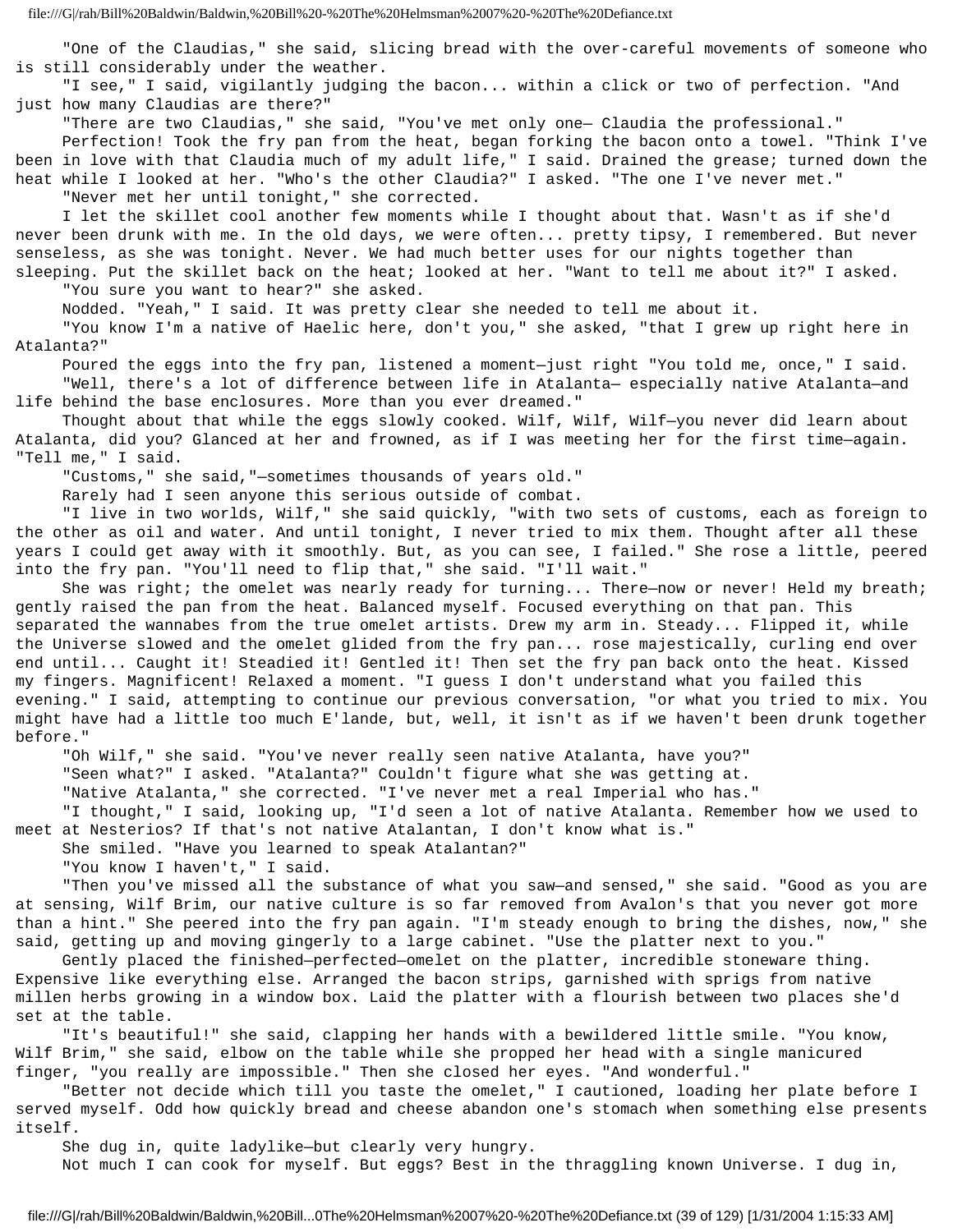"One of the Claudias," she said, slicing bread with the over-careful movements of someone who is still considerably under the weather.

"I see," I said, vigilantly judging the bacon... within a click or two of perfection. "And just how many Claudias are there?"

"There are two Claudias," she said, "You've met only one— Claudia the professional."

Perfection! Took the fry pan from the heat, began forking the bacon onto a towel. "Think I've been in love with that Claudia much of my adult life," I said. Drained the grease; turned down the heat while I looked at her. "Who's the other Claudia?" I asked. "The one I've never met."

"Never met her until tonight," she corrected.

I let the skillet cool another few moments while I thought about that. Wasn't as if she'd never been drunk with me. In the old days, we were often... pretty tipsy, I remembered. But never senseless, as she was tonight. Never. We had much better uses for our nights together than sleeping. Put the skillet back on the heat; looked at her. "Want to tell me about it?" I asked.

"You sure you want to hear?" she asked.

Nodded. "Yeah," I said. It was pretty clear she needed to tell me about it.

"You know I'm a native of Haelic here, don't you," she asked, "that I grew up right here in Atalanta?"

Poured the eggs into the fry pan, listened a moment—just right "You told me, once," I said.

"Well, there's a lot of difference between life in Atalanta— especially native Atalanta—and life behind the base enclosures. More than you ever dreamed."

Thought about that while the eggs slowly cooked. Wilf, Wilf, Wilf—you never did learn about Atalanta, did you? Glanced at her and frowned, as if I was meeting her for the first time—again. "Tell me," I said.

"Customs," she said,"—sometimes thousands of years old."

Rarely had I seen anyone this serious outside of combat.

"I live in two worlds, Wilf," she said quickly, "with two sets of customs, each as foreign to the other as oil and water. And until tonight, I never tried to mix them. Thought after all these years I could get away with it smoothly. But, as you can see, I failed." She rose a little, peered into the fry pan. "You'll need to flip that," she said. "I'll wait."

She was right; the omelet was nearly ready for turning... There—now or never! Held my breath; gently raised the pan from the heat. Balanced myself. Focused everything on that pan. This separated the wannabes from the true omelet artists. Drew my arm in. Steady... Flipped it, while the Universe slowed and the omelet glided from the fry pan... rose majestically, curling end over end until... Caught it! Steadied it! Gentled it! Then set the fry pan back onto the heat. Kissed my fingers. Magnificent! Relaxed a moment. "I guess I don't understand what you failed this evening." I said, attempting to continue our previous conversation, "or what you tried to mix. You might have had a little too much E'lande, but, well, it isn't as if we haven't been drunk together before."

"Oh Wilf," she said. "You've never really seen native Atalanta, have you?"

"Seen what?" I asked. "Atalanta?" Couldn't figure what she was getting at.

"Native Atalanta," she corrected. "I've never met a real Imperial who has."

"I thought," I said, looking up, "I'd seen a lot of native Atalanta. Remember how we used to meet at Nesterios? If that's not native Atalantan, I don't know what is."

She smiled. "Have you learned to speak Atalantan?"

"You know I haven't," I said.

"Then you've missed all the substance of what you saw—and sensed," she said. "Good as you are at sensing, Wilf Brim, our native culture is so far removed from Avalon's that you never got more than a hint." She peered into the fry pan again. "I'm steady enough to bring the dishes, now," she said, getting up and moving gingerly to a large cabinet. "Use the platter next to you."

Gently placed the finished—perfected—omelet on the platter, incredible stoneware thing. Expensive like everything else. Arranged the bacon strips, garnished with sprigs from native millen herbs growing in a window box. Laid the platter with a flourish between two places she'd set at the table.

"It's beautiful!" she said, clapping her hands with a bewildered little smile. "You know, Wilf Brim," she said, elbow on the table while she propped her head with a single manicured finger, "you really are impossible." Then she closed her eyes. "And wonderful."

"Better not decide which till you taste the omelet," I cautioned, loading her plate before I served myself. Odd how quickly bread and cheese abandon one's stomach when something else presents itself.

She dug in, quite ladylike—but clearly very hungry.

Not much I can cook for myself. But eggs? Best in the thraggling known Universe. I dug in,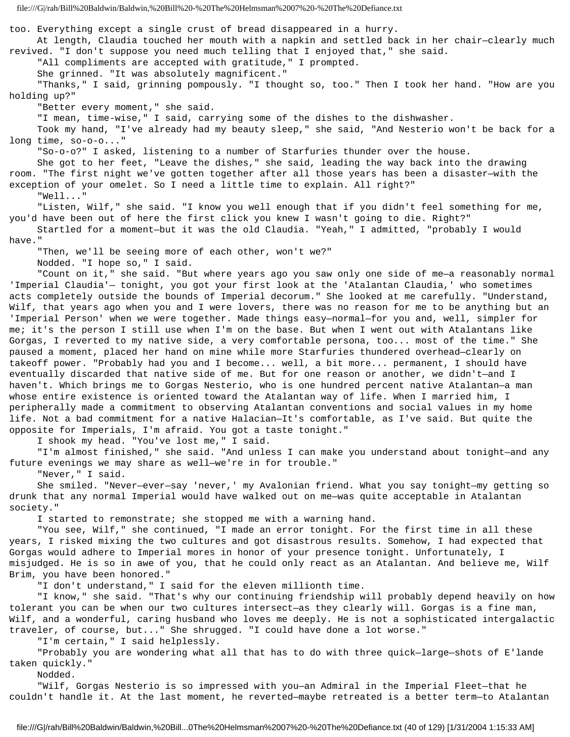too. Everything except a single crust of bread disappeared in a hurry.

At length, Claudia touched her mouth with a napkin and settled back in her chair—clearly much revived. "I don't suppose you need much telling that I enjoyed that," she said.

"All compliments are accepted with gratitude," I prompted.

She grinned. "It was absolutely magnificent."

"Thanks," I said, grinning pompously. "I thought so, too." Then I took her hand. "How are you holding up?"

"Better every moment," she said.

"I mean, time-wise," I said, carrying some of the dishes to the dishwasher.

Took my hand, "I've already had my beauty sleep," she said, "And Nesterio won't be back for a long time, so-o-o..."

"So-o-o?" I asked, listening to a number of Starfuries thunder over the house.

She got to her feet, "Leave the dishes," she said, leading the way back into the drawing room. "The first night we've gotten together after all those years has been a disaster—with the exception of your omelet. So I need a little time to explain. All right?"

"Well..."

"Listen, Wilf," she said. "I know you well enough that if you didn't feel something for me, you'd have been out of here the first click you knew I wasn't going to die. Right?"

Startled for a moment—but it was the old Claudia. "Yeah," I admitted, "probably I would have."

"Then, we'll be seeing more of each other, won't we?"

Nodded. "I hope so," I said.

"Count on it," she said. "But where years ago you saw only one side of me—a reasonably normal 'Imperial Claudia'— tonight, you got your first look at the 'Atalantan Claudia,' who sometimes acts completely outside the bounds of Imperial decorum." She looked at me carefully. "Understand, Wilf, that years ago when you and I were lovers, there was no reason for me to be anything but an 'Imperial Person' when we were together. Made things easy—normal—for you and, well, simpler for me; it's the person I still use when I'm on the base. But when I went out with Atalantans like Gorgas, I reverted to my native side, a very comfortable persona, too... most of the time." She paused a moment, placed her hand on mine while more Starfuries thundered overhead—clearly on takeoff power. "Probably had you and I become... well, a bit more... permanent, I should have eventually discarded that native side of me. But for one reason or another, we didn't—and I haven't. Which brings me to Gorgas Nesterio, who is one hundred percent native Atalantan—a man whose entire existence is oriented toward the Atalantan way of life. When I married him, I peripherally made a commitment to observing Atalantan conventions and social values in my home life. Not a bad commitment for a native Halacian—It's comfortable, as I've said. But quite the opposite for Imperials, I'm afraid. You got a taste tonight."

I shook my head. "You've lost me," I said.

"I'm almost finished," she said. "And unless I can make you understand about tonight—and any future evenings we may share as well—we're in for trouble."

"Never," I said.

She smiled. "Never—ever—say 'never,' my Avalonian friend. What you say tonight—my getting so drunk that any normal Imperial would have walked out on me—was quite acceptable in Atalantan society."

I started to remonstrate; she stopped me with a warning hand.

"You see, Wilf," she continued, "I made an error tonight. For the first time in all these years, I risked mixing the two cultures and got disastrous results. Somehow, I had expected that Gorgas would adhere to Imperial mores in honor of your presence tonight. Unfortunately, I misjudged. He is so in awe of you, that he could only react as an Atalantan. And believe me, Wilf Brim, you have been honored."

"I don't understand," I said for the eleven millionth time.

"I know," she said. "That's why our continuing friendship will probably depend heavily on how tolerant you can be when our two cultures intersect—as they clearly will. Gorgas is a fine man, Wilf, and a wonderful, caring husband who loves me deeply. He is not a sophisticated intergalactic traveler, of course, but..." She shrugged. "I could have done a lot worse."

"I'm certain," I said helplessly.

"Probably you are wondering what all that has to do with three quick—large—shots of E'lande taken quickly."

Nodded.

"Wilf, Gorgas Nesterio is so impressed with you—an Admiral in the Imperial Fleet—that he couldn't handle it. At the last moment, he reverted—maybe retreated is a better term—to Atalantan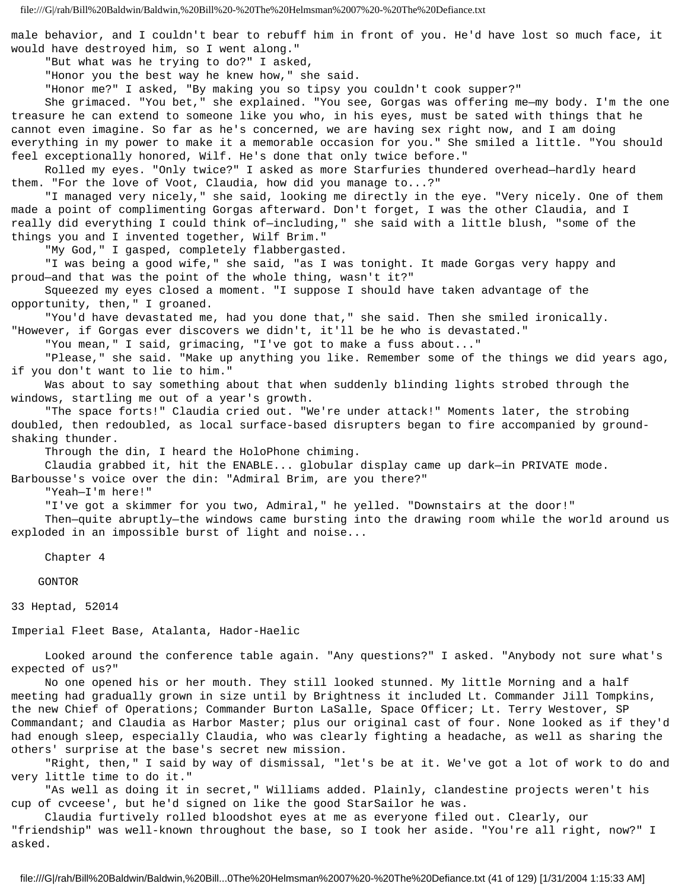male behavior, and I couldn't bear to rebuff him in front of you. He'd have lost so much face, it would have destroyed him, so I went along."

"But what was he trying to do?" I asked,

"Honor you the best way he knew how," she said.

"Honor me?" I asked, "By making you so tipsy you couldn't cook supper?"

She grimaced. "You bet," she explained. "You see, Gorgas was offering me—my body. I'm the one treasure he can extend to someone like you who, in his eyes, must be sated with things that he cannot even imagine. So far as he's concerned, we are having sex right now, and I am doing everything in my power to make it a memorable occasion for you." She smiled a little. "You should feel exceptionally honored, Wilf. He's done that only twice before."

Rolled my eyes. "Only twice?" I asked as more Starfuries thundered overhead—hardly heard them. "For the love of Voot, Claudia, how did you manage to...?"

"I managed very nicely," she said, looking me directly in the eye. "Very nicely. One of them made a point of complimenting Gorgas afterward. Don't forget, I was the other Claudia, and I really did everything I could think of—including," she said with a little blush, "some of the things you and I invented together, Wilf Brim."

"My God," I gasped, completely flabbergasted.

"I was being a good wife," she said, "as I was tonight. It made Gorgas very happy and proud—and that was the point of the whole thing, wasn't it?"

Squeezed my eyes closed a moment. "I suppose I should have taken advantage of the opportunity, then," I groaned.

"You'd have devastated me, had you done that," she said. Then she smiled ironically. "However, if Gorgas ever discovers we didn't, it'll be he who is devastated."

"You mean," I said, grimacing, "I've got to make a fuss about..."

"Please," she said. "Make up anything you like. Remember some of the things we did years ago, if you don't want to lie to him."

Was about to say something about that when suddenly blinding lights strobed through the windows, startling me out of a year's growth.

"The space forts!" Claudia cried out. "We're under attack!" Moments later, the strobing doubled, then redoubled, as local surface-based disrupters began to fire accompanied by ground-shaking thunder.

Through the din, I heard the HoloPhone chiming.

Claudia grabbed it, hit the ENABLE... globular display came up dark—in PRIVATE mode. Barbousse's voice over the din: "Admiral Brim, are you there?"

"Yeah—I'm here!"

"I've got a skimmer for you two, Admiral," he yelled. "Downstairs at the door!"

Then—quite abruptly—the windows came bursting into the drawing room while the world around us exploded in an impossible burst of light and noise...

## Chapter 4

### GONTOR

33 Heptad, 52014

Imperial Fleet Base, Atalanta, Hador-Haelic

Looked around the conference table again. "Any questions?" I asked. "Anybody not sure what's expected of us?"

No one opened his or her mouth. They still looked stunned. My little Morning and a half meeting had gradually grown in size until by Brightness it included Lt. Commander Jill Tompkins, the new Chief of Operations; Commander Burton LaSalle, Space Officer; Lt. Terry Westover, SP Commandant; and Claudia as Harbor Master; plus our original cast of four. None looked as if they'd had enough sleep, especially Claudia, who was clearly fighting a headache, as well as sharing the others' surprise at the base's secret new mission.

"Right, then," I said by way of dismissal, "let's be at it. We've got a lot of work to do and very little time to do it."

"As well as doing it in secret," Williams added. Plainly, clandestine projects weren't his cup of cvceese', but he'd signed on like the good StarSailor he was.

Claudia furtively rolled bloodshot eyes at me as everyone filed out. Clearly, our "friendship" was well-known throughout the base, so I took her aside. "You're all right, now?" I asked.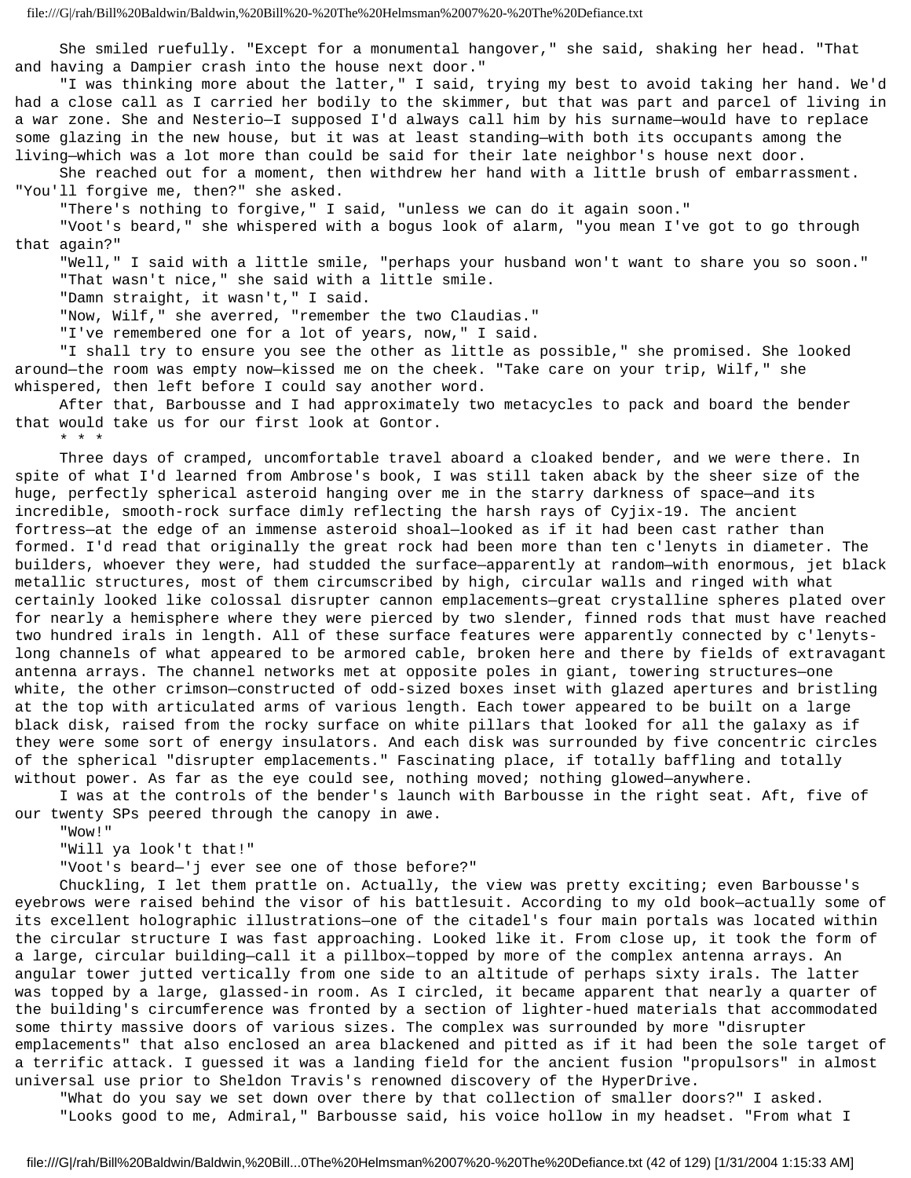She smiled ruefully. "Except for a monumental hangover," she said, shaking her head. "That and having a Dampier crash into the house next door."

"I was thinking more about the latter," I said, trying my best to avoid taking her hand. We'd had a close call as I carried her bodily to the skimmer, but that was part and parcel of living in a war zone. She and Nesterio—I supposed I'd always call him by his surname—would have to replace some glazing in the new house, but it was at least standing—with both its occupants among the living—which was a lot more than could be said for their late neighbor's house next door.

She reached out for a moment, then withdrew her hand with a little brush of embarrassment. "You'll forgive me, then?" she asked.

"There's nothing to forgive," I said, "unless we can do it again soon."

"Voot's beard," she whispered with a bogus look of alarm, "you mean I've got to go through that again?"

"Well," I said with a little smile, "perhaps your husband won't want to share you so soon."

"That wasn't nice," she said with a little smile.

"Damn straight, it wasn't," I said.

"Now, Wilf," she averred, "remember the two Claudias."

"I've remembered one for a lot of years, now," I said.

"I shall try to ensure you see the other as little as possible," she promised. She looked around—the room was empty now—kissed me on the cheek. "Take care on your trip, Wilf," she whispered, then left before I could say another word.

After that, Barbousse and I had approximately two metacycles to pack and board the bender that would take us for our first look at Gontor.

* * *

Three days of cramped, uncomfortable travel aboard a cloaked bender, and we were there. In spite of what I'd learned from Ambrose's book, I was still taken aback by the sheer size of the huge, perfectly spherical asteroid hanging over me in the starry darkness of space—and its incredible, smooth-rock surface dimly reflecting the harsh rays of Cyjix-19. The ancient fortress—at the edge of an immense asteroid shoal—looked as if it had been cast rather than formed. I'd read that originally the great rock had been more than ten c'lenyts in diameter. The builders, whoever they were, had studded the surface—apparently at random—with enormous, jet black metallic structures, most of them circumscribed by high, circular walls and ringed with what certainly looked like colossal disrupter cannon emplacements—great crystalline spheres plated over for nearly a hemisphere where they were pierced by two slender, finned rods that must have reached two hundred irals in length. All of these surface features were apparently connected by c'lenyts-long channels of what appeared to be armored cable, broken here and there by fields of extravagant antenna arrays. The channel networks met at opposite poles in giant, towering structures—one white, the other crimson—constructed of odd-sized boxes inset with glazed apertures and bristling at the top with articulated arms of various length. Each tower appeared to be built on a large black disk, raised from the rocky surface on white pillars that looked for all the galaxy as if they were some sort of energy insulators. And each disk was surrounded by five concentric circles of the spherical "disrupter emplacements." Fascinating place, if totally baffling and totally without power. As far as the eye could see, nothing moved; nothing glowed—anywhere.

I was at the controls of the bender's launch with Barbousse in the right seat. Aft, five of our twenty SPs peered through the canopy in awe.

"Wow!"

"Will ya look't that!"

"Voot's beard—'j ever see one of those before?"

Chuckling, I let them prattle on. Actually, the view was pretty exciting; even Barbousse's eyebrows were raised behind the visor of his battlesuit. According to my old book—actually some of its excellent holographic illustrations—one of the citadel's four main portals was located within the circular structure I was fast approaching. Looked like it. From close up, it took the form of a large, circular building—call it a pillbox—topped by more of the complex antenna arrays. An angular tower jutted vertically from one side to an altitude of perhaps sixty irals. The latter was topped by a large, glassed-in room. As I circled, it became apparent that nearly a quarter of the building's circumference was fronted by a section of lighter-hued materials that accommodated some thirty massive doors of various sizes. The complex was surrounded by more "disrupter emplacements" that also enclosed an area blackened and pitted as if it had been the sole target of a terrific attack. I guessed it was a landing field for the ancient fusion "propulsors" in almost universal use prior to Sheldon Travis's renowned discovery of the HyperDrive.

"What do you say we set down over there by that collection of smaller doors?" I asked.

"Looks good to me, Admiral," Barbousse said, his voice hollow in my headset. "From what I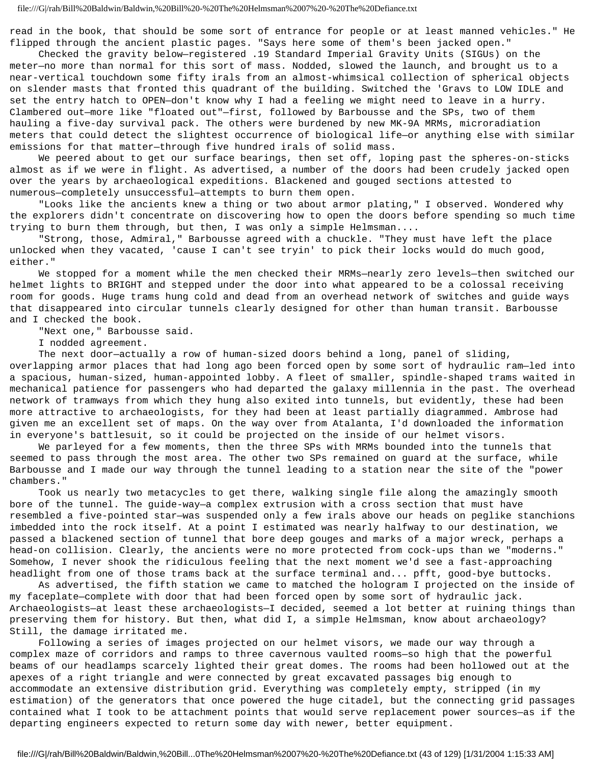read in the book, that should be some sort of entrance for people or at least manned vehicles." He flipped through the ancient plastic pages. "Says here some of them's been jacked open."

Checked the gravity below—registered .19 Standard Imperial Gravity Units (SIGUs) on the meter—no more than normal for this sort of mass. Nodded, slowed the launch, and brought us to a near-vertical touchdown some fifty irals from an almost-whimsical collection of spherical objects on slender masts that fronted this quadrant of the building. Switched the 'Gravs to LOW IDLE and set the entry hatch to OPEN—don't know why I had a feeling we might need to leave in a hurry. Clambered out—more like "floated out"—first, followed by Barbousse and the SPs, two of them hauling a five-day survival pack. The others were burdened by new MK-9A MRMs, microradiation meters that could detect the slightest occurrence of biological life—or anything else with similar emissions for that matter—through five hundred irals of solid mass.

We peered about to get our surface bearings, then set off, loping past the spheres-on-sticks almost as if we were in flight. As advertised, a number of the doors had been crudely jacked open over the years by archaeological expeditions. Blackened and gouged sections attested to numerous—completely unsuccessful—attempts to burn them open.

"Looks like the ancients knew a thing or two about armor plating," I observed. Wondered why the explorers didn't concentrate on discovering how to open the doors before spending so much time trying to burn them through, but then, I was only a simple Helmsman....

"Strong, those, Admiral," Barbousse agreed with a chuckle. "They must have left the place unlocked when they vacated, 'cause I can't see tryin' to pick their locks would do much good, either."

We stopped for a moment while the men checked their MRMs—nearly zero levels—then switched our helmet lights to BRIGHT and stepped under the door into what appeared to be a colossal receiving room for goods. Huge trams hung cold and dead from an overhead network of switches and guide ways that disappeared into circular tunnels clearly designed for other than human transit. Barbousse and I checked the book.

"Next one," Barbousse said.

I nodded agreement.

The next door—actually a row of human-sized doors behind a long, panel of sliding, overlapping armor places that had long ago been forced open by some sort of hydraulic ram—led into a spacious, human-sized, human-appointed lobby. A fleet of smaller, spindle-shaped trams waited in mechanical patience for passengers who had departed the galaxy millennia in the past. The overhead network of tramways from which they hung also exited into tunnels, but evidently, these had been more attractive to archaeologists, for they had been at least partially diagrammed. Ambrose had given me an excellent set of maps. On the way over from Atalanta, I'd downloaded the information in everyone's battlesuit, so it could be projected on the inside of our helmet visors.

We parleyed for a few moments, then the three SPs with MRMs bounded into the tunnels that seemed to pass through the most area. The other two SPs remained on guard at the surface, while Barbousse and I made our way through the tunnel leading to a station near the site of the "power chambers."

Took us nearly two metacycles to get there, walking single file along the amazingly smooth bore of the tunnel. The guide-way—a complex extrusion with a cross section that must have resembled a five-pointed star—was suspended only a few irals above our heads on peglike stanchions imbedded into the rock itself. At a point I estimated was nearly halfway to our destination, we passed a blackened section of tunnel that bore deep gouges and marks of a major wreck, perhaps a head-on collision. Clearly, the ancients were no more protected from cock-ups than we "moderns." Somehow, I never shook the ridiculous feeling that the next moment we'd see a fast-approaching headlight from one of those trams back at the surface terminal and... pfft, good-bye buttocks.

As advertised, the fifth station we came to matched the hologram I projected on the inside of my faceplate—complete with door that had been forced open by some sort of hydraulic jack. Archaeologists—at least these archaeologists—I decided, seemed a lot better at ruining things than preserving them for history. But then, what did I, a simple Helmsman, know about archaeology? Still, the damage irritated me.

Following a series of images projected on our helmet visors, we made our way through a complex maze of corridors and ramps to three cavernous vaulted rooms—so high that the powerful beams of our headlamps scarcely lighted their great domes. The rooms had been hollowed out at the apexes of a right triangle and were connected by great excavated passages big enough to accommodate an extensive distribution grid. Everything was completely empty, stripped (in my estimation) of the generators that once powered the huge citadel, but the connecting grid passages contained what I took to be attachment points that would serve replacement power sources—as if the departing engineers expected to return some day with newer, better equipment.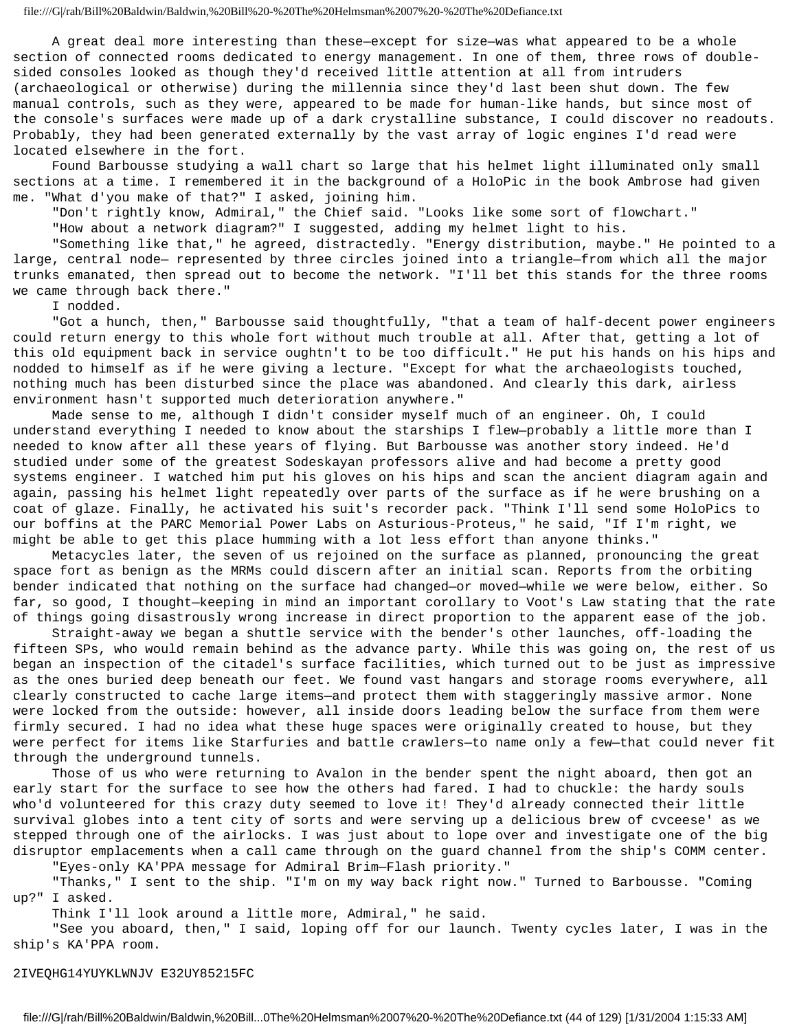A great deal more interesting than these—except for size—was what appeared to be a whole section of connected rooms dedicated to energy management. In one of them, three rows of double-sided consoles looked as though they'd received little attention at all from intruders (archaeological or otherwise) during the millennia since they'd last been shut down. The few manual controls, such as they were, appeared to be made for human-like hands, but since most of the console's surfaces were made up of a dark crystalline substance, I could discover no readouts. Probably, they had been generated externally by the vast array of logic engines I'd read were located elsewhere in the fort.

Found Barbousse studying a wall chart so large that his helmet light illuminated only small sections at a time. I remembered it in the background of a HoloPic in the book Ambrose had given me. "What d'you make of that?" I asked, joining him.

"Don't rightly know, Admiral," the Chief said. "Looks like some sort of flowchart."

"How about a network diagram?" I suggested, adding my helmet light to his.

"Something like that," he agreed, distractedly. "Energy distribution, maybe." He pointed to a large, central node— represented by three circles joined into a triangle—from which all the major trunks emanated, then spread out to become the network. "I'll bet this stands for the three rooms we came through back there."

I nodded.

"Got a hunch, then," Barbousse said thoughtfully, "that a team of half-decent power engineers could return energy to this whole fort without much trouble at all. After that, getting a lot of this old equipment back in service oughtn't to be too difficult." He put his hands on his hips and nodded to himself as if he were giving a lecture. "Except for what the archaeologists touched, nothing much has been disturbed since the place was abandoned. And clearly this dark, airless environment hasn't supported much deterioration anywhere."

Made sense to me, although I didn't consider myself much of an engineer. Oh, I could understand everything I needed to know about the starships I flew—probably a little more than I needed to know after all these years of flying. But Barbousse was another story indeed. He'd studied under some of the greatest Sodeskayan professors alive and had become a pretty good systems engineer. I watched him put his gloves on his hips and scan the ancient diagram again and again, passing his helmet light repeatedly over parts of the surface as if he were brushing on a coat of glaze. Finally, he activated his suit's recorder pack. "Think I'll send some HoloPics to our boffins at the PARC Memorial Power Labs on Asturious-Proteus," he said, "If I'm right, we might be able to get this place humming with a lot less effort than anyone thinks."

Metacycles later, the seven of us rejoined on the surface as planned, pronouncing the great space fort as benign as the MRMs could discern after an initial scan. Reports from the orbiting bender indicated that nothing on the surface had changed—or moved—while we were below, either. So far, so good, I thought—keeping in mind an important corollary to Voot's Law stating that the rate of things going disastrously wrong increase in direct proportion to the apparent ease of the job.

Straight-away we began a shuttle service with the bender's other launches, off-loading the fifteen SPs, who would remain behind as the advance party. While this was going on, the rest of us began an inspection of the citadel's surface facilities, which turned out to be just as impressive as the ones buried deep beneath our feet. We found vast hangars and storage rooms everywhere, all clearly constructed to cache large items—and protect them with staggeringly massive armor. None were locked from the outside: however, all inside doors leading below the surface from them were firmly secured. I had no idea what these huge spaces were originally created to house, but they were perfect for items like Starfuries and battle crawlers—to name only a few—that could never fit through the underground tunnels.

Those of us who were returning to Avalon in the bender spent the night aboard, then got an early start for the surface to see how the others had fared. I had to chuckle: the hardy souls who'd volunteered for this crazy duty seemed to love it! They'd already connected their little survival globes into a tent city of sorts and were serving up a delicious brew of cvceese' as we stepped through one of the airlocks. I was just about to lope over and investigate one of the big disruptor emplacements when a call came through on the guard channel from the ship's COMM center.

"Eyes-only KA'PPA message for Admiral Brim—Flash priority."

"Thanks," I sent to the ship. "I'm on my way back right now." Turned to Barbousse. "Coming up?" I asked.

Think I'll look around a little more, Admiral," he said.

"See you aboard, then," I said, loping off for our launch. Twenty cycles later, I was in the ship's KA'PPA room.

2IVEQHG14YUYKLWNJV E32UY85215FC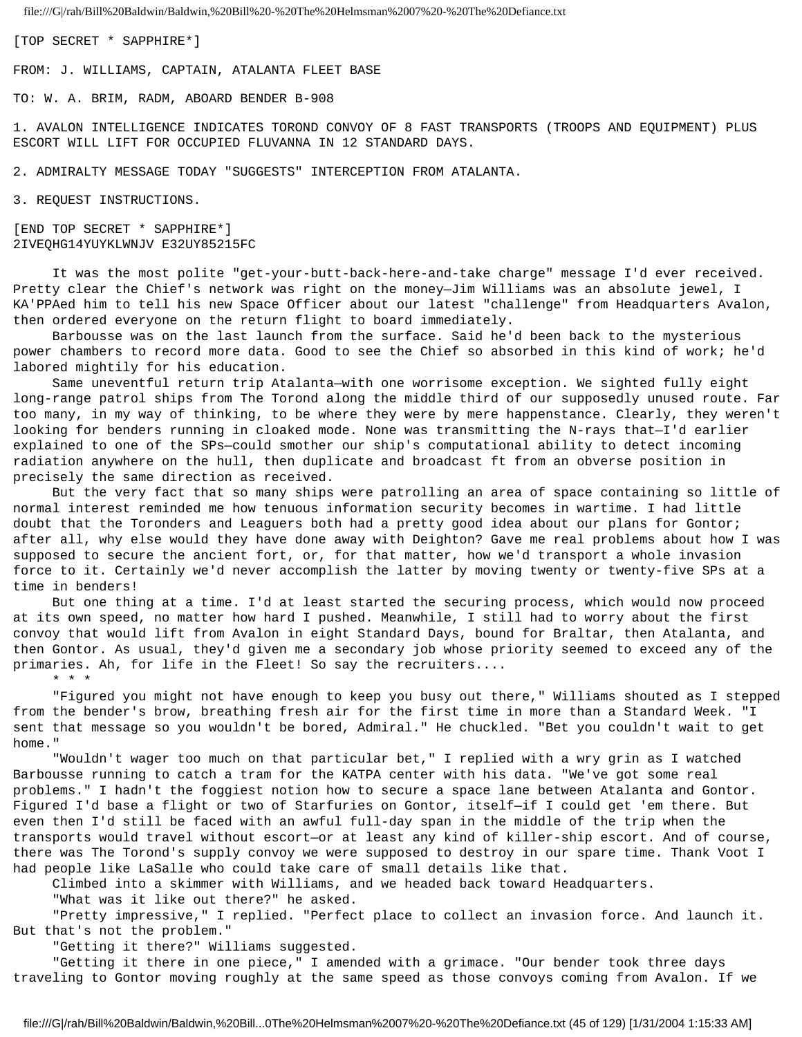[TOP SECRET * SAPPHIRE*]

FROM: J. WILLIAMS, CAPTAIN, ATALANTA FLEET BASE

TO: W. A. BRIM, RADM, ABOARD BENDER B-908

1. AVALON INTELLIGENCE INDICATES TOROND CONVOY OF 8 FAST TRANSPORTS (TROOPS AND EQUIPMENT) PLUS ESCORT WILL LIFT FOR OCCUPIED FLUVANNA IN 12 STANDARD DAYS.

2. ADMIRALTY MESSAGE TODAY "SUGGESTS" INTERCEPTION FROM ATALANTA.

3. REQUEST INSTRUCTIONS.

[END TOP SECRET * SAPPHIRE*]
2IVEQHG14YUYKLWNJV E32UY85215FC

It was the most polite "get-your-butt-back-here-and-take charge" message I'd ever received. Pretty clear the Chief's network was right on the money—Jim Williams was an absolute jewel, I KA'PPAed him to tell his new Space Officer about our latest "challenge" from Headquarters Avalon, then ordered everyone on the return flight to board immediately.

Barbousse was on the last launch from the surface. Said he'd been back to the mysterious power chambers to record more data. Good to see the Chief so absorbed in this kind of work; he'd labored mightily for his education.

Same uneventful return trip Atalanta—with one worrisome exception. We sighted fully eight long-range patrol ships from The Torond along the middle third of our supposedly unused route. Far too many, in my way of thinking, to be where they were by mere happenstance. Clearly, they weren't looking for benders running in cloaked mode. None was transmitting the N-rays that—I'd earlier explained to one of the SPs—could smother our ship's computational ability to detect incoming radiation anywhere on the hull, then duplicate and broadcast ft from an obverse position in precisely the same direction as received.

But the very fact that so many ships were patrolling an area of space containing so little of normal interest reminded me how tenuous information security becomes in wartime. I had little doubt that the Toronders and Leaguers both had a pretty good idea about our plans for Gontor; after all, why else would they have done away with Deighton? Gave me real problems about how I was supposed to secure the ancient fort, or, for that matter, how we'd transport a whole invasion force to it. Certainly we'd never accomplish the latter by moving twenty or twenty-five SPs at a time in benders!

But one thing at a time. I'd at least started the securing process, which would now proceed at its own speed, no matter how hard I pushed. Meanwhile, I still had to worry about the first convoy that would lift from Avalon in eight Standard Days, bound for Braltar, then Atalanta, and then Gontor. As usual, they'd given me a secondary job whose priority seemed to exceed any of the primaries. Ah, for life in the Fleet! So say the recruiters....

\* \* \*

"Figured you might not have enough to keep you busy out there," Williams shouted as I stepped from the bender's brow, breathing fresh air for the first time in more than a Standard Week. "I sent that message so you wouldn't be bored, Admiral." He chuckled. "Bet you couldn't wait to get home."

"Wouldn't wager too much on that particular bet," I replied with a wry grin as I watched Barbousse running to catch a tram for the KATPA center with his data. "We've got some real problems." I hadn't the foggiest notion how to secure a space lane between Atalanta and Gontor. Figured I'd base a flight or two of Starfuries on Gontor, itself—if I could get 'em there. But even then I'd still be faced with an awful full-day span in the middle of the trip when the transports would travel without escort—or at least any kind of killer-ship escort. And of course, there was The Torond's supply convoy we were supposed to destroy in our spare time. Thank Voot I had people like LaSalle who could take care of small details like that.

Climbed into a skimmer with Williams, and we headed back toward Headquarters.

"What was it like out there?" he asked.

"Pretty impressive," I replied. "Perfect place to collect an invasion force. And launch it. But that's not the problem."

"Getting it there?" Williams suggested.

"Getting it there in one piece," I amended with a grimace. "Our bender took three days traveling to Gontor moving roughly at the same speed as those convoys coming from Avalon. If we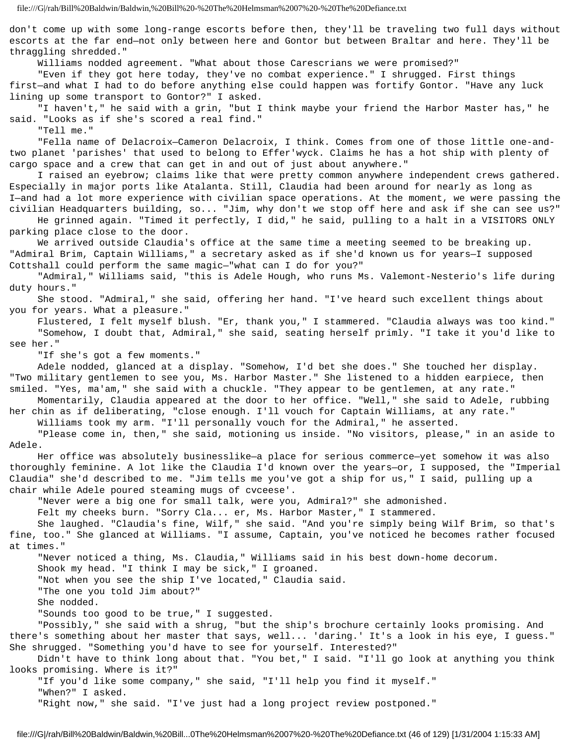don't come up with some long-range escorts before then, they'll be traveling two full days without escorts at the far end—not only between here and Gontor but between Braltar and here. They'll be thraggling shredded."

Williams nodded agreement. "What about those Carescrians we were promised?"

"Even if they got here today, they've no combat experience." I shrugged. First things first—and what I had to do before anything else could happen was fortify Gontor. "Have any luck lining up some transport to Gontor?" I asked.

"I haven't," he said with a grin, "but I think maybe your friend the Harbor Master has," he said. "Looks as if she's scored a real find."

"Tell me."

"Fella name of Delacroix—Cameron Delacroix, I think. Comes from one of those little one-and-two planet 'parishes' that used to belong to Effer'wyck. Claims he has a hot ship with plenty of cargo space and a crew that can get in and out of just about anywhere."

I raised an eyebrow; claims like that were pretty common anywhere independent crews gathered. Especially in major ports like Atalanta. Still, Claudia had been around for nearly as long as I—and had a lot more experience with civilian space operations. At the moment, we were passing the civilian Headquarters building, so... "Jim, why don't we stop off here and ask if she can see us?"

He grinned again. "Timed it perfectly, I did," he said, pulling to a halt in a VISITORS ONLY parking place close to the door.

We arrived outside Claudia's office at the same time a meeting seemed to be breaking up. "Admiral Brim, Captain Williams," a secretary asked as if she'd known us for years—I supposed Cottshall could perform the same magic—"what can I do for you?"

"Admiral," Williams said, "this is Adele Hough, who runs Ms. Valemont-Nesterio's life during duty hours."

She stood. "Admiral," she said, offering her hand. "I've heard such excellent things about you for years. What a pleasure."

Flustered, I felt myself blush. "Er, thank you," I stammered. "Claudia always was too kind."

"Somehow, I doubt that, Admiral," she said, seating herself primly. "I take it you'd like to see her."

"If she's got a few moments."

Adele nodded, glanced at a display. "Somehow, I'd bet she does." She touched her display. "Two military gentlemen to see you, Ms. Harbor Master." She listened to a hidden earpiece, then smiled. "Yes, ma'am," she said with a chuckle. "They appear to be gentlemen, at any rate."

Momentarily, Claudia appeared at the door to her office. "Well," she said to Adele, rubbing her chin as if deliberating, "close enough. I'll vouch for Captain Williams, at any rate."

Williams took my arm. "I'll personally vouch for the Admiral," he asserted.

"Please come in, then," she said, motioning us inside. "No visitors, please," in an aside to Adele.

Her office was absolutely businesslike—a place for serious commerce—yet somehow it was also thoroughly feminine. A lot like the Claudia I'd known over the years—or, I supposed, the "Imperial Claudia" she'd described to me. "Jim tells me you've got a ship for us," I said, pulling up a chair while Adele poured steaming mugs of cvceese'.

"Never were a big one for small talk, were you, Admiral?" she admonished.

Felt my cheeks burn. "Sorry Cla... er, Ms. Harbor Master," I stammered.

She laughed. "Claudia's fine, Wilf," she said. "And you're simply being Wilf Brim, so that's fine, too." She glanced at Williams. "I assume, Captain, you've noticed he becomes rather focused at times."

"Never noticed a thing, Ms. Claudia," Williams said in his best down-home decorum.

Shook my head. "I think I may be sick," I groaned.

"Not when you see the ship I've located," Claudia said.

"The one you told Jim about?"

She nodded.

"Sounds too good to be true," I suggested.

"Possibly," she said with a shrug, "but the ship's brochure certainly looks promising. And there's something about her master that says, well... 'daring.' It's a look in his eye, I guess." She shrugged. "Something you'd have to see for yourself. Interested?"

Didn't have to think long about that. "You bet," I said. "I'll go look at anything you think looks promising. Where is it?"

"If you'd like some company," she said, "I'll help you find it myself."

"When?" I asked.

"Right now," she said. "I've just had a long project review postponed."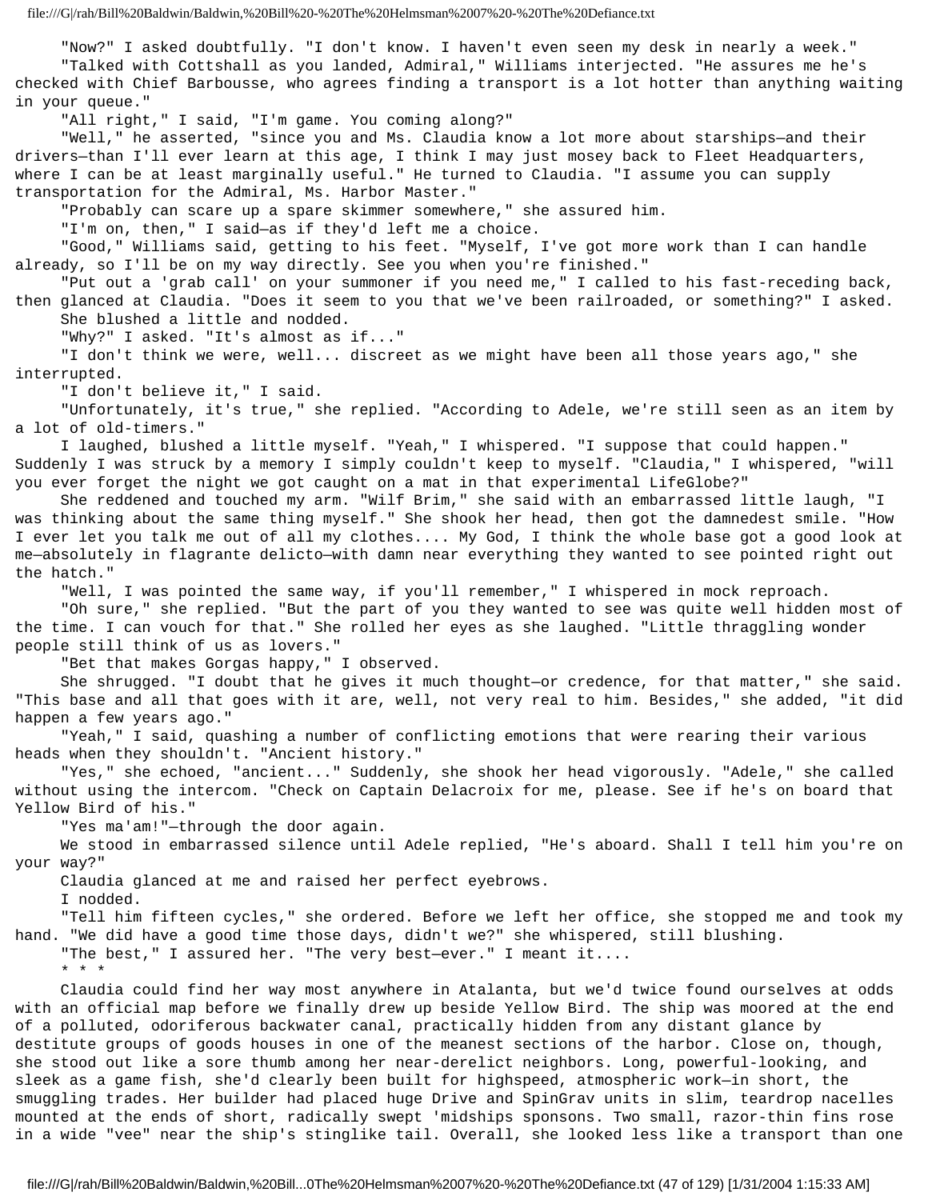"Now?" I asked doubtfully. "I don't know. I haven't even seen my desk in nearly a week."

"Talked with Cottshall as you landed, Admiral," Williams interjected. "He assures me he's checked with Chief Barbousse, who agrees finding a transport is a lot hotter than anything waiting in your queue."

"All right," I said, "I'm game. You coming along?"

"Well," he asserted, "since you and Ms. Claudia know a lot more about starships—and their drivers—than I'll ever learn at this age, I think I may just mosey back to Fleet Headquarters, where I can be at least marginally useful." He turned to Claudia. "I assume you can supply transportation for the Admiral, Ms. Harbor Master."

"Probably can scare up a spare skimmer somewhere," she assured him.

"I'm on, then," I said—as if they'd left me a choice.

"Good," Williams said, getting to his feet. "Myself, I've got more work than I can handle already, so I'll be on my way directly. See you when you're finished."

"Put out a 'grab call' on your summoner if you need me," I called to his fast-receding back, then glanced at Claudia. "Does it seem to you that we've been railroaded, or something?" I asked.

She blushed a little and nodded.

"Why?" I asked. "It's almost as if..."

"I don't think we were, well... discreet as we might have been all those years ago," she interrupted.

"I don't believe it," I said.

"Unfortunately, it's true," she replied. "According to Adele, we're still seen as an item by a lot of old-timers."

I laughed, blushed a little myself. "Yeah," I whispered. "I suppose that could happen." Suddenly I was struck by a memory I simply couldn't keep to myself. "Claudia," I whispered, "will you ever forget the night we got caught on a mat in that experimental LifeGlobe?"

She reddened and touched my arm. "Wilf Brim," she said with an embarrassed little laugh, "I was thinking about the same thing myself." She shook her head, then got the damnedest smile. "How I ever let you talk me out of all my clothes.... My God, I think the whole base got a good look at me—absolutely in flagrante delicto—with damn near everything they wanted to see pointed right out the hatch."

"Well, I was pointed the same way, if you'll remember," I whispered in mock reproach.

"Oh sure," she replied. "But the part of you they wanted to see was quite well hidden most of the time. I can vouch for that." She rolled her eyes as she laughed. "Little thraggling wonder people still think of us as lovers."

"Bet that makes Gorgas happy," I observed.

She shrugged. "I doubt that he gives it much thought—or credence, for that matter," she said. "This base and all that goes with it are, well, not very real to him. Besides," she added, "it did happen a few years ago."

"Yeah," I said, quashing a number of conflicting emotions that were rearing their various heads when they shouldn't. "Ancient history."

"Yes," she echoed, "ancient..." Suddenly, she shook her head vigorously. "Adele," she called without using the intercom. "Check on Captain Delacroix for me, please. See if he's on board that Yellow Bird of his."

"Yes ma'am!"—through the door again.

We stood in embarrassed silence until Adele replied, "He's aboard. Shall I tell him you're on your way?"

Claudia glanced at me and raised her perfect eyebrows.

I nodded.

"Tell him fifteen cycles," she ordered. Before we left her office, she stopped me and took my hand. "We did have a good time those days, didn't we?" she whispered, still blushing.

"The best," I assured her. "The very best—ever." I meant it....

* * *

Claudia could find her way most anywhere in Atalanta, but we'd twice found ourselves at odds with an official map before we finally drew up beside Yellow Bird. The ship was moored at the end of a polluted, odoriferous backwater canal, practically hidden from any distant glance by destitute groups of goods houses in one of the meanest sections of the harbor. Close on, though, she stood out like a sore thumb among her near-derelict neighbors. Long, powerful-looking, and sleek as a game fish, she'd clearly been built for highspeed, atmospheric work—in short, the smuggling trades. Her builder had placed huge Drive and SpinGrav units in slim, teardrop nacelles mounted at the ends of short, radically swept 'midships sponsons. Two small, razor-thin fins rose in a wide "vee" near the ship's stinglike tail. Overall, she looked less like a transport than one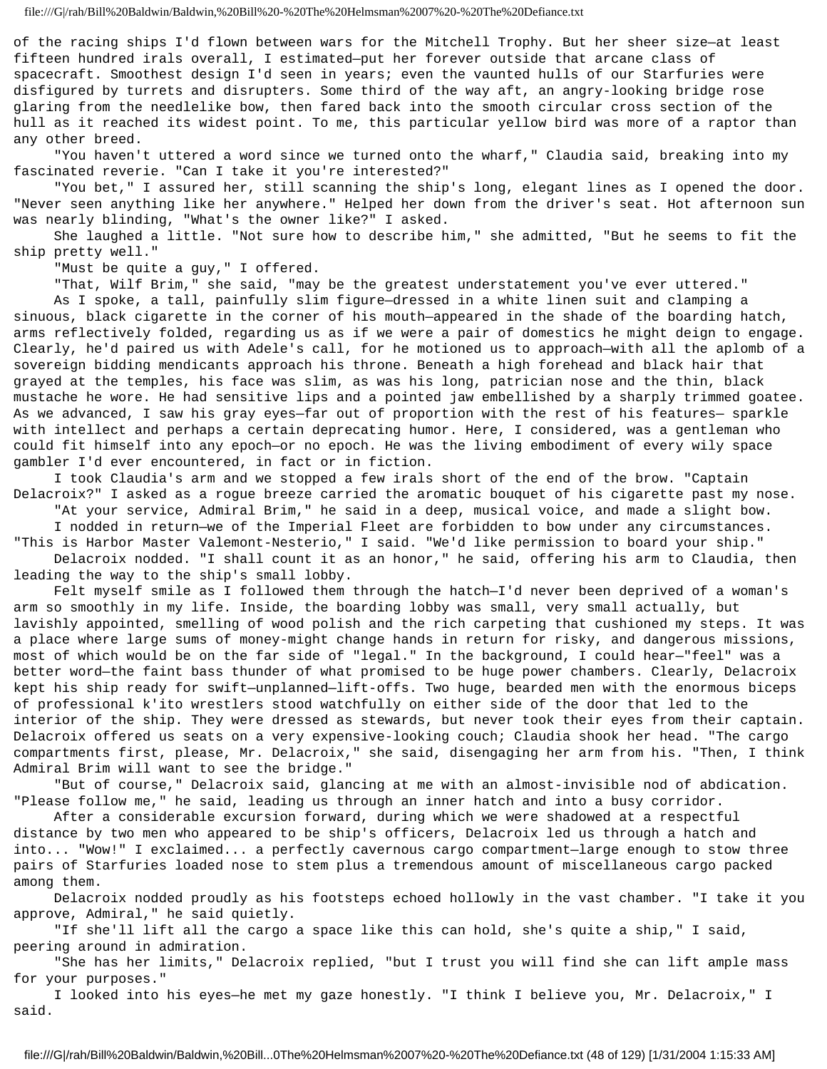of the racing ships I'd flown between wars for the Mitchell Trophy. But her sheer size—at least fifteen hundred irals overall, I estimated—put her forever outside that arcane class of spacecraft. Smoothest design I'd seen in years; even the vaunted hulls of our Starfuries were disfigured by turrets and disrupters. Some third of the way aft, an angry-looking bridge rose glaring from the needlelike bow, then fared back into the smooth circular cross section of the hull as it reached its widest point. To me, this particular yellow bird was more of a raptor than any other breed.

"You haven't uttered a word since we turned onto the wharf," Claudia said, breaking into my fascinated reverie. "Can I take it you're interested?"

"You bet," I assured her, still scanning the ship's long, elegant lines as I opened the door. "Never seen anything like her anywhere." Helped her down from the driver's seat. Hot afternoon sun was nearly blinding, "What's the owner like?" I asked.

She laughed a little. "Not sure how to describe him," she admitted, "But he seems to fit the ship pretty well."

"Must be quite a guy," I offered.

"That, Wilf Brim," she said, "may be the greatest understatement you've ever uttered."

As I spoke, a tall, painfully slim figure—dressed in a white linen suit and clamping a sinuous, black cigarette in the corner of his mouth—appeared in the shade of the boarding hatch, arms reflectively folded, regarding us as if we were a pair of domestics he might deign to engage. Clearly, he'd paired us with Adele's call, for he motioned us to approach—with all the aplomb of a sovereign bidding mendicants approach his throne. Beneath a high forehead and black hair that grayed at the temples, his face was slim, as was his long, patrician nose and the thin, black mustache he wore. He had sensitive lips and a pointed jaw embellished by a sharply trimmed goatee. As we advanced, I saw his gray eyes—far out of proportion with the rest of his features— sparkle with intellect and perhaps a certain deprecating humor. Here, I considered, was a gentleman who could fit himself into any epoch—or no epoch. He was the living embodiment of every wily space gambler I'd ever encountered, in fact or in fiction.

I took Claudia's arm and we stopped a few irals short of the end of the brow. "Captain Delacroix?" I asked as a rogue breeze carried the aromatic bouquet of his cigarette past my nose.

"At your service, Admiral Brim," he said in a deep, musical voice, and made a slight bow.

I nodded in return—we of the Imperial Fleet are forbidden to bow under any circumstances. "This is Harbor Master Valemont-Nesterio," I said. "We'd like permission to board your ship."

Delacroix nodded. "I shall count it as an honor," he said, offering his arm to Claudia, then leading the way to the ship's small lobby.

Felt myself smile as I followed them through the hatch—I'd never been deprived of a woman's arm so smoothly in my life. Inside, the boarding lobby was small, very small actually, but lavishly appointed, smelling of wood polish and the rich carpeting that cushioned my steps. It was a place where large sums of money-might change hands in return for risky, and dangerous missions, most of which would be on the far side of "legal." In the background, I could hear—"feel" was a better word—the faint bass thunder of what promised to be huge power chambers. Clearly, Delacroix kept his ship ready for swift—unplanned—lift-offs. Two huge, bearded men with the enormous biceps of professional k'ito wrestlers stood watchfully on either side of the door that led to the interior of the ship. They were dressed as stewards, but never took their eyes from their captain. Delacroix offered us seats on a very expensive-looking couch; Claudia shook her head. "The cargo compartments first, please, Mr. Delacroix," she said, disengaging her arm from his. "Then, I think Admiral Brim will want to see the bridge."

"But of course," Delacroix said, glancing at me with an almost-invisible nod of abdication. "Please follow me," he said, leading us through an inner hatch and into a busy corridor.

After a considerable excursion forward, during which we were shadowed at a respectful distance by two men who appeared to be ship's officers, Delacroix led us through a hatch and into... "Wow!" I exclaimed... a perfectly cavernous cargo compartment—large enough to stow three pairs of Starfuries loaded nose to stem plus a tremendous amount of miscellaneous cargo packed among them.

Delacroix nodded proudly as his footsteps echoed hollowly in the vast chamber. "I take it you approve, Admiral," he said quietly.

"If she'll lift all the cargo a space like this can hold, she's quite a ship," I said, peering around in admiration.

"She has her limits," Delacroix replied, "but I trust you will find she can lift ample mass for your purposes."

I looked into his eyes—he met my gaze honestly. "I think I believe you, Mr. Delacroix," I said.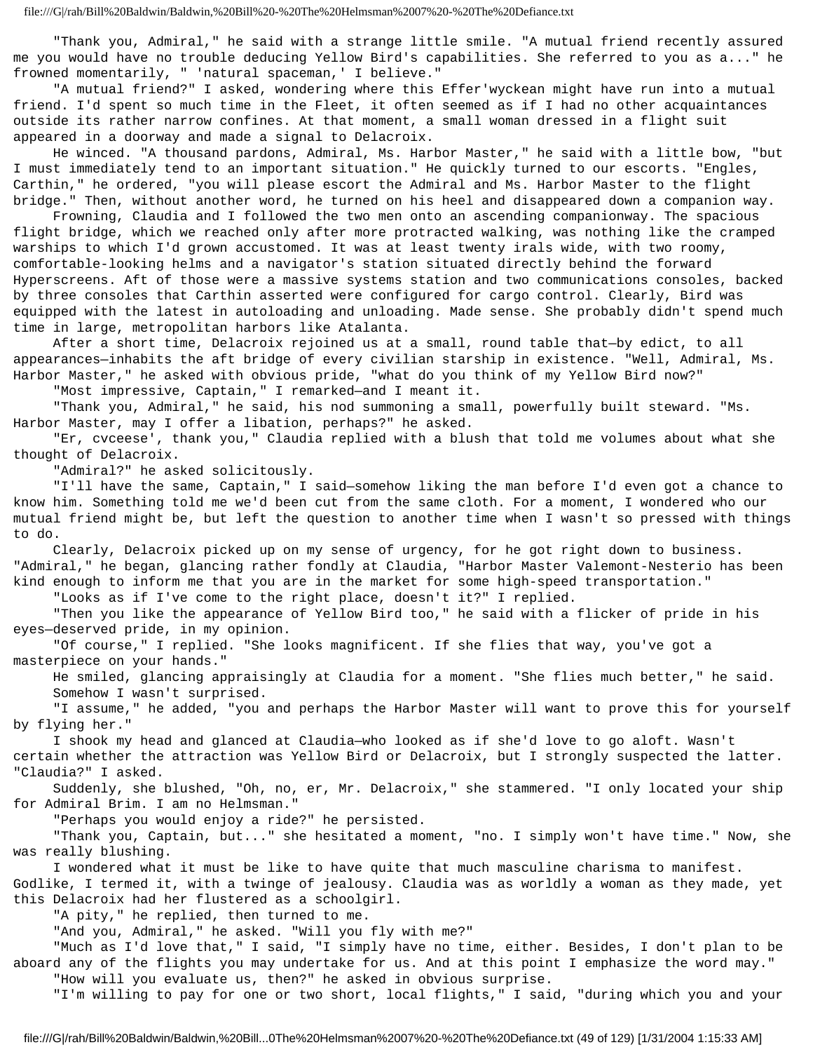"Thank you, Admiral," he said with a strange little smile. "A mutual friend recently assured me you would have no trouble deducing Yellow Bird's capabilities. She referred to you as a..." he frowned momentarily, " 'natural spaceman,' I believe."

"A mutual friend?" I asked, wondering where this Effer'wyckean might have run into a mutual friend. I'd spent so much time in the Fleet, it often seemed as if I had no other acquaintances outside its rather narrow confines. At that moment, a small woman dressed in a flight suit appeared in a doorway and made a signal to Delacroix.

He winced. "A thousand pardons, Admiral, Ms. Harbor Master," he said with a little bow, "but I must immediately tend to an important situation." He quickly turned to our escorts. "Engles, Carthin," he ordered, "you will please escort the Admiral and Ms. Harbor Master to the flight bridge." Then, without another word, he turned on his heel and disappeared down a companion way.

Frowning, Claudia and I followed the two men onto an ascending companionway. The spacious flight bridge, which we reached only after more protracted walking, was nothing like the cramped warships to which I'd grown accustomed. It was at least twenty irals wide, with two roomy, comfortable-looking helms and a navigator's station situated directly behind the forward Hyperscreens. Aft of those were a massive systems station and two communications consoles, backed by three consoles that Carthin asserted were configured for cargo control. Clearly, Bird was equipped with the latest in autoloading and unloading. Made sense. She probably didn't spend much time in large, metropolitan harbors like Atalanta.

After a short time, Delacroix rejoined us at a small, round table that—by edict, to all appearances—inhabits the aft bridge of every civilian starship in existence. "Well, Admiral, Ms. Harbor Master," he asked with obvious pride, "what do you think of my Yellow Bird now?"

"Most impressive, Captain," I remarked—and I meant it.

"Thank you, Admiral," he said, his nod summoning a small, powerfully built steward. "Ms. Harbor Master, may I offer a libation, perhaps?" he asked.

"Er, cvceese', thank you," Claudia replied with a blush that told me volumes about what she thought of Delacroix.

"Admiral?" he asked solicitously.

"I'll have the same, Captain," I said—somehow liking the man before I'd even got a chance to know him. Something told me we'd been cut from the same cloth. For a moment, I wondered who our mutual friend might be, but left the question to another time when I wasn't so pressed with things to do.

Clearly, Delacroix picked up on my sense of urgency, for he got right down to business. "Admiral," he began, glancing rather fondly at Claudia, "Harbor Master Valemont-Nesterio has been kind enough to inform me that you are in the market for some high-speed transportation."

"Looks as if I've come to the right place, doesn't it?" I replied.

"Then you like the appearance of Yellow Bird too," he said with a flicker of pride in his eyes—deserved pride, in my opinion.

"Of course," I replied. "She looks magnificent. If she flies that way, you've got a masterpiece on your hands."

He smiled, glancing appraisingly at Claudia for a moment. "She flies much better," he said.

Somehow I wasn't surprised.

"I assume," he added, "you and perhaps the Harbor Master will want to prove this for yourself by flying her."

I shook my head and glanced at Claudia—who looked as if she'd love to go aloft. Wasn't certain whether the attraction was Yellow Bird or Delacroix, but I strongly suspected the latter. "Claudia?" I asked.

Suddenly, she blushed, "Oh, no, er, Mr. Delacroix," she stammered. "I only located your ship for Admiral Brim. I am no Helmsman."

"Perhaps you would enjoy a ride?" he persisted.

"Thank you, Captain, but..." she hesitated a moment, "no. I simply won't have time." Now, she was really blushing.

I wondered what it must be like to have quite that much masculine charisma to manifest. Godlike, I termed it, with a twinge of jealousy. Claudia was as worldly a woman as they made, yet this Delacroix had her flustered as a schoolgirl.

"A pity," he replied, then turned to me.

"And you, Admiral," he asked. "Will you fly with me?"

"Much as I'd love that," I said, "I simply have no time, either. Besides, I don't plan to be aboard any of the flights you may undertake for us. And at this point I emphasize the word may."

"How will you evaluate us, then?" he asked in obvious surprise.

"I'm willing to pay for one or two short, local flights," I said, "during which you and your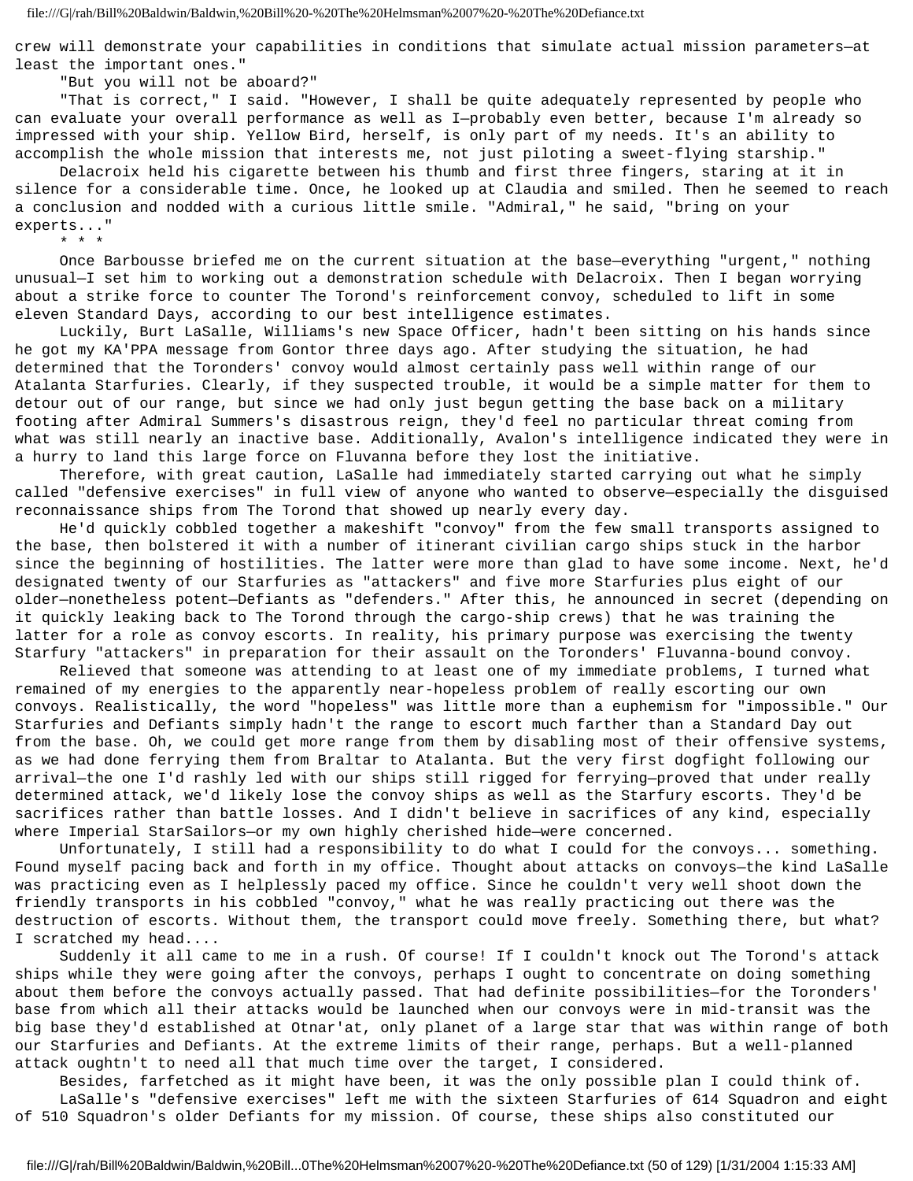crew will demonstrate your capabilities in conditions that simulate actual mission parameters—at least the important ones."

"But you will not be aboard?"

"That is correct," I said. "However, I shall be quite adequately represented by people who can evaluate your overall performance as well as I—probably even better, because I'm already so impressed with your ship. Yellow Bird, herself, is only part of my needs. It's an ability to accomplish the whole mission that interests me, not just piloting a sweet-flying starship."

Delacroix held his cigarette between his thumb and first three fingers, staring at it in silence for a considerable time. Once, he looked up at Claudia and smiled. Then he seemed to reach a conclusion and nodded with a curious little smile. "Admiral," he said, "bring on your experts..."

\* \* \*

Once Barbousse briefed me on the current situation at the base—everything "urgent," nothing unusual—I set him to working out a demonstration schedule with Delacroix. Then I began worrying about a strike force to counter The Torond's reinforcement convoy, scheduled to lift in some eleven Standard Days, according to our best intelligence estimates.

Luckily, Burt LaSalle, Williams's new Space Officer, hadn't been sitting on his hands since he got my KA'PPA message from Gontor three days ago. After studying the situation, he had determined that the Toronders' convoy would almost certainly pass well within range of our Atalanta Starfuries. Clearly, if they suspected trouble, it would be a simple matter for them to detour out of our range, but since we had only just begun getting the base back on a military footing after Admiral Summers's disastrous reign, they'd feel no particular threat coming from what was still nearly an inactive base. Additionally, Avalon's intelligence indicated they were in a hurry to land this large force on Fluvanna before they lost the initiative.

Therefore, with great caution, LaSalle had immediately started carrying out what he simply called "defensive exercises" in full view of anyone who wanted to observe—especially the disguised reconnaissance ships from The Torond that showed up nearly every day.

He'd quickly cobbled together a makeshift "convoy" from the few small transports assigned to the base, then bolstered it with a number of itinerant civilian cargo ships stuck in the harbor since the beginning of hostilities. The latter were more than glad to have some income. Next, he'd designated twenty of our Starfuries as "attackers" and five more Starfuries plus eight of our older—nonetheless potent—Defiants as "defenders." After this, he announced in secret (depending on it quickly leaking back to The Torond through the cargo-ship crews) that he was training the latter for a role as convoy escorts. In reality, his primary purpose was exercising the twenty Starfury "attackers" in preparation for their assault on the Toronders' Fluvanna-bound convoy.

Relieved that someone was attending to at least one of my immediate problems, I turned what remained of my energies to the apparently near-hopeless problem of really escorting our own convoys. Realistically, the word "hopeless" was little more than a euphemism for "impossible." Our Starfuries and Defiants simply hadn't the range to escort much farther than a Standard Day out from the base. Oh, we could get more range from them by disabling most of their offensive systems, as we had done ferrying them from Braltar to Atalanta. But the very first dogfight following our arrival—the one I'd rashly led with our ships still rigged for ferrying—proved that under really determined attack, we'd likely lose the convoy ships as well as the Starfury escorts. They'd be sacrifices rather than battle losses. And I didn't believe in sacrifices of any kind, especially where Imperial StarSailors—or my own highly cherished hide—were concerned.

Unfortunately, I still had a responsibility to do what I could for the convoys... something. Found myself pacing back and forth in my office. Thought about attacks on convoys—the kind LaSalle was practicing even as I helplessly paced my office. Since he couldn't very well shoot down the friendly transports in his cobbled "convoy," what he was really practicing out there was the destruction of escorts. Without them, the transport could move freely. Something there, but what? I scratched my head....

Suddenly it all came to me in a rush. Of course! If I couldn't knock out The Torond's attack ships while they were going after the convoys, perhaps I ought to concentrate on doing something about them before the convoys actually passed. That had definite possibilities—for the Toronders' base from which all their attacks would be launched when our convoys were in mid-transit was the big base they'd established at Otnar'at, only planet of a large star that was within range of both our Starfuries and Defiants. At the extreme limits of their range, perhaps. But a well-planned attack oughtn't to need all that much time over the target, I considered.

Besides, farfetched as it might have been, it was the only possible plan I could think of.

LaSalle's "defensive exercises" left me with the sixteen Starfuries of 614 Squadron and eight of 510 Squadron's older Defiants for my mission. Of course, these ships also constituted our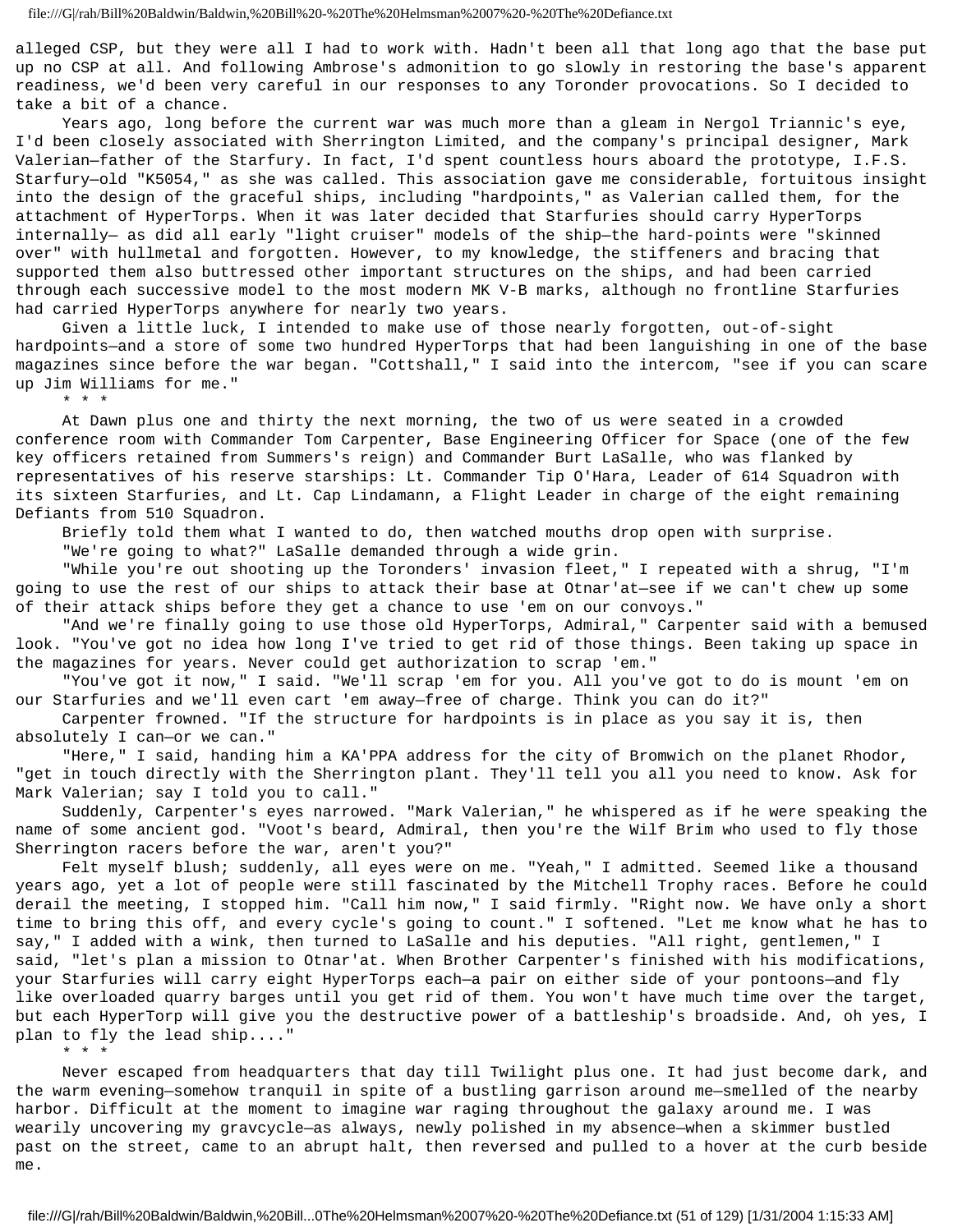alleged CSP, but they were all I had to work with. Hadn't been all that long ago that the base put up no CSP at all. And following Ambrose's admonition to go slowly in restoring the base's apparent readiness, we'd been very careful in our responses to any Toronder provocations. So I decided to take a bit of a chance.

Years ago, long before the current war was much more than a gleam in Nergol Triannic's eye, I'd been closely associated with Sherrington Limited, and the company's principal designer, Mark Valerian—father of the Starfury. In fact, I'd spent countless hours aboard the prototype, I.F.S. Starfury—old "K5054," as she was called. This association gave me considerable, fortuitous insight into the design of the graceful ships, including "hardpoints," as Valerian called them, for the attachment of HyperTorps. When it was later decided that Starfuries should carry HyperTorps internally— as did all early "light cruiser" models of the ship—the hard-points were "skinned over" with hullmetal and forgotten. However, to my knowledge, the stiffeners and bracing that supported them also buttressed other important structures on the ships, and had been carried through each successive model to the most modern MK V-B marks, although no frontline Starfuries had carried HyperTorps anywhere for nearly two years.

Given a little luck, I intended to make use of those nearly forgotten, out-of-sight hardpoints—and a store of some two hundred HyperTorps that had been languishing in one of the base magazines since before the war began. "Cottshall," I said into the intercom, "see if you can scare up Jim Williams for me."

\* \* \*

At Dawn plus one and thirty the next morning, the two of us were seated in a crowded conference room with Commander Tom Carpenter, Base Engineering Officer for Space (one of the few key officers retained from Summers's reign) and Commander Burt LaSalle, who was flanked by representatives of his reserve starships: Lt. Commander Tip O'Hara, Leader of 614 Squadron with its sixteen Starfuries, and Lt. Cap Lindamann, a Flight Leader in charge of the eight remaining Defiants from 510 Squadron.

Briefly told them what I wanted to do, then watched mouths drop open with surprise.

"We're going to what?" LaSalle demanded through a wide grin.

"While you're out shooting up the Toronders' invasion fleet," I repeated with a shrug, "I'm going to use the rest of our ships to attack their base at Otnar'at—see if we can't chew up some of their attack ships before they get a chance to use 'em on our convoys."

"And we're finally going to use those old HyperTorps, Admiral," Carpenter said with a bemused look. "You've got no idea how long I've tried to get rid of those things. Been taking up space in the magazines for years. Never could get authorization to scrap 'em."

"You've got it now," I said. "We'll scrap 'em for you. All you've got to do is mount 'em on our Starfuries and we'll even cart 'em away—free of charge. Think you can do it?"

Carpenter frowned. "If the structure for hardpoints is in place as you say it is, then absolutely I can—or we can."

"Here," I said, handing him a KA'PPA address for the city of Bromwich on the planet Rhodor, "get in touch directly with the Sherrington plant. They'll tell you all you need to know. Ask for Mark Valerian; say I told you to call."

Suddenly, Carpenter's eyes narrowed. "Mark Valerian," he whispered as if he were speaking the name of some ancient god. "Voot's beard, Admiral, then you're the Wilf Brim who used to fly those Sherrington racers before the war, aren't you?"

Felt myself blush; suddenly, all eyes were on me. "Yeah," I admitted. Seemed like a thousand years ago, yet a lot of people were still fascinated by the Mitchell Trophy races. Before he could derail the meeting, I stopped him. "Call him now," I said firmly. "Right now. We have only a short time to bring this off, and every cycle's going to count." I softened. "Let me know what he has to say," I added with a wink, then turned to LaSalle and his deputies. "All right, gentlemen," I said, "let's plan a mission to Otnar'at. When Brother Carpenter's finished with his modifications, your Starfuries will carry eight HyperTorps each—a pair on either side of your pontoons—and fly like overloaded quarry barges until you get rid of them. You won't have much time over the target, but each HyperTorp will give you the destructive power of a battleship's broadside. And, oh yes, I plan to fly the lead ship...."

\* \* \*

Never escaped from headquarters that day till Twilight plus one. It had just become dark, and the warm evening—somehow tranquil in spite of a bustling garrison around me—smelled of the nearby harbor. Difficult at the moment to imagine war raging throughout the galaxy around me. I was wearily uncovering my gravcycle—as always, newly polished in my absence—when a skimmer bustled past on the street, came to an abrupt halt, then reversed and pulled to a hover at the curb beside me.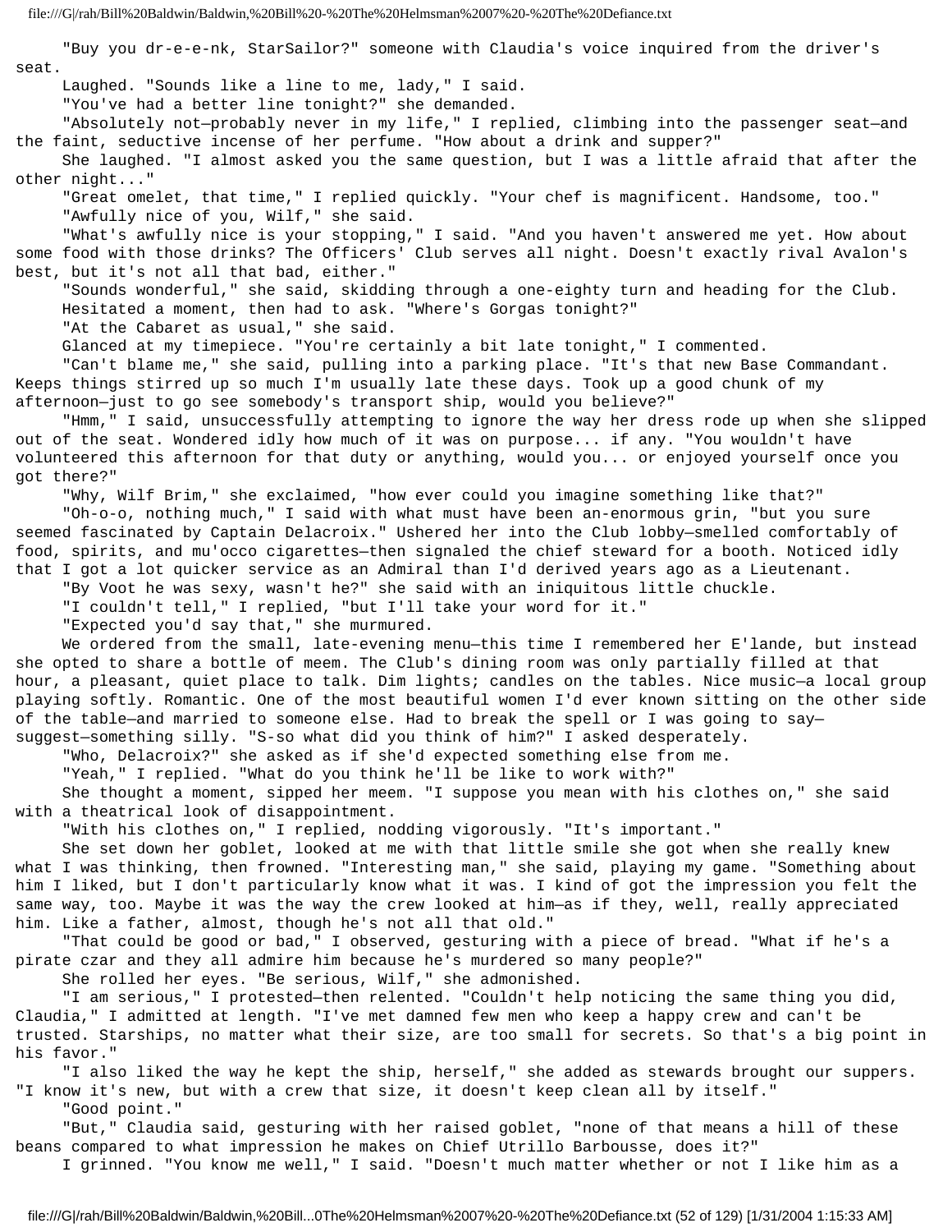"Buy you dr-e-e-nk, StarSailor?" someone with Claudia's voice inquired from the driver's seat.

Laughed. "Sounds like a line to me, lady," I said.

"You've had a better line tonight?" she demanded.

"Absolutely not—probably never in my life," I replied, climbing into the passenger seat—and the faint, seductive incense of her perfume. "How about a drink and supper?"

She laughed. "I almost asked you the same question, but I was a little afraid that after the other night..."

"Great omelet, that time," I replied quickly. "Your chef is magnificent. Handsome, too."

"Awfully nice of you, Wilf," she said.

"What's awfully nice is your stopping," I said. "And you haven't answered me yet. How about some food with those drinks? The Officers' Club serves all night. Doesn't exactly rival Avalon's best, but it's not all that bad, either."

"Sounds wonderful," she said, skidding through a one-eighty turn and heading for the Club.

Hesitated a moment, then had to ask. "Where's Gorgas tonight?"

"At the Cabaret as usual," she said.

Glanced at my timepiece. "You're certainly a bit late tonight," I commented.

"Can't blame me," she said, pulling into a parking place. "It's that new Base Commandant. Keeps things stirred up so much I'm usually late these days. Took up a good chunk of my afternoon—just to go see somebody's transport ship, would you believe?"

"Hmm," I said, unsuccessfully attempting to ignore the way her dress rode up when she slipped out of the seat. Wondered idly how much of it was on purpose... if any. "You wouldn't have volunteered this afternoon for that duty or anything, would you... or enjoyed yourself once you got there?"

"Why, Wilf Brim," she exclaimed, "how ever could you imagine something like that?"

"Oh-o-o, nothing much," I said with what must have been an-enormous grin, "but you sure seemed fascinated by Captain Delacroix." Ushered her into the Club lobby—smelled comfortably of food, spirits, and mu'occo cigarettes—then signaled the chief steward for a booth. Noticed idly that I got a lot quicker service as an Admiral than I'd derived years ago as a Lieutenant.

"By Voot he was sexy, wasn't he?" she said with an iniquitous little chuckle.

"I couldn't tell," I replied, "but I'll take your word for it."

"Expected you'd say that," she murmured.

We ordered from the small, late-evening menu—this time I remembered her E'lande, but instead she opted to share a bottle of meem. The Club's dining room was only partially filled at that hour, a pleasant, quiet place to talk. Dim lights; candles on the tables. Nice music—a local group playing softly. Romantic. One of the most beautiful women I'd ever known sitting on the other side of the table—and married to someone else. Had to break the spell or I was going to say—suggest—something silly. "S-so what did you think of him?" I asked desperately.

"Who, Delacroix?" she asked as if she'd expected something else from me.

"Yeah," I replied. "What do you think he'll be like to work with?"

She thought a moment, sipped her meem. "I suppose you mean with his clothes on," she said with a theatrical look of disappointment.

"With his clothes on," I replied, nodding vigorously. "It's important."

She set down her goblet, looked at me with that little smile she got when she really knew what I was thinking, then frowned. "Interesting man," she said, playing my game. "Something about him I liked, but I don't particularly know what it was. I kind of got the impression you felt the same way, too. Maybe it was the way the crew looked at him—as if they, well, really appreciated him. Like a father, almost, though he's not all that old."

"That could be good or bad," I observed, gesturing with a piece of bread. "What if he's a pirate czar and they all admire him because he's murdered so many people?"

She rolled her eyes. "Be serious, Wilf," she admonished.

"I am serious," I protested—then relented. "Couldn't help noticing the same thing you did, Claudia," I admitted at length. "I've met damned few men who keep a happy crew and can't be trusted. Starships, no matter what their size, are too small for secrets. So that's a big point in his favor."

"I also liked the way he kept the ship, herself," she added as stewards brought our suppers. "I know it's new, but with a crew that size, it doesn't keep clean all by itself."

"Good point."

"But," Claudia said, gesturing with her raised goblet, "none of that means a hill of these beans compared to what impression he makes on Chief Utrillo Barbousse, does it?"

I grinned. "You know me well," I said. "Doesn't much matter whether or not I like him as a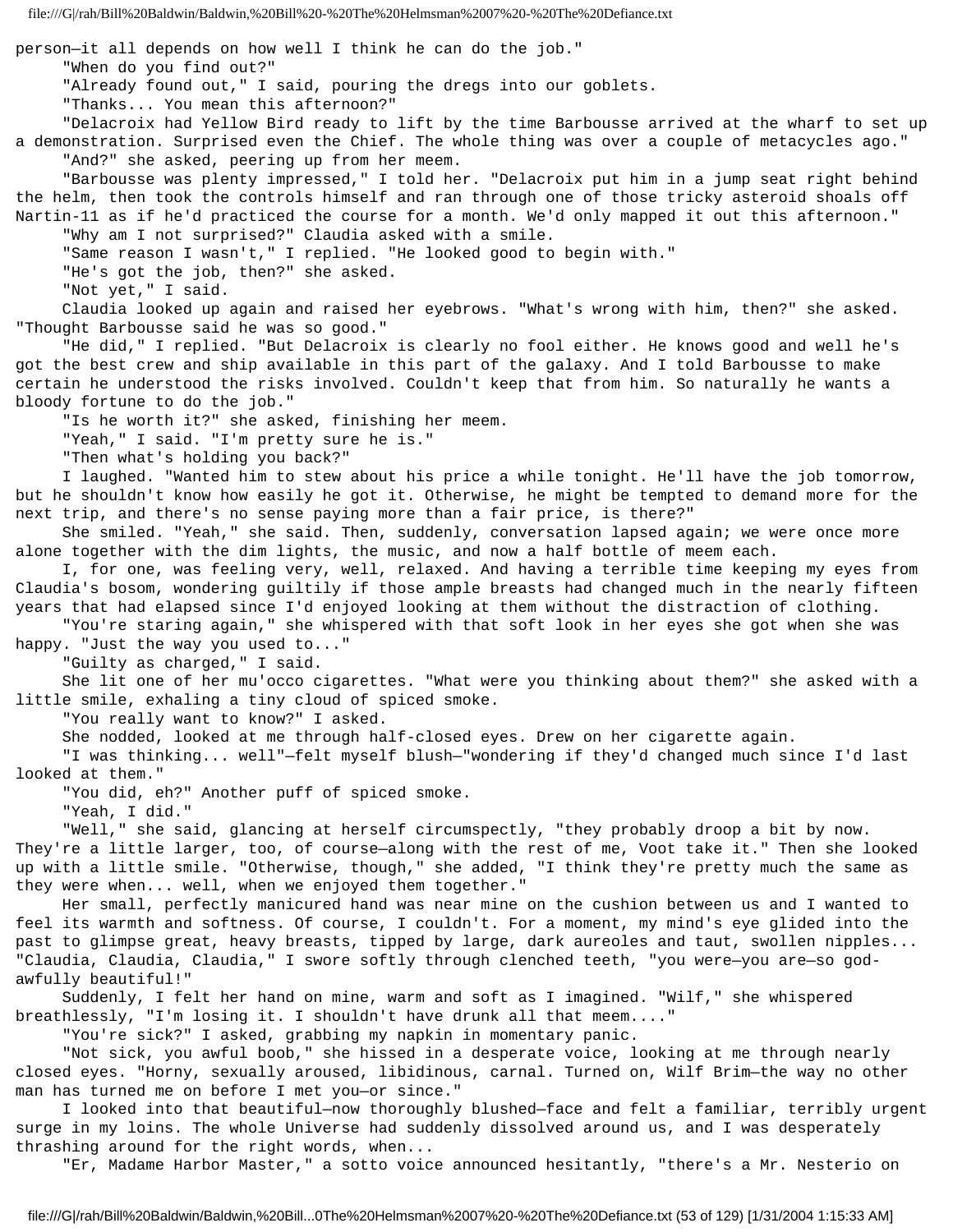person—it all depends on how well I think he can do the job."

"When do you find out?"

"Already found out," I said, pouring the dregs into our goblets.

"Thanks... You mean this afternoon?"

"Delacroix had Yellow Bird ready to lift by the time Barbousse arrived at the wharf to set up a demonstration. Surprised even the Chief. The whole thing was over a couple of metacycles ago."

"And?" she asked, peering up from her meem.

"Barbousse was plenty impressed," I told her. "Delacroix put him in a jump seat right behind the helm, then took the controls himself and ran through one of those tricky asteroid shoals off Nartin-11 as if he'd practiced the course for a month. We'd only mapped it out this afternoon."

"Why am I not surprised?" Claudia asked with a smile.

"Same reason I wasn't," I replied. "He looked good to begin with."

"He's got the job, then?" she asked.

"Not yet," I said.

Claudia looked up again and raised her eyebrows. "What's wrong with him, then?" she asked. "Thought Barbousse said he was so good."

"He did," I replied. "But Delacroix is clearly no fool either. He knows good and well he's got the best crew and ship available in this part of the galaxy. And I told Barbousse to make certain he understood the risks involved. Couldn't keep that from him. So naturally he wants a bloody fortune to do the job."

"Is he worth it?" she asked, finishing her meem.

"Yeah," I said. "I'm pretty sure he is."

"Then what's holding you back?"

I laughed. "Wanted him to stew about his price a while tonight. He'll have the job tomorrow, but he shouldn't know how easily he got it. Otherwise, he might be tempted to demand more for the next trip, and there's no sense paying more than a fair price, is there?"

She smiled. "Yeah," she said. Then, suddenly, conversation lapsed again; we were once more alone together with the dim lights, the music, and now a half bottle of meem each.

I, for one, was feeling very, well, relaxed. And having a terrible time keeping my eyes from Claudia's bosom, wondering guiltily if those ample breasts had changed much in the nearly fifteen years that had elapsed since I'd enjoyed looking at them without the distraction of clothing.

"You're staring again," she whispered with that soft look in her eyes she got when she was happy. "Just the way you used to..."

"Guilty as charged," I said.

She lit one of her mu'occo cigarettes. "What were you thinking about them?" she asked with a little smile, exhaling a tiny cloud of spiced smoke.

"You really want to know?" I asked.

She nodded, looked at me through half-closed eyes. Drew on her cigarette again.

"I was thinking... well"—felt myself blush—"wondering if they'd changed much since I'd last looked at them."

"You did, eh?" Another puff of spiced smoke.

"Yeah, I did."

"Well," she said, glancing at herself circumspectly, "they probably droop a bit by now. They're a little larger, too, of course—along with the rest of me, Voot take it." Then she looked up with a little smile. "Otherwise, though," she added, "I think they're pretty much the same as they were when... well, when we enjoyed them together."

Her small, perfectly manicured hand was near mine on the cushion between us and I wanted to feel its warmth and softness. Of course, I couldn't. For a moment, my mind's eye glided into the past to glimpse great, heavy breasts, tipped by large, dark aureoles and taut, swollen nipples... "Claudia, Claudia, Claudia," I swore softly through clenched teeth, "you were—you are—so god-awfully beautiful!"

Suddenly, I felt her hand on mine, warm and soft as I imagined. "Wilf," she whispered breathlessly, "I'm losing it. I shouldn't have drunk all that meem...."

"You're sick?" I asked, grabbing my napkin in momentary panic.

"Not sick, you awful boob," she hissed in a desperate voice, looking at me through nearly closed eyes. "Horny, sexually aroused, libidinous, carnal. Turned on, Wilf Brim—the way no other man has turned me on before I met you—or since."

I looked into that beautiful—now thoroughly blushed—face and felt a familiar, terribly urgent surge in my loins. The whole Universe had suddenly dissolved around us, and I was desperately thrashing around for the right words, when...

"Er, Madame Harbor Master," a sotto voice announced hesitantly, "there's a Mr. Nesterio on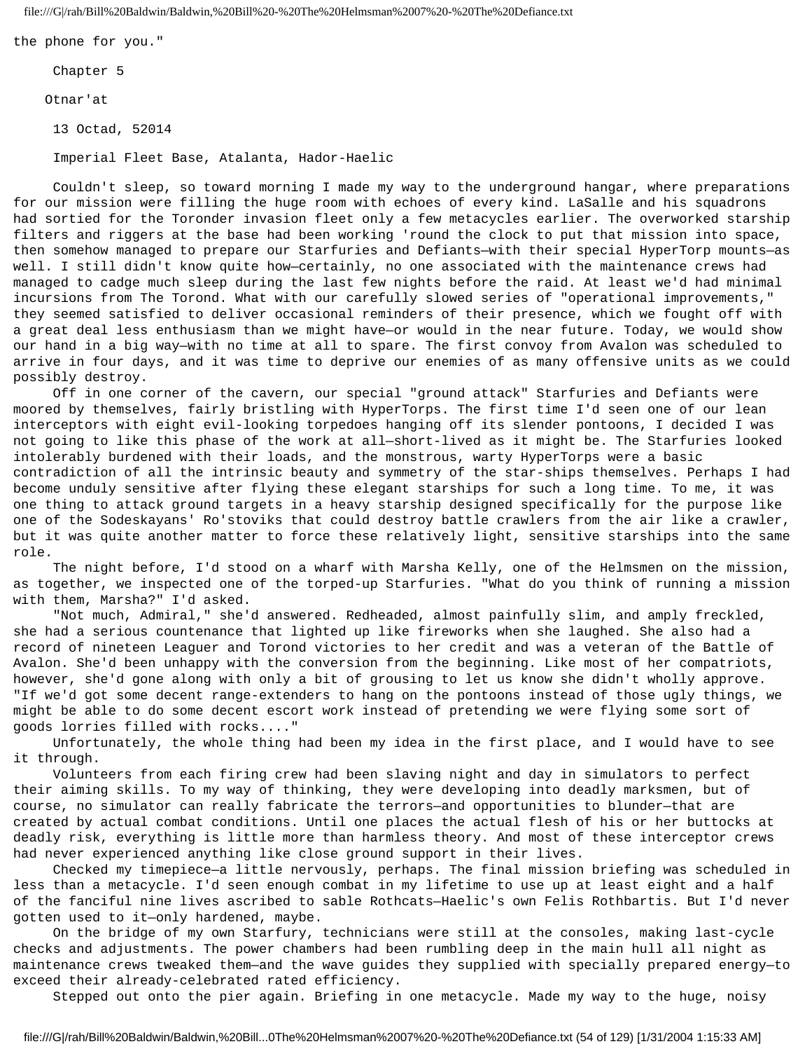the phone for you."

## Chapter 5

### Otnar'at

13 Octad, 52014

Imperial Fleet Base, Atalanta, Hador-Haelic

Couldn't sleep, so toward morning I made my way to the underground hangar, where preparations for our mission were filling the huge room with echoes of every kind. LaSalle and his squadrons had sortied for the Toronder invasion fleet only a few metacycles earlier. The overworked starship filters and riggers at the base had been working 'round the clock to put that mission into space, then somehow managed to prepare our Starfuries and Defiants—with their special HyperTorp mounts—as well. I still didn't know quite how—certainly, no one associated with the maintenance crews had managed to cadge much sleep during the last few nights before the raid. At least we'd had minimal incursions from The Torond. What with our carefully slowed series of "operational improvements," they seemed satisfied to deliver occasional reminders of their presence, which we fought off with a great deal less enthusiasm than we might have—or would in the near future. Today, we would show our hand in a big way—with no time at all to spare. The first convoy from Avalon was scheduled to arrive in four days, and it was time to deprive our enemies of as many offensive units as we could possibly destroy.

Off in one corner of the cavern, our special "ground attack" Starfuries and Defiants were moored by themselves, fairly bristling with HyperTorps. The first time I'd seen one of our lean interceptors with eight evil-looking torpedoes hanging off its slender pontoons, I decided I was not going to like this phase of the work at all—short-lived as it might be. The Starfuries looked intolerably burdened with their loads, and the monstrous, warty HyperTorps were a basic contradiction of all the intrinsic beauty and symmetry of the star-ships themselves. Perhaps I had become unduly sensitive after flying these elegant starships for such a long time. To me, it was one thing to attack ground targets in a heavy starship designed specifically for the purpose like one of the Sodeskayans' Ro'stoviks that could destroy battle crawlers from the air like a crawler, but it was quite another matter to force these relatively light, sensitive starships into the same role.

The night before, I'd stood on a wharf with Marsha Kelly, one of the Helmsmen on the mission, as together, we inspected one of the torped-up Starfuries. "What do you think of running a mission with them, Marsha?" I'd asked.

"Not much, Admiral," she'd answered. Redheaded, almost painfully slim, and amply freckled, she had a serious countenance that lighted up like fireworks when she laughed. She also had a record of nineteen Leaguer and Torond victories to her credit and was a veteran of the Battle of Avalon. She'd been unhappy with the conversion from the beginning. Like most of her compatriots, however, she'd gone along with only a bit of grousing to let us know she didn't wholly approve. "If we'd got some decent range-extenders to hang on the pontoons instead of those ugly things, we might be able to do some decent escort work instead of pretending we were flying some sort of goods lorries filled with rocks...."

Unfortunately, the whole thing had been my idea in the first place, and I would have to see it through.

Volunteers from each firing crew had been slaving night and day in simulators to perfect their aiming skills. To my way of thinking, they were developing into deadly marksmen, but of course, no simulator can really fabricate the terrors—and opportunities to blunder—that are created by actual combat conditions. Until one places the actual flesh of his or her buttocks at deadly risk, everything is little more than harmless theory. And most of these interceptor crews had never experienced anything like close ground support in their lives.

Checked my timepiece—a little nervously, perhaps. The final mission briefing was scheduled in less than a metacycle. I'd seen enough combat in my lifetime to use up at least eight and a half of the fanciful nine lives ascribed to sable Rothcats—Haelic's own Felis Rothbartis. But I'd never gotten used to it—only hardened, maybe.

On the bridge of my own Starfury, technicians were still at the consoles, making last-cycle checks and adjustments. The power chambers had been rumbling deep in the main hull all night as maintenance crews tweaked them—and the wave guides they supplied with specially prepared energy—to exceed their already-celebrated rated efficiency.

Stepped out onto the pier again. Briefing in one metacycle. Made my way to the huge, noisy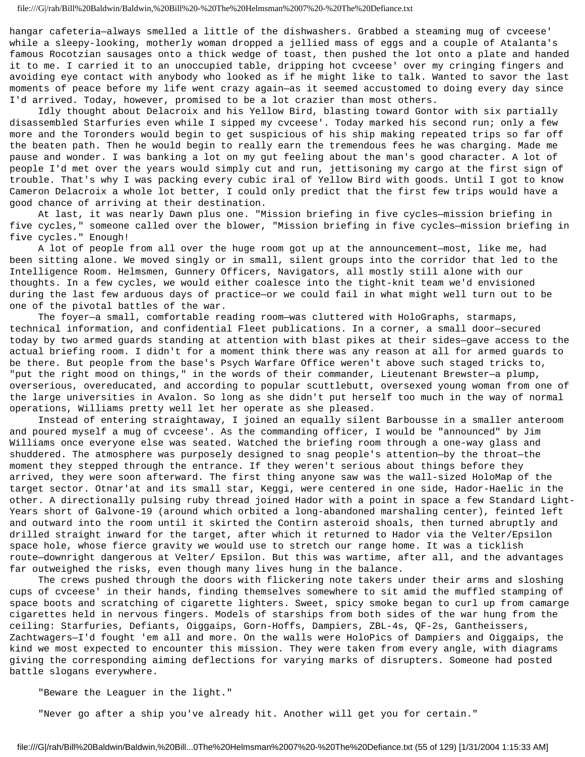hangar cafeteria—always smelled a little of the dishwashers. Grabbed a steaming mug of cvceese' while a sleepy-looking, motherly woman dropped a jellied mass of eggs and a couple of Atalanta's famous Rocotzian sausages onto a thick wedge of toast, then pushed the lot onto a plate and handed it to me. I carried it to an unoccupied table, dripping hot cvceese' over my cringing fingers and avoiding eye contact with anybody who looked as if he might like to talk. Wanted to savor the last moments of peace before my life went crazy again—as it seemed accustomed to doing every day since I'd arrived. Today, however, promised to be a lot crazier than most others.

Idly thought about Delacroix and his Yellow Bird, blasting toward Gontor with six partially disassembled Starfuries even while I sipped my cvceese'. Today marked his second run; only a few more and the Toronders would begin to get suspicious of his ship making repeated trips so far off the beaten path. Then he would begin to really earn the tremendous fees he was charging. Made me pause and wonder. I was banking a lot on my gut feeling about the man's good character. A lot of people I'd met over the years would simply cut and run, jettisoning my cargo at the first sign of trouble. That's why I was packing every cubic iral of Yellow Bird with goods. Until I got to know Cameron Delacroix a whole lot better, I could only predict that the first few trips would have a good chance of arriving at their destination.

At last, it was nearly Dawn plus one. "Mission briefing in five cycles—mission briefing in five cycles," someone called over the blower, "Mission briefing in five cycles—mission briefing in five cycles." Enough!

A lot of people from all over the huge room got up at the announcement—most, like me, had been sitting alone. We moved singly or in small, silent groups into the corridor that led to the Intelligence Room. Helmsmen, Gunnery Officers, Navigators, all mostly still alone with our thoughts. In a few cycles, we would either coalesce into the tight-knit team we'd envisioned during the last few arduous days of practice—or we could fail in what might well turn out to be one of the pivotal battles of the war.

The foyer—a small, comfortable reading room—was cluttered with HoloGraphs, starmaps, technical information, and confidential Fleet publications. In a corner, a small door—secured today by two armed guards standing at attention with blast pikes at their sides—gave access to the actual briefing room. I didn't for a moment think there was any reason at all for armed guards to be there. But people from the base's Psych Warfare Office weren't above such staged tricks to, "put the right mood on things," in the words of their commander, Lieutenant Brewster—a plump, overserious, overeducated, and according to popular scuttlebutt, oversexed young woman from one of the large universities in Avalon. So long as she didn't put herself too much in the way of normal operations, Williams pretty well let her operate as she pleased.

Instead of entering straightaway, I joined an equally silent Barbousse in a smaller anteroom and poured myself a mug of cvceese'. As the commanding officer, I would be "announced" by Jim Williams once everyone else was seated. Watched the briefing room through a one-way glass and shuddered. The atmosphere was purposely designed to snag people's attention—by the throat—the moment they stepped through the entrance. If they weren't serious about things before they arrived, they were soon afterward. The first thing anyone saw was the wall-sized HoloMap of the target sector. Otnar'at and its small star, Keggi, were centered in one side, Hador-Haelic in the other. A directionally pulsing ruby thread joined Hador with a point in space a few Standard Light-Years short of Galvone-19 (around which orbited a long-abandoned marshaling center), feinted left and outward into the room until it skirted the Contirn asteroid shoals, then turned abruptly and drilled straight inward for the target, after which it returned to Hador via the Velter/Epsilon space hole, whose fierce gravity we would use to stretch our range home. It was a ticklish route—downright dangerous at Velter/ Epsilon. But this was wartime, after all, and the advantages far outweighed the risks, even though many lives hung in the balance.

The crews pushed through the doors with flickering note takers under their arms and sloshing cups of cvceese' in their hands, finding themselves somewhere to sit amid the muffled stamping of space boots and scratching of cigarette lighters. Sweet, spicy smoke began to curl up from camarge cigarettes held in nervous fingers. Models of starships from both sides of the war hung from the ceiling: Starfuries, Defiants, Oiggaips, Gorn-Hoffs, Dampiers, ZBL-4s, QF-2s, Gantheissers, Zachtwagers—I'd fought 'em all and more. On the walls were HoloPics of Dampiers and Oiggaips, the kind we most expected to encounter this mission. They were taken from every angle, with diagrams giving the corresponding aiming deflections for varying marks of disrupters. Someone had posted battle slogans everywhere.

"Beware the Leaguer in the light."

"Never go after a ship you've already hit. Another will get you for certain."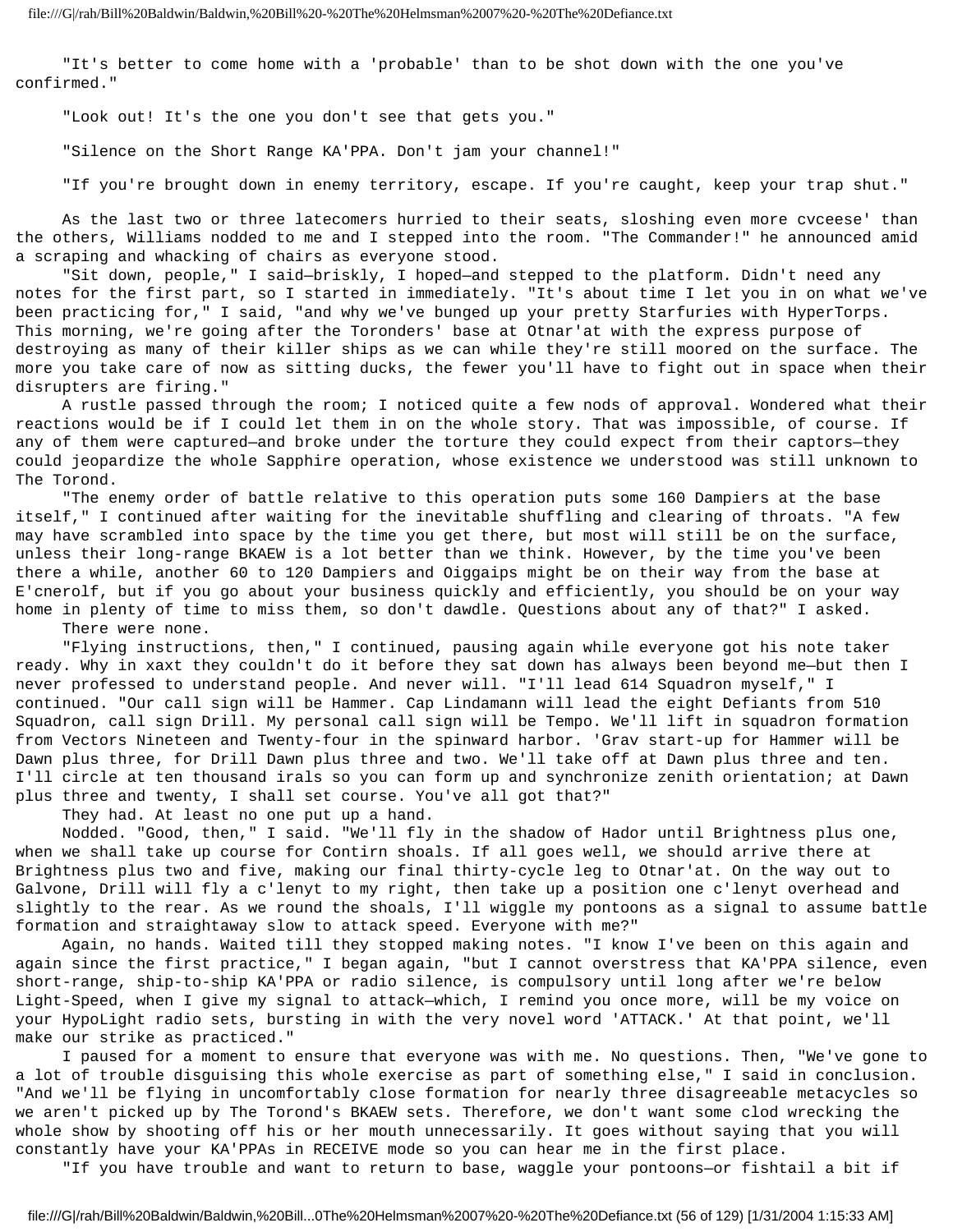"It's better to come home with a 'probable' than to be shot down with the one you've confirmed."

"Look out! It's the one you don't see that gets you."

"Silence on the Short Range KA'PPA. Don't jam your channel!"

"If you're brought down in enemy territory, escape. If you're caught, keep your trap shut."

As the last two or three latecomers hurried to their seats, sloshing even more cvceese' than the others, Williams nodded to me and I stepped into the room. "The Commander!" he announced amid a scraping and whacking of chairs as everyone stood.

"Sit down, people," I said—briskly, I hoped—and stepped to the platform. Didn't need any notes for the first part, so I started in immediately. "It's about time I let you in on what we've been practicing for," I said, "and why we've bunged up your pretty Starfuries with HyperTorps. This morning, we're going after the Toronders' base at Otnar'at with the express purpose of destroying as many of their killer ships as we can while they're still moored on the surface. The more you take care of now as sitting ducks, the fewer you'll have to fight out in space when their disrupters are firing."

A rustle passed through the room; I noticed quite a few nods of approval. Wondered what their reactions would be if I could let them in on the whole story. That was impossible, of course. If any of them were captured—and broke under the torture they could expect from their captors—they could jeopardize the whole Sapphire operation, whose existence we understood was still unknown to The Torond.

"The enemy order of battle relative to this operation puts some 160 Dampiers at the base itself," I continued after waiting for the inevitable shuffling and clearing of throats. "A few may have scrambled into space by the time you get there, but most will still be on the surface, unless their long-range BKAEW is a lot better than we think. However, by the time you've been there a while, another 60 to 120 Dampiers and Oiggaips might be on their way from the base at E'cnerolf, but if you go about your business quickly and efficiently, you should be on your way home in plenty of time to miss them, so don't dawdle. Questions about any of that?" I asked.

There were none.

"Flying instructions, then," I continued, pausing again while everyone got his note taker ready. Why in xaxt they couldn't do it before they sat down has always been beyond me—but then I never professed to understand people. And never will. "I'll lead 614 Squadron myself," I continued. "Our call sign will be Hammer. Cap Lindamann will lead the eight Defiants from 510 Squadron, call sign Drill. My personal call sign will be Tempo. We'll lift in squadron formation from Vectors Nineteen and Twenty-four in the spinward harbor. 'Grav start-up for Hammer will be Dawn plus three, for Drill Dawn plus three and two. We'll take off at Dawn plus three and ten. I'll circle at ten thousand irals so you can form up and synchronize zenith orientation; at Dawn plus three and twenty, I shall set course. You've all got that?"

They had. At least no one put up a hand.

Nodded. "Good, then," I said. "We'll fly in the shadow of Hador until Brightness plus one, when we shall take up course for Contirn shoals. If all goes well, we should arrive there at Brightness plus two and five, making our final thirty-cycle leg to Otnar'at. On the way out to Galvone, Drill will fly a c'lenyt to my right, then take up a position one c'lenyt overhead and slightly to the rear. As we round the shoals, I'll wiggle my pontoons as a signal to assume battle formation and straightaway slow to attack speed. Everyone with me?"

Again, no hands. Waited till they stopped making notes. "I know I've been on this again and again since the first practice," I began again, "but I cannot overstress that KA'PPA silence, even short-range, ship-to-ship KA'PPA or radio silence, is compulsory until long after we're below Light-Speed, when I give my signal to attack—which, I remind you once more, will be my voice on your HypoLight radio sets, bursting in with the very novel word 'ATTACK.' At that point, we'll make our strike as practiced."

I paused for a moment to ensure that everyone was with me. No questions. Then, "We've gone to a lot of trouble disguising this whole exercise as part of something else," I said in conclusion. "And we'll be flying in uncomfortably close formation for nearly three disagreeable metacycles so we aren't picked up by The Torond's BKAEW sets. Therefore, we don't want some clod wrecking the whole show by shooting off his or her mouth unnecessarily. It goes without saying that you will constantly have your KA'PPAs in RECEIVE mode so you can hear me in the first place.

"If you have trouble and want to return to base, waggle your pontoons—or fishtail a bit if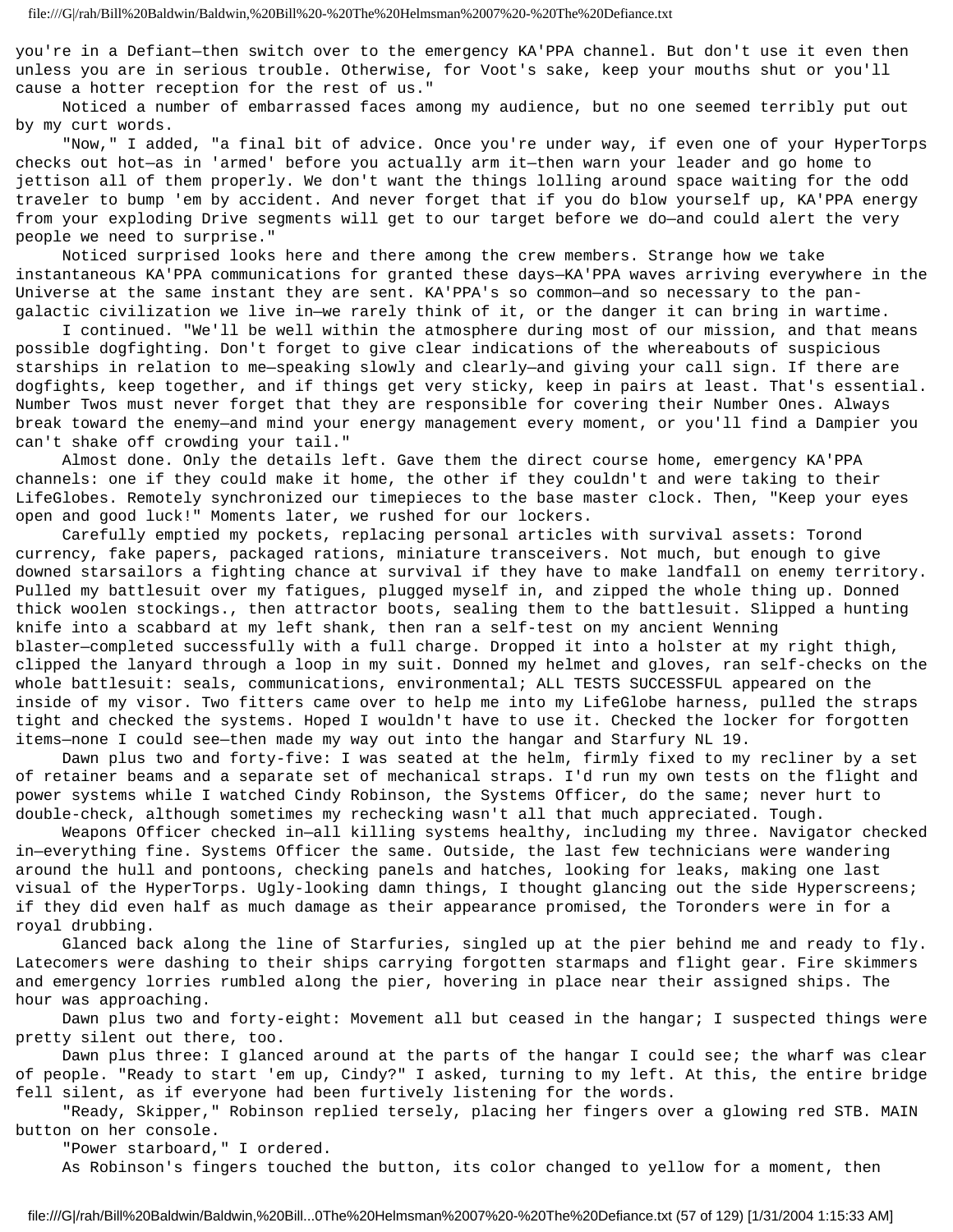you're in a Defiant—then switch over to the emergency KA'PPA channel. But don't use it even then unless you are in serious trouble. Otherwise, for Voot's sake, keep your mouths shut or you'll cause a hotter reception for the rest of us."

Noticed a number of embarrassed faces among my audience, but no one seemed terribly put out by my curt words.

"Now," I added, "a final bit of advice. Once you're under way, if even one of your HyperTorps checks out hot—as in 'armed' before you actually arm it—then warn your leader and go home to jettison all of them properly. We don't want the things lolling around space waiting for the odd traveler to bump 'em by accident. And never forget that if you do blow yourself up, KA'PPA energy from your exploding Drive segments will get to our target before we do—and could alert the very people we need to surprise."

Noticed surprised looks here and there among the crew members. Strange how we take instantaneous KA'PPA communications for granted these days—KA'PPA waves arriving everywhere in the Universe at the same instant they are sent. KA'PPA's so common—and so necessary to the pan-galactic civilization we live in—we rarely think of it, or the danger it can bring in wartime.

I continued. "We'll be well within the atmosphere during most of our mission, and that means possible dogfighting. Don't forget to give clear indications of the whereabouts of suspicious starships in relation to me—speaking slowly and clearly—and giving your call sign. If there are dogfights, keep together, and if things get very sticky, keep in pairs at least. That's essential. Number Twos must never forget that they are responsible for covering their Number Ones. Always break toward the enemy—and mind your energy management every moment, or you'll find a Dampier you can't shake off crowding your tail."

Almost done. Only the details left. Gave them the direct course home, emergency KA'PPA channels: one if they could make it home, the other if they couldn't and were taking to their LifeGlobes. Remotely synchronized our timepieces to the base master clock. Then, "Keep your eyes open and good luck!" Moments later, we rushed for our lockers.

Carefully emptied my pockets, replacing personal articles with survival assets: Torond currency, fake papers, packaged rations, miniature transceivers. Not much, but enough to give downed starsailors a fighting chance at survival if they have to make landfall on enemy territory. Pulled my battlesuit over my fatigues, plugged myself in, and zipped the whole thing up. Donned thick woolen stockings., then attractor boots, sealing them to the battlesuit. Slipped a hunting knife into a scabbard at my left shank, then ran a self-test on my ancient Wenning blaster—completed successfully with a full charge. Dropped it into a holster at my right thigh, clipped the lanyard through a loop in my suit. Donned my helmet and gloves, ran self-checks on the whole battlesuit: seals, communications, environmental; ALL TESTS SUCCESSFUL appeared on the inside of my visor. Two fitters came over to help me into my LifeGlobe harness, pulled the straps tight and checked the systems. Hoped I wouldn't have to use it. Checked the locker for forgotten items—none I could see—then made my way out into the hangar and Starfury NL 19.

Dawn plus two and forty-five: I was seated at the helm, firmly fixed to my recliner by a set of retainer beams and a separate set of mechanical straps. I'd run my own tests on the flight and power systems while I watched Cindy Robinson, the Systems Officer, do the same; never hurt to double-check, although sometimes my rechecking wasn't all that much appreciated. Tough.

Weapons Officer checked in—all killing systems healthy, including my three. Navigator checked in—everything fine. Systems Officer the same. Outside, the last few technicians were wandering around the hull and pontoons, checking panels and hatches, looking for leaks, making one last visual of the HyperTorps. Ugly-looking damn things, I thought glancing out the side Hyperscreens; if they did even half as much damage as their appearance promised, the Toronders were in for a royal drubbing.

Glanced back along the line of Starfuries, singled up at the pier behind me and ready to fly. Latecomers were dashing to their ships carrying forgotten starmaps and flight gear. Fire skimmers and emergency lorries rumbled along the pier, hovering in place near their assigned ships. The hour was approaching.

Dawn plus two and forty-eight: Movement all but ceased in the hangar; I suspected things were pretty silent out there, too.

Dawn plus three: I glanced around at the parts of the hangar I could see; the wharf was clear of people. "Ready to start 'em up, Cindy?" I asked, turning to my left. At this, the entire bridge fell silent, as if everyone had been furtively listening for the words.

"Ready, Skipper," Robinson replied tersely, placing her fingers over a glowing red STB. MAIN button on her console.

"Power starboard," I ordered.

As Robinson's fingers touched the button, its color changed to yellow for a moment, then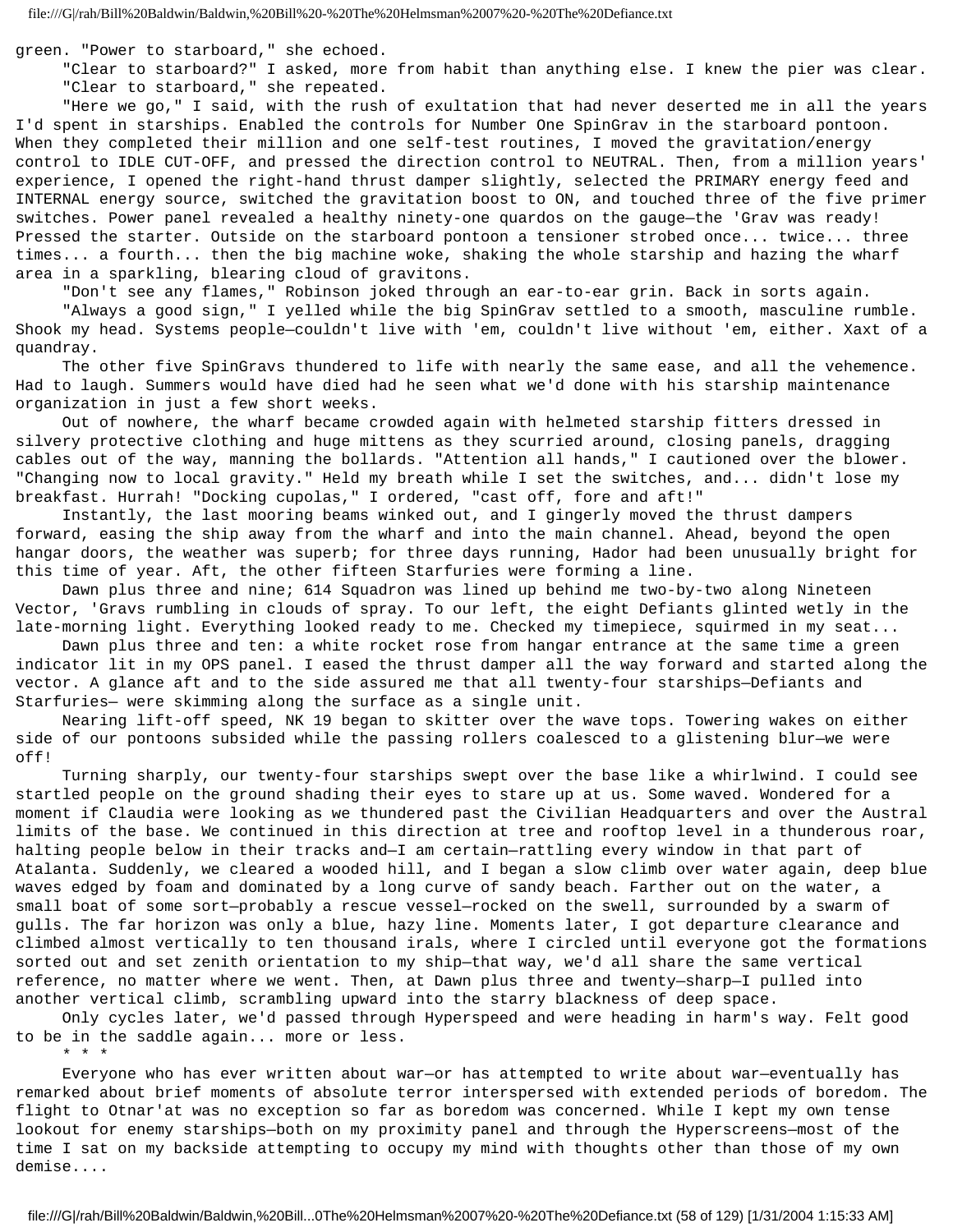green. "Power to starboard," she echoed.

"Clear to starboard?" I asked, more from habit than anything else. I knew the pier was clear.

"Clear to starboard," she repeated.

"Here we go," I said, with the rush of exultation that had never deserted me in all the years I'd spent in starships. Enabled the controls for Number One SpinGrav in the starboard pontoon. When they completed their million and one self-test routines, I moved the gravitation/energy control to IDLE CUT-OFF, and pressed the direction control to NEUTRAL. Then, from a million years' experience, I opened the right-hand thrust damper slightly, selected the PRIMARY energy feed and INTERNAL energy source, switched the gravitation boost to ON, and touched three of the five primer switches. Power panel revealed a healthy ninety-one quardos on the gauge—the 'Grav was ready! Pressed the starter. Outside on the starboard pontoon a tensioner strobed once... twice... three times... a fourth... then the big machine woke, shaking the whole starship and hazing the wharf area in a sparkling, blearing cloud of gravitons.

"Don't see any flames," Robinson joked through an ear-to-ear grin. Back in sorts again.

"Always a good sign," I yelled while the big SpinGrav settled to a smooth, masculine rumble. Shook my head. Systems people—couldn't live with 'em, couldn't live without 'em, either. Xaxt of a quandary.

The other five SpinGravs thundered to life with nearly the same ease, and all the vehemence. Had to laugh. Summers would have died had he seen what we'd done with his starship maintenance organization in just a few short weeks.

Out of nowhere, the wharf became crowded again with helmeted starship fitters dressed in silvery protective clothing and huge mittens as they scurried around, closing panels, dragging cables out of the way, manning the bollards. "Attention all hands," I cautioned over the blower. "Changing now to local gravity." Held my breath while I set the switches, and... didn't lose my breakfast. Hurrah! "Docking cupolas," I ordered, "cast off, fore and aft!"

Instantly, the last mooring beams winked out, and I gingerly moved the thrust dampers forward, easing the ship away from the wharf and into the main channel. Ahead, beyond the open hangar doors, the weather was superb; for three days running, Hador had been unusually bright for this time of year. Aft, the other fifteen Starfuries were forming a line.

Dawn plus three and nine; 614 Squadron was lined up behind me two-by-two along Nineteen Vector, 'Gravs rumbling in clouds of spray. To our left, the eight Defiants glinted wetly in the late-morning light. Everything looked ready to me. Checked my timepiece, squirmed in my seat...

Dawn plus three and ten: a white rocket rose from hangar entrance at the same time a green indicator lit in my OPS panel. I eased the thrust damper all the way forward and started along the vector. A glance aft and to the side assured me that all twenty-four starships—Defiants and Starfuries— were skimming along the surface as a single unit.

Nearing lift-off speed, NK 19 began to skitter over the wave tops. Towering wakes on either side of our pontoons subsided while the passing rollers coalesced to a glistening blur—we were off!

Turning sharply, our twenty-four starships swept over the base like a whirlwind. I could see startled people on the ground shading their eyes to stare up at us. Some waved. Wondered for a moment if Claudia were looking as we thundered past the Civilian Headquarters and over the Austral limits of the base. We continued in this direction at tree and rooftop level in a thunderous roar, halting people below in their tracks and—I am certain—rattling every window in that part of Atalanta. Suddenly, we cleared a wooded hill, and I began a slow climb over water again, deep blue waves edged by foam and dominated by a long curve of sandy beach. Farther out on the water, a small boat of some sort—probably a rescue vessel—rocked on the swell, surrounded by a swarm of gulls. The far horizon was only a blue, hazy line. Moments later, I got departure clearance and climbed almost vertically to ten thousand irals, where I circled until everyone got the formations sorted out and set zenith orientation to my ship—that way, we'd all share the same vertical reference, no matter where we went. Then, at Dawn plus three and twenty—sharp—I pulled into another vertical climb, scrambling upward into the starry blackness of deep space.

Only cycles later, we'd passed through Hyperspeed and were heading in harm's way. Felt good to be in the saddle again... more or less.

\* \* \*

Everyone who has ever written about war—or has attempted to write about war—eventually has remarked about brief moments of absolute terror interspersed with extended periods of boredom. The flight to Otnar'at was no exception so far as boredom was concerned. While I kept my own tense lookout for enemy starships—both on my proximity panel and through the Hyperscreens—most of the time I sat on my backside attempting to occupy my mind with thoughts other than those of my own demise....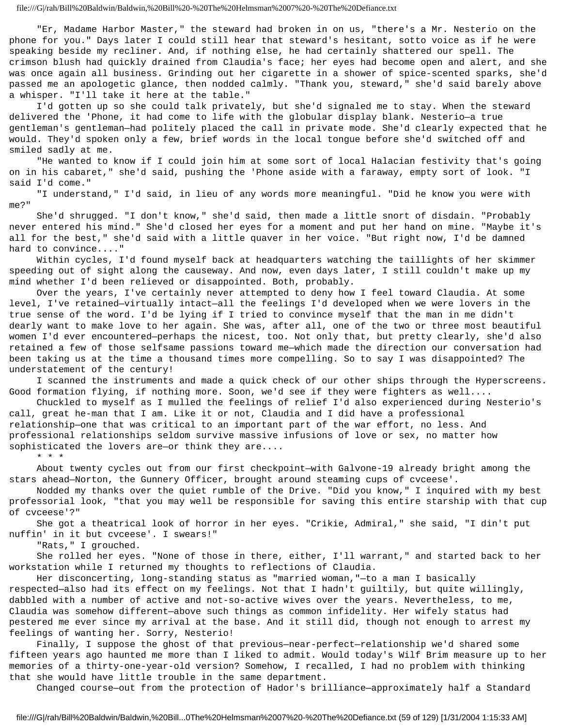"Er, Madame Harbor Master," the steward had broken in on us, "there's a Mr. Nesterio on the phone for you." Days later I could still hear that steward's hesitant, sotto voice as if he were speaking beside my recliner. And, if nothing else, he had certainly shattered our spell. The crimson blush had quickly drained from Claudia's face; her eyes had become open and alert, and she was once again all business. Grinding out her cigarette in a shower of spice-scented sparks, she'd passed me an apologetic glance, then nodded calmly. "Thank you, steward," she'd said barely above a whisper. "I'll take it here at the table."

I'd gotten up so she could talk privately, but she'd signaled me to stay. When the steward delivered the 'Phone, it had come to life with the globular display blank. Nesterio—a true gentleman's gentleman—had politely placed the call in private mode. She'd clearly expected that he would. They'd spoken only a few, brief words in the local tongue before she'd switched off and smiled sadly at me.

"He wanted to know if I could join him at some sort of local Halacian festivity that's going on in his cabaret," she'd said, pushing the 'Phone aside with a faraway, empty sort of look. "I said I'd come."

"I understand," I'd said, in lieu of any words more meaningful. "Did he know you were with me?"

She'd shrugged. "I don't know," she'd said, then made a little snort of disdain. "Probably never entered his mind." She'd closed her eyes for a moment and put her hand on mine. "Maybe it's all for the best," she'd said with a little quaver in her voice. "But right now, I'd be damned hard to convince...."

Within cycles, I'd found myself back at headquarters watching the taillights of her skimmer speeding out of sight along the causeway. And now, even days later, I still couldn't make up my mind whether I'd been relieved or disappointed. Both, probably.

Over the years, I've certainly never attempted to deny how I feel toward Claudia. At some level, I've retained—virtually intact—all the feelings I'd developed when we were lovers in the true sense of the word. I'd be lying if I tried to convince myself that the man in me didn't dearly want to make love to her again. She was, after all, one of the two or three most beautiful women I'd ever encountered—perhaps the nicest, too. Not only that, but pretty clearly, she'd also retained a few of those selfsame passions toward me—which made the direction our conversation had been taking us at the time a thousand times more compelling. So to say I was disappointed? The understatement of the century!

I scanned the instruments and made a quick check of our other ships through the Hyperscreens. Good formation flying, if nothing more. Soon, we'd see if they were fighters as well....

Chuckled to myself as I mulled the feelings of relief I'd also experienced during Nesterio's call, great he-man that I am. Like it or not, Claudia and I did have a professional relationship—one that was critical to an important part of the war effort, no less. And professional relationships seldom survive massive infusions of love or sex, no matter how sophisticated the lovers are—or think they are....

\* \* \*

About twenty cycles out from our first checkpoint—with Galvone-19 already bright among the stars ahead—Norton, the Gunnery Officer, brought around steaming cups of cvceese'.

Nodded my thanks over the quiet rumble of the Drive. "Did you know," I inquired with my best professorial look, "that you may well be responsible for saving this entire starship with that cup of cvceese'?"

She got a theatrical look of horror in her eyes. "Crikie, Admiral," she said, "I din't put nuffin' in it but cvceese'. I swears!"

"Rats," I grouched.

She rolled her eyes. "None of those in there, either, I'll warrant," and started back to her workstation while I returned my thoughts to reflections of Claudia.

Her disconcerting, long-standing status as "married woman,"—to a man I basically respected—also had its effect on my feelings. Not that I hadn't guiltily, but quite willingly, dabbled with a number of active and not-so-active wives over the years. Nevertheless, to me, Claudia was somehow different—above such things as common infidelity. Her wifely status had pestered me ever since my arrival at the base. And it still did, though not enough to arrest my feelings of wanting her. Sorry, Nesterio!

Finally, I suppose the ghost of that previous—near-perfect—relationship we'd shared some fifteen years ago haunted me more than I liked to admit. Would today's Wilf Brim measure up to her memories of a thirty-one-year-old version? Somehow, I recalled, I had no problem with thinking that she would have little trouble in the same department.

Changed course—out from the protection of Hador's brilliance—approximately half a Standard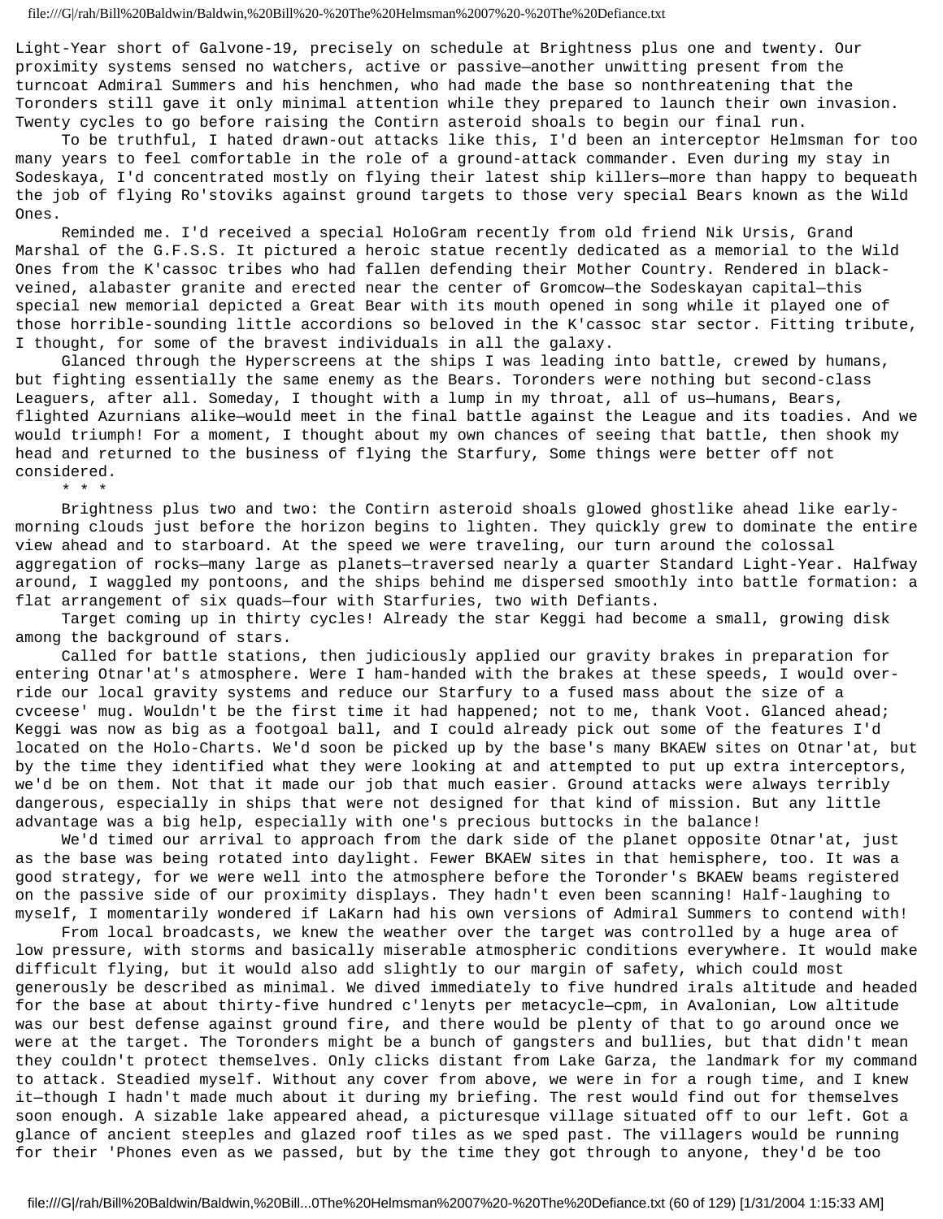Light-Year short of Galvone-19, precisely on schedule at Brightness plus one and twenty. Our proximity systems sensed no watchers, active or passive—another unwitting present from the turncoat Admiral Summers and his henchmen, who had made the base so nonthreatening that the Toronders still gave it only minimal attention while they prepared to launch their own invasion. Twenty cycles to go before raising the Contirn asteroid shoals to begin our final run.

To be truthful, I hated drawn-out attacks like this, I'd been an interceptor Helmsman for too many years to feel comfortable in the role of a ground-attack commander. Even during my stay in Sodeskaya, I'd concentrated mostly on flying their latest ship killers—more than happy to bequeath the job of flying Ro'stoviks against ground targets to those very special Bears known as the Wild Ones.

Reminded me. I'd received a special HoloGram recently from old friend Nik Ursis, Grand Marshal of the G.F.S.S. It pictured a heroic statue recently dedicated as a memorial to the Wild Ones from the K'cassoc tribes who had fallen defending their Mother Country. Rendered in black-veined, alabaster granite and erected near the center of Gromcow—the Sodeskayan capital—this special new memorial depicted a Great Bear with its mouth opened in song while it played one of those horrible-sounding little accordions so beloved in the K'cassoc star sector. Fitting tribute, I thought, for some of the bravest individuals in all the galaxy.

Glanced through the Hyperscreens at the ships I was leading into battle, crewed by humans, but fighting essentially the same enemy as the Bears. Toronders were nothing but second-class Leaguers, after all. Someday, I thought with a lump in my throat, all of us—humans, Bears, flighted Azurnians alike—would meet in the final battle against the League and its toadies. And we would triumph! For a moment, I thought about my own chances of seeing that battle, then shook my head and returned to the business of flying the Starfury, Some things were better off not considered.

\* \* \*

Brightness plus two and two: the Contirn asteroid shoals glowed ghostlike ahead like early-morning clouds just before the horizon begins to lighten. They quickly grew to dominate the entire view ahead and to starboard. At the speed we were traveling, our turn around the colossal aggregation of rocks—many large as planets—traversed nearly a quarter Standard Light-Year. Halfway around, I waggled my pontoons, and the ships behind me dispersed smoothly into battle formation: a flat arrangement of six quads—four with Starfuries, two with Defiants.

Target coming up in thirty cycles! Already the star Keggi had become a small, growing disk among the background of stars.

Called for battle stations, then judiciously applied our gravity brakes in preparation for entering Otnar'at's atmosphere. Were I ham-handed with the brakes at these speeds, I would override our local gravity systems and reduce our Starfury to a fused mass about the size of a cvceese' mug. Wouldn't be the first time it had happened; not to me, thank Voot. Glanced ahead; Keggi was now as big as a footgoal ball, and I could already pick out some of the features I'd located on the Holo-Charts. We'd soon be picked up by the base's many BKAEW sites on Otnar'at, but by the time they identified what they were looking at and attempted to put up extra interceptors, we'd be on them. Not that it made our job that much easier. Ground attacks were always terribly dangerous, especially in ships that were not designed for that kind of mission. But any little advantage was a big help, especially with one's precious buttocks in the balance!

We'd timed our arrival to approach from the dark side of the planet opposite Otnar'at, just as the base was being rotated into daylight. Fewer BKAEW sites in that hemisphere, too. It was a good strategy, for we were well into the atmosphere before the Toronder's BKAEW beams registered on the passive side of our proximity displays. They hadn't even been scanning! Half-laughing to myself, I momentarily wondered if LaKarn had his own versions of Admiral Summers to contend with!

From local broadcasts, we knew the weather over the target was controlled by a huge area of low pressure, with storms and basically miserable atmospheric conditions everywhere. It would make difficult flying, but it would also add slightly to our margin of safety, which could most generously be described as minimal. We dived immediately to five hundred irals altitude and headed for the base at about thirty-five hundred c'lenyts per metacycle—cpm, in Avalonian, Low altitude was our best defense against ground fire, and there would be plenty of that to go around once we were at the target. The Toronders might be a bunch of gangsters and bullies, but that didn't mean they couldn't protect themselves. Only clicks distant from Lake Garza, the landmark for my command to attack. Steadied myself. Without any cover from above, we were in for a rough time, and I knew it—though I hadn't made much about it during my briefing. The rest would find out for themselves soon enough. A sizable lake appeared ahead, a picturesque village situated off to our left. Got a glance of ancient steeples and glazed roof tiles as we sped past. The villagers would be running for their 'Phones even as we passed, but by the time they got through to anyone, they'd be too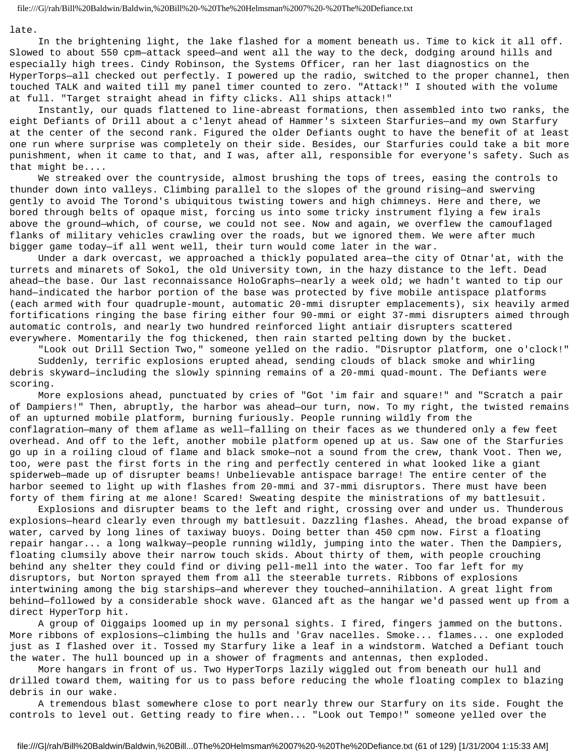late.

In the brightening light, the lake flashed for a moment beneath us. Time to kick it all off. Slowed to about 550 cpm—attack speed—and went all the way to the deck, dodging around hills and especially high trees. Cindy Robinson, the Systems Officer, ran her last diagnostics on the HyperTorps—all checked out perfectly. I powered up the radio, switched to the proper channel, then touched TALK and waited till my panel timer counted to zero. "Attack!" I shouted with the volume at full. "Target straight ahead in fifty clicks. All ships attack!"

Instantly, our quads flattened to line-abreast formations, then assembled into two ranks, the eight Defiants of Drill about a c'lenyt ahead of Hammer's sixteen Starfuries—and my own Starfury at the center of the second rank. Figured the older Defiants ought to have the benefit of at least one run where surprise was completely on their side. Besides, our Starfuries could take a bit more punishment, when it came to that, and I was, after all, responsible for everyone's safety. Such as that might be....

We streaked over the countryside, almost brushing the tops of trees, easing the controls to thunder down into valleys. Climbing parallel to the slopes of the ground rising—and swerving gently to avoid The Torond's ubiquitous twisting towers and high chimneys. Here and there, we bored through belts of opaque mist, forcing us into some tricky instrument flying a few irals above the ground—which, of course, we could not see. Now and again, we overflew the camouflaged flanks of military vehicles crawling over the roads, but we ignored them. We were after much bigger game today—if all went well, their turn would come later in the war.

Under a dark overcast, we approached a thickly populated area—the city of Otnar'at, with the turrets and minarets of Sokol, the old University town, in the hazy distance to the left. Dead ahead—the base. Our last reconnaissance HoloGraphs—nearly a week old; we hadn't wanted to tip our hand—indicated the harbor portion of the base was protected by five mobile antispace platforms (each armed with four quadruple-mount, automatic 20-mmi disrupter emplacements), six heavily armed fortifications ringing the base firing either four 90-mmi or eight 37-mmi disrupters aimed through automatic controls, and nearly two hundred reinforced light antiair disrupters scattered everywhere. Momentarily the fog thickened, then rain started pelting down by the bucket.

"Look out Drill Section Two," someone yelled on the radio. "Disruptor platform, one o'clock!"

Suddenly, terrific explosions erupted ahead, sending clouds of black smoke and whirling debris skyward—including the slowly spinning remains of a 20-mmi quad-mount. The Defiants were scoring.

More explosions ahead, punctuated by cries of "Got 'im fair and square!" and "Scratch a pair of Dampiers!" Then, abruptly, the harbor was ahead—our turn, now. To my right, the twisted remains of an upturned mobile platform, burning furiously. People running wildly from the conflagration—many of them aflame as well—falling on their faces as we thundered only a few feet overhead. And off to the left, another mobile platform opened up at us. Saw one of the Starfuries go up in a roiling cloud of flame and black smoke—not a sound from the crew, thank Voot. Then we, too, were past the first forts in the ring and perfectly centered in what looked like a giant spiderweb—made up of disrupter beams! Unbelievable antispace barrage! The entire center of the harbor seemed to light up with flashes from 20-mmi and 37-mmi disruptors. There must have been forty of them firing at me alone! Scared! Sweating despite the ministrations of my battlesuit.

Explosions and disrupter beams to the left and right, crossing over and under us. Thunderous explosions—heard clearly even through my battlesuit. Dazzling flashes. Ahead, the broad expanse of water, carved by long lines of taxiway buoys. Doing better than 450 cpm now. First a floating repair hangar... a long walkway—people running wildly, jumping into the water. Then the Dampiers, floating clumsily above their narrow touch skids. About thirty of them, with people crouching behind any shelter they could find or diving pell-mell into the water. Too far left for my disruptors, but Norton sprayed them from all the steerable turrets. Ribbons of explosions intertwining among the big starships—and wherever they touched—annihilation. A great light from behind—followed by a considerable shock wave. Glanced aft as the hangar we'd passed went up from a direct HyperTorp hit.

A group of Oiggaips loomed up in my personal sights. I fired, fingers jammed on the buttons. More ribbons of explosions—climbing the hulls and 'Grav nacelles. Smoke... flames... one exploded just as I flashed over it. Tossed my Starfury like a leaf in a windstorm. Watched a Defiant touch the water. The hull bounced up in a shower of fragments and antennas, then exploded.

More hangars in front of us. Two HyperTorps lazily wiggled out from beneath our hull and drilled toward them, waiting for us to pass before reducing the whole floating complex to blazing debris in our wake.

A tremendous blast somewhere close to port nearly threw our Starfury on its side. Fought the controls to level out. Getting ready to fire when... "Look out Tempo!" someone yelled over the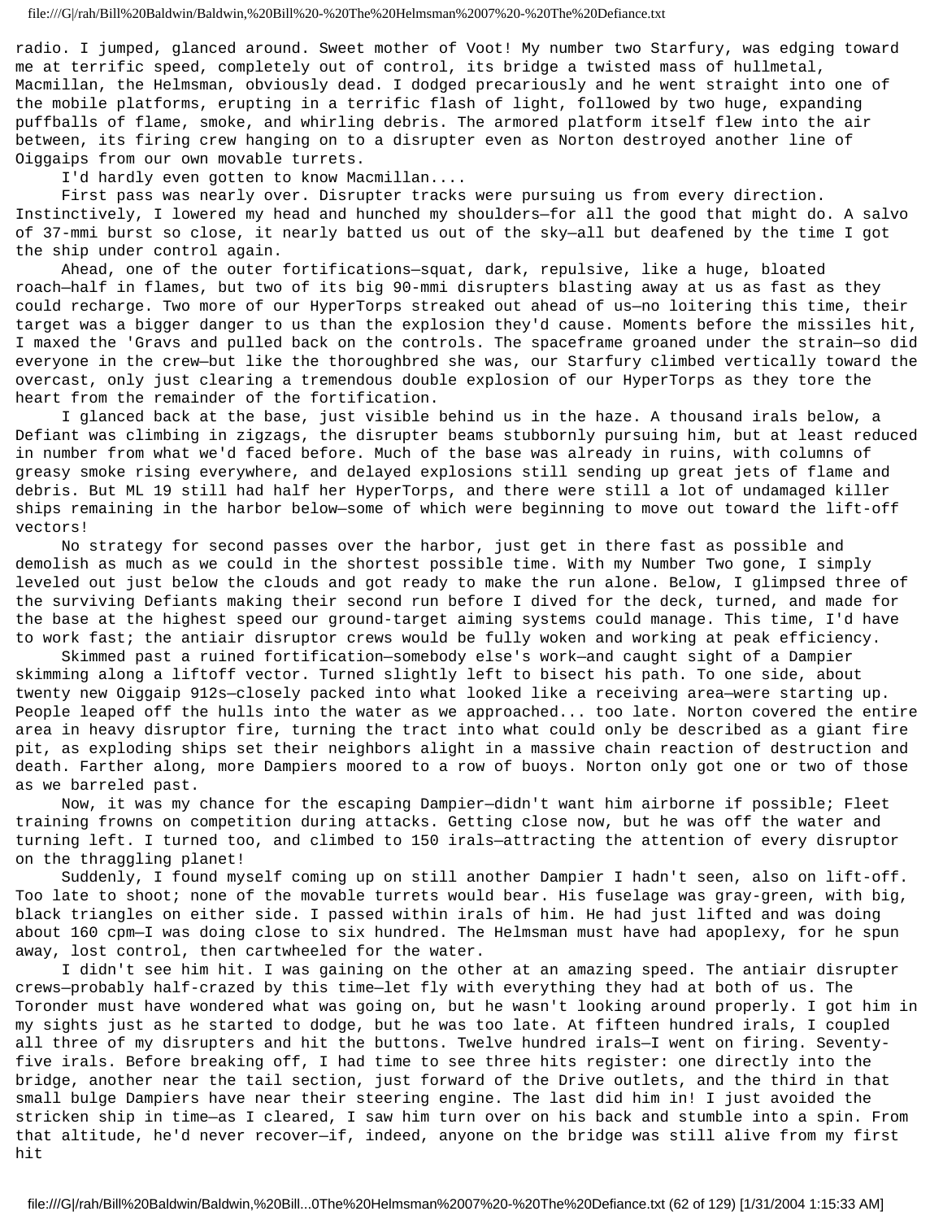radio. I jumped, glanced around. Sweet mother of Voot! My number two Starfury, was edging toward me at terrific speed, completely out of control, its bridge a twisted mass of hullmetal, Macmillan, the Helmsman, obviously dead. I dodged precariously and he went straight into one of the mobile platforms, erupting in a terrific flash of light, followed by two huge, expanding puffballs of flame, smoke, and whirling debris. The armored platform itself flew into the air between, its firing crew hanging on to a disrupter even as Norton destroyed another line of Oiggaips from our own movable turrets.

I'd hardly even gotten to know Macmillan....

First pass was nearly over. Disrupter tracks were pursuing us from every direction. Instinctively, I lowered my head and hunched my shoulders—for all the good that might do. A salvo of 37-mmi burst so close, it nearly batted us out of the sky—all but deafened by the time I got the ship under control again.

Ahead, one of the outer fortifications—squat, dark, repulsive, like a huge, bloated roach—half in flames, but two of its big 90-mmi disrupters blasting away at us as fast as they could recharge. Two more of our HyperTorps streaked out ahead of us—no loitering this time, their target was a bigger danger to us than the explosion they'd cause. Moments before the missiles hit, I maxed the 'Gravs and pulled back on the controls. The spaceframe groaned under the strain—so did everyone in the crew—but like the thoroughbred she was, our Starfury climbed vertically toward the overcast, only just clearing a tremendous double explosion of our HyperTorps as they tore the heart from the remainder of the fortification.

I glanced back at the base, just visible behind us in the haze. A thousand irals below, a Defiant was climbing in zigzags, the disrupter beams stubbornly pursuing him, but at least reduced in number from what we'd faced before. Much of the base was already in ruins, with columns of greasy smoke rising everywhere, and delayed explosions still sending up great jets of flame and debris. But ML 19 still had half her HyperTorps, and there were still a lot of undamaged killer ships remaining in the harbor below—some of which were beginning to move out toward the lift-off vectors!

No strategy for second passes over the harbor, just get in there fast as possible and demolish as much as we could in the shortest possible time. With my Number Two gone, I simply leveled out just below the clouds and got ready to make the run alone. Below, I glimpsed three of the surviving Defiants making their second run before I dived for the deck, turned, and made for the base at the highest speed our ground-target aiming systems could manage. This time, I'd have to work fast; the antiair disruptor crews would be fully woken and working at peak efficiency.

Skimmed past a ruined fortification—somebody else's work—and caught sight of a Dampier skimming along a liftoff vector. Turned slightly left to bisect his path. To one side, about twenty new Oiggaip 912s—closely packed into what looked like a receiving area—were starting up. People leaped off the hulls into the water as we approached... too late. Norton covered the entire area in heavy disruptor fire, turning the tract into what could only be described as a giant fire pit, as exploding ships set their neighbors alight in a massive chain reaction of destruction and death. Farther along, more Dampiers moored to a row of buoys. Norton only got one or two of those as we barreled past.

Now, it was my chance for the escaping Dampier—didn't want him airborne if possible; Fleet training frowns on competition during attacks. Getting close now, but he was off the water and turning left. I turned too, and climbed to 150 irals—attracting the attention of every disruptor on the thraggling planet!

Suddenly, I found myself coming up on still another Dampier I hadn't seen, also on lift-off. Too late to shoot; none of the movable turrets would bear. His fuselage was gray-green, with big, black triangles on either side. I passed within irals of him. He had just lifted and was doing about 160 cpm—I was doing close to six hundred. The Helmsman must have had apoplexy, for he spun away, lost control, then cartwheeled for the water.

I didn't see him hit. I was gaining on the other at an amazing speed. The antiair disrupter crews—probably half-crazed by this time—let fly with everything they had at both of us. The Toronder must have wondered what was going on, but he wasn't looking around properly. I got him in my sights just as he started to dodge, but he was too late. At fifteen hundred irals, I coupled all three of my disrupters and hit the buttons. Twelve hundred irals—I went on firing. Seventy-five irals. Before breaking off, I had time to see three hits register: one directly into the bridge, another near the tail section, just forward of the Drive outlets, and the third in that small bulge Dampiers have near their steering engine. The last did him in! I just avoided the stricken ship in time—as I cleared, I saw him turn over on his back and stumble into a spin. From that altitude, he'd never recover—if, indeed, anyone on the bridge was still alive from my first hit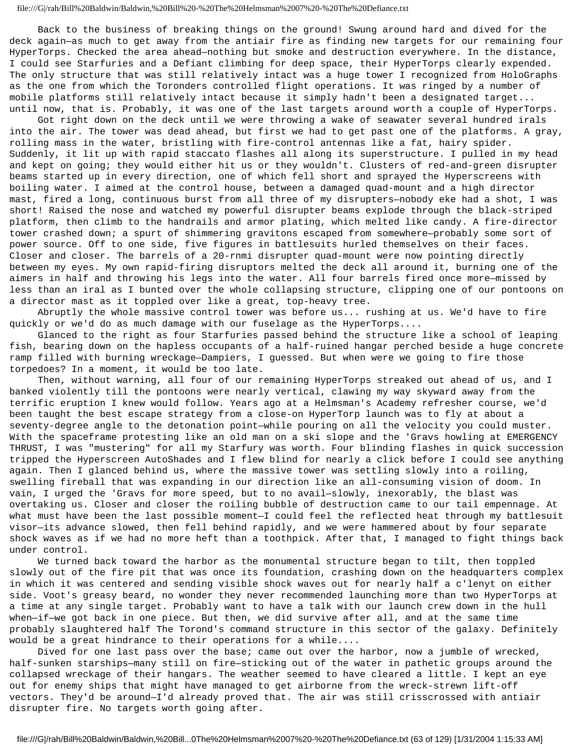Back to the business of breaking things on the ground! Swung around hard and dived for the deck again—as much to get away from the antiair fire as finding new targets for our remaining four HyperTorps. Checked the area ahead—nothing but smoke and destruction everywhere. In the distance, I could see Starfuries and a Defiant climbing for deep space, their HyperTorps clearly expended. The only structure that was still relatively intact was a huge tower I recognized from HoloGraphs as the one from which the Toronders controlled flight operations. It was ringed by a number of mobile platforms still relatively intact because it simply hadn't been a designated target... until now, that is. Probably, it was one of the last targets around worth a couple of HyperTorps.

Got right down on the deck until we were throwing a wake of seawater several hundred irals into the air. The tower was dead ahead, but first we had to get past one of the platforms. A gray, rolling mass in the water, bristling with fire-control antennas like a fat, hairy spider. Suddenly, it lit up with rapid staccato flashes all along its superstructure. I pulled in my head and kept on going; they would either hit us or they wouldn't. Clusters of red-and-green disrupter beams started up in every direction, one of which fell short and sprayed the Hyperscreens with boiling water. I aimed at the control house, between a damaged quad-mount and a high director mast, fired a long, continuous burst from all three of my disrupters—nobody eke had a shot, I was short! Raised the nose and watched my powerful disrupter beams explode through the black-striped platform, then climb to the handrails and armor plating, which melted like candy. A fire-director tower crashed down; a spurt of shimmering gravitons escaped from somewhere—probably some sort of power source. Off to one side, five figures in battlesuits hurled themselves on their faces. Closer and closer. The barrels of a 20-rnmi disrupter quad-mount were now pointing directly between my eyes. My own rapid-firing disruptors melted the deck all around it, burning one of the aimers in half and throwing his legs into the water. All four barrels fired once more—missed by less than an iral as I bunted over the whole collapsing structure, clipping one of our pontoons on a director mast as it toppled over like a great, top-heavy tree.

Abruptly the whole massive control tower was before us... rushing at us. We'd have to fire quickly or we'd do as much damage with our fuselage as the HyperTorps....

Glanced to the right as four Starfuries passed behind the structure like a school of leaping fish, bearing down on the hapless occupants of a half-ruined hangar perched beside a huge concrete ramp filled with burning wreckage—Dampiers, I guessed. But when were we going to fire those torpedoes? In a moment, it would be too late.

Then, without warning, all four of our remaining HyperTorps streaked out ahead of us, and I banked violently till the pontoons were nearly vertical, clawing my way skyward away from the terrific eruption I knew would follow. Years ago at a Helmsman's Academy refresher course, we'd been taught the best escape strategy from a close-on HyperTorp launch was to fly at about a seventy-degree angle to the detonation point—while pouring on all the velocity you could muster. With the spaceframe protesting like an old man on a ski slope and the 'Gravs howling at EMERGENCY THRUST, I was "mustering" for all my Starfury was worth. Four blinding flashes in quick succession tripped the Hyperscreen AutoShades and I flew blind for nearly a click before I could see anything again. Then I glanced behind us, where the massive tower was settling slowly into a roiling, swelling fireball that was expanding in our direction like an all-consuming vision of doom. In vain, I urged the 'Gravs for more speed, but to no avail—slowly, inexorably, the blast was overtaking us. Closer and closer the roiling bubble of destruction came to our tail empennage. At what must have been the last possible moment—I could feel the reflected heat through my battlesuit visor—its advance slowed, then fell behind rapidly, and we were hammered about by four separate shock waves as if we had no more heft than a toothpick. After that, I managed to fight things back under control.

We turned back toward the harbor as the monumental structure began to tilt, then toppled slowly out of the fire pit that was once its foundation, crashing down on the headquarters complex in which it was centered and sending visible shock waves out for nearly half a c'lenyt on either side. Voot's greasy beard, no wonder they never recommended launching more than two HyperTorps at a time at any single target. Probably want to have a talk with our launch crew down in the hull when—if—we got back in one piece. But then, we did survive after all, and at the same time probably slaughtered half The Torond's command structure in this sector of the galaxy. Definitely would be a great hindrance to their operations for a while....

Dived for one last pass over the base; came out over the harbor, now a jumble of wrecked, half-sunken starships—many still on fire—sticking out of the water in pathetic groups around the collapsed wreckage of their hangars. The weather seemed to have cleared a little. I kept an eye out for enemy ships that might have managed to get airborne from the wreck-strewn lift-off vectors. They'd be around—I'd already proved that. The air was still crisscrossed with antiair disrupter fire. No targets worth going after.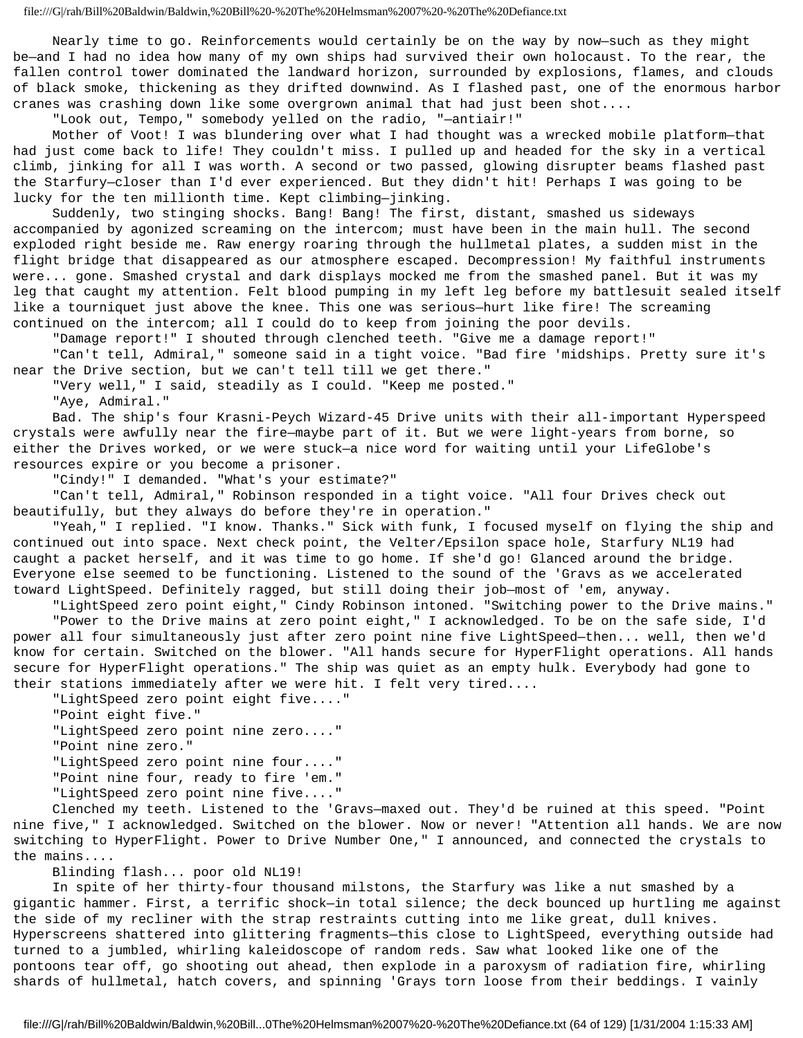Nearly time to go. Reinforcements would certainly be on the way by now—such as they might be—and I had no idea how many of my own ships had survived their own holocaust. To the rear, the fallen control tower dominated the landward horizon, surrounded by explosions, flames, and clouds of black smoke, thickening as they drifted downwind. As I flashed past, one of the enormous harbor cranes was crashing down like some overgrown animal that had just been shot....

"Look out, Tempo," somebody yelled on the radio, "—antiair!"

Mother of Voot! I was blundering over what I had thought was a wrecked mobile platform—that had just come back to life! They couldn't miss. I pulled up and headed for the sky in a vertical climb, jinking for all I was worth. A second or two passed, glowing disrupter beams flashed past the Starfury—closer than I'd ever experienced. But they didn't hit! Perhaps I was going to be lucky for the ten millionth time. Kept climbing—jinking.

Suddenly, two stinging shocks. Bang! Bang! The first, distant, smashed us sideways accompanied by agonized screaming on the intercom; must have been in the main hull. The second exploded right beside me. Raw energy roaring through the hullmetal plates, a sudden mist in the flight bridge that disappeared as our atmosphere escaped. Decompression! My faithful instruments were... gone. Smashed crystal and dark displays mocked me from the smashed panel. But it was my leg that caught my attention. Felt blood pumping in my left leg before my battlesuit sealed itself like a tourniquet just above the knee. This one was serious—hurt like fire! The screaming continued on the intercom; all I could do to keep from joining the poor devils.

"Damage report!" I shouted through clenched teeth. "Give me a damage report!"

"Can't tell, Admiral," someone said in a tight voice. "Bad fire 'midships. Pretty sure it's near the Drive section, but we can't tell till we get there."

"Very well," I said, steadily as I could. "Keep me posted."

"Aye, Admiral."

Bad. The ship's four Krasni-Peych Wizard-45 Drive units with their all-important Hyperspeed crystals were awfully near the fire—maybe part of it. But we were light-years from borne, so either the Drives worked, or we were stuck—a nice word for waiting until your LifeGlobe's resources expire or you become a prisoner.

"Cindy!" I demanded. "What's your estimate?"

"Can't tell, Admiral," Robinson responded in a tight voice. "All four Drives check out beautifully, but they always do before they're in operation."

"Yeah," I replied. "I know. Thanks." Sick with funk, I focused myself on flying the ship and continued out into space. Next check point, the Velter/Epsilon space hole, Starfury NL19 had caught a packet herself, and it was time to go home. If she'd go! Glanced around the bridge. Everyone else seemed to be functioning. Listened to the sound of the 'Gravs as we accelerated toward LightSpeed. Definitely ragged, but still doing their job—most of 'em, anyway.

"LightSpeed zero point eight," Cindy Robinson intoned. "Switching power to the Drive mains."

"Power to the Drive mains at zero point eight," I acknowledged. To be on the safe side, I'd power all four simultaneously just after zero point nine five LightSpeed—then... well, then we'd know for certain. Switched on the blower. "All hands secure for HyperFlight operations. All hands secure for HyperFlight operations." The ship was quiet as an empty hulk. Everybody had gone to their stations immediately after we were hit. I felt very tired....

"LightSpeed zero point eight five...."

"Point eight five."

"LightSpeed zero point nine zero...."

"Point nine zero."

"LightSpeed zero point nine four...."

"Point nine four, ready to fire 'em."

"LightSpeed zero point nine five...."

Clenched my teeth. Listened to the 'Gravs—maxed out. They'd be ruined at this speed. "Point nine five," I acknowledged. Switched on the blower. Now or never! "Attention all hands. We are now switching to HyperFlight. Power to Drive Number One," I announced, and connected the crystals to the mains....

Blinding flash... poor old NL19!

In spite of her thirty-four thousand milstons, the Starfury was like a nut smashed by a gigantic hammer. First, a terrific shock—in total silence; the deck bounced up hurtling me against the side of my recliner with the strap restraints cutting into me like great, dull knives. Hyperscreens shattered into glittering fragments—this close to LightSpeed, everything outside had turned to a jumbled, whirling kaleidoscope of random reds. Saw what looked like one of the pontoons tear off, go shooting out ahead, then explode in a paroxysm of radiation fire, whirling shards of hullmetal, hatch covers, and spinning 'Grays torn loose from their beddings. I vainly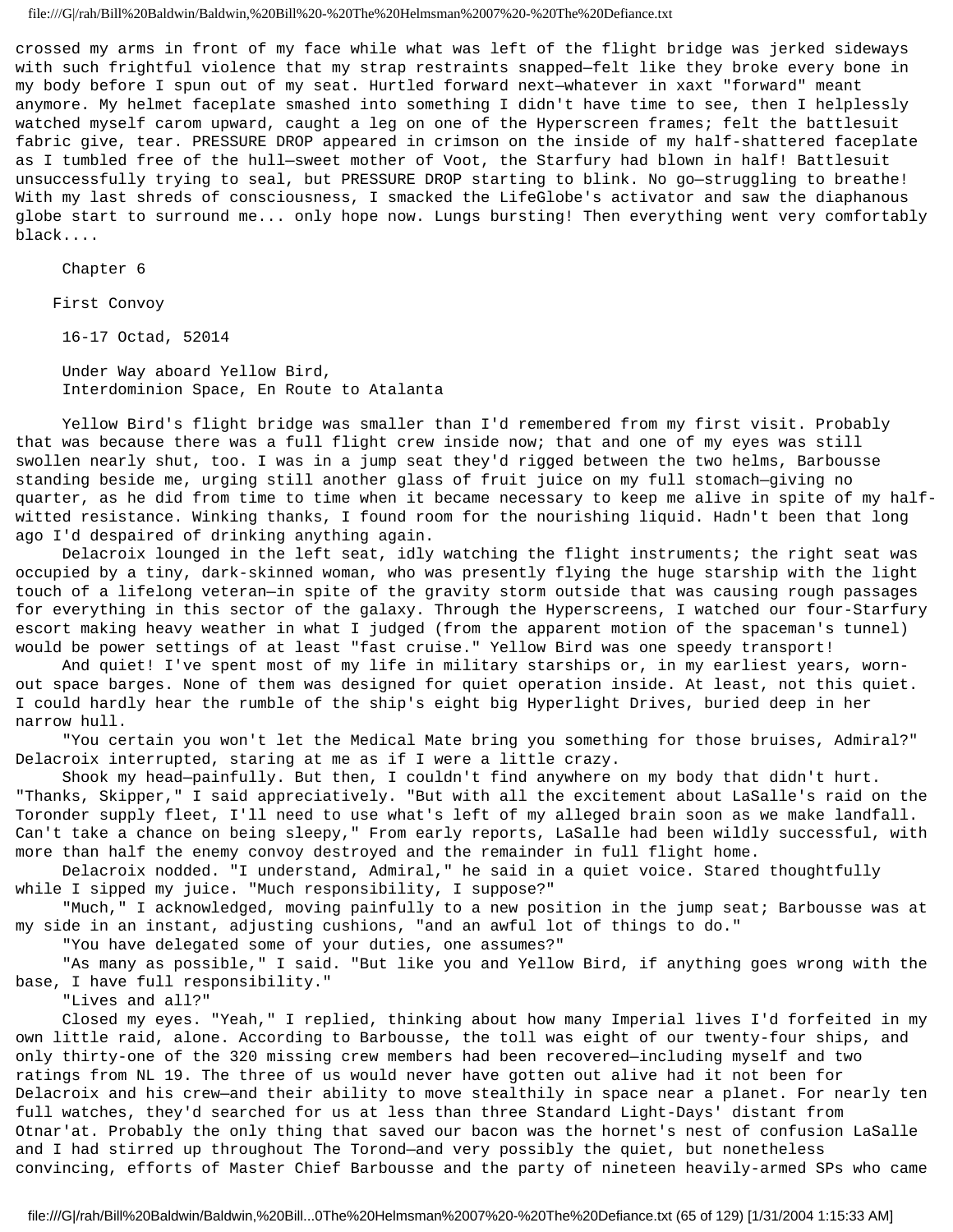crossed my arms in front of my face while what was left of the flight bridge was jerked sideways with such frightful violence that my strap restraints snapped—felt like they broke every bone in my body before I spun out of my seat. Hurtled forward next—whatever in xaxt "forward" meant anymore. My helmet faceplate smashed into something I didn't have time to see, then I helplessly watched myself carom upward, caught a leg on one of the Hyperscreen frames; felt the battlesuit fabric give, tear. PRESSURE DROP appeared in crimson on the inside of my half-shattered faceplate as I tumbled free of the hull—sweet mother of Voot, the Starfury had blown in half! Battlesuit unsuccessfully trying to seal, but PRESSURE DROP starting to blink. No go—struggling to breathe! With my last shreds of consciousness, I smacked the LifeGlobe's activator and saw the diaphanous globe start to surround me... only hope now. Lungs bursting! Then everything went very comfortably black....

## Chapter 6

### First Convoy

16-17 Octad, 52014

Under Way aboard Yellow Bird,
Interdominion Space, En Route to Atalanta

Yellow Bird's flight bridge was smaller than I'd remembered from my first visit. Probably that was because there was a full flight crew inside now; that and one of my eyes was still swollen nearly shut, too. I was in a jump seat they'd rigged between the two helms, Barbousse standing beside me, urging still another glass of fruit juice on my full stomach—giving no quarter, as he did from time to time when it became necessary to keep me alive in spite of my half-witted resistance. Winking thanks, I found room for the nourishing liquid. Hadn't been that long ago I'd despaired of drinking anything again.

Delacroix lounged in the left seat, idly watching the flight instruments; the right seat was occupied by a tiny, dark-skinned woman, who was presently flying the huge starship with the light touch of a lifelong veteran—in spite of the gravity storm outside that was causing rough passages for everything in this sector of the galaxy. Through the Hyperscreens, I watched our four-Starfury escort making heavy weather in what I judged (from the apparent motion of the spaceman's tunnel) would be power settings of at least "fast cruise." Yellow Bird was one speedy transport!

And quiet! I've spent most of my life in military starships or, in my earliest years, worn-out space barges. None of them was designed for quiet operation inside. At least, not this quiet. I could hardly hear the rumble of the ship's eight big Hyperlight Drives, buried deep in her narrow hull.

"You certain you won't let the Medical Mate bring you something for those bruises, Admiral?" Delacroix interrupted, staring at me as if I were a little crazy.

Shook my head—painfully. But then, I couldn't find anywhere on my body that didn't hurt. "Thanks, Skipper," I said appreciatively. "But with all the excitement about LaSalle's raid on the Toronder supply fleet, I'll need to use what's left of my alleged brain soon as we make landfall. Can't take a chance on being sleepy," From early reports, LaSalle had been wildly successful, with more than half the enemy convoy destroyed and the remainder in full flight home.

Delacroix nodded. "I understand, Admiral," he said in a quiet voice. Stared thoughtfully while I sipped my juice. "Much responsibility, I suppose?"

"Much," I acknowledged, moving painfully to a new position in the jump seat; Barbousse was at my side in an instant, adjusting cushions, "and an awful lot of things to do."

"You have delegated some of your duties, one assumes?"

"As many as possible," I said. "But like you and Yellow Bird, if anything goes wrong with the base, I have full responsibility."

"Lives and all?"

Closed my eyes. "Yeah," I replied, thinking about how many Imperial lives I'd forfeited in my own little raid, alone. According to Barbousse, the toll was eight of our twenty-four ships, and only thirty-one of the 320 missing crew members had been recovered—including myself and two ratings from NL 19. The three of us would never have gotten out alive had it not been for Delacroix and his crew—and their ability to move stealthily in space near a planet. For nearly ten full watches, they'd searched for us at less than three Standard Light-Days' distant from Otnar'at. Probably the only thing that saved our bacon was the hornet's nest of confusion LaSalle and I had stirred up throughout The Torond—and very possibly the quiet, but nonetheless convincing, efforts of Master Chief Barbousse and the party of nineteen heavily-armed SPs who came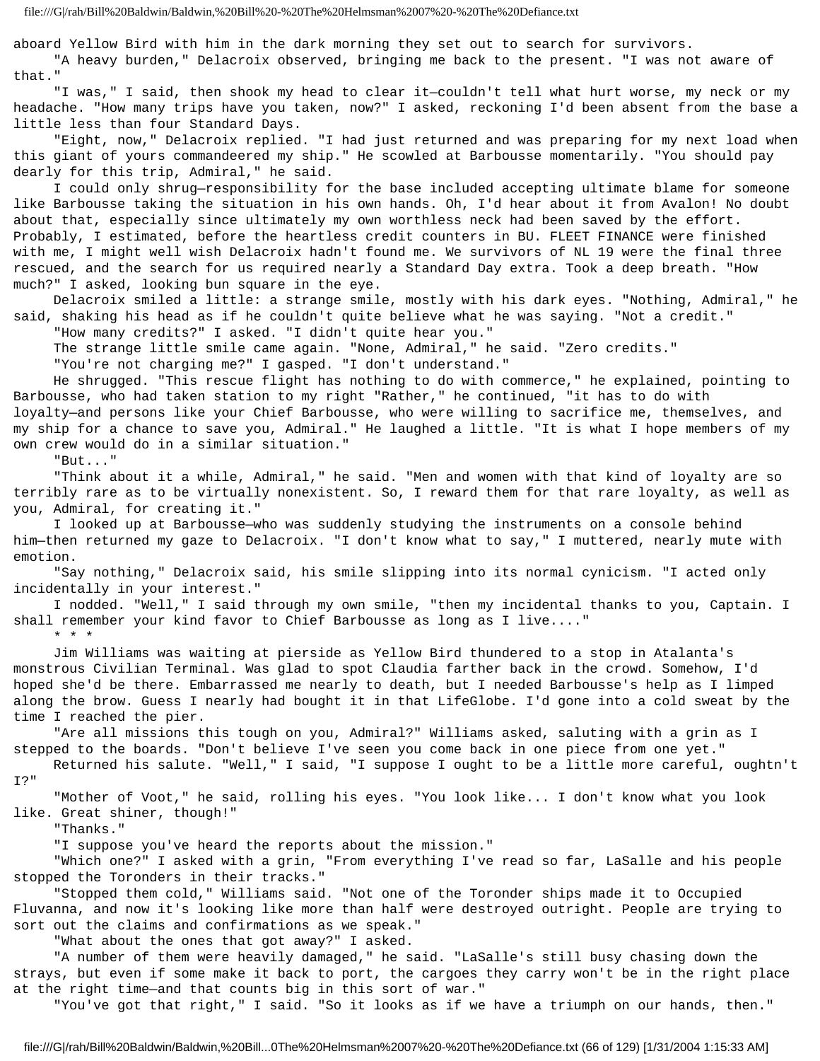aboard Yellow Bird with him in the dark morning they set out to search for survivors.

"A heavy burden," Delacroix observed, bringing me back to the present. "I was not aware of that."

"I was," I said, then shook my head to clear it—couldn't tell what hurt worse, my neck or my headache. "How many trips have you taken, now?" I asked, reckoning I'd been absent from the base a little less than four Standard Days.

"Eight, now," Delacroix replied. "I had just returned and was preparing for my next load when this giant of yours commandeered my ship." He scowled at Barbousse momentarily. "You should pay dearly for this trip, Admiral," he said.

I could only shrug—responsibility for the base included accepting ultimate blame for someone like Barbousse taking the situation in his own hands. Oh, I'd hear about it from Avalon! No doubt about that, especially since ultimately my own worthless neck had been saved by the effort. Probably, I estimated, before the heartless credit counters in BU. FLEET FINANCE were finished with me, I might well wish Delacroix hadn't found me. We survivors of NL 19 were the final three rescued, and the search for us required nearly a Standard Day extra. Took a deep breath. "How much?" I asked, looking bun square in the eye.

Delacroix smiled a little: a strange smile, mostly with his dark eyes. "Nothing, Admiral," he said, shaking his head as if he couldn't quite believe what he was saying. "Not a credit."

"How many credits?" I asked. "I didn't quite hear you."

The strange little smile came again. "None, Admiral," he said. "Zero credits."

"You're not charging me?" I gasped. "I don't understand."

He shrugged. "This rescue flight has nothing to do with commerce," he explained, pointing to Barbousse, who had taken station to my right "Rather," he continued, "it has to do with loyalty—and persons like your Chief Barbousse, who were willing to sacrifice me, themselves, and my ship for a chance to save you, Admiral." He laughed a little. "It is what I hope members of my own crew would do in a similar situation."

"But..."

"Think about it a while, Admiral," he said. "Men and women with that kind of loyalty are so terribly rare as to be virtually nonexistent. So, I reward them for that rare loyalty, as well as you, Admiral, for creating it."

I looked up at Barbousse—who was suddenly studying the instruments on a console behind him—then returned my gaze to Delacroix. "I don't know what to say," I muttered, nearly mute with emotion.

"Say nothing," Delacroix said, his smile slipping into its normal cynicism. "I acted only incidentally in your interest."

I nodded. "Well," I said through my own smile, "then my incidental thanks to you, Captain. I shall remember your kind favor to Chief Barbousse as long as I live...."

\* \* \*

Jim Williams was waiting at pierside as Yellow Bird thundered to a stop in Atalanta's monstrous Civilian Terminal. Was glad to spot Claudia farther back in the crowd. Somehow, I'd hoped she'd be there. Embarrassed me nearly to death, but I needed Barbousse's help as I limped along the brow. Guess I nearly had bought it in that LifeGlobe. I'd gone into a cold sweat by the time I reached the pier.

"Are all missions this tough on you, Admiral?" Williams asked, saluting with a grin as I stepped to the boards. "Don't believe I've seen you come back in one piece from one yet."

Returned his salute. "Well," I said, "I suppose I ought to be a little more careful, oughtn't I?"

"Mother of Voot," he said, rolling his eyes. "You look like... I don't know what you look like. Great shiner, though!"

"Thanks."

"I suppose you've heard the reports about the mission."

"Which one?" I asked with a grin, "From everything I've read so far, LaSalle and his people stopped the Toronders in their tracks."

"Stopped them cold," Williams said. "Not one of the Toronder ships made it to Occupied Fluvanna, and now it's looking like more than half were destroyed outright. People are trying to sort out the claims and confirmations as we speak."

"What about the ones that got away?" I asked.

"A number of them were heavily damaged," he said. "LaSalle's still busy chasing down the strays, but even if some make it back to port, the cargoes they carry won't be in the right place at the right time—and that counts big in this sort of war."

"You've got that right," I said. "So it looks as if we have a triumph on our hands, then."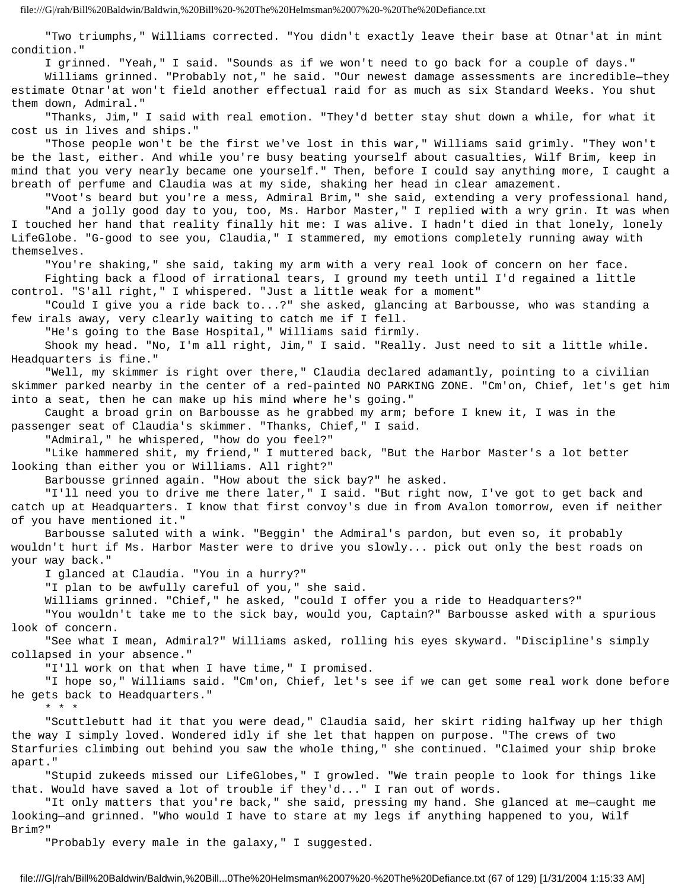"Two triumphs," Williams corrected. "You didn't exactly leave their base at Otnar'at in mint condition."

I grinned. "Yeah," I said. "Sounds as if we won't need to go back for a couple of days."

Williams grinned. "Probably not," he said. "Our newest damage assessments are incredible—they estimate Otnar'at won't field another effectual raid for as much as six Standard Weeks. You shut them down, Admiral."

"Thanks, Jim," I said with real emotion. "They'd better stay shut down a while, for what it cost us in lives and ships."

"Those people won't be the first we've lost in this war," Williams said grimly. "They won't be the last, either. And while you're busy beating yourself about casualties, Wilf Brim, keep in mind that you very nearly became one yourself." Then, before I could say anything more, I caught a breath of perfume and Claudia was at my side, shaking her head in clear amazement.

"Voot's beard but you're a mess, Admiral Brim," she said, extending a very professional hand,

"And a jolly good day to you, too, Ms. Harbor Master," I replied with a wry grin. It was when I touched her hand that reality finally hit me: I was alive. I hadn't died in that lonely, lonely LifeGlobe. "G-good to see you, Claudia," I stammered, my emotions completely running away with themselves.

"You're shaking," she said, taking my arm with a very real look of concern on her face.

Fighting back a flood of irrational tears, I ground my teeth until I'd regained a little control. "S'all right," I whispered. "Just a little weak for a moment"

"Could I give you a ride back to...?" she asked, glancing at Barbousse, who was standing a few irals away, very clearly waiting to catch me if I fell.

"He's going to the Base Hospital," Williams said firmly.

Shook my head. "No, I'm all right, Jim," I said. "Really. Just need to sit a little while. Headquarters is fine."

"Well, my skimmer is right over there," Claudia declared adamantly, pointing to a civilian skimmer parked nearby in the center of a red-painted NO PARKING ZONE. "Cm'on, Chief, let's get him into a seat, then he can make up his mind where he's going."

Caught a broad grin on Barbousse as he grabbed my arm; before I knew it, I was in the passenger seat of Claudia's skimmer. "Thanks, Chief," I said.

"Admiral," he whispered, "how do you feel?"

"Like hammered shit, my friend," I muttered back, "But the Harbor Master's a lot better looking than either you or Williams. All right?"

Barbousse grinned again. "How about the sick bay?" he asked.

"I'll need you to drive me there later," I said. "But right now, I've got to get back and catch up at Headquarters. I know that first convoy's due in from Avalon tomorrow, even if neither of you have mentioned it."

Barbousse saluted with a wink. "Beggin' the Admiral's pardon, but even so, it probably wouldn't hurt if Ms. Harbor Master were to drive you slowly... pick out only the best roads on your way back."

I glanced at Claudia. "You in a hurry?"

"I plan to be awfully careful of you," she said.

Williams grinned. "Chief," he asked, "could I offer you a ride to Headquarters?"

"You wouldn't take me to the sick bay, would you, Captain?" Barbousse asked with a spurious look of concern.

"See what I mean, Admiral?" Williams asked, rolling his eyes skyward. "Discipline's simply collapsed in your absence."

"I'll work on that when I have time," I promised.

"I hope so," Williams said. "Cm'on, Chief, let's see if we can get some real work done before he gets back to Headquarters."

* * *

"Scuttlebutt had it that you were dead," Claudia said, her skirt riding halfway up her thigh the way I simply loved. Wondered idly if she let that happen on purpose. "The crews of two Starfuries climbing out behind you saw the whole thing," she continued. "Claimed your ship broke apart."

"Stupid zukeeds missed our LifeGlobes," I growled. "We train people to look for things like that. Would have saved a lot of trouble if they'd..." I ran out of words.

"It only matters that you're back," she said, pressing my hand. She glanced at me—caught me looking—and grinned. "Who would I have to stare at my legs if anything happened to you, Wilf Brim?"

"Probably every male in the galaxy," I suggested.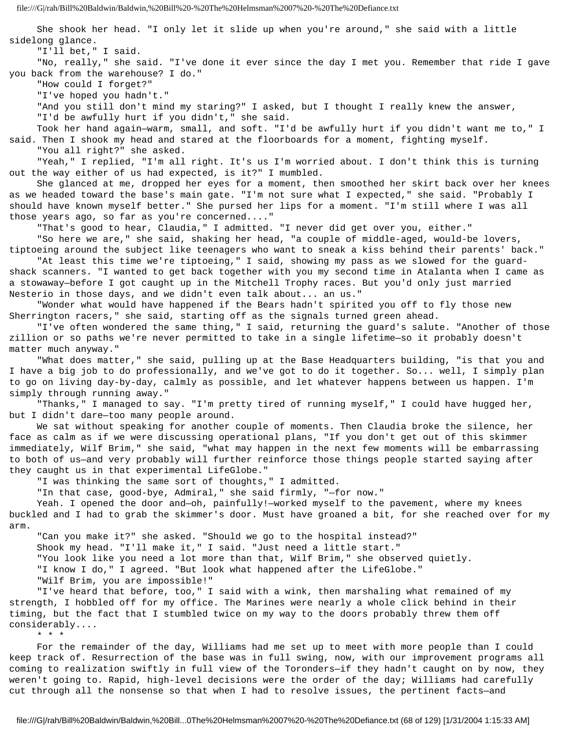She shook her head. "I only let it slide up when you're around," she said with a little sidelong glance.

"I'll bet," I said.

"No, really," she said. "I've done it ever since the day I met you. Remember that ride I gave you back from the warehouse? I do."

"How could I forget?"

"I've hoped you hadn't."

"And you still don't mind my staring?" I asked, but I thought I really knew the answer,

"I'd be awfully hurt if you didn't," she said.

Took her hand again—warm, small, and soft. "I'd be awfully hurt if you didn't want me to," I said. Then I shook my head and stared at the floorboards for a moment, fighting myself.

"You all right?" she asked.

"Yeah," I replied, "I'm all right. It's us I'm worried about. I don't think this is turning out the way either of us had expected, is it?" I mumbled.

She glanced at me, dropped her eyes for a moment, then smoothed her skirt back over her knees as we headed toward the base's main gate. "I'm not sure what I expected," she said. "Probably I should have known myself better." She pursed her lips for a moment. "I'm still where I was all those years ago, so far as you're concerned...."

"That's good to hear, Claudia," I admitted. "I never did get over you, either."

"So here we are," she said, shaking her head, "a couple of middle-aged, would-be lovers, tiptoeing around the subject like teenagers who want to sneak a kiss behind their parents' back."

"At least this time we're tiptoeing," I said, showing my pass as we slowed for the guard-shack scanners. "I wanted to get back together with you my second time in Atalanta when I came as a stowaway—before I got caught up in the Mitchell Trophy races. But you'd only just married Nesterio in those days, and we didn't even talk about... an us."

"Wonder what would have happened if the Bears hadn't spirited you off to fly those new Sherrington racers," she said, starting off as the signals turned green ahead.

"I've often wondered the same thing," I said, returning the guard's salute. "Another of those zillion or so paths we're never permitted to take in a single lifetime—so it probably doesn't matter much anyway."

"What does matter," she said, pulling up at the Base Headquarters building, "is that you and I have a big job to do professionally, and we've got to do it together. So... well, I simply plan to go on living day-by-day, calmly as possible, and let whatever happens between us happen. I'm simply through running away."

"Thanks," I managed to say. "I'm pretty tired of running myself," I could have hugged her, but I didn't dare—too many people around.

We sat without speaking for another couple of moments. Then Claudia broke the silence, her face as calm as if we were discussing operational plans, "If you don't get out of this skimmer immediately, Wilf Brim," she said, "what may happen in the next few moments will be embarrassing to both of us—and very probably will further reinforce those things people started saying after they caught us in that experimental LifeGlobe."

"I was thinking the same sort of thoughts," I admitted.

"In that case, good-bye, Admiral," she said firmly, "—for now."

Yeah. I opened the door and—oh, painfully!—worked myself to the pavement, where my knees buckled and I had to grab the skimmer's door. Must have groaned a bit, for she reached over for my arm.

"Can you make it?" she asked. "Should we go to the hospital instead?"

Shook my head. "I'll make it," I said. "Just need a little start."

"You look like you need a lot more than that, Wilf Brim," she observed quietly.

"I know I do," I agreed. "But look what happened after the LifeGlobe."

"Wilf Brim, you are impossible!"

"I've heard that before, too," I said with a wink, then marshaling what remained of my strength, I hobbled off for my office. The Marines were nearly a whole click behind in their timing, but the fact that I stumbled twice on my way to the doors probably threw them off considerably....

\* \* \*

For the remainder of the day, Williams had me set up to meet with more people than I could keep track of. Resurrection of the base was in full swing, now, with our improvement programs all coming to realization swiftly in full view of the Toronders—if they hadn't caught on by now, they weren't going to. Rapid, high-level decisions were the order of the day; Williams had carefully cut through all the nonsense so that when I had to resolve issues, the pertinent facts—and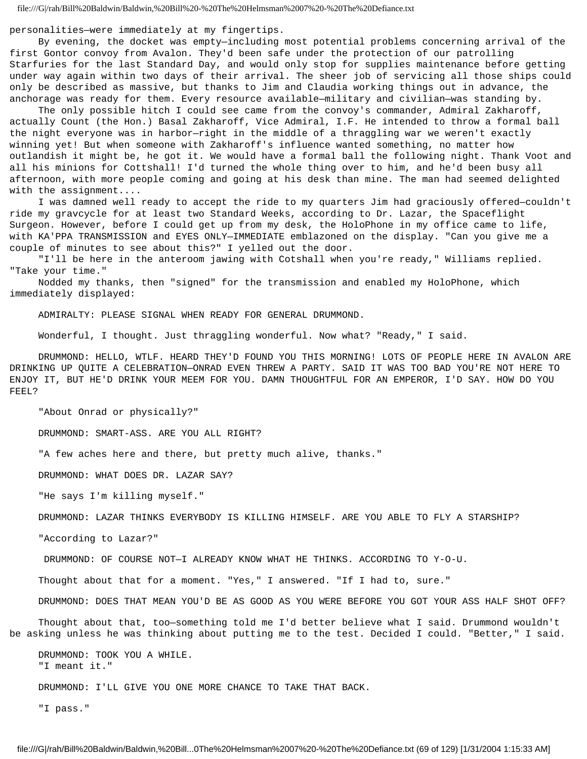personalities—were immediately at my fingertips.

By evening, the docket was empty—including most potential problems concerning arrival of the first Gontor convoy from Avalon. They'd been safe under the protection of our patrolling Starfuries for the last Standard Day, and would only stop for supplies maintenance before getting under way again within two days of their arrival. The sheer job of servicing all those ships could only be described as massive, but thanks to Jim and Claudia working things out in advance, the anchorage was ready for them. Every resource available—military and civilian—was standing by.

The only possible hitch I could see came from the convoy's commander, Admiral Zakharoff, actually Count (the Hon.) Basal Zakharoff, Vice Admiral, I.F. He intended to throw a formal ball the night everyone was in harbor—right in the middle of a thraggling war we weren't exactly winning yet! But when someone with Zakharoff's influence wanted something, no matter how outlandish it might be, he got it. We would have a formal ball the following night. Thank Voot and all his minions for Cottshall! I'd turned the whole thing over to him, and he'd been busy all afternoon, with more people coming and going at his desk than mine. The man had seemed delighted with the assignment....

I was damned well ready to accept the ride to my quarters Jim had graciously offered—couldn't ride my gravcycle for at least two Standard Weeks, according to Dr. Lazar, the Spaceflight Surgeon. However, before I could get up from my desk, the HoloPhone in my office came to life, with KA'PPA TRANSMISSION and EYES ONLY—IMMEDIATE emblazoned on the display. "Can you give me a couple of minutes to see about this?" I yelled out the door.

"I'll be here in the anteroom jawing with Cotshall when you're ready," Williams replied. "Take your time."

Nodded my thanks, then "signed" for the transmission and enabled my HoloPhone, which immediately displayed:

ADMIRALTY: PLEASE SIGNAL WHEN READY FOR GENERAL DRUMMOND.

Wonderful, I thought. Just thraggling wonderful. Now what? "Ready," I said.

DRUMMOND: HELLO, WTLF. HEARD THEY'D FOUND YOU THIS MORNING! LOTS OF PEOPLE HERE IN AVALON ARE DRINKING UP QUITE A CELEBRATION—ONRAD EVEN THREW A PARTY. SAID IT WAS TOO BAD YOU'RE NOT HERE TO ENJOY IT, BUT HE'D DRINK YOUR MEEM FOR YOU. DAMN THOUGHTFUL FOR AN EMPEROR, I'D SAY. HOW DO YOU FEEL?

"About Onrad or physically?"

DRUMMOND: SMART-ASS. ARE YOU ALL RIGHT?

"A few aches here and there, but pretty much alive, thanks."

DRUMMOND: WHAT DOES DR. LAZAR SAY?

"He says I'm killing myself."

DRUMMOND: LAZAR THINKS EVERYBODY IS KILLING HIMSELF. ARE YOU ABLE TO FLY A STARSHIP?

"According to Lazar?"

DRUMMOND: OF COURSE NOT—I ALREADY KNOW WHAT HE THINKS. ACCORDING TO Y-O-U.

Thought about that for a moment. "Yes," I answered. "If I had to, sure."

DRUMMOND: DOES THAT MEAN YOU'D BE AS GOOD AS YOU WERE BEFORE YOU GOT YOUR ASS HALF SHOT OFF?

Thought about that, too—something told me I'd better believe what I said. Drummond wouldn't be asking unless he was thinking about putting me to the test. Decided I could. "Better," I said.

DRUMMOND: TOOK YOU A WHILE.

"I meant it."

DRUMMOND: I'LL GIVE YOU ONE MORE CHANCE TO TAKE THAT BACK.

"I pass."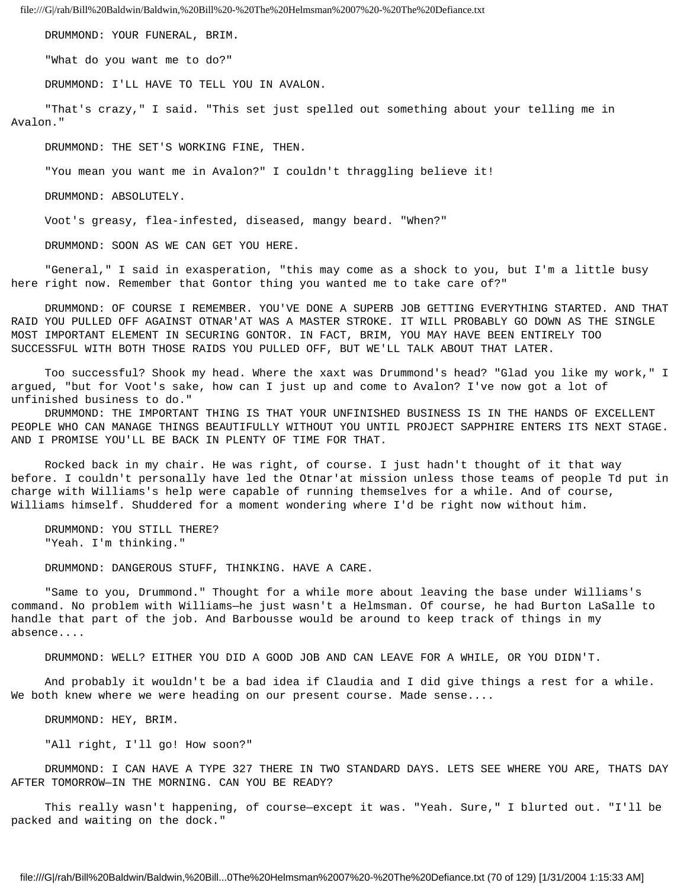DRUMMOND: YOUR FUNERAL, BRIM.

"What do you want me to do?"

DRUMMOND: I'LL HAVE TO TELL YOU IN AVALON.

"That's crazy," I said. "This set just spelled out something about your telling me in Avalon."

DRUMMOND: THE SET'S WORKING FINE, THEN.

"You mean you want me in Avalon?" I couldn't thraggling believe it!

DRUMMOND: ABSOLUTELY.

Voot's greasy, flea-infested, diseased, mangy beard. "When?"

DRUMMOND: SOON AS WE CAN GET YOU HERE.

"General," I said in exasperation, "this may come as a shock to you, but I'm a little busy here right now. Remember that Gontor thing you wanted me to take care of?"

DRUMMOND: OF COURSE I REMEMBER. YOU'VE DONE A SUPERB JOB GETTING EVERYTHING STARTED. AND THAT RAID YOU PULLED OFF AGAINST OTNAR'AT WAS A MASTER STROKE. IT WILL PROBABLY GO DOWN AS THE SINGLE MOST IMPORTANT ELEMENT IN SECURING GONTOR. IN FACT, BRIM, YOU MAY HAVE BEEN ENTIRELY TOO SUCCESSFUL WITH BOTH THOSE RAIDS YOU PULLED OFF, BUT WE'LL TALK ABOUT THAT LATER.

Too successful? Shook my head. Where the xaxt was Drummond's head? "Glad you like my work," I argued, "but for Voot's sake, how can I just up and come to Avalon? I've now got a lot of unfinished business to do."

DRUMMOND: THE IMPORTANT THING IS THAT YOUR UNFINISHED BUSINESS IS IN THE HANDS OF EXCELLENT PEOPLE WHO CAN MANAGE THINGS BEAUTIFULLY WITHOUT YOU UNTIL PROJECT SAPPHIRE ENTERS ITS NEXT STAGE. AND I PROMISE YOU'LL BE BACK IN PLENTY OF TIME FOR THAT.

Rocked back in my chair. He was right, of course. I just hadn't thought of it that way before. I couldn't personally have led the Otnar'at mission unless those teams of people Td put in charge with Williams's help were capable of running themselves for a while. And of course, Williams himself. Shuddered for a moment wondering where I'd be right now without him.

DRUMMOND: YOU STILL THERE?

"Yeah. I'm thinking."

DRUMMOND: DANGEROUS STUFF, THINKING. HAVE A CARE.

"Same to you, Drummond." Thought for a while more about leaving the base under Williams's command. No problem with Williams—he just wasn't a Helmsman. Of course, he had Burton LaSalle to handle that part of the job. And Barbousse would be around to keep track of things in my absence....

DRUMMOND: WELL? EITHER YOU DID A GOOD JOB AND CAN LEAVE FOR A WHILE, OR YOU DIDN'T.

And probably it wouldn't be a bad idea if Claudia and I did give things a rest for a while. We both knew where we were heading on our present course. Made sense....

DRUMMOND: HEY, BRIM.

"All right, I'll go! How soon?"

DRUMMOND: I CAN HAVE A TYPE 327 THERE IN TWO STANDARD DAYS. LETS SEE WHERE YOU ARE, THATS DAY AFTER TOMORROW—IN THE MORNING. CAN YOU BE READY?

This really wasn't happening, of course—except it was. "Yeah. Sure," I blurted out. "I'll be packed and waiting on the dock."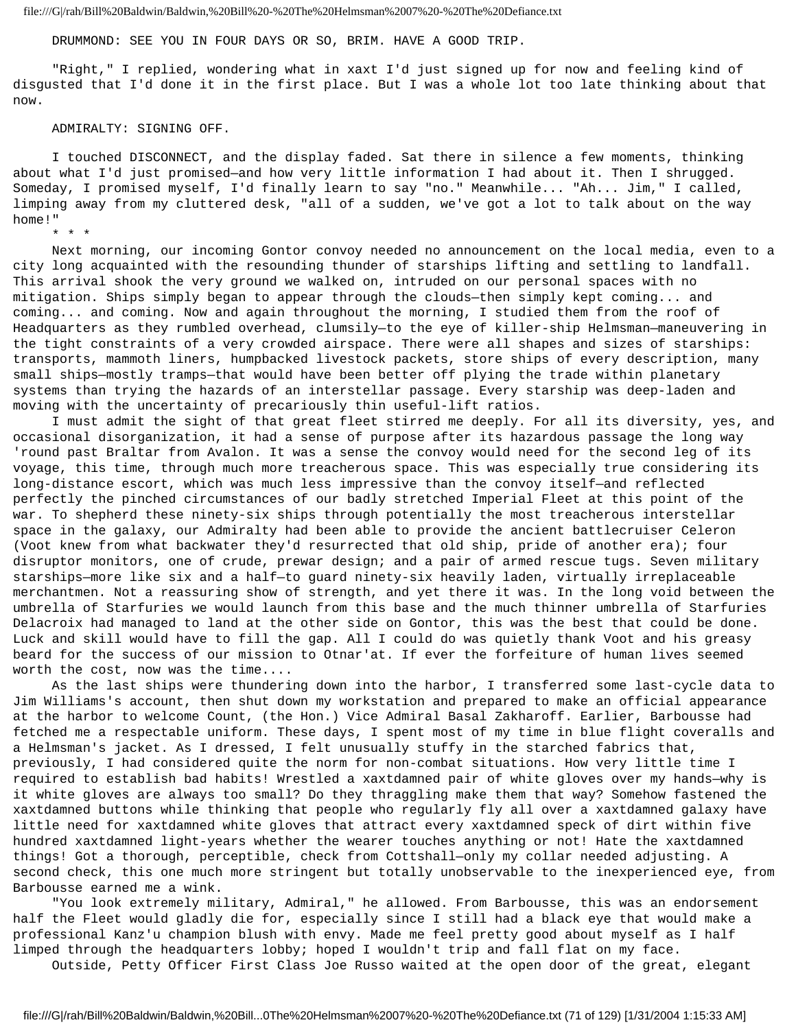DRUMMOND: SEE YOU IN FOUR DAYS OR SO, BRIM. HAVE A GOOD TRIP.

"Right," I replied, wondering what in xaxt I'd just signed up for now and feeling kind of disgusted that I'd done it in the first place. But I was a whole lot too late thinking about that now.

ADMIRALTY: SIGNING OFF.

I touched DISCONNECT, and the display faded. Sat there in silence a few moments, thinking about what I'd just promised—and how very little information I had about it. Then I shrugged. Someday, I promised myself, I'd finally learn to say "no." Meanwhile... "Ah... Jim," I called, limping away from my cluttered desk, "all of a sudden, we've got a lot to talk about on the way home!"

\* \* \*

Next morning, our incoming Gontor convoy needed no announcement on the local media, even to a city long acquainted with the resounding thunder of starships lifting and settling to landfall. This arrival shook the very ground we walked on, intruded on our personal spaces with no mitigation. Ships simply began to appear through the clouds—then simply kept coming... and coming... and coming. Now and again throughout the morning, I studied them from the roof of Headquarters as they rumbled overhead, clumsily—to the eye of killer-ship Helmsman—maneuvering in the tight constraints of a very crowded airspace. There were all shapes and sizes of starships: transports, mammoth liners, humpbacked livestock packets, store ships of every description, many small ships—mostly tramps—that would have been better off plying the trade within planetary systems than trying the hazards of an interstellar passage. Every starship was deep-laden and moving with the uncertainty of precariously thin useful-lift ratios.

I must admit the sight of that great fleet stirred me deeply. For all its diversity, yes, and occasional disorganization, it had a sense of purpose after its hazardous passage the long way 'round past Braltar from Avalon. It was a sense the convoy would need for the second leg of its voyage, this time, through much more treacherous space. This was especially true considering its long-distance escort, which was much less impressive than the convoy itself—and reflected perfectly the pinched circumstances of our badly stretched Imperial Fleet at this point of the war. To shepherd these ninety-six ships through potentially the most treacherous interstellar space in the galaxy, our Admiralty had been able to provide the ancient battlecruiser Celeron (Voot knew from what backwater they'd resurrected that old ship, pride of another era); four disruptor monitors, one of crude, prewar design; and a pair of armed rescue tugs. Seven military starships—more like six and a half—to guard ninety-six heavily laden, virtually irreplaceable merchantmen. Not a reassuring show of strength, and yet there it was. In the long void between the umbrella of Starfuries we would launch from this base and the much thinner umbrella of Starfuries Delacroix had managed to land at the other side on Gontor, this was the best that could be done. Luck and skill would have to fill the gap. All I could do was quietly thank Voot and his greasy beard for the success of our mission to Otnar'at. If ever the forfeiture of human lives seemed worth the cost, now was the time....

As the last ships were thundering down into the harbor, I transferred some last-cycle data to Jim Williams's account, then shut down my workstation and prepared to make an official appearance at the harbor to welcome Count, (the Hon.) Vice Admiral Basal Zakharoff. Earlier, Barbousse had fetched me a respectable uniform. These days, I spent most of my time in blue flight coveralls and a Helmsman's jacket. As I dressed, I felt unusually stuffy in the starched fabrics that, previously, I had considered quite the norm for non-combat situations. How very little time I required to establish bad habits! Wrestled a xaxtdamned pair of white gloves over my hands—why is it white gloves are always too small? Do they thraggling make them that way? Somehow fastened the xaxtdamned buttons while thinking that people who regularly fly all over a xaxtdamned galaxy have little need for xaxtdamned white gloves that attract every xaxtdamned speck of dirt within five hundred xaxtdamned light-years whether the wearer touches anything or not! Hate the xaxtdamned things! Got a thorough, perceptible, check from Cottshall—only my collar needed adjusting. A second check, this one much more stringent but totally unobservable to the inexperienced eye, from Barbousse earned me a wink.

"You look extremely military, Admiral," he allowed. From Barbousse, this was an endorsement half the Fleet would gladly die for, especially since I still had a black eye that would make a professional Kanz'u champion blush with envy. Made me feel pretty good about myself as I half limped through the headquarters lobby; hoped I wouldn't trip and fall flat on my face.

Outside, Petty Officer First Class Joe Russo waited at the open door of the great, elegant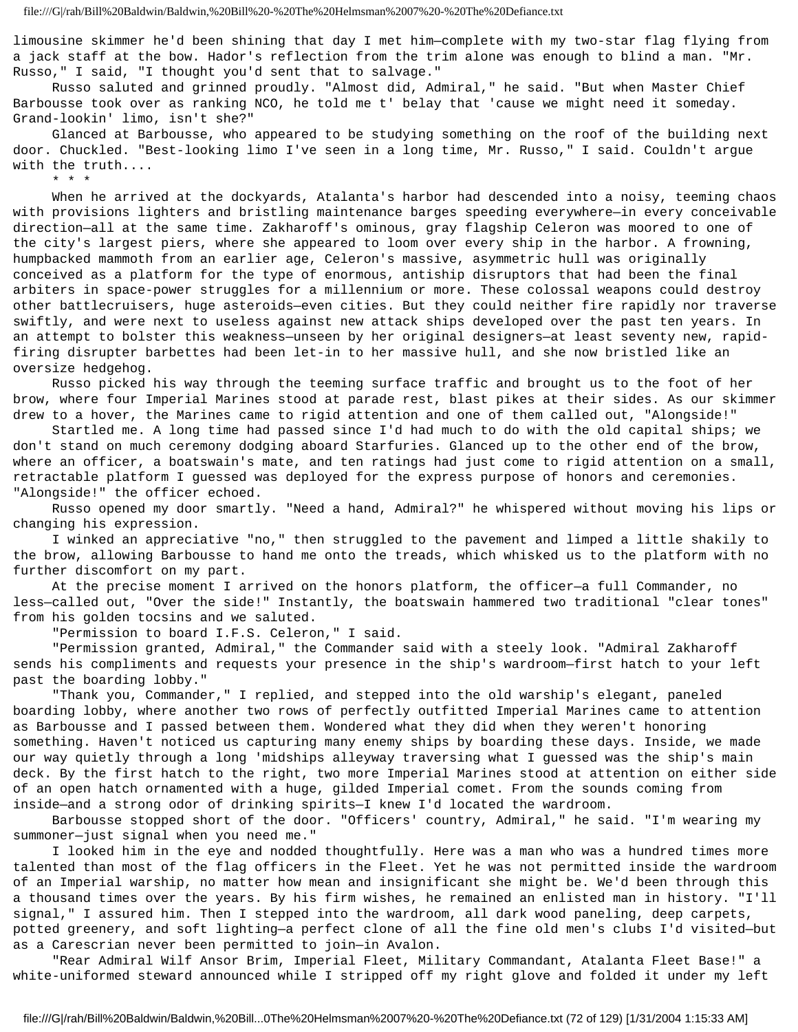limousine skimmer he'd been shining that day I met him—complete with my two-star flag flying from a jack staff at the bow. Hador's reflection from the trim alone was enough to blind a man. "Mr. Russo," I said, "I thought you'd sent that to salvage."

Russo saluted and grinned proudly. "Almost did, Admiral," he said. "But when Master Chief Barbousse took over as ranking NCO, he told me t' belay that 'cause we might need it someday. Grand-lookin' limo, isn't she?"

Glanced at Barbousse, who appeared to be studying something on the roof of the building next door. Chuckled. "Best-looking limo I've seen in a long time, Mr. Russo," I said. Couldn't argue with the truth....

\* \* \*

When he arrived at the dockyards, Atalanta's harbor had descended into a noisy, teeming chaos with provisions lighters and bristling maintenance barges speeding everywhere—in every conceivable direction—all at the same time. Zakharoff's ominous, gray flagship Celeron was moored to one of the city's largest piers, where she appeared to loom over every ship in the harbor. A frowning, humpbacked mammoth from an earlier age, Celeron's massive, asymmetric hull was originally conceived as a platform for the type of enormous, antiship disruptors that had been the final arbiters in space-power struggles for a millennium or more. These colossal weapons could destroy other battlecruisers, huge asteroids—even cities. But they could neither fire rapidly nor traverse swiftly, and were next to useless against new attack ships developed over the past ten years. In an attempt to bolster this weakness—unseen by her original designers—at least seventy new, rapid-firing disrupter barbettes had been let-in to her massive hull, and she now bristled like an oversize hedgehog.

Russo picked his way through the teeming surface traffic and brought us to the foot of her brow, where four Imperial Marines stood at parade rest, blast pikes at their sides. As our skimmer drew to a hover, the Marines came to rigid attention and one of them called out, "Alongside!"

Startled me. A long time had passed since I'd had much to do with the old capital ships; we don't stand on much ceremony dodging aboard Starfuries. Glanced up to the other end of the brow, where an officer, a boatswain's mate, and ten ratings had just come to rigid attention on a small, retractable platform I guessed was deployed for the express purpose of honors and ceremonies. "Alongside!" the officer echoed.

Russo opened my door smartly. "Need a hand, Admiral?" he whispered without moving his lips or changing his expression.

I winked an appreciative "no," then struggled to the pavement and limped a little shakily to the brow, allowing Barbousse to hand me onto the treads, which whisked us to the platform with no further discomfort on my part.

At the precise moment I arrived on the honors platform, the officer—a full Commander, no less—called out, "Over the side!" Instantly, the boatswain hammered two traditional "clear tones" from his golden tocsins and we saluted.

"Permission to board I.F.S. Celeron," I said.

"Permission granted, Admiral," the Commander said with a steely look. "Admiral Zakharoff sends his compliments and requests your presence in the ship's wardroom—first hatch to your left past the boarding lobby."

"Thank you, Commander," I replied, and stepped into the old warship's elegant, paneled boarding lobby, where another two rows of perfectly outfitted Imperial Marines came to attention as Barbousse and I passed between them. Wondered what they did when they weren't honoring something. Haven't noticed us capturing many enemy ships by boarding these days. Inside, we made our way quietly through a long 'midships alleyway traversing what I guessed was the ship's main deck. By the first hatch to the right, two more Imperial Marines stood at attention on either side of an open hatch ornamented with a huge, gilded Imperial comet. From the sounds coming from inside—and a strong odor of drinking spirits—I knew I'd located the wardroom.

Barbousse stopped short of the door. "Officers' country, Admiral," he said. "I'm wearing my summoner—just signal when you need me."

I looked him in the eye and nodded thoughtfully. Here was a man who was a hundred times more talented than most of the flag officers in the Fleet. Yet he was not permitted inside the wardroom of an Imperial warship, no matter how mean and insignificant she might be. We'd been through this a thousand times over the years. By his firm wishes, he remained an enlisted man in history. "I'll signal," I assured him. Then I stepped into the wardroom, all dark wood paneling, deep carpets, potted greenery, and soft lighting—a perfect clone of all the fine old men's clubs I'd visited—but as a Carescrian never been permitted to join—in Avalon.

"Rear Admiral Wilf Ansor Brim, Imperial Fleet, Military Commandant, Atalanta Fleet Base!" a white-uniformed steward announced while I stripped off my right glove and folded it under my left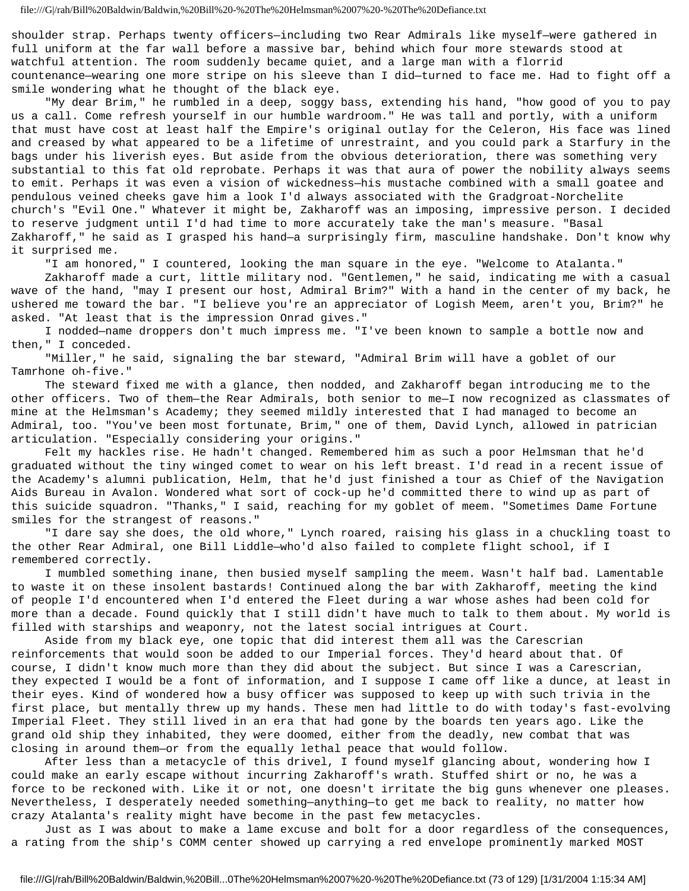shoulder strap. Perhaps twenty officers—including two Rear Admirals like myself—were gathered in full uniform at the far wall before a massive bar, behind which four more stewards stood at watchful attention. The room suddenly became quiet, and a large man with a florrid countenance—wearing one more stripe on his sleeve than I did—turned to face me. Had to fight off a smile wondering what he thought of the black eye.

"My dear Brim," he rumbled in a deep, soggy bass, extending his hand, "how good of you to pay us a call. Come refresh yourself in our humble wardroom." He was tall and portly, with a uniform that must have cost at least half the Empire's original outlay for the Celeron, His face was lined and creased by what appeared to be a lifetime of unrestraint, and you could park a Starfury in the bags under his liverish eyes. But aside from the obvious deterioration, there was something very substantial to this fat old reprobate. Perhaps it was that aura of power the nobility always seems to emit. Perhaps it was even a vision of wickedness—his mustache combined with a small goatee and pendulous veined cheeks gave him a look I'd always associated with the Gradgroat-Norchelite church's "Evil One." Whatever it might be, Zakharoff was an imposing, impressive person. I decided to reserve judgment until I'd had time to more accurately take the man's measure. "Basal Zakharoff," he said as I grasped his hand—a surprisingly firm, masculine handshake. Don't know why it surprised me.

"I am honored," I countered, looking the man square in the eye. "Welcome to Atalanta."

Zakharoff made a curt, little military nod. "Gentlemen," he said, indicating me with a casual wave of the hand, "may I present our host, Admiral Brim?" With a hand in the center of my back, he ushered me toward the bar. "I believe you're an appreciator of Logish Meem, aren't you, Brim?" he asked. "At least that is the impression Onrad gives."

I nodded—name droppers don't much impress me. "I've been known to sample a bottle now and then," I conceded.

"Miller," he said, signaling the bar steward, "Admiral Brim will have a goblet of our Tamrhone oh-five."

The steward fixed me with a glance, then nodded, and Zakharoff began introducing me to the other officers. Two of them—the Rear Admirals, both senior to me—I now recognized as classmates of mine at the Helmsman's Academy; they seemed mildly interested that I had managed to become an Admiral, too. "You've been most fortunate, Brim," one of them, David Lynch, allowed in patrician articulation. "Especially considering your origins."

Felt my hackles rise. He hadn't changed. Remembered him as such a poor Helmsman that he'd graduated without the tiny winged comet to wear on his left breast. I'd read in a recent issue of the Academy's alumni publication, Helm, that he'd just finished a tour as Chief of the Navigation Aids Bureau in Avalon. Wondered what sort of cock-up he'd committed there to wind up as part of this suicide squadron. "Thanks," I said, reaching for my goblet of meem. "Sometimes Dame Fortune smiles for the strangest of reasons."

"I dare say she does, the old whore," Lynch roared, raising his glass in a chuckling toast to the other Rear Admiral, one Bill Liddle—who'd also failed to complete flight school, if I remembered correctly.

I mumbled something inane, then busied myself sampling the meem. Wasn't half bad. Lamentable to waste it on these insolent bastards! Continued along the bar with Zakharoff, meeting the kind of people I'd encountered when I'd entered the Fleet during a war whose ashes had been cold for more than a decade. Found quickly that I still didn't have much to talk to them about. My world is filled with starships and weaponry, not the latest social intrigues at Court.

Aside from my black eye, one topic that did interest them all was the Carescrian reinforcements that would soon be added to our Imperial forces. They'd heard about that. Of course, I didn't know much more than they did about the subject. But since I was a Carescrian, they expected I would be a font of information, and I suppose I came off like a dunce, at least in their eyes. Kind of wondered how a busy officer was supposed to keep up with such trivia in the first place, but mentally threw up my hands. These men had little to do with today's fast-evolving Imperial Fleet. They still lived in an era that had gone by the boards ten years ago. Like the grand old ship they inhabited, they were doomed, either from the deadly, new combat that was closing in around them—or from the equally lethal peace that would follow.

After less than a metacycle of this drivel, I found myself glancing about, wondering how I could make an early escape without incurring Zakharoff's wrath. Stuffed shirt or no, he was a force to be reckoned with. Like it or not, one doesn't irritate the big guns whenever one pleases. Nevertheless, I desperately needed something—anything—to get me back to reality, no matter how crazy Atalanta's reality might have become in the past few metacycles.

Just as I was about to make a lame excuse and bolt for a door regardless of the consequences, a rating from the ship's COMM center showed up carrying a red envelope prominently marked MOST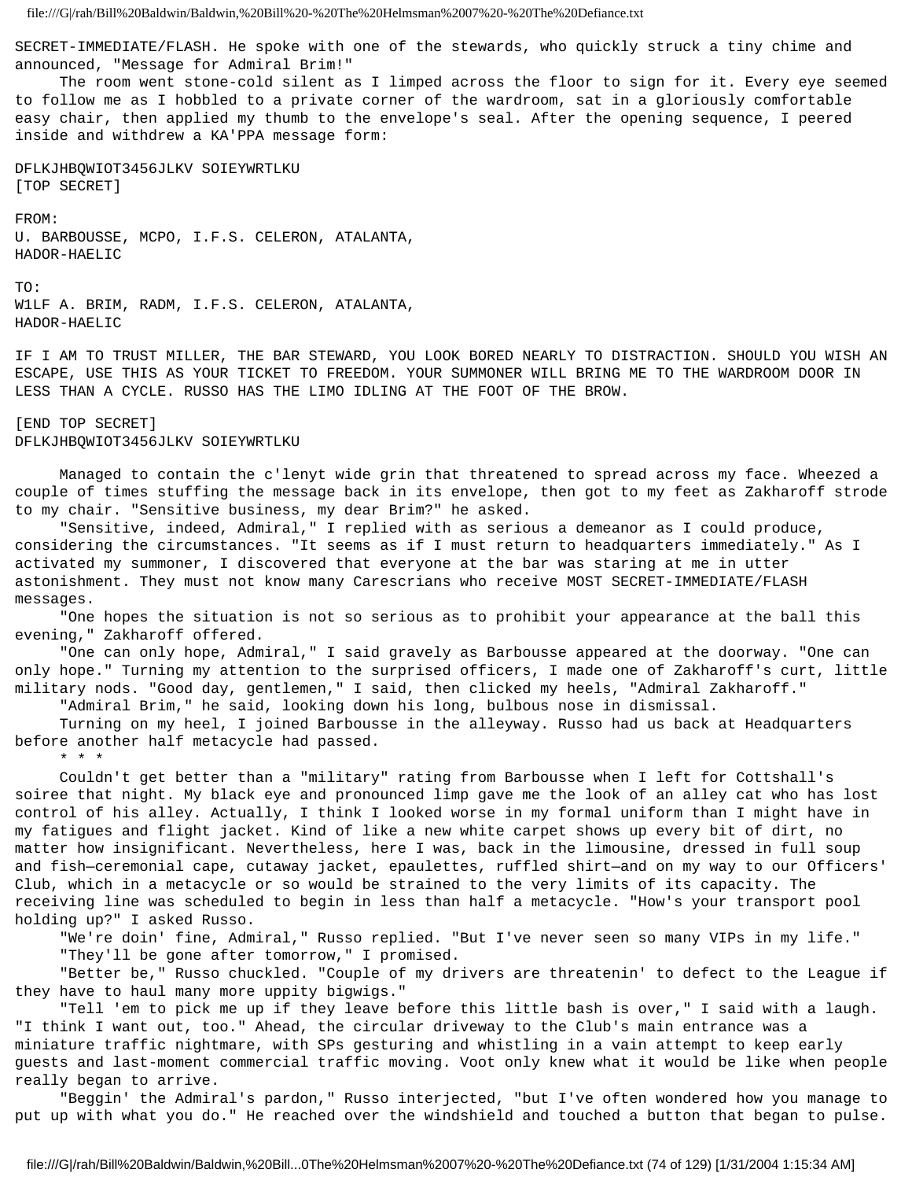SECRET-IMMEDIATE/FLASH. He spoke with one of the stewards, who quickly struck a tiny chime and announced, "Message for Admiral Brim!"

The room went stone-cold silent as I limped across the floor to sign for it. Every eye seemed to follow me as I hobbled to a private corner of the wardroom, sat in a gloriously comfortable easy chair, then applied my thumb to the envelope's seal. After the opening sequence, I peered inside and withdrew a KA'PPA message form:

DFLKJHBQWIOT3456JLKV SOIEYWRTLKU
[TOP SECRET]

FROM:
U. BARBOUSSE, MCPO, I.F.S. CELERON, ATALANTA, HADOR-HAELIC

TO:
W1LF A. BRIM, RADM, I.F.S. CELERON, ATALANTA, HADOR-HAELIC

IF I AM TO TRUST MILLER, THE BAR STEWARD, YOU LOOK BORED NEARLY TO DISTRACTION. SHOULD YOU WISH AN ESCAPE, USE THIS AS YOUR TICKET TO FREEDOM. YOUR SUMMONER WILL BRING ME TO THE WARDROOM DOOR IN LESS THAN A CYCLE. RUSSO HAS THE LIMO IDLING AT THE FOOT OF THE BROW.

[END TOP SECRET]
DFLKJHBQWIOT3456JLKV SOIEYWRTLKU

Managed to contain the c'lenyt wide grin that threatened to spread across my face. Wheezed a couple of times stuffing the message back in its envelope, then got to my feet as Zakharoff strode to my chair. "Sensitive business, my dear Brim?" he asked.

"Sensitive, indeed, Admiral," I replied with as serious a demeanor as I could produce, considering the circumstances. "It seems as if I must return to headquarters immediately." As I activated my summoner, I discovered that everyone at the bar was staring at me in utter astonishment. They must not know many Carescrians who receive MOST SECRET-IMMEDIATE/FLASH messages.

"One hopes the situation is not so serious as to prohibit your appearance at the ball this evening," Zakharoff offered.

"One can only hope, Admiral," I said gravely as Barbousse appeared at the doorway. "One can only hope." Turning my attention to the surprised officers, I made one of Zakharoff's curt, little military nods. "Good day, gentlemen," I said, then clicked my heels, "Admiral Zakharoff."

"Admiral Brim," he said, looking down his long, bulbous nose in dismissal.

Turning on my heel, I joined Barbousse in the alleyway. Russo had us back at Headquarters before another half metacycle had passed.

\* \* \*

Couldn't get better than a "military" rating from Barbousse when I left for Cottshall's soiree that night. My black eye and pronounced limp gave me the look of an alley cat who has lost control of his alley. Actually, I think I looked worse in my formal uniform than I might have in my fatigues and flight jacket. Kind of like a new white carpet shows up every bit of dirt, no matter how insignificant. Nevertheless, here I was, back in the limousine, dressed in full soup and fish—ceremonial cape, cutaway jacket, epaulettes, ruffled shirt—and on my way to our Officers' Club, which in a metacycle or so would be strained to the very limits of its capacity. The receiving line was scheduled to begin in less than half a metacycle. "How's your transport pool holding up?" I asked Russo.

"We're doin' fine, Admiral," Russo replied. "But I've never seen so many VIPs in my life."

"They'll be gone after tomorrow," I promised.

"Better be," Russo chuckled. "Couple of my drivers are threatenin' to defect to the League if they have to haul many more uppity bigwigs."

"Tell 'em to pick me up if they leave before this little bash is over," I said with a laugh. "I think I want out, too." Ahead, the circular driveway to the Club's main entrance was a miniature traffic nightmare, with SPs gesturing and whistling in a vain attempt to keep early guests and last-moment commercial traffic moving. Voot only knew what it would be like when people really began to arrive.

"Beggin' the Admiral's pardon," Russo interjected, "but I've often wondered how you manage to put up with what you do." He reached over the windshield and touched a button that began to pulse.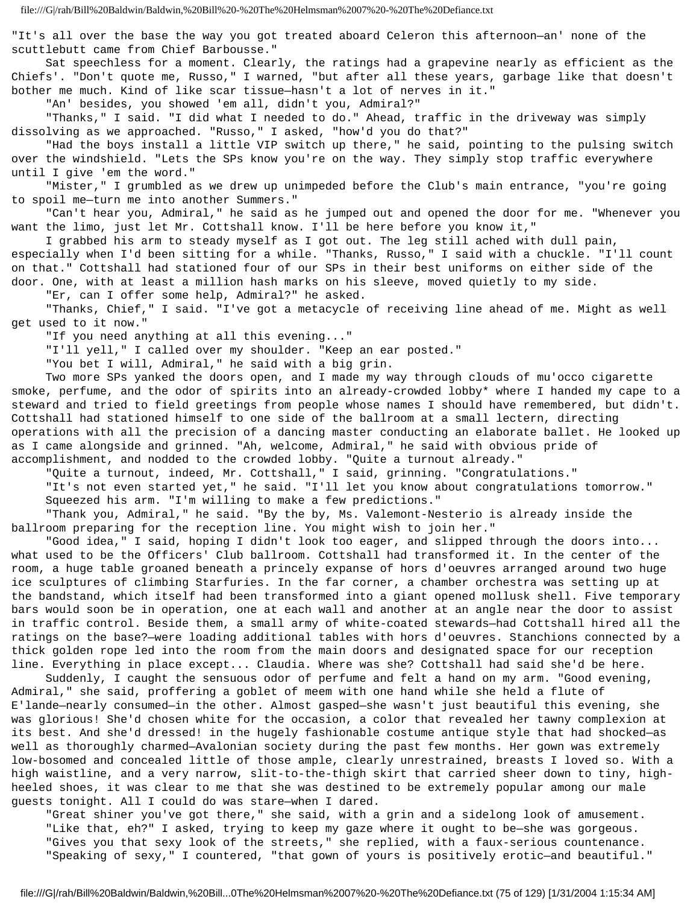"It's all over the base the way you got treated aboard Celeron this afternoon—an' none of the scuttlebutt came from Chief Barbousse."

Sat speechless for a moment. Clearly, the ratings had a grapevine nearly as efficient as the Chiefs'. "Don't quote me, Russo," I warned, "but after all these years, garbage like that doesn't bother me much. Kind of like scar tissue—hasn't a lot of nerves in it."

"An' besides, you showed 'em all, didn't you, Admiral?"

"Thanks," I said. "I did what I needed to do." Ahead, traffic in the driveway was simply dissolving as we approached. "Russo," I asked, "how'd you do that?"

"Had the boys install a little VIP switch up there," he said, pointing to the pulsing switch over the windshield. "Lets the SPs know you're on the way. They simply stop traffic everywhere until I give 'em the word."

"Mister," I grumbled as we drew up unimpeded before the Club's main entrance, "you're going to spoil me—turn me into another Summers."

"Can't hear you, Admiral," he said as he jumped out and opened the door for me. "Whenever you want the limo, just let Mr. Cottshall know. I'll be here before you know it,"

I grabbed his arm to steady myself as I got out. The leg still ached with dull pain, especially when I'd been sitting for a while. "Thanks, Russo," I said with a chuckle. "I'll count on that." Cottshall had stationed four of our SPs in their best uniforms on either side of the door. One, with at least a million hash marks on his sleeve, moved quietly to my side.

"Er, can I offer some help, Admiral?" he asked.

"Thanks, Chief," I said. "I've got a metacycle of receiving line ahead of me. Might as well get used to it now."

"If you need anything at all this evening..."

"I'll yell," I called over my shoulder. "Keep an ear posted."

"You bet I will, Admiral," he said with a big grin.

Two more SPs yanked the doors open, and I made my way through clouds of mu'occo cigarette smoke, perfume, and the odor of spirits into an already-crowded lobby* where I handed my cape to a steward and tried to field greetings from people whose names I should have remembered, but didn't. Cottshall had stationed himself to one side of the ballroom at a small lectern, directing operations with all the precision of a dancing master conducting an elaborate ballet. He looked up as I came alongside and grinned. "Ah, welcome, Admiral," he said with obvious pride of accomplishment, and nodded to the crowded lobby. "Quite a turnout already."

"Quite a turnout, indeed, Mr. Cottshall," I said, grinning. "Congratulations."

"It's not even started yet," he said. "I'll let you know about congratulations tomorrow."

Squeezed his arm. "I'm willing to make a few predictions."

"Thank you, Admiral," he said. "By the by, Ms. Valemont-Nesterio is already inside the ballroom preparing for the reception line. You might wish to join her."

"Good idea," I said, hoping I didn't look too eager, and slipped through the doors into... what used to be the Officers' Club ballroom. Cottshall had transformed it. In the center of the room, a huge table groaned beneath a princely expanse of hors d'oeuvres arranged around two huge ice sculptures of climbing Starfuries. In the far corner, a chamber orchestra was setting up at the bandstand, which itself had been transformed into a giant opened mollusk shell. Five temporary bars would soon be in operation, one at each wall and another at an angle near the door to assist in traffic control. Beside them, a small army of white-coated stewards—had Cottshall hired all the ratings on the base?—were loading additional tables with hors d'oeuvres. Stanchions connected by a thick golden rope led into the room from the main doors and designated space for our reception line. Everything in place except... Claudia. Where was she? Cottshall had said she'd be here.

Suddenly, I caught the sensuous odor of perfume and felt a hand on my arm. "Good evening, Admiral," she said, proffering a goblet of meem with one hand while she held a flute of E'lande—nearly consumed—in the other. Almost gasped—she wasn't just beautiful this evening, she was glorious! She'd chosen white for the occasion, a color that revealed her tawny complexion at its best. And she'd dressed! in the hugely fashionable costume antique style that had shocked—as well as thoroughly charmed—Avalonian society during the past few months. Her gown was extremely low-bosomed and concealed little of those ample, clearly unrestrained, breasts I loved so. With a high waistline, and a very narrow, slit-to-the-thigh skirt that carried sheer down to tiny, high-heeled shoes, it was clear to me that she was destined to be extremely popular among our male guests tonight. All I could do was stare—when I dared.

"Great shiner you've got there," she said, with a grin and a sidelong look of amusement.

"Like that, eh?" I asked, trying to keep my gaze where it ought to be—she was gorgeous.

"Gives you that sexy look of the streets," she replied, with a faux-serious countenance.

"Speaking of sexy," I countered, "that gown of yours is positively erotic—and beautiful."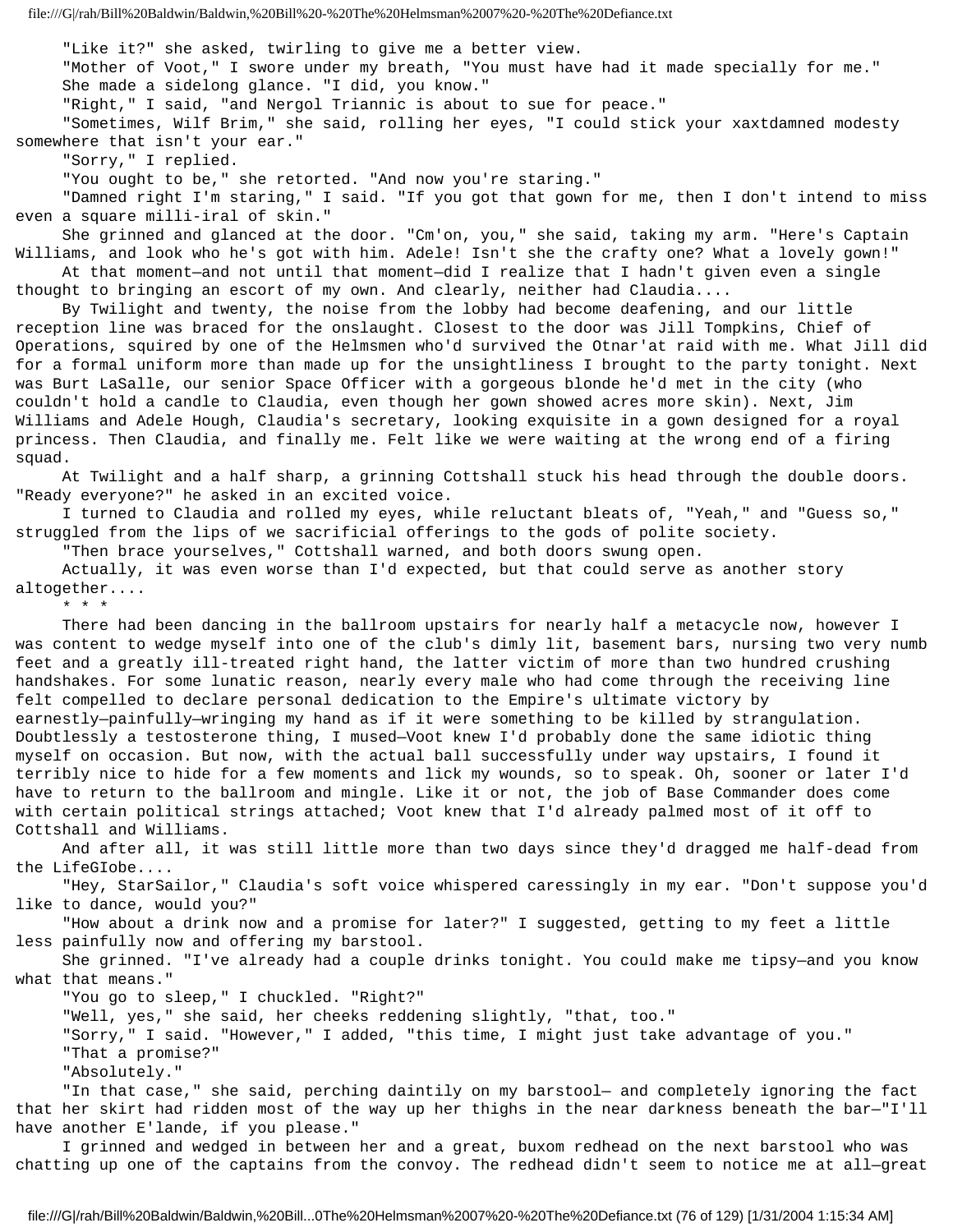"Like it?" she asked, twirling to give me a better view.

"Mother of Voot," I swore under my breath, "You must have had it made specially for me."

She made a sidelong glance. "I did, you know."

"Right," I said, "and Nergol Triannic is about to sue for peace."

"Sometimes, Wilf Brim," she said, rolling her eyes, "I could stick your xaxtdamned modesty somewhere that isn't your ear."

"Sorry," I replied.

"You ought to be," she retorted. "And now you're staring."

"Damned right I'm staring," I said. "If you got that gown for me, then I don't intend to miss even a square milli-iral of skin."

She grinned and glanced at the door. "Cm'on, you," she said, taking my arm. "Here's Captain Williams, and look who he's got with him. Adele! Isn't she the crafty one? What a lovely gown!"

At that moment—and not until that moment—did I realize that I hadn't given even a single thought to bringing an escort of my own. And clearly, neither had Claudia....

By Twilight and twenty, the noise from the lobby had become deafening, and our little reception line was braced for the onslaught. Closest to the door was Jill Tompkins, Chief of Operations, squired by one of the Helmsmen who'd survived the Otnar'at raid with me. What Jill did for a formal uniform more than made up for the unsightliness I brought to the party tonight. Next was Burt LaSalle, our senior Space Officer with a gorgeous blonde he'd met in the city (who couldn't hold a candle to Claudia, even though her gown showed acres more skin). Next, Jim Williams and Adele Hough, Claudia's secretary, looking exquisite in a gown designed for a royal princess. Then Claudia, and finally me. Felt like we were waiting at the wrong end of a firing squad.

At Twilight and a half sharp, a grinning Cottshall stuck his head through the double doors. "Ready everyone?" he asked in an excited voice.

I turned to Claudia and rolled my eyes, while reluctant bleats of, "Yeah," and "Guess so," struggled from the lips of we sacrificial offerings to the gods of polite society.

"Then brace yourselves," Cottshall warned, and both doors swung open.

Actually, it was even worse than I'd expected, but that could serve as another story altogether....

\* \* \*

There had been dancing in the ballroom upstairs for nearly half a metacycle now, however I was content to wedge myself into one of the club's dimly lit, basement bars, nursing two very numb feet and a greatly ill-treated right hand, the latter victim of more than two hundred crushing handshakes. For some lunatic reason, nearly every male who had come through the receiving line felt compelled to declare personal dedication to the Empire's ultimate victory by earnestly—painfully—wringing my hand as if it were something to be killed by strangulation. Doubtlessly a testosterone thing, I mused—Voot knew I'd probably done the same idiotic thing myself on occasion. But now, with the actual ball successfully under way upstairs, I found it terribly nice to hide for a few moments and lick my wounds, so to speak. Oh, sooner or later I'd have to return to the ballroom and mingle. Like it or not, the job of Base Commander does come with certain political strings attached; Voot knew that I'd already palmed most of it off to Cottshall and Williams.

And after all, it was still little more than two days since they'd dragged me half-dead from the LifeGlobe....

"Hey, StarSailor," Claudia's soft voice whispered caressingly in my ear. "Don't suppose you'd like to dance, would you?"

"How about a drink now and a promise for later?" I suggested, getting to my feet a little less painfully now and offering my barstool.

She grinned. "I've already had a couple drinks tonight. You could make me tipsy—and you know what that means."

"You go to sleep," I chuckled. "Right?"

"Well, yes," she said, her cheeks reddening slightly, "that, too."

"Sorry," I said. "However," I added, "this time, I might just take advantage of you."

"That a promise?"

"Absolutely."

"In that case," she said, perching daintily on my barstool— and completely ignoring the fact that her skirt had ridden most of the way up her thighs in the near darkness beneath the bar—"I'll have another E'lande, if you please."

I grinned and wedged in between her and a great, buxom redhead on the next barstool who was chatting up one of the captains from the convoy. The redhead didn't seem to notice me at all—great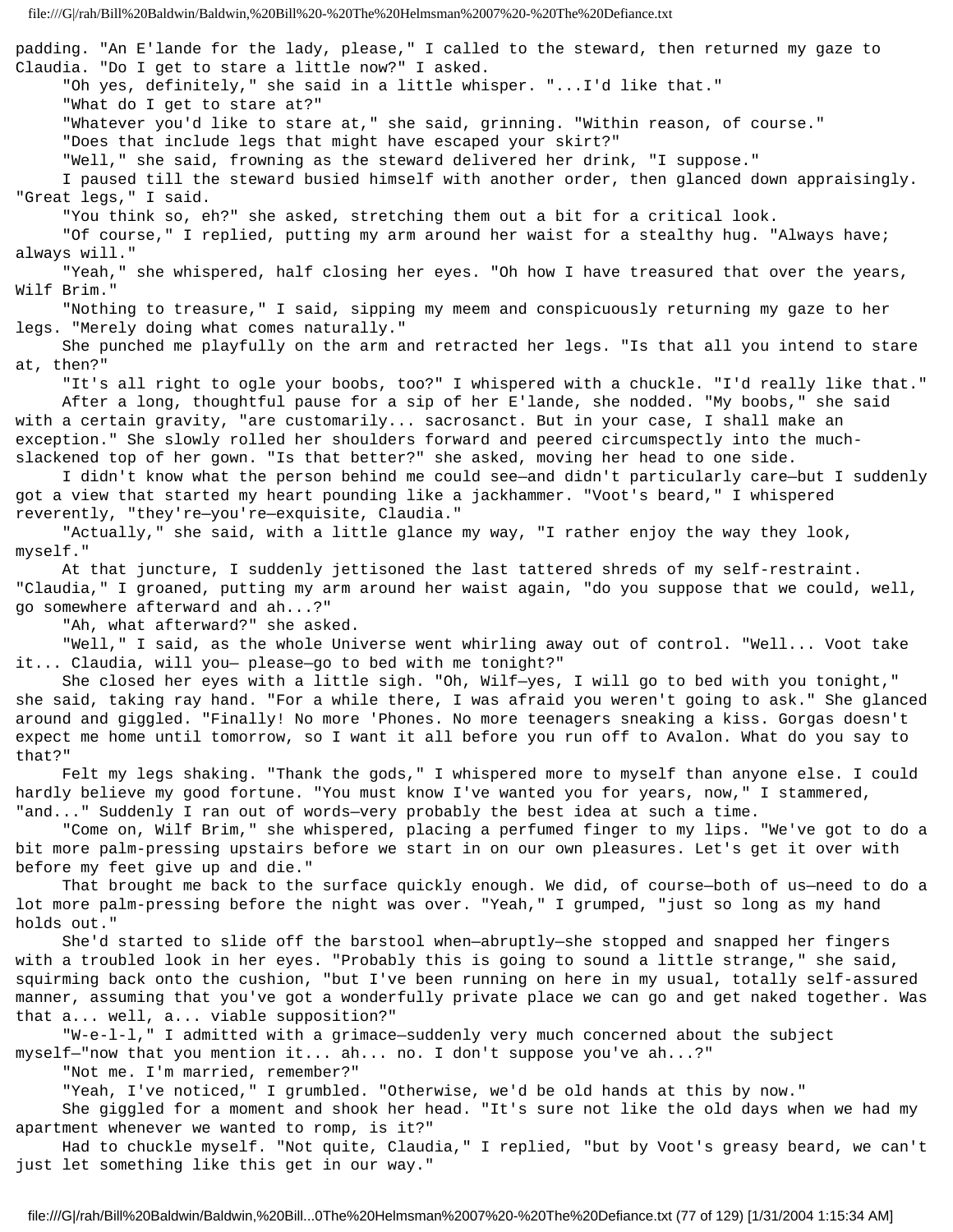padding. "An E'lande for the lady, please," I called to the steward, then returned my gaze to Claudia. "Do I get to stare a little now?" I asked.

"Oh yes, definitely," she said in a little whisper. "...I'd like that."

"What do I get to stare at?"

"Whatever you'd like to stare at," she said, grinning. "Within reason, of course."

"Does that include legs that might have escaped your skirt?"

"Well," she said, frowning as the steward delivered her drink, "I suppose."

I paused till the steward busied himself with another order, then glanced down appraisingly. "Great legs," I said.

"You think so, eh?" she asked, stretching them out a bit for a critical look.

"Of course," I replied, putting my arm around her waist for a stealthy hug. "Always have; always will."

"Yeah," she whispered, half closing her eyes. "Oh how I have treasured that over the years, Wilf Brim."

"Nothing to treasure," I said, sipping my meem and conspicuously returning my gaze to her legs. "Merely doing what comes naturally."

She punched me playfully on the arm and retracted her legs. "Is that all you intend to stare at, then?"

"It's all right to ogle your boobs, too?" I whispered with a chuckle. "I'd really like that."

After a long, thoughtful pause for a sip of her E'lande, she nodded. "My boobs," she said with a certain gravity, "are customarily... sacrosanct. But in your case, I shall make an exception." She slowly rolled her shoulders forward and peered circumspectly into the much-slackened top of her gown. "Is that better?" she asked, moving her head to one side.

I didn't know what the person behind me could see—and didn't particularly care—but I suddenly got a view that started my heart pounding like a jackhammer. "Voot's beard," I whispered reverently, "they're—you're—exquisite, Claudia."

"Actually," she said, with a little glance my way, "I rather enjoy the way they look, myself."

At that juncture, I suddenly jettisoned the last tattered shreds of my self-restraint. "Claudia," I groaned, putting my arm around her waist again, "do you suppose that we could, well, go somewhere afterward and ah...?"

"Ah, what afterward?" she asked.

"Well," I said, as the whole Universe went whirling away out of control. "Well... Voot take it... Claudia, will you— please—go to bed with me tonight?"

She closed her eyes with a little sigh. "Oh, Wilf—yes, I will go to bed with you tonight," she said, taking ray hand. "For a while there, I was afraid you weren't going to ask." She glanced around and giggled. "Finally! No more 'Phones. No more teenagers sneaking a kiss. Gorgas doesn't expect me home until tomorrow, so I want it all before you run off to Avalon. What do you say to that?"

Felt my legs shaking. "Thank the gods," I whispered more to myself than anyone else. I could hardly believe my good fortune. "You must know I've wanted you for years, now," I stammered, "and..." Suddenly I ran out of words—very probably the best idea at such a time.

"Come on, Wilf Brim," she whispered, placing a perfumed finger to my lips. "We've got to do a bit more palm-pressing upstairs before we start in on our own pleasures. Let's get it over with before my feet give up and die."

That brought me back to the surface quickly enough. We did, of course—both of us—need to do a lot more palm-pressing before the night was over. "Yeah," I grumped, "just so long as my hand holds out."

She'd started to slide off the barstool when—abruptly—she stopped and snapped her fingers with a troubled look in her eyes. "Probably this is going to sound a little strange," she said, squirming back onto the cushion, "but I've been running on here in my usual, totally self-assured manner, assuming that you've got a wonderfully private place we can go and get naked together. Was that a... well, a... viable supposition?"

"W-e-l-l," I admitted with a grimace—suddenly very much concerned about the subject myself—"now that you mention it... ah... no. I don't suppose you've ah...?"

"Not me. I'm married, remember?"

"Yeah, I've noticed," I grumbled. "Otherwise, we'd be old hands at this by now."

She giggled for a moment and shook her head. "It's sure not like the old days when we had my apartment whenever we wanted to romp, is it?"

Had to chuckle myself. "Not quite, Claudia," I replied, "but by Voot's greasy beard, we can't just let something like this get in our way."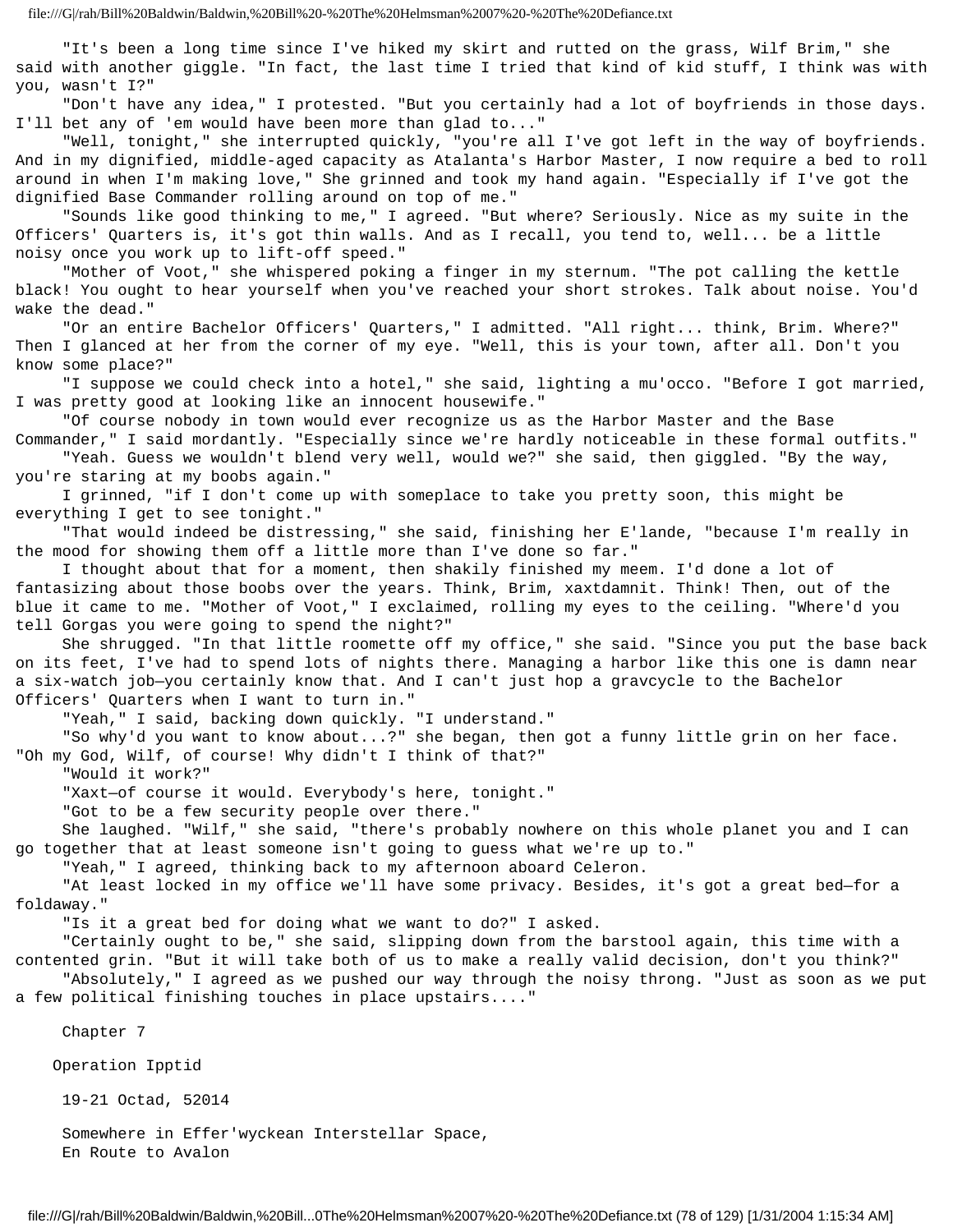"It's been a long time since I've hiked my skirt and rutted on the grass, Wilf Brim," she said with another giggle. "In fact, the last time I tried that kind of kid stuff, I think was with you, wasn't I?"

"Don't have any idea," I protested. "But you certainly had a lot of boyfriends in those days. I'll bet any of 'em would have been more than glad to..."

"Well, tonight," she interrupted quickly, "you're all I've got left in the way of boyfriends. And in my dignified, middle-aged capacity as Atalanta's Harbor Master, I now require a bed to roll around in when I'm making love," She grinned and took my hand again. "Especially if I've got the dignified Base Commander rolling around on top of me."

"Sounds like good thinking to me," I agreed. "But where? Seriously. Nice as my suite in the Officers' Quarters is, it's got thin walls. And as I recall, you tend to, well... be a little noisy once you work up to lift-off speed."

"Mother of Voot," she whispered poking a finger in my sternum. "The pot calling the kettle black! You ought to hear yourself when you've reached your short strokes. Talk about noise. You'd wake the dead."

"Or an entire Bachelor Officers' Quarters," I admitted. "All right... think, Brim. Where?" Then I glanced at her from the corner of my eye. "Well, this is your town, after all. Don't you know some place?"

"I suppose we could check into a hotel," she said, lighting a mu'occo. "Before I got married, I was pretty good at looking like an innocent housewife."

"Of course nobody in town would ever recognize us as the Harbor Master and the Base Commander," I said mordantly. "Especially since we're hardly noticeable in these formal outfits."

"Yeah. Guess we wouldn't blend very well, would we?" she said, then giggled. "By the way, you're staring at my boobs again."

I grinned, "if I don't come up with someplace to take you pretty soon, this might be everything I get to see tonight."

"That would indeed be distressing," she said, finishing her E'lande, "because I'm really in the mood for showing them off a little more than I've done so far."

I thought about that for a moment, then shakily finished my meem. I'd done a lot of fantasizing about those boobs over the years. Think, Brim, xaxtdamnit. Think! Then, out of the blue it came to me. "Mother of Voot," I exclaimed, rolling my eyes to the ceiling. "Where'd you tell Gorgas you were going to spend the night?"

She shrugged. "In that little roomette off my office," she said. "Since you put the base back on its feet, I've had to spend lots of nights there. Managing a harbor like this one is damn near a six-watch job—you certainly know that. And I can't just hop a gravcycle to the Bachelor Officers' Quarters when I want to turn in."

"Yeah," I said, backing down quickly. "I understand."

"So why'd you want to know about...?" she began, then got a funny little grin on her face. "Oh my God, Wilf, of course! Why didn't I think of that?"

"Would it work?"

"Xaxt—of course it would. Everybody's here, tonight."

"Got to be a few security people over there."

She laughed. "Wilf," she said, "there's probably nowhere on this whole planet you and I can go together that at least someone isn't going to guess what we're up to."

"Yeah," I agreed, thinking back to my afternoon aboard Celeron.

"At least locked in my office we'll have some privacy. Besides, it's got a great bed—for a foldaway."

"Is it a great bed for doing what we want to do?" I asked.

"Certainly ought to be," she said, slipping down from the barstool again, this time with a contented grin. "But it will take both of us to make a really valid decision, don't you think?"

"Absolutely," I agreed as we pushed our way through the noisy throng. "Just as soon as we put a few political finishing touches in place upstairs...."

## Chapter 7

### Operation Ipptid

19-21 Octad, 52014

Somewhere in Effer'wyckean Interstellar Space,
En Route to Avalon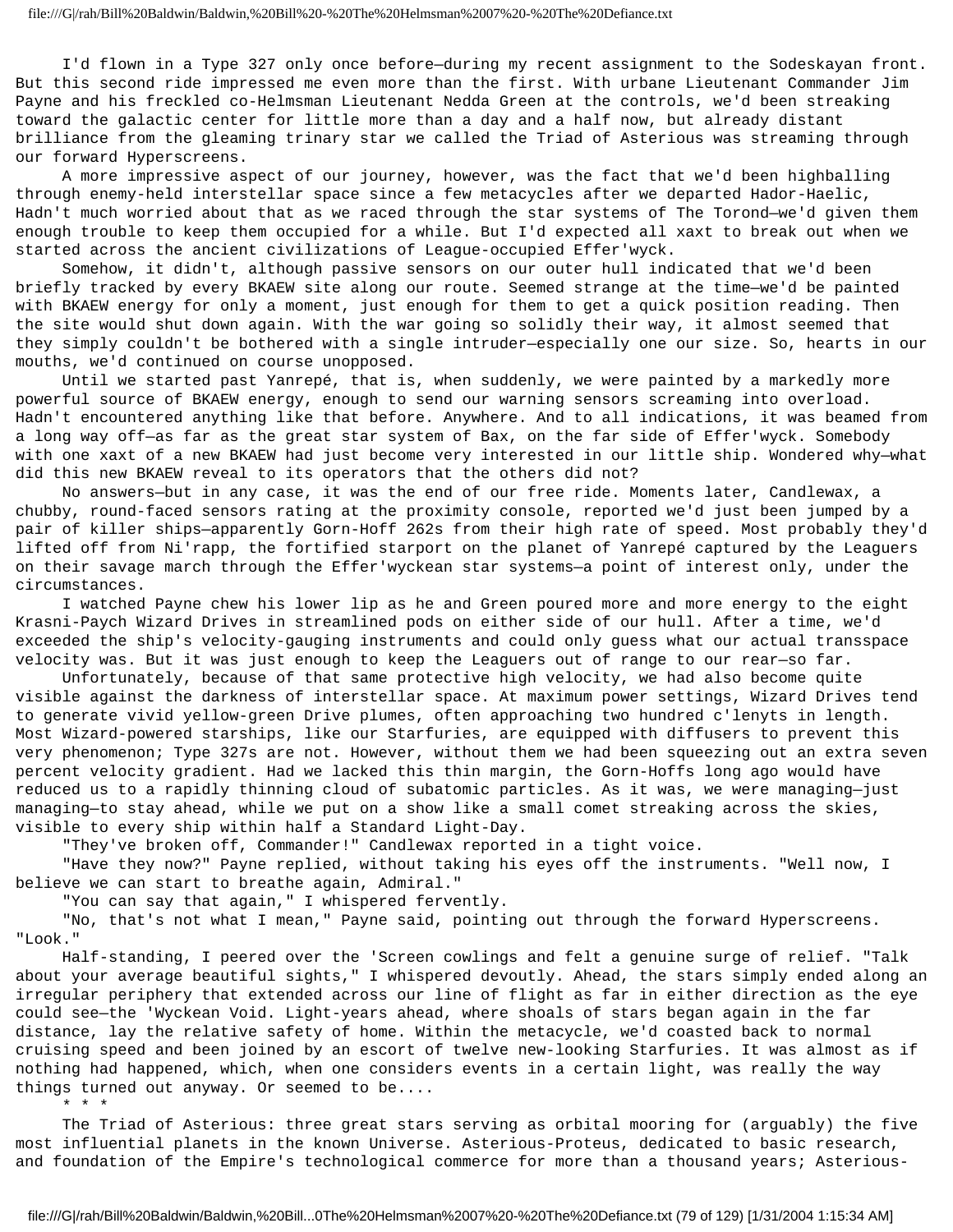I'd flown in a Type 327 only once before—during my recent assignment to the Sodeskayan front. But this second ride impressed me even more than the first. With urbane Lieutenant Commander Jim Payne and his freckled co-Helmsman Lieutenant Nedda Green at the controls, we'd been streaking toward the galactic center for little more than a day and a half now, but already distant brilliance from the gleaming trinary star we called the Triad of Asterious was streaming through our forward Hyperscreens.

A more impressive aspect of our journey, however, was the fact that we'd been highballing through enemy-held interstellar space since a few metacycles after we departed Hador-Haelic, Hadn't much worried about that as we raced through the star systems of The Torond—we'd given them enough trouble to keep them occupied for a while. But I'd expected all xaxt to break out when we started across the ancient civilizations of League-occupied Effer'wyck.

Somehow, it didn't, although passive sensors on our outer hull indicated that we'd been briefly tracked by every BKAEW site along our route. Seemed strange at the time—we'd be painted with BKAEW energy for only a moment, just enough for them to get a quick position reading. Then the site would shut down again. With the war going so solidly their way, it almost seemed that they simply couldn't be bothered with a single intruder—especially one our size. So, hearts in our mouths, we'd continued on course unopposed.

Until we started past Yanrepé, that is, when suddenly, we were painted by a markedly more powerful source of BKAEW energy, enough to send our warning sensors screaming into overload. Hadn't encountered anything like that before. Anywhere. And to all indications, it was beamed from a long way off—as far as the great star system of Bax, on the far side of Effer'wyck. Somebody with one xaxt of a new BKAEW had just become very interested in our little ship. Wondered why—what did this new BKAEW reveal to its operators that the others did not?

No answers—but in any case, it was the end of our free ride. Moments later, Candlewax, a chubby, round-faced sensors rating at the proximity console, reported we'd just been jumped by a pair of killer ships—apparently Gorn-Hoff 262s from their high rate of speed. Most probably they'd lifted off from Ni'rapp, the fortified starport on the planet of Yanrepé captured by the Leaguers on their savage march through the Effer'wyckean star systems—a point of interest only, under the circumstances.

I watched Payne chew his lower lip as he and Green poured more and more energy to the eight Krasni-Paych Wizard Drives in streamlined pods on either side of our hull. After a time, we'd exceeded the ship's velocity-gauging instruments and could only guess what our actual transspace velocity was. But it was just enough to keep the Leaguers out of range to our rear—so far.

Unfortunately, because of that same protective high velocity, we had also become quite visible against the darkness of interstellar space. At maximum power settings, Wizard Drives tend to generate vivid yellow-green Drive plumes, often approaching two hundred c'lenyts in length. Most Wizard-powered starships, like our Starfuries, are equipped with diffusers to prevent this very phenomenon; Type 327s are not. However, without them we had been squeezing out an extra seven percent velocity gradient. Had we lacked this thin margin, the Gorn-Hoffs long ago would have reduced us to a rapidly thinning cloud of subatomic particles. As it was, we were managing—just managing—to stay ahead, while we put on a show like a small comet streaking across the skies, visible to every ship within half a Standard Light-Day.

"They've broken off, Commander!" Candlewax reported in a tight voice.

"Have they now?" Payne replied, without taking his eyes off the instruments. "Well now, I believe we can start to breathe again, Admiral."

"You can say that again," I whispered fervently.

"No, that's not what I mean," Payne said, pointing out through the forward Hyperscreens. "Look."

Half-standing, I peered over the 'Screen cowlings and felt a genuine surge of relief. "Talk about your average beautiful sights," I whispered devoutly. Ahead, the stars simply ended along an irregular periphery that extended across our line of flight as far in either direction as the eye could see—the 'Wyckean Void. Light-years ahead, where shoals of stars began again in the far distance, lay the relative safety of home. Within the metacycle, we'd coasted back to normal cruising speed and been joined by an escort of twelve new-looking Starfuries. It was almost as if nothing had happened, which, when one considers events in a certain light, was really the way things turned out anyway. Or seemed to be....

\* \* \*

The Triad of Asterious: three great stars serving as orbital mooring for (arguably) the five most influential planets in the known Universe. Asterious-Proteus, dedicated to basic research, and foundation of the Empire's technological commerce for more than a thousand years; Asterious-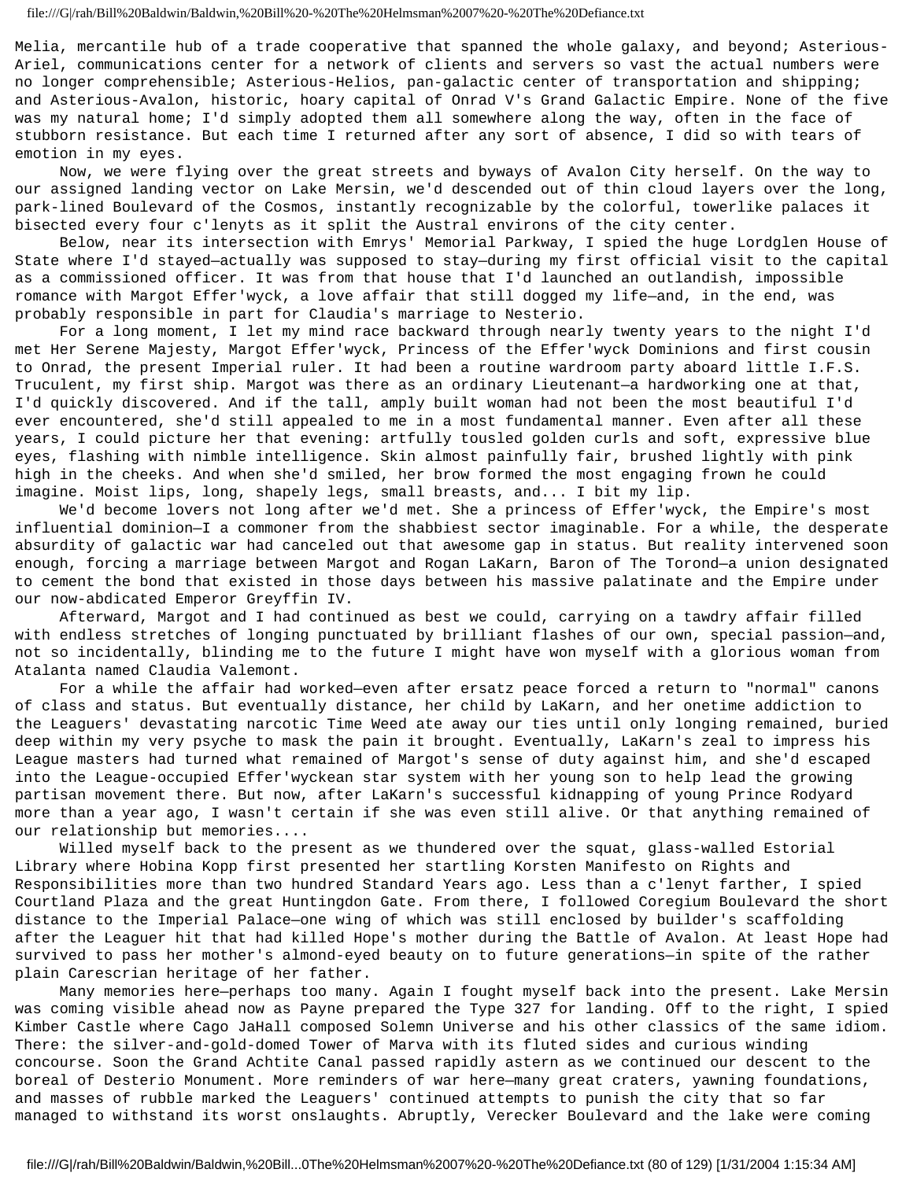Melia, mercantile hub of a trade cooperative that spanned the whole galaxy, and beyond; Asterious-Ariel, communications center for a network of clients and servers so vast the actual numbers were no longer comprehensible; Asterious-Helios, pan-galactic center of transportation and shipping; and Asterious-Avalon, historic, hoary capital of Onrad V's Grand Galactic Empire. None of the five was my natural home; I'd simply adopted them all somewhere along the way, often in the face of stubborn resistance. But each time I returned after any sort of absence, I did so with tears of emotion in my eyes.

Now, we were flying over the great streets and byways of Avalon City herself. On the way to our assigned landing vector on Lake Mersin, we'd descended out of thin cloud layers over the long, park-lined Boulevard of the Cosmos, instantly recognizable by the colorful, towerlike palaces it bisected every four c'lenyts as it split the Austral environs of the city center.

Below, near its intersection with Emrys' Memorial Parkway, I spied the huge Lordglen House of State where I'd stayed—actually was supposed to stay—during my first official visit to the capital as a commissioned officer. It was from that house that I'd launched an outlandish, impossible romance with Margot Effer'wyck, a love affair that still dogged my life—and, in the end, was probably responsible in part for Claudia's marriage to Nesterio.

For a long moment, I let my mind race backward through nearly twenty years to the night I'd met Her Serene Majesty, Margot Effer'wyck, Princess of the Effer'wyck Dominions and first cousin to Onrad, the present Imperial ruler. It had been a routine wardroom party aboard little I.F.S. Truculent, my first ship. Margot was there as an ordinary Lieutenant—a hardworking one at that, I'd quickly discovered. And if the tall, amply built woman had not been the most beautiful I'd ever encountered, she'd still appealed to me in a most fundamental manner. Even after all these years, I could picture her that evening: artfully tousled golden curls and soft, expressive blue eyes, flashing with nimble intelligence. Skin almost painfully fair, brushed lightly with pink high in the cheeks. And when she'd smiled, her brow formed the most engaging frown he could imagine. Moist lips, long, shapely legs, small breasts, and... I bit my lip.

We'd become lovers not long after we'd met. She a princess of Effer'wyck, the Empire's most influential dominion—I a commoner from the shabbiest sector imaginable. For a while, the desperate absurdity of galactic war had canceled out that awesome gap in status. But reality intervened soon enough, forcing a marriage between Margot and Rogan LaKarn, Baron of The Torond—a union designated to cement the bond that existed in those days between his massive palatinate and the Empire under our now-abdicated Emperor Greyffin IV.

Afterward, Margot and I had continued as best we could, carrying on a tawdry affair filled with endless stretches of longing punctuated by brilliant flashes of our own, special passion—and, not so incidentally, blinding me to the future I might have won myself with a glorious woman from Atalanta named Claudia Valemont.

For a while the affair had worked—even after ersatz peace forced a return to "normal" canons of class and status. But eventually distance, her child by LaKarn, and her onetime addiction to the Leaguers' devastating narcotic Time Weed ate away our ties until only longing remained, buried deep within my very psyche to mask the pain it brought. Eventually, LaKarn's zeal to impress his League masters had turned what remained of Margot's sense of duty against him, and she'd escaped into the League-occupied Effer'wyckean star system with her young son to help lead the growing partisan movement there. But now, after LaKarn's successful kidnapping of young Prince Rodyard more than a year ago, I wasn't certain if she was even still alive. Or that anything remained of our relationship but memories....

Willed myself back to the present as we thundered over the squat, glass-walled Estorial Library where Hobina Kopp first presented her startling Korsten Manifesto on Rights and Responsibilities more than two hundred Standard Years ago. Less than a c'lenyt farther, I spied Courtland Plaza and the great Huntingdon Gate. From there, I followed Coregium Boulevard the short distance to the Imperial Palace—one wing of which was still enclosed by builder's scaffolding after the Leaguer hit that had killed Hope's mother during the Battle of Avalon. At least Hope had survived to pass her mother's almond-eyed beauty on to future generations—in spite of the rather plain Carescrian heritage of her father.

Many memories here—perhaps too many. Again I fought myself back into the present. Lake Mersin was coming visible ahead now as Payne prepared the Type 327 for landing. Off to the right, I spied Kimber Castle where Cago JaHall composed Solemn Universe and his other classics of the same idiom. There: the silver-and-gold-domed Tower of Marva with its fluted sides and curious winding concourse. Soon the Grand Achtite Canal passed rapidly astern as we continued our descent to the boreal of Desterio Monument. More reminders of war here—many great craters, yawning foundations, and masses of rubble marked the Leaguers' continued attempts to punish the city that so far managed to withstand its worst onslaughts. Abruptly, Verecker Boulevard and the lake were coming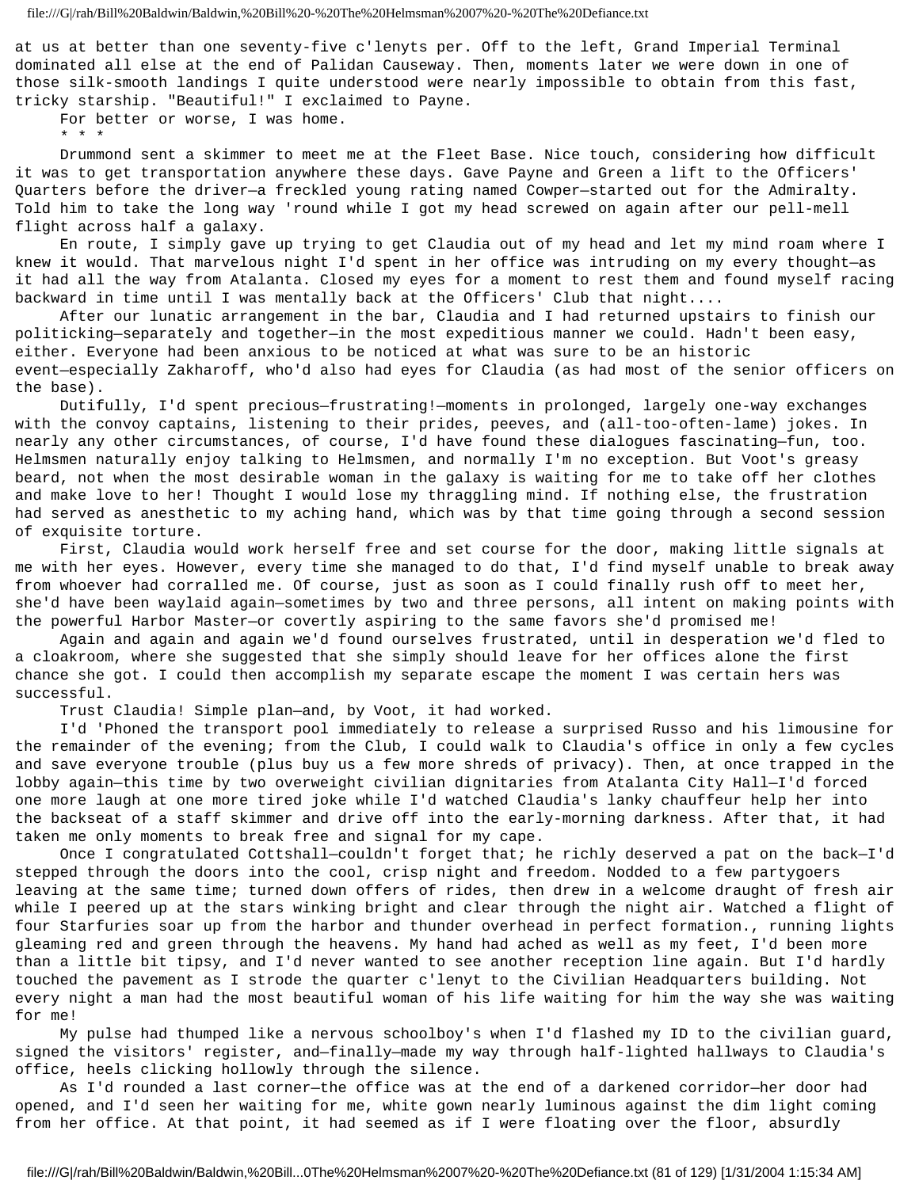at us at better than one seventy-five c'lenyts per. Off to the left, Grand Imperial Terminal dominated all else at the end of Palidan Causeway. Then, moments later we were down in one of those silk-smooth landings I quite understood were nearly impossible to obtain from this fast, tricky starship. "Beautiful!" I exclaimed to Payne.

For better or worse, I was home.

* * *

Drummond sent a skimmer to meet me at the Fleet Base. Nice touch, considering how difficult it was to get transportation anywhere these days. Gave Payne and Green a lift to the Officers' Quarters before the driver—a freckled young rating named Cowper—started out for the Admiralty. Told him to take the long way 'round while I got my head screwed on again after our pell-mell flight across half a galaxy.

En route, I simply gave up trying to get Claudia out of my head and let my mind roam where I knew it would. That marvelous night I'd spent in her office was intruding on my every thought—as it had all the way from Atalanta. Closed my eyes for a moment to rest them and found myself racing backward in time until I was mentally back at the Officers' Club that night....

After our lunatic arrangement in the bar, Claudia and I had returned upstairs to finish our politicking—separately and together—in the most expeditious manner we could. Hadn't been easy, either. Everyone had been anxious to be noticed at what was sure to be an historic event—especially Zakharoff, who'd also had eyes for Claudia (as had most of the senior officers on the base).

Dutifully, I'd spent precious—frustrating!—moments in prolonged, largely one-way exchanges with the convoy captains, listening to their prides, peeves, and (all-too-often-lame) jokes. In nearly any other circumstances, of course, I'd have found these dialogues fascinating—fun, too. Helmsmen naturally enjoy talking to Helmsmen, and normally I'm no exception. But Voot's greasy beard, not when the most desirable woman in the galaxy is waiting for me to take off her clothes and make love to her! Thought I would lose my thraggling mind. If nothing else, the frustration had served as anesthetic to my aching hand, which was by that time going through a second session of exquisite torture.

First, Claudia would work herself free and set course for the door, making little signals at me with her eyes. However, every time she managed to do that, I'd find myself unable to break away from whoever had corralled me. Of course, just as soon as I could finally rush off to meet her, she'd have been waylaid again—sometimes by two and three persons, all intent on making points with the powerful Harbor Master—or covertly aspiring to the same favors she'd promised me!

Again and again and again we'd found ourselves frustrated, until in desperation we'd fled to a cloakroom, where she suggested that she simply should leave for her offices alone the first chance she got. I could then accomplish my separate escape the moment I was certain hers was successful.

Trust Claudia! Simple plan—and, by Voot, it had worked.

I'd 'Phoned the transport pool immediately to release a surprised Russo and his limousine for the remainder of the evening; from the Club, I could walk to Claudia's office in only a few cycles and save everyone trouble (plus buy us a few more shreds of privacy). Then, at once trapped in the lobby again—this time by two overweight civilian dignitaries from Atalanta City Hall—I'd forced one more laugh at one more tired joke while I'd watched Claudia's lanky chauffeur help her into the backseat of a staff skimmer and drive off into the early-morning darkness. After that, it had taken me only moments to break free and signal for my cape.

Once I congratulated Cottshall—couldn't forget that; he richly deserved a pat on the back—I'd stepped through the doors into the cool, crisp night and freedom. Nodded to a few partygoers leaving at the same time; turned down offers of rides, then drew in a welcome draught of fresh air while I peered up at the stars winking bright and clear through the night air. Watched a flight of four Starfuries soar up from the harbor and thunder overhead in perfect formation., running lights gleaming red and green through the heavens. My hand had ached as well as my feet, I'd been more than a little bit tipsy, and I'd never wanted to see another reception line again. But I'd hardly touched the pavement as I strode the quarter c'lenyt to the Civilian Headquarters building. Not every night a man had the most beautiful woman of his life waiting for him the way she was waiting for me!

My pulse had thumped like a nervous schoolboy's when I'd flashed my ID to the civilian guard, signed the visitors' register, and—finally—made my way through half-lighted hallways to Claudia's office, heels clicking hollowly through the silence.

As I'd rounded a last corner—the office was at the end of a darkened corridor—her door had opened, and I'd seen her waiting for me, white gown nearly luminous against the dim light coming from her office. At that point, it had seemed as if I were floating over the floor, absurdly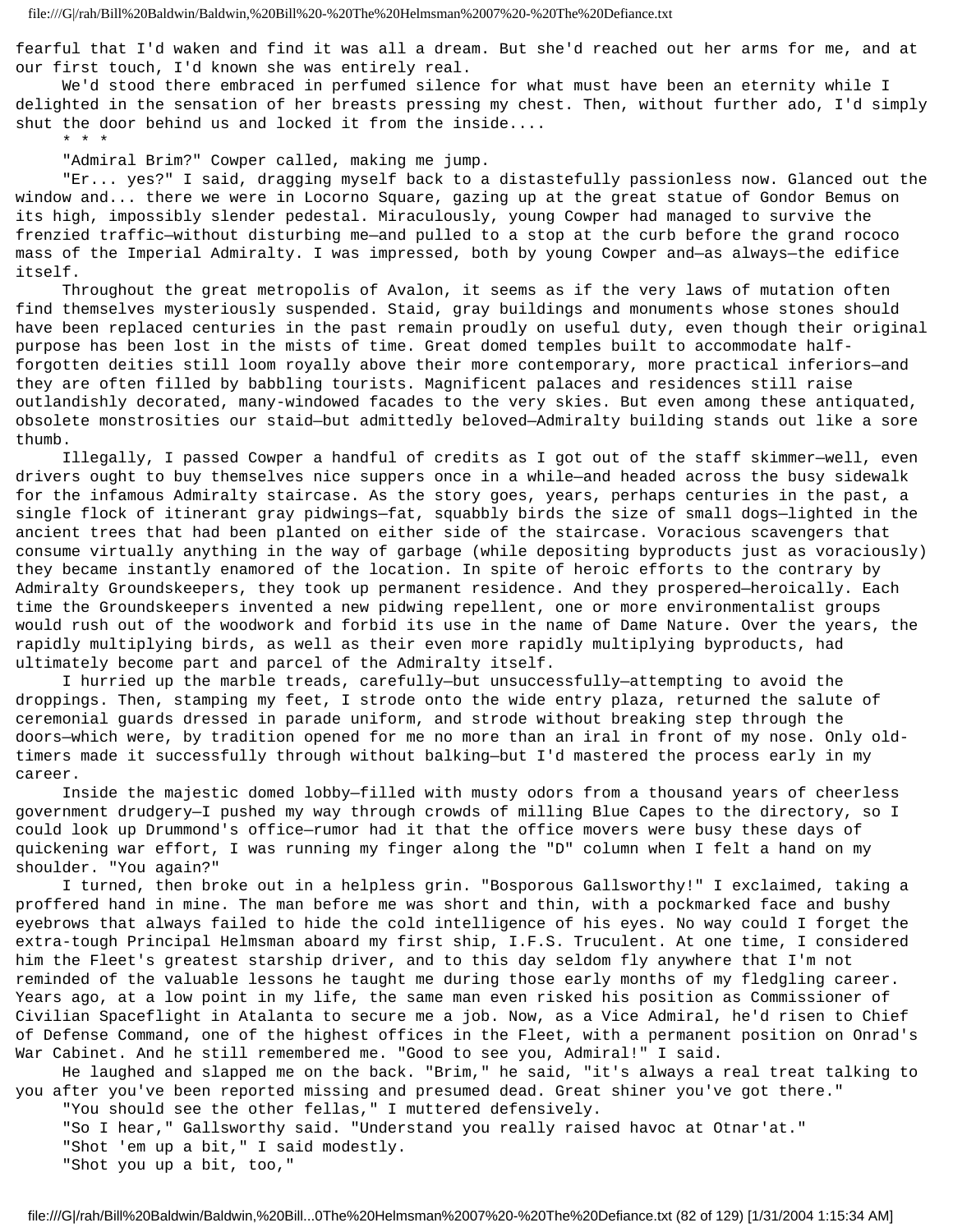fearful that I'd waken and find it was all a dream. But she'd reached out her arms for me, and at our first touch, I'd known she was entirely real.

We'd stood there embraced in perfumed silence for what must have been an eternity while I delighted in the sensation of her breasts pressing my chest. Then, without further ado, I'd simply shut the door behind us and locked it from the inside....

* * *

"Admiral Brim?" Cowper called, making me jump.

"Er... yes?" I said, dragging myself back to a distastefully passionless now. Glanced out the window and... there we were in Locorno Square, gazing up at the great statue of Gondor Bemus on its high, impossibly slender pedestal. Miraculously, young Cowper had managed to survive the frenzied traffic—without disturbing me—and pulled to a stop at the curb before the grand rococo mass of the Imperial Admiralty. I was impressed, both by young Cowper and—as always—the edifice itself.

Throughout the great metropolis of Avalon, it seems as if the very laws of mutation often find themselves mysteriously suspended. Staid, gray buildings and monuments whose stones should have been replaced centuries in the past remain proudly on useful duty, even though their original purpose has been lost in the mists of time. Great domed temples built to accommodate half-forgotten deities still loom royally above their more contemporary, more practical inferiors—and they are often filled by babbling tourists. Magnificent palaces and residences still raise outlandishly decorated, many-windowed facades to the very skies. But even among these antiquated, obsolete monstrosities our staid—but admittedly beloved—Admiralty building stands out like a sore thumb.

Illegally, I passed Cowper a handful of credits as I got out of the staff skimmer—well, even drivers ought to buy themselves nice suppers once in a while—and headed across the busy sidewalk for the infamous Admiralty staircase. As the story goes, years, perhaps centuries in the past, a single flock of itinerant gray pidwings—fat, squabbly birds the size of small dogs—lighted in the ancient trees that had been planted on either side of the staircase. Voracious scavengers that consume virtually anything in the way of garbage (while depositing byproducts just as voraciously) they became instantly enamored of the location. In spite of heroic efforts to the contrary by Admiralty Groundskeepers, they took up permanent residence. And they prospered—heroically. Each time the Groundskeepers invented a new pidwing repellent, one or more environmentalist groups would rush out of the woodwork and forbid its use in the name of Dame Nature. Over the years, the rapidly multiplying birds, as well as their even more rapidly multiplying byproducts, had ultimately become part and parcel of the Admiralty itself.

I hurried up the marble treads, carefully—but unsuccessfully—attempting to avoid the droppings. Then, stamping my feet, I strode onto the wide entry plaza, returned the salute of ceremonial guards dressed in parade uniform, and strode without breaking step through the doors—which were, by tradition opened for me no more than an iral in front of my nose. Only old-timers made it successfully through without balking—but I'd mastered the process early in my career.

Inside the majestic domed lobby—filled with musty odors from a thousand years of cheerless government drudgery—I pushed my way through crowds of milling Blue Capes to the directory, so I could look up Drummond's office—rumor had it that the office movers were busy these days of quickening war effort, I was running my finger along the "D" column when I felt a hand on my shoulder. "You again?"

I turned, then broke out in a helpless grin. "Bosporous Gallsworthy!" I exclaimed, taking a proffered hand in mine. The man before me was short and thin, with a pockmarked face and bushy eyebrows that always failed to hide the cold intelligence of his eyes. No way could I forget the extra-tough Principal Helmsman aboard my first ship, I.F.S. Truculent. At one time, I considered him the Fleet's greatest starship driver, and to this day seldom fly anywhere that I'm not reminded of the valuable lessons he taught me during those early months of my fledgling career. Years ago, at a low point in my life, the same man even risked his position as Commissioner of Civilian Spaceflight in Atalanta to secure me a job. Now, as a Vice Admiral, he'd risen to Chief of Defense Command, one of the highest offices in the Fleet, with a permanent position on Onrad's War Cabinet. And he still remembered me. "Good to see you, Admiral!" I said.

He laughed and slapped me on the back. "Brim," he said, "it's always a real treat talking to you after you've been reported missing and presumed dead. Great shiner you've got there."

"You should see the other fellas," I muttered defensively.

"So I hear," Gallsworthy said. "Understand you really raised havoc at Otnar'at."

"Shot 'em up a bit," I said modestly.

"Shot you up a bit, too,"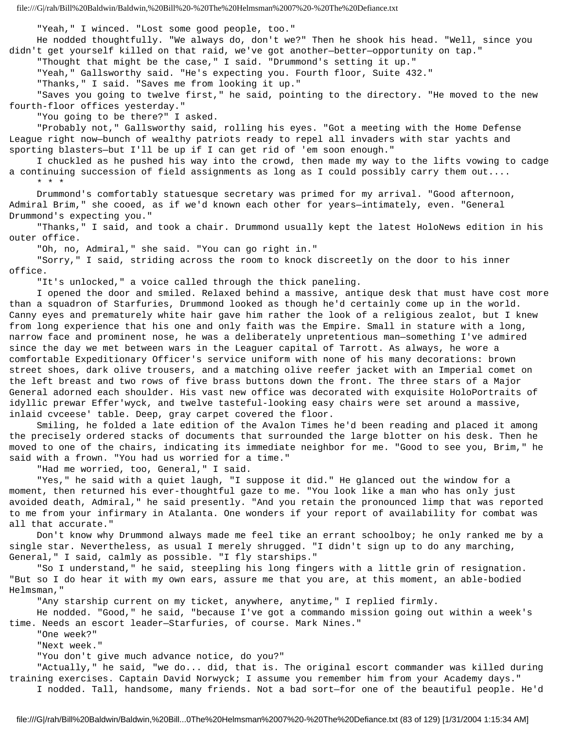"Yeah," I winced. "Lost some good people, too."

He nodded thoughtfully. "We always do, don't we?" Then he shook his head. "Well, since you didn't get yourself killed on that raid, we've got another—better—opportunity on tap."

"Thought that might be the case," I said. "Drummond's setting it up."

"Yeah," Gallsworthy said. "He's expecting you. Fourth floor, Suite 432."

"Thanks," I said. "Saves me from looking it up."

"Saves you going to twelve first," he said, pointing to the directory. "He moved to the new fourth-floor offices yesterday."

"You going to be there?" I asked.

"Probably not," Gallsworthy said, rolling his eyes. "Got a meeting with the Home Defense League right now—bunch of wealthy patriots ready to repel all invaders with star yachts and sporting blasters—but I'll be up if I can get rid of 'em soon enough."

I chuckled as he pushed his way into the crowd, then made my way to the lifts vowing to cadge a continuing succession of field assignments as long as I could possibly carry them out....

* * *

Drummond's comfortably statuesque secretary was primed for my arrival. "Good afternoon, Admiral Brim," she cooed, as if we'd known each other for years—intimately, even. "General Drummond's expecting you."

"Thanks," I said, and took a chair. Drummond usually kept the latest HoloNews edition in his outer office.

"Oh, no, Admiral," she said. "You can go right in."

"Sorry," I said, striding across the room to knock discreetly on the door to his inner office.

"It's unlocked," a voice called through the thick paneling.

I opened the door and smiled. Relaxed behind a massive, antique desk that must have cost more than a squadron of Starfuries, Drummond looked as though he'd certainly come up in the world. Canny eyes and prematurely white hair gave him rather the look of a religious zealot, but I knew from long experience that his one and only faith was the Empire. Small in stature with a long, narrow face and prominent nose, he was a deliberately unpretentious man—something I've admired since the day we met between wars in the Leaguer capital of Tarrott. As always, he wore a comfortable Expeditionary Officer's service uniform with none of his many decorations: brown street shoes, dark olive trousers, and a matching olive reefer jacket with an Imperial comet on the left breast and two rows of five brass buttons down the front. The three stars of a Major General adorned each shoulder. His vast new office was decorated with exquisite HoloPortraits of idyllic prewar Effer'wyck, and twelve tasteful-looking easy chairs were set around a massive, inlaid cvceese' table. Deep, gray carpet covered the floor.

Smiling, he folded a late edition of the Avalon Times he'd been reading and placed it among the precisely ordered stacks of documents that surrounded the large blotter on his desk. Then he moved to one of the chairs, indicating its immediate neighbor for me. "Good to see you, Brim," he said with a frown. "You had us worried for a time."

"Had me worried, too, General," I said.

"Yes," he said with a quiet laugh, "I suppose it did." He glanced out the window for a moment, then returned his ever-thoughtful gaze to me. "You look like a man who has only just avoided death, Admiral," he said presently. "And you retain the pronounced limp that was reported to me from your infirmary in Atalanta. One wonders if your report of availability for combat was all that accurate."

Don't know why Drummond always made me feel tike an errant schoolboy; he only ranked me by a single star. Nevertheless, as usual I merely shrugged. "I didn't sign up to do any marching, General," I said, calmly as possible. "I fly starships."

"So I understand," he said, steepling his long fingers with a little grin of resignation. "But so I do hear it with my own ears, assure me that you are, at this moment, an able-bodied Helmsman,"

"Any starship current on my ticket, anywhere, anytime," I replied firmly.

He nodded. "Good," he said, "because I've got a commando mission going out within a week's time. Needs an escort leader—Starfuries, of course. Mark Nines."

"One week?"

"Next week."

"You don't give much advance notice, do you?"

"Actually," he said, "we do... did, that is. The original escort commander was killed during training exercises. Captain David Norwyck; I assume you remember him from your Academy days."

I nodded. Tall, handsome, many friends. Not a bad sort—for one of the beautiful people. He'd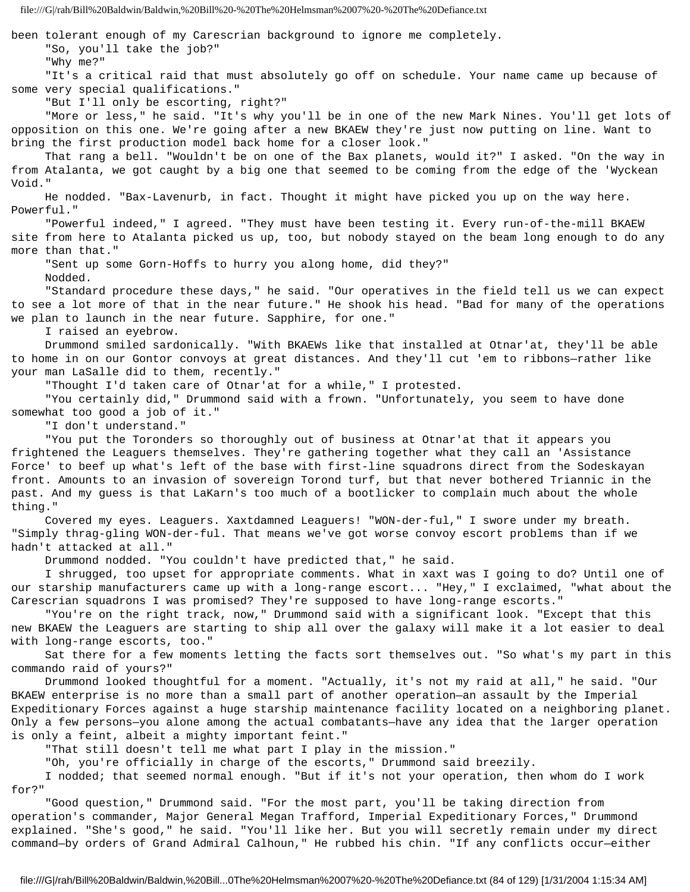been tolerant enough of my Carescrian background to ignore me completely.

"So, you'll take the job?"

"Why me?"

"It's a critical raid that must absolutely go off on schedule. Your name came up because of some very special qualifications."

"But I'll only be escorting, right?"

"More or less," he said. "It's why you'll be in one of the new Mark Nines. You'll get lots of opposition on this one. We're going after a new BKAEW they're just now putting on line. Want to bring the first production model back home for a closer look."

That rang a bell. "Wouldn't be on one of the Bax planets, would it?" I asked. "On the way in from Atalanta, we got caught by a big one that seemed to be coming from the edge of the 'Wyckean Void."

He nodded. "Bax-Lavenurb, in fact. Thought it might have picked you up on the way here. Powerful."

"Powerful indeed," I agreed. "They must have been testing it. Every run-of-the-mill BKAEW site from here to Atalanta picked us up, too, but nobody stayed on the beam long enough to do any more than that."

"Sent up some Gorn-Hoffs to hurry you along home, did they?"

Nodded.

"Standard procedure these days," he said. "Our operatives in the field tell us we can expect to see a lot more of that in the near future." He shook his head. "Bad for many of the operations we plan to launch in the near future. Sapphire, for one."

I raised an eyebrow.

Drummond smiled sardonically. "With BKAEWs like that installed at Otnar'at, they'll be able to home in on our Gontor convoys at great distances. And they'll cut 'em to ribbons—rather like your man LaSalle did to them, recently."

"Thought I'd taken care of Otnar'at for a while," I protested.

"You certainly did," Drummond said with a frown. "Unfortunately, you seem to have done somewhat too good a job of it."

"I don't understand."

"You put the Toronders so thoroughly out of business at Otnar'at that it appears you frightened the Leaguers themselves. They're gathering together what they call an 'Assistance Force' to beef up what's left of the base with first-line squadrons direct from the Sodeskayan front. Amounts to an invasion of sovereign Torond turf, but that never bothered Triannic in the past. And my guess is that LaKarn's too much of a bootlicker to complain much about the whole thing."

Covered my eyes. Leaguers. Xaxtdamned Leaguers! "WON-der-ful," I swore under my breath. "Simply thrag-gling WON-der-ful. That means we've got worse convoy escort problems than if we hadn't attacked at all."

Drummond nodded. "You couldn't have predicted that," he said.

I shrugged, too upset for appropriate comments. What in xaxt was I going to do? Until one of our starship manufacturers came up with a long-range escort... "Hey," I exclaimed, "what about the Carescrian squadrons I was promised? They're supposed to have long-range escorts."

"You're on the right track, now," Drummond said with a significant look. "Except that this new BKAEW the Leaguers are starting to ship all over the galaxy will make it a lot easier to deal with long-range escorts, too."

Sat there for a few moments letting the facts sort themselves out. "So what's my part in this commando raid of yours?"

Drummond looked thoughtful for a moment. "Actually, it's not my raid at all," he said. "Our BKAEW enterprise is no more than a small part of another operation—an assault by the Imperial Expeditionary Forces against a huge starship maintenance facility located on a neighboring planet. Only a few persons—you alone among the actual combatants—have any idea that the larger operation is only a feint, albeit a mighty important feint."

"That still doesn't tell me what part I play in the mission."

"Oh, you're officially in charge of the escorts," Drummond said breezily.

I nodded; that seemed normal enough. "But if it's not your operation, then whom do I work for?"

"Good question," Drummond said. "For the most part, you'll be taking direction from operation's commander, Major General Megan Trafford, Imperial Expeditionary Forces," Drummond explained. "She's good," he said. "You'll like her. But you will secretly remain under my direct command—by orders of Grand Admiral Calhoun," He rubbed his chin. "If any conflicts occur—either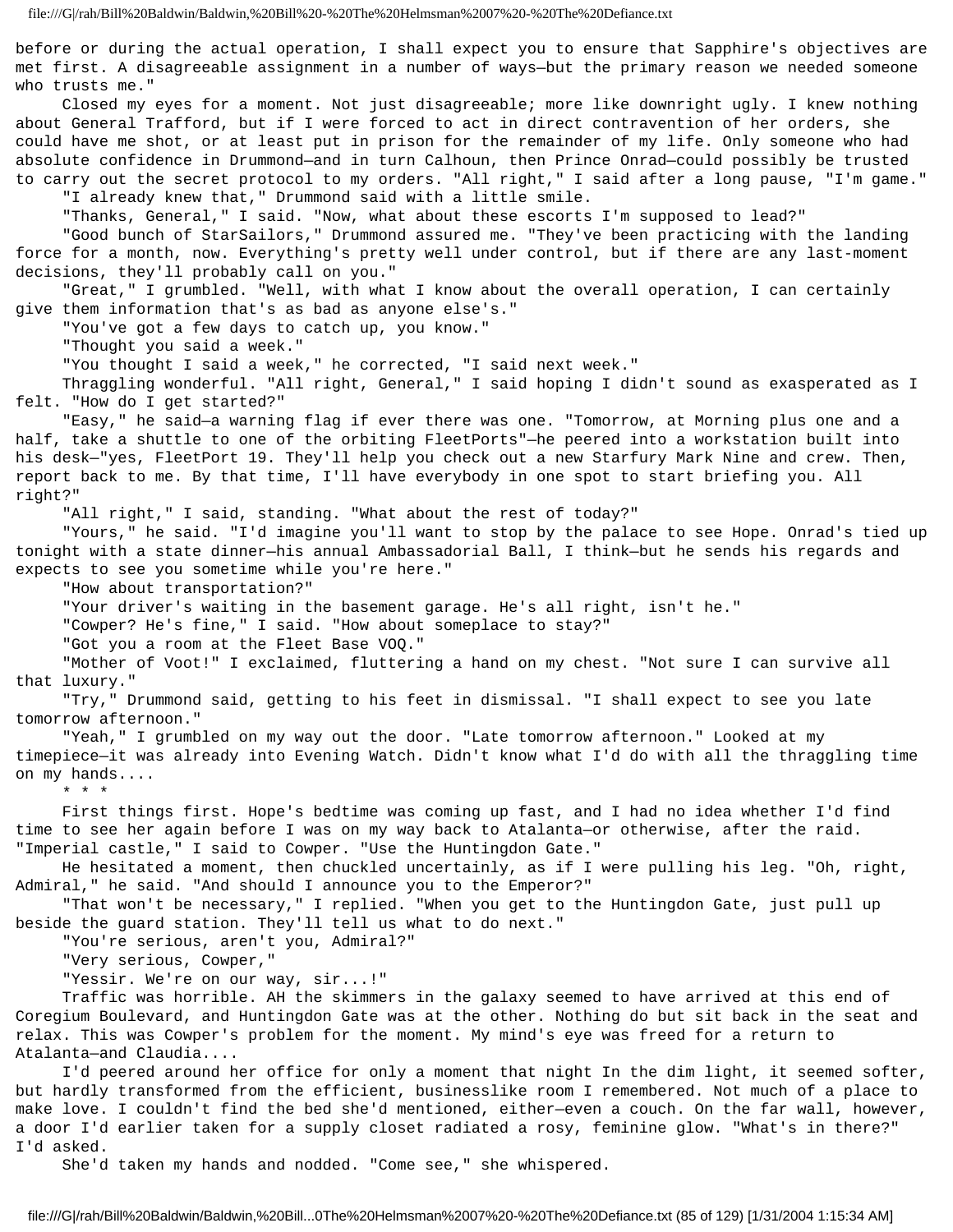before or during the actual operation, I shall expect you to ensure that Sapphire's objectives are met first. A disagreeable assignment in a number of ways—but the primary reason we needed someone who trusts me."

Closed my eyes for a moment. Not just disagreeable; more like downright ugly. I knew nothing about General Trafford, but if I were forced to act in direct contravention of her orders, she could have me shot, or at least put in prison for the remainder of my life. Only someone who had absolute confidence in Drummond—and in turn Calhoun, then Prince Onrad—could possibly be trusted to carry out the secret protocol to my orders. "All right," I said after a long pause, "I'm game."

"I already knew that," Drummond said with a little smile.

"Thanks, General," I said. "Now, what about these escorts I'm supposed to lead?"

"Good bunch of StarSailors," Drummond assured me. "They've been practicing with the landing force for a month, now. Everything's pretty well under control, but if there are any last-moment decisions, they'll probably call on you."

"Great," I grumbled. "Well, with what I know about the overall operation, I can certainly give them information that's as bad as anyone else's."

"You've got a few days to catch up, you know."

"Thought you said a week."

"You thought I said a week," he corrected, "I said next week."

Thraggling wonderful. "All right, General," I said hoping I didn't sound as exasperated as I felt. "How do I get started?"

"Easy," he said—a warning flag if ever there was one. "Tomorrow, at Morning plus one and a half, take a shuttle to one of the orbiting FleetPorts"—he peered into a workstation built into his desk—"yes, FleetPort 19. They'll help you check out a new Starfury Mark Nine and crew. Then, report back to me. By that time, I'll have everybody in one spot to start briefing you. All right?"

"All right," I said, standing. "What about the rest of today?"

"Yours," he said. "I'd imagine you'll want to stop by the palace to see Hope. Onrad's tied up tonight with a state dinner—his annual Ambassadorial Ball, I think—but he sends his regards and expects to see you sometime while you're here."

"How about transportation?"

"Your driver's waiting in the basement garage. He's all right, isn't he."

"Cowper? He's fine," I said. "How about someplace to stay?"

"Got you a room at the Fleet Base VOQ."

"Mother of Voot!" I exclaimed, fluttering a hand on my chest. "Not sure I can survive all that luxury."

"Try," Drummond said, getting to his feet in dismissal. "I shall expect to see you late tomorrow afternoon."

"Yeah," I grumbled on my way out the door. "Late tomorrow afternoon." Looked at my timepiece—it was already into Evening Watch. Didn't know what I'd do with all the thraggling time on my hands....

* * *

First things first. Hope's bedtime was coming up fast, and I had no idea whether I'd find time to see her again before I was on my way back to Atalanta—or otherwise, after the raid. "Imperial castle," I said to Cowper. "Use the Huntingdon Gate."

He hesitated a moment, then chuckled uncertainly, as if I were pulling his leg. "Oh, right, Admiral," he said. "And should I announce you to the Emperor?"

"That won't be necessary," I replied. "When you get to the Huntingdon Gate, just pull up beside the guard station. They'll tell us what to do next."

"You're serious, aren't you, Admiral?"

"Very serious, Cowper,"

"Yessir. We're on our way, sir...!"

Traffic was horrible. AH the skimmers in the galaxy seemed to have arrived at this end of Coregium Boulevard, and Huntingdon Gate was at the other. Nothing do but sit back in the seat and relax. This was Cowper's problem for the moment. My mind's eye was freed for a return to Atalanta—and Claudia....

I'd peered around her office for only a moment that night In the dim light, it seemed softer, but hardly transformed from the efficient, businesslike room I remembered. Not much of a place to make love. I couldn't find the bed she'd mentioned, either—even a couch. On the far wall, however, a door I'd earlier taken for a supply closet radiated a rosy, feminine glow. "What's in there?" I'd asked.

She'd taken my hands and nodded. "Come see," she whispered.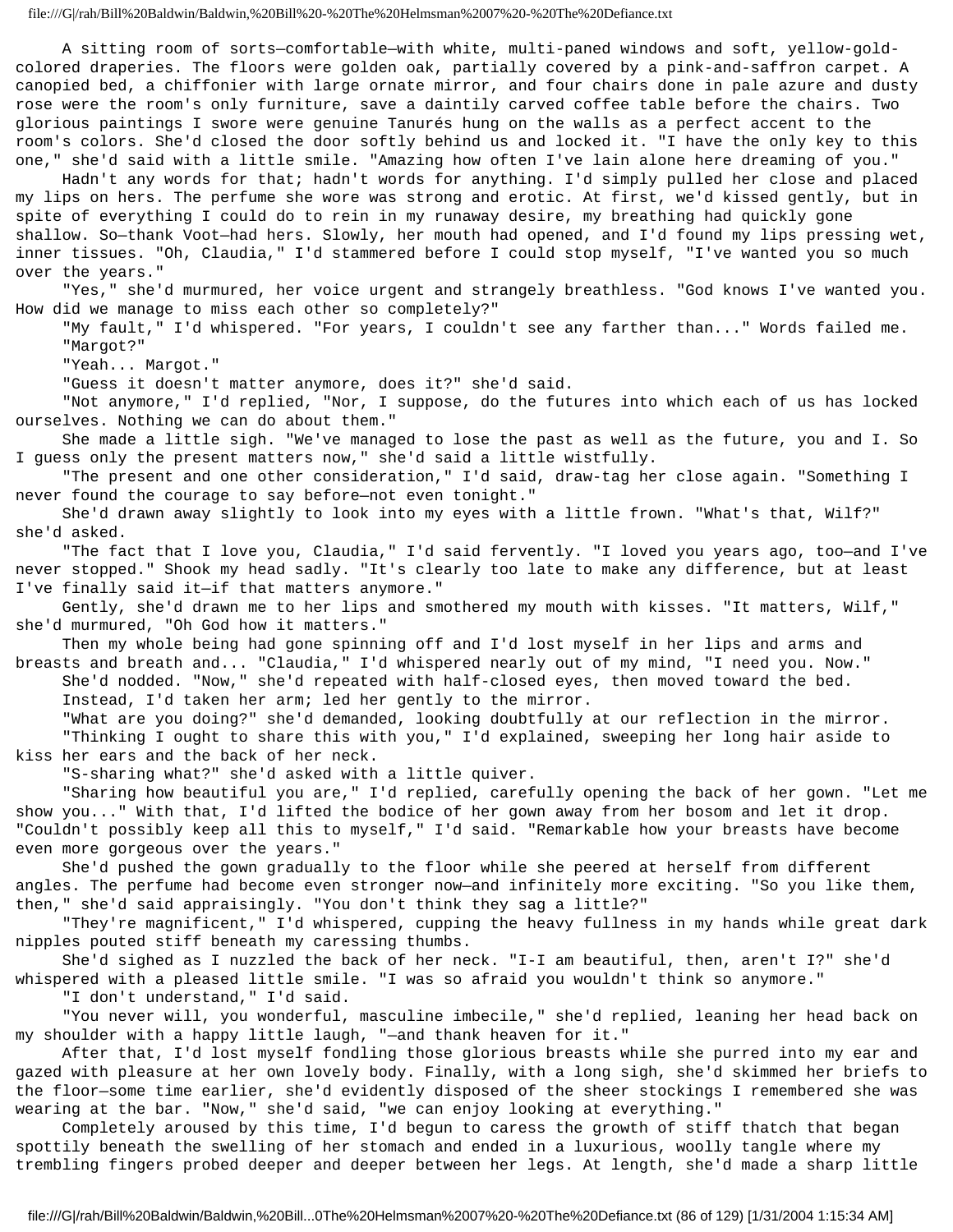A sitting room of sorts—comfortable—with white, multi-paned windows and soft, yellow-gold-colored draperies. The floors were golden oak, partially covered by a pink-and-saffron carpet. A canopied bed, a chiffonier with large ornate mirror, and four chairs done in pale azure and dusty rose were the room's only furniture, save a daintily carved coffee table before the chairs. Two glorious paintings I swore were genuine Tanurés hung on the walls as a perfect accent to the room's colors. She'd closed the door softly behind us and locked it. "I have the only key to this one," she'd said with a little smile. "Amazing how often I've lain alone here dreaming of you."

Hadn't any words for that; hadn't words for anything. I'd simply pulled her close and placed my lips on hers. The perfume she wore was strong and erotic. At first, we'd kissed gently, but in spite of everything I could do to rein in my runaway desire, my breathing had quickly gone shallow. So—thank Voot—had hers. Slowly, her mouth had opened, and I'd found my lips pressing wet, inner tissues. "Oh, Claudia," I'd stammered before I could stop myself, "I've wanted you so much over the years."

"Yes," she'd murmured, her voice urgent and strangely breathless. "God knows I've wanted you. How did we manage to miss each other so completely?"

"My fault," I'd whispered. "For years, I couldn't see any farther than..." Words failed me.

"Margot?"

"Yeah... Margot."

"Guess it doesn't matter anymore, does it?" she'd said.

"Not anymore," I'd replied, "Nor, I suppose, do the futures into which each of us has locked ourselves. Nothing we can do about them."

She made a little sigh. "We've managed to lose the past as well as the future, you and I. So I guess only the present matters now," she'd said a little wistfully.

"The present and one other consideration," I'd said, draw-tag her close again. "Something I never found the courage to say before—not even tonight."

She'd drawn away slightly to look into my eyes with a little frown. "What's that, Wilf?" she'd asked.

"The fact that I love you, Claudia," I'd said fervently. "I loved you years ago, too—and I've never stopped." Shook my head sadly. "It's clearly too late to make any difference, but at least I've finally said it—if that matters anymore."

Gently, she'd drawn me to her lips and smothered my mouth with kisses. "It matters, Wilf," she'd murmured, "Oh God how it matters."

Then my whole being had gone spinning off and I'd lost myself in her lips and arms and breasts and breath and... "Claudia," I'd whispered nearly out of my mind, "I need you. Now."

She'd nodded. "Now," she'd repeated with half-closed eyes, then moved toward the bed.

Instead, I'd taken her arm; led her gently to the mirror.

"What are you doing?" she'd demanded, looking doubtfully at our reflection in the mirror.

"Thinking I ought to share this with you," I'd explained, sweeping her long hair aside to kiss her ears and the back of her neck.

"S-sharing what?" she'd asked with a little quiver.

"Sharing how beautiful you are," I'd replied, carefully opening the back of her gown. "Let me show you..." With that, I'd lifted the bodice of her gown away from her bosom and let it drop. "Couldn't possibly keep all this to myself," I'd said. "Remarkable how your breasts have become even more gorgeous over the years."

She'd pushed the gown gradually to the floor while she peered at herself from different angles. The perfume had become even stronger now—and infinitely more exciting. "So you like them, then," she'd said appraisingly. "You don't think they sag a little?"

"They're magnificent," I'd whispered, cupping the heavy fullness in my hands while great dark nipples pouted stiff beneath my caressing thumbs.

She'd sighed as I nuzzled the back of her neck. "I-I am beautiful, then, aren't I?" she'd whispered with a pleased little smile. "I was so afraid you wouldn't think so anymore."

"I don't understand," I'd said.

"You never will, you wonderful, masculine imbecile," she'd replied, leaning her head back on my shoulder with a happy little laugh, "—and thank heaven for it."

After that, I'd lost myself fondling those glorious breasts while she purred into my ear and gazed with pleasure at her own lovely body. Finally, with a long sigh, she'd skimmed her briefs to the floor—some time earlier, she'd evidently disposed of the sheer stockings I remembered she was wearing at the bar. "Now," she'd said, "we can enjoy looking at everything."

Completely aroused by this time, I'd begun to caress the growth of stiff thatch that began spottily beneath the swelling of her stomach and ended in a luxurious, woolly tangle where my trembling fingers probed deeper and deeper between her legs. At length, she'd made a sharp little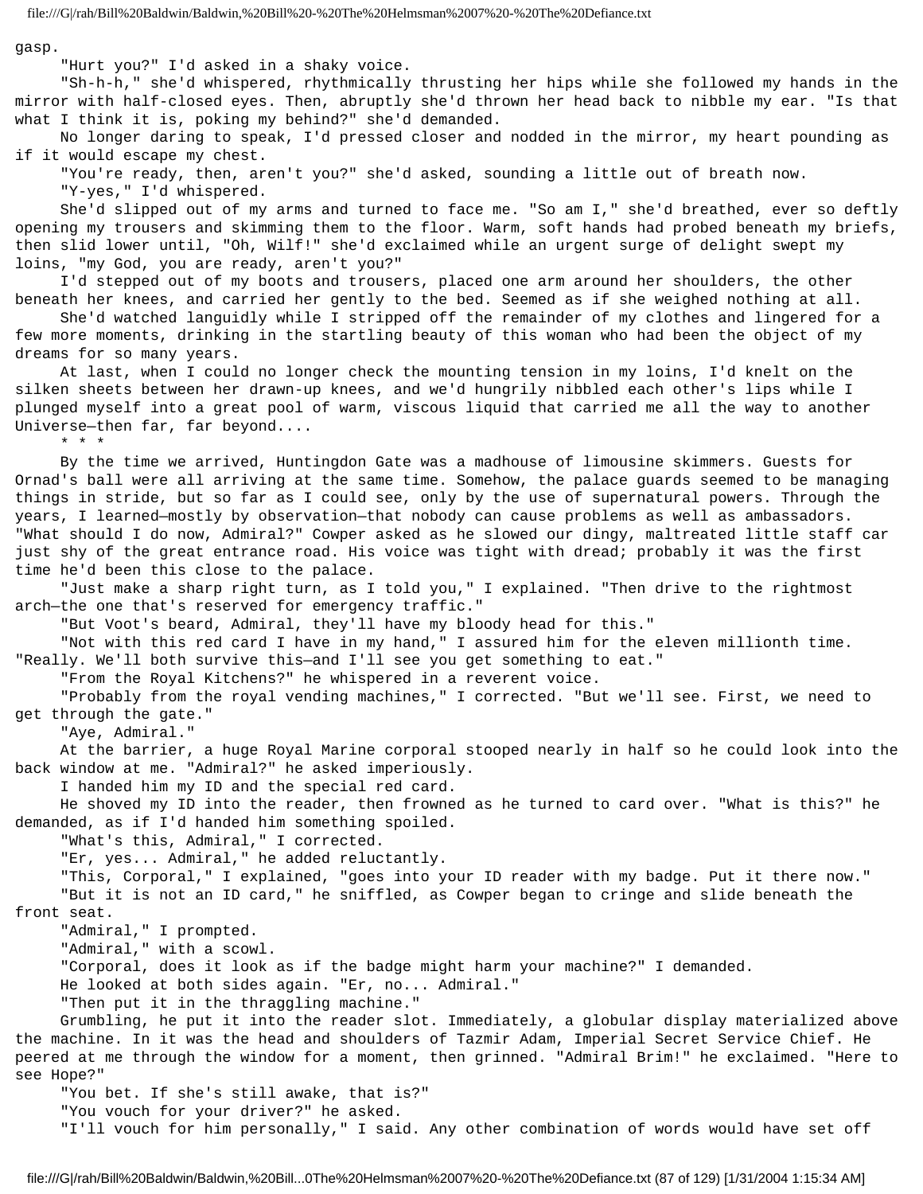gasp.

"Hurt you?" I'd asked in a shaky voice.

"Sh-h-h," she'd whispered, rhythmically thrusting her hips while she followed my hands in the mirror with half-closed eyes. Then, abruptly she'd thrown her head back to nibble my ear. "Is that what I think it is, poking my behind?" she'd demanded.

No longer daring to speak, I'd pressed closer and nodded in the mirror, my heart pounding as if it would escape my chest.

"You're ready, then, aren't you?" she'd asked, sounding a little out of breath now.

"Y-yes," I'd whispered.

She'd slipped out of my arms and turned to face me. "So am I," she'd breathed, ever so deftly opening my trousers and skimming them to the floor. Warm, soft hands had probed beneath my briefs, then slid lower until, "Oh, Wilf!" she'd exclaimed while an urgent surge of delight swept my loins, "my God, you are ready, aren't you?"

I'd stepped out of my boots and trousers, placed one arm around her shoulders, the other beneath her knees, and carried her gently to the bed. Seemed as if she weighed nothing at all.

She'd watched languidly while I stripped off the remainder of my clothes and lingered for a few more moments, drinking in the startling beauty of this woman who had been the object of my dreams for so many years.

At last, when I could no longer check the mounting tension in my loins, I'd knelt on the silken sheets between her drawn-up knees, and we'd hungrily nibbled each other's lips while I plunged myself into a great pool of warm, viscous liquid that carried me all the way to another Universe—then far, far beyond....

* * *

By the time we arrived, Huntingdon Gate was a madhouse of limousine skimmers. Guests for Ornad's ball were all arriving at the same time. Somehow, the palace guards seemed to be managing things in stride, but so far as I could see, only by the use of supernatural powers. Through the years, I learned—mostly by observation—that nobody can cause problems as well as ambassadors. "What should I do now, Admiral?" Cowper asked as he slowed our dingy, maltreated little staff car just shy of the great entrance road. His voice was tight with dread; probably it was the first time he'd been this close to the palace.

"Just make a sharp right turn, as I told you," I explained. "Then drive to the rightmost arch—the one that's reserved for emergency traffic."

"But Voot's beard, Admiral, they'll have my bloody head for this."

"Not with this red card I have in my hand," I assured him for the eleven millionth time. "Really. We'll both survive this—and I'll see you get something to eat."

"From the Royal Kitchens?" he whispered in a reverent voice.

"Probably from the royal vending machines," I corrected. "But we'll see. First, we need to get through the gate."

"Aye, Admiral."

At the barrier, a huge Royal Marine corporal stooped nearly in half so he could look into the back window at me. "Admiral?" he asked imperiously.

I handed him my ID and the special red card.

He shoved my ID into the reader, then frowned as he turned to card over. "What is this?" he demanded, as if I'd handed him something spoiled.

"What's this, Admiral," I corrected.

"Er, yes... Admiral," he added reluctantly.

"This, Corporal," I explained, "goes into your ID reader with my badge. Put it there now."

"But it is not an ID card," he sniffled, as Cowper began to cringe and slide beneath the front seat.

"Admiral," I prompted.

"Admiral," with a scowl.

"Corporal, does it look as if the badge might harm your machine?" I demanded.

He looked at both sides again. "Er, no... Admiral."

"Then put it in the thraggling machine."

Grumbling, he put it into the reader slot. Immediately, a globular display materialized above the machine. In it was the head and shoulders of Tazmir Adam, Imperial Secret Service Chief. He peered at me through the window for a moment, then grinned. "Admiral Brim!" he exclaimed. "Here to see Hope?"

"You bet. If she's still awake, that is?"

"You vouch for your driver?" he asked.

"I'll vouch for him personally," I said. Any other combination of words would have set off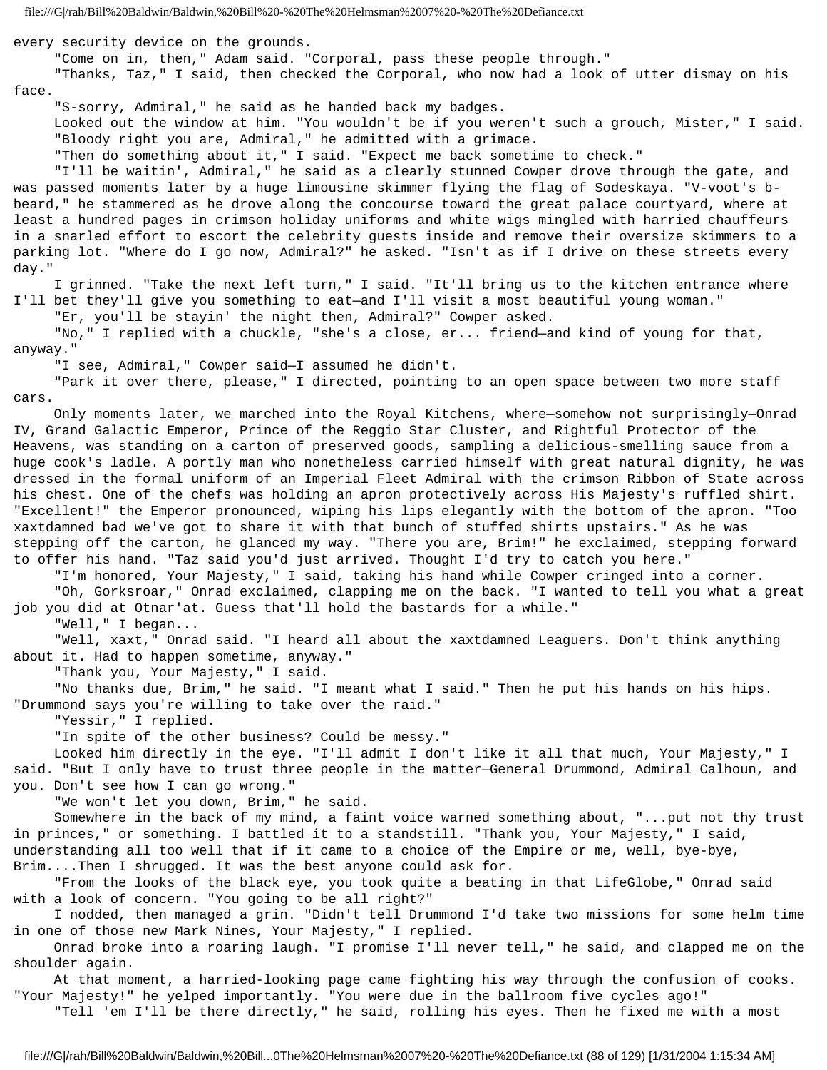every security device on the grounds.

"Come on in, then," Adam said. "Corporal, pass these people through."

"Thanks, Taz," I said, then checked the Corporal, who now had a look of utter dismay on his face.

"S-sorry, Admiral," he said as he handed back my badges.

Looked out the window at him. "You wouldn't be if you weren't such a grouch, Mister," I said.

"Bloody right you are, Admiral," he admitted with a grimace.

"Then do something about it," I said. "Expect me back sometime to check."

"I'll be waitin', Admiral," he said as a clearly stunned Cowper drove through the gate, and was passed moments later by a huge limousine skimmer flying the flag of Sodeskaya. "V-voot's b-beard," he stammered as he drove along the concourse toward the great palace courtyard, where at least a hundred pages in crimson holiday uniforms and white wigs mingled with harried chauffeurs in a snarled effort to escort the celebrity guests inside and remove their oversize skimmers to a parking lot. "Where do I go now, Admiral?" he asked. "Isn't as if I drive on these streets every day."

I grinned. "Take the next left turn," I said. "It'll bring us to the kitchen entrance where I'll bet they'll give you something to eat—and I'll visit a most beautiful young woman."

"Er, you'll be stayin' the night then, Admiral?" Cowper asked.

"No," I replied with a chuckle, "she's a close, er... friend—and kind of young for that, anyway."

"I see, Admiral," Cowper said—I assumed he didn't.

"Park it over there, please," I directed, pointing to an open space between two more staff cars.

Only moments later, we marched into the Royal Kitchens, where—somehow not surprisingly—Onrad IV, Grand Galactic Emperor, Prince of the Reggio Star Cluster, and Rightful Protector of the Heavens, was standing on a carton of preserved goods, sampling a delicious-smelling sauce from a huge cook's ladle. A portly man who nonetheless carried himself with great natural dignity, he was dressed in the formal uniform of an Imperial Fleet Admiral with the crimson Ribbon of State across his chest. One of the chefs was holding an apron protectively across His Majesty's ruffled shirt. "Excellent!" the Emperor pronounced, wiping his lips elegantly with the bottom of the apron. "Too xaxtdamned bad we've got to share it with that bunch of stuffed shirts upstairs." As he was stepping off the carton, he glanced my way. "There you are, Brim!" he exclaimed, stepping forward to offer his hand. "Taz said you'd just arrived. Thought I'd try to catch you here."

"I'm honored, Your Majesty," I said, taking his hand while Cowper cringed into a corner.

"Oh, Gorksroar," Onrad exclaimed, clapping me on the back. "I wanted to tell you what a great job you did at Otnar'at. Guess that'll hold the bastards for a while."

"Well," I began...

"Well, xaxt," Onrad said. "I heard all about the xaxtdamned Leaguers. Don't think anything about it. Had to happen sometime, anyway."

"Thank you, Your Majesty," I said.

"No thanks due, Brim," he said. "I meant what I said." Then he put his hands on his hips. "Drummond says you're willing to take over the raid."

"Yessir," I replied.

"In spite of the other business? Could be messy."

Looked him directly in the eye. "I'll admit I don't like it all that much, Your Majesty," I said. "But I only have to trust three people in the matter—General Drummond, Admiral Calhoun, and you. Don't see how I can go wrong."

"We won't let you down, Brim," he said.

Somewhere in the back of my mind, a faint voice warned something about, "...put not thy trust in princes," or something. I battled it to a standstill. "Thank you, Your Majesty," I said, understanding all too well that if it came to a choice of the Empire or me, well, bye-bye, Brim....Then I shrugged. It was the best anyone could ask for.

"From the looks of the black eye, you took quite a beating in that LifeGlobe," Onrad said with a look of concern. "You going to be all right?"

I nodded, then managed a grin. "Didn't tell Drummond I'd take two missions for some helm time in one of those new Mark Nines, Your Majesty," I replied.

Onrad broke into a roaring laugh. "I promise I'll never tell," he said, and clapped me on the shoulder again.

At that moment, a harried-looking page came fighting his way through the confusion of cooks. "Your Majesty!" he yelped importantly. "You were due in the ballroom five cycles ago!"

"Tell 'em I'll be there directly," he said, rolling his eyes. Then he fixed me with a most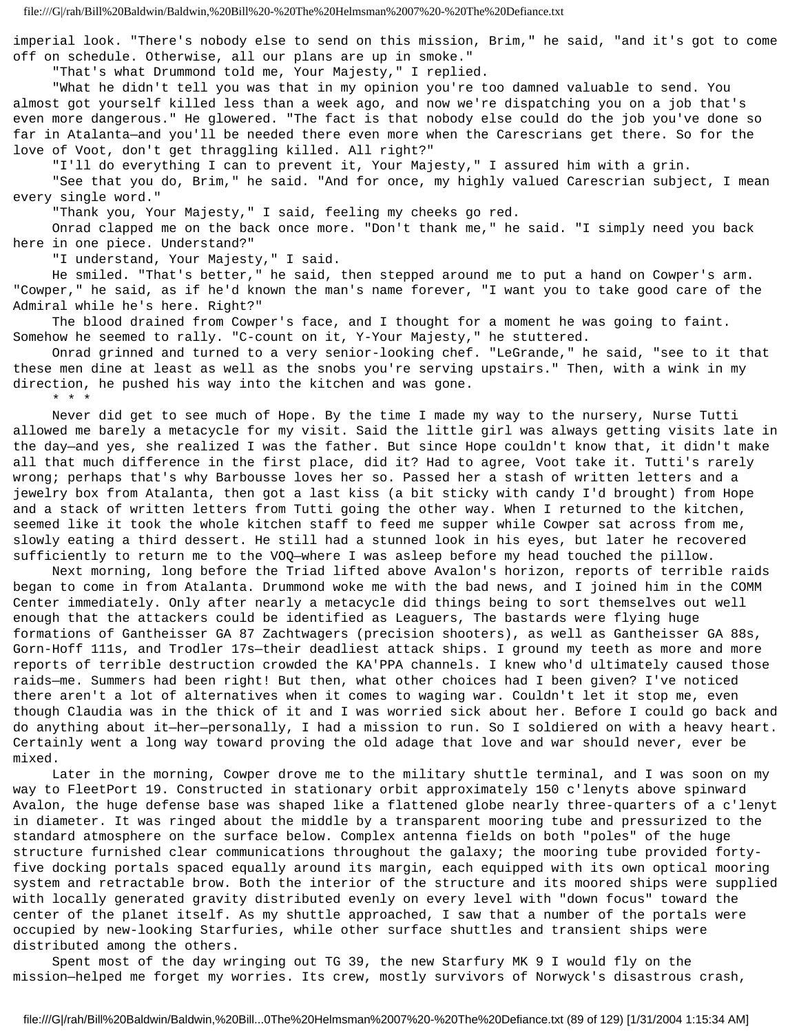imperial look. "There's nobody else to send on this mission, Brim," he said, "and it's got to come off on schedule. Otherwise, all our plans are up in smoke."

"That's what Drummond told me, Your Majesty," I replied.

"What he didn't tell you was that in my opinion you're too damned valuable to send. You almost got yourself killed less than a week ago, and now we're dispatching you on a job that's even more dangerous." He glowered. "The fact is that nobody else could do the job you've done so far in Atalanta—and you'll be needed there even more when the Carescrians get there. So for the love of Voot, don't get thraggling killed. All right?"

"I'll do everything I can to prevent it, Your Majesty," I assured him with a grin.

"See that you do, Brim," he said. "And for once, my highly valued Carescrian subject, I mean every single word."

"Thank you, Your Majesty," I said, feeling my cheeks go red.

Onrad clapped me on the back once more. "Don't thank me," he said. "I simply need you back here in one piece. Understand?"

"I understand, Your Majesty," I said.

He smiled. "That's better," he said, then stepped around me to put a hand on Cowper's arm. "Cowper," he said, as if he'd known the man's name forever, "I want you to take good care of the Admiral while he's here. Right?"

The blood drained from Cowper's face, and I thought for a moment he was going to faint. Somehow he seemed to rally. "C-count on it, Y-Your Majesty," he stuttered.

Onrad grinned and turned to a very senior-looking chef. "LeGrande," he said, "see to it that these men dine at least as well as the snobs you're serving upstairs." Then, with a wink in my direction, he pushed his way into the kitchen and was gone.

* * *

Never did get to see much of Hope. By the time I made my way to the nursery, Nurse Tutti allowed me barely a metacycle for my visit. Said the little girl was always getting visits late in the day—and yes, she realized I was the father. But since Hope couldn't know that, it didn't make all that much difference in the first place, did it? Had to agree, Voot take it. Tutti's rarely wrong; perhaps that's why Barbousse loves her so. Passed her a stash of written letters and a jewelry box from Atalanta, then got a last kiss (a bit sticky with candy I'd brought) from Hope and a stack of written letters from Tutti going the other way. When I returned to the kitchen, seemed like it took the whole kitchen staff to feed me supper while Cowper sat across from me, slowly eating a third dessert. He still had a stunned look in his eyes, but later he recovered sufficiently to return me to the VOQ—where I was asleep before my head touched the pillow.

Next morning, long before the Triad lifted above Avalon's horizon, reports of terrible raids began to come in from Atalanta. Drummond woke me with the bad news, and I joined him in the COMM Center immediately. Only after nearly a metacycle did things being to sort themselves out well enough that the attackers could be identified as Leaguers, The bastards were flying huge formations of Gantheisser GA 87 Zachtwagers (precision shooters), as well as Gantheisser GA 88s, Gorn-Hoff 111s, and Trodler 17s—their deadliest attack ships. I ground my teeth as more and more reports of terrible destruction crowded the KA'PPA channels. I knew who'd ultimately caused those raids—me. Summers had been right! But then, what other choices had I been given? I've noticed there aren't a lot of alternatives when it comes to waging war. Couldn't let it stop me, even though Claudia was in the thick of it and I was worried sick about her. Before I could go back and do anything about it—her—personally, I had a mission to run. So I soldiered on with a heavy heart. Certainly went a long way toward proving the old adage that love and war should never, ever be mixed.

Later in the morning, Cowper drove me to the military shuttle terminal, and I was soon on my way to FleetPort 19. Constructed in stationary orbit approximately 150 c'lenyts above spinward Avalon, the huge defense base was shaped like a flattened globe nearly three-quarters of a c'lenyt in diameter. It was ringed about the middle by a transparent mooring tube and pressurized to the standard atmosphere on the surface below. Complex antenna fields on both "poles" of the huge structure furnished clear communications throughout the galaxy; the mooring tube provided forty-five docking portals spaced equally around its margin, each equipped with its own optical mooring system and retractable brow. Both the interior of the structure and its moored ships were supplied with locally generated gravity distributed evenly on every level with "down focus" toward the center of the planet itself. As my shuttle approached, I saw that a number of the portals were occupied by new-looking Starfuries, while other surface shuttles and transient ships were distributed among the others.

Spent most of the day wringing out TG 39, the new Starfury MK 9 I would fly on the mission—helped me forget my worries. Its crew, mostly survivors of Norwyck's disastrous crash,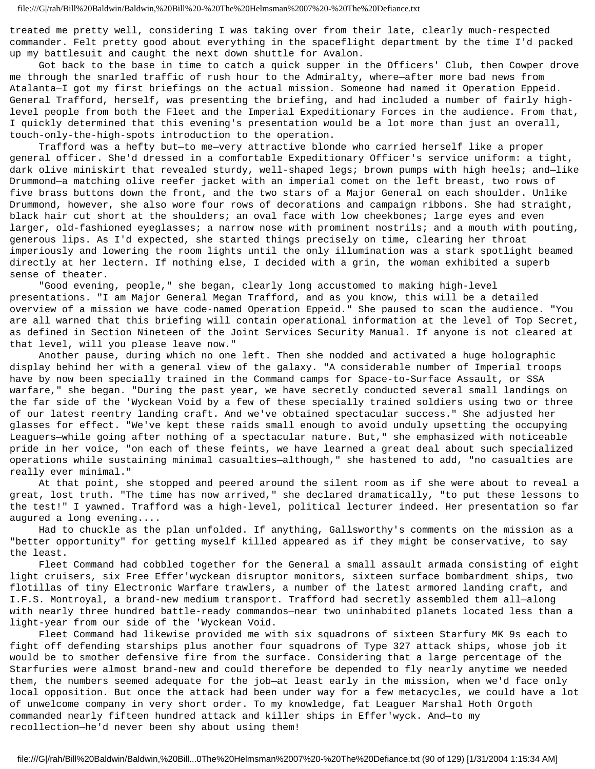treated me pretty well, considering I was taking over from their late, clearly much-respected commander. Felt pretty good about everything in the spaceflight department by the time I'd packed up my battlesuit and caught the next down shuttle for Avalon.

Got back to the base in time to catch a quick supper in the Officers' Club, then Cowper drove me through the snarled traffic of rush hour to the Admiralty, where—after more bad news from Atalanta—I got my first briefings on the actual mission. Someone had named it Operation Eppeid. General Trafford, herself, was presenting the briefing, and had included a number of fairly high-level people from both the Fleet and the Imperial Expeditionary Forces in the audience. From that, I quickly determined that this evening's presentation would be a lot more than just an overall, touch-only-the-high-spots introduction to the operation.

Trafford was a hefty but—to me—very attractive blonde who carried herself like a proper general officer. She'd dressed in a comfortable Expeditionary Officer's service uniform: a tight, dark olive miniskirt that revealed sturdy, well-shaped legs; brown pumps with high heels; and—like Drummond—a matching olive reefer jacket with an imperial comet on the left breast, two rows of five brass buttons down the front, and the two stars of a Major General on each shoulder. Unlike Drummond, however, she also wore four rows of decorations and campaign ribbons. She had straight, black hair cut short at the shoulders; an oval face with low cheekbones; large eyes and even larger, old-fashioned eyeglasses; a narrow nose with prominent nostrils; and a mouth with pouting, generous lips. As I'd expected, she started things precisely on time, clearing her throat imperiously and lowering the room lights until the only illumination was a stark spotlight beamed directly at her lectern. If nothing else, I decided with a grin, the woman exhibited a superb sense of theater.

"Good evening, people," she began, clearly long accustomed to making high-level presentations. "I am Major General Megan Trafford, and as you know, this will be a detailed overview of a mission we have code-named Operation Eppeid." She paused to scan the audience. "You are all warned that this briefing will contain operational information at the level of Top Secret, as defined in Section Nineteen of the Joint Services Security Manual. If anyone is not cleared at that level, will you please leave now."

Another pause, during which no one left. Then she nodded and activated a huge holographic display behind her with a general view of the galaxy. "A considerable number of Imperial troops have by now been specially trained in the Command camps for Space-to-Surface Assault, or SSA warfare," she began. "During the past year, we have secretly conducted several small landings on the far side of the 'Wyckean Void by a few of these specially trained soldiers using two or three of our latest reentry landing craft. And we've obtained spectacular success." She adjusted her glasses for effect. "We've kept these raids small enough to avoid unduly upsetting the occupying Leaguers—while going after nothing of a spectacular nature. But," she emphasized with noticeable pride in her voice, "on each of these feints, we have learned a great deal about such specialized operations while sustaining minimal casualties—although," she hastened to add, "no casualties are really ever minimal."

At that point, she stopped and peered around the silent room as if she were about to reveal a great, lost truth. "The time has now arrived," she declared dramatically, "to put these lessons to the test!" I yawned. Trafford was a high-level, political lecturer indeed. Her presentation so far augured a long evening....

Had to chuckle as the plan unfolded. If anything, Gallsworthy's comments on the mission as a "better opportunity" for getting myself killed appeared as if they might be conservative, to say the least.

Fleet Command had cobbled together for the General a small assault armada consisting of eight light cruisers, six Free Effer'wyckean disruptor monitors, sixteen surface bombardment ships, two flotillas of tiny Electronic Warfare trawlers, a number of the latest armored landing craft, and I.F.S. Montroyal, a brand-new medium transport. Trafford had secretly assembled them all—along with nearly three hundred battle-ready commandos—near two uninhabited planets located less than a light-year from our side of the 'Wyckean Void.

Fleet Command had likewise provided me with six squadrons of sixteen Starfury MK 9s each to fight off defending starships plus another four squadrons of Type 327 attack ships, whose job it would be to smother defensive fire from the surface. Considering that a large percentage of the Starfuries were almost brand-new and could therefore be depended to fly nearly anytime we needed them, the numbers seemed adequate for the job—at least early in the mission, when we'd face only local opposition. But once the attack had been under way for a few metacycles, we could have a lot of unwelcome company in very short order. To my knowledge, fat Leaguer Marshal Hoth Orgoth commanded nearly fifteen hundred attack and killer ships in Effer'wyck. And—to my recollection—he'd never been shy about using them!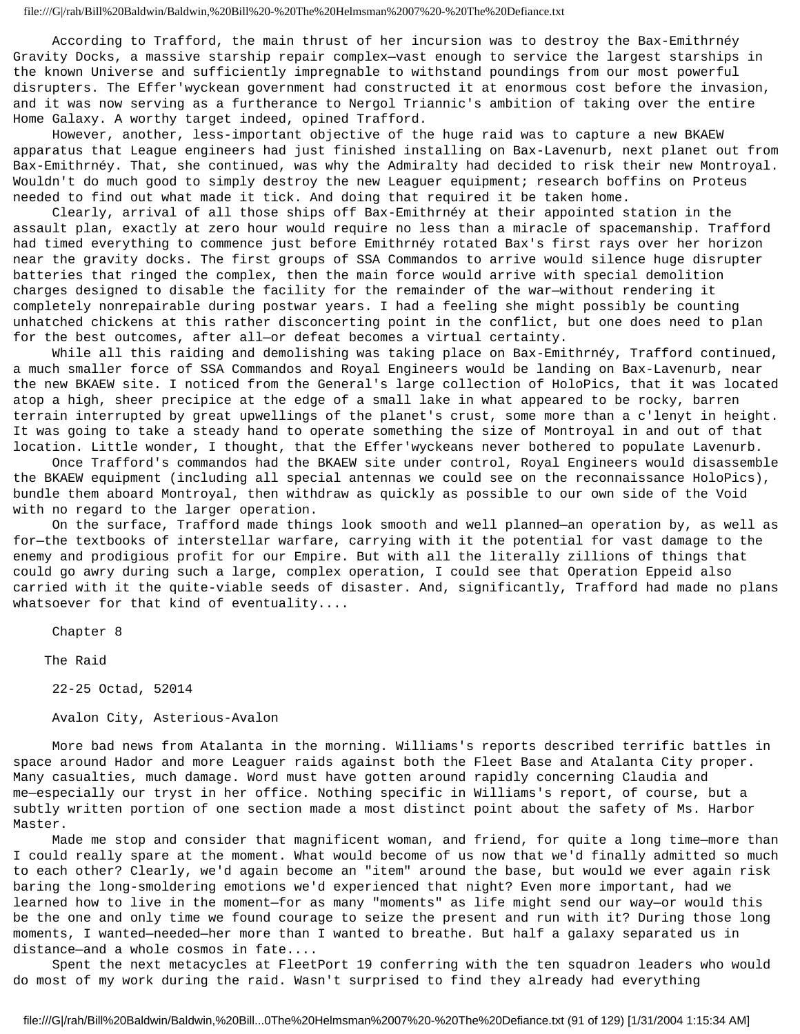According to Trafford, the main thrust of her incursion was to destroy the Bax-Emithrnéy Gravity Docks, a massive starship repair complex—vast enough to service the largest starships in the known Universe and sufficiently impregnable to withstand poundings from our most powerful disrupters. The Effer'wyckean government had constructed it at enormous cost before the invasion, and it was now serving as a furtherance to Nergol Triannic's ambition of taking over the entire Home Galaxy. A worthy target indeed, opined Trafford.

However, another, less-important objective of the huge raid was to capture a new BKAEW apparatus that League engineers had just finished installing on Bax-Lavenurb, next planet out from Bax-Emithrnéy. That, she continued, was why the Admiralty had decided to risk their new Montroyal. Wouldn't do much good to simply destroy the new Leaguer equipment; research boffins on Proteus needed to find out what made it tick. And doing that required it be taken home.

Clearly, arrival of all those ships off Bax-Emithrnéy at their appointed station in the assault plan, exactly at zero hour would require no less than a miracle of spacemanship. Trafford had timed everything to commence just before Emithrnéy rotated Bax's first rays over her horizon near the gravity docks. The first groups of SSA Commandos to arrive would silence huge disrupter batteries that ringed the complex, then the main force would arrive with special demolition charges designed to disable the facility for the remainder of the war—without rendering it completely nonrepairable during postwar years. I had a feeling she might possibly be counting unhatched chickens at this rather disconcerting point in the conflict, but one does need to plan for the best outcomes, after all—or defeat becomes a virtual certainty.

While all this raiding and demolishing was taking place on Bax-Emithrnéy, Trafford continued, a much smaller force of SSA Commandos and Royal Engineers would be landing on Bax-Lavenurb, near the new BKAEW site. I noticed from the General's large collection of HoloPics, that it was located atop a high, sheer precipice at the edge of a small lake in what appeared to be rocky, barren terrain interrupted by great upwellings of the planet's crust, some more than a c'lenyt in height. It was going to take a steady hand to operate something the size of Montroyal in and out of that location. Little wonder, I thought, that the Effer'wyckeans never bothered to populate Lavenurb.

Once Trafford's commandos had the BKAEW site under control, Royal Engineers would disassemble the BKAEW equipment (including all special antennas we could see on the reconnaissance HoloPics), bundle them aboard Montroyal, then withdraw as quickly as possible to our own side of the Void with no regard to the larger operation.

On the surface, Trafford made things look smooth and well planned—an operation by, as well as for—the textbooks of interstellar warfare, carrying with it the potential for vast damage to the enemy and prodigious profit for our Empire. But with all the literally zillions of things that could go awry during such a large, complex operation, I could see that Operation Eppeid also carried with it the quite-viable seeds of disaster. And, significantly, Trafford had made no plans whatsoever for that kind of eventuality....

## Chapter 8

## The Raid

22-25 Octad, 52014

Avalon City, Asterious-Avalon

More bad news from Atalanta in the morning. Williams's reports described terrific battles in space around Hador and more Leaguer raids against both the Fleet Base and Atalanta City proper. Many casualties, much damage. Word must have gotten around rapidly concerning Claudia and me—especially our tryst in her office. Nothing specific in Williams's report, of course, but a subtly written portion of one section made a most distinct point about the safety of Ms. Harbor Master.

Made me stop and consider that magnificent woman, and friend, for quite a long time—more than I could really spare at the moment. What would become of us now that we'd finally admitted so much to each other? Clearly, we'd again become an "item" around the base, but would we ever again risk baring the long-smoldering emotions we'd experienced that night? Even more important, had we learned how to live in the moment—for as many "moments" as life might send our way—or would this be the one and only time we found courage to seize the present and run with it? During those long moments, I wanted—needed—her more than I wanted to breathe. But half a galaxy separated us in distance—and a whole cosmos in fate....

Spent the next metacycles at FleetPort 19 conferring with the ten squadron leaders who would do most of my work during the raid. Wasn't surprised to find they already had everything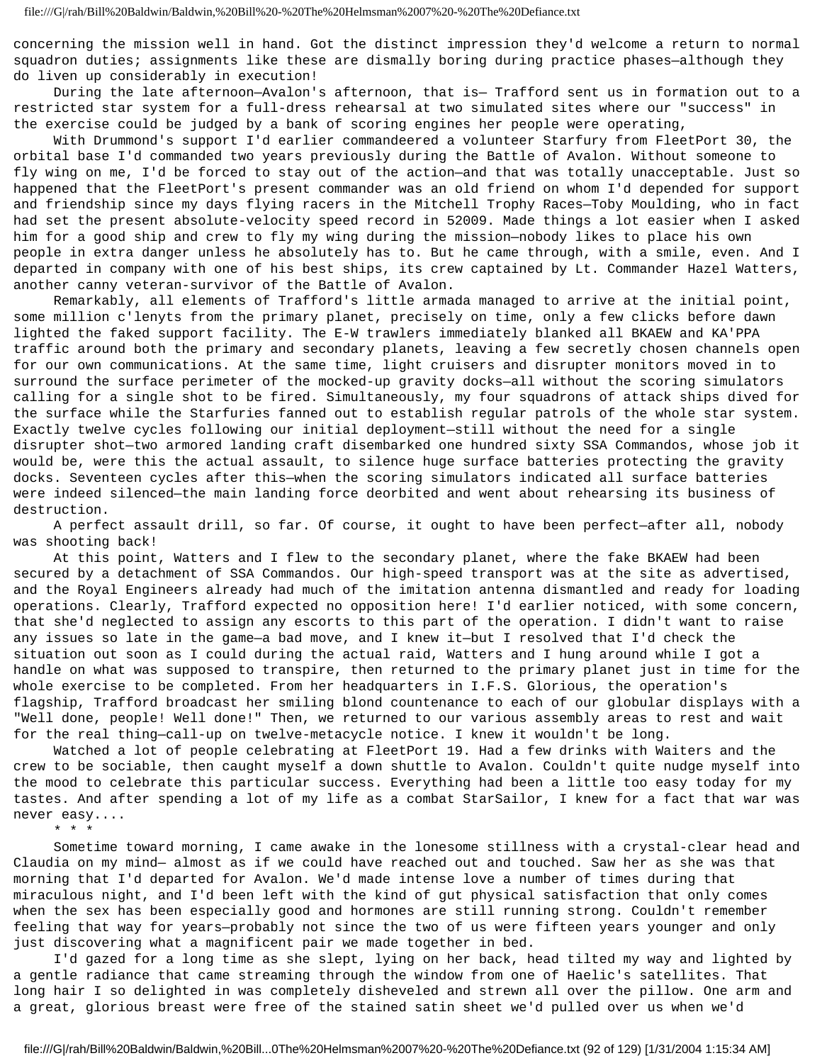concerning the mission well in hand. Got the distinct impression they'd welcome a return to normal squadron duties; assignments like these are dismally boring during practice phases—although they do liven up considerably in execution!

During the late afternoon—Avalon's afternoon, that is— Trafford sent us in formation out to a restricted star system for a full-dress rehearsal at two simulated sites where our "success" in the exercise could be judged by a bank of scoring engines her people were operating,

With Drummond's support I'd earlier commandeered a volunteer Starfury from FleetPort 30, the orbital base I'd commanded two years previously during the Battle of Avalon. Without someone to fly wing on me, I'd be forced to stay out of the action—and that was totally unacceptable. Just so happened that the FleetPort's present commander was an old friend on whom I'd depended for support and friendship since my days flying racers in the Mitchell Trophy Races—Toby Moulding, who in fact had set the present absolute-velocity speed record in 52009. Made things a lot easier when I asked him for a good ship and crew to fly my wing during the mission—nobody likes to place his own people in extra danger unless he absolutely has to. But he came through, with a smile, even. And I departed in company with one of his best ships, its crew captained by Lt. Commander Hazel Watters, another canny veteran-survivor of the Battle of Avalon.

Remarkably, all elements of Trafford's little armada managed to arrive at the initial point, some million c'lenyts from the primary planet, precisely on time, only a few clicks before dawn lighted the faked support facility. The E-W trawlers immediately blanked all BKAEW and KA'PPA traffic around both the primary and secondary planets, leaving a few secretly chosen channels open for our own communications. At the same time, light cruisers and disrupter monitors moved in to surround the surface perimeter of the mocked-up gravity docks—all without the scoring simulators calling for a single shot to be fired. Simultaneously, my four squadrons of attack ships dived for the surface while the Starfuries fanned out to establish regular patrols of the whole star system. Exactly twelve cycles following our initial deployment—still without the need for a single disrupter shot—two armored landing craft disembarked one hundred sixty SSA Commandos, whose job it would be, were this the actual assault, to silence huge surface batteries protecting the gravity docks. Seventeen cycles after this—when the scoring simulators indicated all surface batteries were indeed silenced—the main landing force deorbited and went about rehearsing its business of destruction.

A perfect assault drill, so far. Of course, it ought to have been perfect—after all, nobody was shooting back!

At this point, Watters and I flew to the secondary planet, where the fake BKAEW had been secured by a detachment of SSA Commandos. Our high-speed transport was at the site as advertised, and the Royal Engineers already had much of the imitation antenna dismantled and ready for loading operations. Clearly, Trafford expected no opposition here! I'd earlier noticed, with some concern, that she'd neglected to assign any escorts to this part of the operation. I didn't want to raise any issues so late in the game—a bad move, and I knew it—but I resolved that I'd check the situation out soon as I could during the actual raid, Watters and I hung around while I got a handle on what was supposed to transpire, then returned to the primary planet just in time for the whole exercise to be completed. From her headquarters in I.F.S. Glorious, the operation's flagship, Trafford broadcast her smiling blond countenance to each of our globular displays with a "Well done, people! Well done!" Then, we returned to our various assembly areas to rest and wait for the real thing—call-up on twelve-metacycle notice. I knew it wouldn't be long.

Watched a lot of people celebrating at FleetPort 19. Had a few drinks with Waiters and the crew to be sociable, then caught myself a down shuttle to Avalon. Couldn't quite nudge myself into the mood to celebrate this particular success. Everything had been a little too easy today for my tastes. And after spending a lot of my life as a combat StarSailor, I knew for a fact that war was never easy....

* * *

Sometime toward morning, I came awake in the lonesome stillness with a crystal-clear head and Claudia on my mind— almost as if we could have reached out and touched. Saw her as she was that morning that I'd departed for Avalon. We'd made intense love a number of times during that miraculous night, and I'd been left with the kind of gut physical satisfaction that only comes when the sex has been especially good and hormones are still running strong. Couldn't remember feeling that way for years—probably not since the two of us were fifteen years younger and only just discovering what a magnificent pair we made together in bed.

I'd gazed for a long time as she slept, lying on her back, head tilted my way and lighted by a gentle radiance that came streaming through the window from one of Haelic's satellites. That long hair I so delighted in was completely disheveled and strewn all over the pillow. One arm and a great, glorious breast were free of the stained satin sheet we'd pulled over us when we'd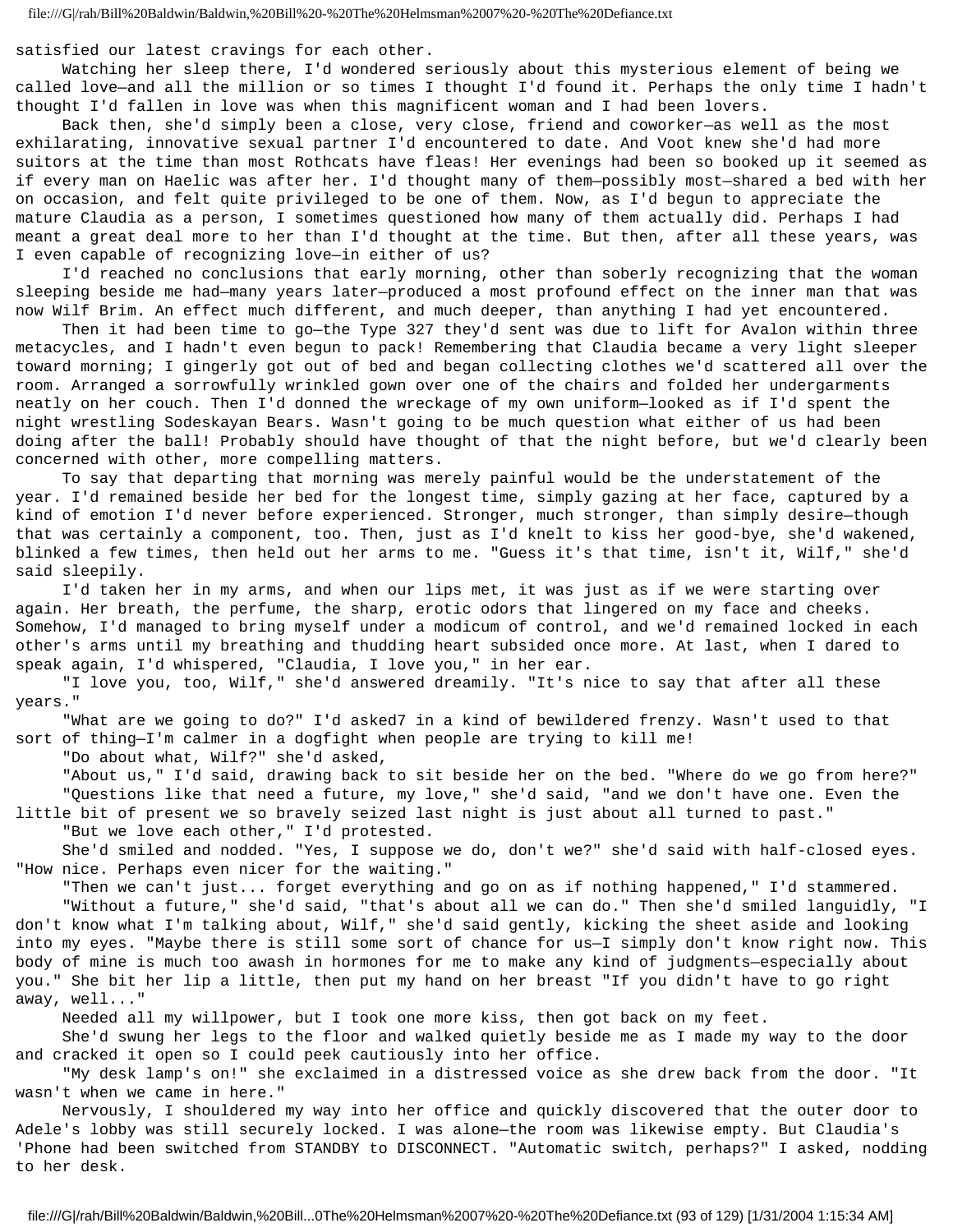satisfied our latest cravings for each other.

Watching her sleep there, I'd wondered seriously about this mysterious element of being we called love—and all the million or so times I thought I'd found it. Perhaps the only time I hadn't thought I'd fallen in love was when this magnificent woman and I had been lovers.

Back then, she'd simply been a close, very close, friend and coworker—as well as the most exhilarating, innovative sexual partner I'd encountered to date. And Voot knew she'd had more suitors at the time than most Rothcats have fleas! Her evenings had been so booked up it seemed as if every man on Haelic was after her. I'd thought many of them—possibly most—shared a bed with her on occasion, and felt quite privileged to be one of them. Now, as I'd begun to appreciate the mature Claudia as a person, I sometimes questioned how many of them actually did. Perhaps I had meant a great deal more to her than I'd thought at the time. But then, after all these years, was I even capable of recognizing love—in either of us?

I'd reached no conclusions that early morning, other than soberly recognizing that the woman sleeping beside me had—many years later—produced a most profound effect on the inner man that was now Wilf Brim. An effect much different, and much deeper, than anything I had yet encountered.

Then it had been time to go—the Type 327 they'd sent was due to lift for Avalon within three metacycles, and I hadn't even begun to pack! Remembering that Claudia became a very light sleeper toward morning; I gingerly got out of bed and began collecting clothes we'd scattered all over the room. Arranged a sorrowfully wrinkled gown over one of the chairs and folded her undergarments neatly on her couch. Then I'd donned the wreckage of my own uniform—looked as if I'd spent the night wrestling Sodeskayan Bears. Wasn't going to be much question what either of us had been doing after the ball! Probably should have thought of that the night before, but we'd clearly been concerned with other, more compelling matters.

To say that departing that morning was merely painful would be the understatement of the year. I'd remained beside her bed for the longest time, simply gazing at her face, captured by a kind of emotion I'd never before experienced. Stronger, much stronger, than simply desire—though that was certainly a component, too. Then, just as I'd knelt to kiss her good-bye, she'd wakened, blinked a few times, then held out her arms to me. "Guess it's that time, isn't it, Wilf," she'd said sleepily.

I'd taken her in my arms, and when our lips met, it was just as if we were starting over again. Her breath, the perfume, the sharp, erotic odors that lingered on my face and cheeks. Somehow, I'd managed to bring myself under a modicum of control, and we'd remained locked in each other's arms until my breathing and thudding heart subsided once more. At last, when I dared to speak again, I'd whispered, "Claudia, I love you," in her ear.

"I love you, too, Wilf," she'd answered dreamily. "It's nice to say that after all these years."

"What are we going to do?" I'd asked7 in a kind of bewildered frenzy. Wasn't used to that sort of thing—I'm calmer in a dogfight when people are trying to kill me!

"Do about what, Wilf?" she'd asked,

"About us," I'd said, drawing back to sit beside her on the bed. "Where do we go from here?"

"Questions like that need a future, my love," she'd said, "and we don't have one. Even the little bit of present we so bravely seized last night is just about all turned to past."

"But we love each other," I'd protested.

She'd smiled and nodded. "Yes, I suppose we do, don't we?" she'd said with half-closed eyes. "How nice. Perhaps even nicer for the waiting."

"Then we can't just... forget everything and go on as if nothing happened," I'd stammered.

"Without a future," she'd said, "that's about all we can do." Then she'd smiled languidly, "I don't know what I'm talking about, Wilf," she'd said gently, kicking the sheet aside and looking into my eyes. "Maybe there is still some sort of chance for us—I simply don't know right now. This body of mine is much too awash in hormones for me to make any kind of judgments—especially about you." She bit her lip a little, then put my hand on her breast "If you didn't have to go right away, well..."

Needed all my willpower, but I took one more kiss, then got back on my feet.

She'd swung her legs to the floor and walked quietly beside me as I made my way to the door and cracked it open so I could peek cautiously into her office.

"My desk lamp's on!" she exclaimed in a distressed voice as she drew back from the door. "It wasn't when we came in here."

Nervously, I shouldered my way into her office and quickly discovered that the outer door to Adele's lobby was still securely locked. I was alone—the room was likewise empty. But Claudia's 'Phone had been switched from STANDBY to DISCONNECT. "Automatic switch, perhaps?" I asked, nodding to her desk.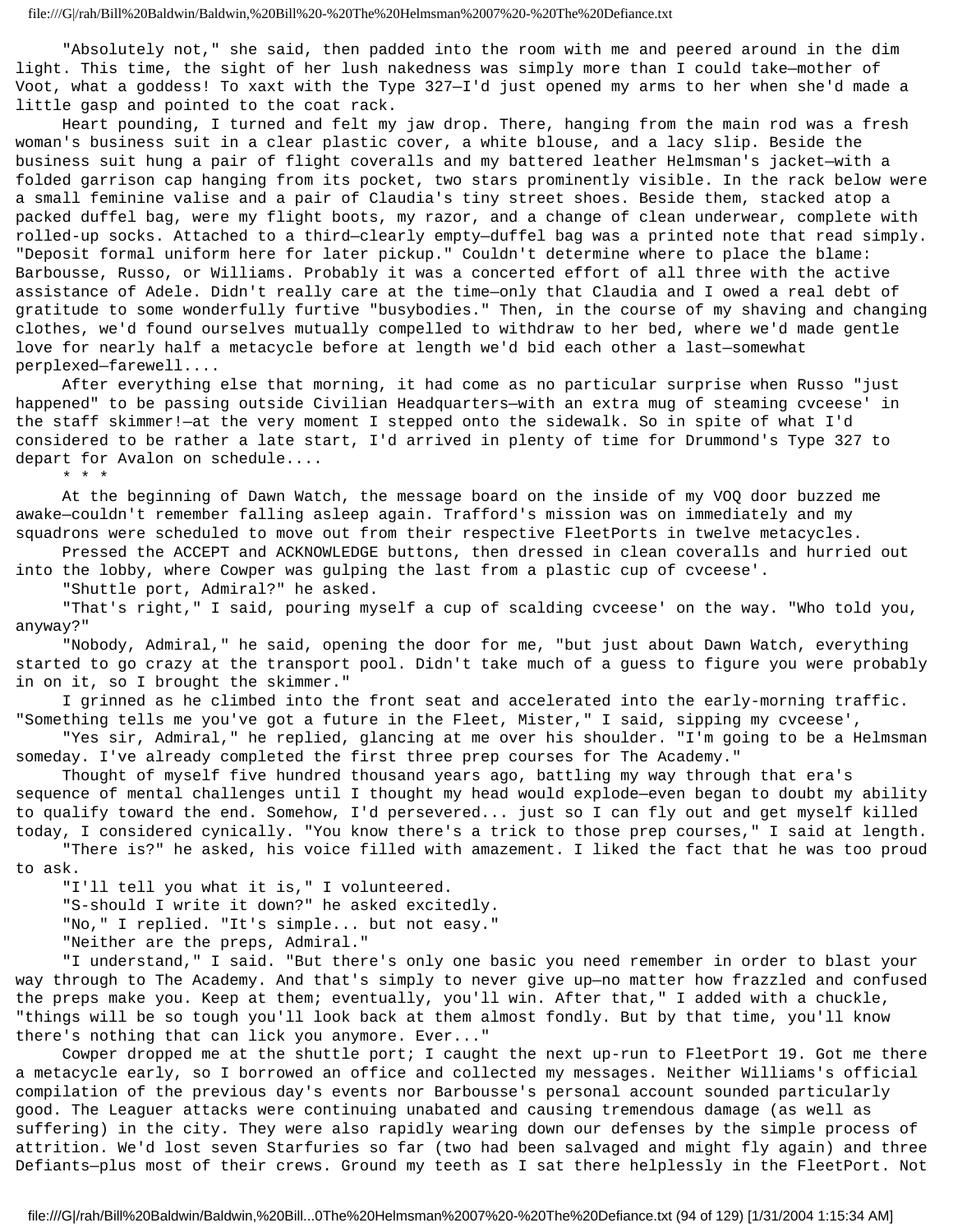"Absolutely not," she said, then padded into the room with me and peered around in the dim light. This time, the sight of her lush nakedness was simply more than I could take—mother of Voot, what a goddess! To xaxt with the Type 327—I'd just opened my arms to her when she'd made a little gasp and pointed to the coat rack.

Heart pounding, I turned and felt my jaw drop. There, hanging from the main rod was a fresh woman's business suit in a clear plastic cover, a white blouse, and a lacy slip. Beside the business suit hung a pair of flight coveralls and my battered leather Helmsman's jacket—with a folded garrison cap hanging from its pocket, two stars prominently visible. In the rack below were a small feminine valise and a pair of Claudia's tiny street shoes. Beside them, stacked atop a packed duffel bag, were my flight boots, my razor, and a change of clean underwear, complete with rolled-up socks. Attached to a third—clearly empty—duffel bag was a printed note that read simply. "Deposit formal uniform here for later pickup." Couldn't determine where to place the blame: Barbousse, Russo, or Williams. Probably it was a concerted effort of all three with the active assistance of Adele. Didn't really care at the time—only that Claudia and I owed a real debt of gratitude to some wonderfully furtive "busybodies." Then, in the course of my shaving and changing clothes, we'd found ourselves mutually compelled to withdraw to her bed, where we'd made gentle love for nearly half a metacycle before at length we'd bid each other a last—somewhat perplexed—farewell....

After everything else that morning, it had come as no particular surprise when Russo "just happened" to be passing outside Civilian Headquarters—with an extra mug of steaming cvceese' in the staff skimmer!—at the very moment I stepped onto the sidewalk. So in spite of what I'd considered to be rather a late start, I'd arrived in plenty of time for Drummond's Type 327 to depart for Avalon on schedule....

\* \* \*

At the beginning of Dawn Watch, the message board on the inside of my VOQ door buzzed me awake—couldn't remember falling asleep again. Trafford's mission was on immediately and my squadrons were scheduled to move out from their respective FleetPorts in twelve metacycles.

Pressed the ACCEPT and ACKNOWLEDGE buttons, then dressed in clean coveralls and hurried out into the lobby, where Cowper was gulping the last from a plastic cup of cvceese'.

"Shuttle port, Admiral?" he asked.

"That's right," I said, pouring myself a cup of scalding cvceese' on the way. "Who told you, anyway?"

"Nobody, Admiral," he said, opening the door for me, "but just about Dawn Watch, everything started to go crazy at the transport pool. Didn't take much of a guess to figure you were probably in on it, so I brought the skimmer."

I grinned as he climbed into the front seat and accelerated into the early-morning traffic. "Something tells me you've got a future in the Fleet, Mister," I said, sipping my cvceese',

"Yes sir, Admiral," he replied, glancing at me over his shoulder. "I'm going to be a Helmsman someday. I've already completed the first three prep courses for The Academy."

Thought of myself five hundred thousand years ago, battling my way through that era's sequence of mental challenges until I thought my head would explode—even began to doubt my ability to qualify toward the end. Somehow, I'd persevered... just so I can fly out and get myself killed today, I considered cynically. "You know there's a trick to those prep courses," I said at length.

"There is?" he asked, his voice filled with amazement. I liked the fact that he was too proud to ask.

"I'll tell you what it is," I volunteered.

"S-should I write it down?" he asked excitedly.

"No," I replied. "It's simple... but not easy."

"Neither are the preps, Admiral."

"I understand," I said. "But there's only one basic you need remember in order to blast your way through to The Academy. And that's simply to never give up—no matter how frazzled and confused the preps make you. Keep at them; eventually, you'll win. After that," I added with a chuckle, "things will be so tough you'll look back at them almost fondly. But by that time, you'll know there's nothing that can lick you anymore. Ever..."

Cowper dropped me at the shuttle port; I caught the next up-run to FleetPort 19. Got me there a metacycle early, so I borrowed an office and collected my messages. Neither Williams's official compilation of the previous day's events nor Barbousse's personal account sounded particularly good. The Leaguer attacks were continuing unabated and causing tremendous damage (as well as suffering) in the city. They were also rapidly wearing down our defenses by the simple process of attrition. We'd lost seven Starfuries so far (two had been salvaged and might fly again) and three Defiants—plus most of their crews. Ground my teeth as I sat there helplessly in the FleetPort. Not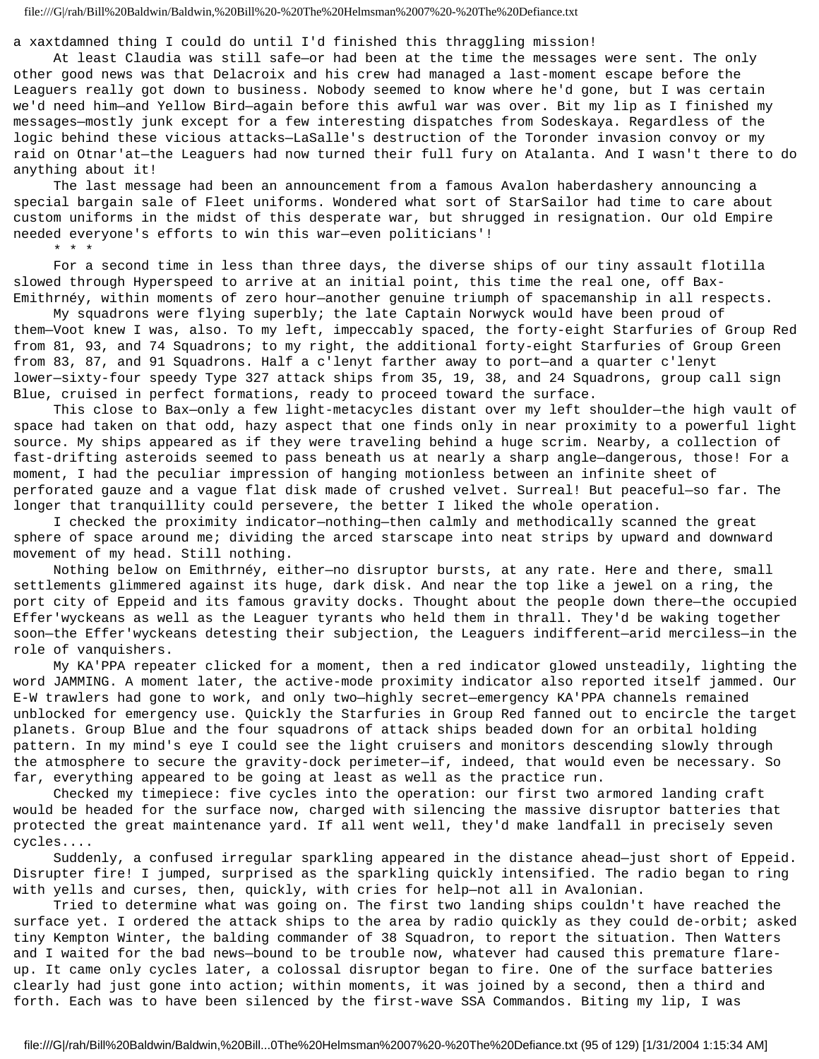a xaxtdamned thing I could do until I'd finished this thraggling mission!

At least Claudia was still safe—or had been at the time the messages were sent. The only other good news was that Delacroix and his crew had managed a last-moment escape before the Leaguers really got down to business. Nobody seemed to know where he'd gone, but I was certain we'd need him—and Yellow Bird—again before this awful war was over. Bit my lip as I finished my messages—mostly junk except for a few interesting dispatches from Sodeskaya. Regardless of the logic behind these vicious attacks—LaSalle's destruction of the Toronder invasion convoy or my raid on Otnar'at—the Leaguers had now turned their full fury on Atalanta. And I wasn't there to do anything about it!

The last message had been an announcement from a famous Avalon haberdashery announcing a special bargain sale of Fleet uniforms. Wondered what sort of StarSailor had time to care about custom uniforms in the midst of this desperate war, but shrugged in resignation. Our old Empire needed everyone's efforts to win this war—even politicians'!

* * *

For a second time in less than three days, the diverse ships of our tiny assault flotilla slowed through Hyperspeed to arrive at an initial point, this time the real one, off Bax-Emithrnéy, within moments of zero hour—another genuine triumph of spacemanship in all respects.

My squadrons were flying superbly; the late Captain Norwyck would have been proud of them—Voot knew I was, also. To my left, impeccably spaced, the forty-eight Starfuries of Group Red from 81, 93, and 74 Squadrons; to my right, the additional forty-eight Starfuries of Group Green from 83, 87, and 91 Squadrons. Half a c'lenyt farther away to port—and a quarter c'lenyt lower—sixty-four speedy Type 327 attack ships from 35, 19, 38, and 24 Squadrons, group call sign Blue, cruised in perfect formations, ready to proceed toward the surface.

This close to Bax—only a few light-metacycles distant over my left shoulder—the high vault of space had taken on that odd, hazy aspect that one finds only in near proximity to a powerful light source. My ships appeared as if they were traveling behind a huge scrim. Nearby, a collection of fast-drifting asteroids seemed to pass beneath us at nearly a sharp angle—dangerous, those! For a moment, I had the peculiar impression of hanging motionless between an infinite sheet of perforated gauze and a vague flat disk made of crushed velvet. Surreal! But peaceful—so far. The longer that tranquillity could persevere, the better I liked the whole operation.

I checked the proximity indicator—nothing—then calmly and methodically scanned the great sphere of space around me; dividing the arced starscape into neat strips by upward and downward movement of my head. Still nothing.

Nothing below on Emithrnéy, either—no disruptor bursts, at any rate. Here and there, small settlements glimmered against its huge, dark disk. And near the top like a jewel on a ring, the port city of Eppeid and its famous gravity docks. Thought about the people down there—the occupied Effer'wyckeans as well as the Leaguer tyrants who held them in thrall. They'd be waking together soon—the Effer'wyckeans detesting their subjection, the Leaguers indifferent—arid merciless—in the role of vanquishers.

My KA'PPA repeater clicked for a moment, then a red indicator glowed unsteadily, lighting the word JAMMING. A moment later, the active-mode proximity indicator also reported itself jammed. Our E-W trawlers had gone to work, and only two—highly secret—emergency KA'PPA channels remained unblocked for emergency use. Quickly the Starfuries in Group Red fanned out to encircle the target planets. Group Blue and the four squadrons of attack ships beaded down for an orbital holding pattern. In my mind's eye I could see the light cruisers and monitors descending slowly through the atmosphere to secure the gravity-dock perimeter—if, indeed, that would even be necessary. So far, everything appeared to be going at least as well as the practice run.

Checked my timepiece: five cycles into the operation: our first two armored landing craft would be headed for the surface now, charged with silencing the massive disruptor batteries that protected the great maintenance yard. If all went well, they'd make landfall in precisely seven cycles....

Suddenly, a confused irregular sparkling appeared in the distance ahead—just short of Eppeid. Disrupter fire! I jumped, surprised as the sparkling quickly intensified. The radio began to ring with yells and curses, then, quickly, with cries for help—not all in Avalonian.

Tried to determine what was going on. The first two landing ships couldn't have reached the surface yet. I ordered the attack ships to the area by radio quickly as they could de-orbit; asked tiny Kempton Winter, the balding commander of 38 Squadron, to report the situation. Then Watters and I waited for the bad news—bound to be trouble now, whatever had caused this premature flare-up. It came only cycles later, a colossal disruptor began to fire. One of the surface batteries clearly had just gone into action; within moments, it was joined by a second, then a third and forth. Each was to have been silenced by the first-wave SSA Commandos. Biting my lip, I was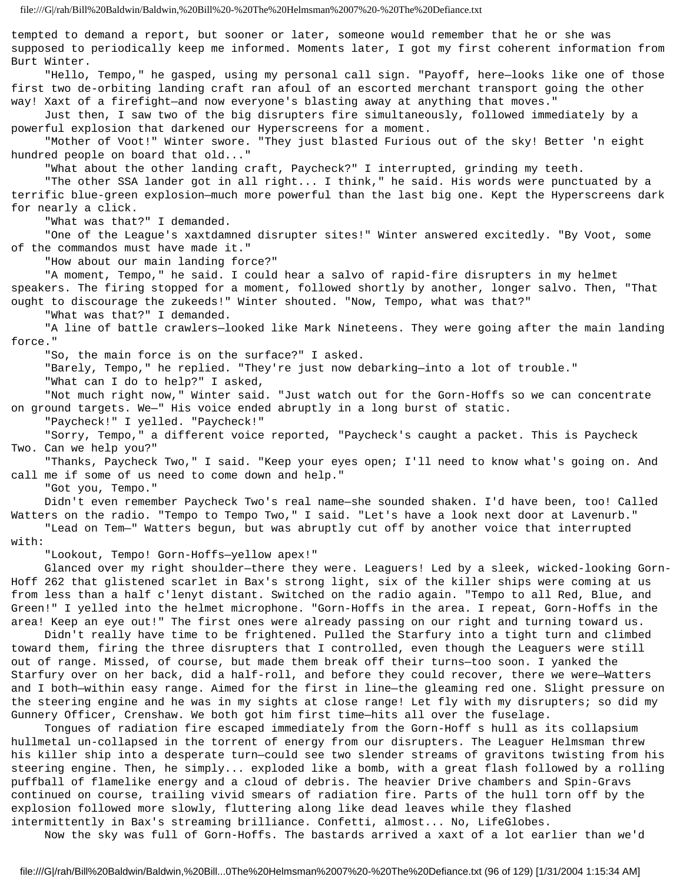tempted to demand a report, but sooner or later, someone would remember that he or she was supposed to periodically keep me informed. Moments later, I got my first coherent information from Burt Winter.

"Hello, Tempo," he gasped, using my personal call sign. "Payoff, here—looks like one of those first two de-orbiting landing craft ran afoul of an escorted merchant transport going the other way! Xaxt of a firefight—and now everyone's blasting away at anything that moves."

Just then, I saw two of the big disrupters fire simultaneously, followed immediately by a powerful explosion that darkened our Hyperscreens for a moment.

"Mother of Voot!" Winter swore. "They just blasted Furious out of the sky! Better 'n eight hundred people on board that old..."

"What about the other landing craft, Paycheck?" I interrupted, grinding my teeth.

"The other SSA lander got in all right... I think," he said. His words were punctuated by a terrific blue-green explosion—much more powerful than the last big one. Kept the Hyperscreens dark for nearly a click.

"What was that?" I demanded.

"One of the League's xaxtdamned disrupter sites!" Winter answered excitedly. "By Voot, some of the commandos must have made it."

"How about our main landing force?"

"A moment, Tempo," he said. I could hear a salvo of rapid-fire disrupters in my helmet speakers. The firing stopped for a moment, followed shortly by another, longer salvo. Then, "That ought to discourage the zukeeds!" Winter shouted. "Now, Tempo, what was that?"

"What was that?" I demanded.

"A line of battle crawlers—looked like Mark Nineteens. They were going after the main landing force."

"So, the main force is on the surface?" I asked.

"Barely, Tempo," he replied. "They're just now debarking—into a lot of trouble."

"What can I do to help?" I asked,

"Not much right now," Winter said. "Just watch out for the Gorn-Hoffs so we can concentrate on ground targets. We—" His voice ended abruptly in a long burst of static.

"Paycheck!" I yelled. "Paycheck!"

"Sorry, Tempo," a different voice reported, "Paycheck's caught a packet. This is Paycheck Two. Can we help you?"

"Thanks, Paycheck Two," I said. "Keep your eyes open; I'll need to know what's going on. And call me if some of us need to come down and help."

"Got you, Tempo."

Didn't even remember Paycheck Two's real name—she sounded shaken. I'd have been, too! Called Watters on the radio. "Tempo to Tempo Two," I said. "Let's have a look next door at Lavenurb."

"Lead on Tem—" Watters begun, but was abruptly cut off by another voice that interrupted with:

"Lookout, Tempo! Gorn-Hoffs—yellow apex!"

Glanced over my right shoulder—there they were. Leaguers! Led by a sleek, wicked-looking Gorn-Hoff 262 that glistened scarlet in Bax's strong light, six of the killer ships were coming at us from less than a half c'lenyt distant. Switched on the radio again. "Tempo to all Red, Blue, and Green!" I yelled into the helmet microphone. "Gorn-Hoffs in the area. I repeat, Gorn-Hoffs in the area! Keep an eye out!" The first ones were already passing on our right and turning toward us.

Didn't really have time to be frightened. Pulled the Starfury into a tight turn and climbed toward them, firing the three disrupters that I controlled, even though the Leaguers were still out of range. Missed, of course, but made them break off their turns—too soon. I yanked the Starfury over on her back, did a half-roll, and before they could recover, there we were—Watters and I both—within easy range. Aimed for the first in line—the gleaming red one. Slight pressure on the steering engine and he was in my sights at close range! Let fly with my disrupters; so did my Gunnery Officer, Crenshaw. We both got him first time—hits all over the fuselage.

Tongues of radiation fire escaped immediately from the Gorn-Hoff s hull as its collapsium hullmetal un-collapsed in the torrent of energy from our disrupters. The Leaguer Helmsman threw his killer ship into a desperate turn—could see two slender streams of gravitons twisting from his steering engine. Then, he simply... exploded like a bomb, with a great flash followed by a rolling puffball of flamelike energy and a cloud of debris. The heavier Drive chambers and Spin-Gravs continued on course, trailing vivid smears of radiation fire. Parts of the hull torn off by the explosion followed more slowly, fluttering along like dead leaves while they flashed intermittently in Bax's streaming brilliance. Confetti, almost... No, LifeGlobes.

Now the sky was full of Gorn-Hoffs. The bastards arrived a xaxt of a lot earlier than we'd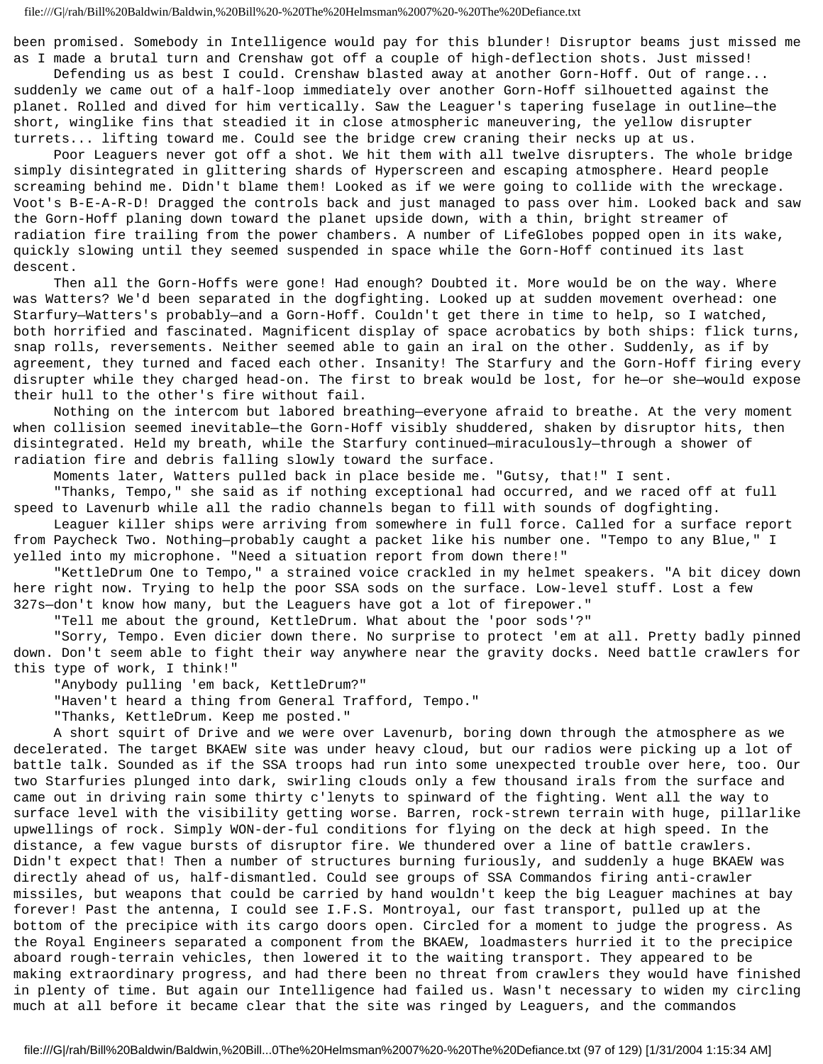been promised. Somebody in Intelligence would pay for this blunder! Disruptor beams just missed me as I made a brutal turn and Crenshaw got off a couple of high-deflection shots. Just missed!

Defending us as best I could. Crenshaw blasted away at another Gorn-Hoff. Out of range... suddenly we came out of a half-loop immediately over another Gorn-Hoff silhouetted against the planet. Rolled and dived for him vertically. Saw the Leaguer's tapering fuselage in outline—the short, winglike fins that steadied it in close atmospheric maneuvering, the yellow disrupter turrets... lifting toward me. Could see the bridge crew craning their necks up at us.

Poor Leaguers never got off a shot. We hit them with all twelve disrupters. The whole bridge simply disintegrated in glittering shards of Hyperscreen and escaping atmosphere. Heard people screaming behind me. Didn't blame them! Looked as if we were going to collide with the wreckage. Voot's B-E-A-R-D! Dragged the controls back and just managed to pass over him. Looked back and saw the Gorn-Hoff planing down toward the planet upside down, with a thin, bright streamer of radiation fire trailing from the power chambers. A number of LifeGlobes popped open in its wake, quickly slowing until they seemed suspended in space while the Gorn-Hoff continued its last descent.

Then all the Gorn-Hoffs were gone! Had enough? Doubted it. More would be on the way. Where was Watters? We'd been separated in the dogfighting. Looked up at sudden movement overhead: one Starfury—Watters's probably—and a Gorn-Hoff. Couldn't get there in time to help, so I watched, both horrified and fascinated. Magnificent display of space acrobatics by both ships: flick turns, snap rolls, reversements. Neither seemed able to gain an iral on the other. Suddenly, as if by agreement, they turned and faced each other. Insanity! The Starfury and the Gorn-Hoff firing every disrupter while they charged head-on. The first to break would be lost, for he—or she—would expose their hull to the other's fire without fail.

Nothing on the intercom but labored breathing—everyone afraid to breathe. At the very moment when collision seemed inevitable—the Gorn-Hoff visibly shuddered, shaken by disruptor hits, then disintegrated. Held my breath, while the Starfury continued—miraculously—through a shower of radiation fire and debris falling slowly toward the surface.

Moments later, Watters pulled back in place beside me. "Gutsy, that!" I sent.

"Thanks, Tempo," she said as if nothing exceptional had occurred, and we raced off at full speed to Lavenurb while all the radio channels began to fill with sounds of dogfighting.

Leaguer killer ships were arriving from somewhere in full force. Called for a surface report from Paycheck Two. Nothing—probably caught a packet like his number one. "Tempo to any Blue," I yelled into my microphone. "Need a situation report from down there!"

"KettleDrum One to Tempo," a strained voice crackled in my helmet speakers. "A bit dicey down here right now. Trying to help the poor SSA sods on the surface. Low-level stuff. Lost a few 327s—don't know how many, but the Leaguers have got a lot of firepower."

"Tell me about the ground, KettleDrum. What about the 'poor sods'?"

"Sorry, Tempo. Even dicier down there. No surprise to protect 'em at all. Pretty badly pinned down. Don't seem able to fight their way anywhere near the gravity docks. Need battle crawlers for this type of work, I think!"

"Anybody pulling 'em back, KettleDrum?"

"Haven't heard a thing from General Trafford, Tempo."

"Thanks, KettleDrum. Keep me posted."

A short squirt of Drive and we were over Lavenurb, boring down through the atmosphere as we decelerated. The target BKAEW site was under heavy cloud, but our radios were picking up a lot of battle talk. Sounded as if the SSA troops had run into some unexpected trouble over here, too. Our two Starfuries plunged into dark, swirling clouds only a few thousand irals from the surface and came out in driving rain some thirty c'lenyts to spinward of the fighting. Went all the way to surface level with the visibility getting worse. Barren, rock-strewn terrain with huge, pillarlike upwellings of rock. Simply WON-der-ful conditions for flying on the deck at high speed. In the distance, a few vague bursts of disruptor fire. We thundered over a line of battle crawlers. Didn't expect that! Then a number of structures burning furiously, and suddenly a huge BKAEW was directly ahead of us, half-dismantled. Could see groups of SSA Commandos firing anti-crawler missiles, but weapons that could be carried by hand wouldn't keep the big Leaguer machines at bay forever! Past the antenna, I could see I.F.S. Montroyal, our fast transport, pulled up at the bottom of the precipice with its cargo doors open. Circled for a moment to judge the progress. As the Royal Engineers separated a component from the BKAEW, loadmasters hurried it to the precipice aboard rough-terrain vehicles, then lowered it to the waiting transport. They appeared to be making extraordinary progress, and had there been no threat from crawlers they would have finished in plenty of time. But again our Intelligence had failed us. Wasn't necessary to widen my circling much at all before it became clear that the site was ringed by Leaguers, and the commandos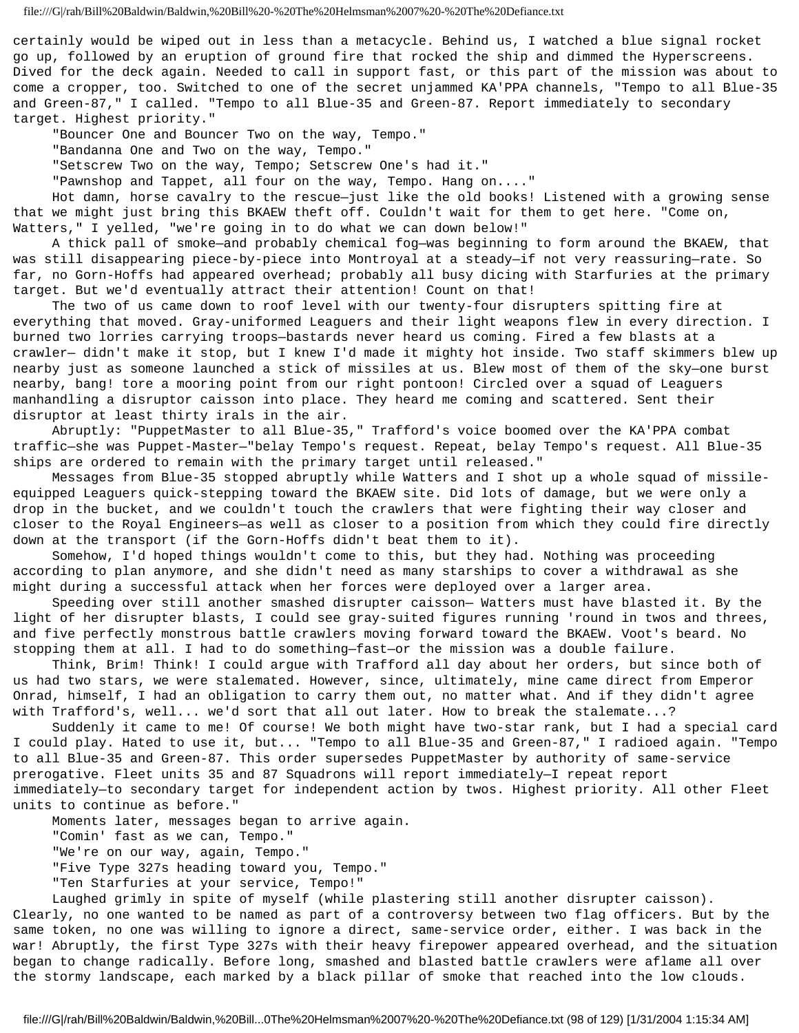certainly would be wiped out in less than a metacycle. Behind us, I watched a blue signal rocket go up, followed by an eruption of ground fire that rocked the ship and dimmed the Hyperscreens. Dived for the deck again. Needed to call in support fast, or this part of the mission was about to come a cropper, too. Switched to one of the secret unjammed KA'PPA channels, "Tempo to all Blue-35 and Green-87," I called. "Tempo to all Blue-35 and Green-87. Report immediately to secondary target. Highest priority."

"Bouncer One and Bouncer Two on the way, Tempo."

"Bandanna One and Two on the way, Tempo."

"Setscrew Two on the way, Tempo; Setscrew One's had it."

"Pawnshop and Tappet, all four on the way, Tempo. Hang on...."

Hot damn, horse cavalry to the rescue—just like the old books! Listened with a growing sense that we might just bring this BKAEW theft off. Couldn't wait for them to get here. "Come on, Watters," I yelled, "we're going in to do what we can down below!"

A thick pall of smoke—and probably chemical fog—was beginning to form around the BKAEW, that was still disappearing piece-by-piece into Montroyal at a steady—if not very reassuring—rate. So far, no Gorn-Hoffs had appeared overhead; probably all busy dicing with Starfuries at the primary target. But we'd eventually attract their attention! Count on that!

The two of us came down to roof level with our twenty-four disrupters spitting fire at everything that moved. Gray-uniformed Leaguers and their light weapons flew in every direction. I burned two lorries carrying troops—bastards never heard us coming. Fired a few blasts at a crawler— didn't make it stop, but I knew I'd made it mighty hot inside. Two staff skimmers blew up nearby just as someone launched a stick of missiles at us. Blew most of them of the sky—one burst nearby, bang! tore a mooring point from our right pontoon! Circled over a squad of Leaguers manhandling a disruptor caisson into place. They heard me coming and scattered. Sent their disruptor at least thirty irals in the air.

Abruptly: "PuppetMaster to all Blue-35," Trafford's voice boomed over the KA'PPA combat traffic—she was Puppet-Master—"belay Tempo's request. Repeat, belay Tempo's request. All Blue-35 ships are ordered to remain with the primary target until released."

Messages from Blue-35 stopped abruptly while Watters and I shot up a whole squad of missile-equipped Leaguers quick-stepping toward the BKAEW site. Did lots of damage, but we were only a drop in the bucket, and we couldn't touch the crawlers that were fighting their way closer and closer to the Royal Engineers—as well as closer to a position from which they could fire directly down at the transport (if the Gorn-Hoffs didn't beat them to it).

Somehow, I'd hoped things wouldn't come to this, but they had. Nothing was proceeding according to plan anymore, and she didn't need as many starships to cover a withdrawal as she might during a successful attack when her forces were deployed over a larger area.

Speeding over still another smashed disrupter caisson— Watters must have blasted it. By the light of her disrupter blasts, I could see gray-suited figures running 'round in twos and threes, and five perfectly monstrous battle crawlers moving forward toward the BKAEW. Voot's beard. No stopping them at all. I had to do something—fast—or the mission was a double failure.

Think, Brim! Think! I could argue with Trafford all day about her orders, but since both of us had two stars, we were stalemated. However, since, ultimately, mine came direct from Emperor Onrad, himself, I had an obligation to carry them out, no matter what. And if they didn't agree with Trafford's, well... we'd sort that all out later. How to break the stalemate...?

Suddenly it came to me! Of course! We both might have two-star rank, but I had a special card I could play. Hated to use it, but... "Tempo to all Blue-35 and Green-87," I radioed again. "Tempo to all Blue-35 and Green-87. This order supersedes PuppetMaster by authority of same-service prerogative. Fleet units 35 and 87 Squadrons will report immediately—I repeat report immediately—to secondary target for independent action by twos. Highest priority. All other Fleet units to continue as before."

Moments later, messages began to arrive again.

"Comin' fast as we can, Tempo."

"We're on our way, again, Tempo."

"Five Type 327s heading toward you, Tempo."

"Ten Starfuries at your service, Tempo!"

Laughed grimly in spite of myself (while plastering still another disrupter caisson). Clearly, no one wanted to be named as part of a controversy between two flag officers. But by the same token, no one was willing to ignore a direct, same-service order, either. I was back in the war! Abruptly, the first Type 327s with their heavy firepower appeared overhead, and the situation began to change radically. Before long, smashed and blasted battle crawlers were aflame all over the stormy landscape, each marked by a black pillar of smoke that reached into the low clouds.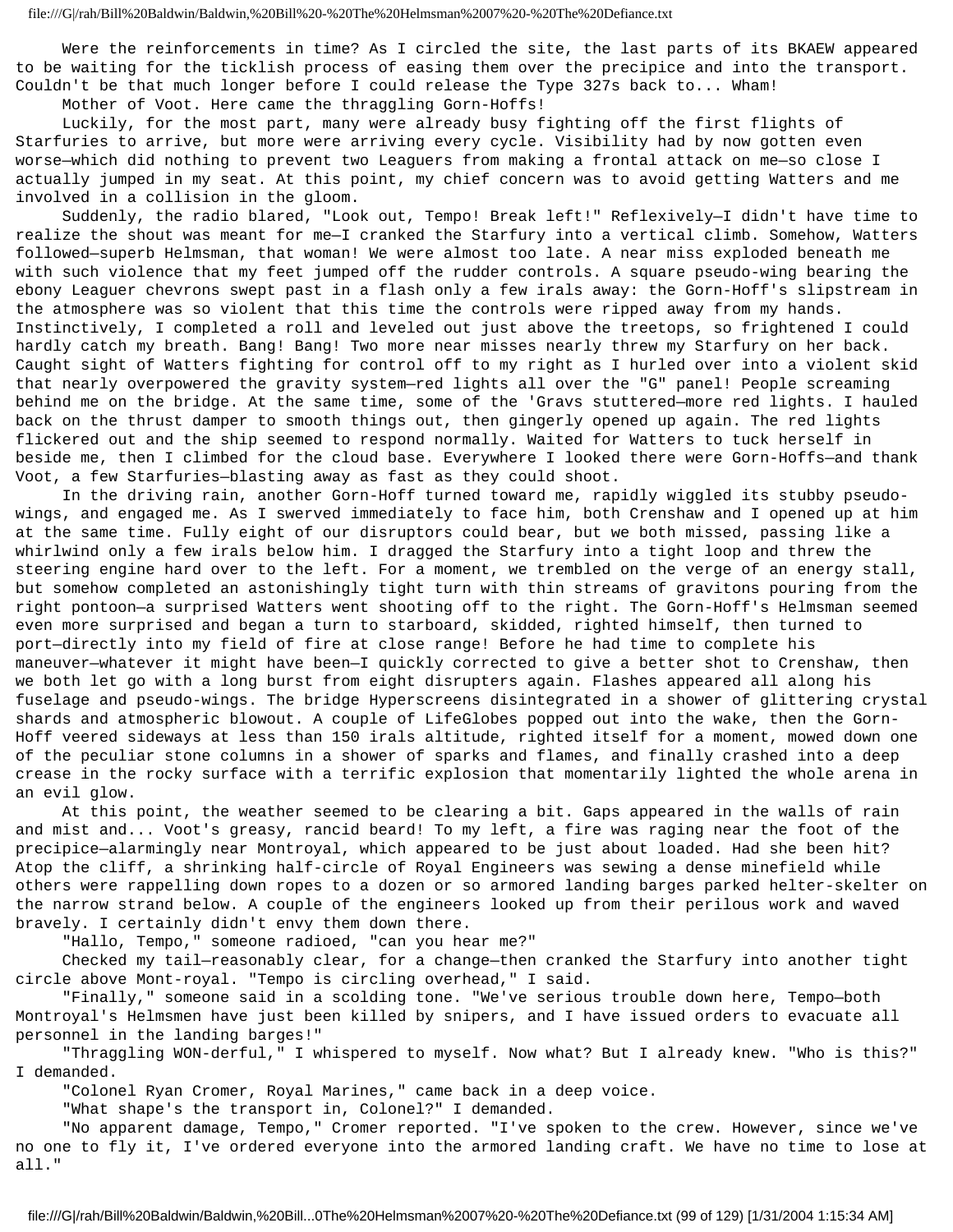Were the reinforcements in time? As I circled the site, the last parts of its BKAEW appeared to be waiting for the ticklish process of easing them over the precipice and into the transport. Couldn't be that much longer before I could release the Type 327s back to... Wham!

Mother of Voot. Here came the thraggling Gorn-Hoffs!

Luckily, for the most part, many were already busy fighting off the first flights of Starfuries to arrive, but more were arriving every cycle. Visibility had by now gotten even worse—which did nothing to prevent two Leaguers from making a frontal attack on me—so close I actually jumped in my seat. At this point, my chief concern was to avoid getting Watters and me involved in a collision in the gloom.

Suddenly, the radio blared, "Look out, Tempo! Break left!" Reflexively—I didn't have time to realize the shout was meant for me—I cranked the Starfury into a vertical climb. Somehow, Watters followed—superb Helmsman, that woman! We were almost too late. A near miss exploded beneath me with such violence that my feet jumped off the rudder controls. A square pseudo-wing bearing the ebony Leaguer chevrons swept past in a flash only a few irals away: the Gorn-Hoff's slipstream in the atmosphere was so violent that this time the controls were ripped away from my hands. Instinctively, I completed a roll and leveled out just above the treetops, so frightened I could hardly catch my breath. Bang! Bang! Two more near misses nearly threw my Starfury on her back. Caught sight of Watters fighting for control off to my right as I hurled over into a violent skid that nearly overpowered the gravity system—red lights all over the "G" panel! People screaming behind me on the bridge. At the same time, some of the 'Gravs stuttered—more red lights. I hauled back on the thrust damper to smooth things out, then gingerly opened up again. The red lights flickered out and the ship seemed to respond normally. Waited for Watters to tuck herself in beside me, then I climbed for the cloud base. Everywhere I looked there were Gorn-Hoffs—and thank Voot, a few Starfuries—blasting away as fast as they could shoot.

In the driving rain, another Gorn-Hoff turned toward me, rapidly wiggled its stubby pseudo-wings, and engaged me. As I swerved immediately to face him, both Crenshaw and I opened up at him at the same time. Fully eight of our disruptors could bear, but we both missed, passing like a whirlwind only a few irals below him. I dragged the Starfury into a tight loop and threw the steering engine hard over to the left. For a moment, we trembled on the verge of an energy stall, but somehow completed an astonishingly tight turn with thin streams of gravitons pouring from the right pontoon—a surprised Watters went shooting off to the right. The Gorn-Hoff's Helmsman seemed even more surprised and began a turn to starboard, skidded, righted himself, then turned to port—directly into my field of fire at close range! Before he had time to complete his maneuver—whatever it might have been—I quickly corrected to give a better shot to Crenshaw, then we both let go with a long burst from eight disrupters again. Flashes appeared all along his fuselage and pseudo-wings. The bridge Hyperscreens disintegrated in a shower of glittering crystal shards and atmospheric blowout. A couple of LifeGlobes popped out into the wake, then the Gorn-Hoff veered sideways at less than 150 irals altitude, righted itself for a moment, mowed down one of the peculiar stone columns in a shower of sparks and flames, and finally crashed into a deep crease in the rocky surface with a terrific explosion that momentarily lighted the whole arena in an evil glow.

At this point, the weather seemed to be clearing a bit. Gaps appeared in the walls of rain and mist and... Voot's greasy, rancid beard! To my left, a fire was raging near the foot of the precipice—alarmingly near Montroyal, which appeared to be just about loaded. Had she been hit? Atop the cliff, a shrinking half-circle of Royal Engineers was sewing a dense minefield while others were rappelling down ropes to a dozen or so armored landing barges parked helter-skelter on the narrow strand below. A couple of the engineers looked up from their perilous work and waved bravely. I certainly didn't envy them down there.

"Hallo, Tempo," someone radioed, "can you hear me?"

Checked my tail—reasonably clear, for a change—then cranked the Starfury into another tight circle above Mont-royal. "Tempo is circling overhead," I said.

"Finally," someone said in a scolding tone. "We've serious trouble down here, Tempo—both Montroyal's Helmsmen have just been killed by snipers, and I have issued orders to evacuate all personnel in the landing barges!"

"Thraggling WON-derful," I whispered to myself. Now what? But I already knew. "Who is this?" I demanded.

"Colonel Ryan Cromer, Royal Marines," came back in a deep voice.

"What shape's the transport in, Colonel?" I demanded.

"No apparent damage, Tempo," Cromer reported. "I've spoken to the crew. However, since we've no one to fly it, I've ordered everyone into the armored landing craft. We have no time to lose at all."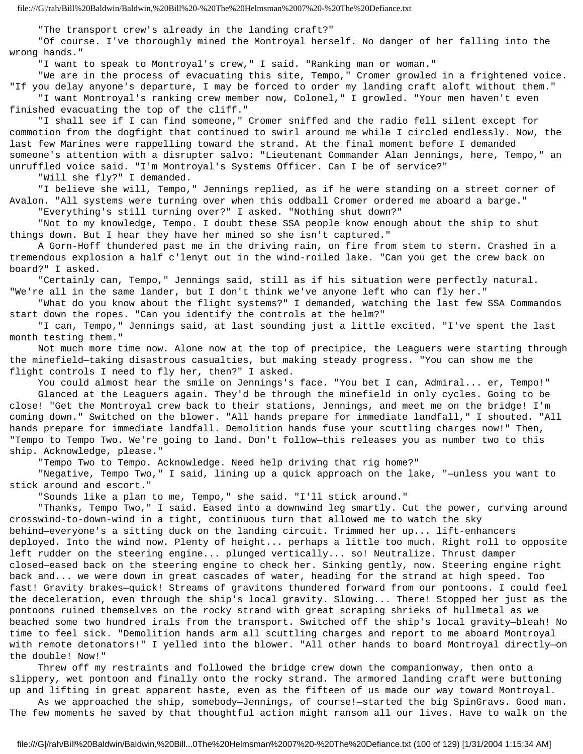"The transport crew's already in the landing craft?"

"Of course. I've thoroughly mined the Montroyal herself. No danger of her falling into the wrong hands."

"I want to speak to Montroyal's crew," I said. "Ranking man or woman."

"We are in the process of evacuating this site, Tempo," Cromer growled in a frightened voice. "If you delay anyone's departure, I may be forced to order my landing craft aloft without them."

"I want Montroyal's ranking crew member now, Colonel," I growled. "Your men haven't even finished evacuating the top of the cliff."

"I shall see if I can find someone," Cromer sniffed and the radio fell silent except for commotion from the dogfight that continued to swirl around me while I circled endlessly. Now, the last few Marines were rappelling toward the strand. At the final moment before I demanded someone's attention with a disrupter salvo: "Lieutenant Commander Alan Jennings, here, Tempo," an unruffled voice said. "I'm Montroyal's Systems Officer. Can I be of service?"

"Will she fly?" I demanded.

"I believe she will, Tempo," Jennings replied, as if he were standing on a street corner of Avalon. "All systems were turning over when this oddball Cromer ordered me aboard a barge."

"Everything's still turning over?" I asked. "Nothing shut down?"

"Not to my knowledge, Tempo. I doubt these SSA people know enough about the ship to shut things down. But I hear they have her mined so she isn't captured."

A Gorn-Hoff thundered past me in the driving rain, on fire from stem to stern. Crashed in a tremendous explosion a half c'lenyt out in the wind-roiled lake. "Can you get the crew back on board?" I asked.

"Certainly can, Tempo," Jennings said, still as if his situation were perfectly natural. "We're all in the same lander, but I don't think we've anyone left who can fly her."

"What do you know about the flight systems?" I demanded, watching the last few SSA Commandos start down the ropes. "Can you identify the controls at the helm?"

"I can, Tempo," Jennings said, at last sounding just a little excited. "I've spent the last month testing them."

Not much more time now. Alone now at the top of precipice, the Leaguers were starting through the minefield—taking disastrous casualties, but making steady progress. "You can show me the flight controls I need to fly her, then?" I asked.

You could almost hear the smile on Jennings's face. "You bet I can, Admiral... er, Tempo!"

Glanced at the Leaguers again. They'd be through the minefield in only cycles. Going to be close! "Get the Montroyal crew back to their stations, Jennings, and meet me on the bridge! I'm coming down." Switched on the blower. "All hands prepare for immediate landfall," I shouted. "All hands prepare for immediate landfall. Demolition hands fuse your scuttling charges now!" Then, "Tempo to Tempo Two. We're going to land. Don't follow—this releases you as number two to this ship. Acknowledge, please."

"Tempo Two to Tempo. Acknowledge. Need help driving that rig home?"

"Negative, Tempo Two," I said, lining up a quick approach on the lake, "—unless you want to stick around and escort."

"Sounds like a plan to me, Tempo," she said. "I'll stick around."

"Thanks, Tempo Two," I said. Eased into a downwind leg smartly. Cut the power, curving around crosswind-to-down-wind in a tight, continuous turn that allowed me to watch the sky behind—everyone's a sitting duck on the landing circuit. Trimmed her up... lift-enhancers deployed. Into the wind now. Plenty of height... perhaps a little too much. Right roll to opposite left rudder on the steering engine... plunged vertically... so! Neutralize. Thrust damper closed—eased back on the steering engine to check her. Sinking gently, now. Steering engine right back and... we were down in great cascades of water, heading for the strand at high speed. Too fast! Gravity brakes—quick! Streams of gravitons thundered forward from our pontoons. I could feel the deceleration, even through the ship's local gravity. Slowing... There! Stopped her just as the pontoons ruined themselves on the rocky strand with great scraping shrieks of hullmetal as we beached some two hundred irals from the transport. Switched off the ship's local gravity—bleah! No time to feel sick. "Demolition hands arm all scuttling charges and report to me aboard Montroyal with remote detonators!" I yelled into the blower. "All other hands to board Montroyal directly—on the double! Now!"

Threw off my restraints and followed the bridge crew down the companionway, then onto a slippery, wet pontoon and finally onto the rocky strand. The armored landing craft were buttoning up and lifting in great apparent haste, even as the fifteen of us made our way toward Montroyal.

As we approached the ship, somebody—Jennings, of course!—started the big SpinGravs. Good man. The few moments he saved by that thoughtful action might ransom all our lives. Have to walk on the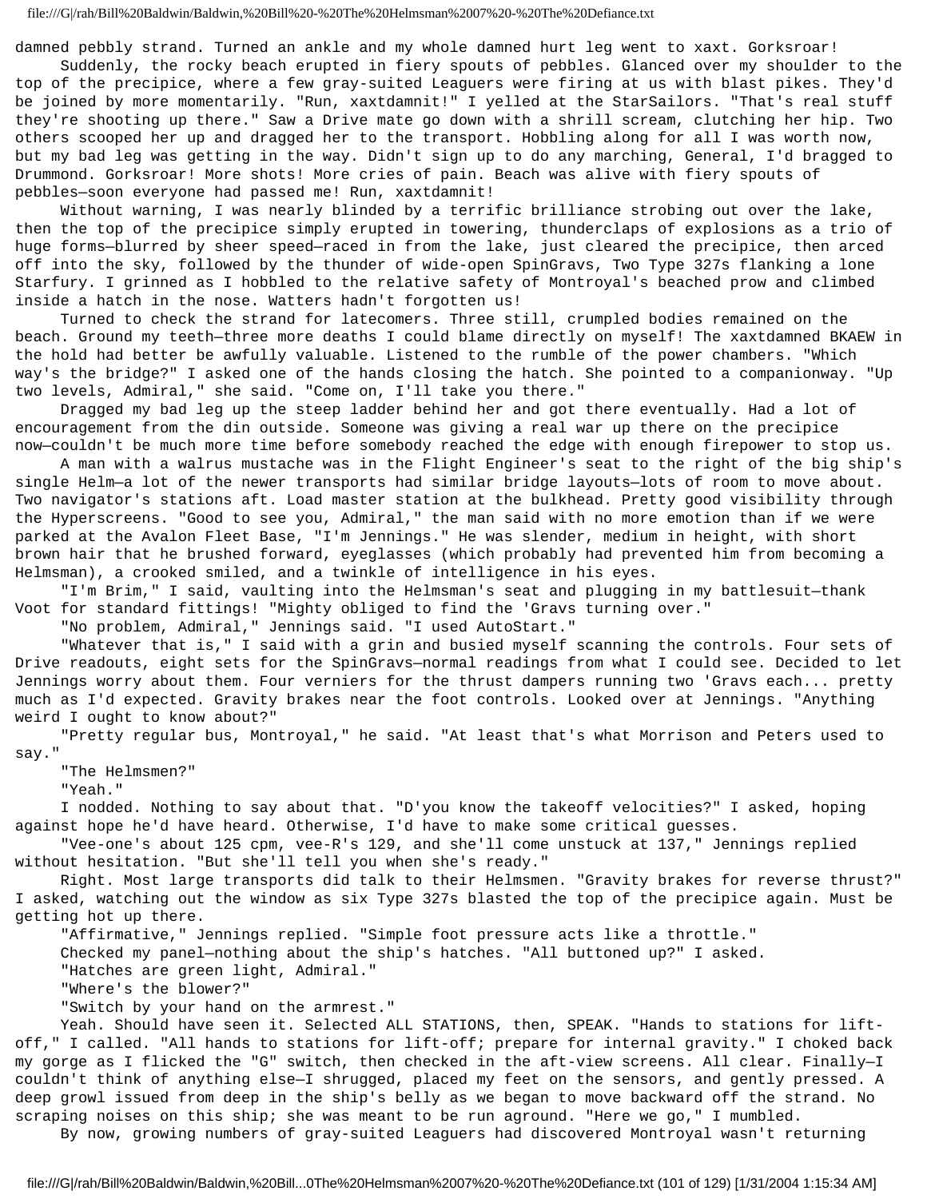damned pebbly strand. Turned an ankle and my whole damned hurt leg went to xaxt. Gorksroar!

Suddenly, the rocky beach erupted in fiery spouts of pebbles. Glanced over my shoulder to the top of the precipice, where a few gray-suited Leaguers were firing at us with blast pikes. They'd be joined by more momentarily. "Run, xaxtdamnit!" I yelled at the StarSailors. "That's real stuff they're shooting up there." Saw a Drive mate go down with a shrill scream, clutching her hip. Two others scooped her up and dragged her to the transport. Hobbling along for all I was worth now, but my bad leg was getting in the way. Didn't sign up to do any marching, General, I'd bragged to Drummond. Gorksroar! More shots! More cries of pain. Beach was alive with fiery spouts of pebbles—soon everyone had passed me! Run, xaxtdamnit!

Without warning, I was nearly blinded by a terrific brilliance strobing out over the lake, then the top of the precipice simply erupted in towering, thunderclaps of explosions as a trio of huge forms—blurred by sheer speed—raced in from the lake, just cleared the precipice, then arced off into the sky, followed by the thunder of wide-open SpinGravs, Two Type 327s flanking a lone Starfury. I grinned as I hobbled to the relative safety of Montroyal's beached prow and climbed inside a hatch in the nose. Watters hadn't forgotten us!

Turned to check the strand for latecomers. Three still, crumpled bodies remained on the beach. Ground my teeth—three more deaths I could blame directly on myself! The xaxtdamned BKAEW in the hold had better be awfully valuable. Listened to the rumble of the power chambers. "Which way's the bridge?" I asked one of the hands closing the hatch. She pointed to a companionway. "Up two levels, Admiral," she said. "Come on, I'll take you there."

Dragged my bad leg up the steep ladder behind her and got there eventually. Had a lot of encouragement from the din outside. Someone was giving a real war up there on the precipice now—couldn't be much more time before somebody reached the edge with enough firepower to stop us.

A man with a walrus mustache was in the Flight Engineer's seat to the right of the big ship's single Helm—a lot of the newer transports had similar bridge layouts—lots of room to move about. Two navigator's stations aft. Load master station at the bulkhead. Pretty good visibility through the Hyperscreens. "Good to see you, Admiral," the man said with no more emotion than if we were parked at the Avalon Fleet Base, "I'm Jennings." He was slender, medium in height, with short brown hair that he brushed forward, eyeglasses (which probably had prevented him from becoming a Helmsman), a crooked smiled, and a twinkle of intelligence in his eyes.

"I'm Brim," I said, vaulting into the Helmsman's seat and plugging in my battlesuit—thank Voot for standard fittings! "Mighty obliged to find the 'Gravs turning over."

"No problem, Admiral," Jennings said. "I used AutoStart."

"Whatever that is," I said with a grin and busied myself scanning the controls. Four sets of Drive readouts, eight sets for the SpinGravs—normal readings from what I could see. Decided to let Jennings worry about them. Four verniers for the thrust dampers running two 'Gravs each... pretty much as I'd expected. Gravity brakes near the foot controls. Looked over at Jennings. "Anything weird I ought to know about?"

"Pretty regular bus, Montroyal," he said. "At least that's what Morrison and Peters used to say."

"The Helmsmen?"

"Yeah."

I nodded. Nothing to say about that. "D'you know the takeoff velocities?" I asked, hoping against hope he'd have heard. Otherwise, I'd have to make some critical guesses.

"Vee-one's about 125 cpm, vee-R's 129, and she'll come unstuck at 137," Jennings replied without hesitation. "But she'll tell you when she's ready."

Right. Most large transports did talk to their Helmsmen. "Gravity brakes for reverse thrust?" I asked, watching out the window as six Type 327s blasted the top of the precipice again. Must be getting hot up there.

"Affirmative," Jennings replied. "Simple foot pressure acts like a throttle."

Checked my panel—nothing about the ship's hatches. "All buttoned up?" I asked.

"Hatches are green light, Admiral."

"Where's the blower?"

"Switch by your hand on the armrest."

Yeah. Should have seen it. Selected ALL STATIONS, then, SPEAK. "Hands to stations for lift-off," I called. "All hands to stations for lift-off; prepare for internal gravity." I choked back my gorge as I flicked the "G" switch, then checked in the aft-view screens. All clear. Finally—I couldn't think of anything else—I shrugged, placed my feet on the sensors, and gently pressed. A deep growl issued from deep in the ship's belly as we began to move backward off the strand. No scraping noises on this ship; she was meant to be run aground. "Here we go," I mumbled.

By now, growing numbers of gray-suited Leaguers had discovered Montroyal wasn't returning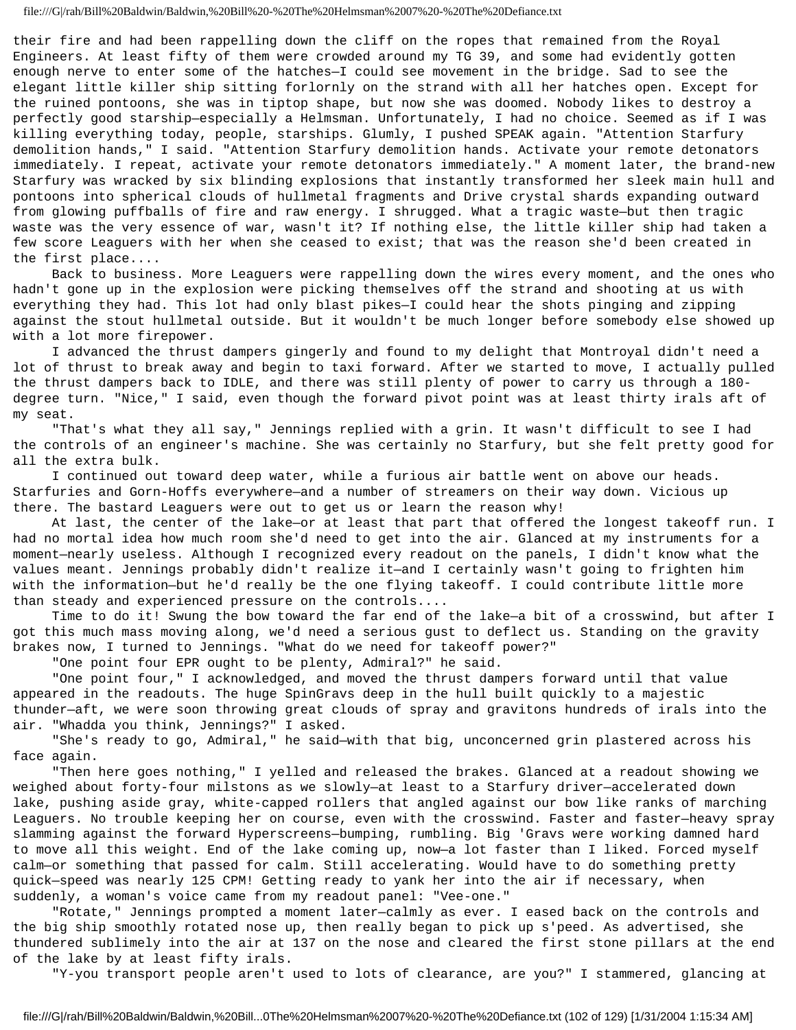their fire and had been rappelling down the cliff on the ropes that remained from the Royal Engineers. At least fifty of them were crowded around my TG 39, and some had evidently gotten enough nerve to enter some of the hatches—I could see movement in the bridge. Sad to see the elegant little killer ship sitting forlornly on the strand with all her hatches open. Except for the ruined pontoons, she was in tiptop shape, but now she was doomed. Nobody likes to destroy a perfectly good starship—especially a Helmsman. Unfortunately, I had no choice. Seemed as if I was killing everything today, people, starships. Glumly, I pushed SPEAK again. "Attention Starfury demolition hands," I said. "Attention Starfury demolition hands. Activate your remote detonators immediately. I repeat, activate your remote detonators immediately." A moment later, the brand-new Starfury was wracked by six blinding explosions that instantly transformed her sleek main hull and pontoons into spherical clouds of hullmetal fragments and Drive crystal shards expanding outward from glowing puffballs of fire and raw energy. I shrugged. What a tragic waste—but then tragic waste was the very essence of war, wasn't it? If nothing else, the little killer ship had taken a few score Leaguers with her when she ceased to exist; that was the reason she'd been created in the first place....

Back to business. More Leaguers were rappelling down the wires every moment, and the ones who hadn't gone up in the explosion were picking themselves off the strand and shooting at us with everything they had. This lot had only blast pikes—I could hear the shots pinging and zipping against the stout hullmetal outside. But it wouldn't be much longer before somebody else showed up with a lot more firepower.

I advanced the thrust dampers gingerly and found to my delight that Montroyal didn't need a lot of thrust to break away and begin to taxi forward. After we started to move, I actually pulled the thrust dampers back to IDLE, and there was still plenty of power to carry us through a 180-degree turn. "Nice," I said, even though the forward pivot point was at least thirty irals aft of my seat.

"That's what they all say," Jennings replied with a grin. It wasn't difficult to see I had the controls of an engineer's machine. She was certainly no Starfury, but she felt pretty good for all the extra bulk.

I continued out toward deep water, while a furious air battle went on above our heads. Starfuries and Gorn-Hoffs everywhere—and a number of streamers on their way down. Vicious up there. The bastard Leaguers were out to get us or learn the reason why!

At last, the center of the lake—or at least that part that offered the longest takeoff run. I had no mortal idea how much room she'd need to get into the air. Glanced at my instruments for a moment—nearly useless. Although I recognized every readout on the panels, I didn't know what the values meant. Jennings probably didn't realize it—and I certainly wasn't going to frighten him with the information—but he'd really be the one flying takeoff. I could contribute little more than steady and experienced pressure on the controls....

Time to do it! Swung the bow toward the far end of the lake—a bit of a crosswind, but after I got this much mass moving along, we'd need a serious gust to deflect us. Standing on the gravity brakes now, I turned to Jennings. "What do we need for takeoff power?"

"One point four EPR ought to be plenty, Admiral?" he said.

"One point four," I acknowledged, and moved the thrust dampers forward until that value appeared in the readouts. The huge SpinGravs deep in the hull built quickly to a majestic thunder—aft, we were soon throwing great clouds of spray and gravitons hundreds of irals into the air. "Whadda you think, Jennings?" I asked.

"She's ready to go, Admiral," he said—with that big, unconcerned grin plastered across his face again.

"Then here goes nothing," I yelled and released the brakes. Glanced at a readout showing we weighed about forty-four milstons as we slowly—at least to a Starfury driver—accelerated down lake, pushing aside gray, white-capped rollers that angled against our bow like ranks of marching Leaguers. No trouble keeping her on course, even with the crosswind. Faster and faster—heavy spray slamming against the forward Hyperscreens—bumping, rumbling. Big 'Gravs were working damned hard to move all this weight. End of the lake coming up, now—a lot faster than I liked. Forced myself calm—or something that passed for calm. Still accelerating. Would have to do something pretty quick—speed was nearly 125 CPM! Getting ready to yank her into the air if necessary, when suddenly, a woman's voice came from my readout panel: "Vee-one."

"Rotate," Jennings prompted a moment later—calmly as ever. I eased back on the controls and the big ship smoothly rotated nose up, then really began to pick up s'peed. As advertised, she thundered sublimely into the air at 137 on the nose and cleared the first stone pillars at the end of the lake by at least fifty irals.

"Y-you transport people aren't used to lots of clearance, are you?" I stammered, glancing at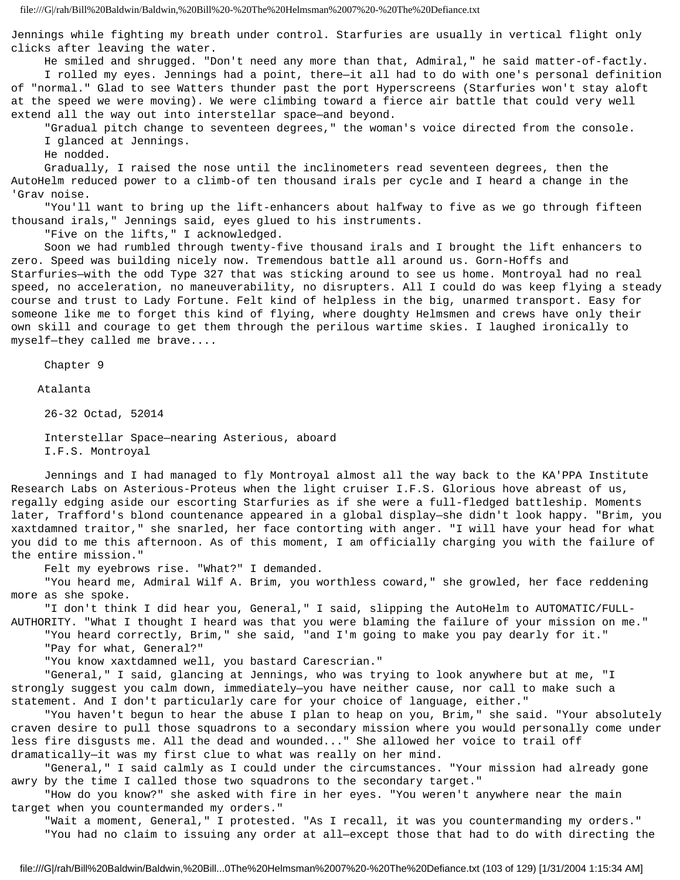Jennings while fighting my breath under control. Starfuries are usually in vertical flight only clicks after leaving the water.

He smiled and shrugged. "Don't need any more than that, Admiral," he said matter-of-factly.

I rolled my eyes. Jennings had a point, there—it all had to do with one's personal definition of "normal." Glad to see Watters thunder past the port Hyperscreens (Starfuries won't stay aloft at the speed we were moving). We were climbing toward a fierce air battle that could very well extend all the way out into interstellar space—and beyond.

"Gradual pitch change to seventeen degrees," the woman's voice directed from the console.

I glanced at Jennings.

He nodded.

Gradually, I raised the nose until the inclinometers read seventeen degrees, then the AutoHelm reduced power to a climb-of ten thousand irals per cycle and I heard a change in the 'Grav noise.

"You'll want to bring up the lift-enhancers about halfway to five as we go through fifteen thousand irals," Jennings said, eyes glued to his instruments.

"Five on the lifts," I acknowledged.

Soon we had rumbled through twenty-five thousand irals and I brought the lift enhancers to zero. Speed was building nicely now. Tremendous battle all around us. Gorn-Hoffs and Starfuries—with the odd Type 327 that was sticking around to see us home. Montroyal had no real speed, no acceleration, no maneuverability, no disrupters. All I could do was keep flying a steady course and trust to Lady Fortune. Felt kind of helpless in the big, unarmed transport. Easy for someone like me to forget this kind of flying, where doughty Helmsmen and crews have only their own skill and courage to get them through the perilous wartime skies. I laughed ironically to myself—they called me brave....

## Chapter 9

### Atalanta

26-32 Octad, 52014

Interstellar Space—nearing Asterious, aboard
I.F.S. Montroyal

Jennings and I had managed to fly Montroyal almost all the way back to the KA'PPA Institute Research Labs on Asterious-Proteus when the light cruiser I.F.S. Glorious hove abreast of us, regally edging aside our escorting Starfuries as if she were a full-fledged battleship. Moments later, Trafford's blond countenance appeared in a global display—she didn't look happy. "Brim, you xaxtdamned traitor," she snarled, her face contorting with anger. "I will have your head for what you did to me this afternoon. As of this moment, I am officially charging you with the failure of the entire mission."

Felt my eyebrows rise. "What?" I demanded.

"You heard me, Admiral Wilf A. Brim, you worthless coward," she growled, her face reddening more as she spoke.

"I don't think I did hear you, General," I said, slipping the AutoHelm to AUTOMATIC/FULL-AUTHORITY. "What I thought I heard was that you were blaming the failure of your mission on me."

"You heard correctly, Brim," she said, "and I'm going to make you pay dearly for it."

"Pay for what, General?"

"You know xaxtdamned well, you bastard Carescrian."

"General," I said, glancing at Jennings, who was trying to look anywhere but at me, "I strongly suggest you calm down, immediately—you have neither cause, nor call to make such a statement. And I don't particularly care for your choice of language, either."

"You haven't begun to hear the abuse I plan to heap on you, Brim," she said. "Your absolutely craven desire to pull those squadrons to a secondary mission where you would personally come under less fire disgusts me. All the dead and wounded..." She allowed her voice to trail off dramatically—it was my first clue to what was really on her mind.

"General," I said calmly as I could under the circumstances. "Your mission had already gone awry by the time I called those two squadrons to the secondary target."

"How do you know?" she asked with fire in her eyes. "You weren't anywhere near the main target when you countermanded my orders."

"Wait a moment, General," I protested. "As I recall, it was you countermanding my orders."

"You had no claim to issuing any order at all—except those that had to do with directing the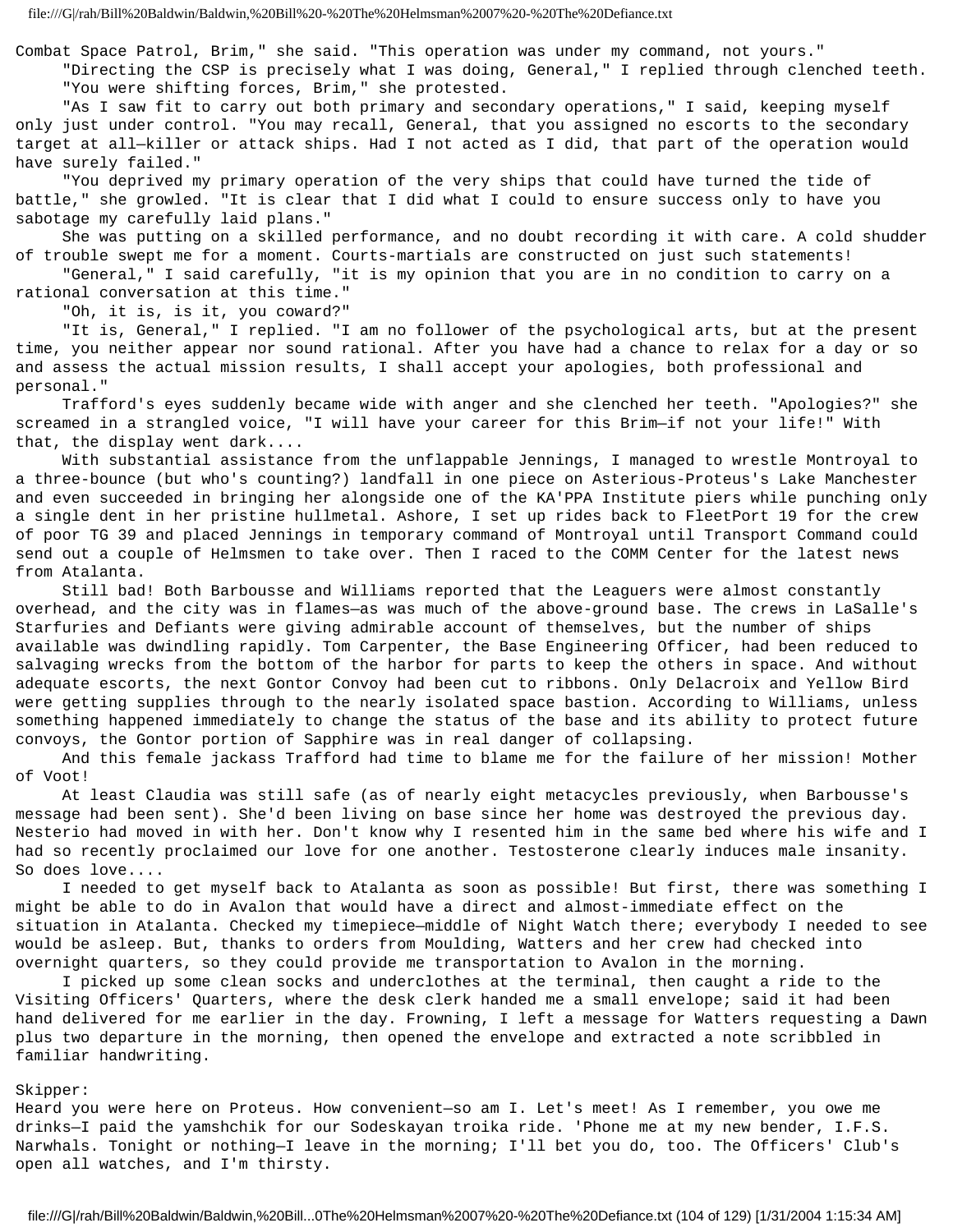Combat Space Patrol, Brim," she said. "This operation was under my command, not yours."

"Directing the CSP is precisely what I was doing, General," I replied through clenched teeth.

"You were shifting forces, Brim," she protested.

"As I saw fit to carry out both primary and secondary operations," I said, keeping myself only just under control. "You may recall, General, that you assigned no escorts to the secondary target at all—killer or attack ships. Had I not acted as I did, that part of the operation would have surely failed."

"You deprived my primary operation of the very ships that could have turned the tide of battle," she growled. "It is clear that I did what I could to ensure success only to have you sabotage my carefully laid plans."

She was putting on a skilled performance, and no doubt recording it with care. A cold shudder of trouble swept me for a moment. Courts-martials are constructed on just such statements!

"General," I said carefully, "it is my opinion that you are in no condition to carry on a rational conversation at this time."

"Oh, it is, is it, you coward?"

"It is, General," I replied. "I am no follower of the psychological arts, but at the present time, you neither appear nor sound rational. After you have had a chance to relax for a day or so and assess the actual mission results, I shall accept your apologies, both professional and personal."

Trafford's eyes suddenly became wide with anger and she clenched her teeth. "Apologies?" she screamed in a strangled voice, "I will have your career for this Brim—if not your life!" With that, the display went dark....

With substantial assistance from the unflappable Jennings, I managed to wrestle Montroyal to a three-bounce (but who's counting?) landfall in one piece on Asterious-Proteus's Lake Manchester and even succeeded in bringing her alongside one of the KA'PPA Institute piers while punching only a single dent in her pristine hullmetal. Ashore, I set up rides back to FleetPort 19 for the crew of poor TG 39 and placed Jennings in temporary command of Montroyal until Transport Command could send out a couple of Helmsmen to take over. Then I raced to the COMM Center for the latest news from Atalanta.

Still bad! Both Barbousse and Williams reported that the Leaguers were almost constantly overhead, and the city was in flames—as was much of the above-ground base. The crews in LaSalle's Starfuries and Defiants were giving admirable account of themselves, but the number of ships available was dwindling rapidly. Tom Carpenter, the Base Engineering Officer, had been reduced to salvaging wrecks from the bottom of the harbor for parts to keep the others in space. And without adequate escorts, the next Gontor Convoy had been cut to ribbons. Only Delacroix and Yellow Bird were getting supplies through to the nearly isolated space bastion. According to Williams, unless something happened immediately to change the status of the base and its ability to protect future convoys, the Gontor portion of Sapphire was in real danger of collapsing.

And this female jackass Trafford had time to blame me for the failure of her mission! Mother of Voot!

At least Claudia was still safe (as of nearly eight metacycles previously, when Barbousse's message had been sent). She'd been living on base since her home was destroyed the previous day. Nesterio had moved in with her. Don't know why I resented him in the same bed where his wife and I had so recently proclaimed our love for one another. Testosterone clearly induces male insanity. So does love....

I needed to get myself back to Atalanta as soon as possible! But first, there was something I might be able to do in Avalon that would have a direct and almost-immediate effect on the situation in Atalanta. Checked my timepiece—middle of Night Watch there; everybody I needed to see would be asleep. But, thanks to orders from Moulding, Watters and her crew had checked into overnight quarters, so they could provide me transportation to Avalon in the morning.

I picked up some clean socks and underclothes at the terminal, then caught a ride to the Visiting Officers' Quarters, where the desk clerk handed me a small envelope; said it had been hand delivered for me earlier in the day. Frowning, I left a message for Watters requesting a Dawn plus two departure in the morning, then opened the envelope and extracted a note scribbled in familiar handwriting.

Skipper:
Heard you were here on Proteus. How convenient—so am I. Let's meet! As I remember, you owe me drinks—I paid the yamshchik for our Sodeskayan troika ride. 'Phone me at my new bender, I.F.S. Narwhals. Tonight or nothing—I leave in the morning; I'll bet you do, too. The Officers' Club's open all watches, and I'm thirsty.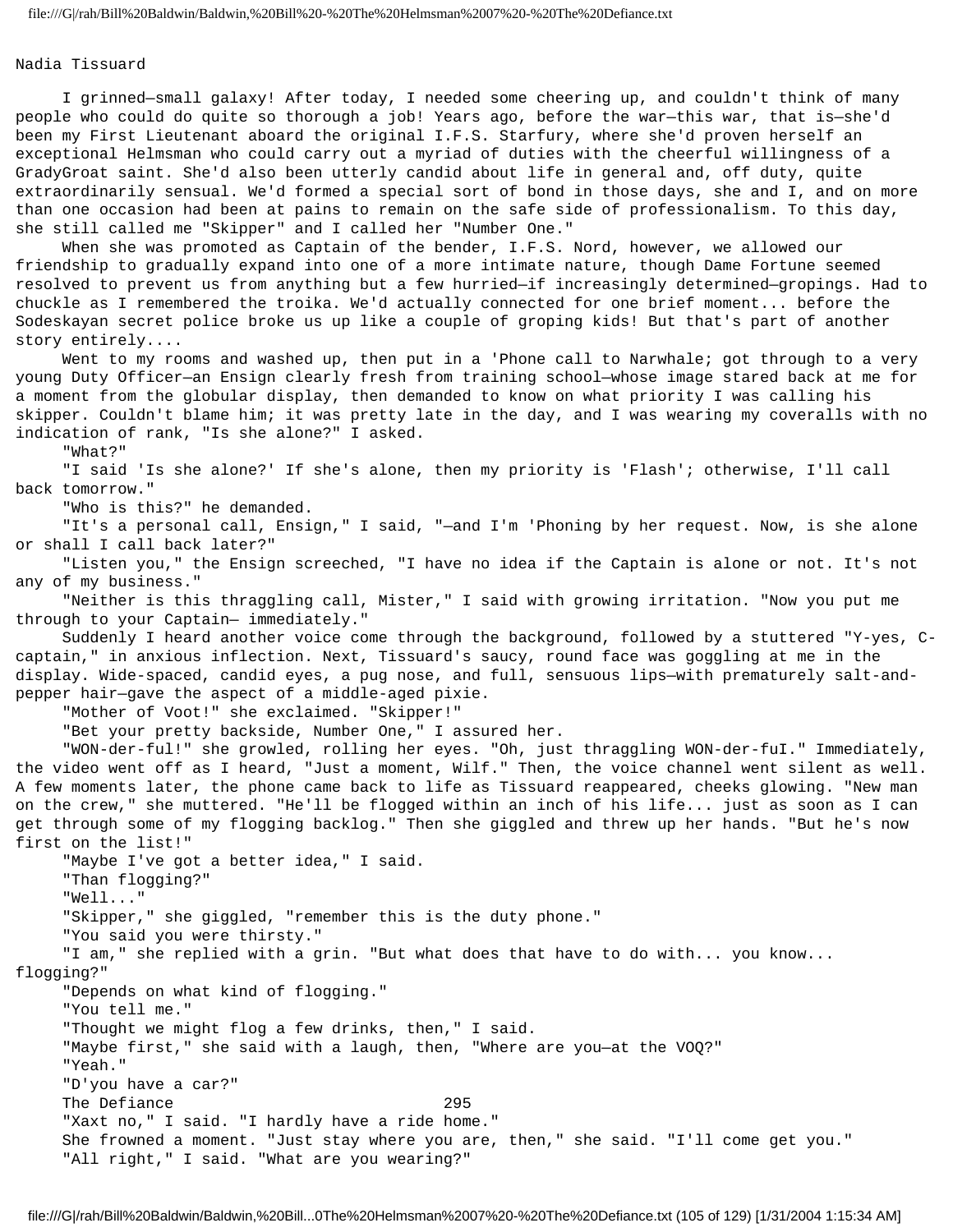Nadia Tissuard

I grinned—small galaxy! After today, I needed some cheering up, and couldn't think of many people who could do quite so thorough a job! Years ago, before the war—this war, that is—she'd been my First Lieutenant aboard the original I.F.S. Starfury, where she'd proven herself an exceptional Helmsman who could carry out a myriad of duties with the cheerful willingness of a GradyGroat saint. She'd also been utterly candid about life in general and, off duty, quite extraordinarily sensual. We'd formed a special sort of bond in those days, she and I, and on more than one occasion had been at pains to remain on the safe side of professionalism. To this day, she still called me "Skipper" and I called her "Number One."

When she was promoted as Captain of the bender, I.F.S. Nord, however, we allowed our friendship to gradually expand into one of a more intimate nature, though Dame Fortune seemed resolved to prevent us from anything but a few hurried—if increasingly determined—gropings. Had to chuckle as I remembered the troika. We'd actually connected for one brief moment... before the Sodeskayan secret police broke us up like a couple of groping kids! But that's part of another story entirely....

Went to my rooms and washed up, then put in a 'Phone call to Narwhale; got through to a very young Duty Officer—an Ensign clearly fresh from training school—whose image stared back at me for a moment from the globular display, then demanded to know on what priority I was calling his skipper. Couldn't blame him; it was pretty late in the day, and I was wearing my coveralls with no indication of rank, "Is she alone?" I asked.

"What?"

"I said 'Is she alone?' If she's alone, then my priority is 'Flash'; otherwise, I'll call back tomorrow."

"Who is this?" he demanded.

"It's a personal call, Ensign," I said, "—and I'm 'Phoning by her request. Now, is she alone or shall I call back later?"

"Listen you," the Ensign screeched, "I have no idea if the Captain is alone or not. It's not any of my business."

"Neither is this thraggling call, Mister," I said with growing irritation. "Now you put me through to your Captain— immediately."

Suddenly I heard another voice come through the background, followed by a stuttered "Y-yes, C-captain," in anxious inflection. Next, Tissuard's saucy, round face was goggling at me in the display. Wide-spaced, candid eyes, a pug nose, and full, sensuous lips—with prematurely salt-and-pepper hair—gave the aspect of a middle-aged pixie.

"Mother of Voot!" she exclaimed. "Skipper!"

"Bet your pretty backside, Number One," I assured her.

"WON-der-ful!" she growled, rolling her eyes. "Oh, just thraggling WON-der-fuI." Immediately, the video went off as I heard, "Just a moment, Wilf." Then, the voice channel went silent as well. A few moments later, the phone came back to life as Tissuard reappeared, cheeks glowing. "New man on the crew," she muttered. "He'll be flogged within an inch of his life... just as soon as I can get through some of my flogging backlog." Then she giggled and threw up her hands. "But he's now first on the list!"

"Maybe I've got a better idea," I said.

"Than flogging?"

"Well..."

"Skipper," she giggled, "remember this is the duty phone."

"You said you were thirsty."

"I am," she replied with a grin. "But what does that have to do with... you know... flogging?"

"Depends on what kind of flogging."

"You tell me."

"Thought we might flog a few drinks, then," I said.

"Maybe first," she said with a laugh, then, "Where are you—at the VOQ?"

"Yeah."

"D'you have a car?"

"Xaxt no," I said. "I hardly have a ride home."

She frowned a moment. "Just stay where you are, then," she said. "I'll come get you."

"All right," I said. "What are you wearing?"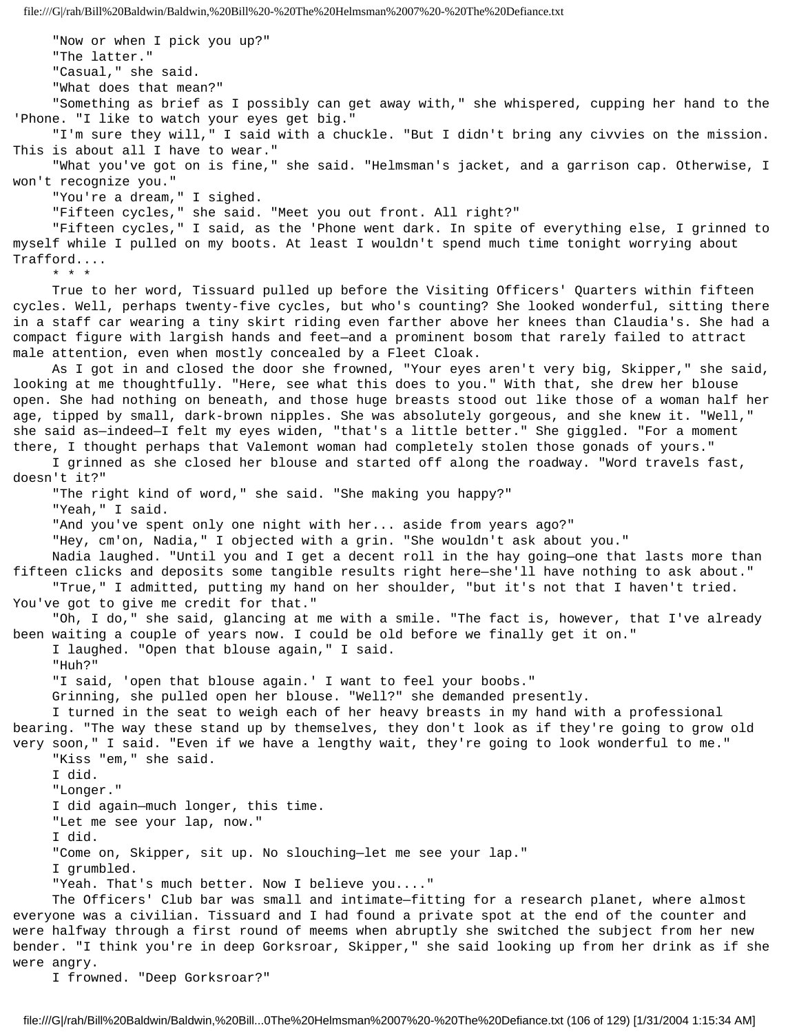"Now or when I pick you up?"

"The latter."

"Casual," she said.

"What does that mean?"

"Something as brief as I possibly can get away with," she whispered, cupping her hand to the 'Phone. "I like to watch your eyes get big."

"I'm sure they will," I said with a chuckle. "But I didn't bring any civvies on the mission. This is about all I have to wear."

"What you've got on is fine," she said. "Helmsman's jacket, and a garrison cap. Otherwise, I won't recognize you."

"You're a dream," I sighed.

"Fifteen cycles," she said. "Meet you out front. All right?"

"Fifteen cycles," I said, as the 'Phone went dark. In spite of everything else, I grinned to myself while I pulled on my boots. At least I wouldn't spend much time tonight worrying about Trafford....

* * *

True to her word, Tissuard pulled up before the Visiting Officers' Quarters within fifteen cycles. Well, perhaps twenty-five cycles, but who's counting? She looked wonderful, sitting there in a staff car wearing a tiny skirt riding even farther above her knees than Claudia's. She had a compact figure with largish hands and feet—and a prominent bosom that rarely failed to attract male attention, even when mostly concealed by a Fleet Cloak.

As I got in and closed the door she frowned, "Your eyes aren't very big, Skipper," she said, looking at me thoughtfully. "Here, see what this does to you." With that, she drew her blouse open. She had nothing on beneath, and those huge breasts stood out like those of a woman half her age, tipped by small, dark-brown nipples. She was absolutely gorgeous, and she knew it. "Well," she said as—indeed—I felt my eyes widen, "that's a little better." She giggled. "For a moment there, I thought perhaps that Valemont woman had completely stolen those gonads of yours."

I grinned as she closed her blouse and started off along the roadway. "Word travels fast, doesn't it?"

"The right kind of word," she said. "She making you happy?"

"Yeah," I said.

"And you've spent only one night with her... aside from years ago?"

"Hey, cm'on, Nadia," I objected with a grin. "She wouldn't ask about you."

Nadia laughed. "Until you and I get a decent roll in the hay going—one that lasts more than fifteen clicks and deposits some tangible results right here—she'll have nothing to ask about."

"True," I admitted, putting my hand on her shoulder, "but it's not that I haven't tried. You've got to give me credit for that."

"Oh, I do," she said, glancing at me with a smile. "The fact is, however, that I've already been waiting a couple of years now. I could be old before we finally get it on."

I laughed. "Open that blouse again," I said.

"Huh?"

"I said, 'open that blouse again.' I want to feel your boobs."

Grinning, she pulled open her blouse. "Well?" she demanded presently.

I turned in the seat to weigh each of her heavy breasts in my hand with a professional bearing. "The way these stand up by themselves, they don't look as if they're going to grow old very soon," I said. "Even if we have a lengthy wait, they're going to look wonderful to me."

"Kiss "em," she said.

I did.

"Longer."

I did again—much longer, this time.

"Let me see your lap, now."

I did.

"Come on, Skipper, sit up. No slouching—let me see your lap."

I grumbled.

"Yeah. That's much better. Now I believe you...."

The Officers' Club bar was small and intimate—fitting for a research planet, where almost everyone was a civilian. Tissuard and I had found a private spot at the end of the counter and were halfway through a first round of meems when abruptly she switched the subject from her new bender. "I think you're in deep Gorksroar, Skipper," she said looking up from her drink as if she were angry.

I frowned. "Deep Gorksroar?"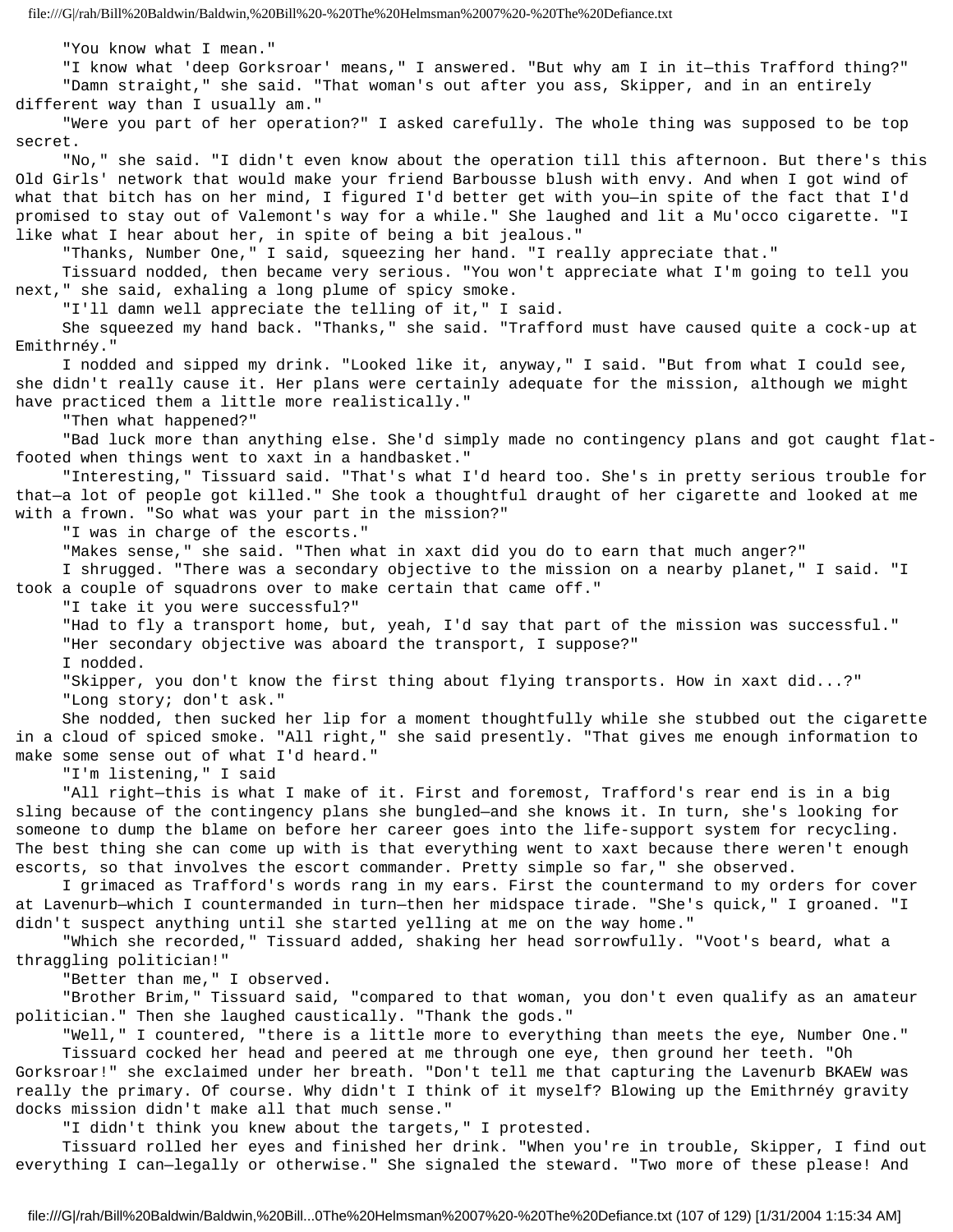"You know what I mean."

"I know what 'deep Gorksroar' means," I answered. "But why am I in it—this Trafford thing?"

"Damn straight," she said. "That woman's out after you ass, Skipper, and in an entirely different way than I usually am."

"Were you part of her operation?" I asked carefully. The whole thing was supposed to be top secret.

"No," she said. "I didn't even know about the operation till this afternoon. But there's this Old Girls' network that would make your friend Barbousse blush with envy. And when I got wind of what that bitch has on her mind, I figured I'd better get with you—in spite of the fact that I'd promised to stay out of Valemont's way for a while." She laughed and lit a Mu'occo cigarette. "I like what I hear about her, in spite of being a bit jealous."

"Thanks, Number One," I said, squeezing her hand. "I really appreciate that."

Tissuard nodded, then became very serious. "You won't appreciate what I'm going to tell you next," she said, exhaling a long plume of spicy smoke.

"I'll damn well appreciate the telling of it," I said.

She squeezed my hand back. "Thanks," she said. "Trafford must have caused quite a cock-up at Emithrnéy."

I nodded and sipped my drink. "Looked like it, anyway," I said. "But from what I could see, she didn't really cause it. Her plans were certainly adequate for the mission, although we might have practiced them a little more realistically."

"Then what happened?"

"Bad luck more than anything else. She'd simply made no contingency plans and got caught flat-footed when things went to xaxt in a handbasket."

"Interesting," Tissuard said. "That's what I'd heard too. She's in pretty serious trouble for that—a lot of people got killed." She took a thoughtful draught of her cigarette and looked at me with a frown. "So what was your part in the mission?"

"I was in charge of the escorts."

"Makes sense," she said. "Then what in xaxt did you do to earn that much anger?"

I shrugged. "There was a secondary objective to the mission on a nearby planet," I said. "I took a couple of squadrons over to make certain that came off."

"I take it you were successful?"

"Had to fly a transport home, but, yeah, I'd say that part of the mission was successful."

"Her secondary objective was aboard the transport, I suppose?"

I nodded.

"Skipper, you don't know the first thing about flying transports. How in xaxt did...?"

"Long story; don't ask."

She nodded, then sucked her lip for a moment thoughtfully while she stubbed out the cigarette in a cloud of spiced smoke. "All right," she said presently. "That gives me enough information to make some sense out of what I'd heard."

"I'm listening," I said

"All right—this is what I make of it. First and foremost, Trafford's rear end is in a big sling because of the contingency plans she bungled—and she knows it. In turn, she's looking for someone to dump the blame on before her career goes into the life-support system for recycling. The best thing she can come up with is that everything went to xaxt because there weren't enough escorts, so that involves the escort commander. Pretty simple so far," she observed.

I grimaced as Trafford's words rang in my ears. First the countermand to my orders for cover at Lavenurb—which I countermanded in turn—then her midspace tirade. "She's quick," I groaned. "I didn't suspect anything until she started yelling at me on the way home."

"Which she recorded," Tissuard added, shaking her head sorrowfully. "Voot's beard, what a thraggling politician!"

"Better than me," I observed.

"Brother Brim," Tissuard said, "compared to that woman, you don't even qualify as an amateur politician." Then she laughed caustically. "Thank the gods."

"Well," I countered, "there is a little more to everything than meets the eye, Number One."

Tissuard cocked her head and peered at me through one eye, then ground her teeth. "Oh Gorksroar!" she exclaimed under her breath. "Don't tell me that capturing the Lavenurb BKAEW was really the primary. Of course. Why didn't I think of it myself? Blowing up the Emithrnéy gravity docks mission didn't make all that much sense."

"I didn't think you knew about the targets," I protested.

Tissuard rolled her eyes and finished her drink. "When you're in trouble, Skipper, I find out everything I can—legally or otherwise." She signaled the steward. "Two more of these please! And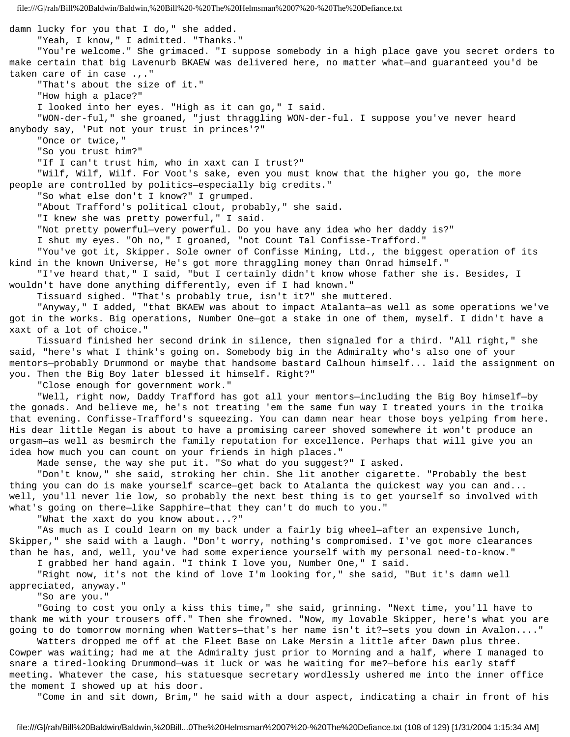damn lucky for you that I do," she added.

"Yeah, I know," I admitted. "Thanks."

"You're welcome." She grimaced. "I suppose somebody in a high place gave you secret orders to make certain that big Lavenurb BKAEW was delivered here, no matter what—and guaranteed you'd be taken care of in case .,."

"That's about the size of it."

"How high a place?"

I looked into her eyes. "High as it can go," I said.

"WON-der-ful," she groaned, "just thraggling WON-der-ful. I suppose you've never heard anybody say, 'Put not your trust in princes'?"

"Once or twice,"

"So you trust him?"

"If I can't trust him, who in xaxt can I trust?"

"Wilf, Wilf, Wilf. For Voot's sake, even you must know that the higher you go, the more people are controlled by politics—especially big credits."

"So what else don't I know?" I grumped.

"About Trafford's political clout, probably," she said.

"I knew she was pretty powerful," I said.

"Not pretty powerful—very powerful. Do you have any idea who her daddy is?"

I shut my eyes. "Oh no," I groaned, "not Count Tal Confisse-Trafford."

"You've got it, Skipper. Sole owner of Confisse Mining, Ltd., the biggest operation of its kind in the known Universe, He's got more thraggling money than Onrad himself."

"I've heard that," I said, "but I certainly didn't know whose father she is. Besides, I wouldn't have done anything differently, even if I had known."

Tissuard sighed. "That's probably true, isn't it?" she muttered.

"Anyway," I added, "that BKAEW was about to impact Atalanta—as well as some operations we've got in the works. Big operations, Number One—got a stake in one of them, myself. I didn't have a xaxt of a lot of choice."

Tissuard finished her second drink in silence, then signaled for a third. "All right," she said, "here's what I think's going on. Somebody big in the Admiralty who's also one of your mentors—probably Drummond or maybe that handsome bastard Calhoun himself... laid the assignment on you. Then the Big Boy later blessed it himself. Right?"

"Close enough for government work."

"Well, right now, Daddy Trafford has got all your mentors—including the Big Boy himself—by the gonads. And believe me, he's not treating 'em the same fun way I treated yours in the troika that evening. Confisse-Trafford's squeezing. You can damn near hear those boys yelping from here. His dear little Megan is about to have a promising career shoved somewhere it won't produce an orgasm—as well as besmirch the family reputation for excellence. Perhaps that will give you an idea how much you can count on your friends in high places."

Made sense, the way she put it. "So what do you suggest?" I asked.

"Don't know," she said, stroking her chin. She lit another cigarette. "Probably the best thing you can do is make yourself scarce—get back to Atalanta the quickest way you can and... well, you'll never lie low, so probably the next best thing is to get yourself so involved with what's going on there—like Sapphire—that they can't do much to you."

"What the xaxt do you know about...?"

"As much as I could learn on my back under a fairly big wheel—after an expensive lunch, Skipper," she said with a laugh. "Don't worry, nothing's compromised. I've got more clearances than he has, and, well, you've had some experience yourself with my personal need-to-know."

I grabbed her hand again. "I think I love you, Number One," I said.

"Right now, it's not the kind of love I'm looking for," she said, "But it's damn well appreciated, anyway."

"So are you."

"Going to cost you only a kiss this time," she said, grinning. "Next time, you'll have to thank me with your trousers off." Then she frowned. "Now, my lovable Skipper, here's what you are going to do tomorrow morning when Watters—that's her name isn't it?—sets you down in Avalon...."

Watters dropped me off at the Fleet Base on Lake Mersin a little after Dawn plus three. Cowper was waiting; had me at the Admiralty just prior to Morning and a half, where I managed to snare a tired-looking Drummond—was it luck or was he waiting for me?—before his early staff meeting. Whatever the case, his statuesque secretary wordlessly ushered me into the inner office the moment I showed up at his door.

"Come in and sit down, Brim," he said with a dour aspect, indicating a chair in front of his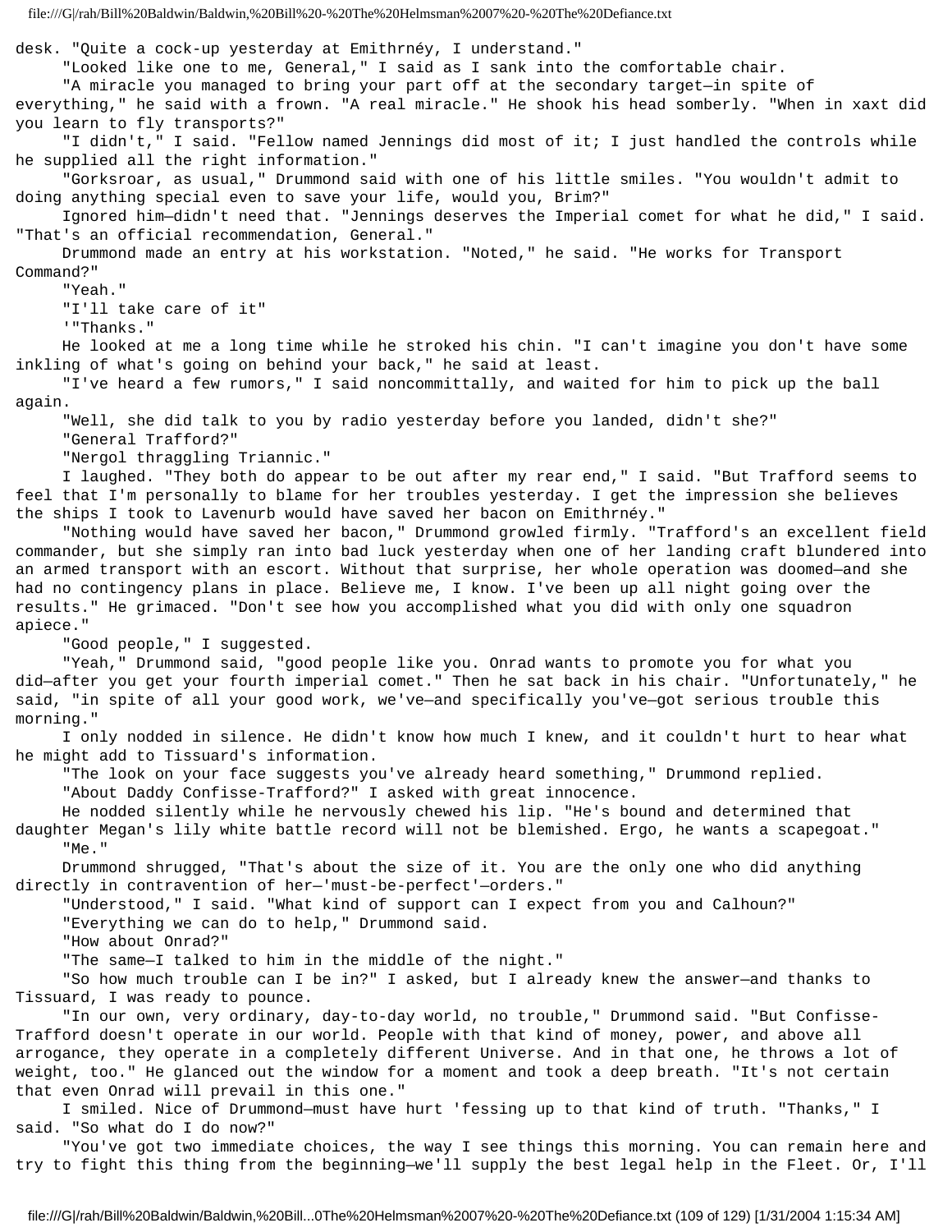desk. "Quite a cock-up yesterday at Emithrnéy, I understand."

"Looked like one to me, General," I said as I sank into the comfortable chair.

"A miracle you managed to bring your part off at the secondary target—in spite of everything," he said with a frown. "A real miracle." He shook his head somberly. "When in xaxt did you learn to fly transports?"

"I didn't," I said. "Fellow named Jennings did most of it; I just handled the controls while he supplied all the right information."

"Gorksroar, as usual," Drummond said with one of his little smiles. "You wouldn't admit to doing anything special even to save your life, would you, Brim?"

Ignored him—didn't need that. "Jennings deserves the Imperial comet for what he did," I said. "That's an official recommendation, General."

Drummond made an entry at his workstation. "Noted," he said. "He works for Transport Command?"

"Yeah."

"I'll take care of it"

'"Thanks."

He looked at me a long time while he stroked his chin. "I can't imagine you don't have some inkling of what's going on behind your back," he said at least.

"I've heard a few rumors," I said noncommittally, and waited for him to pick up the ball again.

"Well, she did talk to you by radio yesterday before you landed, didn't she?"

"General Trafford?"

"Nergol thraggling Triannic."

I laughed. "They both do appear to be out after my rear end," I said. "But Trafford seems to feel that I'm personally to blame for her troubles yesterday. I get the impression she believes the ships I took to Lavenurb would have saved her bacon on Emithrnéy."

"Nothing would have saved her bacon," Drummond growled firmly. "Trafford's an excellent field commander, but she simply ran into bad luck yesterday when one of her landing craft blundered into an armed transport with an escort. Without that surprise, her whole operation was doomed—and she had no contingency plans in place. Believe me, I know. I've been up all night going over the results." He grimaced. "Don't see how you accomplished what you did with only one squadron apiece."

"Good people," I suggested.

"Yeah," Drummond said, "good people like you. Onrad wants to promote you for what you did—after you get your fourth imperial comet." Then he sat back in his chair. "Unfortunately," he said, "in spite of all your good work, we've—and specifically you've—got serious trouble this morning."

I only nodded in silence. He didn't know how much I knew, and it couldn't hurt to hear what he might add to Tissuard's information.

"The look on your face suggests you've already heard something," Drummond replied.

"About Daddy Confisse-Trafford?" I asked with great innocence.

He nodded silently while he nervously chewed his lip. "He's bound and determined that daughter Megan's lily white battle record will not be blemished. Ergo, he wants a scapegoat."

"Me."

Drummond shrugged, "That's about the size of it. You are the only one who did anything directly in contravention of her—'must-be-perfect'—orders."

"Understood," I said. "What kind of support can I expect from you and Calhoun?"

"Everything we can do to help," Drummond said.

"How about Onrad?"

"The same—I talked to him in the middle of the night."

"So how much trouble can I be in?" I asked, but I already knew the answer—and thanks to Tissuard, I was ready to pounce.

"In our own, very ordinary, day-to-day world, no trouble," Drummond said. "But Confisse-Trafford doesn't operate in our world. People with that kind of money, power, and above all arrogance, they operate in a completely different Universe. And in that one, he throws a lot of weight, too." He glanced out the window for a moment and took a deep breath. "It's not certain that even Onrad will prevail in this one."

I smiled. Nice of Drummond—must have hurt 'fessing up to that kind of truth. "Thanks," I said. "So what do I do now?"

"You've got two immediate choices, the way I see things this morning. You can remain here and try to fight this thing from the beginning—we'll supply the best legal help in the Fleet. Or, I'll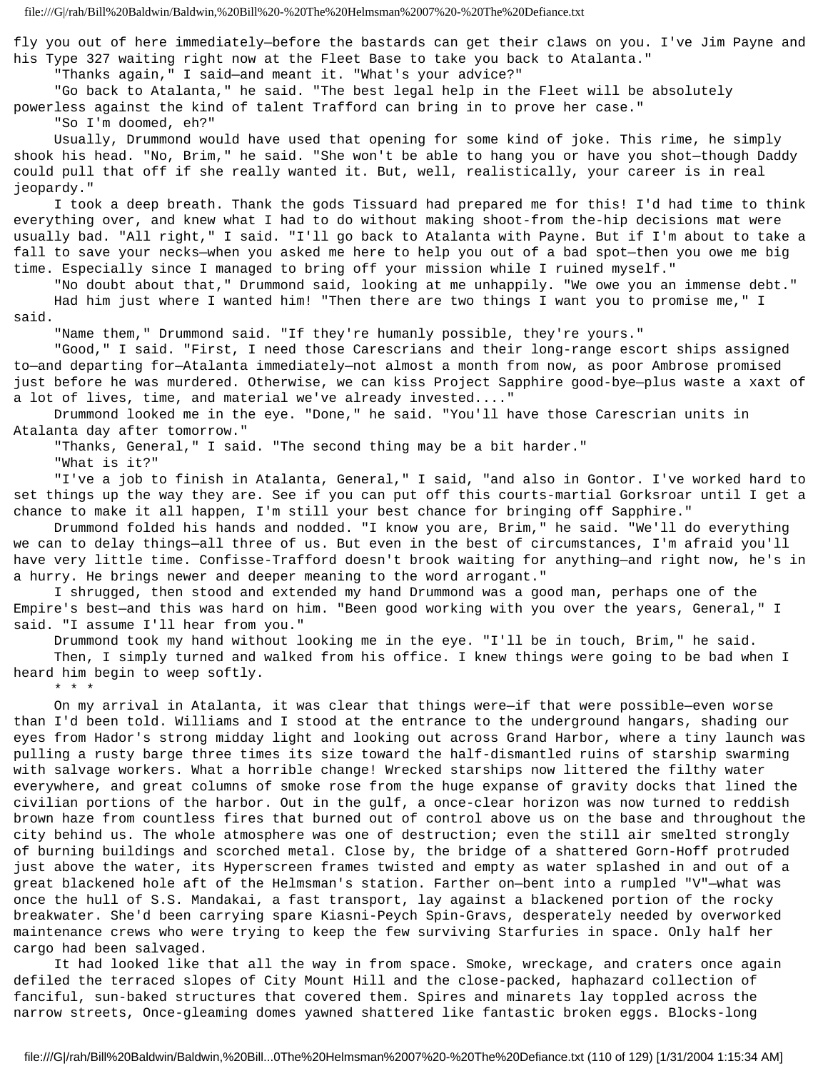fly you out of here immediately—before the bastards can get their claws on you. I've Jim Payne and his Type 327 waiting right now at the Fleet Base to take you back to Atalanta."

"Thanks again," I said—and meant it. "What's your advice?"

"Go back to Atalanta," he said. "The best legal help in the Fleet will be absolutely powerless against the kind of talent Trafford can bring in to prove her case."

"So I'm doomed, eh?"

Usually, Drummond would have used that opening for some kind of joke. This rime, he simply shook his head. "No, Brim," he said. "She won't be able to hang you or have you shot—though Daddy could pull that off if she really wanted it. But, well, realistically, your career is in real jeopardy."

I took a deep breath. Thank the gods Tissuard had prepared me for this! I'd had time to think everything over, and knew what I had to do without making shoot-from the-hip decisions mat were usually bad. "All right," I said. "I'll go back to Atalanta with Payne. But if I'm about to take a fall to save your necks—when you asked me here to help you out of a bad spot—then you owe me big time. Especially since I managed to bring off your mission while I ruined myself."

"No doubt about that," Drummond said, looking at me unhappily. "We owe you an immense debt."

Had him just where I wanted him! "Then there are two things I want you to promise me," I said.

"Name them," Drummond said. "If they're humanly possible, they're yours."

"Good," I said. "First, I need those Carescrians and their long-range escort ships assigned to—and departing for—Atalanta immediately—not almost a month from now, as poor Ambrose promised just before he was murdered. Otherwise, we can kiss Project Sapphire good-bye—plus waste a xaxt of a lot of lives, time, and material we've already invested...."

Drummond looked me in the eye. "Done," he said. "You'll have those Carescrian units in Atalanta day after tomorrow."

"Thanks, General," I said. "The second thing may be a bit harder."

"What is it?"

"I've a job to finish in Atalanta, General," I said, "and also in Gontor. I've worked hard to set things up the way they are. See if you can put off this courts-martial Gorksroar until I get a chance to make it all happen, I'm still your best chance for bringing off Sapphire."

Drummond folded his hands and nodded. "I know you are, Brim," he said. "We'll do everything we can to delay things—all three of us. But even in the best of circumstances, I'm afraid you'll have very little time. Confisse-Trafford doesn't brook waiting for anything—and right now, he's in a hurry. He brings newer and deeper meaning to the word arrogant."

I shrugged, then stood and extended my hand Drummond was a good man, perhaps one of the Empire's best—and this was hard on him. "Been good working with you over the years, General," I said. "I assume I'll hear from you."

Drummond took my hand without looking me in the eye. "I'll be in touch, Brim," he said.

Then, I simply turned and walked from his office. I knew things were going to be bad when I heard him begin to weep softly.

\* \* \*

On my arrival in Atalanta, it was clear that things were—if that were possible—even worse than I'd been told. Williams and I stood at the entrance to the underground hangars, shading our eyes from Hador's strong midday light and looking out across Grand Harbor, where a tiny launch was pulling a rusty barge three times its size toward the half-dismantled ruins of starship swarming with salvage workers. What a horrible change! Wrecked starships now littered the filthy water everywhere, and great columns of smoke rose from the huge expanse of gravity docks that lined the civilian portions of the harbor. Out in the gulf, a once-clear horizon was now turned to reddish brown haze from countless fires that burned out of control above us on the base and throughout the city behind us. The whole atmosphere was one of destruction; even the still air smelted strongly of burning buildings and scorched metal. Close by, the bridge of a shattered Gorn-Hoff protruded just above the water, its Hyperscreen frames twisted and empty as water splashed in and out of a great blackened hole aft of the Helmsman's station. Farther on—bent into a rumpled "V"—what was once the hull of S.S. Mandakai, a fast transport, lay against a blackened portion of the rocky breakwater. She'd been carrying spare Kiasni-Peych Spin-Gravs, desperately needed by overworked maintenance crews who were trying to keep the few surviving Starfuries in space. Only half her cargo had been salvaged.

It had looked like that all the way in from space. Smoke, wreckage, and craters once again defiled the terraced slopes of City Mount Hill and the close-packed, haphazard collection of fanciful, sun-baked structures that covered them. Spires and minarets lay toppled across the narrow streets, Once-gleaming domes yawned shattered like fantastic broken eggs. Blocks-long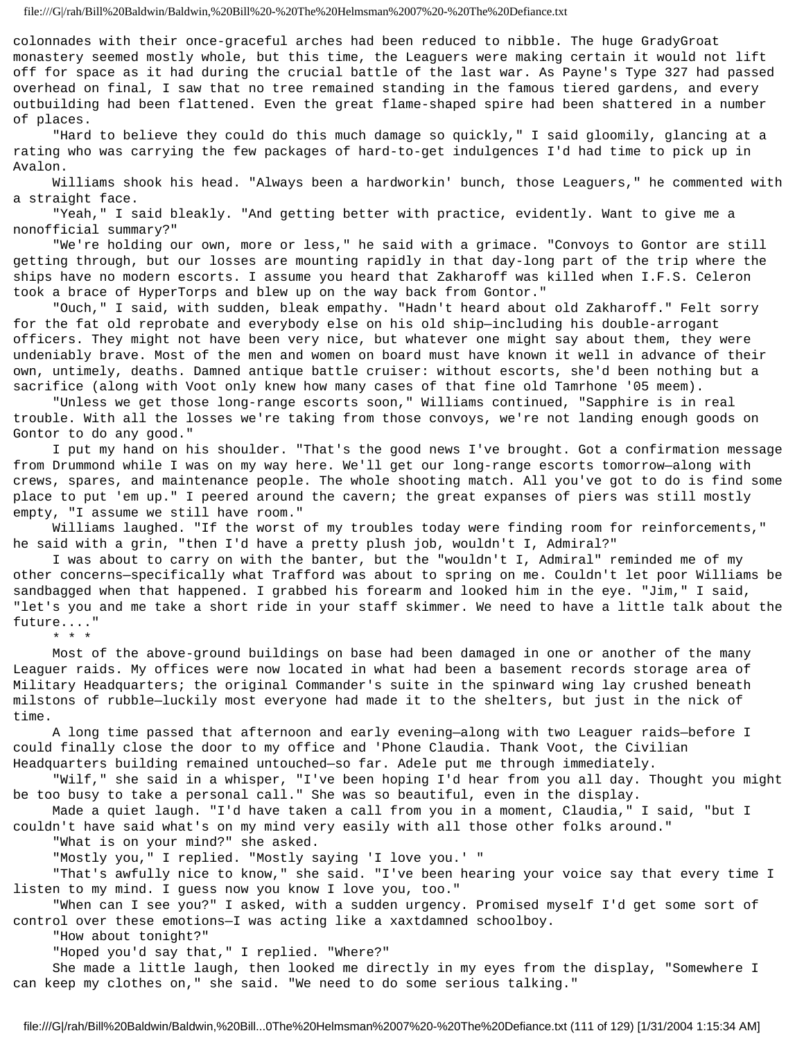colonnades with their once-graceful arches had been reduced to nibble. The huge GradyGroat monastery seemed mostly whole, but this time, the Leaguers were making certain it would not lift off for space as it had during the crucial battle of the last war. As Payne's Type 327 had passed overhead on final, I saw that no tree remained standing in the famous tiered gardens, and every outbuilding had been flattened. Even the great flame-shaped spire had been shattered in a number of places.

"Hard to believe they could do this much damage so quickly," I said gloomily, glancing at a rating who was carrying the few packages of hard-to-get indulgences I'd had time to pick up in Avalon.

Williams shook his head. "Always been a hardworkin' bunch, those Leaguers," he commented with a straight face.

"Yeah," I said bleakly. "And getting better with practice, evidently. Want to give me a nonofficial summary?"

"We're holding our own, more or less," he said with a grimace. "Convoys to Gontor are still getting through, but our losses are mounting rapidly in that day-long part of the trip where the ships have no modern escorts. I assume you heard that Zakharoff was killed when I.F.S. Celeron took a brace of HyperTorps and blew up on the way back from Gontor."

"Ouch," I said, with sudden, bleak empathy. "Hadn't heard about old Zakharoff." Felt sorry for the fat old reprobate and everybody else on his old ship—including his double-arrogant officers. They might not have been very nice, but whatever one might say about them, they were undeniably brave. Most of the men and women on board must have known it well in advance of their own, untimely, deaths. Damned antique battle cruiser: without escorts, she'd been nothing but a sacrifice (along with Voot only knew how many cases of that fine old Tamrhone '05 meem).

"Unless we get those long-range escorts soon," Williams continued, "Sapphire is in real trouble. With all the losses we're taking from those convoys, we're not landing enough goods on Gontor to do any good."

I put my hand on his shoulder. "That's the good news I've brought. Got a confirmation message from Drummond while I was on my way here. We'll get our long-range escorts tomorrow—along with crews, spares, and maintenance people. The whole shooting match. All you've got to do is find some place to put 'em up." I peered around the cavern; the great expanses of piers was still mostly empty, "I assume we still have room."

Williams laughed. "If the worst of my troubles today were finding room for reinforcements," he said with a grin, "then I'd have a pretty plush job, wouldn't I, Admiral?"

I was about to carry on with the banter, but the "wouldn't I, Admiral" reminded me of my other concerns—specifically what Trafford was about to spring on me. Couldn't let poor Williams be sandbagged when that happened. I grabbed his forearm and looked him in the eye. "Jim," I said, "let's you and me take a short ride in your staff skimmer. We need to have a little talk about the future...."

\* \* \*

Most of the above-ground buildings on base had been damaged in one or another of the many Leaguer raids. My offices were now located in what had been a basement records storage area of Military Headquarters; the original Commander's suite in the spinward wing lay crushed beneath milstons of rubble—luckily most everyone had made it to the shelters, but just in the nick of time.

A long time passed that afternoon and early evening—along with two Leaguer raids—before I could finally close the door to my office and 'Phone Claudia. Thank Voot, the Civilian Headquarters building remained untouched—so far. Adele put me through immediately.

"Wilf," she said in a whisper, "I've been hoping I'd hear from you all day. Thought you might be too busy to take a personal call." She was so beautiful, even in the display.

Made a quiet laugh. "I'd have taken a call from you in a moment, Claudia," I said, "but I couldn't have said what's on my mind very easily with all those other folks around."

"What is on your mind?" she asked.

"Mostly you," I replied. "Mostly saying 'I love you.' "

"That's awfully nice to know," she said. "I've been hearing your voice say that every time I listen to my mind. I guess now you know I love you, too."

"When can I see you?" I asked, with a sudden urgency. Promised myself I'd get some sort of control over these emotions—I was acting like a xaxtdamned schoolboy.

"How about tonight?"

"Hoped you'd say that," I replied. "Where?"

She made a little laugh, then looked me directly in my eyes from the display, "Somewhere I can keep my clothes on," she said. "We need to do some serious talking."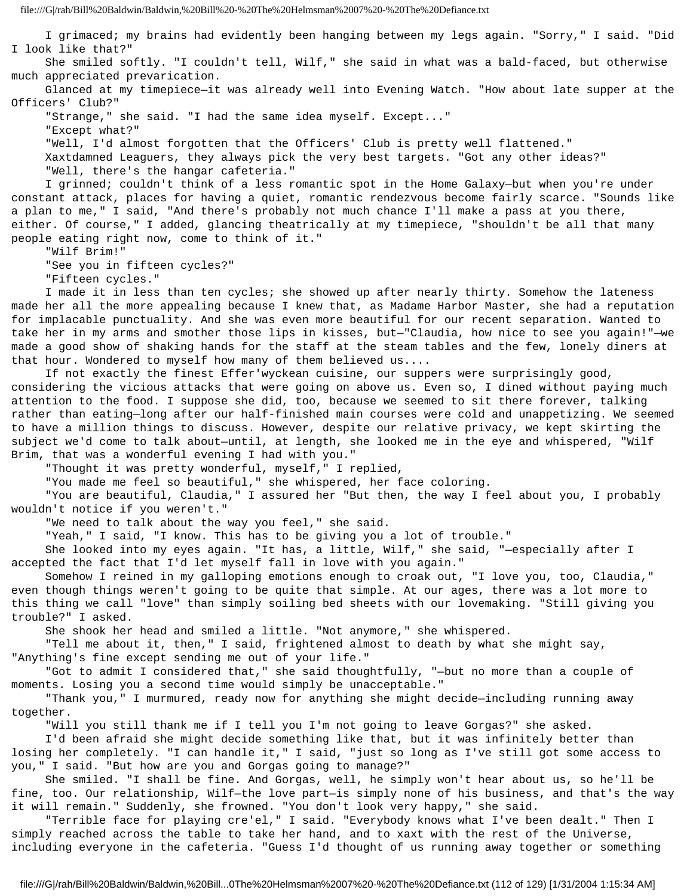I grimaced; my brains had evidently been hanging between my legs again. "Sorry," I said. "Did I look like that?"

She smiled softly. "I couldn't tell, Wilf," she said in what was a bald-faced, but otherwise much appreciated prevarication.

Glanced at my timepiece—it was already well into Evening Watch. "How about late supper at the Officers' Club?"

"Strange," she said. "I had the same idea myself. Except..."

"Except what?"

"Well, I'd almost forgotten that the Officers' Club is pretty well flattened."

Xaxtdamned Leaguers, they always pick the very best targets. "Got any other ideas?"

"Well, there's the hangar cafeteria."

I grinned; couldn't think of a less romantic spot in the Home Galaxy—but when you're under constant attack, places for having a quiet, romantic rendezvous become fairly scarce. "Sounds like a plan to me," I said, "And there's probably not much chance I'll make a pass at you there, either. Of course," I added, glancing theatrically at my timepiece, "shouldn't be all that many people eating right now, come to think of it."

"Wilf Brim!"

"See you in fifteen cycles?"

"Fifteen cycles."

I made it in less than ten cycles; she showed up after nearly thirty. Somehow the lateness made her all the more appealing because I knew that, as Madame Harbor Master, she had a reputation for implacable punctuality. And she was even more beautiful for our recent separation. Wanted to take her in my arms and smother those lips in kisses, but—"Claudia, how nice to see you again!"—we made a good show of shaking hands for the staff at the steam tables and the few, lonely diners at that hour. Wondered to myself how many of them believed us....

If not exactly the finest Effer'wyckean cuisine, our suppers were surprisingly good, considering the vicious attacks that were going on above us. Even so, I dined without paying much attention to the food. I suppose she did, too, because we seemed to sit there forever, talking rather than eating—long after our half-finished main courses were cold and unappetizing. We seemed to have a million things to discuss. However, despite our relative privacy, we kept skirting the subject we'd come to talk about—until, at length, she looked me in the eye and whispered, "Wilf Brim, that was a wonderful evening I had with you."

"Thought it was pretty wonderful, myself," I replied,

"You made me feel so beautiful," she whispered, her face coloring.

"You are beautiful, Claudia," I assured her "But then, the way I feel about you, I probably wouldn't notice if you weren't."

"We need to talk about the way you feel," she said.

"Yeah," I said, "I know. This has to be giving you a lot of trouble."

She looked into my eyes again. "It has, a little, Wilf," she said, "—especially after I accepted the fact that I'd let myself fall in love with you again."

Somehow I reined in my galloping emotions enough to croak out, "I love you, too, Claudia," even though things weren't going to be quite that simple. At our ages, there was a lot more to this thing we call "love" than simply soiling bed sheets with our lovemaking. "Still giving you trouble?" I asked.

She shook her head and smiled a little. "Not anymore," she whispered.

"Tell me about it, then," I said, frightened almost to death by what she might say, "Anything's fine except sending me out of your life."

"Got to admit I considered that," she said thoughtfully, "—but no more than a couple of moments. Losing you a second time would simply be unacceptable."

"Thank you," I murmured, ready now for anything she might decide—including running away together.

"Will you still thank me if I tell you I'm not going to leave Gorgas?" she asked.

I'd been afraid she might decide something like that, but it was infinitely better than losing her completely. "I can handle it," I said, "just so long as I've still got some access to you," I said. "But how are you and Gorgas going to manage?"

She smiled. "I shall be fine. And Gorgas, well, he simply won't hear about us, so he'll be fine, too. Our relationship, Wilf—the love part—is simply none of his business, and that's the way it will remain." Suddenly, she frowned. "You don't look very happy," she said.

"Terrible face for playing cre'el," I said. "Everybody knows what I've been dealt." Then I simply reached across the table to take her hand, and to xaxt with the rest of the Universe, including everyone in the cafeteria. "Guess I'd thought of us running away together or something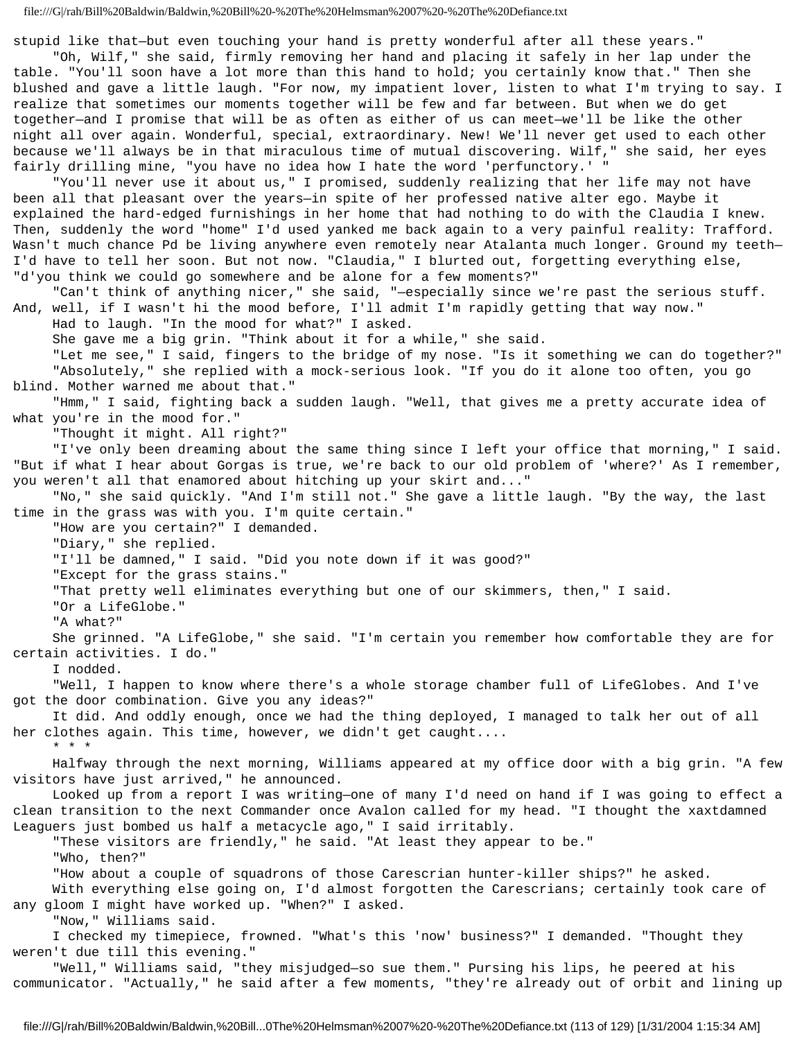stupid like that—but even touching your hand is pretty wonderful after all these years."

"Oh, Wilf," she said, firmly removing her hand and placing it safely in her lap under the table. "You'll soon have a lot more than this hand to hold; you certainly know that." Then she blushed and gave a little laugh. "For now, my impatient lover, listen to what I'm trying to say. I realize that sometimes our moments together will be few and far between. But when we do get together—and I promise that will be as often as either of us can meet—we'll be like the other night all over again. Wonderful, special, extraordinary. New! We'll never get used to each other because we'll always be in that miraculous time of mutual discovering. Wilf," she said, her eyes fairly drilling mine, "you have no idea how I hate the word 'perfunctory.' "

"You'll never use it about us," I promised, suddenly realizing that her life may not have been all that pleasant over the years—in spite of her professed native alter ego. Maybe it explained the hard-edged furnishings in her home that had nothing to do with the Claudia I knew. Then, suddenly the word "home" I'd used yanked me back again to a very painful reality: Trafford. Wasn't much chance Pd be living anywhere even remotely near Atalanta much longer. Ground my teeth—I'd have to tell her soon. But not now. "Claudia," I blurted out, forgetting everything else, "d'you think we could go somewhere and be alone for a few moments?"

"Can't think of anything nicer," she said, "—especially since we're past the serious stuff. And, well, if I wasn't hi the mood before, I'll admit I'm rapidly getting that way now."

Had to laugh. "In the mood for what?" I asked.

She gave me a big grin. "Think about it for a while," she said.

"Let me see," I said, fingers to the bridge of my nose. "Is it something we can do together?"

"Absolutely," she replied with a mock-serious look. "If you do it alone too often, you go blind. Mother warned me about that."

"Hmm," I said, fighting back a sudden laugh. "Well, that gives me a pretty accurate idea of what you're in the mood for."

"Thought it might. All right?"

"I've only been dreaming about the same thing since I left your office that morning," I said. "But if what I hear about Gorgas is true, we're back to our old problem of 'where?' As I remember, you weren't all that enamored about hitching up your skirt and..."

"No," she said quickly. "And I'm still not." She gave a little laugh. "By the way, the last time in the grass was with you. I'm quite certain."

"How are you certain?" I demanded.

"Diary," she replied.

"I'll be damned," I said. "Did you note down if it was good?"

"Except for the grass stains."

"That pretty well eliminates everything but one of our skimmers, then," I said.

"Or a LifeGlobe."

"A what?"

She grinned. "A LifeGlobe," she said. "I'm certain you remember how comfortable they are for certain activities. I do."

I nodded.

"Well, I happen to know where there's a whole storage chamber full of LifeGlobes. And I've got the door combination. Give you any ideas?"

It did. And oddly enough, once we had the thing deployed, I managed to talk her out of all her clothes again. This time, however, we didn't get caught....

* * *

Halfway through the next morning, Williams appeared at my office door with a big grin. "A few visitors have just arrived," he announced.

Looked up from a report I was writing—one of many I'd need on hand if I was going to effect a clean transition to the next Commander once Avalon called for my head. "I thought the xaxtdamned Leaguers just bombed us half a metacycle ago," I said irritably.

"These visitors are friendly," he said. "At least they appear to be."

"Who, then?"

"How about a couple of squadrons of those Carescrian hunter-killer ships?" he asked.

With everything else going on, I'd almost forgotten the Carescrians; certainly took care of any gloom I might have worked up. "When?" I asked.

"Now," Williams said.

I checked my timepiece, frowned. "What's this 'now' business?" I demanded. "Thought they weren't due till this evening."

"Well," Williams said, "they misjudged—so sue them." Pursing his lips, he peered at his communicator. "Actually," he said after a few moments, "they're already out of orbit and lining up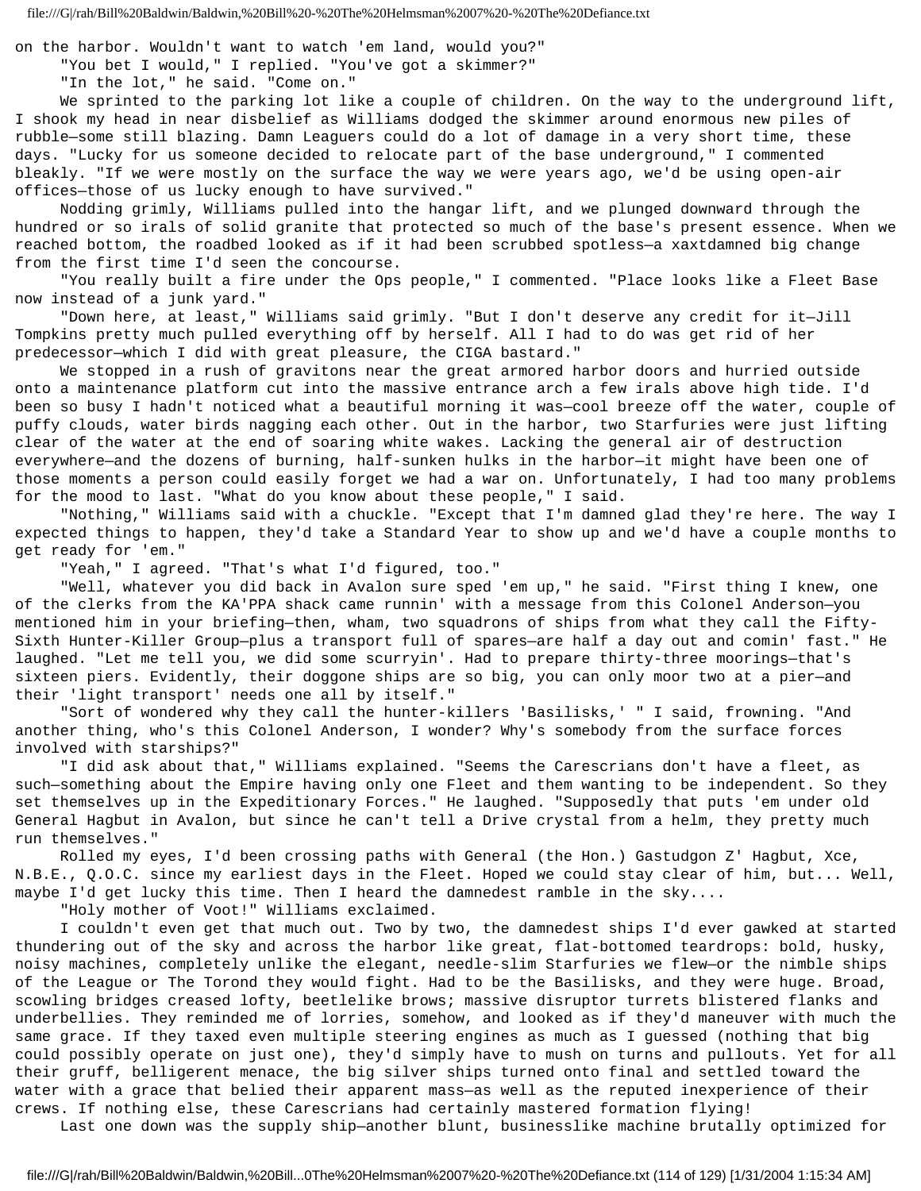on the harbor. Wouldn't want to watch 'em land, would you?"

"You bet I would," I replied. "You've got a skimmer?"

"In the lot," he said. "Come on."

We sprinted to the parking lot like a couple of children. On the way to the underground lift, I shook my head in near disbelief as Williams dodged the skimmer around enormous new piles of rubble—some still blazing. Damn Leaguers could do a lot of damage in a very short time, these days. "Lucky for us someone decided to relocate part of the base underground," I commented bleakly. "If we were mostly on the surface the way we were years ago, we'd be using open-air offices—those of us lucky enough to have survived."

Nodding grimly, Williams pulled into the hangar lift, and we plunged downward through the hundred or so irals of solid granite that protected so much of the base's present essence. When we reached bottom, the roadbed looked as if it had been scrubbed spotless—a xaxtdamned big change from the first time I'd seen the concourse.

"You really built a fire under the Ops people," I commented. "Place looks like a Fleet Base now instead of a junk yard."

"Down here, at least," Williams said grimly. "But I don't deserve any credit for it—Jill Tompkins pretty much pulled everything off by herself. All I had to do was get rid of her predecessor—which I did with great pleasure, the CIGA bastard."

We stopped in a rush of gravitons near the great armored harbor doors and hurried outside onto a maintenance platform cut into the massive entrance arch a few irals above high tide. I'd been so busy I hadn't noticed what a beautiful morning it was—cool breeze off the water, couple of puffy clouds, water birds nagging each other. Out in the harbor, two Starfuries were just lifting clear of the water at the end of soaring white wakes. Lacking the general air of destruction everywhere—and the dozens of burning, half-sunken hulks in the harbor—it might have been one of those moments a person could easily forget we had a war on. Unfortunately, I had too many problems for the mood to last. "What do you know about these people," I said.

"Nothing," Williams said with a chuckle. "Except that I'm damned glad they're here. The way I expected things to happen, they'd take a Standard Year to show up and we'd have a couple months to get ready for 'em."

"Yeah," I agreed. "That's what I'd figured, too."

"Well, whatever you did back in Avalon sure sped 'em up," he said. "First thing I knew, one of the clerks from the KA'PPA shack came runnin' with a message from this Colonel Anderson—you mentioned him in your briefing—then, wham, two squadrons of ships from what they call the Fifty-Sixth Hunter-Killer Group—plus a transport full of spares—are half a day out and comin' fast." He laughed. "Let me tell you, we did some scurryin'. Had to prepare thirty-three moorings—that's sixteen piers. Evidently, their doggone ships are so big, you can only moor two at a pier—and their 'light transport' needs one all by itself."

"Sort of wondered why they call the hunter-killers 'Basilisks,' " I said, frowning. "And another thing, who's this Colonel Anderson, I wonder? Why's somebody from the surface forces involved with starships?"

"I did ask about that," Williams explained. "Seems the Carescrians don't have a fleet, as such—something about the Empire having only one Fleet and them wanting to be independent. So they set themselves up in the Expeditionary Forces." He laughed. "Supposedly that puts 'em under old General Hagbut in Avalon, but since he can't tell a Drive crystal from a helm, they pretty much run themselves."

Rolled my eyes, I'd been crossing paths with General (the Hon.) Gastudgon Z' Hagbut, Xce, N.B.E., Q.O.C. since my earliest days in the Fleet. Hoped we could stay clear of him, but... Well, maybe I'd get lucky this time. Then I heard the damnedest ramble in the sky....

"Holy mother of Voot!" Williams exclaimed.

I couldn't even get that much out. Two by two, the damnedest ships I'd ever gawked at started thundering out of the sky and across the harbor like great, flat-bottomed teardrops: bold, husky, noisy machines, completely unlike the elegant, needle-slim Starfuries we flew—or the nimble ships of the League or The Torond they would fight. Had to be the Basilisks, and they were huge. Broad, scowling bridges creased lofty, beetlelike brows; massive disruptor turrets blistered flanks and underbellies. They reminded me of lorries, somehow, and looked as if they'd maneuver with much the same grace. If they taxed even multiple steering engines as much as I guessed (nothing that big could possibly operate on just one), they'd simply have to mush on turns and pullouts. Yet for all their gruff, belligerent menace, the big silver ships turned onto final and settled toward the water with a grace that belied their apparent mass—as well as the reputed inexperience of their crews. If nothing else, these Carescrians had certainly mastered formation flying!

Last one down was the supply ship—another blunt, businesslike machine brutally optimized for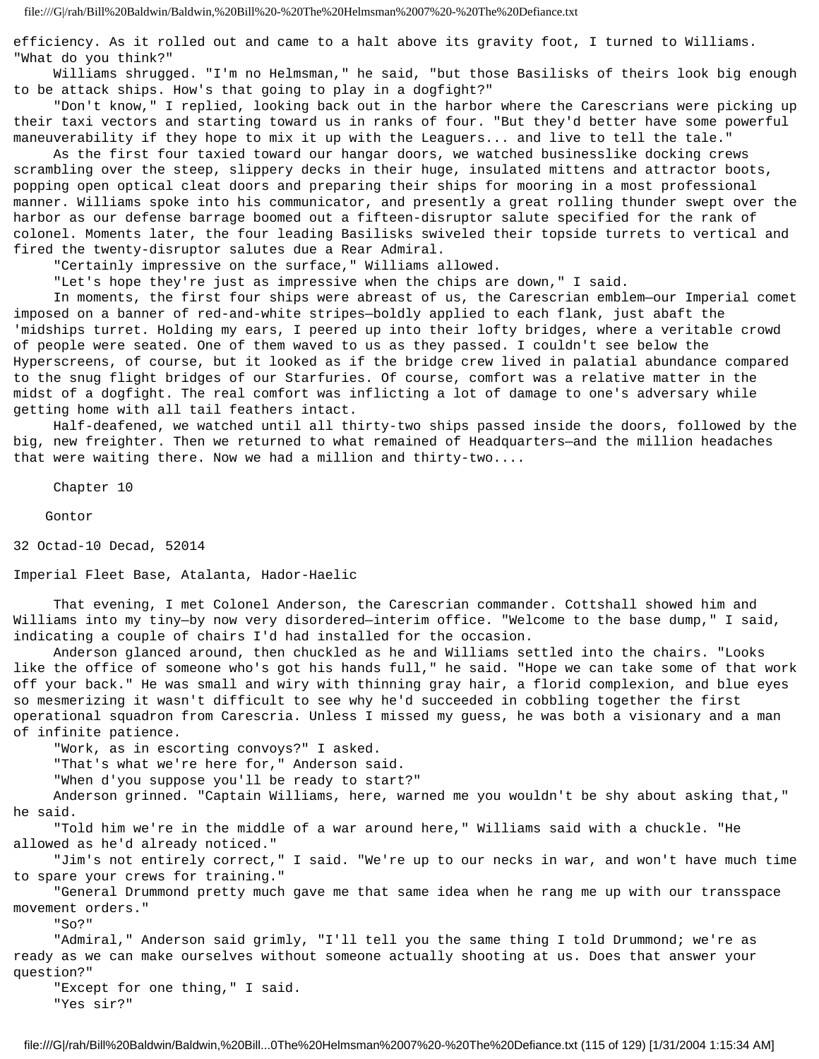efficiency. As it rolled out and came to a halt above its gravity foot, I turned to Williams. "What do you think?"

Williams shrugged. "I'm no Helmsman," he said, "but those Basilisks of theirs look big enough to be attack ships. How's that going to play in a dogfight?"

"Don't know," I replied, looking back out in the harbor where the Carescrians were picking up their taxi vectors and starting toward us in ranks of four. "But they'd better have some powerful maneuverability if they hope to mix it up with the Leaguers... and live to tell the tale."

As the first four taxied toward our hangar doors, we watched businesslike docking crews scrambling over the steep, slippery decks in their huge, insulated mittens and attractor boots, popping open optical cleat doors and preparing their ships for mooring in a most professional manner. Williams spoke into his communicator, and presently a great rolling thunder swept over the harbor as our defense barrage boomed out a fifteen-disruptor salute specified for the rank of colonel. Moments later, the four leading Basilisks swiveled their topside turrets to vertical and fired the twenty-disruptor salutes due a Rear Admiral.

"Certainly impressive on the surface," Williams allowed.

"Let's hope they're just as impressive when the chips are down," I said.

In moments, the first four ships were abreast of us, the Carescrian emblem—our Imperial comet imposed on a banner of red-and-white stripes—boldly applied to each flank, just abaft the 'midships turret. Holding my ears, I peered up into their lofty bridges, where a veritable crowd of people were seated. One of them waved to us as they passed. I couldn't see below the Hyperscreens, of course, but it looked as if the bridge crew lived in palatial abundance compared to the snug flight bridges of our Starfuries. Of course, comfort was a relative matter in the midst of a dogfight. The real comfort was inflicting a lot of damage to one's adversary while getting home with all tail feathers intact.

Half-deafened, we watched until all thirty-two ships passed inside the doors, followed by the big, new freighter. Then we returned to what remained of Headquarters—and the million headaches that were waiting there. Now we had a million and thirty-two....

## Chapter 10

### Gontor

32 Octad-10 Decad, 52014

Imperial Fleet Base, Atalanta, Hador-Haelic

That evening, I met Colonel Anderson, the Carescrian commander. Cottshall showed him and Williams into my tiny—by now very disordered—interim office. "Welcome to the base dump," I said, indicating a couple of chairs I'd had installed for the occasion.

Anderson glanced around, then chuckled as he and Williams settled into the chairs. "Looks like the office of someone who's got his hands full," he said. "Hope we can take some of that work off your back." He was small and wiry with thinning gray hair, a florid complexion, and blue eyes so mesmerizing it wasn't difficult to see why he'd succeeded in cobbling together the first operational squadron from Carescria. Unless I missed my guess, he was both a visionary and a man of infinite patience.

"Work, as in escorting convoys?" I asked.

"That's what we're here for," Anderson said.

"When d'you suppose you'll be ready to start?"

Anderson grinned. "Captain Williams, here, warned me you wouldn't be shy about asking that," he said.

"Told him we're in the middle of a war around here," Williams said with a chuckle. "He allowed as he'd already noticed."

"Jim's not entirely correct," I said. "We're up to our necks in war, and won't have much time to spare your crews for training."

"General Drummond pretty much gave me that same idea when he rang me up with our transspace movement orders."

"So?"

"Admiral," Anderson said grimly, "I'll tell you the same thing I told Drummond; we're as ready as we can make ourselves without someone actually shooting at us. Does that answer your question?"

"Except for one thing," I said.

"Yes sir?"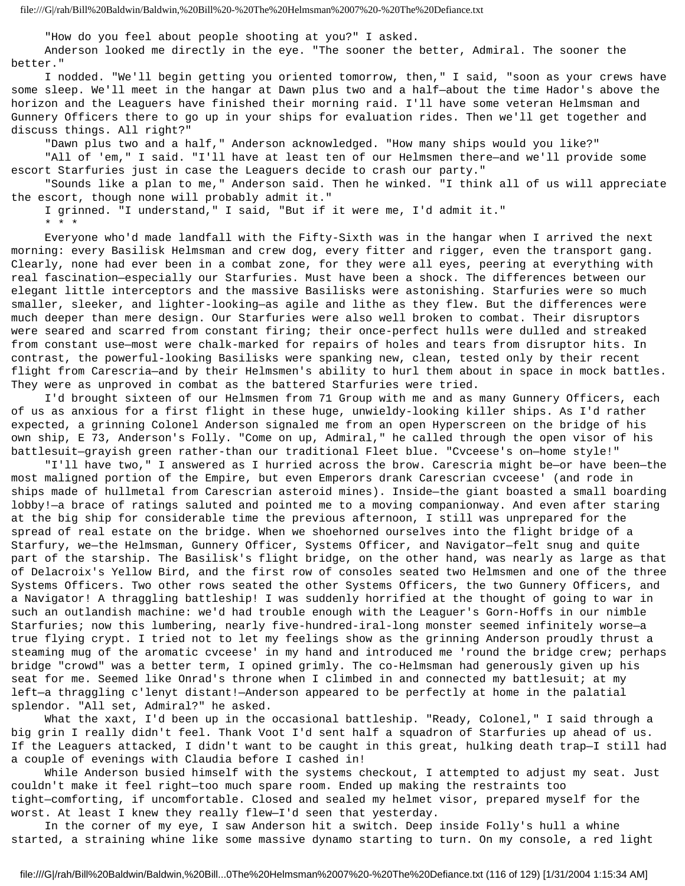"How do you feel about people shooting at you?" I asked.

Anderson looked me directly in the eye. "The sooner the better, Admiral. The sooner the better."

I nodded. "We'll begin getting you oriented tomorrow, then," I said, "soon as your crews have some sleep. We'll meet in the hangar at Dawn plus two and a half—about the time Hador's above the horizon and the Leaguers have finished their morning raid. I'll have some veteran Helmsman and Gunnery Officers there to go up in your ships for evaluation rides. Then we'll get together and discuss things. All right?"

"Dawn plus two and a half," Anderson acknowledged. "How many ships would you like?"

"All of 'em," I said. "I'll have at least ten of our Helmsmen there—and we'll provide some escort Starfuries just in case the Leaguers decide to crash our party."

"Sounds like a plan to me," Anderson said. Then he winked. "I think all of us will appreciate the escort, though none will probably admit it."

I grinned. "I understand," I said, "But if it were me, I'd admit it."

* * *

Everyone who'd made landfall with the Fifty-Sixth was in the hangar when I arrived the next morning: every Basilisk Helmsman and crew dog, every fitter and rigger, even the transport gang. Clearly, none had ever been in a combat zone, for they were all eyes, peering at everything with real fascination—especially our Starfuries. Must have been a shock. The differences between our elegant little interceptors and the massive Basilisks were astonishing. Starfuries were so much smaller, sleeker, and lighter-looking—as agile and lithe as they flew. But the differences were much deeper than mere design. Our Starfuries were also well broken to combat. Their disruptors were seared and scarred from constant firing; their once-perfect hulls were dulled and streaked from constant use—most were chalk-marked for repairs of holes and tears from disruptor hits. In contrast, the powerful-looking Basilisks were spanking new, clean, tested only by their recent flight from Carescria—and by their Helmsmen's ability to hurl them about in space in mock battles. They were as unproved in combat as the battered Starfuries were tried.

I'd brought sixteen of our Helmsmen from 71 Group with me and as many Gunnery Officers, each of us as anxious for a first flight in these huge, unwieldy-looking killer ships. As I'd rather expected, a grinning Colonel Anderson signaled me from an open Hyperscreen on the bridge of his own ship, E 73, Anderson's Folly. "Come on up, Admiral," he called through the open visor of his battlesuit—grayish green rather-than our traditional Fleet blue. "Cvceese's on—home style!"

"I'll have two," I answered as I hurried across the brow. Carescria might be—or have been—the most maligned portion of the Empire, but even Emperors drank Carescrian cvceese' (and rode in ships made of hullmetal from Carescrian asteroid mines). Inside—the giant boasted a small boarding lobby!—a brace of ratings saluted and pointed me to a moving companionway. And even after staring at the big ship for considerable time the previous afternoon, I still was unprepared for the spread of real estate on the bridge. When we shoehorned ourselves into the flight bridge of a Starfury, we—the Helmsman, Gunnery Officer, Systems Officer, and Navigator—felt snug and quite part of the starship. The Basilisk's flight bridge, on the other hand, was nearly as large as that of Delacroix's Yellow Bird, and the first row of consoles seated two Helmsmen and one of the three Systems Officers. Two other rows seated the other Systems Officers, the two Gunnery Officers, and a Navigator! A thraggling battleship! I was suddenly horrified at the thought of going to war in such an outlandish machine: we'd had trouble enough with the Leaguer's Gorn-Hoffs in our nimble Starfuries; now this lumbering, nearly five-hundred-iral-long monster seemed infinitely worse—a true flying crypt. I tried not to let my feelings show as the grinning Anderson proudly thrust a steaming mug of the aromatic cvceese' in my hand and introduced me 'round the bridge crew; perhaps bridge "crowd" was a better term, I opined grimly. The co-Helmsman had generously given up his seat for me. Seemed like Onrad's throne when I climbed in and connected my battlesuit; at my left—a thraggling c'lenyt distant!—Anderson appeared to be perfectly at home in the palatial splendor. "All set, Admiral?" he asked.

What the xaxt, I'd been up in the occasional battleship. "Ready, Colonel," I said through a big grin I really didn't feel. Thank Voot I'd sent half a squadron of Starfuries up ahead of us. If the Leaguers attacked, I didn't want to be caught in this great, hulking death trap—I still had a couple of evenings with Claudia before I cashed in!

While Anderson busied himself with the systems checkout, I attempted to adjust my seat. Just couldn't make it feel right—too much spare room. Ended up making the restraints too tight—comforting, if uncomfortable. Closed and sealed my helmet visor, prepared myself for the worst. At least I knew they really flew—I'd seen that yesterday.

In the corner of my eye, I saw Anderson hit a switch. Deep inside Folly's hull a whine started, a straining whine like some massive dynamo starting to turn. On my console, a red light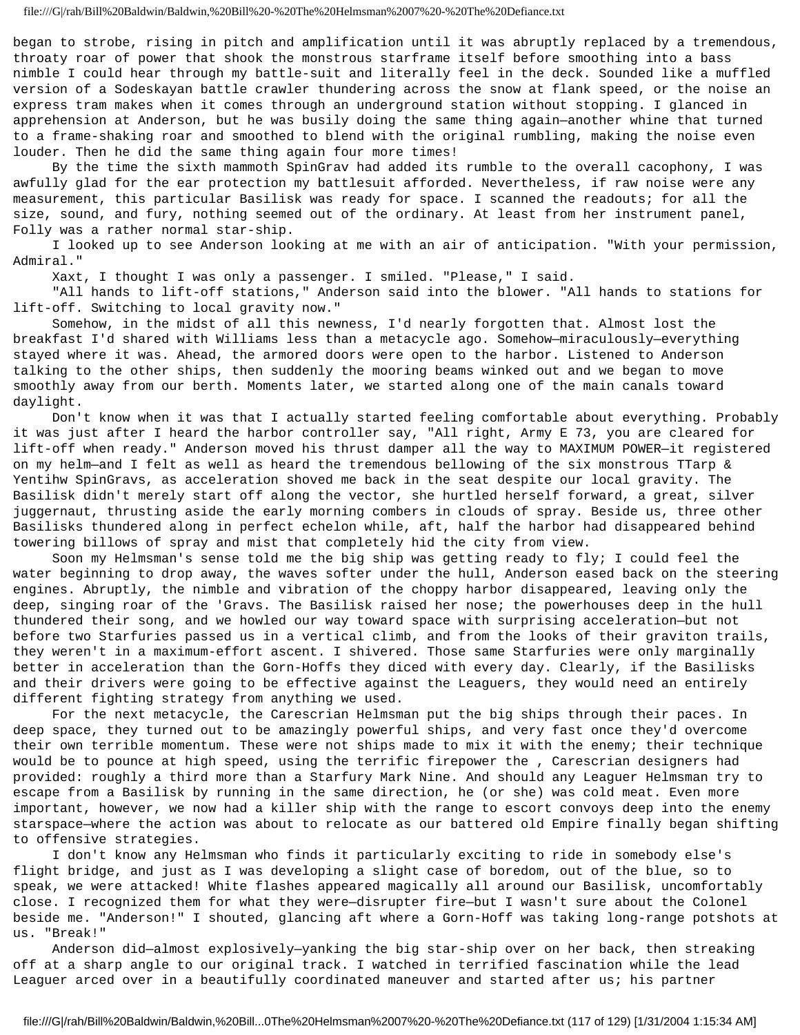began to strobe, rising in pitch and amplification until it was abruptly replaced by a tremendous, throaty roar of power that shook the monstrous starframe itself before smoothing into a bass nimble I could hear through my battle-suit and literally feel in the deck. Sounded like a muffled version of a Sodeskayan battle crawler thundering across the snow at flank speed, or the noise an express tram makes when it comes through an underground station without stopping. I glanced in apprehension at Anderson, but he was busily doing the same thing again—another whine that turned to a frame-shaking roar and smoothed to blend with the original rumbling, making the noise even louder. Then he did the same thing again four more times!

By the time the sixth mammoth SpinGrav had added its rumble to the overall cacophony, I was awfully glad for the ear protection my battlesuit afforded. Nevertheless, if raw noise were any measurement, this particular Basilisk was ready for space. I scanned the readouts; for all the size, sound, and fury, nothing seemed out of the ordinary. At least from her instrument panel, Folly was a rather normal star-ship.

I looked up to see Anderson looking at me with an air of anticipation. "With your permission, Admiral."

Xaxt, I thought I was only a passenger. I smiled. "Please," I said.

"All hands to lift-off stations," Anderson said into the blower. "All hands to stations for lift-off. Switching to local gravity now."

Somehow, in the midst of all this newness, I'd nearly forgotten that. Almost lost the breakfast I'd shared with Williams less than a metacycle ago. Somehow—miraculously—everything stayed where it was. Ahead, the armored doors were open to the harbor. Listened to Anderson talking to the other ships, then suddenly the mooring beams winked out and we began to move smoothly away from our berth. Moments later, we started along one of the main canals toward daylight.

Don't know when it was that I actually started feeling comfortable about everything. Probably it was just after I heard the harbor controller say, "All right, Army E 73, you are cleared for lift-off when ready." Anderson moved his thrust damper all the way to MAXIMUM POWER—it registered on my helm—and I felt as well as heard the tremendous bellowing of the six monstrous TTarp & Yentihw SpinGravs, as acceleration shoved me back in the seat despite our local gravity. The Basilisk didn't merely start off along the vector, she hurtled herself forward, a great, silver juggernaut, thrusting aside the early morning combers in clouds of spray. Beside us, three other Basilisks thundered along in perfect echelon while, aft, half the harbor had disappeared behind towering billows of spray and mist that completely hid the city from view.

Soon my Helmsman's sense told me the big ship was getting ready to fly; I could feel the water beginning to drop away, the waves softer under the hull, Anderson eased back on the steering engines. Abruptly, the nimble and vibration of the choppy harbor disappeared, leaving only the deep, singing roar of the 'Gravs. The Basilisk raised her nose; the powerhouses deep in the hull thundered their song, and we howled our way toward space with surprising acceleration—but not before two Starfuries passed us in a vertical climb, and from the looks of their graviton trails, they weren't in a maximum-effort ascent. I shivered. Those same Starfuries were only marginally better in acceleration than the Gorn-Hoffs they diced with every day. Clearly, if the Basilisks and their drivers were going to be effective against the Leaguers, they would need an entirely different fighting strategy from anything we used.

For the next metacycle, the Carescrian Helmsman put the big ships through their paces. In deep space, they turned out to be amazingly powerful ships, and very fast once they'd overcome their own terrible momentum. These were not ships made to mix it with the enemy; their technique would be to pounce at high speed, using the terrific firepower the , Carescrian designers had provided: roughly a third more than a Starfury Mark Nine. And should any Leaguer Helmsman try to escape from a Basilisk by running in the same direction, he (or she) was cold meat. Even more important, however, we now had a killer ship with the range to escort convoys deep into the enemy starspace—where the action was about to relocate as our battered old Empire finally began shifting to offensive strategies.

I don't know any Helmsman who finds it particularly exciting to ride in somebody else's flight bridge, and just as I was developing a slight case of boredom, out of the blue, so to speak, we were attacked! White flashes appeared magically all around our Basilisk, uncomfortably close. I recognized them for what they were—disrupter fire—but I wasn't sure about the Colonel beside me. "Anderson!" I shouted, glancing aft where a Gorn-Hoff was taking long-range potshots at us. "Break!"

Anderson did—almost explosively—yanking the big star-ship over on her back, then streaking off at a sharp angle to our original track. I watched in terrified fascination while the lead Leaguer arced over in a beautifully coordinated maneuver and started after us; his partner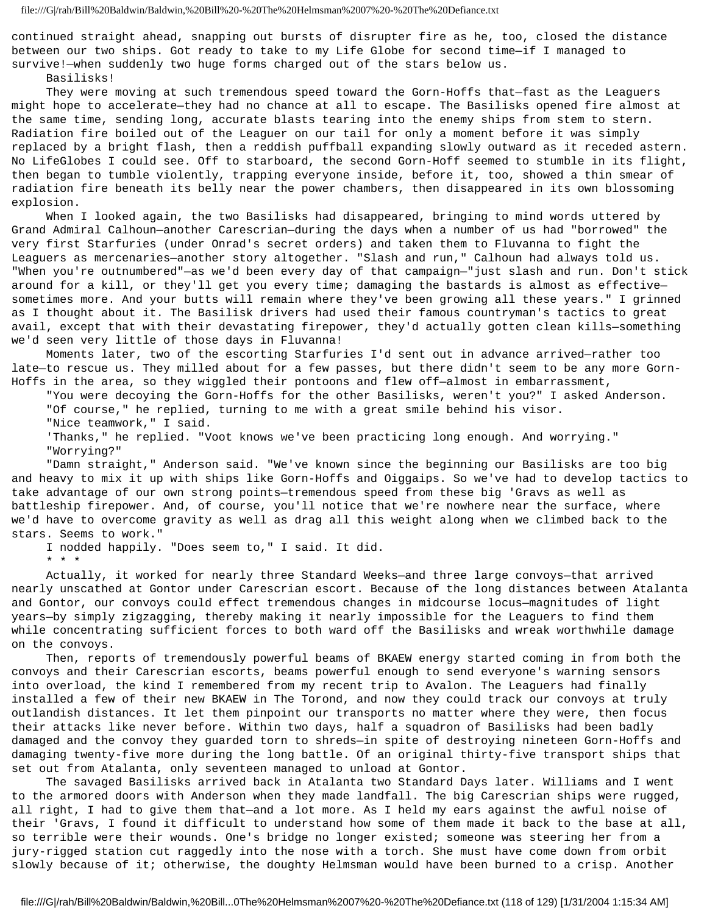continued straight ahead, snapping out bursts of disrupter fire as he, too, closed the distance between our two ships. Got ready to take to my Life Globe for second time—if I managed to survive!—when suddenly two huge forms charged out of the stars below us.

Basilisks!

They were moving at such tremendous speed toward the Gorn-Hoffs that—fast as the Leaguers might hope to accelerate—they had no chance at all to escape. The Basilisks opened fire almost at the same time, sending long, accurate blasts tearing into the enemy ships from stem to stern. Radiation fire boiled out of the Leaguer on our tail for only a moment before it was simply replaced by a bright flash, then a reddish puffball expanding slowly outward as it receded astern. No LifeGlobes I could see. Off to starboard, the second Gorn-Hoff seemed to stumble in its flight, then began to tumble violently, trapping everyone inside, before it, too, showed a thin smear of radiation fire beneath its belly near the power chambers, then disappeared in its own blossoming explosion.

When I looked again, the two Basilisks had disappeared, bringing to mind words uttered by Grand Admiral Calhoun—another Carescrian—during the days when a number of us had "borrowed" the very first Starfuries (under Onrad's secret orders) and taken them to Fluvanna to fight the Leaguers as mercenaries—another story altogether. "Slash and run," Calhoun had always told us. "When you're outnumbered"—as we'd been every day of that campaign—"just slash and run. Don't stick around for a kill, or they'll get you every time; damaging the bastards is almost as effective—sometimes more. And your butts will remain where they've been growing all these years." I grinned as I thought about it. The Basilisk drivers had used their famous countryman's tactics to great avail, except that with their devastating firepower, they'd actually gotten clean kills—something we'd seen very little of those days in Fluvanna!

Moments later, two of the escorting Starfuries I'd sent out in advance arrived—rather too late—to rescue us. They milled about for a few passes, but there didn't seem to be any more Gorn-Hoffs in the area, so they wiggled their pontoons and flew off—almost in embarrassment,

"You were decoying the Gorn-Hoffs for the other Basilisks, weren't you?" I asked Anderson.

"Of course," he replied, turning to me with a great smile behind his visor.

"Nice teamwork," I said.

'Thanks," he replied. "Voot knows we've been practicing long enough. And worrying."

"Worrying?"

"Damn straight," Anderson said. "We've known since the beginning our Basilisks are too big and heavy to mix it up with ships like Gorn-Hoffs and Oiggaips. So we've had to develop tactics to take advantage of our own strong points—tremendous speed from these big 'Gravs as well as battleship firepower. And, of course, you'll notice that we're nowhere near the surface, where we'd have to overcome gravity as well as drag all this weight along when we climbed back to the stars. Seems to work."

I nodded happily. "Does seem to," I said. It did.

* * *

Actually, it worked for nearly three Standard Weeks—and three large convoys—that arrived nearly unscathed at Gontor under Carescrian escort. Because of the long distances between Atalanta and Gontor, our convoys could effect tremendous changes in midcourse locus—magnitudes of light years—by simply zigzagging, thereby making it nearly impossible for the Leaguers to find them while concentrating sufficient forces to both ward off the Basilisks and wreak worthwhile damage on the convoys.

Then, reports of tremendously powerful beams of BKAEW energy started coming in from both the convoys and their Carescrian escorts, beams powerful enough to send everyone's warning sensors into overload, the kind I remembered from my recent trip to Avalon. The Leaguers had finally installed a few of their new BKAEW in The Torond, and now they could track our convoys at truly outlandish distances. It let them pinpoint our transports no matter where they were, then focus their attacks like never before. Within two days, half a squadron of Basilisks had been badly damaged and the convoy they guarded torn to shreds—in spite of destroying nineteen Gorn-Hoffs and damaging twenty-five more during the long battle. Of an original thirty-five transport ships that set out from Atalanta, only seventeen managed to unload at Gontor.

The savaged Basilisks arrived back in Atalanta two Standard Days later. Williams and I went to the armored doors with Anderson when they made landfall. The big Carescrian ships were rugged, all right, I had to give them that—and a lot more. As I held my ears against the awful noise of their 'Gravs, I found it difficult to understand how some of them made it back to the base at all, so terrible were their wounds. One's bridge no longer existed; someone was steering her from a jury-rigged station cut raggedly into the nose with a torch. She must have come down from orbit slowly because of it; otherwise, the doughty Helmsman would have been burned to a crisp. Another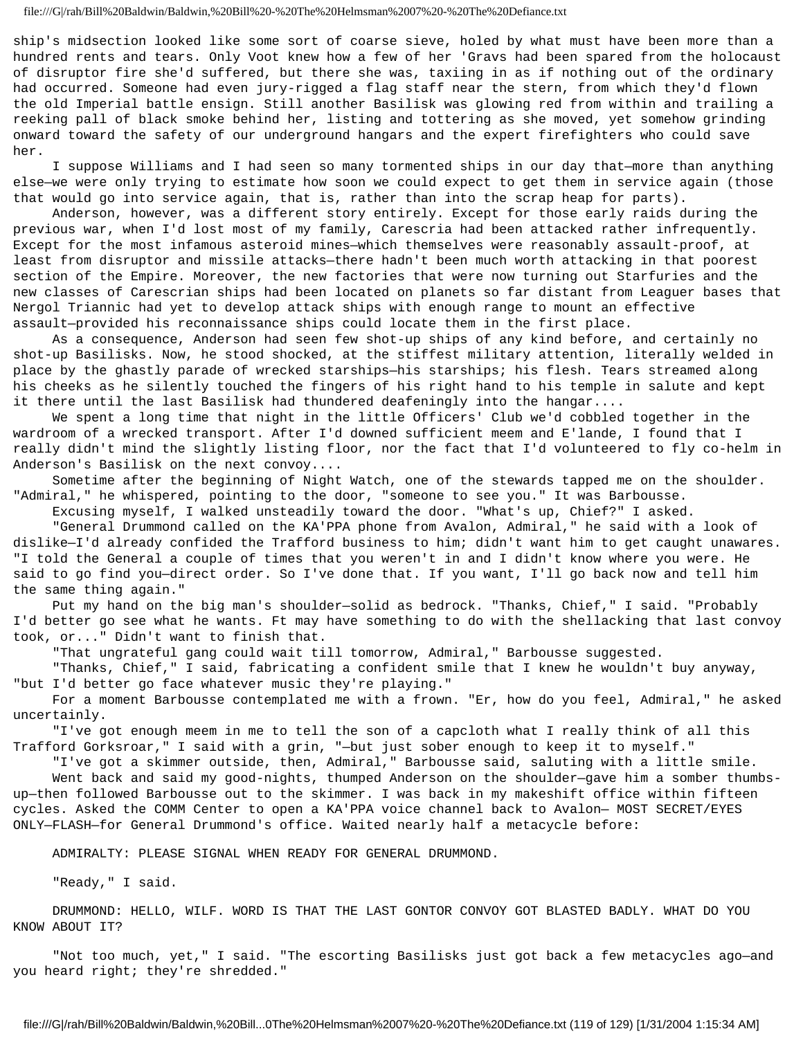ship's midsection looked like some sort of coarse sieve, holed by what must have been more than a hundred rents and tears. Only Voot knew how a few of her 'Gravs had been spared from the holocaust of disruptor fire she'd suffered, but there she was, taxiing in as if nothing out of the ordinary had occurred. Someone had even jury-rigged a flag staff near the stern, from which they'd flown the old Imperial battle ensign. Still another Basilisk was glowing red from within and trailing a reeking pall of black smoke behind her, listing and tottering as she moved, yet somehow grinding onward toward the safety of our underground hangars and the expert firefighters who could save her.

I suppose Williams and I had seen so many tormented ships in our day that—more than anything else—we were only trying to estimate how soon we could expect to get them in service again (those that would go into service again, that is, rather than into the scrap heap for parts).

Anderson, however, was a different story entirely. Except for those early raids during the previous war, when I'd lost most of my family, Carescria had been attacked rather infrequently. Except for the most infamous asteroid mines—which themselves were reasonably assault-proof, at least from disruptor and missile attacks—there hadn't been much worth attacking in that poorest section of the Empire. Moreover, the new factories that were now turning out Starfuries and the new classes of Carescrian ships had been located on planets so far distant from Leaguer bases that Nergol Triannic had yet to develop attack ships with enough range to mount an effective assault—provided his reconnaissance ships could locate them in the first place.

As a consequence, Anderson had seen few shot-up ships of any kind before, and certainly no shot-up Basilisks. Now, he stood shocked, at the stiffest military attention, literally welded in place by the ghastly parade of wrecked starships—his starships; his flesh. Tears streamed along his cheeks as he silently touched the fingers of his right hand to his temple in salute and kept it there until the last Basilisk had thundered deafeningly into the hangar....

We spent a long time that night in the little Officers' Club we'd cobbled together in the wardroom of a wrecked transport. After I'd downed sufficient meem and E'lande, I found that I really didn't mind the slightly listing floor, nor the fact that I'd volunteered to fly co-helm in Anderson's Basilisk on the next convoy....

Sometime after the beginning of Night Watch, one of the stewards tapped me on the shoulder. "Admiral," he whispered, pointing to the door, "someone to see you." It was Barbousse.

Excusing myself, I walked unsteadily toward the door. "What's up, Chief?" I asked.

"General Drummond called on the KA'PPA phone from Avalon, Admiral," he said with a look of dislike—I'd already confided the Trafford business to him; didn't want him to get caught unawares. "I told the General a couple of times that you weren't in and I didn't know where you were. He said to go find you—direct order. So I've done that. If you want, I'll go back now and tell him the same thing again."

Put my hand on the big man's shoulder—solid as bedrock. "Thanks, Chief," I said. "Probably I'd better go see what he wants. Ft may have something to do with the shellacking that last convoy took, or..." Didn't want to finish that.

"That ungrateful gang could wait till tomorrow, Admiral," Barbousse suggested.

"Thanks, Chief," I said, fabricating a confident smile that I knew he wouldn't buy anyway, "but I'd better go face whatever music they're playing."

For a moment Barbousse contemplated me with a frown. "Er, how do you feel, Admiral," he asked uncertainly.

"I've got enough meem in me to tell the son of a capcloth what I really think of all this Trafford Gorksroar," I said with a grin, "—but just sober enough to keep it to myself."

"I've got a skimmer outside, then, Admiral," Barbousse said, saluting with a little smile.

Went back and said my good-nights, thumped Anderson on the shoulder—gave him a somber thumbs-up—then followed Barbousse out to the skimmer. I was back in my makeshift office within fifteen cycles. Asked the COMM Center to open a KA'PPA voice channel back to Avalon— MOST SECRET/EYES ONLY—FLASH—for General Drummond's office. Waited nearly half a metacycle before:

ADMIRALTY: PLEASE SIGNAL WHEN READY FOR GENERAL DRUMMOND.

"Ready," I said.

DRUMMOND: HELLO, WILF. WORD IS THAT THE LAST GONTOR CONVOY GOT BLASTED BADLY. WHAT DO YOU KNOW ABOUT IT?

"Not too much, yet," I said. "The escorting Basilisks just got back a few metacycles ago—and you heard right; they're shredded."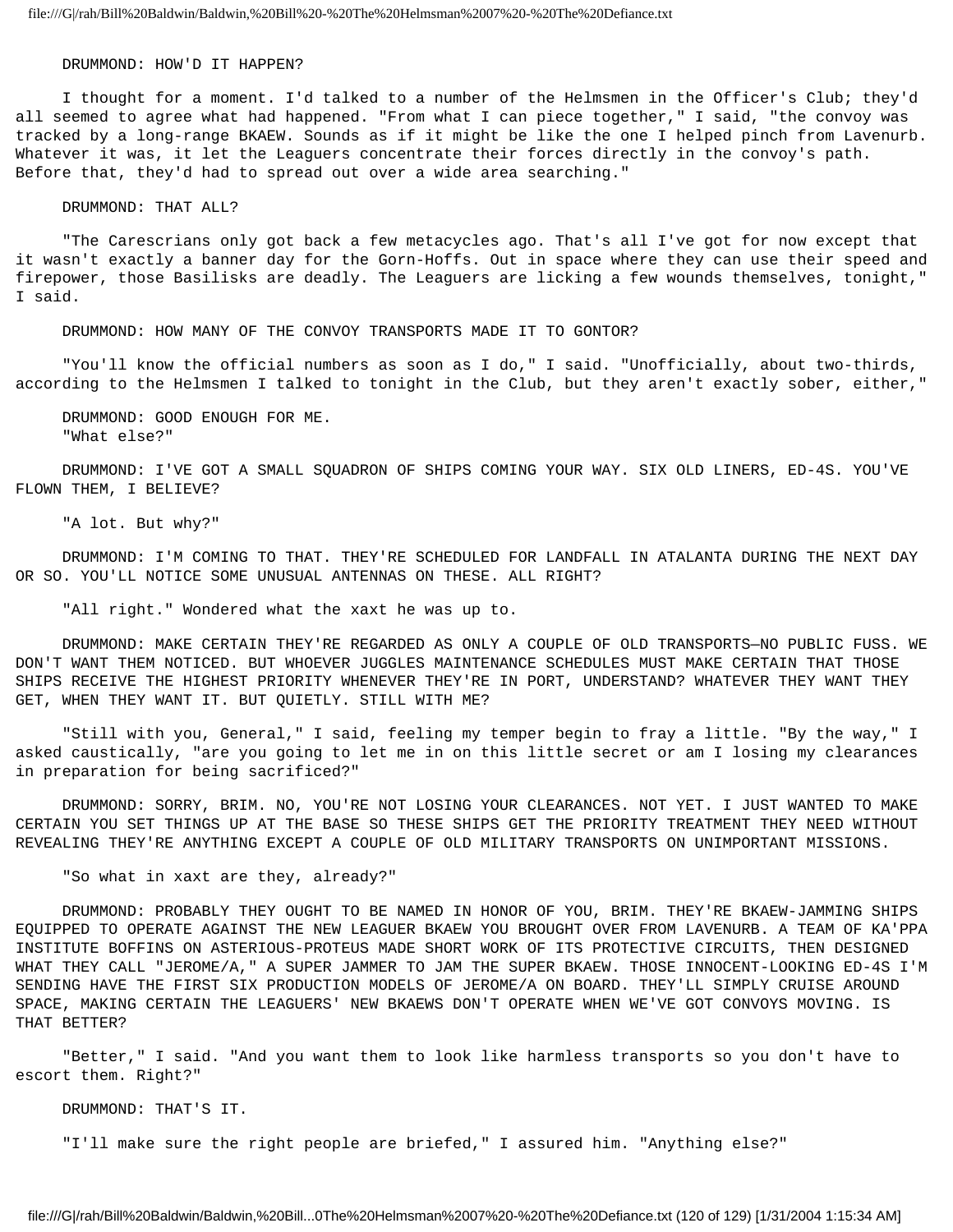DRUMMOND: HOW'D IT HAPPEN?

I thought for a moment. I'd talked to a number of the Helmsmen in the Officer's Club; they'd all seemed to agree what had happened. "From what I can piece together," I said, "the convoy was tracked by a long-range BKAEW. Sounds as if it might be like the one I helped pinch from Lavenurb. Whatever it was, it let the Leaguers concentrate their forces directly in the convoy's path. Before that, they'd had to spread out over a wide area searching."

DRUMMOND: THAT ALL?

"The Carescrians only got back a few metacycles ago. That's all I've got for now except that it wasn't exactly a banner day for the Gorn-Hoffs. Out in space where they can use their speed and firepower, those Basilisks are deadly. The Leaguers are licking a few wounds themselves, tonight," I said.

DRUMMOND: HOW MANY OF THE CONVOY TRANSPORTS MADE IT TO GONTOR?

"You'll know the official numbers as soon as I do," I said. "Unofficially, about two-thirds, according to the Helmsmen I talked to tonight in the Club, but they aren't exactly sober, either,"

DRUMMOND: GOOD ENOUGH FOR ME.
"What else?"

DRUMMOND: I'VE GOT A SMALL SQUADRON OF SHIPS COMING YOUR WAY. SIX OLD LINERS, ED-4S. YOU'VE FLOWN THEM, I BELIEVE?

"A lot. But why?"

DRUMMOND: I'M COMING TO THAT. THEY'RE SCHEDULED FOR LANDFALL IN ATALANTA DURING THE NEXT DAY OR SO. YOU'LL NOTICE SOME UNUSUAL ANTENNAS ON THESE. ALL RIGHT?

"All right." Wondered what the xaxt he was up to.

DRUMMOND: MAKE CERTAIN THEY'RE REGARDED AS ONLY A COUPLE OF OLD TRANSPORTS—NO PUBLIC FUSS. WE DON'T WANT THEM NOTICED. BUT WHOEVER JUGGLES MAINTENANCE SCHEDULES MUST MAKE CERTAIN THAT THOSE SHIPS RECEIVE THE HIGHEST PRIORITY WHENEVER THEY'RE IN PORT, UNDERSTAND? WHATEVER THEY WANT THEY GET, WHEN THEY WANT IT. BUT QUIETLY. STILL WITH ME?

"Still with you, General," I said, feeling my temper begin to fray a little. "By the way," I asked caustically, "are you going to let me in on this little secret or am I losing my clearances in preparation for being sacrificed?"

DRUMMOND: SORRY, BRIM. NO, YOU'RE NOT LOSING YOUR CLEARANCES. NOT YET. I JUST WANTED TO MAKE CERTAIN YOU SET THINGS UP AT THE BASE SO THESE SHIPS GET THE PRIORITY TREATMENT THEY NEED WITHOUT REVEALING THEY'RE ANYTHING EXCEPT A COUPLE OF OLD MILITARY TRANSPORTS ON UNIMPORTANT MISSIONS.

"So what in xaxt are they, already?"

DRUMMOND: PROBABLY THEY OUGHT TO BE NAMED IN HONOR OF YOU, BRIM. THEY'RE BKAEW-JAMMING SHIPS EQUIPPED TO OPERATE AGAINST THE NEW LEAGUER BKAEW YOU BROUGHT OVER FROM LAVENURB. A TEAM OF KA'PPA INSTITUTE BOFFINS ON ASTERIOUS-PROTEUS MADE SHORT WORK OF ITS PROTECTIVE CIRCUITS, THEN DESIGNED WHAT THEY CALL "JEROME/A," A SUPER JAMMER TO JAM THE SUPER BKAEW. THOSE INNOCENT-LOOKING ED-4S I'M SENDING HAVE THE FIRST SIX PRODUCTION MODELS OF JEROME/A ON BOARD. THEY'LL SIMPLY CRUISE AROUND SPACE, MAKING CERTAIN THE LEAGUERS' NEW BKAEWS DON'T OPERATE WHEN WE'VE GOT CONVOYS MOVING. IS THAT BETTER?

"Better," I said. "And you want them to look like harmless transports so you don't have to escort them. Right?"

DRUMMOND: THAT'S IT.

"I'll make sure the right people are briefed," I assured him. "Anything else?"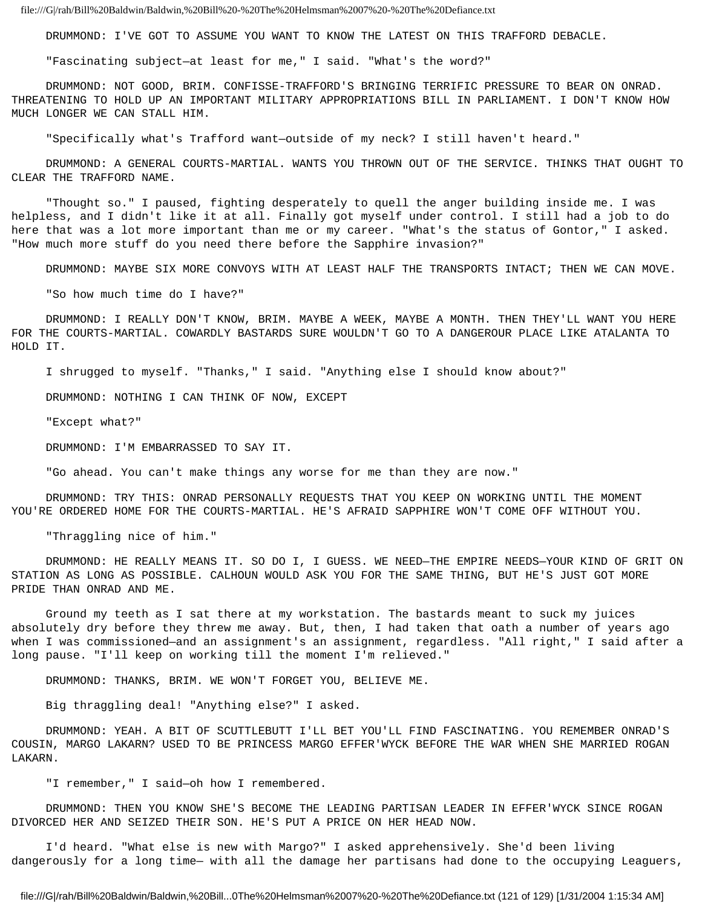DRUMMOND: I'VE GOT TO ASSUME YOU WANT TO KNOW THE LATEST ON THIS TRAFFORD DEBACLE.

"Fascinating subject—at least for me," I said. "What's the word?"

DRUMMOND: NOT GOOD, BRIM. CONFISSE-TRAFFORD'S BRINGING TERRIFIC PRESSURE TO BEAR ON ONRAD. THREATENING TO HOLD UP AN IMPORTANT MILITARY APPROPRIATIONS BILL IN PARLIAMENT. I DON'T KNOW HOW MUCH LONGER WE CAN STALL HIM.

"Specifically what's Trafford want—outside of my neck? I still haven't heard."

DRUMMOND: A GENERAL COURTS-MARTIAL. WANTS YOU THROWN OUT OF THE SERVICE. THINKS THAT OUGHT TO CLEAR THE TRAFFORD NAME.

"Thought so." I paused, fighting desperately to quell the anger building inside me. I was helpless, and I didn't like it at all. Finally got myself under control. I still had a job to do here that was a lot more important than me or my career. "What's the status of Gontor," I asked. "How much more stuff do you need there before the Sapphire invasion?"

DRUMMOND: MAYBE SIX MORE CONVOYS WITH AT LEAST HALF THE TRANSPORTS INTACT; THEN WE CAN MOVE.

"So how much time do I have?"

DRUMMOND: I REALLY DON'T KNOW, BRIM. MAYBE A WEEK, MAYBE A MONTH. THEN THEY'LL WANT YOU HERE FOR THE COURTS-MARTIAL. COWARDLY BASTARDS SURE WOULDN'T GO TO A DANGEROUR PLACE LIKE ATALANTA TO HOLD IT.

I shrugged to myself. "Thanks," I said. "Anything else I should know about?"

DRUMMOND: NOTHING I CAN THINK OF NOW, EXCEPT

"Except what?"

DRUMMOND: I'M EMBARRASSED TO SAY IT.

"Go ahead. You can't make things any worse for me than they are now."

DRUMMOND: TRY THIS: ONRAD PERSONALLY REQUESTS THAT YOU KEEP ON WORKING UNTIL THE MOMENT YOU'RE ORDERED HOME FOR THE COURTS-MARTIAL. HE'S AFRAID SAPPHIRE WON'T COME OFF WITHOUT YOU.

"Thraggling nice of him."

DRUMMOND: HE REALLY MEANS IT. SO DO I, I GUESS. WE NEED—THE EMPIRE NEEDS—YOUR KIND OF GRIT ON STATION AS LONG AS POSSIBLE. CALHOUN WOULD ASK YOU FOR THE SAME THING, BUT HE'S JUST GOT MORE PRIDE THAN ONRAD AND ME.

Ground my teeth as I sat there at my workstation. The bastards meant to suck my juices absolutely dry before they threw me away. But, then, I had taken that oath a number of years ago when I was commissioned—and an assignment's an assignment, regardless. "All right," I said after a long pause. "I'll keep on working till the moment I'm relieved."

DRUMMOND: THANKS, BRIM. WE WON'T FORGET YOU, BELIEVE ME.

Big thraggling deal! "Anything else?" I asked.

DRUMMOND: YEAH. A BIT OF SCUTTLEBUTT I'LL BET YOU'LL FIND FASCINATING. YOU REMEMBER ONRAD'S COUSIN, MARGO LAKARN? USED TO BE PRINCESS MARGO EFFER'WYCK BEFORE THE WAR WHEN SHE MARRIED ROGAN LAKARN.

"I remember," I said—oh how I remembered.

DRUMMOND: THEN YOU KNOW SHE'S BECOME THE LEADING PARTISAN LEADER IN EFFER'WYCK SINCE ROGAN DIVORCED HER AND SEIZED THEIR SON. HE'S PUT A PRICE ON HER HEAD NOW.

I'd heard. "What else is new with Margo?" I asked apprehensively. She'd been living dangerously for a long time— with all the damage her partisans had done to the occupying Leaguers,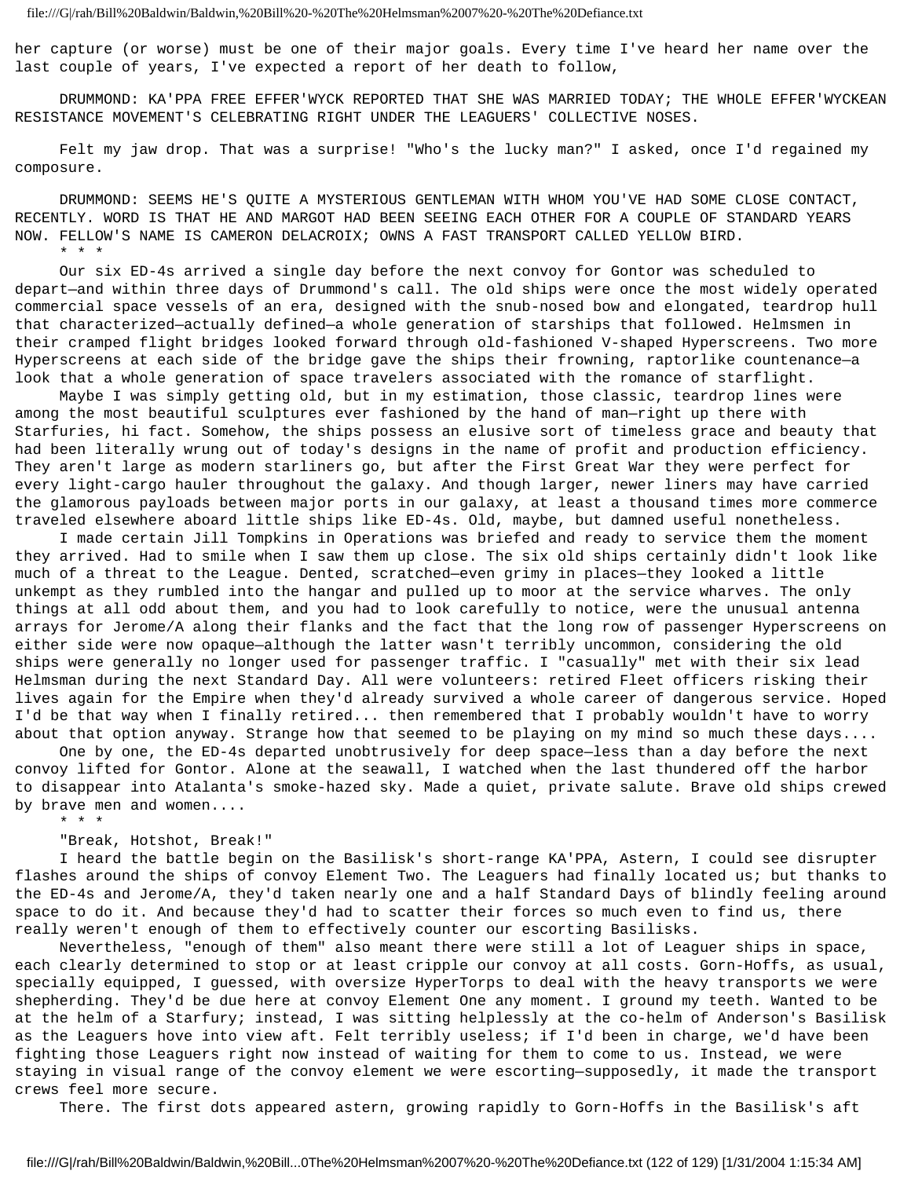her capture (or worse) must be one of their major goals. Every time I've heard her name over the last couple of years, I've expected a report of her death to follow,

DRUMMOND: KA'PPA FREE EFFER'WYCK REPORTED THAT SHE WAS MARRIED TODAY; THE WHOLE EFFER'WYCKEAN RESISTANCE MOVEMENT'S CELEBRATING RIGHT UNDER THE LEAGUERS' COLLECTIVE NOSES.

Felt my jaw drop. That was a surprise! "Who's the lucky man?" I asked, once I'd regained my composure.

DRUMMOND: SEEMS HE'S QUITE A MYSTERIOUS GENTLEMAN WITH WHOM YOU'VE HAD SOME CLOSE CONTACT, RECENTLY. WORD IS THAT HE AND MARGOT HAD BEEN SEEING EACH OTHER FOR A COUPLE OF STANDARD YEARS NOW. FELLOW'S NAME IS CAMERON DELACROIX; OWNS A FAST TRANSPORT CALLED YELLOW BIRD.

\* \* \*

Our six ED-4s arrived a single day before the next convoy for Gontor was scheduled to depart—and within three days of Drummond's call. The old ships were once the most widely operated commercial space vessels of an era, designed with the snub-nosed bow and elongated, teardrop hull that characterized—actually defined—a whole generation of starships that followed. Helmsmen in their cramped flight bridges looked forward through old-fashioned V-shaped Hyperscreens. Two more Hyperscreens at each side of the bridge gave the ships their frowning, raptorlike countenance—a look that a whole generation of space travelers associated with the romance of starflight.

Maybe I was simply getting old, but in my estimation, those classic, teardrop lines were among the most beautiful sculptures ever fashioned by the hand of man—right up there with Starfuries, hi fact. Somehow, the ships possess an elusive sort of timeless grace and beauty that had been literally wrung out of today's designs in the name of profit and production efficiency. They aren't large as modern starliners go, but after the First Great War they were perfect for every light-cargo hauler throughout the galaxy. And though larger, newer liners may have carried the glamorous payloads between major ports in our galaxy, at least a thousand times more commerce traveled elsewhere aboard little ships like ED-4s. Old, maybe, but damned useful nonetheless.

I made certain Jill Tompkins in Operations was briefed and ready to service them the moment they arrived. Had to smile when I saw them up close. The six old ships certainly didn't look like much of a threat to the League. Dented, scratched—even grimy in places—they looked a little unkempt as they rumbled into the hangar and pulled up to moor at the service wharves. The only things at all odd about them, and you had to look carefully to notice, were the unusual antenna arrays for Jerome/A along their flanks and the fact that the long row of passenger Hyperscreens on either side were now opaque—although the latter wasn't terribly uncommon, considering the old ships were generally no longer used for passenger traffic. I "casually" met with their six lead Helmsman during the next Standard Day. All were volunteers: retired Fleet officers risking their lives again for the Empire when they'd already survived a whole career of dangerous service. Hoped I'd be that way when I finally retired... then remembered that I probably wouldn't have to worry about that option anyway. Strange how that seemed to be playing on my mind so much these days....

One by one, the ED-4s departed unobtrusively for deep space—less than a day before the next convoy lifted for Gontor. Alone at the seawall, I watched when the last thundered off the harbor to disappear into Atalanta's smoke-hazed sky. Made a quiet, private salute. Brave old ships crewed by brave men and women....

\* \* \*

"Break, Hotshot, Break!"

I heard the battle begin on the Basilisk's short-range KA'PPA, Astern, I could see disrupter flashes around the ships of convoy Element Two. The Leaguers had finally located us; but thanks to the ED-4s and Jerome/A, they'd taken nearly one and a half Standard Days of blindly feeling around space to do it. And because they'd had to scatter their forces so much even to find us, there really weren't enough of them to effectively counter our escorting Basilisks.

Nevertheless, "enough of them" also meant there were still a lot of Leaguer ships in space, each clearly determined to stop or at least cripple our convoy at all costs. Gorn-Hoffs, as usual, specially equipped, I guessed, with oversize HyperTorps to deal with the heavy transports we were shepherding. They'd be due here at convoy Element One any moment. I ground my teeth. Wanted to be at the helm of a Starfury; instead, I was sitting helplessly at the co-helm of Anderson's Basilisk as the Leaguers hove into view aft. Felt terribly useless; if I'd been in charge, we'd have been fighting those Leaguers right now instead of waiting for them to come to us. Instead, we were staying in visual range of the convoy element we were escorting—supposedly, it made the transport crews feel more secure.

There. The first dots appeared astern, growing rapidly to Gorn-Hoffs in the Basilisk's aft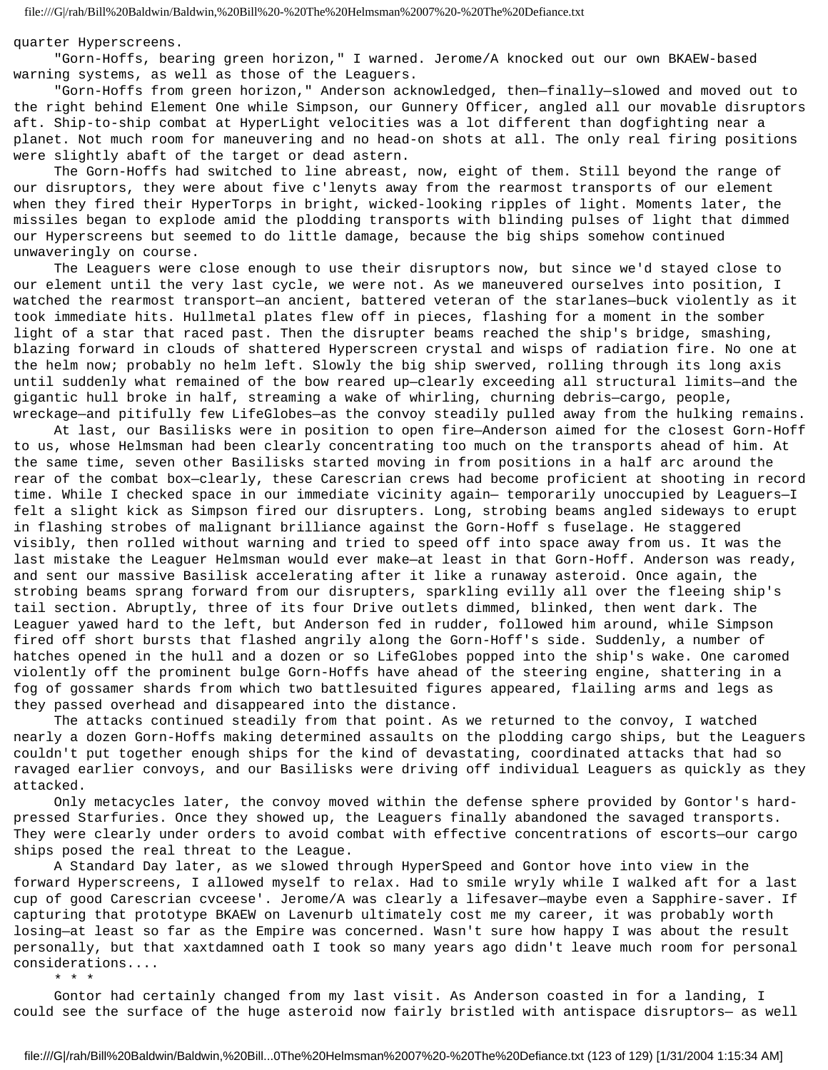quarter Hyperscreens.

"Gorn-Hoffs, bearing green horizon," I warned. Jerome/A knocked out our own BKAEW-based warning systems, as well as those of the Leaguers.

"Gorn-Hoffs from green horizon," Anderson acknowledged, then—finally—slowed and moved out to the right behind Element One while Simpson, our Gunnery Officer, angled all our movable disruptors aft. Ship-to-ship combat at HyperLight velocities was a lot different than dogfighting near a planet. Not much room for maneuvering and no head-on shots at all. The only real firing positions were slightly abaft of the target or dead astern.

The Gorn-Hoffs had switched to line abreast, now, eight of them. Still beyond the range of our disruptors, they were about five c'lenyts away from the rearmost transports of our element when they fired their HyperTorps in bright, wicked-looking ripples of light. Moments later, the missiles began to explode amid the plodding transports with blinding pulses of light that dimmed our Hyperscreens but seemed to do little damage, because the big ships somehow continued unwaveringly on course.

The Leaguers were close enough to use their disruptors now, but since we'd stayed close to our element until the very last cycle, we were not. As we maneuvered ourselves into position, I watched the rearmost transport—an ancient, battered veteran of the starlanes—buck violently as it took immediate hits. Hullmetal plates flew off in pieces, flashing for a moment in the somber light of a star that raced past. Then the disrupter beams reached the ship's bridge, smashing, blazing forward in clouds of shattered Hyperscreen crystal and wisps of radiation fire. No one at the helm now; probably no helm left. Slowly the big ship swerved, rolling through its long axis until suddenly what remained of the bow reared up—clearly exceeding all structural limits—and the gigantic hull broke in half, streaming a wake of whirling, churning debris—cargo, people, wreckage—and pitifully few LifeGlobes—as the convoy steadily pulled away from the hulking remains.

At last, our Basilisks were in position to open fire—Anderson aimed for the closest Gorn-Hoff to us, whose Helmsman had been clearly concentrating too much on the transports ahead of him. At the same time, seven other Basilisks started moving in from positions in a half arc around the rear of the combat box—clearly, these Carescrian crews had become proficient at shooting in record time. While I checked space in our immediate vicinity again— temporarily unoccupied by Leaguers—I felt a slight kick as Simpson fired our disrupters. Long, strobing beams angled sideways to erupt in flashing strobes of malignant brilliance against the Gorn-Hoff s fuselage. He staggered visibly, then rolled without warning and tried to speed off into space away from us. It was the last mistake the Leaguer Helmsman would ever make—at least in that Gorn-Hoff. Anderson was ready, and sent our massive Basilisk accelerating after it like a runaway asteroid. Once again, the strobing beams sprang forward from our disrupters, sparkling evilly all over the fleeing ship's tail section. Abruptly, three of its four Drive outlets dimmed, blinked, then went dark. The Leaguer yawed hard to the left, but Anderson fed in rudder, followed him around, while Simpson fired off short bursts that flashed angrily along the Gorn-Hoff's side. Suddenly, a number of hatches opened in the hull and a dozen or so LifeGlobes popped into the ship's wake. One caromed violently off the prominent bulge Gorn-Hoffs have ahead of the steering engine, shattering in a fog of gossamer shards from which two battlesuited figures appeared, flailing arms and legs as they passed overhead and disappeared into the distance.

The attacks continued steadily from that point. As we returned to the convoy, I watched nearly a dozen Gorn-Hoffs making determined assaults on the plodding cargo ships, but the Leaguers couldn't put together enough ships for the kind of devastating, coordinated attacks that had so ravaged earlier convoys, and our Basilisks were driving off individual Leaguers as quickly as they attacked.

Only metacycles later, the convoy moved within the defense sphere provided by Gontor's hard-pressed Starfuries. Once they showed up, the Leaguers finally abandoned the savaged transports. They were clearly under orders to avoid combat with effective concentrations of escorts—our cargo ships posed the real threat to the League.

A Standard Day later, as we slowed through HyperSpeed and Gontor hove into view in the forward Hyperscreens, I allowed myself to relax. Had to smile wryly while I walked aft for a last cup of good Carescrian cvceese'. Jerome/A was clearly a lifesaver—maybe even a Sapphire-saver. If capturing that prototype BKAEW on Lavenurb ultimately cost me my career, it was probably worth losing—at least so far as the Empire was concerned. Wasn't sure how happy I was about the result personally, but that xaxtdamned oath I took so many years ago didn't leave much room for personal considerations....

\* \* \*

Gontor had certainly changed from my last visit. As Anderson coasted in for a landing, I could see the surface of the huge asteroid now fairly bristled with antispace disruptors— as well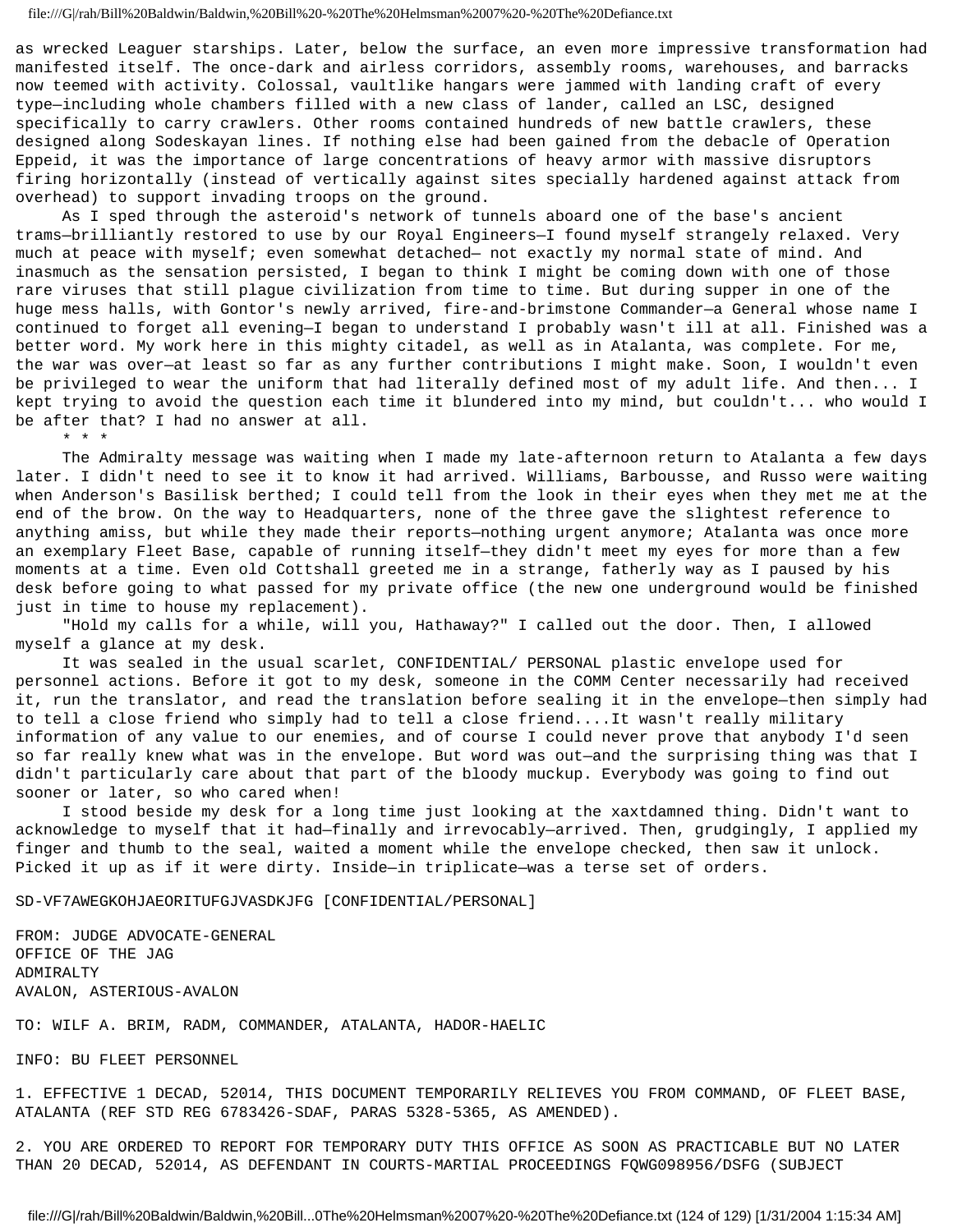as wrecked Leaguer starships. Later, below the surface, an even more impressive transformation had manifested itself. The once-dark and airless corridors, assembly rooms, warehouses, and barracks now teemed with activity. Colossal, vaultlike hangars were jammed with landing craft of every type—including whole chambers filled with a new class of lander, called an LSC, designed specifically to carry crawlers. Other rooms contained hundreds of new battle crawlers, these designed along Sodeskayan lines. If nothing else had been gained from the debacle of Operation Eppeid, it was the importance of large concentrations of heavy armor with massive disruptors firing horizontally (instead of vertically against sites specially hardened against attack from overhead) to support invading troops on the ground.

As I sped through the asteroid's network of tunnels aboard one of the base's ancient trams—brilliantly restored to use by our Royal Engineers—I found myself strangely relaxed. Very much at peace with myself; even somewhat detached— not exactly my normal state of mind. And inasmuch as the sensation persisted, I began to think I might be coming down with one of those rare viruses that still plague civilization from time to time. But during supper in one of the huge mess halls, with Gontor's newly arrived, fire-and-brimstone Commander—a General whose name I continued to forget all evening—I began to understand I probably wasn't ill at all. Finished was a better word. My work here in this mighty citadel, as well as in Atalanta, was complete. For me, the war was over—at least so far as any further contributions I might make. Soon, I wouldn't even be privileged to wear the uniform that had literally defined most of my adult life. And then... I kept trying to avoid the question each time it blundered into my mind, but couldn't... who would I be after that? I had no answer at all.

\* \* \*

The Admiralty message was waiting when I made my late-afternoon return to Atalanta a few days later. I didn't need to see it to know it had arrived. Williams, Barbousse, and Russo were waiting when Anderson's Basilisk berthed; I could tell from the look in their eyes when they met me at the end of the brow. On the way to Headquarters, none of the three gave the slightest reference to anything amiss, but while they made their reports—nothing urgent anymore; Atalanta was once more an exemplary Fleet Base, capable of running itself—they didn't meet my eyes for more than a few moments at a time. Even old Cottshall greeted me in a strange, fatherly way as I paused by his desk before going to what passed for my private office (the new one underground would be finished just in time to house my replacement).

"Hold my calls for a while, will you, Hathaway?" I called out the door. Then, I allowed myself a glance at my desk.

It was sealed in the usual scarlet, CONFIDENTIAL/ PERSONAL plastic envelope used for personnel actions. Before it got to my desk, someone in the COMM Center necessarily had received it, run the translator, and read the translation before sealing it in the envelope—then simply had to tell a close friend who simply had to tell a close friend....It wasn't really military information of any value to our enemies, and of course I could never prove that anybody I'd seen so far really knew what was in the envelope. But word was out—and the surprising thing was that I didn't particularly care about that part of the bloody muckup. Everybody was going to find out sooner or later, so who cared when!

I stood beside my desk for a long time just looking at the xaxtdamned thing. Didn't want to acknowledge to myself that it had—finally and irrevocably—arrived. Then, grudgingly, I applied my finger and thumb to the seal, waited a moment while the envelope checked, then saw it unlock. Picked it up as if it were dirty. Inside—in triplicate—was a terse set of orders.

SD-VF7AWEGKOHJAEORITUFGJVASDKJFG [CONFIDENTIAL/PERSONAL]

FROM: JUDGE ADVOCATE-GENERAL
OFFICE OF THE JAG
ADMIRALTY
AVALON, ASTERIOUS-AVALON

TO: WILF A. BRIM, RADM, COMMANDER, ATALANTA, HADOR-HAELIC

INFO: BU FLEET PERSONNEL

1. EFFECTIVE 1 DECAD, 52014, THIS DOCUMENT TEMPORARILY RELIEVES YOU FROM COMMAND, OF FLEET BASE, ATALANTA (REF STD REG 6783426-SDAF, PARAS 5328-5365, AS AMENDED).

2. YOU ARE ORDERED TO REPORT FOR TEMPORARY DUTY THIS OFFICE AS SOON AS PRACTICABLE BUT NO LATER THAN 20 DECAD, 52014, AS DEFENDANT IN COURTS-MARTIAL PROCEEDINGS FQWG098956/DSFG (SUBJECT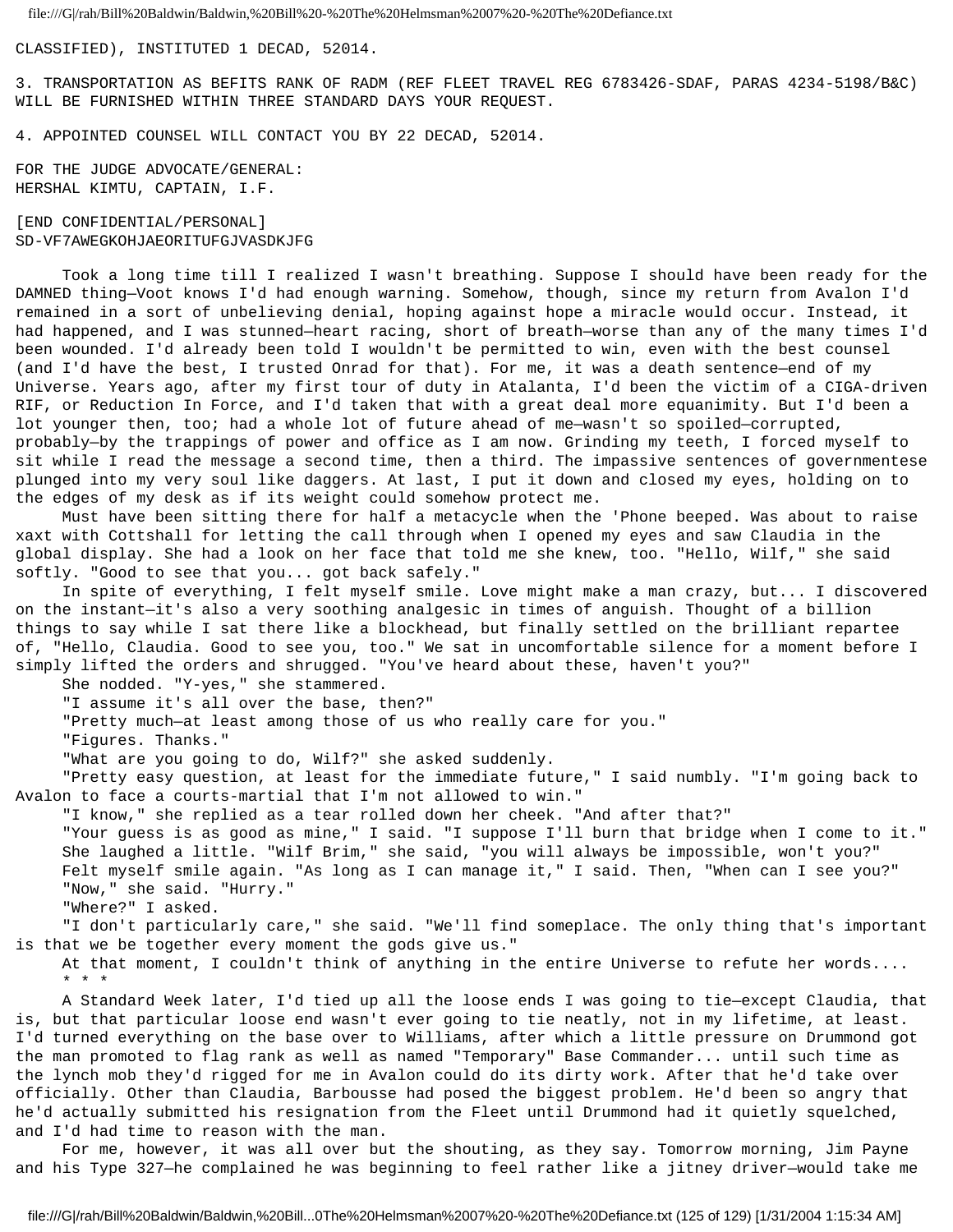CLASSIFIED), INSTITUTED 1 DECAD, 52014.

3. TRANSPORTATION AS BEFITS RANK OF RADM (REF FLEET TRAVEL REG 6783426-SDAF, PARAS 4234-5198/B&C) WILL BE FURNISHED WITHIN THREE STANDARD DAYS YOUR REQUEST.

4. APPOINTED COUNSEL WILL CONTACT YOU BY 22 DECAD, 52014.

FOR THE JUDGE ADVOCATE/GENERAL:
HERSHAL KIMTU, CAPTAIN, I.F.

[END CONFIDENTIAL/PERSONAL]
SD-VF7AWEGKOHJAEORITUFGJVASDKJFG

Took a long time till I realized I wasn't breathing. Suppose I should have been ready for the DAMNED thing—Voot knows I'd had enough warning. Somehow, though, since my return from Avalon I'd remained in a sort of unbelieving denial, hoping against hope a miracle would occur. Instead, it had happened, and I was stunned—heart racing, short of breath—worse than any of the many times I'd been wounded. I'd already been told I wouldn't be permitted to win, even with the best counsel (and I'd have the best, I trusted Onrad for that). For me, it was a death sentence—end of my Universe. Years ago, after my first tour of duty in Atalanta, I'd been the victim of a CIGA-driven RIF, or Reduction In Force, and I'd taken that with a great deal more equanimity. But I'd been a lot younger then, too; had a whole lot of future ahead of me—wasn't so spoiled—corrupted, probably—by the trappings of power and office as I am now. Grinding my teeth, I forced myself to sit while I read the message a second time, then a third. The impassive sentences of governmentese plunged into my very soul like daggers. At last, I put it down and closed my eyes, holding on to the edges of my desk as if its weight could somehow protect me.

Must have been sitting there for half a metacycle when the 'Phone beeped. Was about to raise xaxt with Cottshall for letting the call through when I opened my eyes and saw Claudia in the global display. She had a look on her face that told me she knew, too. "Hello, Wilf," she said softly. "Good to see that you... got back safely."

In spite of everything, I felt myself smile. Love might make a man crazy, but... I discovered on the instant—it's also a very soothing analgesic in times of anguish. Thought of a billion things to say while I sat there like a blockhead, but finally settled on the brilliant repartee of, "Hello, Claudia. Good to see you, too." We sat in uncomfortable silence for a moment before I simply lifted the orders and shrugged. "You've heard about these, haven't you?"

She nodded. "Y-yes," she stammered.

"I assume it's all over the base, then?"

"Pretty much—at least among those of us who really care for you."

"Figures. Thanks."

"What are you going to do, Wilf?" she asked suddenly.

"Pretty easy question, at least for the immediate future," I said numbly. "I'm going back to Avalon to face a courts-martial that I'm not allowed to win."

"I know," she replied as a tear rolled down her cheek. "And after that?"

"Your guess is as good as mine," I said. "I suppose I'll burn that bridge when I come to it."

She laughed a little. "Wilf Brim," she said, "you will always be impossible, won't you?"

Felt myself smile again. "As long as I can manage it," I said. Then, "When can I see you?"

"Now," she said. "Hurry."

"Where?" I asked.

"I don't particularly care," she said. "We'll find someplace. The only thing that's important is that we be together every moment the gods give us."

At that moment, I couldn't think of anything in the entire Universe to refute her words....

\* \* \*

A Standard Week later, I'd tied up all the loose ends I was going to tie—except Claudia, that is, but that particular loose end wasn't ever going to tie neatly, not in my lifetime, at least. I'd turned everything on the base over to Williams, after which a little pressure on Drummond got the man promoted to flag rank as well as named "Temporary" Base Commander... until such time as the lynch mob they'd rigged for me in Avalon could do its dirty work. After that he'd take over officially. Other than Claudia, Barbousse had posed the biggest problem. He'd been so angry that he'd actually submitted his resignation from the Fleet until Drummond had it quietly squelched, and I'd had time to reason with the man.

For me, however, it was all over but the shouting, as they say. Tomorrow morning, Jim Payne and his Type 327—he complained he was beginning to feel rather like a jitney driver—would take me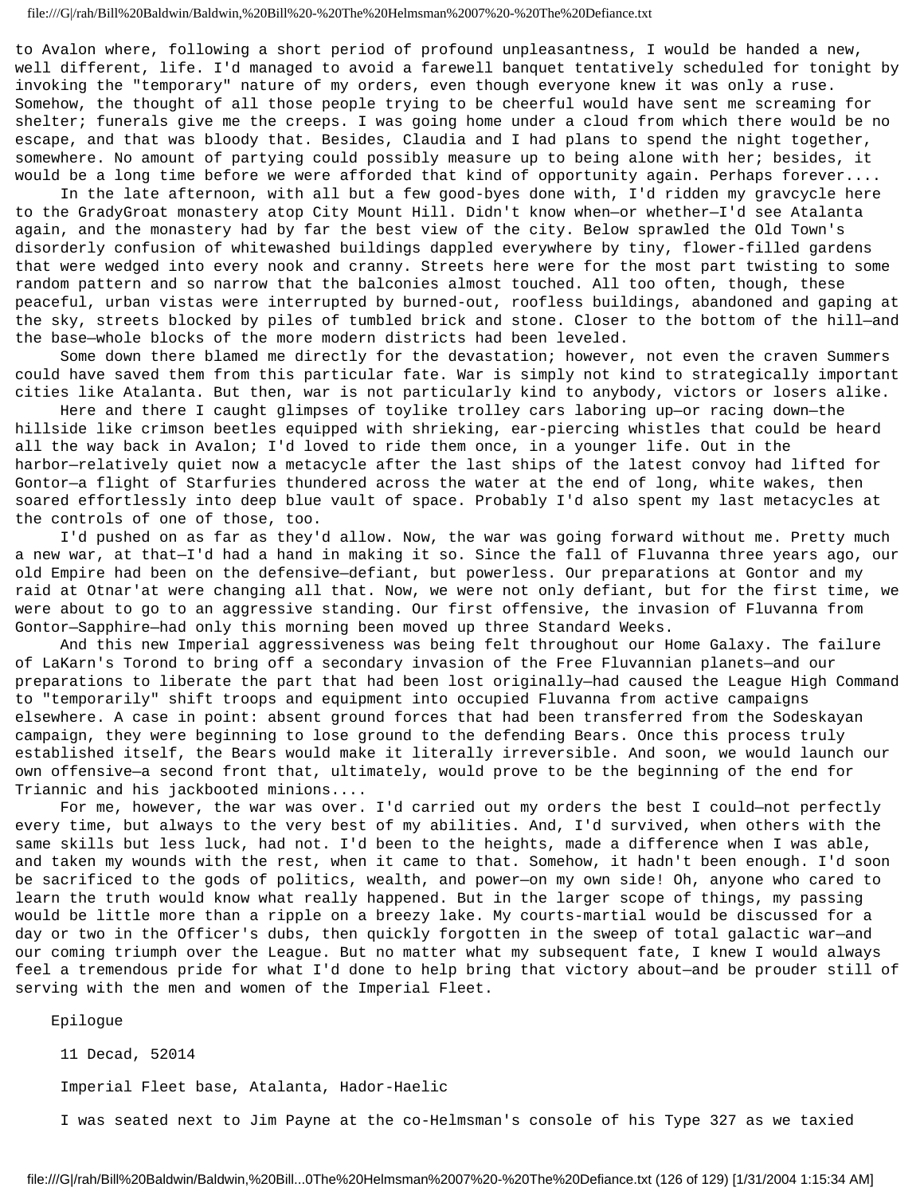to Avalon where, following a short period of profound unpleasantness, I would be handed a new, well different, life. I'd managed to avoid a farewell banquet tentatively scheduled for tonight by invoking the "temporary" nature of my orders, even though everyone knew it was only a ruse. Somehow, the thought of all those people trying to be cheerful would have sent me screaming for shelter; funerals give me the creeps. I was going home under a cloud from which there would be no escape, and that was bloody that. Besides, Claudia and I had plans to spend the night together, somewhere. No amount of partying could possibly measure up to being alone with her; besides, it would be a long time before we were afforded that kind of opportunity again. Perhaps forever....

In the late afternoon, with all but a few good-byes done with, I'd ridden my gravcycle here to the GradyGroat monastery atop City Mount Hill. Didn't know when—or whether—I'd see Atalanta again, and the monastery had by far the best view of the city. Below sprawled the Old Town's disorderly confusion of whitewashed buildings dappled everywhere by tiny, flower-filled gardens that were wedged into every nook and cranny. Streets here were for the most part twisting to some random pattern and so narrow that the balconies almost touched. All too often, though, these peaceful, urban vistas were interrupted by burned-out, roofless buildings, abandoned and gaping at the sky, streets blocked by piles of tumbled brick and stone. Closer to the bottom of the hill—and the base—whole blocks of the more modern districts had been leveled.

Some down there blamed me directly for the devastation; however, not even the craven Summers could have saved them from this particular fate. War is simply not kind to strategically important cities like Atalanta. But then, war is not particularly kind to anybody, victors or losers alike.

Here and there I caught glimpses of toylike trolley cars laboring up—or racing down—the hillside like crimson beetles equipped with shrieking, ear-piercing whistles that could be heard all the way back in Avalon; I'd loved to ride them once, in a younger life. Out in the harbor—relatively quiet now a metacycle after the last ships of the latest convoy had lifted for Gontor—a flight of Starfuries thundered across the water at the end of long, white wakes, then soared effortlessly into deep blue vault of space. Probably I'd also spent my last metacycles at the controls of one of those, too.

I'd pushed on as far as they'd allow. Now, the war was going forward without me. Pretty much a new war, at that—I'd had a hand in making it so. Since the fall of Fluvanna three years ago, our old Empire had been on the defensive—defiant, but powerless. Our preparations at Gontor and my raid at Otnar'at were changing all that. Now, we were not only defiant, but for the first time, we were about to go to an aggressive standing. Our first offensive, the invasion of Fluvanna from Gontor—Sapphire—had only this morning been moved up three Standard Weeks.

And this new Imperial aggressiveness was being felt throughout our Home Galaxy. The failure of LaKarn's Torond to bring off a secondary invasion of the Free Fluvannian planets—and our preparations to liberate the part that had been lost originally—had caused the League High Command to "temporarily" shift troops and equipment into occupied Fluvanna from active campaigns elsewhere. A case in point: absent ground forces that had been transferred from the Sodeskayan campaign, they were beginning to lose ground to the defending Bears. Once this process truly established itself, the Bears would make it literally irreversible. And soon, we would launch our own offensive—a second front that, ultimately, would prove to be the beginning of the end for Triannic and his jackbooted minions....

For me, however, the war was over. I'd carried out my orders the best I could—not perfectly every time, but always to the very best of my abilities. And, I'd survived, when others with the same skills but less luck, had not. I'd been to the heights, made a difference when I was able, and taken my wounds with the rest, when it came to that. Somehow, it hadn't been enough. I'd soon be sacrificed to the gods of politics, wealth, and power—on my own side! Oh, anyone who cared to learn the truth would know what really happened. But in the larger scope of things, my passing would be little more than a ripple on a breezy lake. My courts-martial would be discussed for a day or two in the Officer's dubs, then quickly forgotten in the sweep of total galactic war—and our coming triumph over the League. But no matter what my subsequent fate, I knew I would always feel a tremendous pride for what I'd done to help bring that victory about—and be prouder still of serving with the men and women of the Imperial Fleet.

## Epilogue

11 Decad, 52014

Imperial Fleet base, Atalanta, Hador-Haelic

I was seated next to Jim Payne at the co-Helmsman's console of his Type 327 as we taxied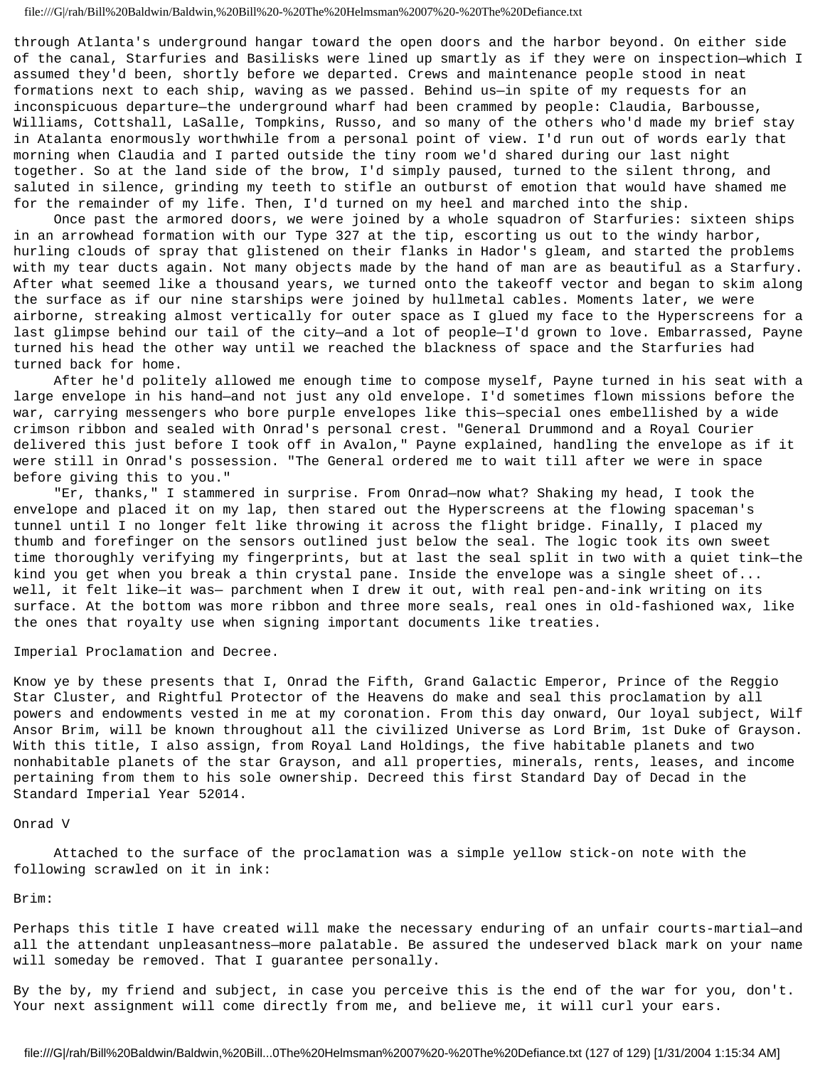through Atlanta's underground hangar toward the open doors and the harbor beyond. On either side of the canal, Starfuries and Basilisks were lined up smartly as if they were on inspection—which I assumed they'd been, shortly before we departed. Crews and maintenance people stood in neat formations next to each ship, waving as we passed. Behind us—in spite of my requests for an inconspicuous departure—the underground wharf had been crammed by people: Claudia, Barbousse, Williams, Cottshall, LaSalle, Tompkins, Russo, and so many of the others who'd made my brief stay in Atalanta enormously worthwhile from a personal point of view. I'd run out of words early that morning when Claudia and I parted outside the tiny room we'd shared during our last night together. So at the land side of the brow, I'd simply paused, turned to the silent throng, and saluted in silence, grinding my teeth to stifle an outburst of emotion that would have shamed me for the remainder of my life. Then, I'd turned on my heel and marched into the ship.

Once past the armored doors, we were joined by a whole squadron of Starfuries: sixteen ships in an arrowhead formation with our Type 327 at the tip, escorting us out to the windy harbor, hurling clouds of spray that glistened on their flanks in Hador's gleam, and started the problems with my tear ducts again. Not many objects made by the hand of man are as beautiful as a Starfury. After what seemed like a thousand years, we turned onto the takeoff vector and began to skim along the surface as if our nine starships were joined by hullmetal cables. Moments later, we were airborne, streaking almost vertically for outer space as I glued my face to the Hyperscreens for a last glimpse behind our tail of the city—and a lot of people—I'd grown to love. Embarrassed, Payne turned his head the other way until we reached the blackness of space and the Starfuries had turned back for home.

After he'd politely allowed me enough time to compose myself, Payne turned in his seat with a large envelope in his hand—and not just any old envelope. I'd sometimes flown missions before the war, carrying messengers who bore purple envelopes like this—special ones embellished by a wide crimson ribbon and sealed with Onrad's personal crest. "General Drummond and a Royal Courier delivered this just before I took off in Avalon," Payne explained, handling the envelope as if it were still in Onrad's possession. "The General ordered me to wait till after we were in space before giving this to you."

"Er, thanks," I stammered in surprise. From Onrad—now what? Shaking my head, I took the envelope and placed it on my lap, then stared out the Hyperscreens at the flowing spaceman's tunnel until I no longer felt like throwing it across the flight bridge. Finally, I placed my thumb and forefinger on the sensors outlined just below the seal. The logic took its own sweet time thoroughly verifying my fingerprints, but at last the seal split in two with a quiet tink—the kind you get when you break a thin crystal pane. Inside the envelope was a single sheet of... well, it felt like—it was— parchment when I drew it out, with real pen-and-ink writing on its surface. At the bottom was more ribbon and three more seals, real ones in old-fashioned wax, like the ones that royalty use when signing important documents like treaties.

Imperial Proclamation and Decree.

Know ye by these presents that I, Onrad the Fifth, Grand Galactic Emperor, Prince of the Reggio Star Cluster, and Rightful Protector of the Heavens do make and seal this proclamation by all powers and endowments vested in me at my coronation. From this day onward, Our loyal subject, Wilf Ansor Brim, will be known throughout all the civilized Universe as Lord Brim, 1st Duke of Grayson. With this title, I also assign, from Royal Land Holdings, the five habitable planets and two nonhabitable planets of the star Grayson, and all properties, minerals, rents, leases, and income pertaining from them to his sole ownership. Decreed this first Standard Day of Decad in the Standard Imperial Year 52014.

Onrad V

Attached to the surface of the proclamation was a simple yellow stick-on note with the following scrawled on it in ink:

Brim:

Perhaps this title I have created will make the necessary enduring of an unfair courts-martial—and all the attendant unpleasantness—more palatable. Be assured the undeserved black mark on your name will someday be removed. That I guarantee personally.

By the by, my friend and subject, in case you perceive this is the end of the war for you, don't. Your next assignment will come directly from me, and believe me, it will curl your ears.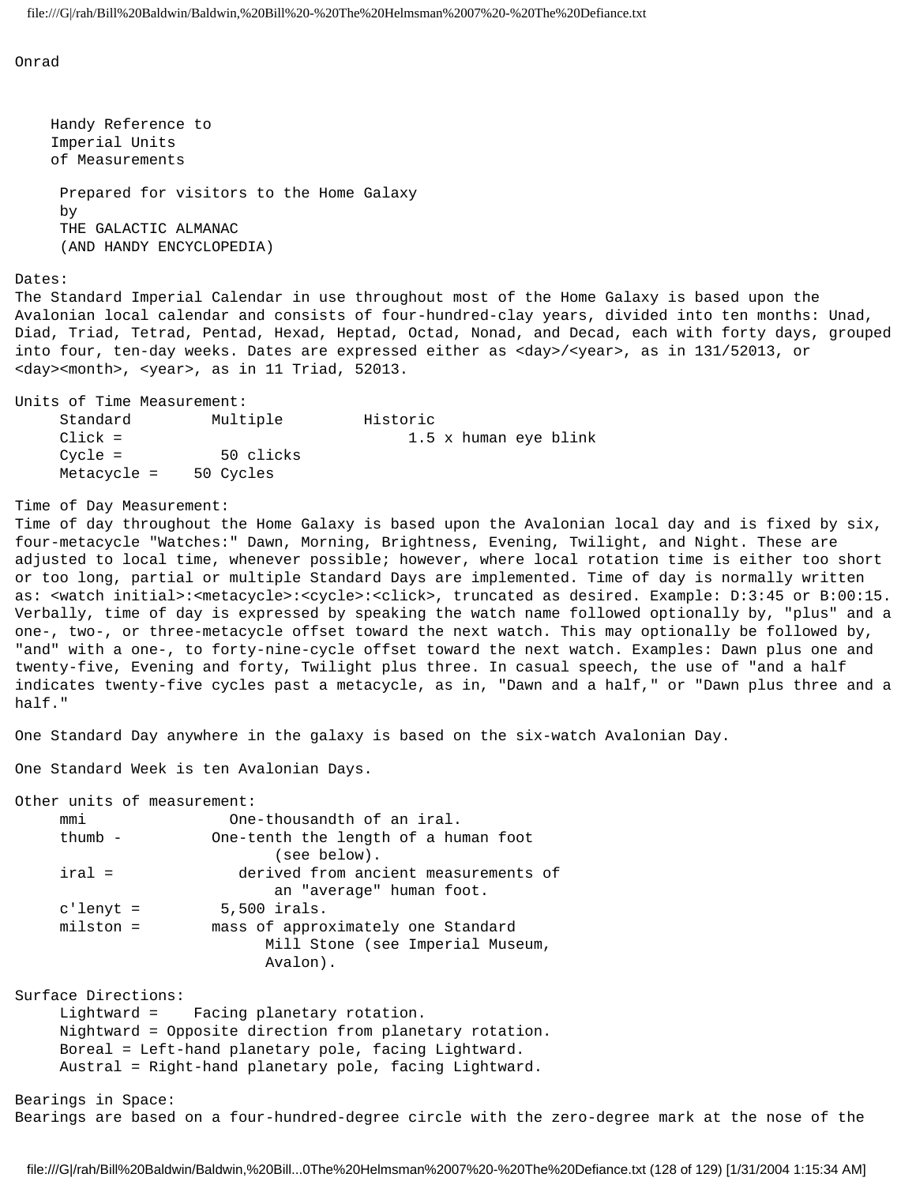Onrad

Handy Reference to
Imperial Units
of Measurements

Prepared for visitors to the Home Galaxy
by
THE GALACTIC ALMANAC
(AND HANDY ENCYCLOPEDIA)

Dates:
The Standard Imperial Calendar in use throughout most of the Home Galaxy is based upon the Avalonian local calendar and consists of four-hundred-clay years, divided into ten months: Unad, Diad, Triad, Tetrad, Pentad, Hexad, Heptad, Octad, Nonad, and Decad, each with forty days, grouped into four, ten-day weeks. Dates are expressed either as <day>/<year>, as in 131/52013, or <day><month>, <year>, as in 11 Triad, 52013.

Units of Time Measurement:

| Standard | Multiple | Historic |
|---|---|---|
| Click = | | 1.5 x human eye blink |
| Cycle = | 50 clicks | |
| Metacycle = | 50 Cycles | |

Time of Day Measurement:
Time of day throughout the Home Galaxy is based upon the Avalonian local day and is fixed by six, four-metacycle "Watches:" Dawn, Morning, Brightness, Evening, Twilight, and Night. These are adjusted to local time, whenever possible; however, where local rotation time is either too short or too long, partial or multiple Standard Days are implemented. Time of day is normally written as: <watch initial>:<metacycle>:<cycle>:<click>, truncated as desired. Example: D:3:45 or B:00:15. Verbally, time of day is expressed by speaking the watch name followed optionally by, "plus" and a one-, two-, or three-metacycle offset toward the next watch. This may optionally be followed by, "and" with a one-, to forty-nine-cycle offset toward the next watch. Examples: Dawn plus one and twenty-five, Evening and forty, Twilight plus three. In casual speech, the use of "and a half indicates twenty-five cycles past a metacycle, as in, "Dawn and a half," or "Dawn plus three and a half."

One Standard Day anywhere in the galaxy is based on the six-watch Avalonian Day.

One Standard Week is ten Avalonian Days.

Other units of measurement:

| | |
|---|---|
| mmi | One-thousandth of an iral. |
| thumb - | One-tenth the length of a human foot (see below). |
| iral = | derived from ancient measurements of an "average" human foot. |
| c'lenyt = | 5,500 irals. |
| milston = | mass of approximately one Standard Mill Stone (see Imperial Museum, Avalon). |

Surface Directions:

- Lightward = Facing planetary rotation.
- Nightward = Opposite direction from planetary rotation.
- Boreal = Left-hand planetary pole, facing Lightward.
- Austral = Right-hand planetary pole, facing Lightward.

Bearings in Space:
Bearings are based on a four-hundred-degree circle with the zero-degree mark at the nose of the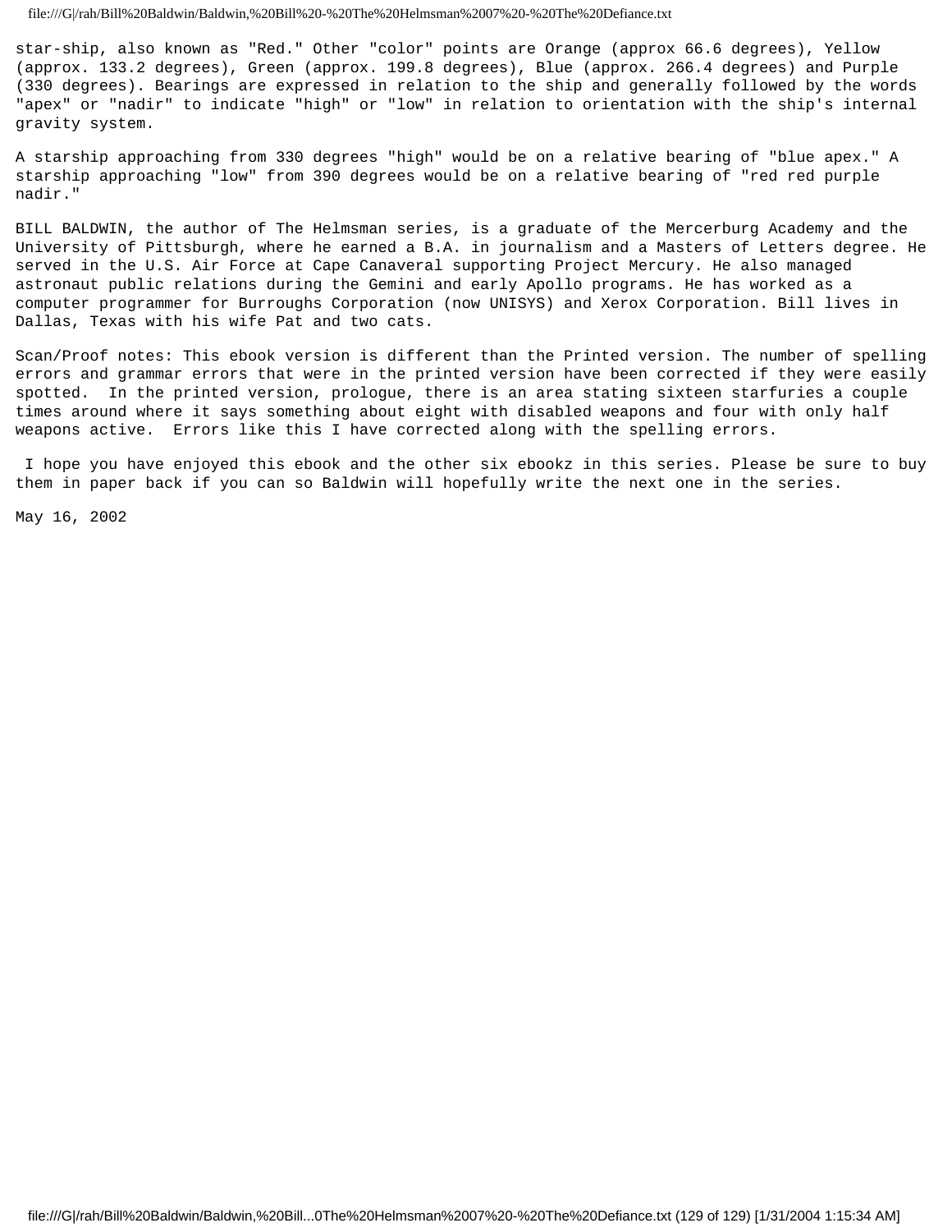star-ship, also known as "Red." Other "color" points are Orange (approx 66.6 degrees), Yellow (approx. 133.2 degrees), Green (approx. 199.8 degrees), Blue (approx. 266.4 degrees) and Purple (330 degrees). Bearings are expressed in relation to the ship and generally followed by the words "apex" or "nadir" to indicate "high" or "low" in relation to orientation with the ship's internal gravity system.

A starship approaching from 330 degrees "high" would be on a relative bearing of "blue apex." A starship approaching "low" from 390 degrees would be on a relative bearing of "red red purple nadir."

BILL BALDWIN, the author of The Helmsman series, is a graduate of the Mercerburg Academy and the University of Pittsburgh, where he earned a B.A. in journalism and a Masters of Letters degree. He served in the U.S. Air Force at Cape Canaveral supporting Project Mercury. He also managed astronaut public relations during the Gemini and early Apollo programs. He has worked as a computer programmer for Burroughs Corporation (now UNISYS) and Xerox Corporation. Bill lives in Dallas, Texas with his wife Pat and two cats.

Scan/Proof notes: This ebook version is different than the Printed version. The number of spelling errors and grammar errors that were in the printed version have been corrected if they were easily spotted. In the printed version, prologue, there is an area stating sixteen starfuries a couple times around where it says something about eight with disabled weapons and four with only half weapons active. Errors like this I have corrected along with the spelling errors.

I hope you have enjoyed this ebook and the other six ebookz in this series. Please be sure to buy them in paper back if you can so Baldwin will hopefully write the next one in the series.

May 16, 2002